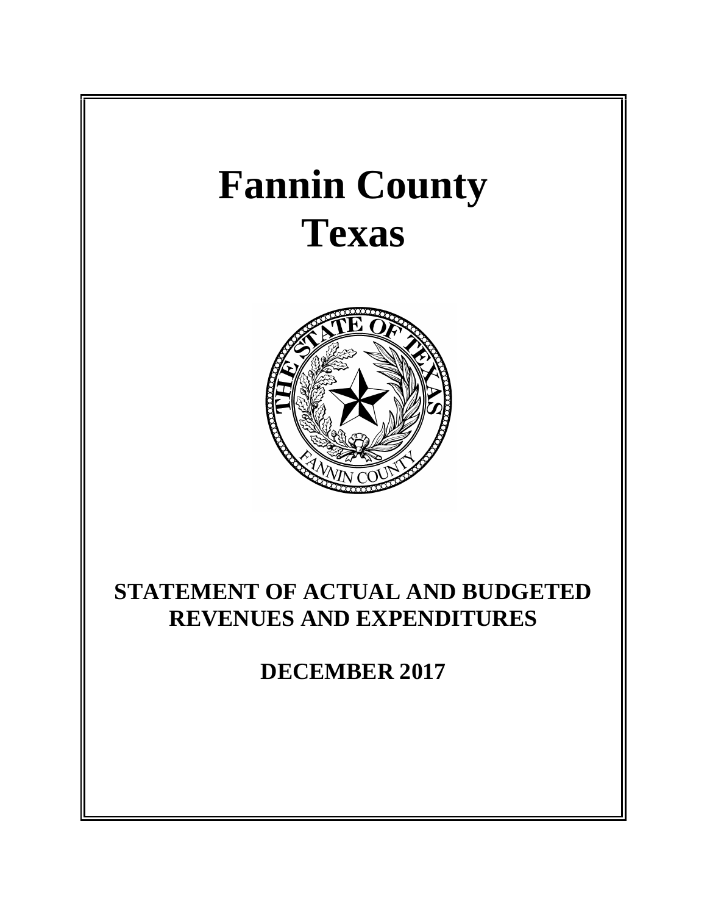# Fannin County
# Texas

## STATEMENT OF ACTUAL AND BUDGETED REVENUES AND EXPENDITURES

## DECEMBER 2017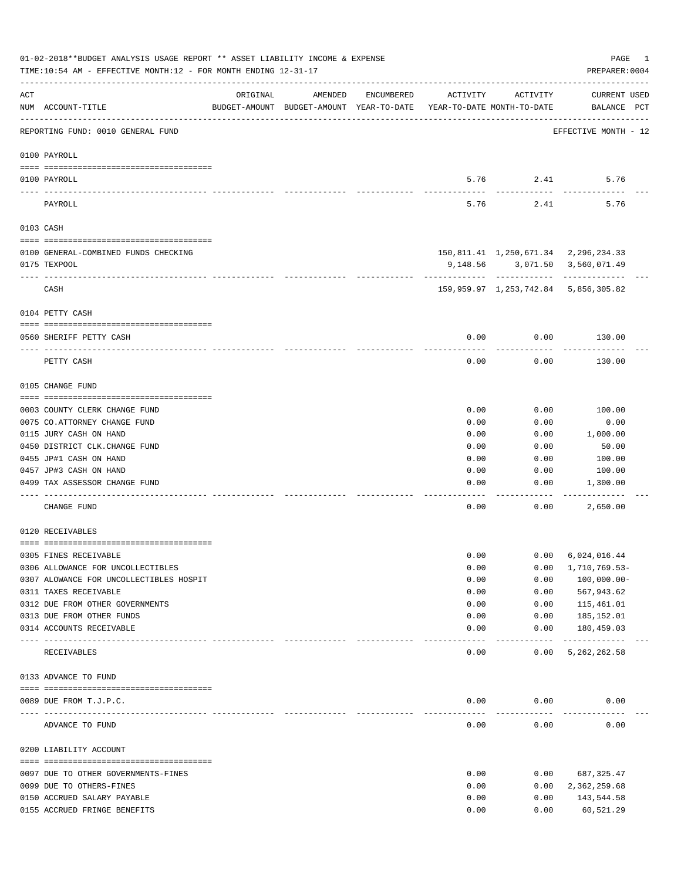01-02-2018**BUDGET ANALYSIS USAGE REPORT ** ASSET LIABILITY INCOME & EXPENSE

TIME:10:54 AM - EFFECTIVE MONTH:12 - FOR MONTH ENDING 12-31-17

PREPARER:0004

| ACT NUM | ACCOUNT-TITLE | ORIGINAL BUDGET-AMOUNT | AMENDED BUDGET-AMOUNT | ENCUMBERED YEAR-TO-DATE | ACTIVITY YEAR-TO-DATE | ACTIVITY MONTH-TO-DATE | CURRENT BALANCE | USED PCT |
|---|---|---|---|---|---|---|---|---|
| | REPORTING FUND: 0010 GENERAL FUND | | | | | | EFFECTIVE MONTH - 12 | |
| | **0100 PAYROLL** | | | | | | | |
| 0100 | PAYROLL | | | | 5.76 | 2.41 | 5.76 | |
| | PAYROLL | | | | 5.76 | 2.41 | 5.76 | |
| | **0103 CASH** | | | | | | | |
| 0100 | GENERAL-COMBINED FUNDS CHECKING | | | | 150,811.41 | 1,250,671.34 | 2,296,234.33 | |
| 0175 | TEXPOOL | | | | 9,148.56 | 3,071.50 | 3,560,071.49 | |
| | CASH | | | | 159,959.97 | 1,253,742.84 | 5,856,305.82 | |
| | **0104 PETTY CASH** | | | | | | | |
| 0560 | SHERIFF PETTY CASH | | | | 0.00 | 0.00 | 130.00 | |
| | PETTY CASH | | | | 0.00 | 0.00 | 130.00 | |
| | **0105 CHANGE FUND** | | | | | | | |
| 0003 | COUNTY CLERK CHANGE FUND | | | | 0.00 | 0.00 | 100.00 | |
| 0075 | CO.ATTORNEY CHANGE FUND | | | | 0.00 | 0.00 | 0.00 | |
| 0115 | JURY CASH ON HAND | | | | 0.00 | 0.00 | 1,000.00 | |
| 0450 | DISTRICT CLK.CHANGE FUND | | | | 0.00 | 0.00 | 50.00 | |
| 0455 | JP#1 CASH ON HAND | | | | 0.00 | 0.00 | 100.00 | |
| 0457 | JP#3 CASH ON HAND | | | | 0.00 | 0.00 | 100.00 | |
| 0499 | TAX ASSESSOR CHANGE FUND | | | | 0.00 | 0.00 | 1,300.00 | |
| | CHANGE FUND | | | | 0.00 | 0.00 | 2,650.00 | |
| | **0120 RECEIVABLES** | | | | | | | |
| 0305 | FINES RECEIVABLE | | | | 0.00 | 0.00 | 6,024,016.44 | |
| 0306 | ALLOWANCE FOR UNCOLLECTIBLES | | | | 0.00 | 0.00 | 1,710,769.53- | |
| 0307 | ALOWANCE FOR UNCOLLECTIBLES HOSPIT | | | | 0.00 | 0.00 | 100,000.00- | |
| 0311 | TAXES RECEIVABLE | | | | 0.00 | 0.00 | 567,943.62 | |
| 0312 | DUE FROM OTHER GOVERNMENTS | | | | 0.00 | 0.00 | 115,461.01 | |
| 0313 | DUE FROM OTHER FUNDS | | | | 0.00 | 0.00 | 185,152.01 | |
| 0314 | ACCOUNTS RECEIVABLE | | | | 0.00 | 0.00 | 180,459.03 | |
| | RECEIVABLES | | | | 0.00 | 0.00 | 5,262,262.58 | |
| | **0133 ADVANCE TO FUND** | | | | | | | |
| 0089 | DUE FROM T.J.P.C. | | | | 0.00 | 0.00 | 0.00 | |
| | ADVANCE TO FUND | | | | 0.00 | 0.00 | 0.00 | |
| | **0200 LIABILITY ACCOUNT** | | | | | | | |
| 0097 | DUE TO OTHER GOVERNMENTS-FINES | | | | 0.00 | 0.00 | 687,325.47 | |
| 0099 | DUE TO OTHERS-FINES | | | | 0.00 | 0.00 | 2,362,259.68 | |
| 0150 | ACCRUED SALARY PAYABLE | | | | 0.00 | 0.00 | 143,544.58 | |
| 0155 | ACCRUED FRINGE BENEFITS | | | | 0.00 | 0.00 | 60,521.29 | |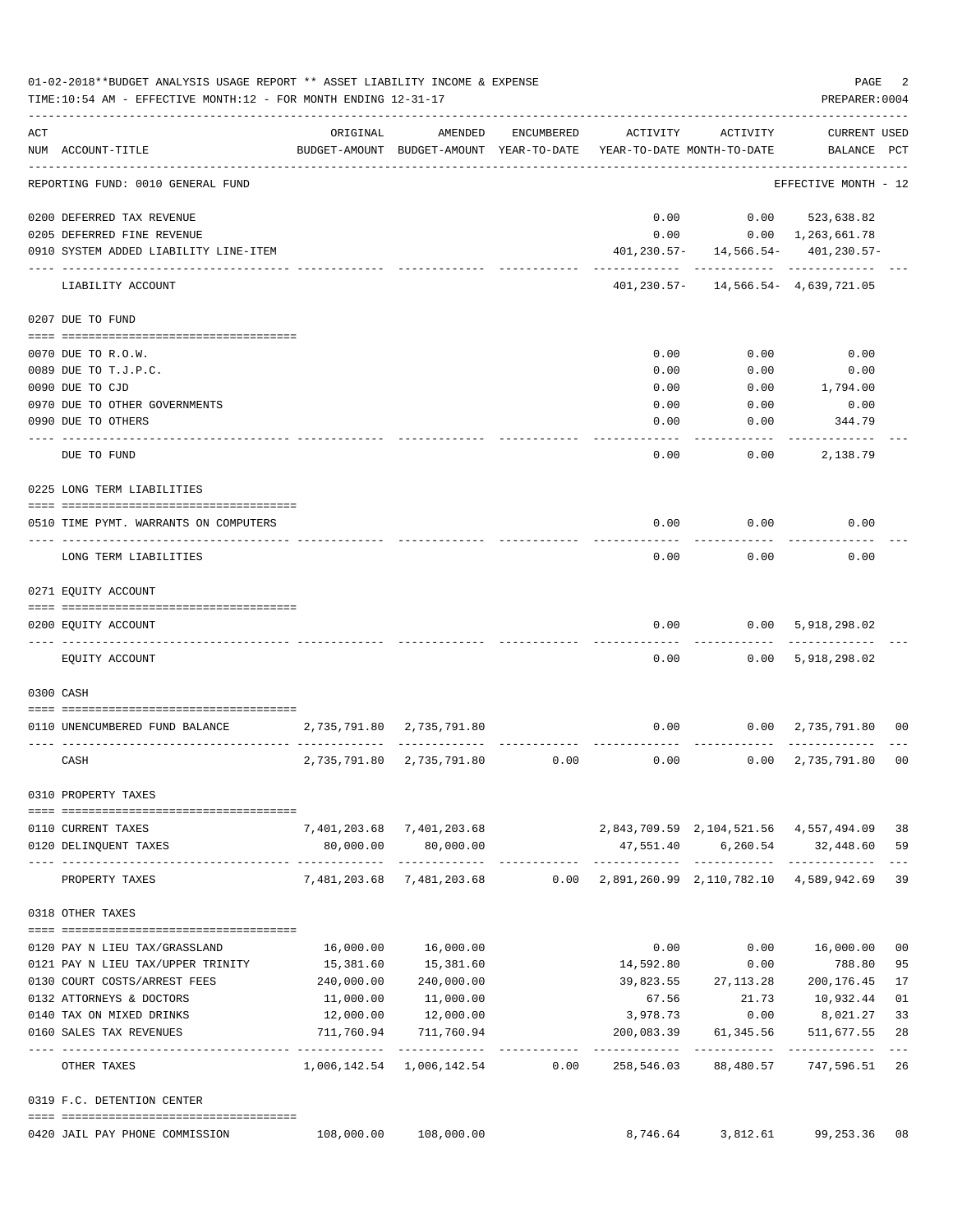01-02-2018**BUDGET ANALYSIS USAGE REPORT ** ASSET LIABILITY INCOME & EXPENSE

TIME:10:54 AM - EFFECTIVE MONTH:12 - FOR MONTH ENDING 12-31-17

PREPARER:0004

| ACT NUM | ACCOUNT-TITLE | ORIGINAL BUDGET-AMOUNT | AMENDED BUDGET-AMOUNT | ENCUMBERED YEAR-TO-DATE | ACTIVITY YEAR-TO-DATE | ACTIVITY MONTH-TO-DATE | CURRENT BALANCE | USED PCT |
|---|---|---|---|---|---|---|---|---|
| | REPORTING FUND: 0010 GENERAL FUND | | | | | | EFFECTIVE MONTH - 12 | |
| 0200 | DEFERRED TAX REVENUE | | | | 0.00 | 0.00 | 523,638.82 | |
| 0205 | DEFERRED FINE REVENUE | | | | 0.00 | 0.00 | 1,263,661.78 | |
| 0910 | SYSTEM ADDED LIABILITY LINE-ITEM | | | | 401,230.57- | 14,566.54- | 401,230.57- | |
| | LIABILITY ACCOUNT | | | | 401,230.57- | 14,566.54- | 4,639,721.05 | |
| | 0207 DUE TO FUND | | | | | | | |
| 0070 | DUE TO R.O.W. | | | | 0.00 | 0.00 | 0.00 | |
| 0089 | DUE TO T.J.P.C. | | | | 0.00 | 0.00 | 0.00 | |
| 0090 | DUE TO CJD | | | | 0.00 | 0.00 | 1,794.00 | |
| 0970 | DUE TO OTHER GOVERNMENTS | | | | 0.00 | 0.00 | 0.00 | |
| 0990 | DUE TO OTHERS | | | | 0.00 | 0.00 | 344.79 | |
| | DUE TO FUND | | | | 0.00 | 0.00 | 2,138.79 | |
| | 0225 LONG TERM LIABILITIES | | | | | | | |
| 0510 | TIME PYMT. WARRANTS ON COMPUTERS | | | | 0.00 | 0.00 | 0.00 | |
| | LONG TERM LIABILITIES | | | | 0.00 | 0.00 | 0.00 | |
| | 0271 EQUITY ACCOUNT | | | | | | | |
| 0200 | EQUITY ACCOUNT | | | | 0.00 | 0.00 | 5,918,298.02 | |
| | EQUITY ACCOUNT | | | | 0.00 | 0.00 | 5,918,298.02 | |
| | 0300 CASH | | | | | | | |
| 0110 | UNENCUMBERED FUND BALANCE | 2,735,791.80 | 2,735,791.80 | | 0.00 | 0.00 | 2,735,791.80 | 00 |
| | CASH | 2,735,791.80 | 2,735,791.80 | 0.00 | 0.00 | 0.00 | 2,735,791.80 | 00 |
| | 0310 PROPERTY TAXES | | | | | | | |
| 0110 | CURRENT TAXES | 7,401,203.68 | 7,401,203.68 | | 2,843,709.59 | 2,104,521.56 | 4,557,494.09 | 38 |
| 0120 | DELINQUENT TAXES | 80,000.00 | 80,000.00 | | 47,551.40 | 6,260.54 | 32,448.60 | 59 |
| | PROPERTY TAXES | 7,481,203.68 | 7,481,203.68 | 0.00 | 2,891,260.99 | 2,110,782.10 | 4,589,942.69 | 39 |
| | 0318 OTHER TAXES | | | | | | | |
| 0120 | PAY N LIEU TAX/GRASSLAND | 16,000.00 | 16,000.00 | | 0.00 | 0.00 | 16,000.00 | 00 |
| 0121 | PAY N LIEU TAX/UPPER TRINITY | 15,381.60 | 15,381.60 | | 14,592.80 | 0.00 | 788.80 | 95 |
| 0130 | COURT COSTS/ARREST FEES | 240,000.00 | 240,000.00 | | 39,823.55 | 27,113.28 | 200,176.45 | 17 |
| 0132 | ATTORNEYS & DOCTORS | 11,000.00 | 11,000.00 | | 67.56 | 21.73 | 10,932.44 | 01 |
| 0140 | TAX ON MIXED DRINKS | 12,000.00 | 12,000.00 | | 3,978.73 | 0.00 | 8,021.27 | 33 |
| 0160 | SALES TAX REVENUES | 711,760.94 | 711,760.94 | | 200,083.39 | 61,345.56 | 511,677.55 | 28 |
| | OTHER TAXES | 1,006,142.54 | 1,006,142.54 | 0.00 | 258,546.03 | 88,480.57 | 747,596.51 | 26 |
| | 0319 F.C. DETENTION CENTER | | | | | | | |
| 0420 | JAIL PAY PHONE COMMISSION | 108,000.00 | 108,000.00 | | 8,746.64 | 3,812.61 | 99,253.36 | 08 |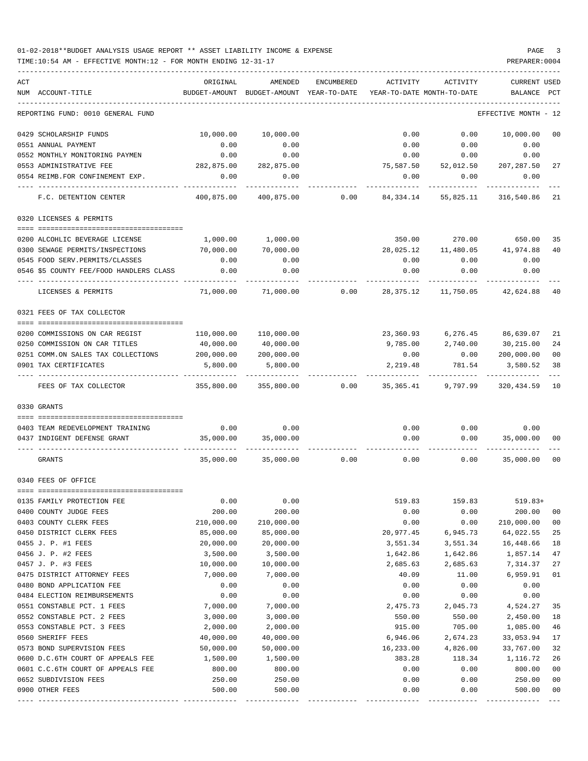01-02-2018**BUDGET ANALYSIS USAGE REPORT ** ASSET LIABILITY INCOME & EXPENSE

TIME:10:54 AM - EFFECTIVE MONTH:12 - FOR MONTH ENDING 12-31-17 PREPARER:0004

REPORTING FUND: 0010 GENERAL FUND — EFFECTIVE MONTH - 12

| ACT NUM | ACCOUNT-TITLE | ORIGINAL BUDGET-AMOUNT | AMENDED BUDGET-AMOUNT | ENCUMBERED YEAR-TO-DATE | ACTIVITY YEAR-TO-DATE | ACTIVITY MONTH-TO-DATE | CURRENT BALANCE | USED PCT |
|---|---|---|---|---|---|---|---|---|
| 0429 | SCHOLARSHIP FUNDS | 10,000.00 | 10,000.00 | | 0.00 | 0.00 | 10,000.00 | 00 |
| 0551 | ANNUAL PAYMENT | 0.00 | 0.00 | | 0.00 | 0.00 | 0.00 | |
| 0552 | MONTHLY MONITORING PAYMEN | 0.00 | 0.00 | | 0.00 | 0.00 | 0.00 | |
| 0553 | ADMINISTRATIVE FEE | 282,875.00 | 282,875.00 | | 75,587.50 | 52,012.50 | 207,287.50 | 27 |
| 0554 | REIMB.FOR CONFINEMENT EXP. | 0.00 | 0.00 | | 0.00 | 0.00 | 0.00 | |
| | F.C. DETENTION CENTER | 400,875.00 | 400,875.00 | 0.00 | 84,334.14 | 55,825.11 | 316,540.86 | 21 |
| | **0320 LICENSES & PERMITS** | | | | | | | |
| 0200 | ALCOHLIC BEVERAGE LICENSE | 1,000.00 | 1,000.00 | | 350.00 | 270.00 | 650.00 | 35 |
| 0300 | SEWAGE PERMITS/INSPECTIONS | 70,000.00 | 70,000.00 | | 28,025.12 | 11,480.05 | 41,974.88 | 40 |
| 0545 | FOOD SERV.PERMITS/CLASSES | 0.00 | 0.00 | | 0.00 | 0.00 | 0.00 | |
| 0546 | $5 COUNTY FEE/FOOD HANDLERS CLASS | 0.00 | 0.00 | | 0.00 | 0.00 | 0.00 | |
| | LICENSES & PERMITS | 71,000.00 | 71,000.00 | 0.00 | 28,375.12 | 11,750.05 | 42,624.88 | 40 |
| | **0321 FEES OF TAX COLLECTOR** | | | | | | | |
| 0200 | COMMISSIONS ON CAR REGIST | 110,000.00 | 110,000.00 | | 23,360.93 | 6,276.45 | 86,639.07 | 21 |
| 0250 | COMMISSION ON CAR TITLES | 40,000.00 | 40,000.00 | | 9,785.00 | 2,740.00 | 30,215.00 | 24 |
| 0251 | COMM.ON SALES TAX COLLECTIONS | 200,000.00 | 200,000.00 | | 0.00 | 0.00 | 200,000.00 | 00 |
| 0901 | TAX CERTIFICATES | 5,800.00 | 5,800.00 | | 2,219.48 | 781.54 | 3,580.52 | 38 |
| | FEES OF TAX COLLECTOR | 355,800.00 | 355,800.00 | 0.00 | 35,365.41 | 9,797.99 | 320,434.59 | 10 |
| | **0330 GRANTS** | | | | | | | |
| 0403 | TEAM REDEVELOPMENT TRAINING | 0.00 | 0.00 | | 0.00 | 0.00 | 0.00 | |
| 0437 | INDIGENT DEFENSE GRANT | 35,000.00 | 35,000.00 | | 0.00 | 0.00 | 35,000.00 | 00 |
| | GRANTS | 35,000.00 | 35,000.00 | 0.00 | 0.00 | 0.00 | 35,000.00 | 00 |
| | **0340 FEES OF OFFICE** | | | | | | | |
| 0135 | FAMILY PROTECTION FEE | 0.00 | 0.00 | | 519.83 | 159.83 | 519.83+ | |
| 0400 | COUNTY JUDGE FEES | 200.00 | 200.00 | | 0.00 | 0.00 | 200.00 | 00 |
| 0403 | COUNTY CLERK FEES | 210,000.00 | 210,000.00 | | 0.00 | 0.00 | 210,000.00 | 00 |
| 0450 | DISTRICT CLERK FEES | 85,000.00 | 85,000.00 | | 20,977.45 | 6,945.73 | 64,022.55 | 25 |
| 0455 | J. P. #1 FEES | 20,000.00 | 20,000.00 | | 3,551.34 | 3,551.34 | 16,448.66 | 18 |
| 0456 | J. P. #2 FEES | 3,500.00 | 3,500.00 | | 1,642.86 | 1,642.86 | 1,857.14 | 47 |
| 0457 | J. P. #3 FEES | 10,000.00 | 10,000.00 | | 2,685.63 | 2,685.63 | 7,314.37 | 27 |
| 0475 | DISTRICT ATTORNEY FEES | 7,000.00 | 7,000.00 | | 40.09 | 11.00 | 6,959.91 | 01 |
| 0480 | BOND APPLICATION FEE | 0.00 | 0.00 | | 0.00 | 0.00 | 0.00 | |
| 0484 | ELECTION REIMBURSEMENTS | 0.00 | 0.00 | | 0.00 | 0.00 | 0.00 | |
| 0551 | CONSTABLE PCT. 1 FEES | 7,000.00 | 7,000.00 | | 2,475.73 | 2,045.73 | 4,524.27 | 35 |
| 0552 | CONSTABLE PCT. 2 FEES | 3,000.00 | 3,000.00 | | 550.00 | 550.00 | 2,450.00 | 18 |
| 0553 | CONSTABLE PCT. 3 FEES | 2,000.00 | 2,000.00 | | 915.00 | 705.00 | 1,085.00 | 46 |
| 0560 | SHERIFF FEES | 40,000.00 | 40,000.00 | | 6,946.06 | 2,674.23 | 33,053.94 | 17 |
| 0573 | BOND SUPERVISION FEES | 50,000.00 | 50,000.00 | | 16,233.00 | 4,826.00 | 33,767.00 | 32 |
| 0600 | D.C.6TH COURT OF APPEALS FEE | 1,500.00 | 1,500.00 | | 383.28 | 118.34 | 1,116.72 | 26 |
| 0601 | C.C.6TH COURT OF APPEALS FEE | 800.00 | 800.00 | | 0.00 | 0.00 | 800.00 | 00 |
| 0652 | SUBDIVISION FEES | 250.00 | 250.00 | | 0.00 | 0.00 | 250.00 | 00 |
| 0900 | OTHER FEES | 500.00 | 500.00 | | 0.00 | 0.00 | 500.00 | 00 |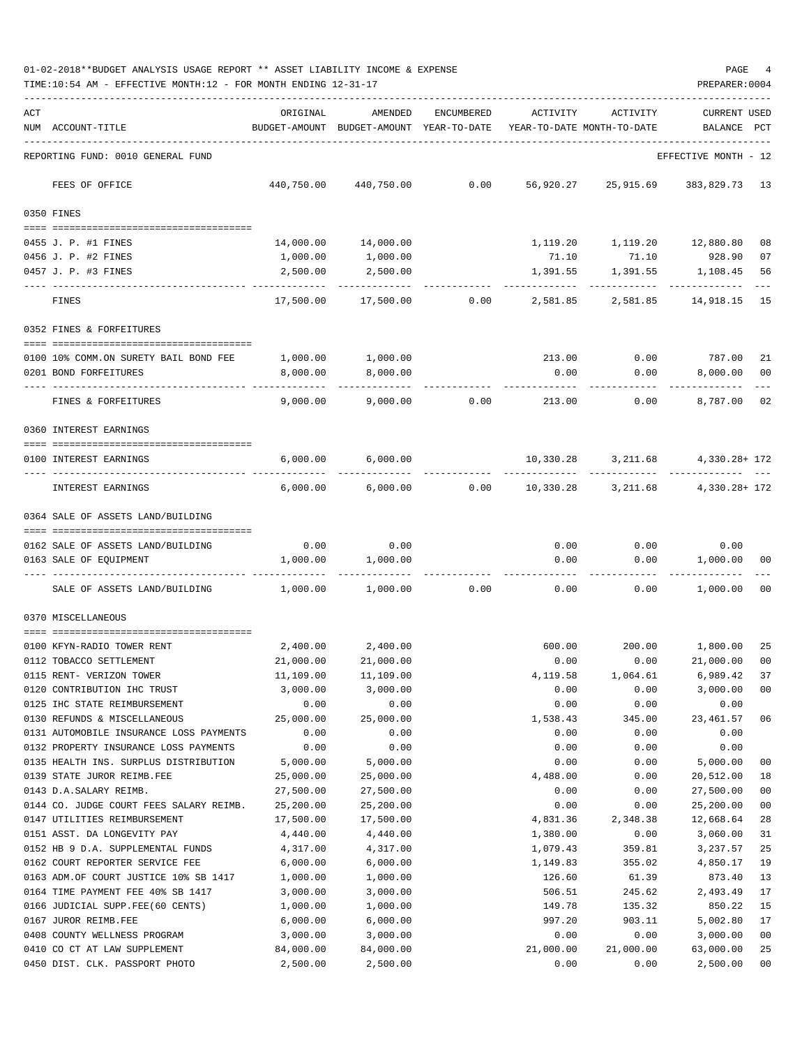01-02-2018**BUDGET ANALYSIS USAGE REPORT ** ASSET LIABILITY INCOME & EXPENSE

TIME:10:54 AM - EFFECTIVE MONTH:12 - FOR MONTH ENDING 12-31-17

PREPARER:0004

REPORTING FUND: 0010 GENERAL FUND — EFFECTIVE MONTH - 12

| ACT NUM | ACCOUNT-TITLE | ORIGINAL BUDGET-AMOUNT | AMENDED BUDGET-AMOUNT | ENCUMBERED YEAR-TO-DATE | ACTIVITY YEAR-TO-DATE | ACTIVITY MONTH-TO-DATE | CURRENT BALANCE | USED PCT |
|---|---|---|---|---|---|---|---|---|
| | FEES OF OFFICE | 440,750.00 | 440,750.00 | 0.00 | 56,920.27 | 25,915.69 | 383,829.73 | 13 |
| | **0350 FINES** | | | | | | | |
| 0455 | J. P. #1 FINES | 14,000.00 | 14,000.00 | | 1,119.20 | 1,119.20 | 12,880.80 | 08 |
| 0456 | J. P. #2 FINES | 1,000.00 | 1,000.00 | | 71.10 | 71.10 | 928.90 | 07 |
| 0457 | J. P. #3 FINES | 2,500.00 | 2,500.00 | | 1,391.55 | 1,391.55 | 1,108.45 | 56 |
| | FINES | 17,500.00 | 17,500.00 | 0.00 | 2,581.85 | 2,581.85 | 14,918.15 | 15 |
| | **0352 FINES & FORFEITURES** | | | | | | | |
| 0100 | 10% COMM.ON SURETY BAIL BOND FEE | 1,000.00 | 1,000.00 | | 213.00 | 0.00 | 787.00 | 21 |
| 0201 | BOND FORFEITURES | 8,000.00 | 8,000.00 | | 0.00 | 0.00 | 8,000.00 | 00 |
| | FINES & FORFEITURES | 9,000.00 | 9,000.00 | 0.00 | 213.00 | 0.00 | 8,787.00 | 02 |
| | **0360 INTEREST EARNINGS** | | | | | | | |
| 0100 | INTEREST EARNINGS | 6,000.00 | 6,000.00 | | 10,330.28 | 3,211.68 | 4,330.28+ | 172 |
| | INTEREST EARNINGS | 6,000.00 | 6,000.00 | 0.00 | 10,330.28 | 3,211.68 | 4,330.28+ | 172 |
| | **0364 SALE OF ASSETS LAND/BUILDING** | | | | | | | |
| 0162 | SALE OF ASSETS LAND/BUILDING | 0.00 | 0.00 | | 0.00 | 0.00 | 0.00 | |
| 0163 | SALE OF EQUIPMENT | 1,000.00 | 1,000.00 | | 0.00 | 0.00 | 1,000.00 | 00 |
| | SALE OF ASSETS LAND/BUILDING | 1,000.00 | 1,000.00 | 0.00 | 0.00 | 0.00 | 1,000.00 | 00 |
| | **0370 MISCELLANEOUS** | | | | | | | |
| 0100 | KFYN-RADIO TOWER RENT | 2,400.00 | 2,400.00 | | 600.00 | 200.00 | 1,800.00 | 25 |
| 0112 | TOBACCO SETTLEMENT | 21,000.00 | 21,000.00 | | 0.00 | 0.00 | 21,000.00 | 00 |
| 0115 | RENT- VERIZON TOWER | 11,109.00 | 11,109.00 | | 4,119.58 | 1,064.61 | 6,989.42 | 37 |
| 0120 | CONTRIBUTION IHC TRUST | 3,000.00 | 3,000.00 | | 0.00 | 0.00 | 3,000.00 | 00 |
| 0125 | IHC STATE REIMBURSEMENT | 0.00 | 0.00 | | 0.00 | 0.00 | 0.00 | |
| 0130 | REFUNDS & MISCELLANEOUS | 25,000.00 | 25,000.00 | | 1,538.43 | 345.00 | 23,461.57 | 06 |
| 0131 | AUTOMOBILE INSURANCE LOSS PAYMENTS | 0.00 | 0.00 | | 0.00 | 0.00 | 0.00 | |
| 0132 | PROPERTY INSURANCE LOSS PAYMENTS | 0.00 | 0.00 | | 0.00 | 0.00 | 0.00 | |
| 0135 | HEALTH INS. SURPLUS DISTRIBUTION | 5,000.00 | 5,000.00 | | 0.00 | 0.00 | 5,000.00 | 00 |
| 0139 | STATE JUROR REIMB.FEE | 25,000.00 | 25,000.00 | | 4,488.00 | 0.00 | 20,512.00 | 18 |
| 0143 | D.A.SALARY REIMB. | 27,500.00 | 27,500.00 | | 0.00 | 0.00 | 27,500.00 | 00 |
| 0144 | CO. JUDGE COURT FEES SALARY REIMB. | 25,200.00 | 25,200.00 | | 0.00 | 0.00 | 25,200.00 | 00 |
| 0147 | UTILITIES REIMBURSEMENT | 17,500.00 | 17,500.00 | | 4,831.36 | 2,348.38 | 12,668.64 | 28 |
| 0151 | ASST. DA LONGEVITY PAY | 4,440.00 | 4,440.00 | | 1,380.00 | 0.00 | 3,060.00 | 31 |
| 0152 | HB 9 D.A. SUPPLEMENTAL FUNDS | 4,317.00 | 4,317.00 | | 1,079.43 | 359.81 | 3,237.57 | 25 |
| 0162 | COURT REPORTER SERVICE FEE | 6,000.00 | 6,000.00 | | 1,149.83 | 355.02 | 4,850.17 | 19 |
| 0163 | ADM.OF COURT JUSTICE 10% SB 1417 | 1,000.00 | 1,000.00 | | 126.60 | 61.39 | 873.40 | 13 |
| 0164 | TIME PAYMENT FEE 40% SB 1417 | 3,000.00 | 3,000.00 | | 506.51 | 245.62 | 2,493.49 | 17 |
| 0166 | JUDICIAL SUPP.FEE(60 CENTS) | 1,000.00 | 1,000.00 | | 149.78 | 135.32 | 850.22 | 15 |
| 0167 | JUROR REIMB.FEE | 6,000.00 | 6,000.00 | | 997.20 | 903.11 | 5,002.80 | 17 |
| 0408 | COUNTY WELLNESS PROGRAM | 3,000.00 | 3,000.00 | | 0.00 | 0.00 | 3,000.00 | 00 |
| 0410 | CO CT AT LAW SUPPLEMENT | 84,000.00 | 84,000.00 | | 21,000.00 | 21,000.00 | 63,000.00 | 25 |
| 0450 | DIST. CLK. PASSPORT PHOTO | 2,500.00 | 2,500.00 | | 0.00 | 0.00 | 2,500.00 | 00 |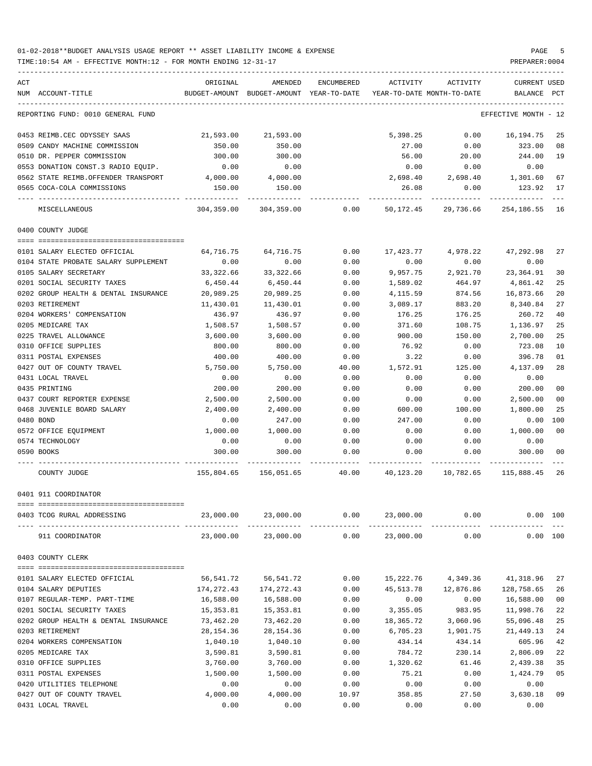01-02-2018**BUDGET ANALYSIS USAGE REPORT ** ASSET LIABILITY INCOME & EXPENSE

TIME:10:54 AM - EFFECTIVE MONTH:12 - FOR MONTH ENDING 12-31-17 PREPARER:0004

REPORTING FUND: 0010 GENERAL FUND — EFFECTIVE MONTH - 12

| ACT NUM | ACCOUNT-TITLE | ORIGINAL BUDGET-AMOUNT | AMENDED BUDGET-AMOUNT | ENCUMBERED YEAR-TO-DATE | ACTIVITY YEAR-TO-DATE | ACTIVITY MONTH-TO-DATE | CURRENT BALANCE | USED PCT |
|---|---|---|---|---|---|---|---|---|
| 0453 | REIMB.CEC ODYSSEY SAAS | 21,593.00 | 21,593.00 | | 5,398.25 | 0.00 | 16,194.75 | 25 |
| 0509 | CANDY MACHINE COMMISSION | 350.00 | 350.00 | | 27.00 | 0.00 | 323.00 | 08 |
| 0510 | DR. PEPPER COMMISSION | 300.00 | 300.00 | | 56.00 | 20.00 | 244.00 | 19 |
| 0553 | DONATION CONST.3 RADIO EQUIP. | 0.00 | 0.00 | | 0.00 | 0.00 | 0.00 | |
| 0562 | STATE REIMB.OFFENDER TRANSPORT | 4,000.00 | 4,000.00 | | 2,698.40 | 2,698.40 | 1,301.60 | 67 |
| 0565 | COCA-COLA COMMISSIONS | 150.00 | 150.00 | | 26.08 | 0.00 | 123.92 | 17 |
| | MISCELLANEOUS | 304,359.00 | 304,359.00 | 0.00 | 50,172.45 | 29,736.66 | 254,186.55 | 16 |

## 0400 COUNTY JUDGE

| ACT NUM | ACCOUNT-TITLE | ORIGINAL BUDGET-AMOUNT | AMENDED BUDGET-AMOUNT | ENCUMBERED YEAR-TO-DATE | ACTIVITY YEAR-TO-DATE | ACTIVITY MONTH-TO-DATE | CURRENT BALANCE | USED PCT |
|---|---|---|---|---|---|---|---|---|
| 0101 | SALARY ELECTED OFFICIAL | 64,716.75 | 64,716.75 | 0.00 | 17,423.77 | 4,978.22 | 47,292.98 | 27 |
| 0104 | STATE PROBATE SALARY SUPPLEMENT | 0.00 | 0.00 | 0.00 | 0.00 | 0.00 | 0.00 | |
| 0105 | SALARY SECRETARY | 33,322.66 | 33,322.66 | 0.00 | 9,957.75 | 2,921.70 | 23,364.91 | 30 |
| 0201 | SOCIAL SECURITY TAXES | 6,450.44 | 6,450.44 | 0.00 | 1,589.02 | 464.97 | 4,861.42 | 25 |
| 0202 | GROUP HEALTH & DENTAL INSURANCE | 20,989.25 | 20,989.25 | 0.00 | 4,115.59 | 874.56 | 16,873.66 | 20 |
| 0203 | RETIREMENT | 11,430.01 | 11,430.01 | 0.00 | 3,089.17 | 883.20 | 8,340.84 | 27 |
| 0204 | WORKERS' COMPENSATION | 436.97 | 436.97 | 0.00 | 176.25 | 176.25 | 260.72 | 40 |
| 0205 | MEDICARE TAX | 1,508.57 | 1,508.57 | 0.00 | 371.60 | 108.75 | 1,136.97 | 25 |
| 0225 | TRAVEL ALLOWANCE | 3,600.00 | 3,600.00 | 0.00 | 900.00 | 150.00 | 2,700.00 | 25 |
| 0310 | OFFICE SUPPLIES | 800.00 | 800.00 | 0.00 | 76.92 | 0.00 | 723.08 | 10 |
| 0311 | POSTAL EXPENSES | 400.00 | 400.00 | 0.00 | 3.22 | 0.00 | 396.78 | 01 |
| 0427 | OUT OF COUNTY TRAVEL | 5,750.00 | 5,750.00 | 40.00 | 1,572.91 | 125.00 | 4,137.09 | 28 |
| 0431 | LOCAL TRAVEL | 0.00 | 0.00 | 0.00 | 0.00 | 0.00 | 0.00 | |
| 0435 | PRINTING | 200.00 | 200.00 | 0.00 | 0.00 | 0.00 | 200.00 | 00 |
| 0437 | COURT REPORTER EXPENSE | 2,500.00 | 2,500.00 | 0.00 | 0.00 | 0.00 | 2,500.00 | 00 |
| 0468 | JUVENILE BOARD SALARY | 2,400.00 | 2,400.00 | 0.00 | 600.00 | 100.00 | 1,800.00 | 25 |
| 0480 | BOND | 0.00 | 247.00 | 0.00 | 247.00 | 0.00 | 0.00 | 100 |
| 0572 | OFFICE EQUIPMENT | 1,000.00 | 1,000.00 | 0.00 | 0.00 | 0.00 | 1,000.00 | 00 |
| 0574 | TECHNOLOGY | 0.00 | 0.00 | 0.00 | 0.00 | 0.00 | 0.00 | |
| 0590 | BOOKS | 300.00 | 300.00 | 0.00 | 0.00 | 0.00 | 300.00 | 00 |
| | COUNTY JUDGE | 155,804.65 | 156,051.65 | 40.00 | 40,123.20 | 10,782.65 | 115,888.45 | 26 |

## 0401 911 COORDINATOR

| ACT NUM | ACCOUNT-TITLE | ORIGINAL BUDGET-AMOUNT | AMENDED BUDGET-AMOUNT | ENCUMBERED YEAR-TO-DATE | ACTIVITY YEAR-TO-DATE | ACTIVITY MONTH-TO-DATE | CURRENT BALANCE | USED PCT |
|---|---|---|---|---|---|---|---|---|
| 0403 | TCOG RURAL ADDRESSING | 23,000.00 | 23,000.00 | 0.00 | 23,000.00 | 0.00 | 0.00 | 100 |
| | 911 COORDINATOR | 23,000.00 | 23,000.00 | 0.00 | 23,000.00 | 0.00 | 0.00 | 100 |

## 0403 COUNTY CLERK

| ACT NUM | ACCOUNT-TITLE | ORIGINAL BUDGET-AMOUNT | AMENDED BUDGET-AMOUNT | ENCUMBERED YEAR-TO-DATE | ACTIVITY YEAR-TO-DATE | ACTIVITY MONTH-TO-DATE | CURRENT BALANCE | USED PCT |
|---|---|---|---|---|---|---|---|---|
| 0101 | SALARY ELECTED OFFICIAL | 56,541.72 | 56,541.72 | 0.00 | 15,222.76 | 4,349.36 | 41,318.96 | 27 |
| 0104 | SALARY DEPUTIES | 174,272.43 | 174,272.43 | 0.00 | 45,513.78 | 12,876.86 | 128,758.65 | 26 |
| 0107 | REGULAR-TEMP. PART-TIME | 16,588.00 | 16,588.00 | 0.00 | 0.00 | 0.00 | 16,588.00 | 00 |
| 0201 | SOCIAL SECURITY TAXES | 15,353.81 | 15,353.81 | 0.00 | 3,355.05 | 983.95 | 11,998.76 | 22 |
| 0202 | GROUP HEALTH & DENTAL INSURANCE | 73,462.20 | 73,462.20 | 0.00 | 18,365.72 | 3,060.96 | 55,096.48 | 25 |
| 0203 | RETIREMENT | 28,154.36 | 28,154.36 | 0.00 | 6,705.23 | 1,901.75 | 21,449.13 | 24 |
| 0204 | WORKERS COMPENSATION | 1,040.10 | 1,040.10 | 0.00 | 434.14 | 434.14 | 605.96 | 42 |
| 0205 | MEDICARE TAX | 3,590.81 | 3,590.81 | 0.00 | 784.72 | 230.14 | 2,806.09 | 22 |
| 0310 | OFFICE SUPPLIES | 3,760.00 | 3,760.00 | 0.00 | 1,320.62 | 61.46 | 2,439.38 | 35 |
| 0311 | POSTAL EXPENSES | 1,500.00 | 1,500.00 | 0.00 | 75.21 | 0.00 | 1,424.79 | 05 |
| 0420 | UTILITIES TELEPHONE | 0.00 | 0.00 | 0.00 | 0.00 | 0.00 | 0.00 | |
| 0427 | OUT OF COUNTY TRAVEL | 4,000.00 | 4,000.00 | 10.97 | 358.85 | 27.50 | 3,630.18 | 09 |
| 0431 | LOCAL TRAVEL | 0.00 | 0.00 | 0.00 | 0.00 | 0.00 | 0.00 | |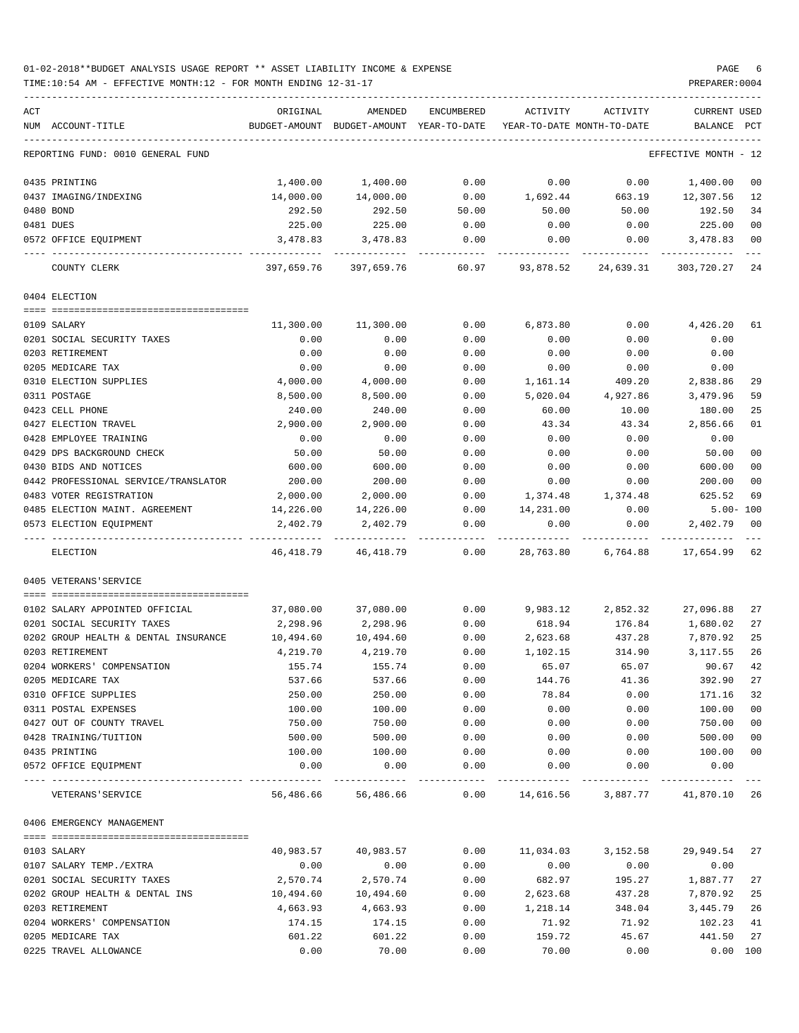01-02-2018**BUDGET ANALYSIS USAGE REPORT ** ASSET LIABILITY INCOME & EXPENSE

TIME:10:54 AM - EFFECTIVE MONTH:12 - FOR MONTH ENDING 12-31-17

PREPARER:0004

| ACT NUM | ACCOUNT-TITLE | ORIGINAL BUDGET-AMOUNT | AMENDED BUDGET-AMOUNT | ENCUMBERED YEAR-TO-DATE | ACTIVITY YEAR-TO-DATE | ACTIVITY MONTH-TO-DATE | CURRENT BALANCE | USED PCT |
|---|---|---|---|---|---|---|---|---|
| | REPORTING FUND: 0010 GENERAL FUND | | | | | | EFFECTIVE MONTH - 12 | |
| 0435 | PRINTING | 1,400.00 | 1,400.00 | 0.00 | 0.00 | 0.00 | 1,400.00 | 00 |
| 0437 | IMAGING/INDEXING | 14,000.00 | 14,000.00 | 0.00 | 1,692.44 | 663.19 | 12,307.56 | 12 |
| 0480 | BOND | 292.50 | 292.50 | 50.00 | 50.00 | 50.00 | 192.50 | 34 |
| 0481 | DUES | 225.00 | 225.00 | 0.00 | 0.00 | 0.00 | 225.00 | 00 |
| 0572 | OFFICE EQUIPMENT | 3,478.83 | 3,478.83 | 0.00 | 0.00 | 0.00 | 3,478.83 | 00 |
| | COUNTY CLERK | 397,659.76 | 397,659.76 | 60.97 | 93,878.52 | 24,639.31 | 303,720.27 | 24 |
| | 0404 ELECTION | | | | | | | |
| 0109 | SALARY | 11,300.00 | 11,300.00 | 0.00 | 6,873.80 | 0.00 | 4,426.20 | 61 |
| 0201 | SOCIAL SECURITY TAXES | 0.00 | 0.00 | 0.00 | 0.00 | 0.00 | 0.00 | |
| 0203 | RETIREMENT | 0.00 | 0.00 | 0.00 | 0.00 | 0.00 | 0.00 | |
| 0205 | MEDICARE TAX | 0.00 | 0.00 | 0.00 | 0.00 | 0.00 | 0.00 | |
| 0310 | ELECTION SUPPLIES | 4,000.00 | 4,000.00 | 0.00 | 1,161.14 | 409.20 | 2,838.86 | 29 |
| 0311 | POSTAGE | 8,500.00 | 8,500.00 | 0.00 | 5,020.04 | 4,927.86 | 3,479.96 | 59 |
| 0423 | CELL PHONE | 240.00 | 240.00 | 0.00 | 60.00 | 10.00 | 180.00 | 25 |
| 0427 | ELECTION TRAVEL | 2,900.00 | 2,900.00 | 0.00 | 43.34 | 43.34 | 2,856.66 | 01 |
| 0428 | EMPLOYEE TRAINING | 0.00 | 0.00 | 0.00 | 0.00 | 0.00 | 0.00 | |
| 0429 | DPS BACKGROUND CHECK | 50.00 | 50.00 | 0.00 | 0.00 | 0.00 | 50.00 | 00 |
| 0430 | BIDS AND NOTICES | 600.00 | 600.00 | 0.00 | 0.00 | 0.00 | 600.00 | 00 |
| 0442 | PROFESSIONAL SERVICE/TRANSLATOR | 200.00 | 200.00 | 0.00 | 0.00 | 0.00 | 200.00 | 00 |
| 0483 | VOTER REGISTRATION | 2,000.00 | 2,000.00 | 0.00 | 1,374.48 | 1,374.48 | 625.52 | 69 |
| 0485 | ELECTION MAINT. AGREEMENT | 14,226.00 | 14,226.00 | 0.00 | 14,231.00 | 0.00 | 5.00- | 100 |
| 0573 | ELECTION EQUIPMENT | 2,402.79 | 2,402.79 | 0.00 | 0.00 | 0.00 | 2,402.79 | 00 |
| | ELECTION | 46,418.79 | 46,418.79 | 0.00 | 28,763.80 | 6,764.88 | 17,654.99 | 62 |
| | 0405 VETERANS'SERVICE | | | | | | | |
| 0102 | SALARY APPOINTED OFFICIAL | 37,080.00 | 37,080.00 | 0.00 | 9,983.12 | 2,852.32 | 27,096.88 | 27 |
| 0201 | SOCIAL SECURITY TAXES | 2,298.96 | 2,298.96 | 0.00 | 618.94 | 176.84 | 1,680.02 | 27 |
| 0202 | GROUP HEALTH & DENTAL INSURANCE | 10,494.60 | 10,494.60 | 0.00 | 2,623.68 | 437.28 | 7,870.92 | 25 |
| 0203 | RETIREMENT | 4,219.70 | 4,219.70 | 0.00 | 1,102.15 | 314.90 | 3,117.55 | 26 |
| 0204 | WORKERS' COMPENSATION | 155.74 | 155.74 | 0.00 | 65.07 | 65.07 | 90.67 | 42 |
| 0205 | MEDICARE TAX | 537.66 | 537.66 | 0.00 | 144.76 | 41.36 | 392.90 | 27 |
| 0310 | OFFICE SUPPLIES | 250.00 | 250.00 | 0.00 | 78.84 | 0.00 | 171.16 | 32 |
| 0311 | POSTAL EXPENSES | 100.00 | 100.00 | 0.00 | 0.00 | 0.00 | 100.00 | 00 |
| 0427 | OUT OF COUNTY TRAVEL | 750.00 | 750.00 | 0.00 | 0.00 | 0.00 | 750.00 | 00 |
| 0428 | TRAINING/TUITION | 500.00 | 500.00 | 0.00 | 0.00 | 0.00 | 500.00 | 00 |
| 0435 | PRINTING | 100.00 | 100.00 | 0.00 | 0.00 | 0.00 | 100.00 | 00 |
| 0572 | OFFICE EQUIPMENT | 0.00 | 0.00 | 0.00 | 0.00 | 0.00 | 0.00 | |
| | VETERANS'SERVICE | 56,486.66 | 56,486.66 | 0.00 | 14,616.56 | 3,887.77 | 41,870.10 | 26 |
| | 0406 EMERGENCY MANAGEMENT | | | | | | | |
| 0103 | SALARY | 40,983.57 | 40,983.57 | 0.00 | 11,034.03 | 3,152.58 | 29,949.54 | 27 |
| 0107 | SALARY TEMP./EXTRA | 0.00 | 0.00 | 0.00 | 0.00 | 0.00 | 0.00 | |
| 0201 | SOCIAL SECURITY TAXES | 2,570.74 | 2,570.74 | 0.00 | 682.97 | 195.27 | 1,887.77 | 27 |
| 0202 | GROUP HEALTH & DENTAL INS | 10,494.60 | 10,494.60 | 0.00 | 2,623.68 | 437.28 | 7,870.92 | 25 |
| 0203 | RETIREMENT | 4,663.93 | 4,663.93 | 0.00 | 1,218.14 | 348.04 | 3,445.79 | 26 |
| 0204 | WORKERS' COMPENSATION | 174.15 | 174.15 | 0.00 | 71.92 | 71.92 | 102.23 | 41 |
| 0205 | MEDICARE TAX | 601.22 | 601.22 | 0.00 | 159.72 | 45.67 | 441.50 | 27 |
| 0225 | TRAVEL ALLOWANCE | 0.00 | 70.00 | 0.00 | 70.00 | 0.00 | 0.00 | 100 |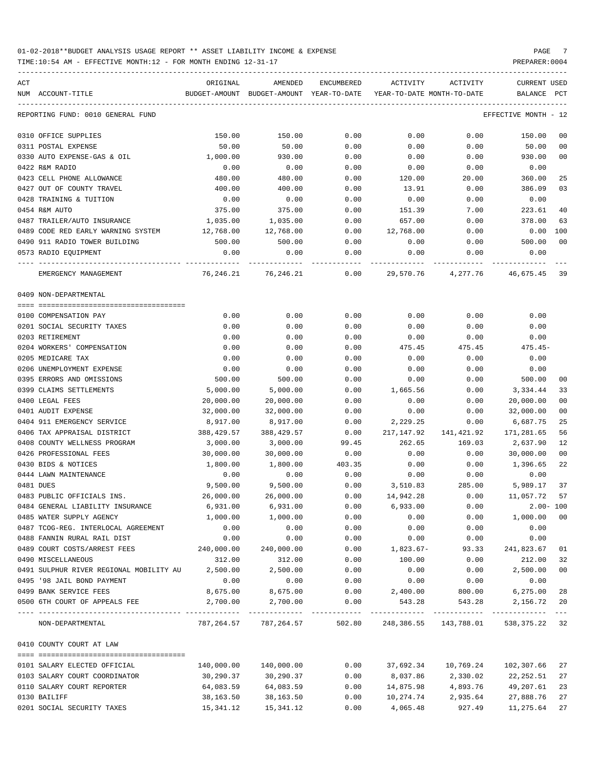01-02-2018**BUDGET ANALYSIS USAGE REPORT ** ASSET LIABILITY INCOME & EXPENSE

TIME:10:54 AM - EFFECTIVE MONTH:12 - FOR MONTH ENDING 12-31-17

PREPARER:0004

REPORTING FUND: 0010 GENERAL FUND — EFFECTIVE MONTH - 12

| ACT NUM | ACCOUNT-TITLE | ORIGINAL BUDGET-AMOUNT | AMENDED BUDGET-AMOUNT | ENCUMBERED YEAR-TO-DATE | ACTIVITY YEAR-TO-DATE | ACTIVITY MONTH-TO-DATE | CURRENT BALANCE | USED PCT |
|---|---|---|---|---|---|---|---|---|
| 0310 | OFFICE SUPPLIES | 150.00 | 150.00 | 0.00 | 0.00 | 0.00 | 150.00 | 00 |
| 0311 | POSTAL EXPENSE | 50.00 | 50.00 | 0.00 | 0.00 | 0.00 | 50.00 | 00 |
| 0330 | AUTO EXPENSE-GAS & OIL | 1,000.00 | 930.00 | 0.00 | 0.00 | 0.00 | 930.00 | 00 |
| 0422 | R&M RADIO | 0.00 | 0.00 | 0.00 | 0.00 | 0.00 | 0.00 | |
| 0423 | CELL PHONE ALLOWANCE | 480.00 | 480.00 | 0.00 | 120.00 | 20.00 | 360.00 | 25 |
| 0427 | OUT OF COUNTY TRAVEL | 400.00 | 400.00 | 0.00 | 13.91 | 0.00 | 386.09 | 03 |
| 0428 | TRAINING & TUITION | 0.00 | 0.00 | 0.00 | 0.00 | 0.00 | 0.00 | |
| 0454 | R&M AUTO | 375.00 | 375.00 | 0.00 | 151.39 | 7.00 | 223.61 | 40 |
| 0487 | TRAILER/AUTO INSURANCE | 1,035.00 | 1,035.00 | 0.00 | 657.00 | 0.00 | 378.00 | 63 |
| 0489 | CODE RED EARLY WARNING SYSTEM | 12,768.00 | 12,768.00 | 0.00 | 12,768.00 | 0.00 | 0.00 | 100 |
| 0490 | 911 RADIO TOWER BUILDING | 500.00 | 500.00 | 0.00 | 0.00 | 0.00 | 500.00 | 00 |
| 0573 | RADIO EQUIPMENT | 0.00 | 0.00 | 0.00 | 0.00 | 0.00 | 0.00 | |
| | EMERGENCY MANAGEMENT | 76,246.21 | 76,246.21 | 0.00 | 29,570.76 | 4,277.76 | 46,675.45 | 39 |

0409 NON-DEPARTMENTAL

| ACT NUM | ACCOUNT-TITLE | ORIGINAL BUDGET-AMOUNT | AMENDED BUDGET-AMOUNT | ENCUMBERED YEAR-TO-DATE | ACTIVITY YEAR-TO-DATE | ACTIVITY MONTH-TO-DATE | CURRENT BALANCE | USED PCT |
|---|---|---|---|---|---|---|---|---|
| 0100 | COMPENSATION PAY | 0.00 | 0.00 | 0.00 | 0.00 | 0.00 | 0.00 | |
| 0201 | SOCIAL SECURITY TAXES | 0.00 | 0.00 | 0.00 | 0.00 | 0.00 | 0.00 | |
| 0203 | RETIREMENT | 0.00 | 0.00 | 0.00 | 0.00 | 0.00 | 0.00 | |
| 0204 | WORKERS' COMPENSATION | 0.00 | 0.00 | 0.00 | 475.45 | 475.45 | 475.45- | |
| 0205 | MEDICARE TAX | 0.00 | 0.00 | 0.00 | 0.00 | 0.00 | 0.00 | |
| 0206 | UNEMPLOYMENT EXPENSE | 0.00 | 0.00 | 0.00 | 0.00 | 0.00 | 0.00 | |
| 0395 | ERRORS AND OMISSIONS | 500.00 | 500.00 | 0.00 | 0.00 | 0.00 | 500.00 | 00 |
| 0399 | CLAIMS SETTLEMENTS | 5,000.00 | 5,000.00 | 0.00 | 1,665.56 | 0.00 | 3,334.44 | 33 |
| 0400 | LEGAL FEES | 20,000.00 | 20,000.00 | 0.00 | 0.00 | 0.00 | 20,000.00 | 00 |
| 0401 | AUDIT EXPENSE | 32,000.00 | 32,000.00 | 0.00 | 0.00 | 0.00 | 32,000.00 | 00 |
| 0404 | 911 EMERGENCY SERVICE | 8,917.00 | 8,917.00 | 0.00 | 2,229.25 | 0.00 | 6,687.75 | 25 |
| 0406 | TAX APPRAISAL DISTRICT | 388,429.57 | 388,429.57 | 0.00 | 217,147.92 | 141,421.92 | 171,281.65 | 56 |
| 0408 | COUNTY WELLNESS PROGRAM | 3,000.00 | 3,000.00 | 99.45 | 262.65 | 169.03 | 2,637.90 | 12 |
| 0426 | PROFESSIONAL FEES | 30,000.00 | 30,000.00 | 0.00 | 0.00 | 0.00 | 30,000.00 | 00 |
| 0430 | BIDS & NOTICES | 1,800.00 | 1,800.00 | 403.35 | 0.00 | 0.00 | 1,396.65 | 22 |
| 0444 | LAWN MAINTENANCE | 0.00 | 0.00 | 0.00 | 0.00 | 0.00 | 0.00 | |
| 0481 | DUES | 9,500.00 | 9,500.00 | 0.00 | 3,510.83 | 285.00 | 5,989.17 | 37 |
| 0483 | PUBLIC OFFICIALS INS. | 26,000.00 | 26,000.00 | 0.00 | 14,942.28 | 0.00 | 11,057.72 | 57 |
| 0484 | GENERAL LIABILITY INSURANCE | 6,931.00 | 6,931.00 | 0.00 | 6,933.00 | 0.00 | 2.00- | 100 |
| 0485 | WATER SUPPLY AGENCY | 1,000.00 | 1,000.00 | 0.00 | 0.00 | 0.00 | 1,000.00 | 00 |
| 0487 | TCOG-REG. INTERLOCAL AGREEMENT | 0.00 | 0.00 | 0.00 | 0.00 | 0.00 | 0.00 | |
| 0488 | FANNIN RURAL RAIL DIST | 0.00 | 0.00 | 0.00 | 0.00 | 0.00 | 0.00 | |
| 0489 | COURT COSTS/ARREST FEES | 240,000.00 | 240,000.00 | 0.00 | 1,823.67- | 93.33 | 241,823.67 | 01 |
| 0490 | MISCELLANEOUS | 312.00 | 312.00 | 0.00 | 100.00 | 0.00 | 212.00 | 32 |
| 0491 | SULPHUR RIVER REGIONAL MOBILITY AU | 2,500.00 | 2,500.00 | 0.00 | 0.00 | 0.00 | 2,500.00 | 00 |
| 0495 | '98 JAIL BOND PAYMENT | 0.00 | 0.00 | 0.00 | 0.00 | 0.00 | 0.00 | |
| 0499 | BANK SERVICE FEES | 8,675.00 | 8,675.00 | 0.00 | 2,400.00 | 800.00 | 6,275.00 | 28 |
| 0500 | 6TH COURT OF APPEALS FEE | 2,700.00 | 2,700.00 | 0.00 | 543.28 | 543.28 | 2,156.72 | 20 |
| | NON-DEPARTMENTAL | 787,264.57 | 787,264.57 | 502.80 | 248,386.55 | 143,788.01 | 538,375.22 | 32 |

0410 COUNTY COURT AT LAW

| ACT NUM | ACCOUNT-TITLE | ORIGINAL BUDGET-AMOUNT | AMENDED BUDGET-AMOUNT | ENCUMBERED YEAR-TO-DATE | ACTIVITY YEAR-TO-DATE | ACTIVITY MONTH-TO-DATE | CURRENT BALANCE | USED PCT |
|---|---|---|---|---|---|---|---|---|
| 0101 | SALARY ELECTED OFFICIAL | 140,000.00 | 140,000.00 | 0.00 | 37,692.34 | 10,769.24 | 102,307.66 | 27 |
| 0103 | SALARY COURT COORDINATOR | 30,290.37 | 30,290.37 | 0.00 | 8,037.86 | 2,330.02 | 22,252.51 | 27 |
| 0110 | SALARY COURT REPORTER | 64,083.59 | 64,083.59 | 0.00 | 14,875.98 | 4,893.76 | 49,207.61 | 23 |
| 0130 | BAILIFF | 38,163.50 | 38,163.50 | 0.00 | 10,274.74 | 2,935.64 | 27,888.76 | 27 |
| 0201 | SOCIAL SECURITY TAXES | 15,341.12 | 15,341.12 | 0.00 | 4,065.48 | 927.49 | 11,275.64 | 27 |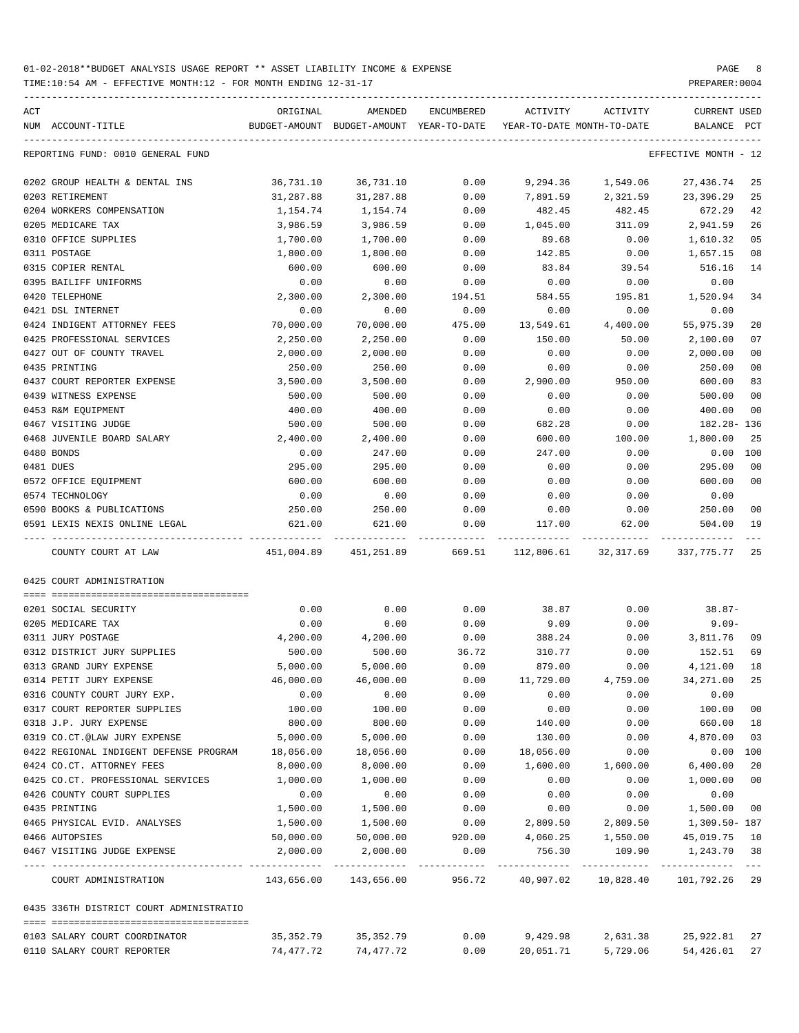01-02-2018**BUDGET ANALYSIS USAGE REPORT ** ASSET LIABILITY INCOME & EXPENSE

TIME:10:54 AM - EFFECTIVE MONTH:12 - FOR MONTH ENDING 12-31-17

PREPARER:0004

REPORTING FUND: 0010 GENERAL FUND — EFFECTIVE MONTH - 12

| ACT NUM | ACCOUNT-TITLE | ORIGINAL BUDGET-AMOUNT | AMENDED BUDGET-AMOUNT | ENCUMBERED YEAR-TO-DATE | ACTIVITY YEAR-TO-DATE | ACTIVITY MONTH-TO-DATE | CURRENT BALANCE | USED PCT |
|---|---|---|---|---|---|---|---|---|
| 0202 | GROUP HEALTH & DENTAL INS | 36,731.10 | 36,731.10 | 0.00 | 9,294.36 | 1,549.06 | 27,436.74 | 25 |
| 0203 | RETIREMENT | 31,287.88 | 31,287.88 | 0.00 | 7,891.59 | 2,321.59 | 23,396.29 | 25 |
| 0204 | WORKERS COMPENSATION | 1,154.74 | 1,154.74 | 0.00 | 482.45 | 482.45 | 672.29 | 42 |
| 0205 | MEDICARE TAX | 3,986.59 | 3,986.59 | 0.00 | 1,045.00 | 311.09 | 2,941.59 | 26 |
| 0310 | OFFICE SUPPLIES | 1,700.00 | 1,700.00 | 0.00 | 89.68 | 0.00 | 1,610.32 | 05 |
| 0311 | POSTAGE | 1,800.00 | 1,800.00 | 0.00 | 142.85 | 0.00 | 1,657.15 | 08 |
| 0315 | COPIER RENTAL | 600.00 | 600.00 | 0.00 | 83.84 | 39.54 | 516.16 | 14 |
| 0395 | BAILIFF UNIFORMS | 0.00 | 0.00 | 0.00 | 0.00 | 0.00 | 0.00 | |
| 0420 | TELEPHONE | 2,300.00 | 2,300.00 | 194.51 | 584.55 | 195.81 | 1,520.94 | 34 |
| 0421 | DSL INTERNET | 0.00 | 0.00 | 0.00 | 0.00 | 0.00 | 0.00 | |
| 0424 | INDIGENT ATTORNEY FEES | 70,000.00 | 70,000.00 | 475.00 | 13,549.61 | 4,400.00 | 55,975.39 | 20 |
| 0425 | PROFESSIONAL SERVICES | 2,250.00 | 2,250.00 | 0.00 | 150.00 | 50.00 | 2,100.00 | 07 |
| 0427 | OUT OF COUNTY TRAVEL | 2,000.00 | 2,000.00 | 0.00 | 0.00 | 0.00 | 2,000.00 | 00 |
| 0435 | PRINTING | 250.00 | 250.00 | 0.00 | 0.00 | 0.00 | 250.00 | 00 |
| 0437 | COURT REPORTER EXPENSE | 3,500.00 | 3,500.00 | 0.00 | 2,900.00 | 950.00 | 600.00 | 83 |
| 0439 | WITNESS EXPENSE | 500.00 | 500.00 | 0.00 | 0.00 | 0.00 | 500.00 | 00 |
| 0453 | R&M EQUIPMENT | 400.00 | 400.00 | 0.00 | 0.00 | 0.00 | 400.00 | 00 |
| 0467 | VISITING JUDGE | 500.00 | 500.00 | 0.00 | 682.28 | 0.00 | 182.28- | 136 |
| 0468 | JUVENILE BOARD SALARY | 2,400.00 | 2,400.00 | 0.00 | 600.00 | 100.00 | 1,800.00 | 25 |
| 0480 | BONDS | 0.00 | 247.00 | 0.00 | 247.00 | 0.00 | 0.00 | 100 |
| 0481 | DUES | 295.00 | 295.00 | 0.00 | 0.00 | 0.00 | 295.00 | 00 |
| 0572 | OFFICE EQUIPMENT | 600.00 | 600.00 | 0.00 | 0.00 | 0.00 | 600.00 | 00 |
| 0574 | TECHNOLOGY | 0.00 | 0.00 | 0.00 | 0.00 | 0.00 | 0.00 | |
| 0590 | BOOKS & PUBLICATIONS | 250.00 | 250.00 | 0.00 | 0.00 | 0.00 | 250.00 | 00 |
| 0591 | LEXIS NEXIS ONLINE LEGAL | 621.00 | 621.00 | 0.00 | 117.00 | 62.00 | 504.00 | 19 |
| | COUNTY COURT AT LAW | 451,004.89 | 451,251.89 | 669.51 | 112,806.61 | 32,317.69 | 337,775.77 | 25 |

0425 COURT ADMINISTRATION

| ACT NUM | ACCOUNT-TITLE | ORIGINAL BUDGET-AMOUNT | AMENDED BUDGET-AMOUNT | ENCUMBERED YEAR-TO-DATE | ACTIVITY YEAR-TO-DATE | ACTIVITY MONTH-TO-DATE | CURRENT BALANCE | USED PCT |
|---|---|---|---|---|---|---|---|---|
| 0201 | SOCIAL SECURITY | 0.00 | 0.00 | 0.00 | 38.87 | 0.00 | 38.87- | |
| 0205 | MEDICARE TAX | 0.00 | 0.00 | 0.00 | 9.09 | 0.00 | 9.09- | |
| 0311 | JURY POSTAGE | 4,200.00 | 4,200.00 | 0.00 | 388.24 | 0.00 | 3,811.76 | 09 |
| 0312 | DISTRICT JURY SUPPLIES | 500.00 | 500.00 | 36.72 | 310.77 | 0.00 | 152.51 | 69 |
| 0313 | GRAND JURY EXPENSE | 5,000.00 | 5,000.00 | 0.00 | 879.00 | 0.00 | 4,121.00 | 18 |
| 0314 | PETIT JURY EXPENSE | 46,000.00 | 46,000.00 | 0.00 | 11,729.00 | 4,759.00 | 34,271.00 | 25 |
| 0316 | COUNTY COURT JURY EXP. | 0.00 | 0.00 | 0.00 | 0.00 | 0.00 | 0.00 | |
| 0317 | COURT REPORTER SUPPLIES | 100.00 | 100.00 | 0.00 | 0.00 | 0.00 | 100.00 | 00 |
| 0318 | J.P. JURY EXPENSE | 800.00 | 800.00 | 0.00 | 140.00 | 0.00 | 660.00 | 18 |
| 0319 | CO.CT.@LAW JURY EXPENSE | 5,000.00 | 5,000.00 | 0.00 | 130.00 | 0.00 | 4,870.00 | 03 |
| 0422 | REGIONAL INDIGENT DEFENSE PROGRAM | 18,056.00 | 18,056.00 | 0.00 | 18,056.00 | 0.00 | 0.00 | 100 |
| 0424 | CO.CT. ATTORNEY FEES | 8,000.00 | 8,000.00 | 0.00 | 1,600.00 | 1,600.00 | 6,400.00 | 20 |
| 0425 | CO.CT. PROFESSIONAL SERVICES | 1,000.00 | 1,000.00 | 0.00 | 0.00 | 0.00 | 1,000.00 | 00 |
| 0426 | COUNTY COURT SUPPLIES | 0.00 | 0.00 | 0.00 | 0.00 | 0.00 | 0.00 | |
| 0435 | PRINTING | 1,500.00 | 1,500.00 | 0.00 | 0.00 | 0.00 | 1,500.00 | 00 |
| 0465 | PHYSICAL EVID. ANALYSES | 1,500.00 | 1,500.00 | 0.00 | 2,809.50 | 2,809.50 | 1,309.50- | 187 |
| 0466 | AUTOPSIES | 50,000.00 | 50,000.00 | 920.00 | 4,060.25 | 1,550.00 | 45,019.75 | 10 |
| 0467 | VISITING JUDGE EXPENSE | 2,000.00 | 2,000.00 | 0.00 | 756.30 | 109.90 | 1,243.70 | 38 |
| | COURT ADMINISTRATION | 143,656.00 | 143,656.00 | 956.72 | 40,907.02 | 10,828.40 | 101,792.26 | 29 |

0435 336TH DISTRICT COURT ADMINISTRATIO

| ACT NUM | ACCOUNT-TITLE | ORIGINAL BUDGET-AMOUNT | AMENDED BUDGET-AMOUNT | ENCUMBERED YEAR-TO-DATE | ACTIVITY YEAR-TO-DATE | ACTIVITY MONTH-TO-DATE | CURRENT BALANCE | USED PCT |
|---|---|---|---|---|---|---|---|---|
| 0103 | SALARY COURT COORDINATOR | 35,352.79 | 35,352.79 | 0.00 | 9,429.98 | 2,631.38 | 25,922.81 | 27 |
| 0110 | SALARY COURT REPORTER | 74,477.72 | 74,477.72 | 0.00 | 20,051.71 | 5,729.06 | 54,426.01 | 27 |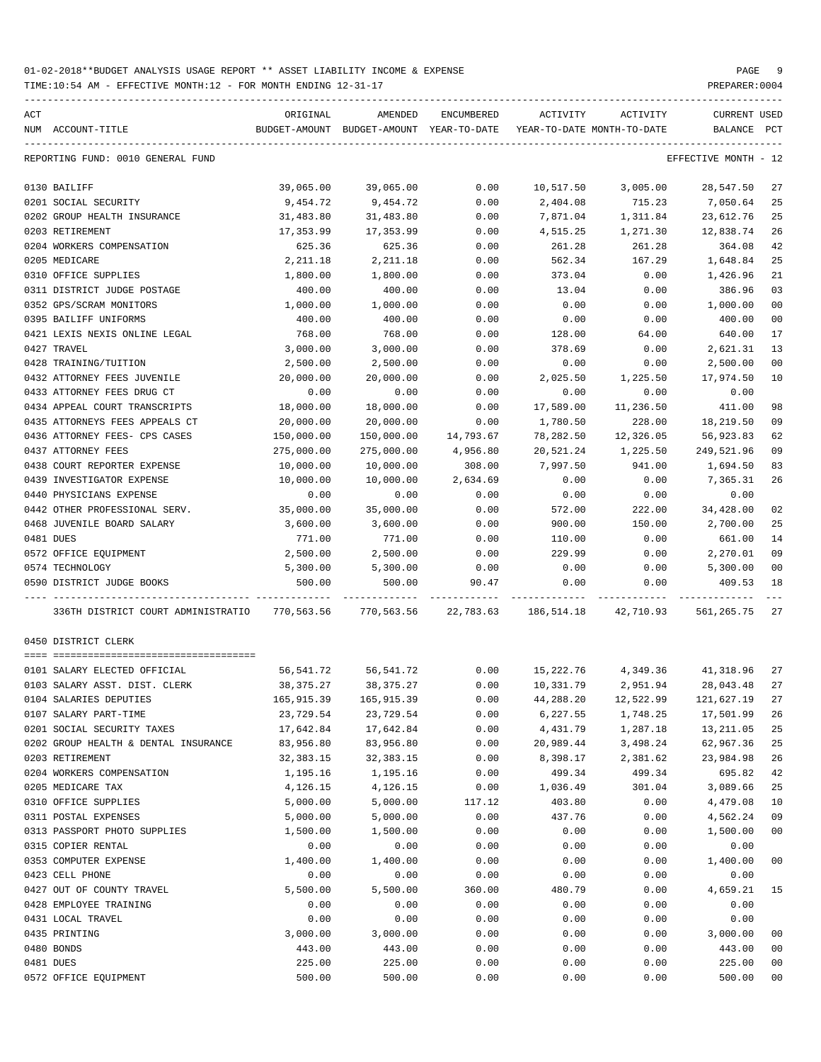01-02-2018**BUDGET ANALYSIS USAGE REPORT ** ASSET LIABILITY INCOME & EXPENSE

TIME:10:54 AM - EFFECTIVE MONTH:12 - FOR MONTH ENDING 12-31-17 PREPARER:0004

REPORTING FUND: 0010 GENERAL FUND — EFFECTIVE MONTH - 12

| ACT NUM | ACCOUNT-TITLE | ORIGINAL BUDGET-AMOUNT | AMENDED BUDGET-AMOUNT | ENCUMBERED YEAR-TO-DATE | ACTIVITY YEAR-TO-DATE | ACTIVITY MONTH-TO-DATE | CURRENT BALANCE | USED PCT |
|---|---|---|---|---|---|---|---|---|
| 0130 | BAILIFF | 39,065.00 | 39,065.00 | 0.00 | 10,517.50 | 3,005.00 | 28,547.50 | 27 |
| 0201 | SOCIAL SECURITY | 9,454.72 | 9,454.72 | 0.00 | 2,404.08 | 715.23 | 7,050.64 | 25 |
| 0202 | GROUP HEALTH INSURANCE | 31,483.80 | 31,483.80 | 0.00 | 7,871.04 | 1,311.84 | 23,612.76 | 25 |
| 0203 | RETIREMENT | 17,353.99 | 17,353.99 | 0.00 | 4,515.25 | 1,271.30 | 12,838.74 | 26 |
| 0204 | WORKERS COMPENSATION | 625.36 | 625.36 | 0.00 | 261.28 | 261.28 | 364.08 | 42 |
| 0205 | MEDICARE | 2,211.18 | 2,211.18 | 0.00 | 562.34 | 167.29 | 1,648.84 | 25 |
| 0310 | OFFICE SUPPLIES | 1,800.00 | 1,800.00 | 0.00 | 373.04 | 0.00 | 1,426.96 | 21 |
| 0311 | DISTRICT JUDGE POSTAGE | 400.00 | 400.00 | 0.00 | 13.04 | 0.00 | 386.96 | 03 |
| 0352 | GPS/SCRAM MONITORS | 1,000.00 | 1,000.00 | 0.00 | 0.00 | 0.00 | 1,000.00 | 00 |
| 0395 | BAILIFF UNIFORMS | 400.00 | 400.00 | 0.00 | 0.00 | 0.00 | 400.00 | 00 |
| 0421 | LEXIS NEXIS ONLINE LEGAL | 768.00 | 768.00 | 0.00 | 128.00 | 64.00 | 640.00 | 17 |
| 0427 | TRAVEL | 3,000.00 | 3,000.00 | 0.00 | 378.69 | 0.00 | 2,621.31 | 13 |
| 0428 | TRAINING/TUITION | 2,500.00 | 2,500.00 | 0.00 | 0.00 | 0.00 | 2,500.00 | 00 |
| 0432 | ATTORNEY FEES JUVENILE | 20,000.00 | 20,000.00 | 0.00 | 2,025.50 | 1,225.50 | 17,974.50 | 10 |
| 0433 | ATTORNEY FEES DRUG CT | 0.00 | 0.00 | 0.00 | 0.00 | 0.00 | 0.00 | |
| 0434 | APPEAL COURT TRANSCRIPTS | 18,000.00 | 18,000.00 | 0.00 | 17,589.00 | 11,236.50 | 411.00 | 98 |
| 0435 | ATTORNEYS FEES APPEALS CT | 20,000.00 | 20,000.00 | 0.00 | 1,780.50 | 228.00 | 18,219.50 | 09 |
| 0436 | ATTORNEY FEES- CPS CASES | 150,000.00 | 150,000.00 | 14,793.67 | 78,282.50 | 12,326.05 | 56,923.83 | 62 |
| 0437 | ATTORNEY FEES | 275,000.00 | 275,000.00 | 4,956.80 | 20,521.24 | 1,225.50 | 249,521.96 | 09 |
| 0438 | COURT REPORTER EXPENSE | 10,000.00 | 10,000.00 | 308.00 | 7,997.50 | 941.00 | 1,694.50 | 83 |
| 0439 | INVESTIGATOR EXPENSE | 10,000.00 | 10,000.00 | 2,634.69 | 0.00 | 0.00 | 7,365.31 | 26 |
| 0440 | PHYSICIANS EXPENSE | 0.00 | 0.00 | 0.00 | 0.00 | 0.00 | 0.00 | |
| 0442 | OTHER PROFESSIONAL SERV. | 35,000.00 | 35,000.00 | 0.00 | 572.00 | 222.00 | 34,428.00 | 02 |
| 0468 | JUVENILE BOARD SALARY | 3,600.00 | 3,600.00 | 0.00 | 900.00 | 150.00 | 2,700.00 | 25 |
| 0481 | DUES | 771.00 | 771.00 | 0.00 | 110.00 | 0.00 | 661.00 | 14 |
| 0572 | OFFICE EQUIPMENT | 2,500.00 | 2,500.00 | 0.00 | 229.99 | 0.00 | 2,270.01 | 09 |
| 0574 | TECHNOLOGY | 5,300.00 | 5,300.00 | 0.00 | 0.00 | 0.00 | 5,300.00 | 00 |
| 0590 | DISTRICT JUDGE BOOKS | 500.00 | 500.00 | 90.47 | 0.00 | 0.00 | 409.53 | 18 |
| | 336TH DISTRICT COURT ADMINISTRATIO | 770,563.56 | 770,563.56 | 22,783.63 | 186,514.18 | 42,710.93 | 561,265.75 | 27 |

0450 DISTRICT CLERK

| ACT NUM | ACCOUNT-TITLE | ORIGINAL BUDGET-AMOUNT | AMENDED BUDGET-AMOUNT | ENCUMBERED YEAR-TO-DATE | ACTIVITY YEAR-TO-DATE | ACTIVITY MONTH-TO-DATE | CURRENT BALANCE | USED PCT |
|---|---|---|---|---|---|---|---|---|
| 0101 | SALARY ELECTED OFFICIAL | 56,541.72 | 56,541.72 | 0.00 | 15,222.76 | 4,349.36 | 41,318.96 | 27 |
| 0103 | SALARY ASST. DIST. CLERK | 38,375.27 | 38,375.27 | 0.00 | 10,331.79 | 2,951.94 | 28,043.48 | 27 |
| 0104 | SALARIES DEPUTIES | 165,915.39 | 165,915.39 | 0.00 | 44,288.20 | 12,522.99 | 121,627.19 | 27 |
| 0107 | SALARY PART-TIME | 23,729.54 | 23,729.54 | 0.00 | 6,227.55 | 1,748.25 | 17,501.99 | 26 |
| 0201 | SOCIAL SECURITY TAXES | 17,642.84 | 17,642.84 | 0.00 | 4,431.79 | 1,287.18 | 13,211.05 | 25 |
| 0202 | GROUP HEALTH & DENTAL INSURANCE | 83,956.80 | 83,956.80 | 0.00 | 20,989.44 | 3,498.24 | 62,967.36 | 25 |
| 0203 | RETIREMENT | 32,383.15 | 32,383.15 | 0.00 | 8,398.17 | 2,381.62 | 23,984.98 | 26 |
| 0204 | WORKERS COMPENSATION | 1,195.16 | 1,195.16 | 0.00 | 499.34 | 499.34 | 695.82 | 42 |
| 0205 | MEDICARE TAX | 4,126.15 | 4,126.15 | 0.00 | 1,036.49 | 301.04 | 3,089.66 | 25 |
| 0310 | OFFICE SUPPLIES | 5,000.00 | 5,000.00 | 117.12 | 403.80 | 0.00 | 4,479.08 | 10 |
| 0311 | POSTAL EXPENSES | 5,000.00 | 5,000.00 | 0.00 | 437.76 | 0.00 | 4,562.24 | 09 |
| 0313 | PASSPORT PHOTO SUPPLIES | 1,500.00 | 1,500.00 | 0.00 | 0.00 | 0.00 | 1,500.00 | 00 |
| 0315 | COPIER RENTAL | 0.00 | 0.00 | 0.00 | 0.00 | 0.00 | 0.00 | |
| 0353 | COMPUTER EXPENSE | 1,400.00 | 1,400.00 | 0.00 | 0.00 | 0.00 | 1,400.00 | 00 |
| 0423 | CELL PHONE | 0.00 | 0.00 | 0.00 | 0.00 | 0.00 | 0.00 | |
| 0427 | OUT OF COUNTY TRAVEL | 5,500.00 | 5,500.00 | 360.00 | 480.79 | 0.00 | 4,659.21 | 15 |
| 0428 | EMPLOYEE TRAINING | 0.00 | 0.00 | 0.00 | 0.00 | 0.00 | 0.00 | |
| 0431 | LOCAL TRAVEL | 0.00 | 0.00 | 0.00 | 0.00 | 0.00 | 0.00 | |
| 0435 | PRINTING | 3,000.00 | 3,000.00 | 0.00 | 0.00 | 0.00 | 3,000.00 | 00 |
| 0480 | BONDS | 443.00 | 443.00 | 0.00 | 0.00 | 0.00 | 443.00 | 00 |
| 0481 | DUES | 225.00 | 225.00 | 0.00 | 0.00 | 0.00 | 225.00 | 00 |
| 0572 | OFFICE EQUIPMENT | 500.00 | 500.00 | 0.00 | 0.00 | 0.00 | 500.00 | 00 |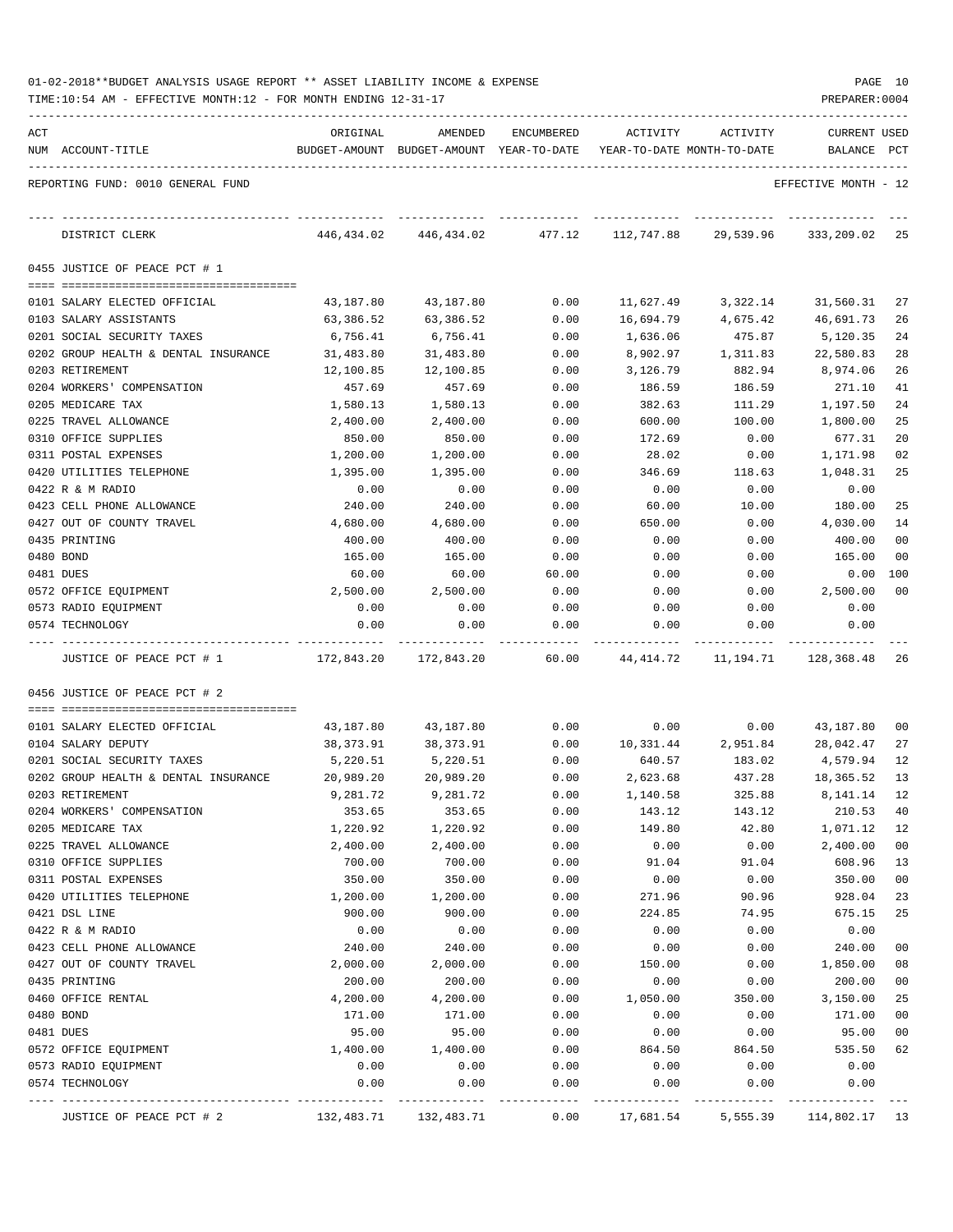01-02-2018**BUDGET ANALYSIS USAGE REPORT ** ASSET LIABILITY INCOME & EXPENSE

TIME:10:54 AM - EFFECTIVE MONTH:12 - FOR MONTH ENDING 12-31-17

PREPARER:0004

REPORTING FUND: 0010 GENERAL FUND — EFFECTIVE MONTH - 12

| ACT NUM | ACCOUNT-TITLE | ORIGINAL BUDGET-AMOUNT | AMENDED BUDGET-AMOUNT | ENCUMBERED YEAR-TO-DATE | ACTIVITY YEAR-TO-DATE | ACTIVITY MONTH-TO-DATE | CURRENT BALANCE | USED PCT |
|---|---|---|---|---|---|---|---|---|
| | DISTRICT CLERK | 446,434.02 | 446,434.02 | 477.12 | 112,747.88 | 29,539.96 | 333,209.02 | 25 |
| | **0455 JUSTICE OF PEACE PCT # 1** | | | | | | | |
| 0101 | SALARY ELECTED OFFICIAL | 43,187.80 | 43,187.80 | 0.00 | 11,627.49 | 3,322.14 | 31,560.31 | 27 |
| 0103 | SALARY ASSISTANTS | 63,386.52 | 63,386.52 | 0.00 | 16,694.79 | 4,675.42 | 46,691.73 | 26 |
| 0201 | SOCIAL SECURITY TAXES | 6,756.41 | 6,756.41 | 0.00 | 1,636.06 | 475.87 | 5,120.35 | 24 |
| 0202 | GROUP HEALTH & DENTAL INSURANCE | 31,483.80 | 31,483.80 | 0.00 | 8,902.97 | 1,311.83 | 22,580.83 | 28 |
| 0203 | RETIREMENT | 12,100.85 | 12,100.85 | 0.00 | 3,126.79 | 882.94 | 8,974.06 | 26 |
| 0204 | WORKERS' COMPENSATION | 457.69 | 457.69 | 0.00 | 186.59 | 186.59 | 271.10 | 41 |
| 0205 | MEDICARE TAX | 1,580.13 | 1,580.13 | 0.00 | 382.63 | 111.29 | 1,197.50 | 24 |
| 0225 | TRAVEL ALLOWANCE | 2,400.00 | 2,400.00 | 0.00 | 600.00 | 100.00 | 1,800.00 | 25 |
| 0310 | OFFICE SUPPLIES | 850.00 | 850.00 | 0.00 | 172.69 | 0.00 | 677.31 | 20 |
| 0311 | POSTAL EXPENSES | 1,200.00 | 1,200.00 | 0.00 | 28.02 | 0.00 | 1,171.98 | 02 |
| 0420 | UTILITIES TELEPHONE | 1,395.00 | 1,395.00 | 0.00 | 346.69 | 118.63 | 1,048.31 | 25 |
| 0422 | R & M RADIO | 0.00 | 0.00 | 0.00 | 0.00 | 0.00 | 0.00 | |
| 0423 | CELL PHONE ALLOWANCE | 240.00 | 240.00 | 0.00 | 60.00 | 10.00 | 180.00 | 25 |
| 0427 | OUT OF COUNTY TRAVEL | 4,680.00 | 4,680.00 | 0.00 | 650.00 | 0.00 | 4,030.00 | 14 |
| 0435 | PRINTING | 400.00 | 400.00 | 0.00 | 0.00 | 0.00 | 400.00 | 00 |
| 0480 | BOND | 165.00 | 165.00 | 0.00 | 0.00 | 0.00 | 165.00 | 00 |
| 0481 | DUES | 60.00 | 60.00 | 60.00 | 0.00 | 0.00 | 0.00 | 100 |
| 0572 | OFFICE EQUIPMENT | 2,500.00 | 2,500.00 | 0.00 | 0.00 | 0.00 | 2,500.00 | 00 |
| 0573 | RADIO EQUIPMENT | 0.00 | 0.00 | 0.00 | 0.00 | 0.00 | 0.00 | |
| 0574 | TECHNOLOGY | 0.00 | 0.00 | 0.00 | 0.00 | 0.00 | 0.00 | |
| | JUSTICE OF PEACE PCT # 1 | 172,843.20 | 172,843.20 | 60.00 | 44,414.72 | 11,194.71 | 128,368.48 | 26 |
| | **0456 JUSTICE OF PEACE PCT # 2** | | | | | | | |
| 0101 | SALARY ELECTED OFFICIAL | 43,187.80 | 43,187.80 | 0.00 | 0.00 | 0.00 | 43,187.80 | 00 |
| 0104 | SALARY DEPUTY | 38,373.91 | 38,373.91 | 0.00 | 10,331.44 | 2,951.84 | 28,042.47 | 27 |
| 0201 | SOCIAL SECURITY TAXES | 5,220.51 | 5,220.51 | 0.00 | 640.57 | 183.02 | 4,579.94 | 12 |
| 0202 | GROUP HEALTH & DENTAL INSURANCE | 20,989.20 | 20,989.20 | 0.00 | 2,623.68 | 437.28 | 18,365.52 | 13 |
| 0203 | RETIREMENT | 9,281.72 | 9,281.72 | 0.00 | 1,140.58 | 325.88 | 8,141.14 | 12 |
| 0204 | WORKERS' COMPENSATION | 353.65 | 353.65 | 0.00 | 143.12 | 143.12 | 210.53 | 40 |
| 0205 | MEDICARE TAX | 1,220.92 | 1,220.92 | 0.00 | 149.80 | 42.80 | 1,071.12 | 12 |
| 0225 | TRAVEL ALLOWANCE | 2,400.00 | 2,400.00 | 0.00 | 0.00 | 0.00 | 2,400.00 | 00 |
| 0310 | OFFICE SUPPLIES | 700.00 | 700.00 | 0.00 | 91.04 | 91.04 | 608.96 | 13 |
| 0311 | POSTAL EXPENSES | 350.00 | 350.00 | 0.00 | 0.00 | 0.00 | 350.00 | 00 |
| 0420 | UTILITIES TELEPHONE | 1,200.00 | 1,200.00 | 0.00 | 271.96 | 90.96 | 928.04 | 23 |
| 0421 | DSL LINE | 900.00 | 900.00 | 0.00 | 224.85 | 74.95 | 675.15 | 25 |
| 0422 | R & M RADIO | 0.00 | 0.00 | 0.00 | 0.00 | 0.00 | 0.00 | |
| 0423 | CELL PHONE ALLOWANCE | 240.00 | 240.00 | 0.00 | 0.00 | 0.00 | 240.00 | 00 |
| 0427 | OUT OF COUNTY TRAVEL | 2,000.00 | 2,000.00 | 0.00 | 150.00 | 0.00 | 1,850.00 | 08 |
| 0435 | PRINTING | 200.00 | 200.00 | 0.00 | 0.00 | 0.00 | 200.00 | 00 |
| 0460 | OFFICE RENTAL | 4,200.00 | 4,200.00 | 0.00 | 1,050.00 | 350.00 | 3,150.00 | 25 |
| 0480 | BOND | 171.00 | 171.00 | 0.00 | 0.00 | 0.00 | 171.00 | 00 |
| 0481 | DUES | 95.00 | 95.00 | 0.00 | 0.00 | 0.00 | 95.00 | 00 |
| 0572 | OFFICE EQUIPMENT | 1,400.00 | 1,400.00 | 0.00 | 864.50 | 864.50 | 535.50 | 62 |
| 0573 | RADIO EQUIPMENT | 0.00 | 0.00 | 0.00 | 0.00 | 0.00 | 0.00 | |
| 0574 | TECHNOLOGY | 0.00 | 0.00 | 0.00 | 0.00 | 0.00 | 0.00 | |
| | JUSTICE OF PEACE PCT # 2 | 132,483.71 | 132,483.71 | 0.00 | 17,681.54 | 5,555.39 | 114,802.17 | 13 |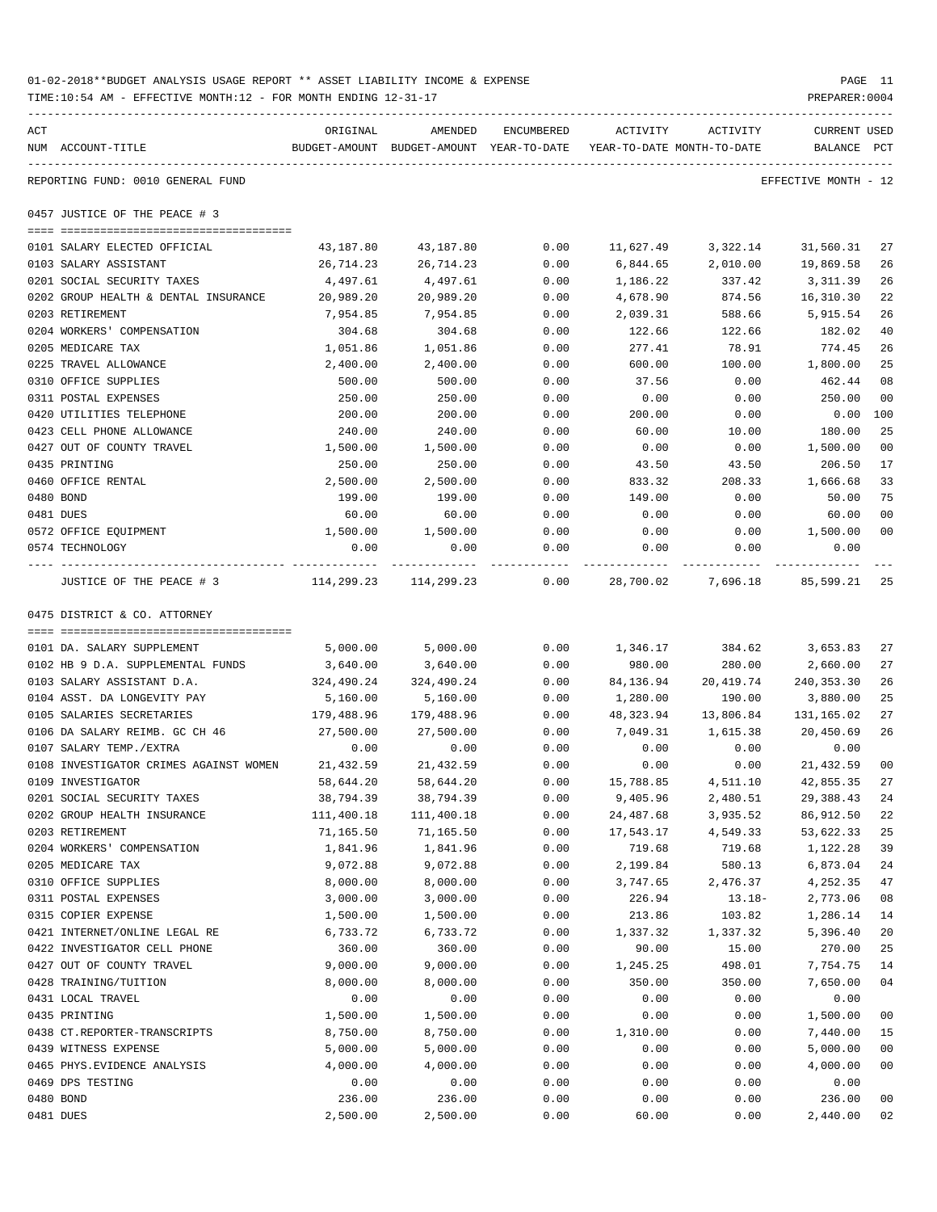01-02-2018**BUDGET ANALYSIS USAGE REPORT ** ASSET LIABILITY INCOME & EXPENSE

TIME:10:54 AM - EFFECTIVE MONTH:12 - FOR MONTH ENDING 12-31-17

PREPARER:0004

REPORTING FUND: 0010 GENERAL FUND — EFFECTIVE MONTH - 12

## 0457 JUSTICE OF THE PEACE # 3

| ACT NUM | ACCOUNT-TITLE | ORIGINAL BUDGET-AMOUNT | AMENDED BUDGET-AMOUNT | ENCUMBERED YEAR-TO-DATE | ACTIVITY YEAR-TO-DATE | ACTIVITY MONTH-TO-DATE | CURRENT BALANCE | USED PCT |
|---|---|---|---|---|---|---|---|---|
| 0101 | SALARY ELECTED OFFICIAL | 43,187.80 | 43,187.80 | 0.00 | 11,627.49 | 3,322.14 | 31,560.31 | 27 |
| 0103 | SALARY ASSISTANT | 26,714.23 | 26,714.23 | 0.00 | 6,844.65 | 2,010.00 | 19,869.58 | 26 |
| 0201 | SOCIAL SECURITY TAXES | 4,497.61 | 4,497.61 | 0.00 | 1,186.22 | 337.42 | 3,311.39 | 26 |
| 0202 | GROUP HEALTH & DENTAL INSURANCE | 20,989.20 | 20,989.20 | 0.00 | 4,678.90 | 874.56 | 16,310.30 | 22 |
| 0203 | RETIREMENT | 7,954.85 | 7,954.85 | 0.00 | 2,039.31 | 588.66 | 5,915.54 | 26 |
| 0204 | WORKERS' COMPENSATION | 304.68 | 304.68 | 0.00 | 122.66 | 122.66 | 182.02 | 40 |
| 0205 | MEDICARE TAX | 1,051.86 | 1,051.86 | 0.00 | 277.41 | 78.91 | 774.45 | 26 |
| 0225 | TRAVEL ALLOWANCE | 2,400.00 | 2,400.00 | 0.00 | 600.00 | 100.00 | 1,800.00 | 25 |
| 0310 | OFFICE SUPPLIES | 500.00 | 500.00 | 0.00 | 37.56 | 0.00 | 462.44 | 08 |
| 0311 | POSTAL EXPENSES | 250.00 | 250.00 | 0.00 | 0.00 | 0.00 | 250.00 | 00 |
| 0420 | UTILITIES TELEPHONE | 200.00 | 200.00 | 0.00 | 200.00 | 0.00 | 0.00 | 100 |
| 0423 | CELL PHONE ALLOWANCE | 240.00 | 240.00 | 0.00 | 60.00 | 10.00 | 180.00 | 25 |
| 0427 | OUT OF COUNTY TRAVEL | 1,500.00 | 1,500.00 | 0.00 | 0.00 | 0.00 | 1,500.00 | 00 |
| 0435 | PRINTING | 250.00 | 250.00 | 0.00 | 43.50 | 43.50 | 206.50 | 17 |
| 0460 | OFFICE RENTAL | 2,500.00 | 2,500.00 | 0.00 | 833.32 | 208.33 | 1,666.68 | 33 |
| 0480 | BOND | 199.00 | 199.00 | 0.00 | 149.00 | 0.00 | 50.00 | 75 |
| 0481 | DUES | 60.00 | 60.00 | 0.00 | 0.00 | 0.00 | 60.00 | 00 |
| 0572 | OFFICE EQUIPMENT | 1,500.00 | 1,500.00 | 0.00 | 0.00 | 0.00 | 1,500.00 | 00 |
| 0574 | TECHNOLOGY | 0.00 | 0.00 | 0.00 | 0.00 | 0.00 | 0.00 | |
| | JUSTICE OF THE PEACE # 3 | 114,299.23 | 114,299.23 | 0.00 | 28,700.02 | 7,696.18 | 85,599.21 | 25 |

## 0475 DISTRICT & CO. ATTORNEY

| ACT NUM | ACCOUNT-TITLE | ORIGINAL BUDGET-AMOUNT | AMENDED BUDGET-AMOUNT | ENCUMBERED YEAR-TO-DATE | ACTIVITY YEAR-TO-DATE | ACTIVITY MONTH-TO-DATE | CURRENT BALANCE | USED PCT |
|---|---|---|---|---|---|---|---|---|
| 0101 | DA. SALARY SUPPLEMENT | 5,000.00 | 5,000.00 | 0.00 | 1,346.17 | 384.62 | 3,653.83 | 27 |
| 0102 | HB 9 D.A. SUPPLEMENTAL FUNDS | 3,640.00 | 3,640.00 | 0.00 | 980.00 | 280.00 | 2,660.00 | 27 |
| 0103 | SALARY ASSISTANT D.A. | 324,490.24 | 324,490.24 | 0.00 | 84,136.94 | 20,419.74 | 240,353.30 | 26 |
| 0104 | ASST. DA LONGEVITY PAY | 5,160.00 | 5,160.00 | 0.00 | 1,280.00 | 190.00 | 3,880.00 | 25 |
| 0105 | SALARIES SECRETARIES | 179,488.96 | 179,488.96 | 0.00 | 48,323.94 | 13,806.84 | 131,165.02 | 27 |
| 0106 | DA SALARY REIMB. GC CH 46 | 27,500.00 | 27,500.00 | 0.00 | 7,049.31 | 1,615.38 | 20,450.69 | 26 |
| 0107 | SALARY TEMP./EXTRA | 0.00 | 0.00 | 0.00 | 0.00 | 0.00 | 0.00 | |
| 0108 | INVESTIGATOR CRIMES AGAINST WOMEN | 21,432.59 | 21,432.59 | 0.00 | 0.00 | 0.00 | 21,432.59 | 00 |
| 0109 | INVESTIGATOR | 58,644.20 | 58,644.20 | 0.00 | 15,788.85 | 4,511.10 | 42,855.35 | 27 |
| 0201 | SOCIAL SECURITY TAXES | 38,794.39 | 38,794.39 | 0.00 | 9,405.96 | 2,480.51 | 29,388.43 | 24 |
| 0202 | GROUP HEALTH INSURANCE | 111,400.18 | 111,400.18 | 0.00 | 24,487.68 | 3,935.52 | 86,912.50 | 22 |
| 0203 | RETIREMENT | 71,165.50 | 71,165.50 | 0.00 | 17,543.17 | 4,549.33 | 53,622.33 | 25 |
| 0204 | WORKERS' COMPENSATION | 1,841.96 | 1,841.96 | 0.00 | 719.68 | 719.68 | 1,122.28 | 39 |
| 0205 | MEDICARE TAX | 9,072.88 | 9,072.88 | 0.00 | 2,199.84 | 580.13 | 6,873.04 | 24 |
| 0310 | OFFICE SUPPLIES | 8,000.00 | 8,000.00 | 0.00 | 3,747.65 | 2,476.37 | 4,252.35 | 47 |
| 0311 | POSTAL EXPENSES | 3,000.00 | 3,000.00 | 0.00 | 226.94 | 13.18- | 2,773.06 | 08 |
| 0315 | COPIER EXPENSE | 1,500.00 | 1,500.00 | 0.00 | 213.86 | 103.82 | 1,286.14 | 14 |
| 0421 | INTERNET/ONLINE LEGAL RE | 6,733.72 | 6,733.72 | 0.00 | 1,337.32 | 1,337.32 | 5,396.40 | 20 |
| 0422 | INVESTIGATOR CELL PHONE | 360.00 | 360.00 | 0.00 | 90.00 | 15.00 | 270.00 | 25 |
| 0427 | OUT OF COUNTY TRAVEL | 9,000.00 | 9,000.00 | 0.00 | 1,245.25 | 498.01 | 7,754.75 | 14 |
| 0428 | TRAINING/TUITION | 8,000.00 | 8,000.00 | 0.00 | 350.00 | 350.00 | 7,650.00 | 04 |
| 0431 | LOCAL TRAVEL | 0.00 | 0.00 | 0.00 | 0.00 | 0.00 | 0.00 | |
| 0435 | PRINTING | 1,500.00 | 1,500.00 | 0.00 | 0.00 | 0.00 | 1,500.00 | 00 |
| 0438 | CT.REPORTER-TRANSCRIPTS | 8,750.00 | 8,750.00 | 0.00 | 1,310.00 | 0.00 | 7,440.00 | 15 |
| 0439 | WITNESS EXPENSE | 5,000.00 | 5,000.00 | 0.00 | 0.00 | 0.00 | 5,000.00 | 00 |
| 0465 | PHYS.EVIDENCE ANALYSIS | 4,000.00 | 4,000.00 | 0.00 | 0.00 | 0.00 | 4,000.00 | 00 |
| 0469 | DPS TESTING | 0.00 | 0.00 | 0.00 | 0.00 | 0.00 | 0.00 | |
| 0480 | BOND | 236.00 | 236.00 | 0.00 | 0.00 | 0.00 | 236.00 | 00 |
| 0481 | DUES | 2,500.00 | 2,500.00 | 0.00 | 60.00 | 0.00 | 2,440.00 | 02 |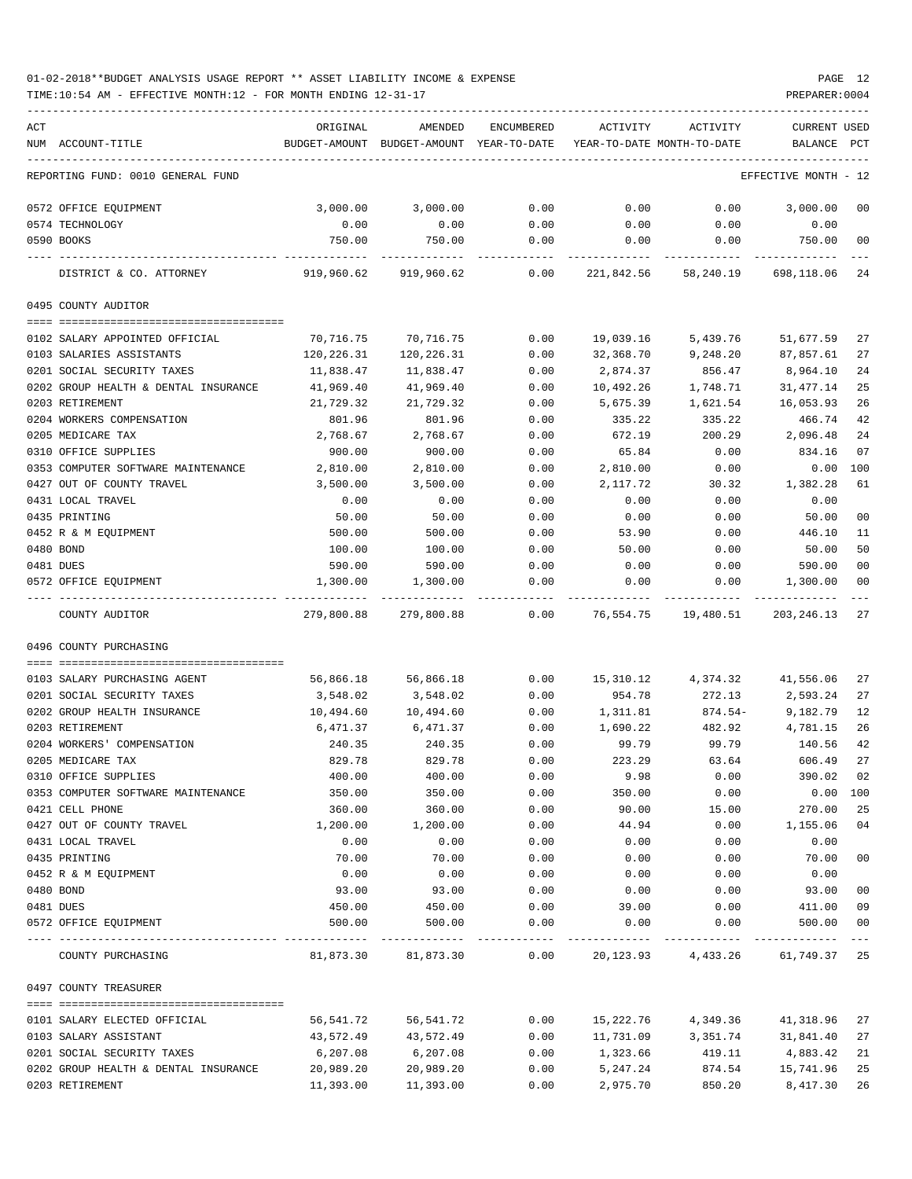01-02-2018**BUDGET ANALYSIS USAGE REPORT ** ASSET LIABILITY INCOME & EXPENSE

TIME:10:54 AM - EFFECTIVE MONTH:12 - FOR MONTH ENDING 12-31-17 PREPARER:0004

| ACT NUM | ACCOUNT-TITLE | ORIGINAL BUDGET-AMOUNT | AMENDED BUDGET-AMOUNT | ENCUMBERED YEAR-TO-DATE | ACTIVITY YEAR-TO-DATE | ACTIVITY MONTH-TO-DATE | CURRENT BALANCE | USED PCT |
|---|---|---|---|---|---|---|---|---|
| | REPORTING FUND: 0010 GENERAL FUND | | | | | | EFFECTIVE MONTH - 12 | |
| 0572 | OFFICE EQUIPMENT | 3,000.00 | 3,000.00 | 0.00 | 0.00 | 0.00 | 3,000.00 | 00 |
| 0574 | TECHNOLOGY | 0.00 | 0.00 | 0.00 | 0.00 | 0.00 | 0.00 | |
| 0590 | BOOKS | 750.00 | 750.00 | 0.00 | 0.00 | 0.00 | 750.00 | 00 |
| | DISTRICT & CO. ATTORNEY | 919,960.62 | 919,960.62 | 0.00 | 221,842.56 | 58,240.19 | 698,118.06 | 24 |
| | **0495 COUNTY AUDITOR** | | | | | | | |
| 0102 | SALARY APPOINTED OFFICIAL | 70,716.75 | 70,716.75 | 0.00 | 19,039.16 | 5,439.76 | 51,677.59 | 27 |
| 0103 | SALARIES ASSISTANTS | 120,226.31 | 120,226.31 | 0.00 | 32,368.70 | 9,248.20 | 87,857.61 | 27 |
| 0201 | SOCIAL SECURITY TAXES | 11,838.47 | 11,838.47 | 0.00 | 2,874.37 | 856.47 | 8,964.10 | 24 |
| 0202 | GROUP HEALTH & DENTAL INSURANCE | 41,969.40 | 41,969.40 | 0.00 | 10,492.26 | 1,748.71 | 31,477.14 | 25 |
| 0203 | RETIREMENT | 21,729.32 | 21,729.32 | 0.00 | 5,675.39 | 1,621.54 | 16,053.93 | 26 |
| 0204 | WORKERS COMPENSATION | 801.96 | 801.96 | 0.00 | 335.22 | 335.22 | 466.74 | 42 |
| 0205 | MEDICARE TAX | 2,768.67 | 2,768.67 | 0.00 | 672.19 | 200.29 | 2,096.48 | 24 |
| 0310 | OFFICE SUPPLIES | 900.00 | 900.00 | 0.00 | 65.84 | 0.00 | 834.16 | 07 |
| 0353 | COMPUTER SOFTWARE MAINTENANCE | 2,810.00 | 2,810.00 | 0.00 | 2,810.00 | 0.00 | 0.00 | 100 |
| 0427 | OUT OF COUNTY TRAVEL | 3,500.00 | 3,500.00 | 0.00 | 2,117.72 | 30.32 | 1,382.28 | 61 |
| 0431 | LOCAL TRAVEL | 0.00 | 0.00 | 0.00 | 0.00 | 0.00 | 0.00 | |
| 0435 | PRINTING | 50.00 | 50.00 | 0.00 | 0.00 | 0.00 | 50.00 | 00 |
| 0452 | R & M EQUIPMENT | 500.00 | 500.00 | 0.00 | 53.90 | 0.00 | 446.10 | 11 |
| 0480 | BOND | 100.00 | 100.00 | 0.00 | 50.00 | 0.00 | 50.00 | 50 |
| 0481 | DUES | 590.00 | 590.00 | 0.00 | 0.00 | 0.00 | 590.00 | 00 |
| 0572 | OFFICE EQUIPMENT | 1,300.00 | 1,300.00 | 0.00 | 0.00 | 0.00 | 1,300.00 | 00 |
| | COUNTY AUDITOR | 279,800.88 | 279,800.88 | 0.00 | 76,554.75 | 19,480.51 | 203,246.13 | 27 |
| | **0496 COUNTY PURCHASING** | | | | | | | |
| 0103 | SALARY PURCHASING AGENT | 56,866.18 | 56,866.18 | 0.00 | 15,310.12 | 4,374.32 | 41,556.06 | 27 |
| 0201 | SOCIAL SECURITY TAXES | 3,548.02 | 3,548.02 | 0.00 | 954.78 | 272.13 | 2,593.24 | 27 |
| 0202 | GROUP HEALTH INSURANCE | 10,494.60 | 10,494.60 | 0.00 | 1,311.81 | 874.54- | 9,182.79 | 12 |
| 0203 | RETIREMENT | 6,471.37 | 6,471.37 | 0.00 | 1,690.22 | 482.92 | 4,781.15 | 26 |
| 0204 | WORKERS' COMPENSATION | 240.35 | 240.35 | 0.00 | 99.79 | 99.79 | 140.56 | 42 |
| 0205 | MEDICARE TAX | 829.78 | 829.78 | 0.00 | 223.29 | 63.64 | 606.49 | 27 |
| 0310 | OFFICE SUPPLIES | 400.00 | 400.00 | 0.00 | 9.98 | 0.00 | 390.02 | 02 |
| 0353 | COMPUTER SOFTWARE MAINTENANCE | 350.00 | 350.00 | 0.00 | 350.00 | 0.00 | 0.00 | 100 |
| 0421 | CELL PHONE | 360.00 | 360.00 | 0.00 | 90.00 | 15.00 | 270.00 | 25 |
| 0427 | OUT OF COUNTY TRAVEL | 1,200.00 | 1,200.00 | 0.00 | 44.94 | 0.00 | 1,155.06 | 04 |
| 0431 | LOCAL TRAVEL | 0.00 | 0.00 | 0.00 | 0.00 | 0.00 | 0.00 | |
| 0435 | PRINTING | 70.00 | 70.00 | 0.00 | 0.00 | 0.00 | 70.00 | 00 |
| 0452 | R & M EQUIPMENT | 0.00 | 0.00 | 0.00 | 0.00 | 0.00 | 0.00 | |
| 0480 | BOND | 93.00 | 93.00 | 0.00 | 0.00 | 0.00 | 93.00 | 00 |
| 0481 | DUES | 450.00 | 450.00 | 0.00 | 39.00 | 0.00 | 411.00 | 09 |
| 0572 | OFFICE EQUIPMENT | 500.00 | 500.00 | 0.00 | 0.00 | 0.00 | 500.00 | 00 |
| | COUNTY PURCHASING | 81,873.30 | 81,873.30 | 0.00 | 20,123.93 | 4,433.26 | 61,749.37 | 25 |
| | **0497 COUNTY TREASURER** | | | | | | | |
| 0101 | SALARY ELECTED OFFICIAL | 56,541.72 | 56,541.72 | 0.00 | 15,222.76 | 4,349.36 | 41,318.96 | 27 |
| 0103 | SALARY ASSISTANT | 43,572.49 | 43,572.49 | 0.00 | 11,731.09 | 3,351.74 | 31,841.40 | 27 |
| 0201 | SOCIAL SECURITY TAXES | 6,207.08 | 6,207.08 | 0.00 | 1,323.66 | 419.11 | 4,883.42 | 21 |
| 0202 | GROUP HEALTH & DENTAL INSURANCE | 20,989.20 | 20,989.20 | 0.00 | 5,247.24 | 874.54 | 15,741.96 | 25 |
| 0203 | RETIREMENT | 11,393.00 | 11,393.00 | 0.00 | 2,975.70 | 850.20 | 8,417.30 | 26 |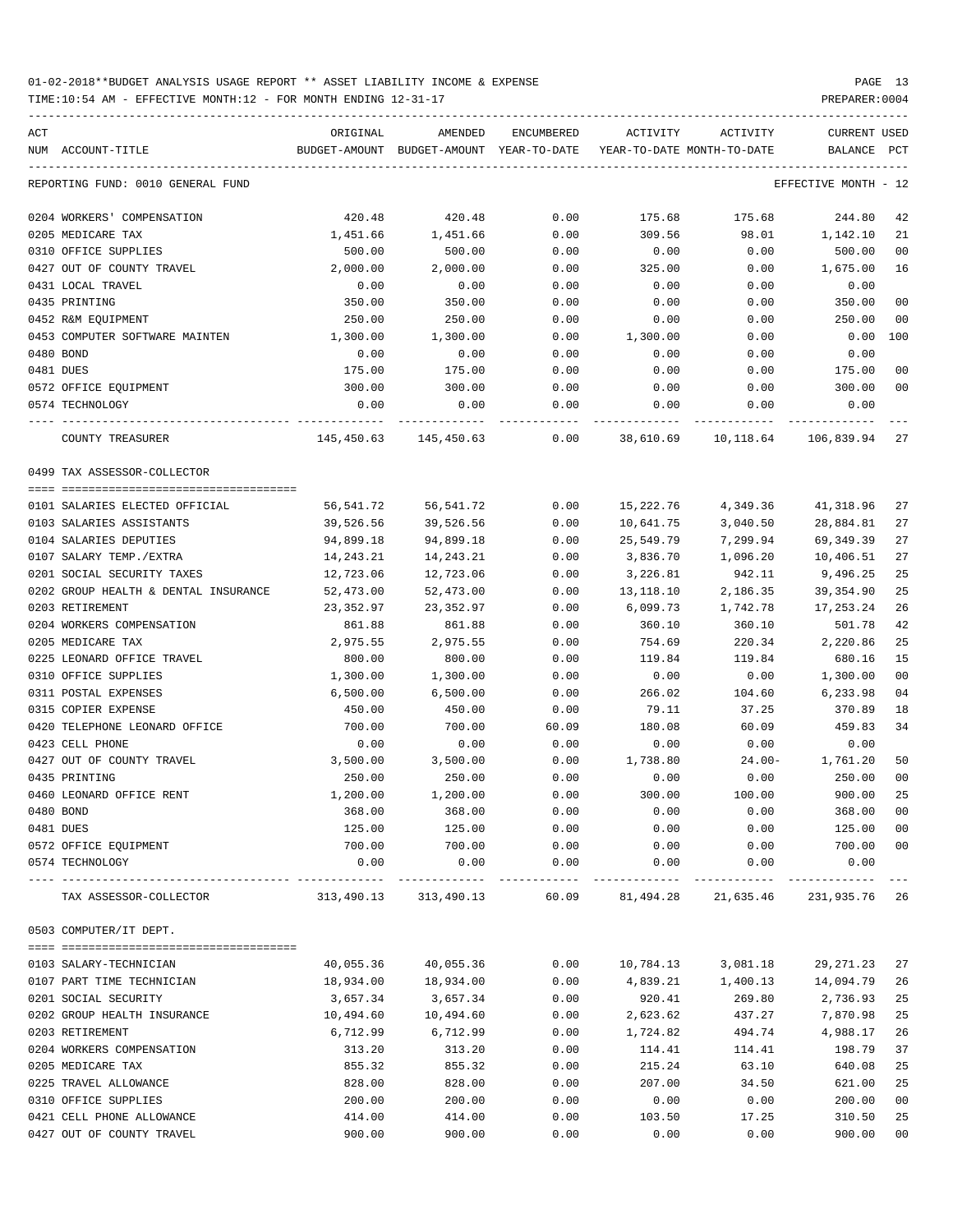01-02-2018**BUDGET ANALYSIS USAGE REPORT ** ASSET LIABILITY INCOME & EXPENSE

TIME:10:54 AM - EFFECTIVE MONTH:12 - FOR MONTH ENDING 12-31-17

PREPARER:0004

REPORTING FUND: 0010 GENERAL FUND — EFFECTIVE MONTH - 12

| ACT NUM | ACCOUNT-TITLE | ORIGINAL BUDGET-AMOUNT | AMENDED BUDGET-AMOUNT | ENCUMBERED YEAR-TO-DATE | ACTIVITY YEAR-TO-DATE | ACTIVITY MONTH-TO-DATE | CURRENT BALANCE | USED PCT |
|---|---|---|---|---|---|---|---|---|
| 0204 | WORKERS' COMPENSATION | 420.48 | 420.48 | 0.00 | 175.68 | 175.68 | 244.80 | 42 |
| 0205 | MEDICARE TAX | 1,451.66 | 1,451.66 | 0.00 | 309.56 | 98.01 | 1,142.10 | 21 |
| 0310 | OFFICE SUPPLIES | 500.00 | 500.00 | 0.00 | 0.00 | 0.00 | 500.00 | 00 |
| 0427 | OUT OF COUNTY TRAVEL | 2,000.00 | 2,000.00 | 0.00 | 325.00 | 0.00 | 1,675.00 | 16 |
| 0431 | LOCAL TRAVEL | 0.00 | 0.00 | 0.00 | 0.00 | 0.00 | 0.00 | |
| 0435 | PRINTING | 350.00 | 350.00 | 0.00 | 0.00 | 0.00 | 350.00 | 00 |
| 0452 | R&M EQUIPMENT | 250.00 | 250.00 | 0.00 | 0.00 | 0.00 | 250.00 | 00 |
| 0453 | COMPUTER SOFTWARE MAINTEN | 1,300.00 | 1,300.00 | 0.00 | 1,300.00 | 0.00 | 0.00 | 100 |
| 0480 | BOND | 0.00 | 0.00 | 0.00 | 0.00 | 0.00 | 0.00 | |
| 0481 | DUES | 175.00 | 175.00 | 0.00 | 0.00 | 0.00 | 175.00 | 00 |
| 0572 | OFFICE EQUIPMENT | 300.00 | 300.00 | 0.00 | 0.00 | 0.00 | 300.00 | 00 |
| 0574 | TECHNOLOGY | 0.00 | 0.00 | 0.00 | 0.00 | 0.00 | 0.00 | |
| | COUNTY TREASURER | 145,450.63 | 145,450.63 | 0.00 | 38,610.69 | 10,118.64 | 106,839.94 | 27 |

0499 TAX ASSESSOR-COLLECTOR

| ACT NUM | ACCOUNT-TITLE | ORIGINAL BUDGET-AMOUNT | AMENDED BUDGET-AMOUNT | ENCUMBERED YEAR-TO-DATE | ACTIVITY YEAR-TO-DATE | ACTIVITY MONTH-TO-DATE | CURRENT BALANCE | USED PCT |
|---|---|---|---|---|---|---|---|---|
| 0101 | SALARIES ELECTED OFFICIAL | 56,541.72 | 56,541.72 | 0.00 | 15,222.76 | 4,349.36 | 41,318.96 | 27 |
| 0103 | SALARIES ASSISTANTS | 39,526.56 | 39,526.56 | 0.00 | 10,641.75 | 3,040.50 | 28,884.81 | 27 |
| 0104 | SALARIES DEPUTIES | 94,899.18 | 94,899.18 | 0.00 | 25,549.79 | 7,299.94 | 69,349.39 | 27 |
| 0107 | SALARY TEMP./EXTRA | 14,243.21 | 14,243.21 | 0.00 | 3,836.70 | 1,096.20 | 10,406.51 | 27 |
| 0201 | SOCIAL SECURITY TAXES | 12,723.06 | 12,723.06 | 0.00 | 3,226.81 | 942.11 | 9,496.25 | 25 |
| 0202 | GROUP HEALTH & DENTAL INSURANCE | 52,473.00 | 52,473.00 | 0.00 | 13,118.10 | 2,186.35 | 39,354.90 | 25 |
| 0203 | RETIREMENT | 23,352.97 | 23,352.97 | 0.00 | 6,099.73 | 1,742.78 | 17,253.24 | 26 |
| 0204 | WORKERS COMPENSATION | 861.88 | 861.88 | 0.00 | 360.10 | 360.10 | 501.78 | 42 |
| 0205 | MEDICARE TAX | 2,975.55 | 2,975.55 | 0.00 | 754.69 | 220.34 | 2,220.86 | 25 |
| 0225 | LEONARD OFFICE TRAVEL | 800.00 | 800.00 | 0.00 | 119.84 | 119.84 | 680.16 | 15 |
| 0310 | OFFICE SUPPLIES | 1,300.00 | 1,300.00 | 0.00 | 0.00 | 0.00 | 1,300.00 | 00 |
| 0311 | POSTAL EXPENSES | 6,500.00 | 6,500.00 | 0.00 | 266.02 | 104.60 | 6,233.98 | 04 |
| 0315 | COPIER EXPENSE | 450.00 | 450.00 | 0.00 | 79.11 | 37.25 | 370.89 | 18 |
| 0420 | TELEPHONE LEONARD OFFICE | 700.00 | 700.00 | 60.09 | 180.08 | 60.09 | 459.83 | 34 |
| 0423 | CELL PHONE | 0.00 | 0.00 | 0.00 | 0.00 | 0.00 | 0.00 | |
| 0427 | OUT OF COUNTY TRAVEL | 3,500.00 | 3,500.00 | 0.00 | 1,738.80 | 24.00- | 1,761.20 | 50 |
| 0435 | PRINTING | 250.00 | 250.00 | 0.00 | 0.00 | 0.00 | 250.00 | 00 |
| 0460 | LEONARD OFFICE RENT | 1,200.00 | 1,200.00 | 0.00 | 300.00 | 100.00 | 900.00 | 25 |
| 0480 | BOND | 368.00 | 368.00 | 0.00 | 0.00 | 0.00 | 368.00 | 00 |
| 0481 | DUES | 125.00 | 125.00 | 0.00 | 0.00 | 0.00 | 125.00 | 00 |
| 0572 | OFFICE EQUIPMENT | 700.00 | 700.00 | 0.00 | 0.00 | 0.00 | 700.00 | 00 |
| 0574 | TECHNOLOGY | 0.00 | 0.00 | 0.00 | 0.00 | 0.00 | 0.00 | |
| | TAX ASSESSOR-COLLECTOR | 313,490.13 | 313,490.13 | 60.09 | 81,494.28 | 21,635.46 | 231,935.76 | 26 |

0503 COMPUTER/IT DEPT.

| ACT NUM | ACCOUNT-TITLE | ORIGINAL BUDGET-AMOUNT | AMENDED BUDGET-AMOUNT | ENCUMBERED YEAR-TO-DATE | ACTIVITY YEAR-TO-DATE | ACTIVITY MONTH-TO-DATE | CURRENT BALANCE | USED PCT |
|---|---|---|---|---|---|---|---|---|
| 0103 | SALARY-TECHNICIAN | 40,055.36 | 40,055.36 | 0.00 | 10,784.13 | 3,081.18 | 29,271.23 | 27 |
| 0107 | PART TIME TECHNICIAN | 18,934.00 | 18,934.00 | 0.00 | 4,839.21 | 1,400.13 | 14,094.79 | 26 |
| 0201 | SOCIAL SECURITY | 3,657.34 | 3,657.34 | 0.00 | 920.41 | 269.80 | 2,736.93 | 25 |
| 0202 | GROUP HEALTH INSURANCE | 10,494.60 | 10,494.60 | 0.00 | 2,623.62 | 437.27 | 7,870.98 | 25 |
| 0203 | RETIREMENT | 6,712.99 | 6,712.99 | 0.00 | 1,724.82 | 494.74 | 4,988.17 | 26 |
| 0204 | WORKERS COMPENSATION | 313.20 | 313.20 | 0.00 | 114.41 | 114.41 | 198.79 | 37 |
| 0205 | MEDICARE TAX | 855.32 | 855.32 | 0.00 | 215.24 | 63.10 | 640.08 | 25 |
| 0225 | TRAVEL ALLOWANCE | 828.00 | 828.00 | 0.00 | 207.00 | 34.50 | 621.00 | 25 |
| 0310 | OFFICE SUPPLIES | 200.00 | 200.00 | 0.00 | 0.00 | 0.00 | 200.00 | 00 |
| 0421 | CELL PHONE ALLOWANCE | 414.00 | 414.00 | 0.00 | 103.50 | 17.25 | 310.50 | 25 |
| 0427 | OUT OF COUNTY TRAVEL | 900.00 | 900.00 | 0.00 | 0.00 | 0.00 | 900.00 | 00 |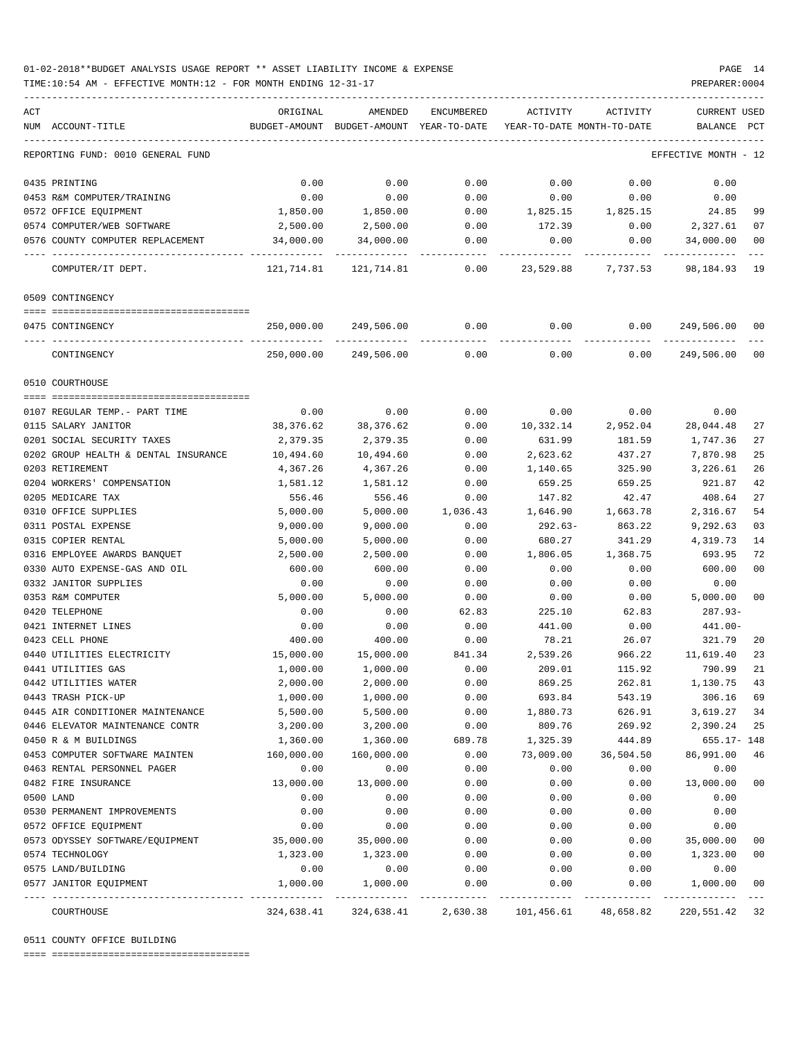01-02-2018**BUDGET ANALYSIS USAGE REPORT ** ASSET LIABILITY INCOME & EXPENSE

TIME:10:54 AM - EFFECTIVE MONTH:12 - FOR MONTH ENDING 12-31-17

PREPARER:0004

| ACT NUM | ACCOUNT-TITLE | ORIGINAL BUDGET-AMOUNT | AMENDED BUDGET-AMOUNT | ENCUMBERED YEAR-TO-DATE | ACTIVITY YEAR-TO-DATE | ACTIVITY MONTH-TO-DATE | CURRENT BALANCE | USED PCT |
|---|---|---|---|---|---|---|---|---|
| | REPORTING FUND: 0010 GENERAL FUND | | | | | | EFFECTIVE MONTH - 12 | |
| 0435 | PRINTING | 0.00 | 0.00 | 0.00 | 0.00 | 0.00 | 0.00 | |
| 0453 | R&M COMPUTER/TRAINING | 0.00 | 0.00 | 0.00 | 0.00 | 0.00 | 0.00 | |
| 0572 | OFFICE EQUIPMENT | 1,850.00 | 1,850.00 | 0.00 | 1,825.15 | 1,825.15 | 24.85 | 99 |
| 0574 | COMPUTER/WEB SOFTWARE | 2,500.00 | 2,500.00 | 0.00 | 172.39 | 0.00 | 2,327.61 | 07 |
| 0576 | COUNTY COMPUTER REPLACEMENT | 34,000.00 | 34,000.00 | 0.00 | 0.00 | 0.00 | 34,000.00 | 00 |
| | COMPUTER/IT DEPT. | 121,714.81 | 121,714.81 | 0.00 | 23,529.88 | 7,737.53 | 98,184.93 | 19 |
| | 0509 CONTINGENCY | | | | | | | |
| 0475 | CONTINGENCY | 250,000.00 | 249,506.00 | 0.00 | 0.00 | 0.00 | 249,506.00 | 00 |
| | CONTINGENCY | 250,000.00 | 249,506.00 | 0.00 | 0.00 | 0.00 | 249,506.00 | 00 |
| | 0510 COURTHOUSE | | | | | | | |
| 0107 | REGULAR TEMP.- PART TIME | 0.00 | 0.00 | 0.00 | 0.00 | 0.00 | 0.00 | |
| 0115 | SALARY JANITOR | 38,376.62 | 38,376.62 | 0.00 | 10,332.14 | 2,952.04 | 28,044.48 | 27 |
| 0201 | SOCIAL SECURITY TAXES | 2,379.35 | 2,379.35 | 0.00 | 631.99 | 181.59 | 1,747.36 | 27 |
| 0202 | GROUP HEALTH & DENTAL INSURANCE | 10,494.60 | 10,494.60 | 0.00 | 2,623.62 | 437.27 | 7,870.98 | 25 |
| 0203 | RETIREMENT | 4,367.26 | 4,367.26 | 0.00 | 1,140.65 | 325.90 | 3,226.61 | 26 |
| 0204 | WORKERS' COMPENSATION | 1,581.12 | 1,581.12 | 0.00 | 659.25 | 659.25 | 921.87 | 42 |
| 0205 | MEDICARE TAX | 556.46 | 556.46 | 0.00 | 147.82 | 42.47 | 408.64 | 27 |
| 0310 | OFFICE SUPPLIES | 5,000.00 | 5,000.00 | 1,036.43 | 1,646.90 | 1,663.78 | 2,316.67 | 54 |
| 0311 | POSTAL EXPENSE | 9,000.00 | 9,000.00 | 0.00 | 292.63- | 863.22 | 9,292.63 | 03 |
| 0315 | COPIER RENTAL | 5,000.00 | 5,000.00 | 0.00 | 680.27 | 341.29 | 4,319.73 | 14 |
| 0316 | EMPLOYEE AWARDS BANQUET | 2,500.00 | 2,500.00 | 0.00 | 1,806.05 | 1,368.75 | 693.95 | 72 |
| 0330 | AUTO EXPENSE-GAS AND OIL | 600.00 | 600.00 | 0.00 | 0.00 | 0.00 | 600.00 | 00 |
| 0332 | JANITOR SUPPLIES | 0.00 | 0.00 | 0.00 | 0.00 | 0.00 | 0.00 | |
| 0353 | R&M COMPUTER | 5,000.00 | 5,000.00 | 0.00 | 0.00 | 0.00 | 5,000.00 | 00 |
| 0420 | TELEPHONE | 0.00 | 0.00 | 62.83 | 225.10 | 62.83 | 287.93- | |
| 0421 | INTERNET LINES | 0.00 | 0.00 | 0.00 | 441.00 | 0.00 | 441.00- | |
| 0423 | CELL PHONE | 400.00 | 400.00 | 0.00 | 78.21 | 26.07 | 321.79 | 20 |
| 0440 | UTILITIES ELECTRICITY | 15,000.00 | 15,000.00 | 841.34 | 2,539.26 | 966.22 | 11,619.40 | 23 |
| 0441 | UTILITIES GAS | 1,000.00 | 1,000.00 | 0.00 | 209.01 | 115.92 | 790.99 | 21 |
| 0442 | UTILITIES WATER | 2,000.00 | 2,000.00 | 0.00 | 869.25 | 262.81 | 1,130.75 | 43 |
| 0443 | TRASH PICK-UP | 1,000.00 | 1,000.00 | 0.00 | 693.84 | 543.19 | 306.16 | 69 |
| 0445 | AIR CONDITIONER MAINTENANCE | 5,500.00 | 5,500.00 | 0.00 | 1,880.73 | 626.91 | 3,619.27 | 34 |
| 0446 | ELEVATOR MAINTENANCE CONTR | 3,200.00 | 3,200.00 | 0.00 | 809.76 | 269.92 | 2,390.24 | 25 |
| 0450 | R & M BUILDINGS | 1,360.00 | 1,360.00 | 689.78 | 1,325.39 | 444.89 | 655.17- | 148 |
| 0453 | COMPUTER SOFTWARE MAINTEN | 160,000.00 | 160,000.00 | 0.00 | 73,009.00 | 36,504.50 | 86,991.00 | 46 |
| 0463 | RENTAL PERSONNEL PAGER | 0.00 | 0.00 | 0.00 | 0.00 | 0.00 | 0.00 | |
| 0482 | FIRE INSURANCE | 13,000.00 | 13,000.00 | 0.00 | 0.00 | 0.00 | 13,000.00 | 00 |
| 0500 | LAND | 0.00 | 0.00 | 0.00 | 0.00 | 0.00 | 0.00 | |
| 0530 | PERMANENT IMPROVEMENTS | 0.00 | 0.00 | 0.00 | 0.00 | 0.00 | 0.00 | |
| 0572 | OFFICE EQUIPMENT | 0.00 | 0.00 | 0.00 | 0.00 | 0.00 | 0.00 | |
| 0573 | ODYSSEY SOFTWARE/EQUIPMENT | 35,000.00 | 35,000.00 | 0.00 | 0.00 | 0.00 | 35,000.00 | 00 |
| 0574 | TECHNOLOGY | 1,323.00 | 1,323.00 | 0.00 | 0.00 | 0.00 | 1,323.00 | 00 |
| 0575 | LAND/BUILDING | 0.00 | 0.00 | 0.00 | 0.00 | 0.00 | 0.00 | |
| 0577 | JANITOR EQUIPMENT | 1,000.00 | 1,000.00 | 0.00 | 0.00 | 0.00 | 1,000.00 | 00 |
| | COURTHOUSE | 324,638.41 | 324,638.41 | 2,630.38 | 101,456.61 | 48,658.82 | 220,551.42 | 32 |
| | 0511 COUNTY OFFICE BUILDING | | | | | | | |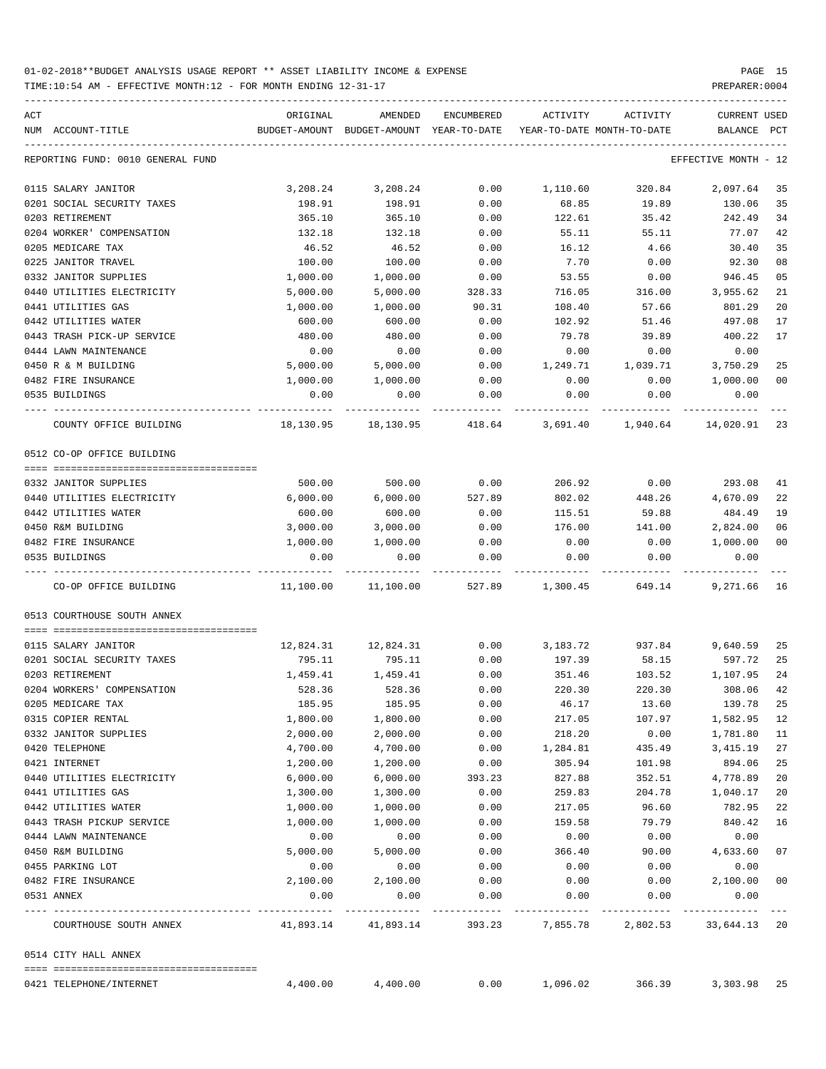01-02-2018**BUDGET ANALYSIS USAGE REPORT ** ASSET LIABILITY INCOME & EXPENSE

TIME:10:54 AM - EFFECTIVE MONTH:12 - FOR MONTH ENDING 12-31-17

PREPARER:0004

REPORTING FUND: 0010 GENERAL FUND — EFFECTIVE MONTH - 12

| ACT NUM | ACCOUNT-TITLE | ORIGINAL BUDGET-AMOUNT | AMENDED BUDGET-AMOUNT | ENCUMBERED YEAR-TO-DATE | ACTIVITY YEAR-TO-DATE | ACTIVITY MONTH-TO-DATE | CURRENT BALANCE | USED PCT |
|---|---|---|---|---|---|---|---|---|
| 0115 | SALARY JANITOR | 3,208.24 | 3,208.24 | 0.00 | 1,110.60 | 320.84 | 2,097.64 | 35 |
| 0201 | SOCIAL SECURITY TAXES | 198.91 | 198.91 | 0.00 | 68.85 | 19.89 | 130.06 | 35 |
| 0203 | RETIREMENT | 365.10 | 365.10 | 0.00 | 122.61 | 35.42 | 242.49 | 34 |
| 0204 | WORKER' COMPENSATION | 132.18 | 132.18 | 0.00 | 55.11 | 55.11 | 77.07 | 42 |
| 0205 | MEDICARE TAX | 46.52 | 46.52 | 0.00 | 16.12 | 4.66 | 30.40 | 35 |
| 0225 | JANITOR TRAVEL | 100.00 | 100.00 | 0.00 | 7.70 | 0.00 | 92.30 | 08 |
| 0332 | JANITOR SUPPLIES | 1,000.00 | 1,000.00 | 0.00 | 53.55 | 0.00 | 946.45 | 05 |
| 0440 | UTILITIES ELECTRICITY | 5,000.00 | 5,000.00 | 328.33 | 716.05 | 316.00 | 3,955.62 | 21 |
| 0441 | UTILITIES GAS | 1,000.00 | 1,000.00 | 90.31 | 108.40 | 57.66 | 801.29 | 20 |
| 0442 | UTILITIES WATER | 600.00 | 600.00 | 0.00 | 102.92 | 51.46 | 497.08 | 17 |
| 0443 | TRASH PICK-UP SERVICE | 480.00 | 480.00 | 0.00 | 79.78 | 39.89 | 400.22 | 17 |
| 0444 | LAWN MAINTENANCE | 0.00 | 0.00 | 0.00 | 0.00 | 0.00 | 0.00 | |
| 0450 | R & M BUILDING | 5,000.00 | 5,000.00 | 0.00 | 1,249.71 | 1,039.71 | 3,750.29 | 25 |
| 0482 | FIRE INSURANCE | 1,000.00 | 1,000.00 | 0.00 | 0.00 | 0.00 | 1,000.00 | 00 |
| 0535 | BUILDINGS | 0.00 | 0.00 | 0.00 | 0.00 | 0.00 | 0.00 | |
| | COUNTY OFFICE BUILDING | 18,130.95 | 18,130.95 | 418.64 | 3,691.40 | 1,940.64 | 14,020.91 | 23 |

0512 CO-OP OFFICE BUILDING

| ACT NUM | ACCOUNT-TITLE | ORIGINAL BUDGET-AMOUNT | AMENDED BUDGET-AMOUNT | ENCUMBERED YEAR-TO-DATE | ACTIVITY YEAR-TO-DATE | ACTIVITY MONTH-TO-DATE | CURRENT BALANCE | USED PCT |
|---|---|---|---|---|---|---|---|---|
| 0332 | JANITOR SUPPLIES | 500.00 | 500.00 | 0.00 | 206.92 | 0.00 | 293.08 | 41 |
| 0440 | UTILITIES ELECTRICITY | 6,000.00 | 6,000.00 | 527.89 | 802.02 | 448.26 | 4,670.09 | 22 |
| 0442 | UTILITIES WATER | 600.00 | 600.00 | 0.00 | 115.51 | 59.88 | 484.49 | 19 |
| 0450 | R&M BUILDING | 3,000.00 | 3,000.00 | 0.00 | 176.00 | 141.00 | 2,824.00 | 06 |
| 0482 | FIRE INSURANCE | 1,000.00 | 1,000.00 | 0.00 | 0.00 | 0.00 | 1,000.00 | 00 |
| 0535 | BUILDINGS | 0.00 | 0.00 | 0.00 | 0.00 | 0.00 | 0.00 | |
| | CO-OP OFFICE BUILDING | 11,100.00 | 11,100.00 | 527.89 | 1,300.45 | 649.14 | 9,271.66 | 16 |

0513 COURTHOUSE SOUTH ANNEX

| ACT NUM | ACCOUNT-TITLE | ORIGINAL BUDGET-AMOUNT | AMENDED BUDGET-AMOUNT | ENCUMBERED YEAR-TO-DATE | ACTIVITY YEAR-TO-DATE | ACTIVITY MONTH-TO-DATE | CURRENT BALANCE | USED PCT |
|---|---|---|---|---|---|---|---|---|
| 0115 | SALARY JANITOR | 12,824.31 | 12,824.31 | 0.00 | 3,183.72 | 937.84 | 9,640.59 | 25 |
| 0201 | SOCIAL SECURITY TAXES | 795.11 | 795.11 | 0.00 | 197.39 | 58.15 | 597.72 | 25 |
| 0203 | RETIREMENT | 1,459.41 | 1,459.41 | 0.00 | 351.46 | 103.52 | 1,107.95 | 24 |
| 0204 | WORKERS' COMPENSATION | 528.36 | 528.36 | 0.00 | 220.30 | 220.30 | 308.06 | 42 |
| 0205 | MEDICARE TAX | 185.95 | 185.95 | 0.00 | 46.17 | 13.60 | 139.78 | 25 |
| 0315 | COPIER RENTAL | 1,800.00 | 1,800.00 | 0.00 | 217.05 | 107.97 | 1,582.95 | 12 |
| 0332 | JANITOR SUPPLIES | 2,000.00 | 2,000.00 | 0.00 | 218.20 | 0.00 | 1,781.80 | 11 |
| 0420 | TELEPHONE | 4,700.00 | 4,700.00 | 0.00 | 1,284.81 | 435.49 | 3,415.19 | 27 |
| 0421 | INTERNET | 1,200.00 | 1,200.00 | 0.00 | 305.94 | 101.98 | 894.06 | 25 |
| 0440 | UTILITIES ELECTRICITY | 6,000.00 | 6,000.00 | 393.23 | 827.88 | 352.51 | 4,778.89 | 20 |
| 0441 | UTILITIES GAS | 1,300.00 | 1,300.00 | 0.00 | 259.83 | 204.78 | 1,040.17 | 20 |
| 0442 | UTILITIES WATER | 1,000.00 | 1,000.00 | 0.00 | 217.05 | 96.60 | 782.95 | 22 |
| 0443 | TRASH PICKUP SERVICE | 1,000.00 | 1,000.00 | 0.00 | 159.58 | 79.79 | 840.42 | 16 |
| 0444 | LAWN MAINTENANCE | 0.00 | 0.00 | 0.00 | 0.00 | 0.00 | 0.00 | |
| 0450 | R&M BUILDING | 5,000.00 | 5,000.00 | 0.00 | 366.40 | 90.00 | 4,633.60 | 07 |
| 0455 | PARKING LOT | 0.00 | 0.00 | 0.00 | 0.00 | 0.00 | 0.00 | |
| 0482 | FIRE INSURANCE | 2,100.00 | 2,100.00 | 0.00 | 0.00 | 0.00 | 2,100.00 | 00 |
| 0531 | ANNEX | 0.00 | 0.00 | 0.00 | 0.00 | 0.00 | 0.00 | |
| | COURTHOUSE SOUTH ANNEX | 41,893.14 | 41,893.14 | 393.23 | 7,855.78 | 2,802.53 | 33,644.13 | 20 |

0514 CITY HALL ANNEX

| ACT NUM | ACCOUNT-TITLE | ORIGINAL BUDGET-AMOUNT | AMENDED BUDGET-AMOUNT | ENCUMBERED YEAR-TO-DATE | ACTIVITY YEAR-TO-DATE | ACTIVITY MONTH-TO-DATE | CURRENT BALANCE | USED PCT |
|---|---|---|---|---|---|---|---|---|
| 0421 | TELEPHONE/INTERNET | 4,400.00 | 4,400.00 | 0.00 | 1,096.02 | 366.39 | 3,303.98 | 25 |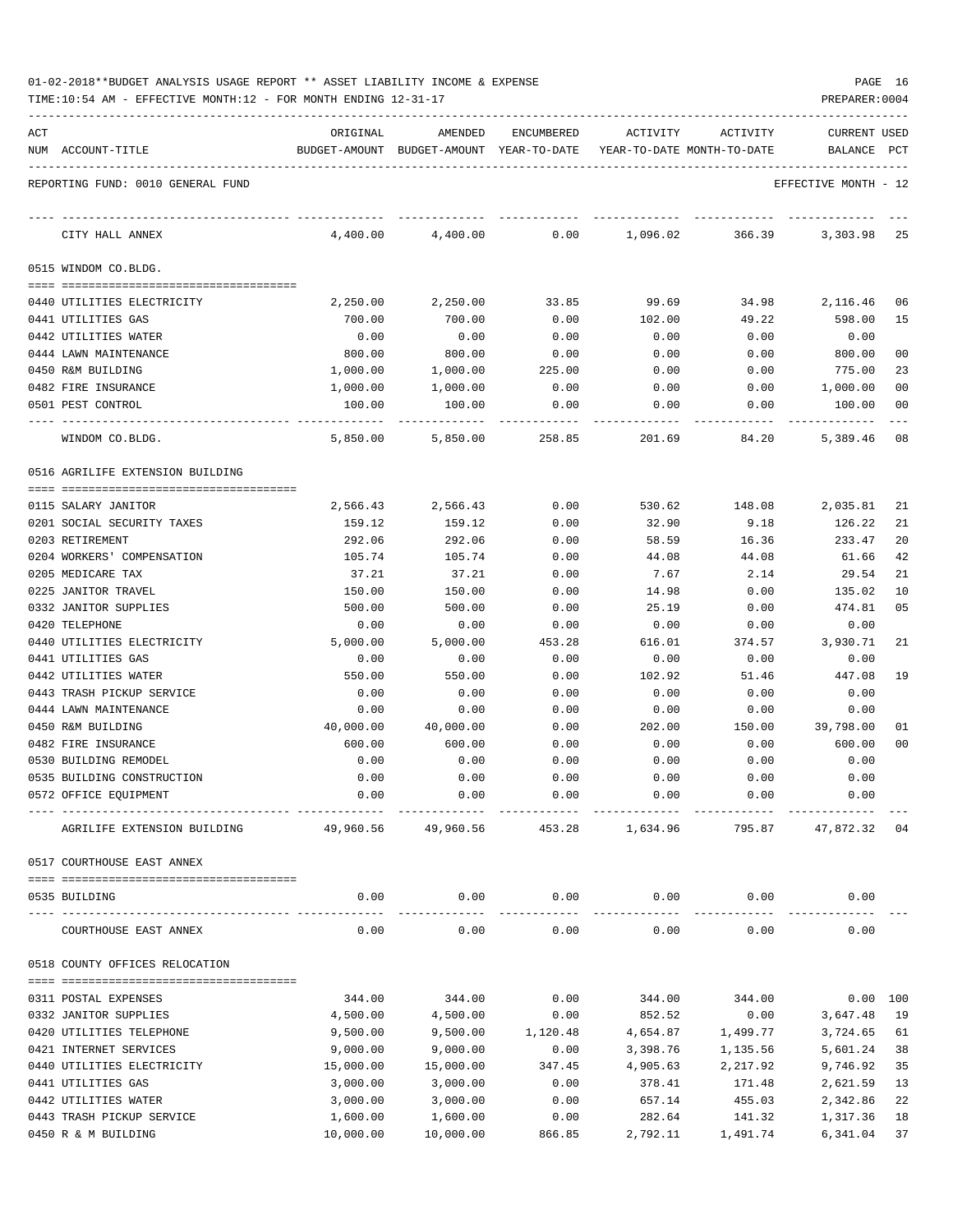01-02-2018**BUDGET ANALYSIS USAGE REPORT ** ASSET LIABILITY INCOME & EXPENSE

TIME:10:54 AM - EFFECTIVE MONTH:12 - FOR MONTH ENDING 12-31-17

PREPARER:0004

REPORTING FUND: 0010 GENERAL FUND — EFFECTIVE MONTH - 12

| ACT NUM | ACCOUNT-TITLE | ORIGINAL BUDGET-AMOUNT | AMENDED BUDGET-AMOUNT | ENCUMBERED YEAR-TO-DATE | ACTIVITY YEAR-TO-DATE | ACTIVITY MONTH-TO-DATE | CURRENT BALANCE | USED PCT |
|---|---|---|---|---|---|---|---|---|
| | CITY HALL ANNEX | 4,400.00 | 4,400.00 | 0.00 | 1,096.02 | 366.39 | 3,303.98 | 25 |
| | **0515 WINDOM CO.BLDG.** | | | | | | | |
| 0440 | UTILITIES ELECTRICITY | 2,250.00 | 2,250.00 | 33.85 | 99.69 | 34.98 | 2,116.46 | 06 |
| 0441 | UTILITIES GAS | 700.00 | 700.00 | 0.00 | 102.00 | 49.22 | 598.00 | 15 |
| 0442 | UTILITIES WATER | 0.00 | 0.00 | 0.00 | 0.00 | 0.00 | 0.00 | |
| 0444 | LAWN MAINTENANCE | 800.00 | 800.00 | 0.00 | 0.00 | 0.00 | 800.00 | 00 |
| 0450 | R&M BUILDING | 1,000.00 | 1,000.00 | 225.00 | 0.00 | 0.00 | 775.00 | 23 |
| 0482 | FIRE INSURANCE | 1,000.00 | 1,000.00 | 0.00 | 0.00 | 0.00 | 1,000.00 | 00 |
| 0501 | PEST CONTROL | 100.00 | 100.00 | 0.00 | 0.00 | 0.00 | 100.00 | 00 |
| | WINDOM CO.BLDG. | 5,850.00 | 5,850.00 | 258.85 | 201.69 | 84.20 | 5,389.46 | 08 |
| | **0516 AGRILIFE EXTENSION BUILDING** | | | | | | | |
| 0115 | SALARY JANITOR | 2,566.43 | 2,566.43 | 0.00 | 530.62 | 148.08 | 2,035.81 | 21 |
| 0201 | SOCIAL SECURITY TAXES | 159.12 | 159.12 | 0.00 | 32.90 | 9.18 | 126.22 | 21 |
| 0203 | RETIREMENT | 292.06 | 292.06 | 0.00 | 58.59 | 16.36 | 233.47 | 20 |
| 0204 | WORKERS' COMPENSATION | 105.74 | 105.74 | 0.00 | 44.08 | 44.08 | 61.66 | 42 |
| 0205 | MEDICARE TAX | 37.21 | 37.21 | 0.00 | 7.67 | 2.14 | 29.54 | 21 |
| 0225 | JANITOR TRAVEL | 150.00 | 150.00 | 0.00 | 14.98 | 0.00 | 135.02 | 10 |
| 0332 | JANITOR SUPPLIES | 500.00 | 500.00 | 0.00 | 25.19 | 0.00 | 474.81 | 05 |
| 0420 | TELEPHONE | 0.00 | 0.00 | 0.00 | 0.00 | 0.00 | 0.00 | |
| 0440 | UTILITIES ELECTRICITY | 5,000.00 | 5,000.00 | 453.28 | 616.01 | 374.57 | 3,930.71 | 21 |
| 0441 | UTILITIES GAS | 0.00 | 0.00 | 0.00 | 0.00 | 0.00 | 0.00 | |
| 0442 | UTILITIES WATER | 550.00 | 550.00 | 0.00 | 102.92 | 51.46 | 447.08 | 19 |
| 0443 | TRASH PICKUP SERVICE | 0.00 | 0.00 | 0.00 | 0.00 | 0.00 | 0.00 | |
| 0444 | LAWN MAINTENANCE | 0.00 | 0.00 | 0.00 | 0.00 | 0.00 | 0.00 | |
| 0450 | R&M BUILDING | 40,000.00 | 40,000.00 | 0.00 | 202.00 | 150.00 | 39,798.00 | 01 |
| 0482 | FIRE INSURANCE | 600.00 | 600.00 | 0.00 | 0.00 | 0.00 | 600.00 | 00 |
| 0530 | BUILDING REMODEL | 0.00 | 0.00 | 0.00 | 0.00 | 0.00 | 0.00 | |
| 0535 | BUILDING CONSTRUCTION | 0.00 | 0.00 | 0.00 | 0.00 | 0.00 | 0.00 | |
| 0572 | OFFICE EQUIPMENT | 0.00 | 0.00 | 0.00 | 0.00 | 0.00 | 0.00 | |
| | AGRILIFE EXTENSION BUILDING | 49,960.56 | 49,960.56 | 453.28 | 1,634.96 | 795.87 | 47,872.32 | 04 |
| | **0517 COURTHOUSE EAST ANNEX** | | | | | | | |
| 0535 | BUILDING | 0.00 | 0.00 | 0.00 | 0.00 | 0.00 | 0.00 | |
| | COURTHOUSE EAST ANNEX | 0.00 | 0.00 | 0.00 | 0.00 | 0.00 | 0.00 | |
| | **0518 COUNTY OFFICES RELOCATION** | | | | | | | |
| 0311 | POSTAL EXPENSES | 344.00 | 344.00 | 0.00 | 344.00 | 344.00 | 0.00 | 100 |
| 0332 | JANITOR SUPPLIES | 4,500.00 | 4,500.00 | 0.00 | 852.52 | 0.00 | 3,647.48 | 19 |
| 0420 | UTILITIES TELEPHONE | 9,500.00 | 9,500.00 | 1,120.48 | 4,654.87 | 1,499.77 | 3,724.65 | 61 |
| 0421 | INTERNET SERVICES | 9,000.00 | 9,000.00 | 0.00 | 3,398.76 | 1,135.56 | 5,601.24 | 38 |
| 0440 | UTILITIES ELECTRICITY | 15,000.00 | 15,000.00 | 347.45 | 4,905.63 | 2,217.92 | 9,746.92 | 35 |
| 0441 | UTILITIES GAS | 3,000.00 | 3,000.00 | 0.00 | 378.41 | 171.48 | 2,621.59 | 13 |
| 0442 | UTILITIES WATER | 3,000.00 | 3,000.00 | 0.00 | 657.14 | 455.03 | 2,342.86 | 22 |
| 0443 | TRASH PICKUP SERVICE | 1,600.00 | 1,600.00 | 0.00 | 282.64 | 141.32 | 1,317.36 | 18 |
| 0450 | R & M BUILDING | 10,000.00 | 10,000.00 | 866.85 | 2,792.11 | 1,491.74 | 6,341.04 | 37 |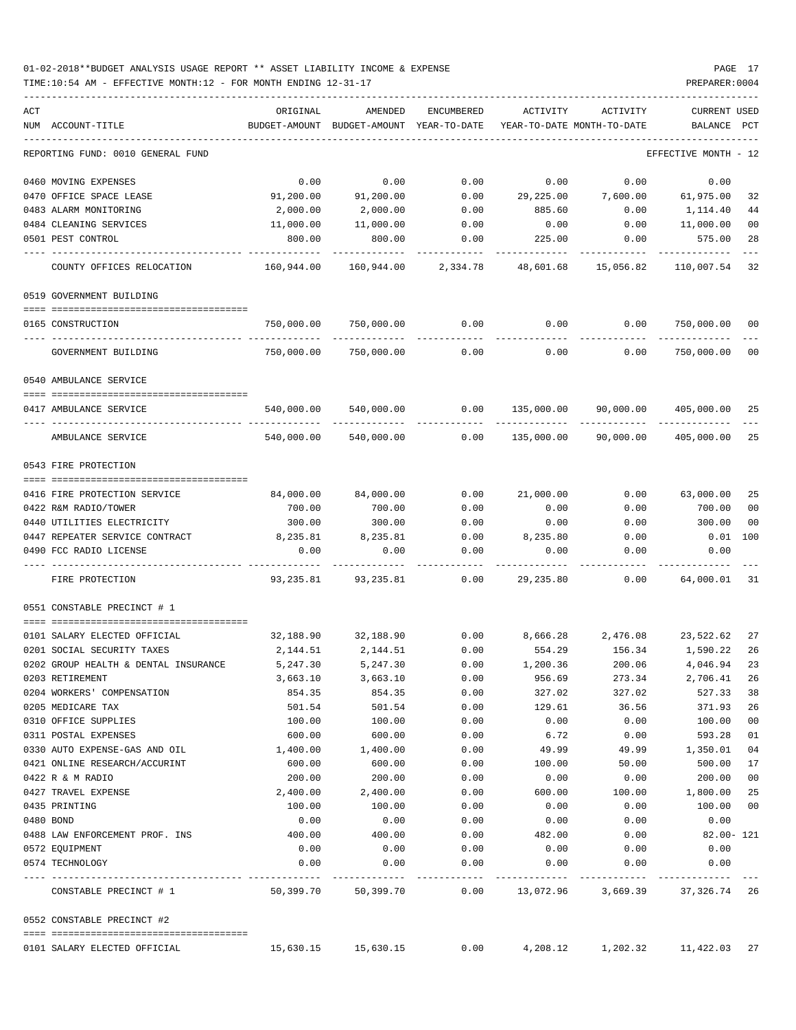01-02-2018**BUDGET ANALYSIS USAGE REPORT ** ASSET LIABILITY INCOME & EXPENSE

TIME:10:54 AM - EFFECTIVE MONTH:12 - FOR MONTH ENDING 12-31-17 PREPARER:0004

REPORTING FUND: 0010 GENERAL FUND — EFFECTIVE MONTH - 12

| ACT NUM | ACCOUNT-TITLE | ORIGINAL BUDGET-AMOUNT | AMENDED BUDGET-AMOUNT | ENCUMBERED YEAR-TO-DATE | ACTIVITY YEAR-TO-DATE | ACTIVITY MONTH-TO-DATE | CURRENT BALANCE | USED PCT |
|---|---|---|---|---|---|---|---|---|
| 0460 | MOVING EXPENSES | 0.00 | 0.00 | 0.00 | 0.00 | 0.00 | 0.00 | |
| 0470 | OFFICE SPACE LEASE | 91,200.00 | 91,200.00 | 0.00 | 29,225.00 | 7,600.00 | 61,975.00 | 32 |
| 0483 | ALARM MONITORING | 2,000.00 | 2,000.00 | 0.00 | 885.60 | 0.00 | 1,114.40 | 44 |
| 0484 | CLEANING SERVICES | 11,000.00 | 11,000.00 | 0.00 | 0.00 | 0.00 | 11,000.00 | 00 |
| 0501 | PEST CONTROL | 800.00 | 800.00 | 0.00 | 225.00 | 0.00 | 575.00 | 28 |
| | COUNTY OFFICES RELOCATION | 160,944.00 | 160,944.00 | 2,334.78 | 48,601.68 | 15,056.82 | 110,007.54 | 32 |
| | **0519 GOVERNMENT BUILDING** | | | | | | | |
| 0165 | CONSTRUCTION | 750,000.00 | 750,000.00 | 0.00 | 0.00 | 0.00 | 750,000.00 | 00 |
| | GOVERNMENT BUILDING | 750,000.00 | 750,000.00 | 0.00 | 0.00 | 0.00 | 750,000.00 | 00 |
| | **0540 AMBULANCE SERVICE** | | | | | | | |
| 0417 | AMBULANCE SERVICE | 540,000.00 | 540,000.00 | 0.00 | 135,000.00 | 90,000.00 | 405,000.00 | 25 |
| | AMBULANCE SERVICE | 540,000.00 | 540,000.00 | 0.00 | 135,000.00 | 90,000.00 | 405,000.00 | 25 |
| | **0543 FIRE PROTECTION** | | | | | | | |
| 0416 | FIRE PROTECTION SERVICE | 84,000.00 | 84,000.00 | 0.00 | 21,000.00 | 0.00 | 63,000.00 | 25 |
| 0422 | R&M RADIO/TOWER | 700.00 | 700.00 | 0.00 | 0.00 | 0.00 | 700.00 | 00 |
| 0440 | UTILITIES ELECTRICITY | 300.00 | 300.00 | 0.00 | 0.00 | 0.00 | 300.00 | 00 |
| 0447 | REPEATER SERVICE CONTRACT | 8,235.81 | 8,235.81 | 0.00 | 8,235.80 | 0.00 | 0.01 | 100 |
| 0490 | FCC RADIO LICENSE | 0.00 | 0.00 | 0.00 | 0.00 | 0.00 | 0.00 | |
| | FIRE PROTECTION | 93,235.81 | 93,235.81 | 0.00 | 29,235.80 | 0.00 | 64,000.01 | 31 |
| | **0551 CONSTABLE PRECINCT # 1** | | | | | | | |
| 0101 | SALARY ELECTED OFFICIAL | 32,188.90 | 32,188.90 | 0.00 | 8,666.28 | 2,476.08 | 23,522.62 | 27 |
| 0201 | SOCIAL SECURITY TAXES | 2,144.51 | 2,144.51 | 0.00 | 554.29 | 156.34 | 1,590.22 | 26 |
| 0202 | GROUP HEALTH & DENTAL INSURANCE | 5,247.30 | 5,247.30 | 0.00 | 1,200.36 | 200.06 | 4,046.94 | 23 |
| 0203 | RETIREMENT | 3,663.10 | 3,663.10 | 0.00 | 956.69 | 273.34 | 2,706.41 | 26 |
| 0204 | WORKERS' COMPENSATION | 854.35 | 854.35 | 0.00 | 327.02 | 327.02 | 527.33 | 38 |
| 0205 | MEDICARE TAX | 501.54 | 501.54 | 0.00 | 129.61 | 36.56 | 371.93 | 26 |
| 0310 | OFFICE SUPPLIES | 100.00 | 100.00 | 0.00 | 0.00 | 0.00 | 100.00 | 00 |
| 0311 | POSTAL EXPENSES | 600.00 | 600.00 | 0.00 | 6.72 | 0.00 | 593.28 | 01 |
| 0330 | AUTO EXPENSE-GAS AND OIL | 1,400.00 | 1,400.00 | 0.00 | 49.99 | 49.99 | 1,350.01 | 04 |
| 0421 | ONLINE RESEARCH/ACCURINT | 600.00 | 600.00 | 0.00 | 100.00 | 50.00 | 500.00 | 17 |
| 0422 | R & M RADIO | 200.00 | 200.00 | 0.00 | 0.00 | 0.00 | 200.00 | 00 |
| 0427 | TRAVEL EXPENSE | 2,400.00 | 2,400.00 | 0.00 | 600.00 | 100.00 | 1,800.00 | 25 |
| 0435 | PRINTING | 100.00 | 100.00 | 0.00 | 0.00 | 0.00 | 100.00 | 00 |
| 0480 | BOND | 0.00 | 0.00 | 0.00 | 0.00 | 0.00 | 0.00 | |
| 0488 | LAW ENFORCEMENT PROF. INS | 400.00 | 400.00 | 0.00 | 482.00 | 0.00 | 82.00- | 121 |
| 0572 | EQUIPMENT | 0.00 | 0.00 | 0.00 | 0.00 | 0.00 | 0.00 | |
| 0574 | TECHNOLOGY | 0.00 | 0.00 | 0.00 | 0.00 | 0.00 | 0.00 | |
| | CONSTABLE PRECINCT # 1 | 50,399.70 | 50,399.70 | 0.00 | 13,072.96 | 3,669.39 | 37,326.74 | 26 |
| | **0552 CONSTABLE PRECINCT #2** | | | | | | | |
| 0101 | SALARY ELECTED OFFICIAL | 15,630.15 | 15,630.15 | 0.00 | 4,208.12 | 1,202.32 | 11,422.03 | 27 |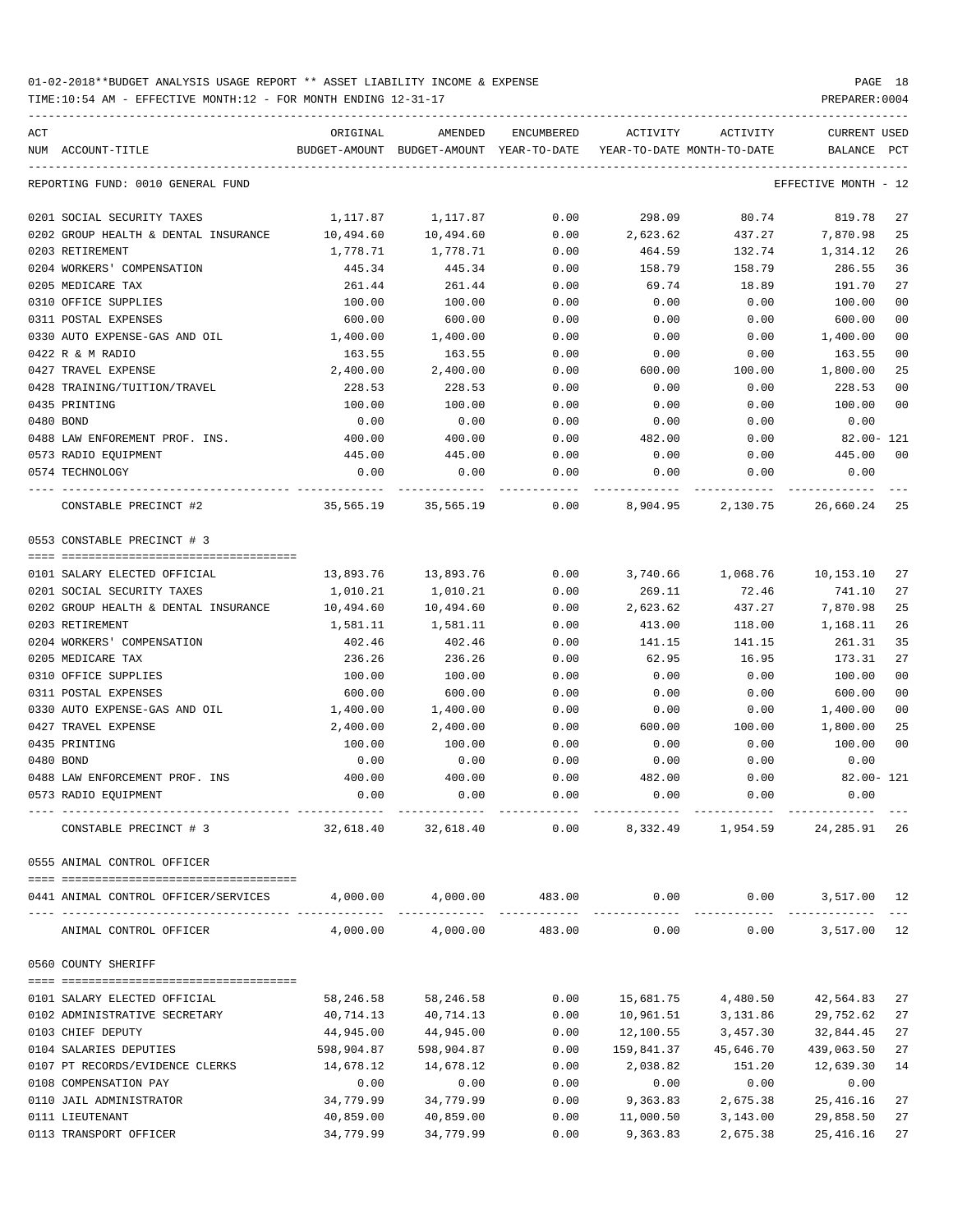01-02-2018**BUDGET ANALYSIS USAGE REPORT ** ASSET LIABILITY INCOME & EXPENSE

TIME:10:54 AM - EFFECTIVE MONTH:12 - FOR MONTH ENDING 12-31-17

PREPARER:0004

REPORTING FUND: 0010 GENERAL FUND — EFFECTIVE MONTH - 12

| ACT NUM | ACCOUNT-TITLE | ORIGINAL BUDGET-AMOUNT | AMENDED BUDGET-AMOUNT | ENCUMBERED YEAR-TO-DATE | ACTIVITY YEAR-TO-DATE | ACTIVITY MONTH-TO-DATE | CURRENT BALANCE | USED PCT |
|---|---|---|---|---|---|---|---|---|
| 0201 | SOCIAL SECURITY TAXES | 1,117.87 | 1,117.87 | 0.00 | 298.09 | 80.74 | 819.78 | 27 |
| 0202 | GROUP HEALTH & DENTAL INSURANCE | 10,494.60 | 10,494.60 | 0.00 | 2,623.62 | 437.27 | 7,870.98 | 25 |
| 0203 | RETIREMENT | 1,778.71 | 1,778.71 | 0.00 | 464.59 | 132.74 | 1,314.12 | 26 |
| 0204 | WORKERS' COMPENSATION | 445.34 | 445.34 | 0.00 | 158.79 | 158.79 | 286.55 | 36 |
| 0205 | MEDICARE TAX | 261.44 | 261.44 | 0.00 | 69.74 | 18.89 | 191.70 | 27 |
| 0310 | OFFICE SUPPLIES | 100.00 | 100.00 | 0.00 | 0.00 | 0.00 | 100.00 | 00 |
| 0311 | POSTAL EXPENSES | 600.00 | 600.00 | 0.00 | 0.00 | 0.00 | 600.00 | 00 |
| 0330 | AUTO EXPENSE-GAS AND OIL | 1,400.00 | 1,400.00 | 0.00 | 0.00 | 0.00 | 1,400.00 | 00 |
| 0422 | R & M RADIO | 163.55 | 163.55 | 0.00 | 0.00 | 0.00 | 163.55 | 00 |
| 0427 | TRAVEL EXPENSE | 2,400.00 | 2,400.00 | 0.00 | 600.00 | 100.00 | 1,800.00 | 25 |
| 0428 | TRAINING/TUITION/TRAVEL | 228.53 | 228.53 | 0.00 | 0.00 | 0.00 | 228.53 | 00 |
| 0435 | PRINTING | 100.00 | 100.00 | 0.00 | 0.00 | 0.00 | 100.00 | 00 |
| 0480 | BOND | 0.00 | 0.00 | 0.00 | 0.00 | 0.00 | 0.00 | |
| 0488 | LAW ENFOREMENT PROF. INS. | 400.00 | 400.00 | 0.00 | 482.00 | 0.00 | 82.00- | 121 |
| 0573 | RADIO EQUIPMENT | 445.00 | 445.00 | 0.00 | 0.00 | 0.00 | 445.00 | 00 |
| 0574 | TECHNOLOGY | 0.00 | 0.00 | 0.00 | 0.00 | 0.00 | 0.00 | |
| | CONSTABLE PRECINCT #2 | 35,565.19 | 35,565.19 | 0.00 | 8,904.95 | 2,130.75 | 26,660.24 | 25 |

0553 CONSTABLE PRECINCT # 3

| ACT NUM | ACCOUNT-TITLE | ORIGINAL BUDGET-AMOUNT | AMENDED BUDGET-AMOUNT | ENCUMBERED YEAR-TO-DATE | ACTIVITY YEAR-TO-DATE | ACTIVITY MONTH-TO-DATE | CURRENT BALANCE | USED PCT |
|---|---|---|---|---|---|---|---|---|
| 0101 | SALARY ELECTED OFFICIAL | 13,893.76 | 13,893.76 | 0.00 | 3,740.66 | 1,068.76 | 10,153.10 | 27 |
| 0201 | SOCIAL SECURITY TAXES | 1,010.21 | 1,010.21 | 0.00 | 269.11 | 72.46 | 741.10 | 27 |
| 0202 | GROUP HEALTH & DENTAL INSURANCE | 10,494.60 | 10,494.60 | 0.00 | 2,623.62 | 437.27 | 7,870.98 | 25 |
| 0203 | RETIREMENT | 1,581.11 | 1,581.11 | 0.00 | 413.00 | 118.00 | 1,168.11 | 26 |
| 0204 | WORKERS' COMPENSATION | 402.46 | 402.46 | 0.00 | 141.15 | 141.15 | 261.31 | 35 |
| 0205 | MEDICARE TAX | 236.26 | 236.26 | 0.00 | 62.95 | 16.95 | 173.31 | 27 |
| 0310 | OFFICE SUPPLIES | 100.00 | 100.00 | 0.00 | 0.00 | 0.00 | 100.00 | 00 |
| 0311 | POSTAL EXPENSES | 600.00 | 600.00 | 0.00 | 0.00 | 0.00 | 600.00 | 00 |
| 0330 | AUTO EXPENSE-GAS AND OIL | 1,400.00 | 1,400.00 | 0.00 | 0.00 | 0.00 | 1,400.00 | 00 |
| 0427 | TRAVEL EXPENSE | 2,400.00 | 2,400.00 | 0.00 | 600.00 | 100.00 | 1,800.00 | 25 |
| 0435 | PRINTING | 100.00 | 100.00 | 0.00 | 0.00 | 0.00 | 100.00 | 00 |
| 0480 | BOND | 0.00 | 0.00 | 0.00 | 0.00 | 0.00 | 0.00 | |
| 0488 | LAW ENFORCEMENT PROF. INS | 400.00 | 400.00 | 0.00 | 482.00 | 0.00 | 82.00- | 121 |
| 0573 | RADIO EQUIPMENT | 0.00 | 0.00 | 0.00 | 0.00 | 0.00 | 0.00 | |
| | CONSTABLE PRECINCT # 3 | 32,618.40 | 32,618.40 | 0.00 | 8,332.49 | 1,954.59 | 24,285.91 | 26 |

0555 ANIMAL CONTROL OFFICER

| ACT NUM | ACCOUNT-TITLE | ORIGINAL BUDGET-AMOUNT | AMENDED BUDGET-AMOUNT | ENCUMBERED YEAR-TO-DATE | ACTIVITY YEAR-TO-DATE | ACTIVITY MONTH-TO-DATE | CURRENT BALANCE | USED PCT |
|---|---|---|---|---|---|---|---|---|
| 0441 | ANIMAL CONTROL OFFICER/SERVICES | 4,000.00 | 4,000.00 | 483.00 | 0.00 | 0.00 | 3,517.00 | 12 |
| | ANIMAL CONTROL OFFICER | 4,000.00 | 4,000.00 | 483.00 | 0.00 | 0.00 | 3,517.00 | 12 |

0560 COUNTY SHERIFF

| ACT NUM | ACCOUNT-TITLE | ORIGINAL BUDGET-AMOUNT | AMENDED BUDGET-AMOUNT | ENCUMBERED YEAR-TO-DATE | ACTIVITY YEAR-TO-DATE | ACTIVITY MONTH-TO-DATE | CURRENT BALANCE | USED PCT |
|---|---|---|---|---|---|---|---|---|
| 0101 | SALARY ELECTED OFFICIAL | 58,246.58 | 58,246.58 | 0.00 | 15,681.75 | 4,480.50 | 42,564.83 | 27 |
| 0102 | ADMINISTRATIVE SECRETARY | 40,714.13 | 40,714.13 | 0.00 | 10,961.51 | 3,131.86 | 29,752.62 | 27 |
| 0103 | CHIEF DEPUTY | 44,945.00 | 44,945.00 | 0.00 | 12,100.55 | 3,457.30 | 32,844.45 | 27 |
| 0104 | SALARIES DEPUTIES | 598,904.87 | 598,904.87 | 0.00 | 159,841.37 | 45,646.70 | 439,063.50 | 27 |
| 0107 | PT RECORDS/EVIDENCE CLERKS | 14,678.12 | 14,678.12 | 0.00 | 2,038.82 | 151.20 | 12,639.30 | 14 |
| 0108 | COMPENSATION PAY | 0.00 | 0.00 | 0.00 | 0.00 | 0.00 | 0.00 | |
| 0110 | JAIL ADMINISTRATOR | 34,779.99 | 34,779.99 | 0.00 | 9,363.83 | 2,675.38 | 25,416.16 | 27 |
| 0111 | LIEUTENANT | 40,859.00 | 40,859.00 | 0.00 | 11,000.50 | 3,143.00 | 29,858.50 | 27 |
| 0113 | TRANSPORT OFFICER | 34,779.99 | 34,779.99 | 0.00 | 9,363.83 | 2,675.38 | 25,416.16 | 27 |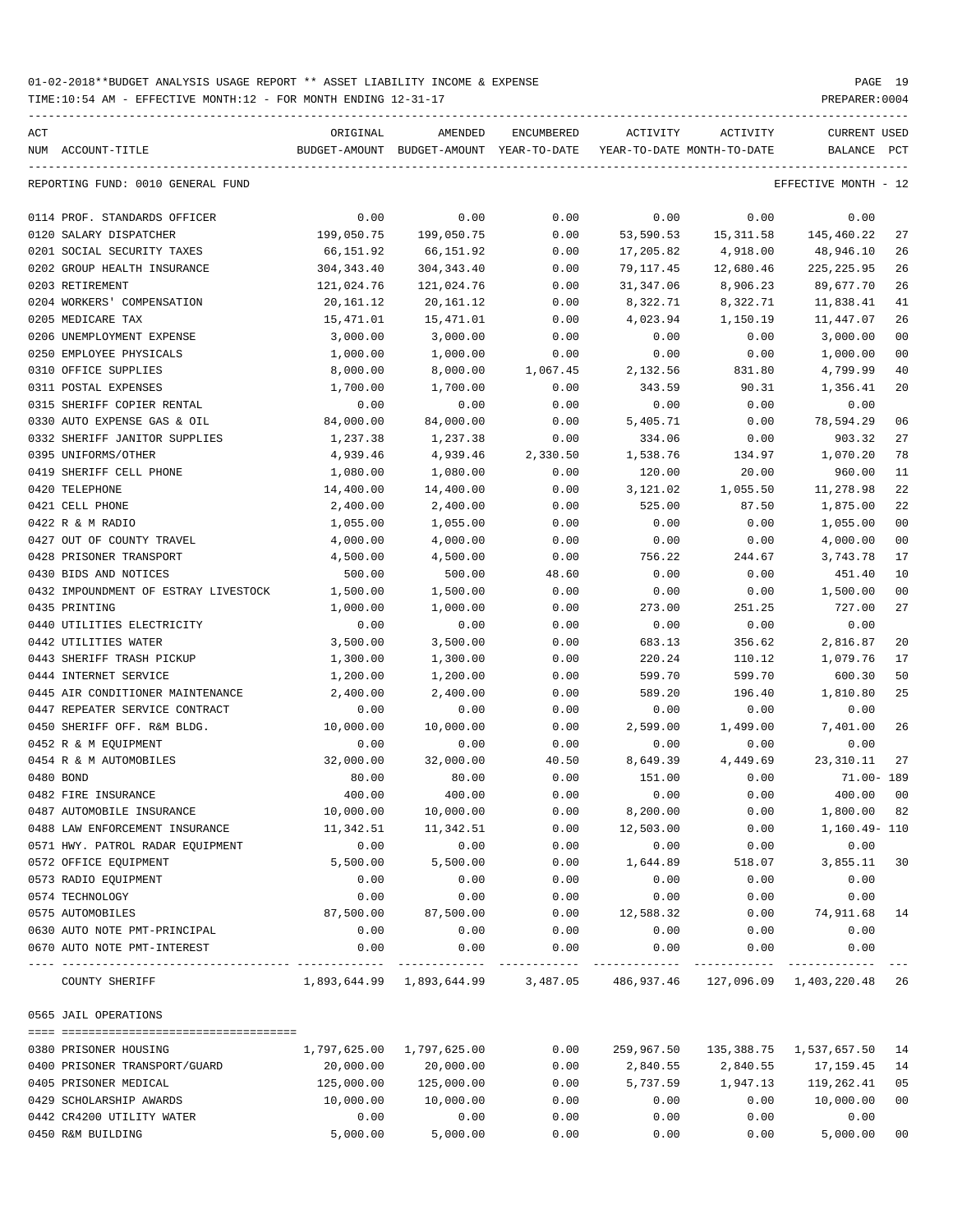01-02-2018**BUDGET ANALYSIS USAGE REPORT ** ASSET LIABILITY INCOME & EXPENSE

TIME:10:54 AM - EFFECTIVE MONTH:12 - FOR MONTH ENDING 12-31-17

| ACT NUM | ACCOUNT-TITLE | ORIGINAL BUDGET-AMOUNT | AMENDED BUDGET-AMOUNT | ENCUMBERED YEAR-TO-DATE | ACTIVITY YEAR-TO-DATE | ACTIVITY MONTH-TO-DATE | CURRENT BALANCE | USED PCT |
|---|---|---|---|---|---|---|---|---|
| | REPORTING FUND: 0010 GENERAL FUND | | | | | | EFFECTIVE MONTH - 12 | |
| 0114 | PROF. STANDARDS OFFICER | 0.00 | 0.00 | 0.00 | 0.00 | 0.00 | 0.00 | |
| 0120 | SALARY DISPATCHER | 199,050.75 | 199,050.75 | 0.00 | 53,590.53 | 15,311.58 | 145,460.22 | 27 |
| 0201 | SOCIAL SECURITY TAXES | 66,151.92 | 66,151.92 | 0.00 | 17,205.82 | 4,918.00 | 48,946.10 | 26 |
| 0202 | GROUP HEALTH INSURANCE | 304,343.40 | 304,343.40 | 0.00 | 79,117.45 | 12,680.46 | 225,225.95 | 26 |
| 0203 | RETIREMENT | 121,024.76 | 121,024.76 | 0.00 | 31,347.06 | 8,906.23 | 89,677.70 | 26 |
| 0204 | WORKERS' COMPENSATION | 20,161.12 | 20,161.12 | 0.00 | 8,322.71 | 8,322.71 | 11,838.41 | 41 |
| 0205 | MEDICARE TAX | 15,471.01 | 15,471.01 | 0.00 | 4,023.94 | 1,150.19 | 11,447.07 | 26 |
| 0206 | UNEMPLOYMENT EXPENSE | 3,000.00 | 3,000.00 | 0.00 | 0.00 | 0.00 | 3,000.00 | 00 |
| 0250 | EMPLOYEE PHYSICALS | 1,000.00 | 1,000.00 | 0.00 | 0.00 | 0.00 | 1,000.00 | 00 |
| 0310 | OFFICE SUPPLIES | 8,000.00 | 8,000.00 | 1,067.45 | 2,132.56 | 831.80 | 4,799.99 | 40 |
| 0311 | POSTAL EXPENSES | 1,700.00 | 1,700.00 | 0.00 | 343.59 | 90.31 | 1,356.41 | 20 |
| 0315 | SHERIFF COPIER RENTAL | 0.00 | 0.00 | 0.00 | 0.00 | 0.00 | 0.00 | |
| 0330 | AUTO EXPENSE GAS & OIL | 84,000.00 | 84,000.00 | 0.00 | 5,405.71 | 0.00 | 78,594.29 | 06 |
| 0332 | SHERIFF JANITOR SUPPLIES | 1,237.38 | 1,237.38 | 0.00 | 334.06 | 0.00 | 903.32 | 27 |
| 0395 | UNIFORMS/OTHER | 4,939.46 | 4,939.46 | 2,330.50 | 1,538.76 | 134.97 | 1,070.20 | 78 |
| 0419 | SHERIFF CELL PHONE | 1,080.00 | 1,080.00 | 0.00 | 120.00 | 20.00 | 960.00 | 11 |
| 0420 | TELEPHONE | 14,400.00 | 14,400.00 | 0.00 | 3,121.02 | 1,055.50 | 11,278.98 | 22 |
| 0421 | CELL PHONE | 2,400.00 | 2,400.00 | 0.00 | 525.00 | 87.50 | 1,875.00 | 22 |
| 0422 | R & M RADIO | 1,055.00 | 1,055.00 | 0.00 | 0.00 | 0.00 | 1,055.00 | 00 |
| 0427 | OUT OF COUNTY TRAVEL | 4,000.00 | 4,000.00 | 0.00 | 0.00 | 0.00 | 4,000.00 | 00 |
| 0428 | PRISONER TRANSPORT | 4,500.00 | 4,500.00 | 0.00 | 756.22 | 244.67 | 3,743.78 | 17 |
| 0430 | BIDS AND NOTICES | 500.00 | 500.00 | 48.60 | 0.00 | 0.00 | 451.40 | 10 |
| 0432 | IMPOUNDMENT OF ESTRAY LIVESTOCK | 1,500.00 | 1,500.00 | 0.00 | 0.00 | 0.00 | 1,500.00 | 00 |
| 0435 | PRINTING | 1,000.00 | 1,000.00 | 0.00 | 273.00 | 251.25 | 727.00 | 27 |
| 0440 | UTILITIES ELECTRICITY | 0.00 | 0.00 | 0.00 | 0.00 | 0.00 | 0.00 | |
| 0442 | UTILITIES WATER | 3,500.00 | 3,500.00 | 0.00 | 683.13 | 356.62 | 2,816.87 | 20 |
| 0443 | SHERIFF TRASH PICKUP | 1,300.00 | 1,300.00 | 0.00 | 220.24 | 110.12 | 1,079.76 | 17 |
| 0444 | INTERNET SERVICE | 1,200.00 | 1,200.00 | 0.00 | 599.70 | 599.70 | 600.30 | 50 |
| 0445 | AIR CONDITIONER MAINTENANCE | 2,400.00 | 2,400.00 | 0.00 | 589.20 | 196.40 | 1,810.80 | 25 |
| 0447 | REPEATER SERVICE CONTRACT | 0.00 | 0.00 | 0.00 | 0.00 | 0.00 | 0.00 | |
| 0450 | SHERIFF OFF. R&M BLDG. | 10,000.00 | 10,000.00 | 0.00 | 2,599.00 | 1,499.00 | 7,401.00 | 26 |
| 0452 | R & M EQUIPMENT | 0.00 | 0.00 | 0.00 | 0.00 | 0.00 | 0.00 | |
| 0454 | R & M AUTOMOBILES | 32,000.00 | 32,000.00 | 40.50 | 8,649.39 | 4,449.69 | 23,310.11 | 27 |
| 0480 | BOND | 80.00 | 80.00 | 0.00 | 151.00 | 0.00 | 71.00- | 189 |
| 0482 | FIRE INSURANCE | 400.00 | 400.00 | 0.00 | 0.00 | 0.00 | 400.00 | 00 |
| 0487 | AUTOMOBILE INSURANCE | 10,000.00 | 10,000.00 | 0.00 | 8,200.00 | 0.00 | 1,800.00 | 82 |
| 0488 | LAW ENFORCEMENT INSURANCE | 11,342.51 | 11,342.51 | 0.00 | 12,503.00 | 0.00 | 1,160.49- | 110 |
| 0571 | HWY. PATROL RADAR EQUIPMENT | 0.00 | 0.00 | 0.00 | 0.00 | 0.00 | 0.00 | |
| 0572 | OFFICE EQUIPMENT | 5,500.00 | 5,500.00 | 0.00 | 1,644.89 | 518.07 | 3,855.11 | 30 |
| 0573 | RADIO EQUIPMENT | 0.00 | 0.00 | 0.00 | 0.00 | 0.00 | 0.00 | |
| 0574 | TECHNOLOGY | 0.00 | 0.00 | 0.00 | 0.00 | 0.00 | 0.00 | |
| 0575 | AUTOMOBILES | 87,500.00 | 87,500.00 | 0.00 | 12,588.32 | 0.00 | 74,911.68 | 14 |
| 0630 | AUTO NOTE PMT-PRINCIPAL | 0.00 | 0.00 | 0.00 | 0.00 | 0.00 | 0.00 | |
| 0670 | AUTO NOTE PMT-INTEREST | 0.00 | 0.00 | 0.00 | 0.00 | 0.00 | 0.00 | |
| | COUNTY SHERIFF | 1,893,644.99 | 1,893,644.99 | 3,487.05 | 486,937.46 | 127,096.09 | 1,403,220.48 | 26 |
| | 0565 JAIL OPERATIONS | | | | | | | |
| 0380 | PRISONER HOUSING | 1,797,625.00 | 1,797,625.00 | 0.00 | 259,967.50 | 135,388.75 | 1,537,657.50 | 14 |
| 0400 | PRISONER TRANSPORT/GUARD | 20,000.00 | 20,000.00 | 0.00 | 2,840.55 | 2,840.55 | 17,159.45 | 14 |
| 0405 | PRISONER MEDICAL | 125,000.00 | 125,000.00 | 0.00 | 5,737.59 | 1,947.13 | 119,262.41 | 05 |
| 0429 | SCHOLARSHIP AWARDS | 10,000.00 | 10,000.00 | 0.00 | 0.00 | 0.00 | 10,000.00 | 00 |
| 0442 | CR4200 UTILITY WATER | 0.00 | 0.00 | 0.00 | 0.00 | 0.00 | 0.00 | |
| 0450 | R&M BUILDING | 5,000.00 | 5,000.00 | 0.00 | 0.00 | 0.00 | 5,000.00 | 00 |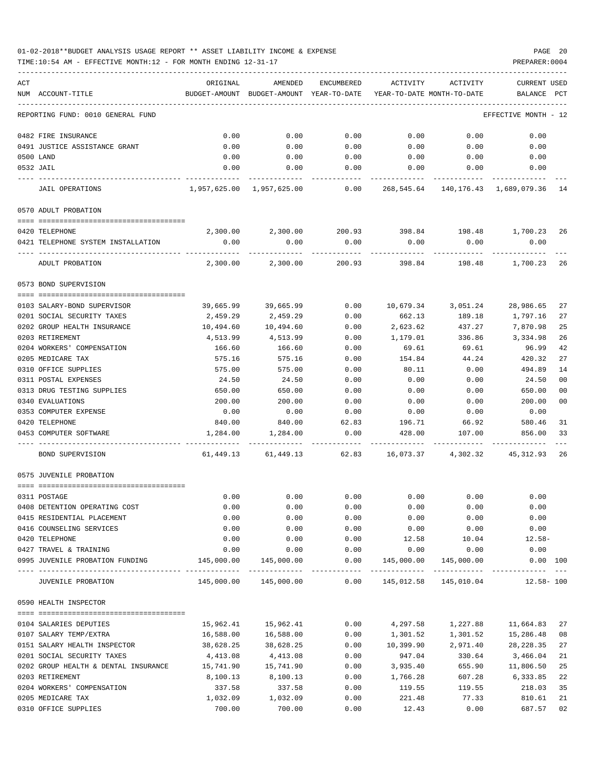01-02-2018**BUDGET ANALYSIS USAGE REPORT ** ASSET LIABILITY INCOME & EXPENSE

TIME:10:54 AM - EFFECTIVE MONTH:12 - FOR MONTH ENDING 12-31-17

REPORTING FUND: 0010 GENERAL FUND — EFFECTIVE MONTH - 12

| ACT NUM | ACCOUNT-TITLE | ORIGINAL BUDGET-AMOUNT | AMENDED BUDGET-AMOUNT | ENCUMBERED YEAR-TO-DATE | ACTIVITY YEAR-TO-DATE | ACTIVITY MONTH-TO-DATE | CURRENT BALANCE | USED PCT |
|---|---|---|---|---|---|---|---|---|
| 0482 | FIRE INSURANCE | 0.00 | 0.00 | 0.00 | 0.00 | 0.00 | 0.00 | |
| 0491 | JUSTICE ASSISTANCE GRANT | 0.00 | 0.00 | 0.00 | 0.00 | 0.00 | 0.00 | |
| 0500 | LAND | 0.00 | 0.00 | 0.00 | 0.00 | 0.00 | 0.00 | |
| 0532 | JAIL | 0.00 | 0.00 | 0.00 | 0.00 | 0.00 | 0.00 | |
| | JAIL OPERATIONS | 1,957,625.00 | 1,957,625.00 | 0.00 | 268,545.64 | 140,176.43 | 1,689,079.36 | 14 |
| | **0570 ADULT PROBATION** | | | | | | | |
| 0420 | TELEPHONE | 2,300.00 | 2,300.00 | 200.93 | 398.84 | 198.48 | 1,700.23 | 26 |
| 0421 | TELEPHONE SYSTEM INSTALLATION | 0.00 | 0.00 | 0.00 | 0.00 | 0.00 | 0.00 | |
| | ADULT PROBATION | 2,300.00 | 2,300.00 | 200.93 | 398.84 | 198.48 | 1,700.23 | 26 |
| | **0573 BOND SUPERVISION** | | | | | | | |
| 0103 | SALARY-BOND SUPERVISOR | 39,665.99 | 39,665.99 | 0.00 | 10,679.34 | 3,051.24 | 28,986.65 | 27 |
| 0201 | SOCIAL SECURITY TAXES | 2,459.29 | 2,459.29 | 0.00 | 662.13 | 189.18 | 1,797.16 | 27 |
| 0202 | GROUP HEALTH INSURANCE | 10,494.60 | 10,494.60 | 0.00 | 2,623.62 | 437.27 | 7,870.98 | 25 |
| 0203 | RETIREMENT | 4,513.99 | 4,513.99 | 0.00 | 1,179.01 | 336.86 | 3,334.98 | 26 |
| 0204 | WORKERS' COMPENSATION | 166.60 | 166.60 | 0.00 | 69.61 | 69.61 | 96.99 | 42 |
| 0205 | MEDICARE TAX | 575.16 | 575.16 | 0.00 | 154.84 | 44.24 | 420.32 | 27 |
| 0310 | OFFICE SUPPLIES | 575.00 | 575.00 | 0.00 | 80.11 | 0.00 | 494.89 | 14 |
| 0311 | POSTAL EXPENSES | 24.50 | 24.50 | 0.00 | 0.00 | 0.00 | 24.50 | 00 |
| 0313 | DRUG TESTING SUPPLIES | 650.00 | 650.00 | 0.00 | 0.00 | 0.00 | 650.00 | 00 |
| 0340 | EVALUATIONS | 200.00 | 200.00 | 0.00 | 0.00 | 0.00 | 200.00 | 00 |
| 0353 | COMPUTER EXPENSE | 0.00 | 0.00 | 0.00 | 0.00 | 0.00 | 0.00 | |
| 0420 | TELEPHONE | 840.00 | 840.00 | 62.83 | 196.71 | 66.92 | 580.46 | 31 |
| 0453 | COMPUTER SOFTWARE | 1,284.00 | 1,284.00 | 0.00 | 428.00 | 107.00 | 856.00 | 33 |
| | BOND SUPERVISION | 61,449.13 | 61,449.13 | 62.83 | 16,073.37 | 4,302.32 | 45,312.93 | 26 |
| | **0575 JUVENILE PROBATION** | | | | | | | |
| 0311 | POSTAGE | 0.00 | 0.00 | 0.00 | 0.00 | 0.00 | 0.00 | |
| 0408 | DETENTION OPERATING COST | 0.00 | 0.00 | 0.00 | 0.00 | 0.00 | 0.00 | |
| 0415 | RESIDENTIAL PLACEMENT | 0.00 | 0.00 | 0.00 | 0.00 | 0.00 | 0.00 | |
| 0416 | COUNSELING SERVICES | 0.00 | 0.00 | 0.00 | 0.00 | 0.00 | 0.00 | |
| 0420 | TELEPHONE | 0.00 | 0.00 | 0.00 | 12.58 | 10.04 | 12.58- | |
| 0427 | TRAVEL & TRAINING | 0.00 | 0.00 | 0.00 | 0.00 | 0.00 | 0.00 | |
| 0995 | JUVENILE PROBATION FUNDING | 145,000.00 | 145,000.00 | 0.00 | 145,000.00 | 145,000.00 | 0.00 | 100 |
| | JUVENILE PROBATION | 145,000.00 | 145,000.00 | 0.00 | 145,012.58 | 145,010.04 | 12.58- | 100 |
| | **0590 HEALTH INSPECTOR** | | | | | | | |
| 0104 | SALARIES DEPUTIES | 15,962.41 | 15,962.41 | 0.00 | 4,297.58 | 1,227.88 | 11,664.83 | 27 |
| 0107 | SALARY TEMP/EXTRA | 16,588.00 | 16,588.00 | 0.00 | 1,301.52 | 1,301.52 | 15,286.48 | 08 |
| 0151 | SALARY HEALTH INSPECTOR | 38,628.25 | 38,628.25 | 0.00 | 10,399.90 | 2,971.40 | 28,228.35 | 27 |
| 0201 | SOCIAL SECURITY TAXES | 4,413.08 | 4,413.08 | 0.00 | 947.04 | 330.64 | 3,466.04 | 21 |
| 0202 | GROUP HEALTH & DENTAL INSURANCE | 15,741.90 | 15,741.90 | 0.00 | 3,935.40 | 655.90 | 11,806.50 | 25 |
| 0203 | RETIREMENT | 8,100.13 | 8,100.13 | 0.00 | 1,766.28 | 607.28 | 6,333.85 | 22 |
| 0204 | WORKERS' COMPENSATION | 337.58 | 337.58 | 0.00 | 119.55 | 119.55 | 218.03 | 35 |
| 0205 | MEDICARE TAX | 1,032.09 | 1,032.09 | 0.00 | 221.48 | 77.33 | 810.61 | 21 |
| 0310 | OFFICE SUPPLIES | 700.00 | 700.00 | 0.00 | 12.43 | 0.00 | 687.57 | 02 |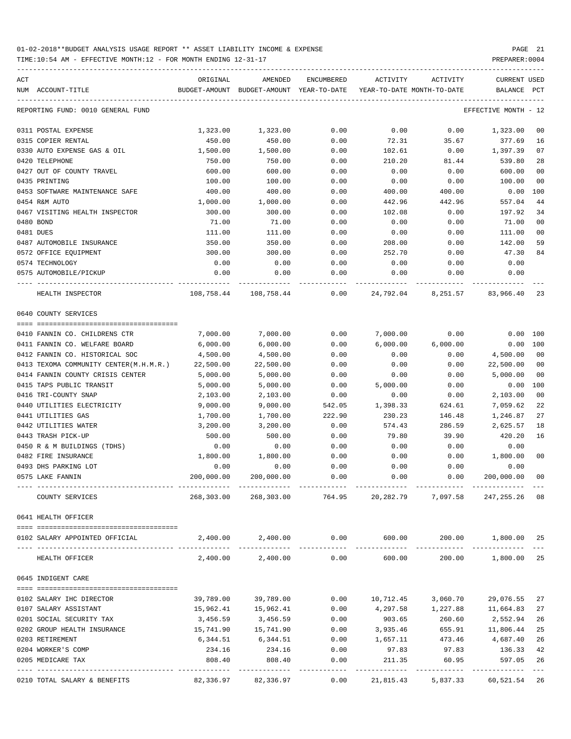01-02-2018**BUDGET ANALYSIS USAGE REPORT ** ASSET LIABILITY INCOME & EXPENSE

TIME:10:54 AM - EFFECTIVE MONTH:12 - FOR MONTH ENDING 12-31-17

PREPARER:0004

| ACT NUM | ACCOUNT-TITLE | ORIGINAL BUDGET-AMOUNT | AMENDED BUDGET-AMOUNT | ENCUMBERED YEAR-TO-DATE | ACTIVITY YEAR-TO-DATE | ACTIVITY MONTH-TO-DATE | CURRENT BALANCE | USED PCT |
|---|---|---|---|---|---|---|---|---|
| | REPORTING FUND: 0010 GENERAL FUND | | | | | | EFFECTIVE MONTH - 12 | |
| 0311 | POSTAL EXPENSE | 1,323.00 | 1,323.00 | 0.00 | 0.00 | 0.00 | 1,323.00 | 00 |
| 0315 | COPIER RENTAL | 450.00 | 450.00 | 0.00 | 72.31 | 35.67 | 377.69 | 16 |
| 0330 | AUTO EXPENSE GAS & OIL | 1,500.00 | 1,500.00 | 0.00 | 102.61 | 0.00 | 1,397.39 | 07 |
| 0420 | TELEPHONE | 750.00 | 750.00 | 0.00 | 210.20 | 81.44 | 539.80 | 28 |
| 0427 | OUT OF COUNTY TRAVEL | 600.00 | 600.00 | 0.00 | 0.00 | 0.00 | 600.00 | 00 |
| 0435 | PRINTING | 100.00 | 100.00 | 0.00 | 0.00 | 0.00 | 100.00 | 00 |
| 0453 | SOFTWARE MAINTENANCE SAFE | 400.00 | 400.00 | 0.00 | 400.00 | 400.00 | 0.00 | 100 |
| 0454 | R&M AUTO | 1,000.00 | 1,000.00 | 0.00 | 442.96 | 442.96 | 557.04 | 44 |
| 0467 | VISITING HEALTH INSPECTOR | 300.00 | 300.00 | 0.00 | 102.08 | 0.00 | 197.92 | 34 |
| 0480 | BOND | 71.00 | 71.00 | 0.00 | 0.00 | 0.00 | 71.00 | 00 |
| 0481 | DUES | 111.00 | 111.00 | 0.00 | 0.00 | 0.00 | 111.00 | 00 |
| 0487 | AUTOMOBILE INSURANCE | 350.00 | 350.00 | 0.00 | 208.00 | 0.00 | 142.00 | 59 |
| 0572 | OFFICE EQUIPMENT | 300.00 | 300.00 | 0.00 | 252.70 | 0.00 | 47.30 | 84 |
| 0574 | TECHNOLOGY | 0.00 | 0.00 | 0.00 | 0.00 | 0.00 | 0.00 | |
| 0575 | AUTOMOBILE/PICKUP | 0.00 | 0.00 | 0.00 | 0.00 | 0.00 | 0.00 | |
| | HEALTH INSPECTOR | 108,758.44 | 108,758.44 | 0.00 | 24,792.04 | 8,251.57 | 83,966.40 | 23 |
| | 0640 COUNTY SERVICES | | | | | | | |
| 0410 | FANNIN CO. CHILDRENS CTR | 7,000.00 | 7,000.00 | 0.00 | 7,000.00 | 0.00 | 0.00 | 100 |
| 0411 | FANNIN CO. WELFARE BOARD | 6,000.00 | 6,000.00 | 0.00 | 6,000.00 | 6,000.00 | 0.00 | 100 |
| 0412 | FANNIN CO. HISTORICAL SOC | 4,500.00 | 4,500.00 | 0.00 | 0.00 | 0.00 | 4,500.00 | 00 |
| 0413 | TEXOMA COMMUNITY CENTER(M.H.M.R.) | 22,500.00 | 22,500.00 | 0.00 | 0.00 | 0.00 | 22,500.00 | 00 |
| 0414 | FANNIN COUNTY CRISIS CENTER | 5,000.00 | 5,000.00 | 0.00 | 0.00 | 0.00 | 5,000.00 | 00 |
| 0415 | TAPS PUBLIC TRANSIT | 5,000.00 | 5,000.00 | 0.00 | 5,000.00 | 0.00 | 0.00 | 100 |
| 0416 | TRI-COUNTY SNAP | 2,103.00 | 2,103.00 | 0.00 | 0.00 | 0.00 | 2,103.00 | 00 |
| 0440 | UTILITIES ELECTRICITY | 9,000.00 | 9,000.00 | 542.05 | 1,398.33 | 624.61 | 7,059.62 | 22 |
| 0441 | UTILITIES GAS | 1,700.00 | 1,700.00 | 222.90 | 230.23 | 146.48 | 1,246.87 | 27 |
| 0442 | UTILITIES WATER | 3,200.00 | 3,200.00 | 0.00 | 574.43 | 286.59 | 2,625.57 | 18 |
| 0443 | TRASH PICK-UP | 500.00 | 500.00 | 0.00 | 79.80 | 39.90 | 420.20 | 16 |
| 0450 | R & M BUILDINGS (TDHS) | 0.00 | 0.00 | 0.00 | 0.00 | 0.00 | 0.00 | |
| 0482 | FIRE INSURANCE | 1,800.00 | 1,800.00 | 0.00 | 0.00 | 0.00 | 1,800.00 | 00 |
| 0493 | DHS PARKING LOT | 0.00 | 0.00 | 0.00 | 0.00 | 0.00 | 0.00 | |
| 0575 | LAKE FANNIN | 200,000.00 | 200,000.00 | 0.00 | 0.00 | 0.00 | 200,000.00 | 00 |
| | COUNTY SERVICES | 268,303.00 | 268,303.00 | 764.95 | 20,282.79 | 7,097.58 | 247,255.26 | 08 |
| | 0641 HEALTH OFFICER | | | | | | | |
| 0102 | SALARY APPOINTED OFFICIAL | 2,400.00 | 2,400.00 | 0.00 | 600.00 | 200.00 | 1,800.00 | 25 |
| | HEALTH OFFICER | 2,400.00 | 2,400.00 | 0.00 | 600.00 | 200.00 | 1,800.00 | 25 |
| | 0645 INDIGENT CARE | | | | | | | |
| 0102 | SALARY IHC DIRECTOR | 39,789.00 | 39,789.00 | 0.00 | 10,712.45 | 3,060.70 | 29,076.55 | 27 |
| 0107 | SALARY ASSISTANT | 15,962.41 | 15,962.41 | 0.00 | 4,297.58 | 1,227.88 | 11,664.83 | 27 |
| 0201 | SOCIAL SECURITY TAX | 3,456.59 | 3,456.59 | 0.00 | 903.65 | 260.60 | 2,552.94 | 26 |
| 0202 | GROUP HEALTH INSURANCE | 15,741.90 | 15,741.90 | 0.00 | 3,935.46 | 655.91 | 11,806.44 | 25 |
| 0203 | RETIREMENT | 6,344.51 | 6,344.51 | 0.00 | 1,657.11 | 473.46 | 4,687.40 | 26 |
| 0204 | WORKER'S COMP | 234.16 | 234.16 | 0.00 | 97.83 | 97.83 | 136.33 | 42 |
| 0205 | MEDICARE TAX | 808.40 | 808.40 | 0.00 | 211.35 | 60.95 | 597.05 | 26 |
| 0210 | TOTAL SALARY & BENEFITS | 82,336.97 | 82,336.97 | 0.00 | 21,815.43 | 5,837.33 | 60,521.54 | 26 |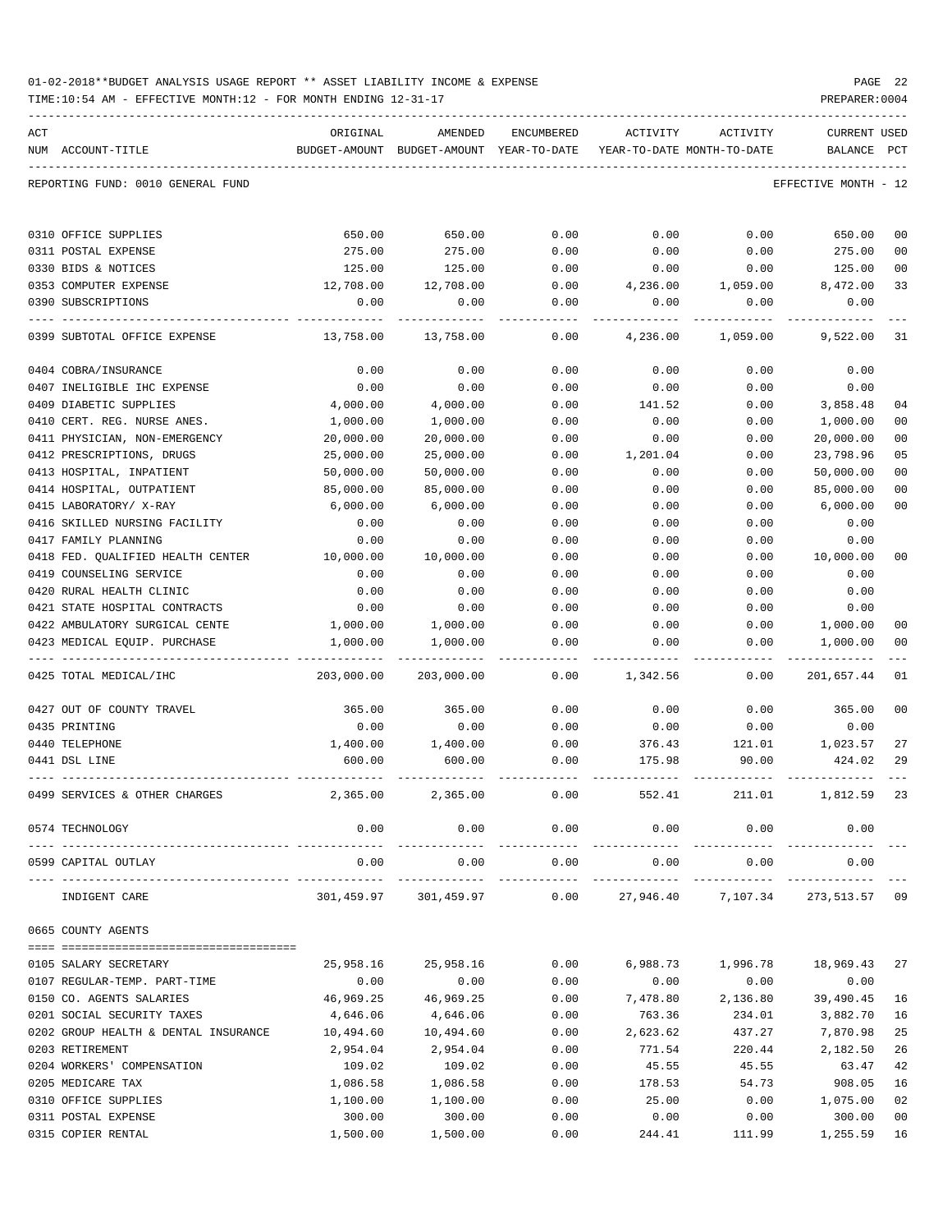01-02-2018**BUDGET ANALYSIS USAGE REPORT ** ASSET LIABILITY INCOME & EXPENSE

TIME:10:54 AM - EFFECTIVE MONTH:12 - FOR MONTH ENDING 12-31-17

REPORTING FUND: 0010 GENERAL FUND — EFFECTIVE MONTH - 12

| ACT NUM | ACCOUNT-TITLE | ORIGINAL BUDGET-AMOUNT | AMENDED BUDGET-AMOUNT | ENCUMBERED YEAR-TO-DATE | ACTIVITY YEAR-TO-DATE | ACTIVITY MONTH-TO-DATE | CURRENT BALANCE | USED PCT |
|---|---|---|---|---|---|---|---|---|
| 0310 | OFFICE SUPPLIES | 650.00 | 650.00 | 0.00 | 0.00 | 0.00 | 650.00 | 00 |
| 0311 | POSTAL EXPENSE | 275.00 | 275.00 | 0.00 | 0.00 | 0.00 | 275.00 | 00 |
| 0330 | BIDS & NOTICES | 125.00 | 125.00 | 0.00 | 0.00 | 0.00 | 125.00 | 00 |
| 0353 | COMPUTER EXPENSE | 12,708.00 | 12,708.00 | 0.00 | 4,236.00 | 1,059.00 | 8,472.00 | 33 |
| 0390 | SUBSCRIPTIONS | 0.00 | 0.00 | 0.00 | 0.00 | 0.00 | 0.00 | |
| 0399 | SUBTOTAL OFFICE EXPENSE | 13,758.00 | 13,758.00 | 0.00 | 4,236.00 | 1,059.00 | 9,522.00 | 31 |
| 0404 | COBRA/INSURANCE | 0.00 | 0.00 | 0.00 | 0.00 | 0.00 | 0.00 | |
| 0407 | INELIGIBLE IHC EXPENSE | 0.00 | 0.00 | 0.00 | 0.00 | 0.00 | 0.00 | |
| 0409 | DIABETIC SUPPLIES | 4,000.00 | 4,000.00 | 0.00 | 141.52 | 0.00 | 3,858.48 | 04 |
| 0410 | CERT. REG. NURSE ANES. | 1,000.00 | 1,000.00 | 0.00 | 0.00 | 0.00 | 1,000.00 | 00 |
| 0411 | PHYSICIAN, NON-EMERGENCY | 20,000.00 | 20,000.00 | 0.00 | 0.00 | 0.00 | 20,000.00 | 00 |
| 0412 | PRESCRIPTIONS, DRUGS | 25,000.00 | 25,000.00 | 0.00 | 1,201.04 | 0.00 | 23,798.96 | 05 |
| 0413 | HOSPITAL, INPATIENT | 50,000.00 | 50,000.00 | 0.00 | 0.00 | 0.00 | 50,000.00 | 00 |
| 0414 | HOSPITAL, OUTPATIENT | 85,000.00 | 85,000.00 | 0.00 | 0.00 | 0.00 | 85,000.00 | 00 |
| 0415 | LABORATORY/ X-RAY | 6,000.00 | 6,000.00 | 0.00 | 0.00 | 0.00 | 6,000.00 | 00 |
| 0416 | SKILLED NURSING FACILITY | 0.00 | 0.00 | 0.00 | 0.00 | 0.00 | 0.00 | |
| 0417 | FAMILY PLANNING | 0.00 | 0.00 | 0.00 | 0.00 | 0.00 | 0.00 | |
| 0418 | FED. QUALIFIED HEALTH CENTER | 10,000.00 | 10,000.00 | 0.00 | 0.00 | 0.00 | 10,000.00 | 00 |
| 0419 | COUNSELING SERVICE | 0.00 | 0.00 | 0.00 | 0.00 | 0.00 | 0.00 | |
| 0420 | RURAL HEALTH CLINIC | 0.00 | 0.00 | 0.00 | 0.00 | 0.00 | 0.00 | |
| 0421 | STATE HOSPITAL CONTRACTS | 0.00 | 0.00 | 0.00 | 0.00 | 0.00 | 0.00 | |
| 0422 | AMBULATORY SURGICAL CENTE | 1,000.00 | 1,000.00 | 0.00 | 0.00 | 0.00 | 1,000.00 | 00 |
| 0423 | MEDICAL EQUIP. PURCHASE | 1,000.00 | 1,000.00 | 0.00 | 0.00 | 0.00 | 1,000.00 | 00 |
| 0425 | TOTAL MEDICAL/IHC | 203,000.00 | 203,000.00 | 0.00 | 1,342.56 | 0.00 | 201,657.44 | 01 |
| 0427 | OUT OF COUNTY TRAVEL | 365.00 | 365.00 | 0.00 | 0.00 | 0.00 | 365.00 | 00 |
| 0435 | PRINTING | 0.00 | 0.00 | 0.00 | 0.00 | 0.00 | 0.00 | |
| 0440 | TELEPHONE | 1,400.00 | 1,400.00 | 0.00 | 376.43 | 121.01 | 1,023.57 | 27 |
| 0441 | DSL LINE | 600.00 | 600.00 | 0.00 | 175.98 | 90.00 | 424.02 | 29 |
| 0499 | SERVICES & OTHER CHARGES | 2,365.00 | 2,365.00 | 0.00 | 552.41 | 211.01 | 1,812.59 | 23 |
| 0574 | TECHNOLOGY | 0.00 | 0.00 | 0.00 | 0.00 | 0.00 | 0.00 | |
| 0599 | CAPITAL OUTLAY | 0.00 | 0.00 | 0.00 | 0.00 | 0.00 | 0.00 | |
| | INDIGENT CARE | 301,459.97 | 301,459.97 | 0.00 | 27,946.40 | 7,107.34 | 273,513.57 | 09 |

0665 COUNTY AGENTS

| ACT NUM | ACCOUNT-TITLE | ORIGINAL BUDGET-AMOUNT | AMENDED BUDGET-AMOUNT | ENCUMBERED YEAR-TO-DATE | ACTIVITY YEAR-TO-DATE | ACTIVITY MONTH-TO-DATE | CURRENT BALANCE | USED PCT |
|---|---|---|---|---|---|---|---|---|
| 0105 | SALARY SECRETARY | 25,958.16 | 25,958.16 | 0.00 | 6,988.73 | 1,996.78 | 18,969.43 | 27 |
| 0107 | REGULAR-TEMP. PART-TIME | 0.00 | 0.00 | 0.00 | 0.00 | 0.00 | 0.00 | |
| 0150 | CO. AGENTS SALARIES | 46,969.25 | 46,969.25 | 0.00 | 7,478.80 | 2,136.80 | 39,490.45 | 16 |
| 0201 | SOCIAL SECURITY TAXES | 4,646.06 | 4,646.06 | 0.00 | 763.36 | 234.01 | 3,882.70 | 16 |
| 0202 | GROUP HEALTH & DENTAL INSURANCE | 10,494.60 | 10,494.60 | 0.00 | 2,623.62 | 437.27 | 7,870.98 | 25 |
| 0203 | RETIREMENT | 2,954.04 | 2,954.04 | 0.00 | 771.54 | 220.44 | 2,182.50 | 26 |
| 0204 | WORKERS' COMPENSATION | 109.02 | 109.02 | 0.00 | 45.55 | 45.55 | 63.47 | 42 |
| 0205 | MEDICARE TAX | 1,086.58 | 1,086.58 | 0.00 | 178.53 | 54.73 | 908.05 | 16 |
| 0310 | OFFICE SUPPLIES | 1,100.00 | 1,100.00 | 0.00 | 25.00 | 0.00 | 1,075.00 | 02 |
| 0311 | POSTAL EXPENSE | 300.00 | 300.00 | 0.00 | 0.00 | 0.00 | 300.00 | 00 |
| 0315 | COPIER RENTAL | 1,500.00 | 1,500.00 | 0.00 | 244.41 | 111.99 | 1,255.59 | 16 |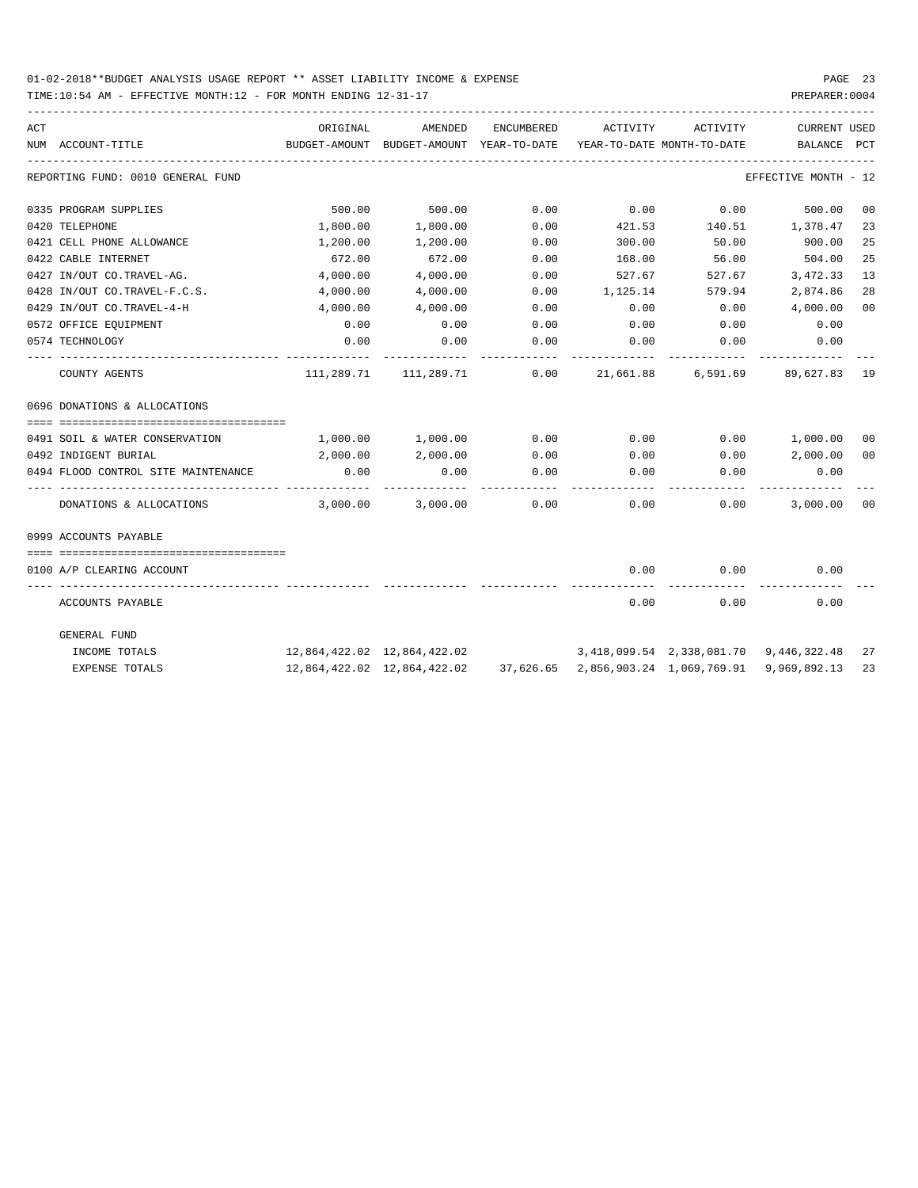01-02-2018**BUDGET ANALYSIS USAGE REPORT ** ASSET LIABILITY INCOME & EXPENSE

TIME:10:54 AM - EFFECTIVE MONTH:12 - FOR MONTH ENDING 12-31-17

PREPARER:0004

| ACT NUM | ACCOUNT-TITLE | ORIGINAL BUDGET-AMOUNT | AMENDED BUDGET-AMOUNT | ENCUMBERED YEAR-TO-DATE | ACTIVITY YEAR-TO-DATE | ACTIVITY MONTH-TO-DATE | CURRENT BALANCE | USED PCT |
|---|---|---|---|---|---|---|---|---|
| | REPORTING FUND: 0010 GENERAL FUND | | | | | | EFFECTIVE MONTH - 12 | |
| 0335 | PROGRAM SUPPLIES | 500.00 | 500.00 | 0.00 | 0.00 | 0.00 | 500.00 | 00 |
| 0420 | TELEPHONE | 1,800.00 | 1,800.00 | 0.00 | 421.53 | 140.51 | 1,378.47 | 23 |
| 0421 | CELL PHONE ALLOWANCE | 1,200.00 | 1,200.00 | 0.00 | 300.00 | 50.00 | 900.00 | 25 |
| 0422 | CABLE INTERNET | 672.00 | 672.00 | 0.00 | 168.00 | 56.00 | 504.00 | 25 |
| 0427 | IN/OUT CO.TRAVEL-AG. | 4,000.00 | 4,000.00 | 0.00 | 527.67 | 527.67 | 3,472.33 | 13 |
| 0428 | IN/OUT CO.TRAVEL-F.C.S. | 4,000.00 | 4,000.00 | 0.00 | 1,125.14 | 579.94 | 2,874.86 | 28 |
| 0429 | IN/OUT CO.TRAVEL-4-H | 4,000.00 | 4,000.00 | 0.00 | 0.00 | 0.00 | 4,000.00 | 00 |
| 0572 | OFFICE EQUIPMENT | 0.00 | 0.00 | 0.00 | 0.00 | 0.00 | 0.00 | |
| 0574 | TECHNOLOGY | 0.00 | 0.00 | 0.00 | 0.00 | 0.00 | 0.00 | |
| | COUNTY AGENTS | 111,289.71 | 111,289.71 | 0.00 | 21,661.88 | 6,591.69 | 89,627.83 | 19 |
| | 0696 DONATIONS & ALLOCATIONS | | | | | | | |
| 0491 | SOIL & WATER CONSERVATION | 1,000.00 | 1,000.00 | 0.00 | 0.00 | 0.00 | 1,000.00 | 00 |
| 0492 | INDIGENT BURIAL | 2,000.00 | 2,000.00 | 0.00 | 0.00 | 0.00 | 2,000.00 | 00 |
| 0494 | FLOOD CONTROL SITE MAINTENANCE | 0.00 | 0.00 | 0.00 | 0.00 | 0.00 | 0.00 | |
| | DONATIONS & ALLOCATIONS | 3,000.00 | 3,000.00 | 0.00 | 0.00 | 0.00 | 3,000.00 | 00 |
| | 0999 ACCOUNTS PAYABLE | | | | | | | |
| 0100 | A/P CLEARING ACCOUNT | | | | 0.00 | 0.00 | 0.00 | |
| | ACCOUNTS PAYABLE | | | | 0.00 | 0.00 | 0.00 | |
| | GENERAL FUND | | | | | | | |
| | INCOME TOTALS | 12,864,422.02 | 12,864,422.02 | | 3,418,099.54 | 2,338,081.70 | 9,446,322.48 | 27 |
| | EXPENSE TOTALS | 12,864,422.02 | 12,864,422.02 | 37,626.65 | 2,856,903.24 | 1,069,769.91 | 9,969,892.13 | 23 |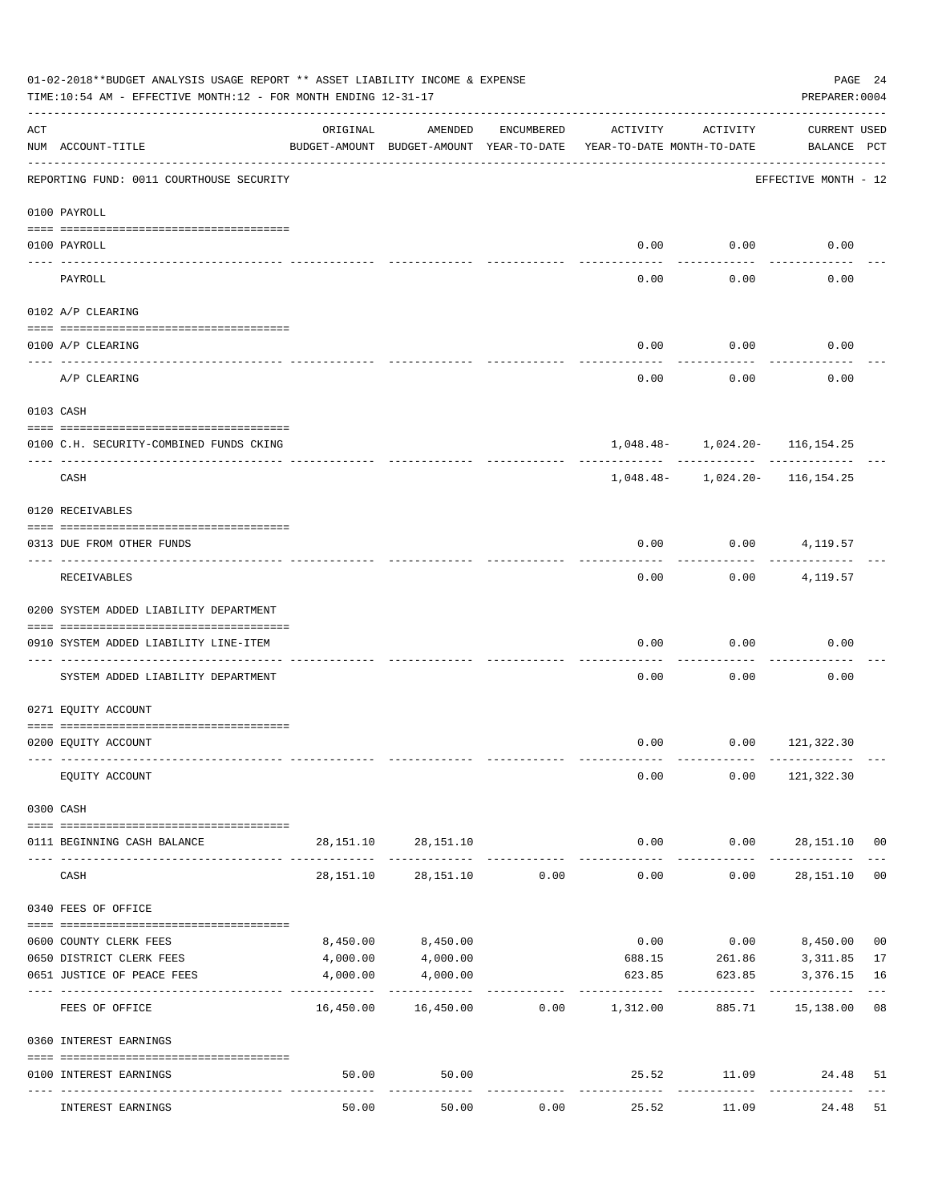01-02-2018**BUDGET ANALYSIS USAGE REPORT ** ASSET LIABILITY INCOME & EXPENSE

TIME:10:54 AM - EFFECTIVE MONTH:12 - FOR MONTH ENDING 12-31-17

PREPARER:0004

| ACT NUM | ACCOUNT-TITLE | ORIGINAL BUDGET-AMOUNT | AMENDED BUDGET-AMOUNT | ENCUMBERED YEAR-TO-DATE | ACTIVITY YEAR-TO-DATE | ACTIVITY MONTH-TO-DATE | CURRENT BALANCE | USED PCT |
|---|---|---|---|---|---|---|---|---|
| | REPORTING FUND: 0011 COURTHOUSE SECURITY | | | | | | EFFECTIVE MONTH - 12 | |
| | 0100 PAYROLL | | | | | | | |
| 0100 | PAYROLL | | | | 0.00 | 0.00 | 0.00 | |
| | PAYROLL | | | | 0.00 | 0.00 | 0.00 | |
| | 0102 A/P CLEARING | | | | | | | |
| 0100 | A/P CLEARING | | | | 0.00 | 0.00 | 0.00 | |
| | A/P CLEARING | | | | 0.00 | 0.00 | 0.00 | |
| | 0103 CASH | | | | | | | |
| 0100 | C.H. SECURITY-COMBINED FUNDS CKING | | | | 1,048.48- | 1,024.20- | 116,154.25 | |
| | CASH | | | | 1,048.48- | 1,024.20- | 116,154.25 | |
| | 0120 RECEIVABLES | | | | | | | |
| 0313 | DUE FROM OTHER FUNDS | | | | 0.00 | 0.00 | 4,119.57 | |
| | RECEIVABLES | | | | 0.00 | 0.00 | 4,119.57 | |
| | 0200 SYSTEM ADDED LIABILITY DEPARTMENT | | | | | | | |
| 0910 | SYSTEM ADDED LIABILITY LINE-ITEM | | | | 0.00 | 0.00 | 0.00 | |
| | SYSTEM ADDED LIABILITY DEPARTMENT | | | | 0.00 | 0.00 | 0.00 | |
| | 0271 EQUITY ACCOUNT | | | | | | | |
| 0200 | EQUITY ACCOUNT | | | | 0.00 | 0.00 | 121,322.30 | |
| | EQUITY ACCOUNT | | | | 0.00 | 0.00 | 121,322.30 | |
| | 0300 CASH | | | | | | | |
| 0111 | BEGINNING CASH BALANCE | 28,151.10 | 28,151.10 | | 0.00 | 0.00 | 28,151.10 | 00 |
| | CASH | 28,151.10 | 28,151.10 | 0.00 | 0.00 | 0.00 | 28,151.10 | 00 |
| | 0340 FEES OF OFFICE | | | | | | | |
| 0600 | COUNTY CLERK FEES | 8,450.00 | 8,450.00 | | 0.00 | 0.00 | 8,450.00 | 00 |
| 0650 | DISTRICT CLERK FEES | 4,000.00 | 4,000.00 | | 688.15 | 261.86 | 3,311.85 | 17 |
| 0651 | JUSTICE OF PEACE FEES | 4,000.00 | 4,000.00 | | 623.85 | 623.85 | 3,376.15 | 16 |
| | FEES OF OFFICE | 16,450.00 | 16,450.00 | 0.00 | 1,312.00 | 885.71 | 15,138.00 | 08 |
| | 0360 INTEREST EARNINGS | | | | | | | |
| 0100 | INTEREST EARNINGS | 50.00 | 50.00 | | 25.52 | 11.09 | 24.48 | 51 |
| | INTEREST EARNINGS | 50.00 | 50.00 | 0.00 | 25.52 | 11.09 | 24.48 | 51 |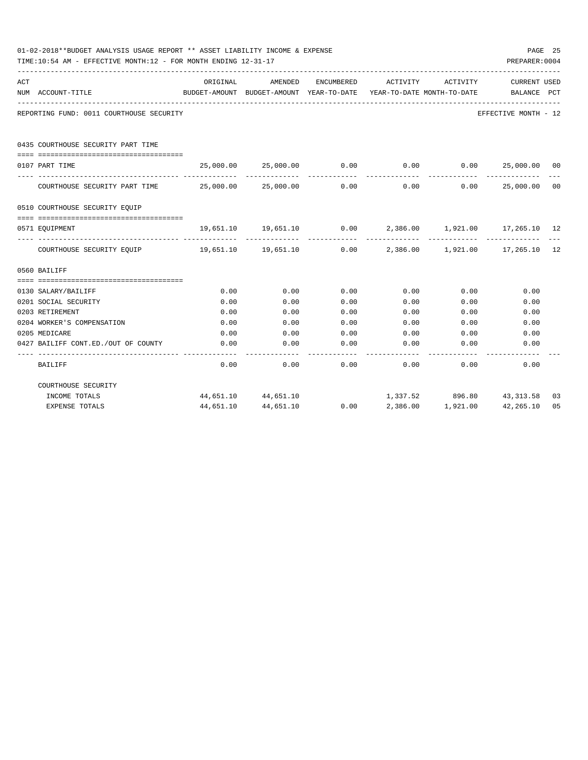01-02-2018**BUDGET ANALYSIS USAGE REPORT ** ASSET LIABILITY INCOME & EXPENSE

TIME:10:54 AM - EFFECTIVE MONTH:12 - FOR MONTH ENDING 12-31-17

PREPARER:0004

| ACT NUM | ACCOUNT-TITLE | ORIGINAL BUDGET-AMOUNT | AMENDED BUDGET-AMOUNT | ENCUMBERED YEAR-TO-DATE | ACTIVITY YEAR-TO-DATE | ACTIVITY MONTH-TO-DATE | CURRENT BALANCE | USED PCT |
|---|---|---|---|---|---|---|---|---|

REPORTING FUND: 0011 COURTHOUSE SECURITY — EFFECTIVE MONTH - 12

| ACT NUM | ACCOUNT-TITLE | ORIGINAL BUDGET-AMOUNT | AMENDED BUDGET-AMOUNT | ENCUMBERED YEAR-TO-DATE | ACTIVITY YEAR-TO-DATE | ACTIVITY MONTH-TO-DATE | CURRENT BALANCE | USED PCT |
|---|---|---|---|---|---|---|---|---|
| | **0435 COURTHOUSE SECURITY PART TIME** | | | | | | | |
| 0107 | PART TIME | 25,000.00 | 25,000.00 | 0.00 | 0.00 | 0.00 | 25,000.00 | 00 |
| | COURTHOUSE SECURITY PART TIME | 25,000.00 | 25,000.00 | 0.00 | 0.00 | 0.00 | 25,000.00 | 00 |
| | **0510 COURTHOUSE SECURITY EQUIP** | | | | | | | |
| 0571 | EQUIPMENT | 19,651.10 | 19,651.10 | 0.00 | 2,386.00 | 1,921.00 | 17,265.10 | 12 |
| | COURTHOUSE SECURITY EQUIP | 19,651.10 | 19,651.10 | 0.00 | 2,386.00 | 1,921.00 | 17,265.10 | 12 |
| | **0560 BAILIFF** | | | | | | | |
| 0130 | SALARY/BAILIFF | 0.00 | 0.00 | 0.00 | 0.00 | 0.00 | 0.00 | |
| 0201 | SOCIAL SECURITY | 0.00 | 0.00 | 0.00 | 0.00 | 0.00 | 0.00 | |
| 0203 | RETIREMENT | 0.00 | 0.00 | 0.00 | 0.00 | 0.00 | 0.00 | |
| 0204 | WORKER'S COMPENSATION | 0.00 | 0.00 | 0.00 | 0.00 | 0.00 | 0.00 | |
| 0205 | MEDICARE | 0.00 | 0.00 | 0.00 | 0.00 | 0.00 | 0.00 | |
| 0427 | BAILIFF CONT.ED./OUT OF COUNTY | 0.00 | 0.00 | 0.00 | 0.00 | 0.00 | 0.00 | |
| | BAILIFF | 0.00 | 0.00 | 0.00 | 0.00 | 0.00 | 0.00 | |
| | **COURTHOUSE SECURITY** | | | | | | | |
| | INCOME TOTALS | 44,651.10 | 44,651.10 | | 1,337.52 | 896.80 | 43,313.58 | 03 |
| | EXPENSE TOTALS | 44,651.10 | 44,651.10 | 0.00 | 2,386.00 | 1,921.00 | 42,265.10 | 05 |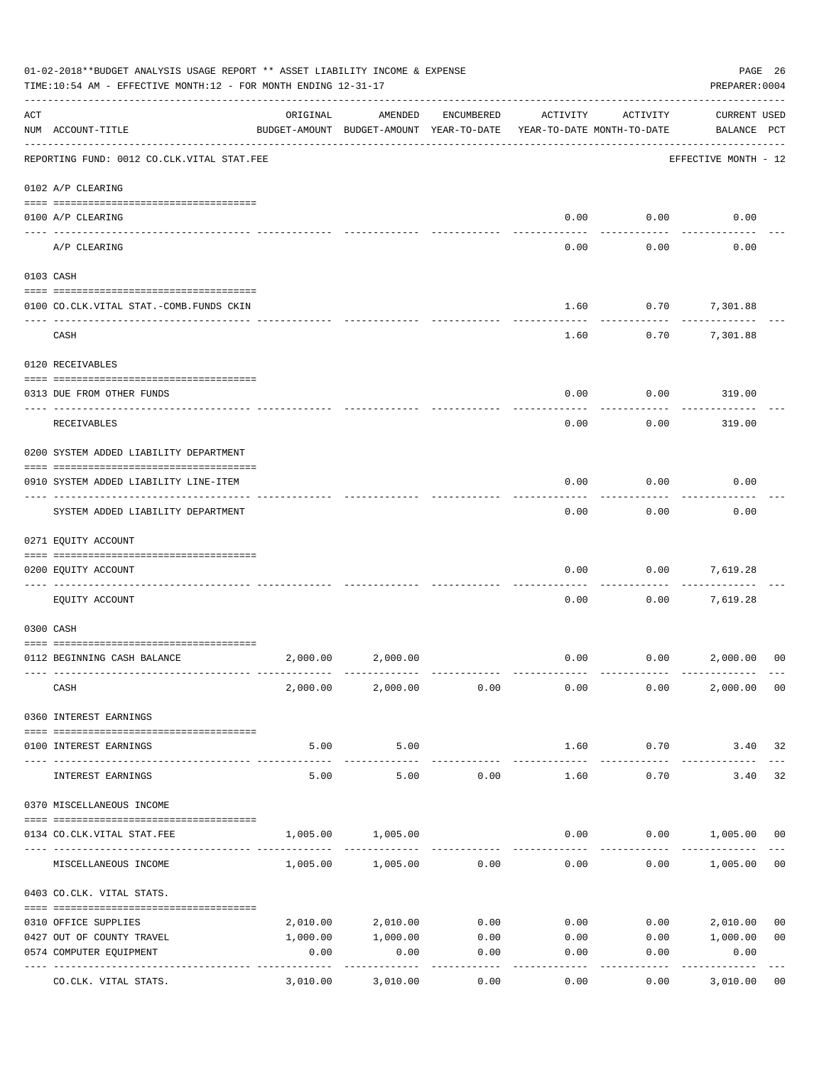01-02-2018**BUDGET ANALYSIS USAGE REPORT ** ASSET LIABILITY INCOME & EXPENSE

TIME:10:54 AM - EFFECTIVE MONTH:12 - FOR MONTH ENDING 12-31-17

PREPARER:0004

| ACT NUM | ACCOUNT-TITLE | ORIGINAL BUDGET-AMOUNT | AMENDED BUDGET-AMOUNT | ENCUMBERED YEAR-TO-DATE | ACTIVITY YEAR-TO-DATE | ACTIVITY MONTH-TO-DATE | CURRENT BALANCE | USED PCT |
|---|---|---|---|---|---|---|---|---|
| | REPORTING FUND: 0012 CO.CLK.VITAL STAT.FEE | | | | | | EFFECTIVE MONTH - 12 | |
| | 0102 A/P CLEARING | | | | | | | |
| 0100 | A/P CLEARING | | | | 0.00 | 0.00 | 0.00 | |
| | A/P CLEARING | | | | 0.00 | 0.00 | 0.00 | |
| | 0103 CASH | | | | | | | |
| 0100 | CO.CLK.VITAL STAT.-COMB.FUNDS CKIN | | | | 1.60 | 0.70 | 7,301.88 | |
| | CASH | | | | 1.60 | 0.70 | 7,301.88 | |
| | 0120 RECEIVABLES | | | | | | | |
| 0313 | DUE FROM OTHER FUNDS | | | | 0.00 | 0.00 | 319.00 | |
| | RECEIVABLES | | | | 0.00 | 0.00 | 319.00 | |
| | 0200 SYSTEM ADDED LIABILITY DEPARTMENT | | | | | | | |
| 0910 | SYSTEM ADDED LIABILITY LINE-ITEM | | | | 0.00 | 0.00 | 0.00 | |
| | SYSTEM ADDED LIABILITY DEPARTMENT | | | | 0.00 | 0.00 | 0.00 | |
| | 0271 EQUITY ACCOUNT | | | | | | | |
| 0200 | EQUITY ACCOUNT | | | | 0.00 | 0.00 | 7,619.28 | |
| | EQUITY ACCOUNT | | | | 0.00 | 0.00 | 7,619.28 | |
| | 0300 CASH | | | | | | | |
| 0112 | BEGINNING CASH BALANCE | 2,000.00 | 2,000.00 | | 0.00 | 0.00 | 2,000.00 | 00 |
| | CASH | 2,000.00 | 2,000.00 | 0.00 | 0.00 | 0.00 | 2,000.00 | 00 |
| | 0360 INTEREST EARNINGS | | | | | | | |
| 0100 | INTEREST EARNINGS | 5.00 | 5.00 | | 1.60 | 0.70 | 3.40 | 32 |
| | INTEREST EARNINGS | 5.00 | 5.00 | 0.00 | 1.60 | 0.70 | 3.40 | 32 |
| | 0370 MISCELLANEOUS INCOME | | | | | | | |
| 0134 | CO.CLK.VITAL STAT.FEE | 1,005.00 | 1,005.00 | | 0.00 | 0.00 | 1,005.00 | 00 |
| | MISCELLANEOUS INCOME | 1,005.00 | 1,005.00 | 0.00 | 0.00 | 0.00 | 1,005.00 | 00 |
| | 0403 CO.CLK. VITAL STATS. | | | | | | | |
| 0310 | OFFICE SUPPLIES | 2,010.00 | 2,010.00 | 0.00 | 0.00 | 0.00 | 2,010.00 | 00 |
| 0427 | OUT OF COUNTY TRAVEL | 1,000.00 | 1,000.00 | 0.00 | 0.00 | 0.00 | 1,000.00 | 00 |
| 0574 | COMPUTER EQUIPMENT | 0.00 | 0.00 | 0.00 | 0.00 | 0.00 | 0.00 | |
| | CO.CLK. VITAL STATS. | 3,010.00 | 3,010.00 | 0.00 | 0.00 | 0.00 | 3,010.00 | 00 |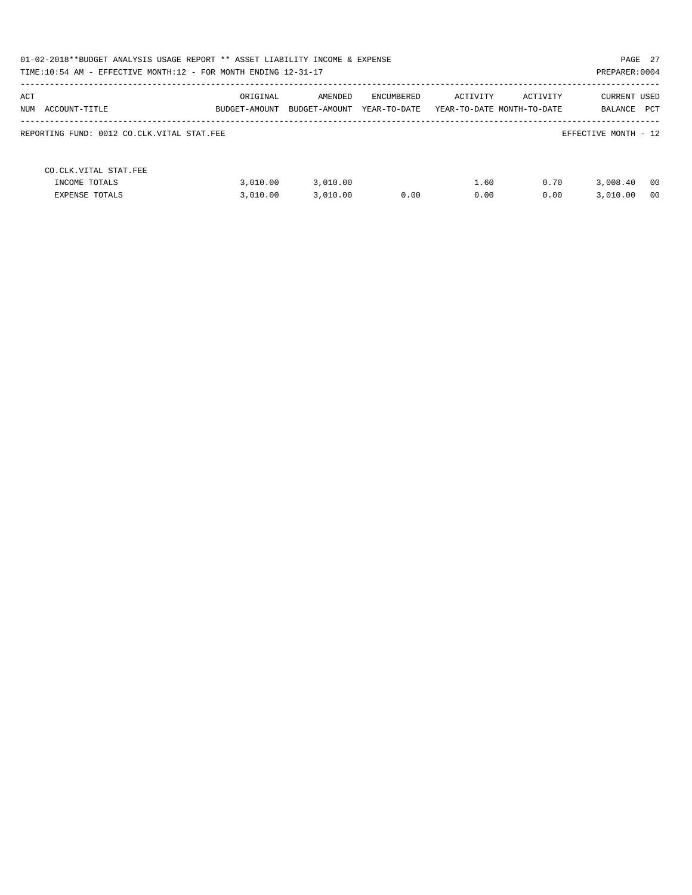01-02-2018**BUDGET ANALYSIS USAGE REPORT ** ASSET LIABILITY INCOME & EXPENSE

TIME:10:54 AM - EFFECTIVE MONTH:12 - FOR MONTH ENDING 12-31-17

PREPARER:0004

| ACT NUM | ACCOUNT-TITLE | ORIGINAL BUDGET-AMOUNT | AMENDED BUDGET-AMOUNT | ENCUMBERED YEAR-TO-DATE | ACTIVITY YEAR-TO-DATE | ACTIVITY MONTH-TO-DATE | CURRENT BALANCE | USED PCT |
|---|---|---|---|---|---|---|---|---|

REPORTING FUND: 0012 CO.CLK.VITAL STAT.FEE

EFFECTIVE MONTH - 12

| ACT NUM | ACCOUNT-TITLE | ORIGINAL BUDGET-AMOUNT | AMENDED BUDGET-AMOUNT | ENCUMBERED YEAR-TO-DATE | ACTIVITY YEAR-TO-DATE | ACTIVITY MONTH-TO-DATE | CURRENT BALANCE | USED PCT |
|---|---|---|---|---|---|---|---|---|
| | CO.CLK.VITAL STAT.FEE | | | | | | | |
| | INCOME TOTALS | 3,010.00 | 3,010.00 | | 1.60 | 0.70 | 3,008.40 | 00 |
| | EXPENSE TOTALS | 3,010.00 | 3,010.00 | 0.00 | 0.00 | 0.00 | 3,010.00 | 00 |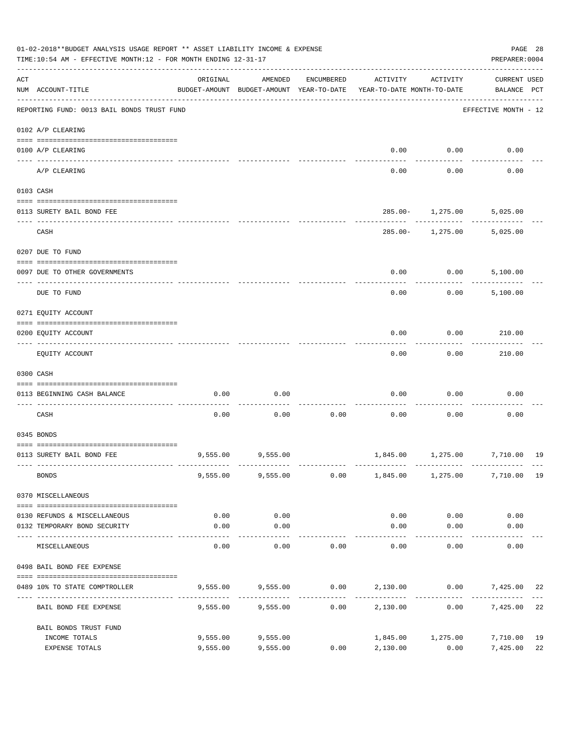01-02-2018**BUDGET ANALYSIS USAGE REPORT ** ASSET LIABILITY INCOME & EXPENSE

TIME:10:54 AM - EFFECTIVE MONTH:12 - FOR MONTH ENDING 12-31-17

PREPARER:0004

REPORTING FUND: 0013 BAIL BONDS TRUST FUND — EFFECTIVE MONTH - 12

| ACT NUM | ACCOUNT-TITLE | ORIGINAL BUDGET-AMOUNT | AMENDED BUDGET-AMOUNT | ENCUMBERED YEAR-TO-DATE | ACTIVITY YEAR-TO-DATE | ACTIVITY MONTH-TO-DATE | CURRENT USED BALANCE | PCT |
|---|---|---|---|---|---|---|---|---|
| 0102 | A/P CLEARING | | | | | | | |
| 0100 | A/P CLEARING | | | | 0.00 | 0.00 | 0.00 | |
| | A/P CLEARING | | | | 0.00 | 0.00 | 0.00 | |
| 0103 | CASH | | | | | | | |
| 0113 | SURETY BAIL BOND FEE | | | | 285.00- | 1,275.00 | 5,025.00 | |
| | CASH | | | | 285.00- | 1,275.00 | 5,025.00 | |
| 0207 | DUE TO FUND | | | | | | | |
| 0097 | DUE TO OTHER GOVERNMENTS | | | | 0.00 | 0.00 | 5,100.00 | |
| | DUE TO FUND | | | | 0.00 | 0.00 | 5,100.00 | |
| 0271 | EQUITY ACCOUNT | | | | | | | |
| 0200 | EQUITY ACCOUNT | | | | 0.00 | 0.00 | 210.00 | |
| | EQUITY ACCOUNT | | | | 0.00 | 0.00 | 210.00 | |
| 0300 | CASH | | | | | | | |
| 0113 | BEGINNING CASH BALANCE | 0.00 | 0.00 | | 0.00 | 0.00 | 0.00 | |
| | CASH | 0.00 | 0.00 | 0.00 | 0.00 | 0.00 | 0.00 | |
| 0345 | BONDS | | | | | | | |
| 0113 | SURETY BAIL BOND FEE | 9,555.00 | 9,555.00 | | 1,845.00 | 1,275.00 | 7,710.00 | 19 |
| | BONDS | 9,555.00 | 9,555.00 | 0.00 | 1,845.00 | 1,275.00 | 7,710.00 | 19 |
| 0370 | MISCELLANEOUS | | | | | | | |
| 0130 | REFUNDS & MISCELLANEOUS | 0.00 | 0.00 | | 0.00 | 0.00 | 0.00 | |
| 0132 | TEMPORARY BOND SECURITY | 0.00 | 0.00 | | 0.00 | 0.00 | 0.00 | |
| | MISCELLANEOUS | 0.00 | 0.00 | 0.00 | 0.00 | 0.00 | 0.00 | |
| 0498 | BAIL BOND FEE EXPENSE | | | | | | | |
| 0489 | 10% TO STATE COMPTROLLER | 9,555.00 | 9,555.00 | 0.00 | 2,130.00 | 0.00 | 7,425.00 | 22 |
| | BAIL BOND FEE EXPENSE | 9,555.00 | 9,555.00 | 0.00 | 2,130.00 | 0.00 | 7,425.00 | 22 |
| | BAIL BONDS TRUST FUND | | | | | | | |
| | INCOME TOTALS | 9,555.00 | 9,555.00 | | 1,845.00 | 1,275.00 | 7,710.00 | 19 |
| | EXPENSE TOTALS | 9,555.00 | 9,555.00 | 0.00 | 2,130.00 | 0.00 | 7,425.00 | 22 |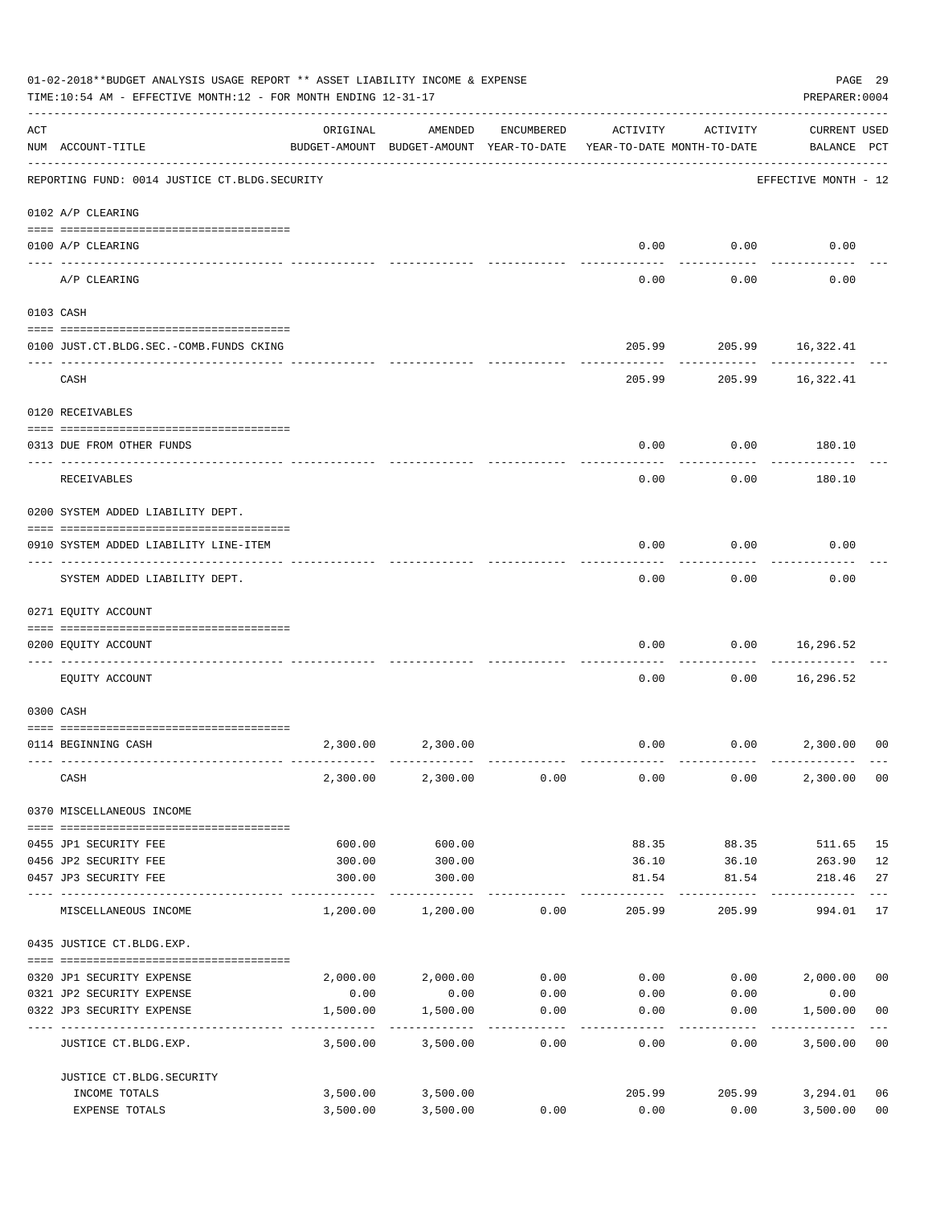01-02-2018**BUDGET ANALYSIS USAGE REPORT ** ASSET LIABILITY INCOME & EXPENSE

TIME:10:54 AM - EFFECTIVE MONTH:12 - FOR MONTH ENDING 12-31-17

PREPARER:0004

| ACT NUM | ACCOUNT-TITLE | ORIGINAL BUDGET-AMOUNT | AMENDED BUDGET-AMOUNT | ENCUMBERED YEAR-TO-DATE | ACTIVITY YEAR-TO-DATE | ACTIVITY MONTH-TO-DATE | CURRENT BALANCE | USED PCT |
|---|---|---|---|---|---|---|---|---|
| | REPORTING FUND: 0014 JUSTICE CT.BLDG.SECURITY | | | | | | EFFECTIVE MONTH - 12 | |
| | 0102 A/P CLEARING | | | | | | | |
| 0100 | A/P CLEARING | | | | 0.00 | 0.00 | 0.00 | |
| | A/P CLEARING | | | | 0.00 | 0.00 | 0.00 | |
| | 0103 CASH | | | | | | | |
| 0100 | JUST.CT.BLDG.SEC.-COMB.FUNDS CKING | | | | 205.99 | 205.99 | 16,322.41 | |
| | CASH | | | | 205.99 | 205.99 | 16,322.41 | |
| | 0120 RECEIVABLES | | | | | | | |
| 0313 | DUE FROM OTHER FUNDS | | | | 0.00 | 0.00 | 180.10 | |
| | RECEIVABLES | | | | 0.00 | 0.00 | 180.10 | |
| | 0200 SYSTEM ADDED LIABILITY DEPT. | | | | | | | |
| 0910 | SYSTEM ADDED LIABILITY LINE-ITEM | | | | 0.00 | 0.00 | 0.00 | |
| | SYSTEM ADDED LIABILITY DEPT. | | | | 0.00 | 0.00 | 0.00 | |
| | 0271 EQUITY ACCOUNT | | | | | | | |
| 0200 | EQUITY ACCOUNT | | | | 0.00 | 0.00 | 16,296.52 | |
| | EQUITY ACCOUNT | | | | 0.00 | 0.00 | 16,296.52 | |
| | 0300 CASH | | | | | | | |
| 0114 | BEGINNING CASH | 2,300.00 | 2,300.00 | | 0.00 | 0.00 | 2,300.00 | 00 |
| | CASH | 2,300.00 | 2,300.00 | 0.00 | 0.00 | 0.00 | 2,300.00 | 00 |
| | 0370 MISCELLANEOUS INCOME | | | | | | | |
| 0455 | JP1 SECURITY FEE | 600.00 | 600.00 | | 88.35 | 88.35 | 511.65 | 15 |
| 0456 | JP2 SECURITY FEE | 300.00 | 300.00 | | 36.10 | 36.10 | 263.90 | 12 |
| 0457 | JP3 SECURITY FEE | 300.00 | 300.00 | | 81.54 | 81.54 | 218.46 | 27 |
| | MISCELLANEOUS INCOME | 1,200.00 | 1,200.00 | 0.00 | 205.99 | 205.99 | 994.01 | 17 |
| | 0435 JUSTICE CT.BLDG.EXP. | | | | | | | |
| 0320 | JP1 SECURITY EXPENSE | 2,000.00 | 2,000.00 | 0.00 | 0.00 | 0.00 | 2,000.00 | 00 |
| 0321 | JP2 SECURITY EXPENSE | 0.00 | 0.00 | 0.00 | 0.00 | 0.00 | 0.00 | |
| 0322 | JP3 SECURITY EXPENSE | 1,500.00 | 1,500.00 | 0.00 | 0.00 | 0.00 | 1,500.00 | 00 |
| | JUSTICE CT.BLDG.EXP. | 3,500.00 | 3,500.00 | 0.00 | 0.00 | 0.00 | 3,500.00 | 00 |
| | JUSTICE CT.BLDG.SECURITY | | | | | | | |
| | INCOME TOTALS | 3,500.00 | 3,500.00 | | 205.99 | 205.99 | 3,294.01 | 06 |
| | EXPENSE TOTALS | 3,500.00 | 3,500.00 | 0.00 | 0.00 | 0.00 | 3,500.00 | 00 |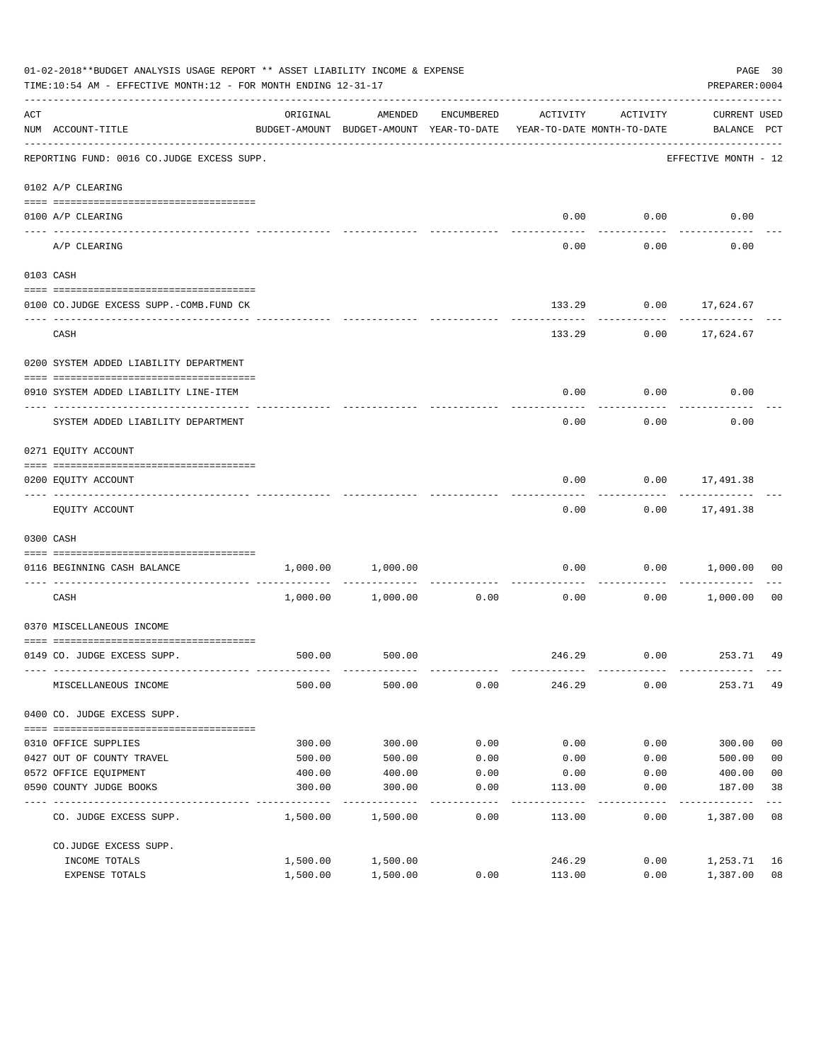01-02-2018**BUDGET ANALYSIS USAGE REPORT ** ASSET LIABILITY INCOME & EXPENSE

TIME:10:54 AM - EFFECTIVE MONTH:12 - FOR MONTH ENDING 12-31-17

PREPARER:0004

REPORTING FUND: 0016 CO.JUDGE EXCESS SUPP. — EFFECTIVE MONTH - 12

| ACT NUM | ACCOUNT-TITLE | ORIGINAL BUDGET-AMOUNT | AMENDED BUDGET-AMOUNT | ENCUMBERED YEAR-TO-DATE | ACTIVITY YEAR-TO-DATE | ACTIVITY MONTH-TO-DATE | CURRENT BALANCE | USED PCT |
|---|---|---|---|---|---|---|---|---|
| | **0102 A/P CLEARING** | | | | | | | |
| 0100 | A/P CLEARING | | | | 0.00 | 0.00 | 0.00 | |
| | A/P CLEARING | | | | 0.00 | 0.00 | 0.00 | |
| | **0103 CASH** | | | | | | | |
| 0100 | CO.JUDGE EXCESS SUPP.-COMB.FUND CK | | | | 133.29 | 0.00 | 17,624.67 | |
| | CASH | | | | 133.29 | 0.00 | 17,624.67 | |
| | **0200 SYSTEM ADDED LIABILITY DEPARTMENT** | | | | | | | |
| 0910 | SYSTEM ADDED LIABILITY LINE-ITEM | | | | 0.00 | 0.00 | 0.00 | |
| | SYSTEM ADDED LIABILITY DEPARTMENT | | | | 0.00 | 0.00 | 0.00 | |
| | **0271 EQUITY ACCOUNT** | | | | | | | |
| 0200 | EQUITY ACCOUNT | | | | 0.00 | 0.00 | 17,491.38 | |
| | EQUITY ACCOUNT | | | | 0.00 | 0.00 | 17,491.38 | |
| | **0300 CASH** | | | | | | | |
| 0116 | BEGINNING CASH BALANCE | 1,000.00 | 1,000.00 | | 0.00 | 0.00 | 1,000.00 | 00 |
| | CASH | 1,000.00 | 1,000.00 | 0.00 | 0.00 | 0.00 | 1,000.00 | 00 |
| | **0370 MISCELLANEOUS INCOME** | | | | | | | |
| 0149 | CO. JUDGE EXCESS SUPP. | 500.00 | 500.00 | | 246.29 | 0.00 | 253.71 | 49 |
| | MISCELLANEOUS INCOME | 500.00 | 500.00 | 0.00 | 246.29 | 0.00 | 253.71 | 49 |
| | **0400 CO. JUDGE EXCESS SUPP.** | | | | | | | |
| 0310 | OFFICE SUPPLIES | 300.00 | 300.00 | 0.00 | 0.00 | 0.00 | 300.00 | 00 |
| 0427 | OUT OF COUNTY TRAVEL | 500.00 | 500.00 | 0.00 | 0.00 | 0.00 | 500.00 | 00 |
| 0572 | OFFICE EQUIPMENT | 400.00 | 400.00 | 0.00 | 0.00 | 0.00 | 400.00 | 00 |
| 0590 | COUNTY JUDGE BOOKS | 300.00 | 300.00 | 0.00 | 113.00 | 0.00 | 187.00 | 38 |
| | CO. JUDGE EXCESS SUPP. | 1,500.00 | 1,500.00 | 0.00 | 113.00 | 0.00 | 1,387.00 | 08 |
| | **CO.JUDGE EXCESS SUPP.** | | | | | | | |
| | INCOME TOTALS | 1,500.00 | 1,500.00 | | 246.29 | 0.00 | 1,253.71 | 16 |
| | EXPENSE TOTALS | 1,500.00 | 1,500.00 | 0.00 | 113.00 | 0.00 | 1,387.00 | 08 |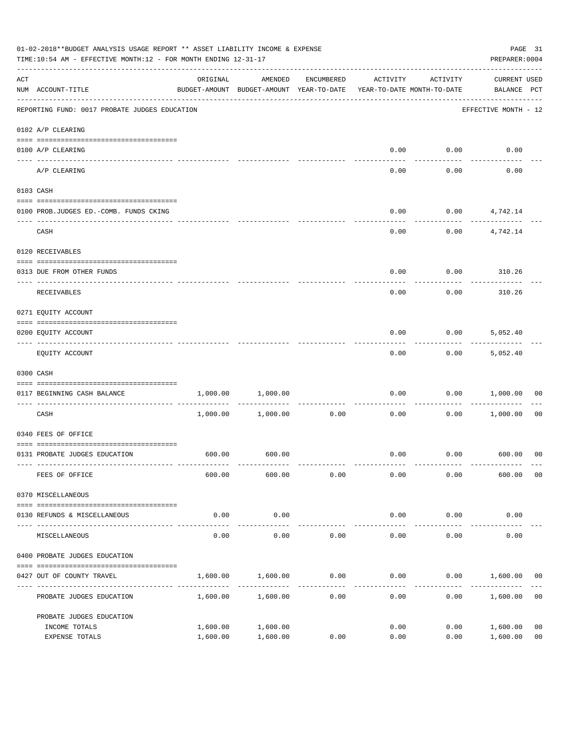01-02-2018**BUDGET ANALYSIS USAGE REPORT ** ASSET LIABILITY INCOME & EXPENSE

TIME:10:54 AM - EFFECTIVE MONTH:12 - FOR MONTH ENDING 12-31-17

PREPARER:0004

| ACT NUM | ACCOUNT-TITLE | ORIGINAL BUDGET-AMOUNT | AMENDED BUDGET-AMOUNT | ENCUMBERED YEAR-TO-DATE | ACTIVITY YEAR-TO-DATE | ACTIVITY MONTH-TO-DATE | CURRENT USED BALANCE | PCT |
|---|---|---|---|---|---|---|---|---|
| | REPORTING FUND: 0017 PROBATE JUDGES EDUCATION | | | | | | EFFECTIVE MONTH - 12 | |
| | 0102 A/P CLEARING | | | | | | | |
| 0100 | A/P CLEARING | | | | 0.00 | 0.00 | 0.00 | |
| | A/P CLEARING | | | | 0.00 | 0.00 | 0.00 | |
| | 0103 CASH | | | | | | | |
| 0100 | PROB.JUDGES ED.-COMB. FUNDS CKING | | | | 0.00 | 0.00 | 4,742.14 | |
| | CASH | | | | 0.00 | 0.00 | 4,742.14 | |
| | 0120 RECEIVABLES | | | | | | | |
| 0313 | DUE FROM OTHER FUNDS | | | | 0.00 | 0.00 | 310.26 | |
| | RECEIVABLES | | | | 0.00 | 0.00 | 310.26 | |
| | 0271 EQUITY ACCOUNT | | | | | | | |
| 0200 | EQUITY ACCOUNT | | | | 0.00 | 0.00 | 5,052.40 | |
| | EQUITY ACCOUNT | | | | 0.00 | 0.00 | 5,052.40 | |
| | 0300 CASH | | | | | | | |
| 0117 | BEGINNING CASH BALANCE | 1,000.00 | 1,000.00 | | 0.00 | 0.00 | 1,000.00 | 00 |
| | CASH | 1,000.00 | 1,000.00 | 0.00 | 0.00 | 0.00 | 1,000.00 | 00 |
| | 0340 FEES OF OFFICE | | | | | | | |
| 0131 | PROBATE JUDGES EDUCATION | 600.00 | 600.00 | | 0.00 | 0.00 | 600.00 | 00 |
| | FEES OF OFFICE | 600.00 | 600.00 | 0.00 | 0.00 | 0.00 | 600.00 | 00 |
| | 0370 MISCELLANEOUS | | | | | | | |
| 0130 | REFUNDS & MISCELLANEOUS | 0.00 | 0.00 | | 0.00 | 0.00 | 0.00 | |
| | MISCELLANEOUS | 0.00 | 0.00 | 0.00 | 0.00 | 0.00 | 0.00 | |
| | 0400 PROBATE JUDGES EDUCATION | | | | | | | |
| 0427 | OUT OF COUNTY TRAVEL | 1,600.00 | 1,600.00 | 0.00 | 0.00 | 0.00 | 1,600.00 | 00 |
| | PROBATE JUDGES EDUCATION | 1,600.00 | 1,600.00 | 0.00 | 0.00 | 0.00 | 1,600.00 | 00 |
| | PROBATE JUDGES EDUCATION | | | | | | | |
| | INCOME TOTALS | 1,600.00 | 1,600.00 | | 0.00 | 0.00 | 1,600.00 | 00 |
| | EXPENSE TOTALS | 1,600.00 | 1,600.00 | 0.00 | 0.00 | 0.00 | 1,600.00 | 00 |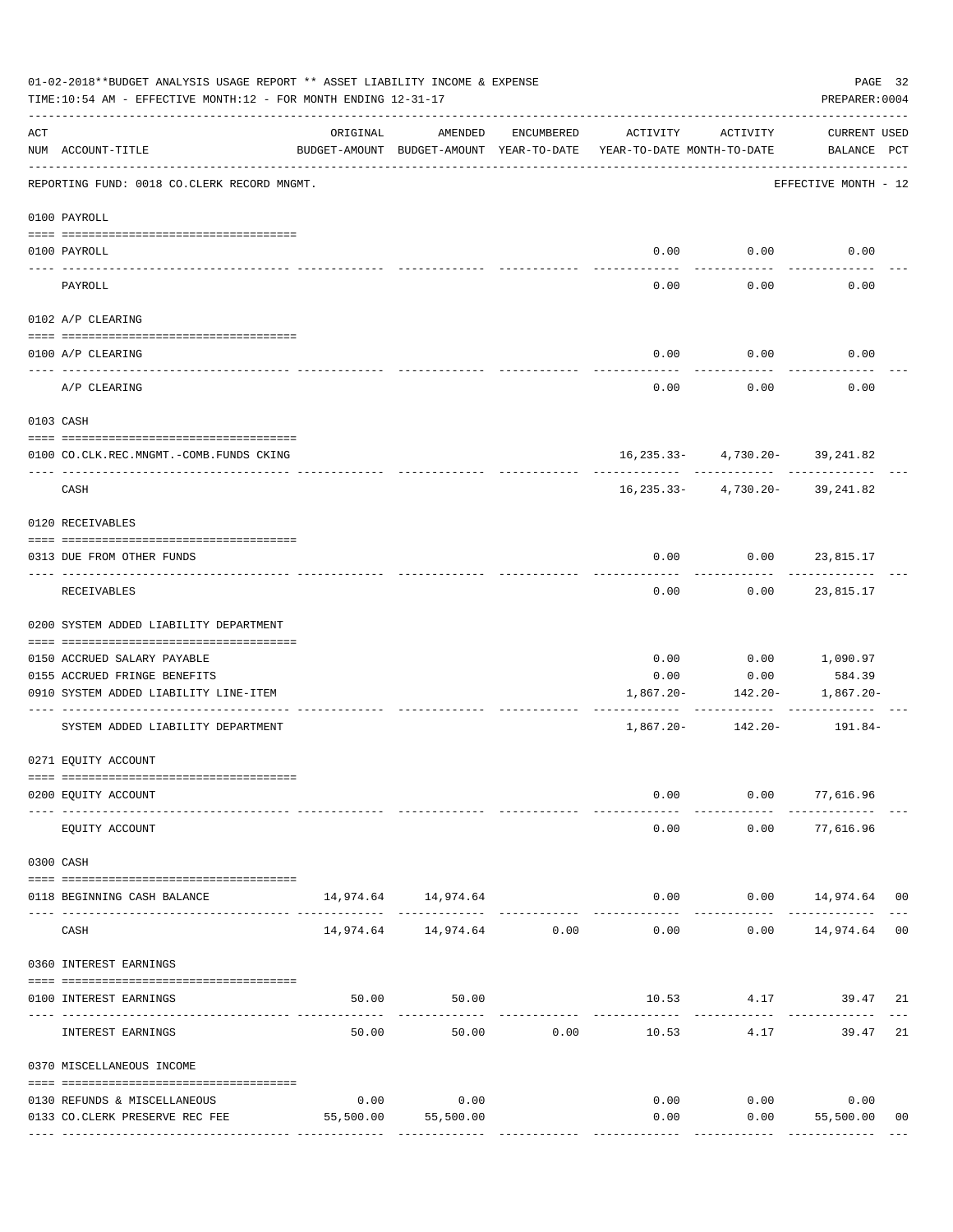01-02-2018**BUDGET ANALYSIS USAGE REPORT ** ASSET LIABILITY INCOME & EXPENSE

TIME:10:54 AM - EFFECTIVE MONTH:12 - FOR MONTH ENDING 12-31-17

PREPARER:0004

| ACT NUM | ACCOUNT-TITLE | ORIGINAL BUDGET-AMOUNT | AMENDED BUDGET-AMOUNT | ENCUMBERED YEAR-TO-DATE | ACTIVITY YEAR-TO-DATE | ACTIVITY MONTH-TO-DATE | CURRENT BALANCE | USED PCT |
|---|---|---|---|---|---|---|---|---|
| | REPORTING FUND: 0018 CO.CLERK RECORD MNGMT. | | | | | | EFFECTIVE MONTH - 12 | |
| | 0100 PAYROLL | | | | | | | |
| 0100 | PAYROLL | | | | 0.00 | 0.00 | 0.00 | |
| | PAYROLL | | | | 0.00 | 0.00 | 0.00 | |
| | 0102 A/P CLEARING | | | | | | | |
| 0100 | A/P CLEARING | | | | 0.00 | 0.00 | 0.00 | |
| | A/P CLEARING | | | | 0.00 | 0.00 | 0.00 | |
| | 0103 CASH | | | | | | | |
| 0100 | CO.CLK.REC.MNGMT.-COMB.FUNDS CKING | | | | 16,235.33- | 4,730.20- | 39,241.82 | |
| | CASH | | | | 16,235.33- | 4,730.20- | 39,241.82 | |
| | 0120 RECEIVABLES | | | | | | | |
| 0313 | DUE FROM OTHER FUNDS | | | | 0.00 | 0.00 | 23,815.17 | |
| | RECEIVABLES | | | | 0.00 | 0.00 | 23,815.17 | |
| | 0200 SYSTEM ADDED LIABILITY DEPARTMENT | | | | | | | |
| 0150 | ACCRUED SALARY PAYABLE | | | | 0.00 | 0.00 | 1,090.97 | |
| 0155 | ACCRUED FRINGE BENEFITS | | | | 0.00 | 0.00 | 584.39 | |
| 0910 | SYSTEM ADDED LIABILITY LINE-ITEM | | | | 1,867.20- | 142.20- | 1,867.20- | |
| | SYSTEM ADDED LIABILITY DEPARTMENT | | | | 1,867.20- | 142.20- | 191.84- | |
| | 0271 EQUITY ACCOUNT | | | | | | | |
| 0200 | EQUITY ACCOUNT | | | | 0.00 | 0.00 | 77,616.96 | |
| | EQUITY ACCOUNT | | | | 0.00 | 0.00 | 77,616.96 | |
| | 0300 CASH | | | | | | | |
| 0118 | BEGINNING CASH BALANCE | 14,974.64 | 14,974.64 | | 0.00 | 0.00 | 14,974.64 | 00 |
| | CASH | 14,974.64 | 14,974.64 | 0.00 | 0.00 | 0.00 | 14,974.64 | 00 |
| | 0360 INTEREST EARNINGS | | | | | | | |
| 0100 | INTEREST EARNINGS | 50.00 | 50.00 | | 10.53 | 4.17 | 39.47 | 21 |
| | INTEREST EARNINGS | 50.00 | 50.00 | 0.00 | 10.53 | 4.17 | 39.47 | 21 |
| | 0370 MISCELLANEOUS INCOME | | | | | | | |
| 0130 | REFUNDS & MISCELLANEOUS | 0.00 | 0.00 | | 0.00 | 0.00 | 0.00 | |
| 0133 | CO.CLERK PRESERVE REC FEE | 55,500.00 | 55,500.00 | | 0.00 | 0.00 | 55,500.00 | 00 |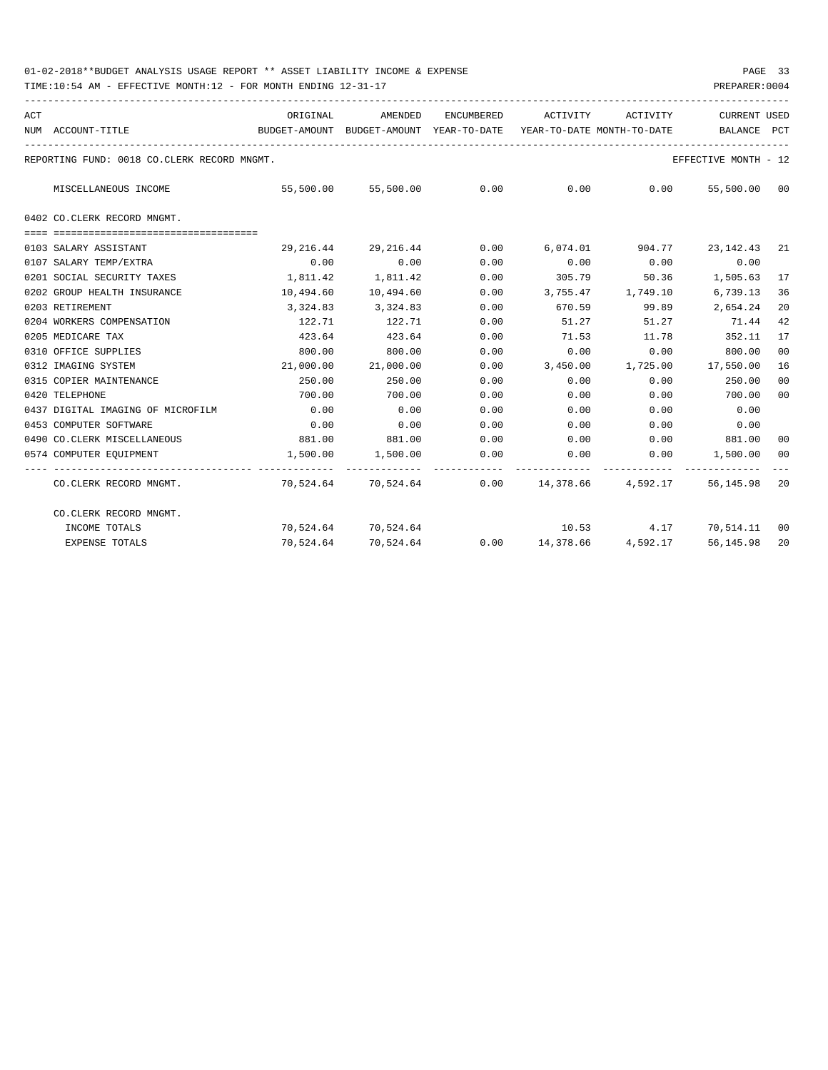01-02-2018**BUDGET ANALYSIS USAGE REPORT ** ASSET LIABILITY INCOME & EXPENSE

TIME:10:54 AM - EFFECTIVE MONTH:12 - FOR MONTH ENDING 12-31-17

PREPARER:0004

REPORTING FUND: 0018 CO.CLERK RECORD MNGMT. — EFFECTIVE MONTH - 12

| ACT NUM | ACCOUNT-TITLE | ORIGINAL BUDGET-AMOUNT | AMENDED BUDGET-AMOUNT | ENCUMBERED YEAR-TO-DATE | ACTIVITY YEAR-TO-DATE | ACTIVITY MONTH-TO-DATE | CURRENT BALANCE | USED PCT |
|---|---|---|---|---|---|---|---|---|
| | MISCELLANEOUS INCOME | 55,500.00 | 55,500.00 | 0.00 | 0.00 | 0.00 | 55,500.00 | 00 |
| | **0402 CO.CLERK RECORD MNGMT.** | | | | | | | |
| 0103 | SALARY ASSISTANT | 29,216.44 | 29,216.44 | 0.00 | 6,074.01 | 904.77 | 23,142.43 | 21 |
| 0107 | SALARY TEMP/EXTRA | 0.00 | 0.00 | 0.00 | 0.00 | 0.00 | 0.00 | |
| 0201 | SOCIAL SECURITY TAXES | 1,811.42 | 1,811.42 | 0.00 | 305.79 | 50.36 | 1,505.63 | 17 |
| 0202 | GROUP HEALTH INSURANCE | 10,494.60 | 10,494.60 | 0.00 | 3,755.47 | 1,749.10 | 6,739.13 | 36 |
| 0203 | RETIREMENT | 3,324.83 | 3,324.83 | 0.00 | 670.59 | 99.89 | 2,654.24 | 20 |
| 0204 | WORKERS COMPENSATION | 122.71 | 122.71 | 0.00 | 51.27 | 51.27 | 71.44 | 42 |
| 0205 | MEDICARE TAX | 423.64 | 423.64 | 0.00 | 71.53 | 11.78 | 352.11 | 17 |
| 0310 | OFFICE SUPPLIES | 800.00 | 800.00 | 0.00 | 0.00 | 0.00 | 800.00 | 00 |
| 0312 | IMAGING SYSTEM | 21,000.00 | 21,000.00 | 0.00 | 3,450.00 | 1,725.00 | 17,550.00 | 16 |
| 0315 | COPIER MAINTENANCE | 250.00 | 250.00 | 0.00 | 0.00 | 0.00 | 250.00 | 00 |
| 0420 | TELEPHONE | 700.00 | 700.00 | 0.00 | 0.00 | 0.00 | 700.00 | 00 |
| 0437 | DIGITAL IMAGING OF MICROFILM | 0.00 | 0.00 | 0.00 | 0.00 | 0.00 | 0.00 | |
| 0453 | COMPUTER SOFTWARE | 0.00 | 0.00 | 0.00 | 0.00 | 0.00 | 0.00 | |
| 0490 | CO.CLERK MISCELLANEOUS | 881.00 | 881.00 | 0.00 | 0.00 | 0.00 | 881.00 | 00 |
| 0574 | COMPUTER EQUIPMENT | 1,500.00 | 1,500.00 | 0.00 | 0.00 | 0.00 | 1,500.00 | 00 |
| | CO.CLERK RECORD MNGMT. | 70,524.64 | 70,524.64 | 0.00 | 14,378.66 | 4,592.17 | 56,145.98 | 20 |
| | **CO.CLERK RECORD MNGMT.** | | | | | | | |
| | INCOME TOTALS | 70,524.64 | 70,524.64 | | 10.53 | 4.17 | 70,514.11 | 00 |
| | EXPENSE TOTALS | 70,524.64 | 70,524.64 | 0.00 | 14,378.66 | 4,592.17 | 56,145.98 | 20 |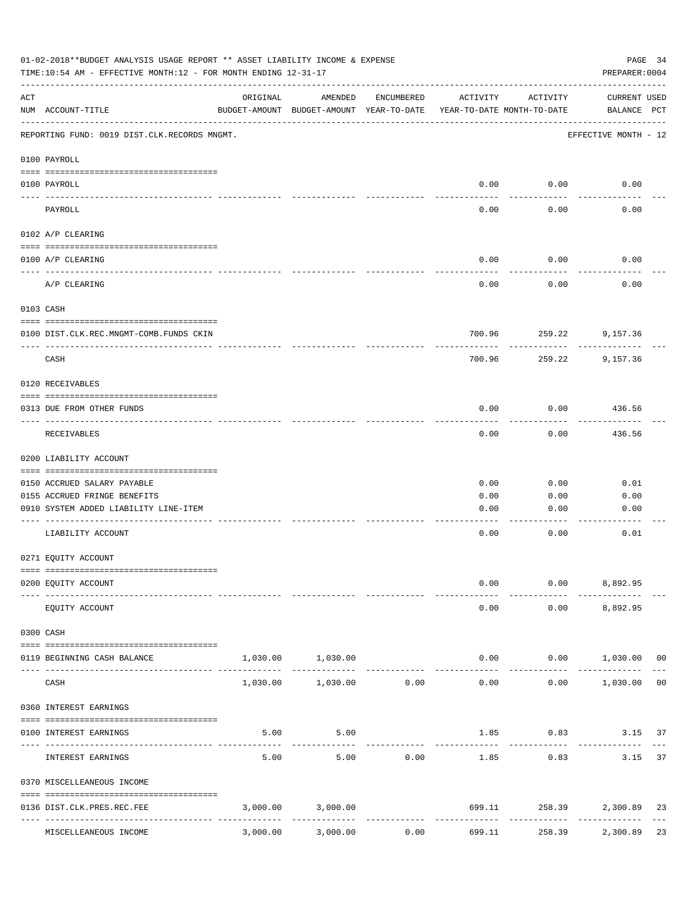01-02-2018**BUDGET ANALYSIS USAGE REPORT ** ASSET LIABILITY INCOME & EXPENSE

TIME:10:54 AM - EFFECTIVE MONTH:12 - FOR MONTH ENDING 12-31-17

PREPARER:0004

| ACT NUM | ACCOUNT-TITLE | ORIGINAL BUDGET-AMOUNT | AMENDED BUDGET-AMOUNT | ENCUMBERED YEAR-TO-DATE | ACTIVITY YEAR-TO-DATE | ACTIVITY MONTH-TO-DATE | CURRENT BALANCE | USED PCT |
|---|---|---|---|---|---|---|---|---|
| | REPORTING FUND: 0019 DIST.CLK.RECORDS MNGMT. | | | | | | EFFECTIVE MONTH - 12 | |
| | **0100 PAYROLL** | | | | | | | |
| 0100 | PAYROLL | | | | 0.00 | 0.00 | 0.00 | |
| | PAYROLL | | | | 0.00 | 0.00 | 0.00 | |
| | **0102 A/P CLEARING** | | | | | | | |
| 0100 | A/P CLEARING | | | | 0.00 | 0.00 | 0.00 | |
| | A/P CLEARING | | | | 0.00 | 0.00 | 0.00 | |
| | **0103 CASH** | | | | | | | |
| 0100 | DIST.CLK.REC.MNGMT-COMB.FUNDS CKIN | | | | 700.96 | 259.22 | 9,157.36 | |
| | CASH | | | | 700.96 | 259.22 | 9,157.36 | |
| | **0120 RECEIVABLES** | | | | | | | |
| 0313 | DUE FROM OTHER FUNDS | | | | 0.00 | 0.00 | 436.56 | |
| | RECEIVABLES | | | | 0.00 | 0.00 | 436.56 | |
| | **0200 LIABILITY ACCOUNT** | | | | | | | |
| 0150 | ACCRUED SALARY PAYABLE | | | | 0.00 | 0.00 | 0.01 | |
| 0155 | ACCRUED FRINGE BENEFITS | | | | 0.00 | 0.00 | 0.00 | |
| 0910 | SYSTEM ADDED LIABILITY LINE-ITEM | | | | 0.00 | 0.00 | 0.00 | |
| | LIABILITY ACCOUNT | | | | 0.00 | 0.00 | 0.01 | |
| | **0271 EQUITY ACCOUNT** | | | | | | | |
| 0200 | EQUITY ACCOUNT | | | | 0.00 | 0.00 | 8,892.95 | |
| | EQUITY ACCOUNT | | | | 0.00 | 0.00 | 8,892.95 | |
| | **0300 CASH** | | | | | | | |
| 0119 | BEGINNING CASH BALANCE | 1,030.00 | 1,030.00 | | 0.00 | 0.00 | 1,030.00 | 00 |
| | CASH | 1,030.00 | 1,030.00 | 0.00 | 0.00 | 0.00 | 1,030.00 | 00 |
| | **0360 INTEREST EARNINGS** | | | | | | | |
| 0100 | INTEREST EARNINGS | 5.00 | 5.00 | | 1.85 | 0.83 | 3.15 | 37 |
| | INTEREST EARNINGS | 5.00 | 5.00 | 0.00 | 1.85 | 0.83 | 3.15 | 37 |
| | **0370 MISCELLEANEOUS INCOME** | | | | | | | |
| 0136 | DIST.CLK.PRES.REC.FEE | 3,000.00 | 3,000.00 | | 699.11 | 258.39 | 2,300.89 | 23 |
| | MISCELLEANEOUS INCOME | 3,000.00 | 3,000.00 | 0.00 | 699.11 | 258.39 | 2,300.89 | 23 |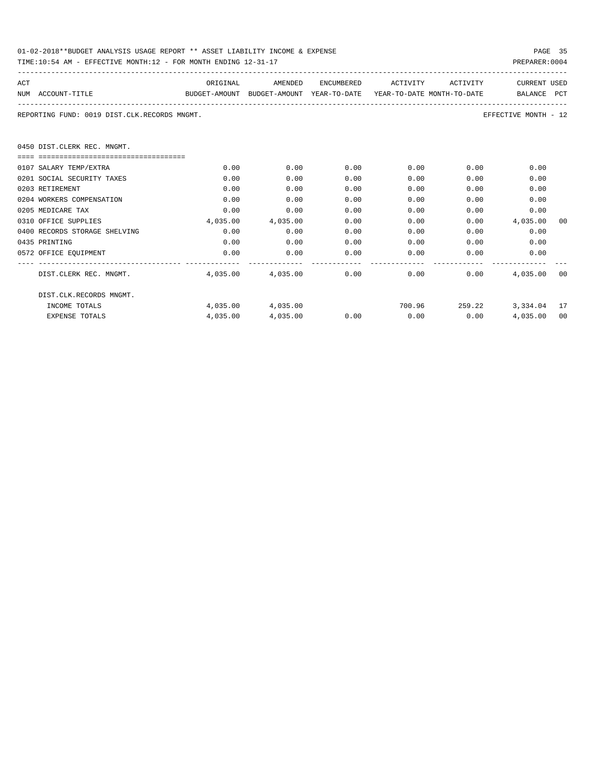01-02-2018**BUDGET ANALYSIS USAGE REPORT ** ASSET LIABILITY INCOME & EXPENSE

TIME:10:54 AM - EFFECTIVE MONTH:12 - FOR MONTH ENDING 12-31-17

PREPARER:0004

REPORTING FUND: 0019 DIST.CLK.RECORDS MNGMT.

EFFECTIVE MONTH - 12

## 0450 DIST.CLERK REC. MNGMT.

| ACT NUM | ACCOUNT-TITLE | ORIGINAL BUDGET-AMOUNT | AMENDED BUDGET-AMOUNT | ENCUMBERED YEAR-TO-DATE | ACTIVITY YEAR-TO-DATE | ACTIVITY MONTH-TO-DATE | CURRENT BALANCE | USED PCT |
|---|---|---|---|---|---|---|---|---|
| 0107 | SALARY TEMP/EXTRA | 0.00 | 0.00 | 0.00 | 0.00 | 0.00 | 0.00 | |
| 0201 | SOCIAL SECURITY TAXES | 0.00 | 0.00 | 0.00 | 0.00 | 0.00 | 0.00 | |
| 0203 | RETIREMENT | 0.00 | 0.00 | 0.00 | 0.00 | 0.00 | 0.00 | |
| 0204 | WORKERS COMPENSATION | 0.00 | 0.00 | 0.00 | 0.00 | 0.00 | 0.00 | |
| 0205 | MEDICARE TAX | 0.00 | 0.00 | 0.00 | 0.00 | 0.00 | 0.00 | |
| 0310 | OFFICE SUPPLIES | 4,035.00 | 4,035.00 | 0.00 | 0.00 | 0.00 | 4,035.00 | 00 |
| 0400 | RECORDS STORAGE SHELVING | 0.00 | 0.00 | 0.00 | 0.00 | 0.00 | 0.00 | |
| 0435 | PRINTING | 0.00 | 0.00 | 0.00 | 0.00 | 0.00 | 0.00 | |
| 0572 | OFFICE EQUIPMENT | 0.00 | 0.00 | 0.00 | 0.00 | 0.00 | 0.00 | |
| | DIST.CLERK REC. MNGMT. | 4,035.00 | 4,035.00 | 0.00 | 0.00 | 0.00 | 4,035.00 | 00 |
| | DIST.CLK.RECORDS MNGMT. | | | | | | | |
| | INCOME TOTALS | 4,035.00 | 4,035.00 | | 700.96 | 259.22 | 3,334.04 | 17 |
| | EXPENSE TOTALS | 4,035.00 | 4,035.00 | 0.00 | 0.00 | 0.00 | 4,035.00 | 00 |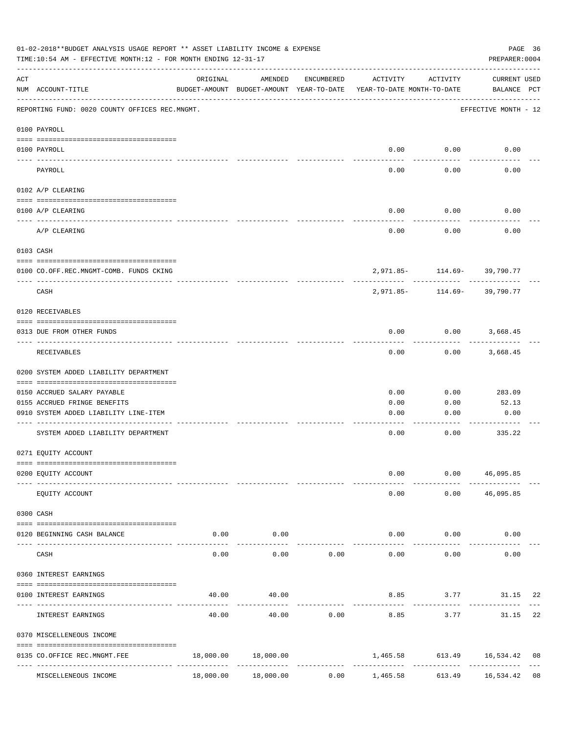01-02-2018**BUDGET ANALYSIS USAGE REPORT ** ASSET LIABILITY INCOME & EXPENSE

TIME:10:54 AM - EFFECTIVE MONTH:12 - FOR MONTH ENDING 12-31-17

PREPARER:0004

| ACT NUM | ACCOUNT-TITLE | ORIGINAL BUDGET-AMOUNT | AMENDED BUDGET-AMOUNT | ENCUMBERED YEAR-TO-DATE | ACTIVITY YEAR-TO-DATE | ACTIVITY MONTH-TO-DATE | CURRENT BALANCE | USED PCT |
|---|---|---|---|---|---|---|---|---|
| | REPORTING FUND: 0020 COUNTY OFFICES REC.MNGMT. | | | | | | EFFECTIVE MONTH - 12 | |
| | 0100 PAYROLL | | | | | | | |
| 0100 | PAYROLL | | | | 0.00 | 0.00 | 0.00 | |
| | PAYROLL | | | | 0.00 | 0.00 | 0.00 | |
| | 0102 A/P CLEARING | | | | | | | |
| 0100 | A/P CLEARING | | | | 0.00 | 0.00 | 0.00 | |
| | A/P CLEARING | | | | 0.00 | 0.00 | 0.00 | |
| | 0103 CASH | | | | | | | |
| 0100 | CO.OFF.REC.MNGMT-COMB. FUNDS CKING | | | | 2,971.85- | 114.69- | 39,790.77 | |
| | CASH | | | | 2,971.85- | 114.69- | 39,790.77 | |
| | 0120 RECEIVABLES | | | | | | | |
| 0313 | DUE FROM OTHER FUNDS | | | | 0.00 | 0.00 | 3,668.45 | |
| | RECEIVABLES | | | | 0.00 | 0.00 | 3,668.45 | |
| | 0200 SYSTEM ADDED LIABILITY DEPARTMENT | | | | | | | |
| 0150 | ACCRUED SALARY PAYABLE | | | | 0.00 | 0.00 | 283.09 | |
| 0155 | ACCRUED FRINGE BENEFITS | | | | 0.00 | 0.00 | 52.13 | |
| 0910 | SYSTEM ADDED LIABILITY LINE-ITEM | | | | 0.00 | 0.00 | 0.00 | |
| | SYSTEM ADDED LIABILITY DEPARTMENT | | | | 0.00 | 0.00 | 335.22 | |
| | 0271 EQUITY ACCOUNT | | | | | | | |
| 0200 | EQUITY ACCOUNT | | | | 0.00 | 0.00 | 46,095.85 | |
| | EQUITY ACCOUNT | | | | 0.00 | 0.00 | 46,095.85 | |
| | 0300 CASH | | | | | | | |
| 0120 | BEGINNING CASH BALANCE | 0.00 | 0.00 | | 0.00 | 0.00 | 0.00 | |
| | CASH | 0.00 | 0.00 | 0.00 | 0.00 | 0.00 | 0.00 | |
| | 0360 INTEREST EARNINGS | | | | | | | |
| 0100 | INTEREST EARNINGS | 40.00 | 40.00 | | 8.85 | 3.77 | 31.15 | 22 |
| | INTEREST EARNINGS | 40.00 | 40.00 | 0.00 | 8.85 | 3.77 | 31.15 | 22 |
| | 0370 MISCELLENEOUS INCOME | | | | | | | |
| 0135 | CO.OFFICE REC.MNGMT.FEE | 18,000.00 | 18,000.00 | | 1,465.58 | 613.49 | 16,534.42 | 08 |
| | MISCELLENEOUS INCOME | 18,000.00 | 18,000.00 | 0.00 | 1,465.58 | 613.49 | 16,534.42 | 08 |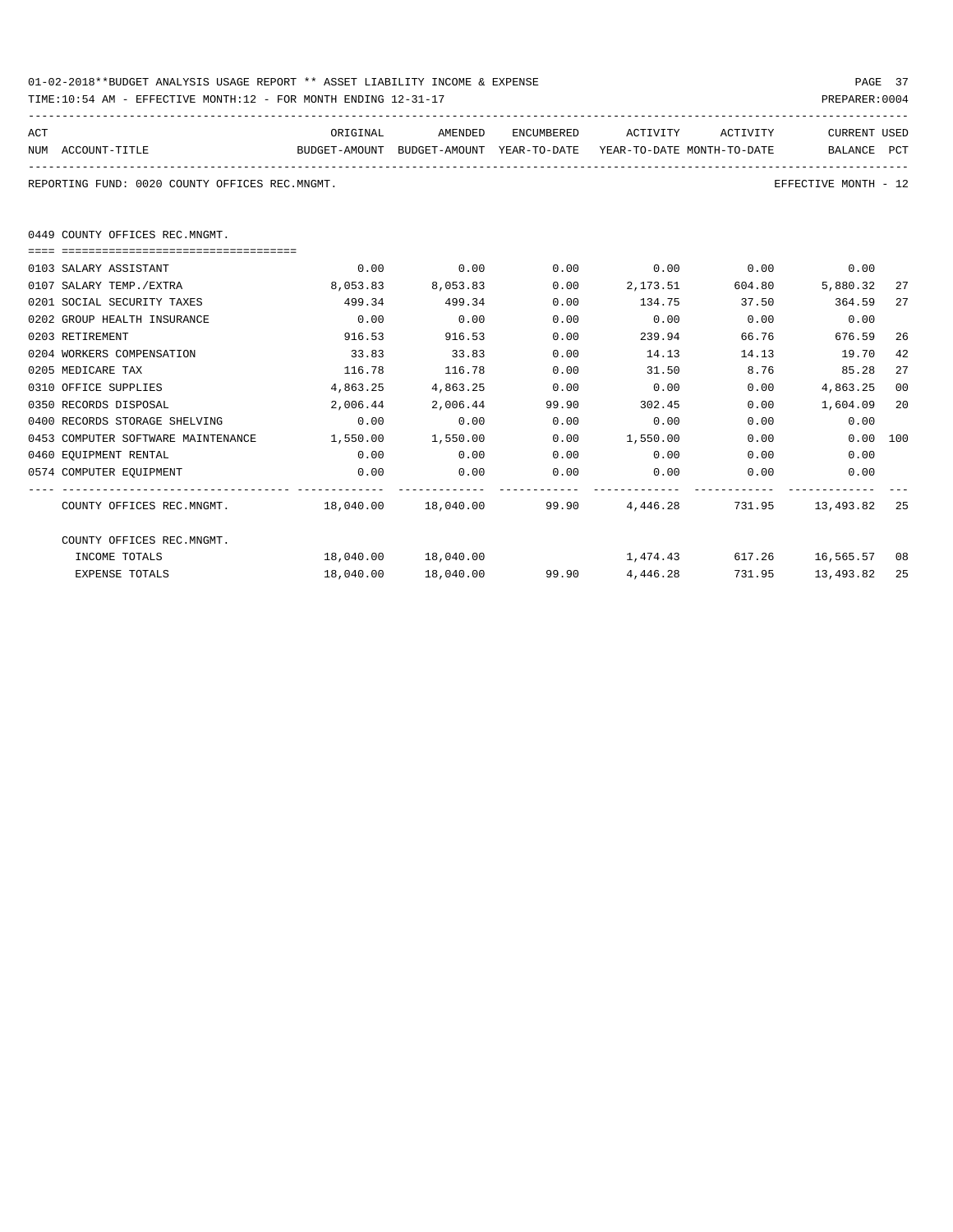01-02-2018**BUDGET ANALYSIS USAGE REPORT ** ASSET LIABILITY INCOME & EXPENSE

TIME:10:54 AM - EFFECTIVE MONTH:12 - FOR MONTH ENDING 12-31-17

PREPARER:0004

REPORTING FUND: 0020 COUNTY OFFICES REC.MNGMT.

EFFECTIVE MONTH - 12

## 0449 COUNTY OFFICES REC.MNGMT.

| ACT NUM | ACCOUNT-TITLE | ORIGINAL BUDGET-AMOUNT | AMENDED BUDGET-AMOUNT | ENCUMBERED YEAR-TO-DATE | ACTIVITY YEAR-TO-DATE | ACTIVITY MONTH-TO-DATE | CURRENT BALANCE | USED PCT |
|---|---|---|---|---|---|---|---|---|
| 0103 | SALARY ASSISTANT | 0.00 | 0.00 | 0.00 | 0.00 | 0.00 | 0.00 | |
| 0107 | SALARY TEMP./EXTRA | 8,053.83 | 8,053.83 | 0.00 | 2,173.51 | 604.80 | 5,880.32 | 27 |
| 0201 | SOCIAL SECURITY TAXES | 499.34 | 499.34 | 0.00 | 134.75 | 37.50 | 364.59 | 27 |
| 0202 | GROUP HEALTH INSURANCE | 0.00 | 0.00 | 0.00 | 0.00 | 0.00 | 0.00 | |
| 0203 | RETIREMENT | 916.53 | 916.53 | 0.00 | 239.94 | 66.76 | 676.59 | 26 |
| 0204 | WORKERS COMPENSATION | 33.83 | 33.83 | 0.00 | 14.13 | 14.13 | 19.70 | 42 |
| 0205 | MEDICARE TAX | 116.78 | 116.78 | 0.00 | 31.50 | 8.76 | 85.28 | 27 |
| 0310 | OFFICE SUPPLIES | 4,863.25 | 4,863.25 | 0.00 | 0.00 | 0.00 | 4,863.25 | 00 |
| 0350 | RECORDS DISPOSAL | 2,006.44 | 2,006.44 | 99.90 | 302.45 | 0.00 | 1,604.09 | 20 |
| 0400 | RECORDS STORAGE SHELVING | 0.00 | 0.00 | 0.00 | 0.00 | 0.00 | 0.00 | |
| 0453 | COMPUTER SOFTWARE MAINTENANCE | 1,550.00 | 1,550.00 | 0.00 | 1,550.00 | 0.00 | 0.00 | 100 |
| 0460 | EQUIPMENT RENTAL | 0.00 | 0.00 | 0.00 | 0.00 | 0.00 | 0.00 | |
| 0574 | COMPUTER EQUIPMENT | 0.00 | 0.00 | 0.00 | 0.00 | 0.00 | 0.00 | |
| | COUNTY OFFICES REC.MNGMT. | 18,040.00 | 18,040.00 | 99.90 | 4,446.28 | 731.95 | 13,493.82 | 25 |
| | COUNTY OFFICES REC.MNGMT. | | | | | | | |
| | INCOME TOTALS | 18,040.00 | 18,040.00 | | 1,474.43 | 617.26 | 16,565.57 | 08 |
| | EXPENSE TOTALS | 18,040.00 | 18,040.00 | 99.90 | 4,446.28 | 731.95 | 13,493.82 | 25 |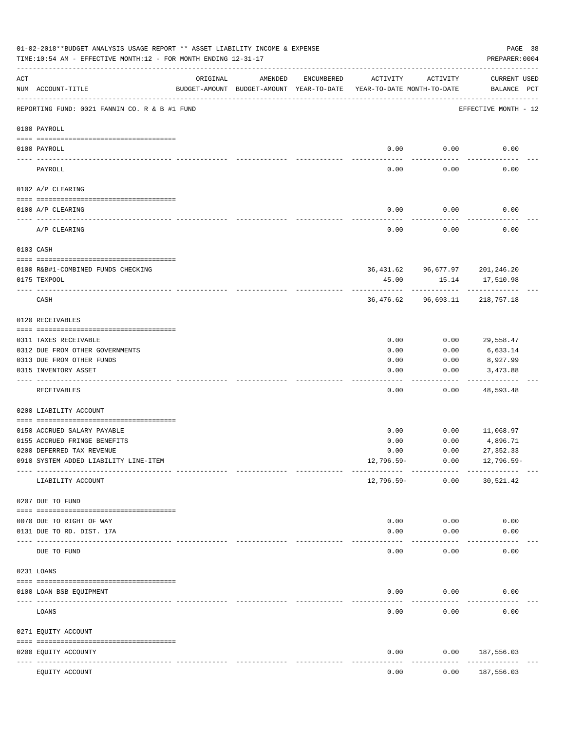01-02-2018**BUDGET ANALYSIS USAGE REPORT ** ASSET LIABILITY INCOME & EXPENSE

TIME:10:54 AM - EFFECTIVE MONTH:12 - FOR MONTH ENDING 12-31-17

PREPARER:0004

| ACT NUM | ACCOUNT-TITLE | ORIGINAL BUDGET-AMOUNT | AMENDED BUDGET-AMOUNT | ENCUMBERED YEAR-TO-DATE | ACTIVITY YEAR-TO-DATE | ACTIVITY MONTH-TO-DATE | CURRENT BALANCE | USED PCT |
|---|---|---|---|---|---|---|---|---|

REPORTING FUND: 0021 FANNIN CO. R & B #1 FUND — EFFECTIVE MONTH - 12

| ACT NUM | ACCOUNT-TITLE | ORIGINAL BUDGET-AMOUNT | AMENDED BUDGET-AMOUNT | ENCUMBERED YEAR-TO-DATE | ACTIVITY YEAR-TO-DATE | ACTIVITY MONTH-TO-DATE | CURRENT BALANCE | USED PCT |
|---|---|---|---|---|---|---|---|---|
| **0100 PAYROLL** | | | | | | | | |
| 0100 | PAYROLL | | | | 0.00 | 0.00 | 0.00 | |
| | PAYROLL | | | | 0.00 | 0.00 | 0.00 | |
| **0102 A/P CLEARING** | | | | | | | | |
| 0100 | A/P CLEARING | | | | 0.00 | 0.00 | 0.00 | |
| | A/P CLEARING | | | | 0.00 | 0.00 | 0.00 | |
| **0103 CASH** | | | | | | | | |
| 0100 | R&B#1-COMBINED FUNDS CHECKING | | | | 36,431.62 | 96,677.97 | 201,246.20 | |
| 0175 | TEXPOOL | | | | 45.00 | 15.14 | 17,510.98 | |
| | CASH | | | | 36,476.62 | 96,693.11 | 218,757.18 | |
| **0120 RECEIVABLES** | | | | | | | | |
| 0311 | TAXES RECEIVABLE | | | | 0.00 | 0.00 | 29,558.47 | |
| 0312 | DUE FROM OTHER GOVERNMENTS | | | | 0.00 | 0.00 | 6,633.14 | |
| 0313 | DUE FROM OTHER FUNDS | | | | 0.00 | 0.00 | 8,927.99 | |
| 0315 | INVENTORY ASSET | | | | 0.00 | 0.00 | 3,473.88 | |
| | RECEIVABLES | | | | 0.00 | 0.00 | 48,593.48 | |
| **0200 LIABILITY ACCOUNT** | | | | | | | | |
| 0150 | ACCRUED SALARY PAYABLE | | | | 0.00 | 0.00 | 11,068.97 | |
| 0155 | ACCRUED FRINGE BENEFITS | | | | 0.00 | 0.00 | 4,896.71 | |
| 0200 | DEFERRED TAX REVENUE | | | | 0.00 | 0.00 | 27,352.33 | |
| 0910 | SYSTEM ADDED LIABILITY LINE-ITEM | | | | 12,796.59- | 0.00 | 12,796.59- | |
| | LIABILITY ACCOUNT | | | | 12,796.59- | 0.00 | 30,521.42 | |
| **0207 DUE TO FUND** | | | | | | | | |
| 0070 | DUE TO RIGHT OF WAY | | | | 0.00 | 0.00 | 0.00 | |
| 0131 | DUE TO RD. DIST. 17A | | | | 0.00 | 0.00 | 0.00 | |
| | DUE TO FUND | | | | 0.00 | 0.00 | 0.00 | |
| **0231 LOANS** | | | | | | | | |
| 0100 | LOAN BSB EQUIPMENT | | | | 0.00 | 0.00 | 0.00 | |
| | LOANS | | | | 0.00 | 0.00 | 0.00 | |
| **0271 EQUITY ACCOUNT** | | | | | | | | |
| 0200 | EQUITY ACCOUNTY | | | | 0.00 | 0.00 | 187,556.03 | |
| | EQUITY ACCOUNT | | | | 0.00 | 0.00 | 187,556.03 | |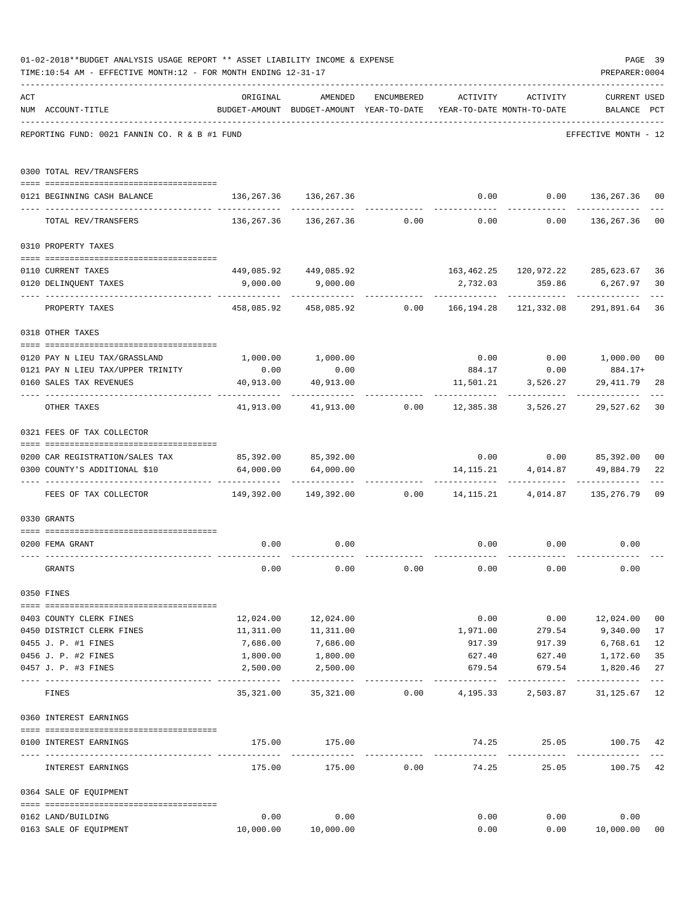01-02-2018**BUDGET ANALYSIS USAGE REPORT ** ASSET LIABILITY INCOME & EXPENSE

TIME:10:54 AM - EFFECTIVE MONTH:12 - FOR MONTH ENDING 12-31-17

PREPARER:0004

REPORTING FUND: 0021 FANNIN CO. R & B #1 FUND — EFFECTIVE MONTH - 12

| ACT NUM | ACCOUNT-TITLE | ORIGINAL BUDGET-AMOUNT | AMENDED BUDGET-AMOUNT | ENCUMBERED YEAR-TO-DATE | ACTIVITY YEAR-TO-DATE | ACTIVITY MONTH-TO-DATE | CURRENT BALANCE | USED PCT |
|---|---|---|---|---|---|---|---|---|
| 0300 | TOTAL REV/TRANSFERS | | | | | | | |
| 0121 | BEGINNING CASH BALANCE | 136,267.36 | 136,267.36 | | 0.00 | 0.00 | 136,267.36 | 00 |
| | TOTAL REV/TRANSFERS | 136,267.36 | 136,267.36 | 0.00 | 0.00 | 0.00 | 136,267.36 | 00 |
| 0310 | PROPERTY TAXES | | | | | | | |
| 0110 | CURRENT TAXES | 449,085.92 | 449,085.92 | | 163,462.25 | 120,972.22 | 285,623.67 | 36 |
| 0120 | DELINQUENT TAXES | 9,000.00 | 9,000.00 | | 2,732.03 | 359.86 | 6,267.97 | 30 |
| | PROPERTY TAXES | 458,085.92 | 458,085.92 | 0.00 | 166,194.28 | 121,332.08 | 291,891.64 | 36 |
| 0318 | OTHER TAXES | | | | | | | |
| 0120 | PAY N LIEU TAX/GRASSLAND | 1,000.00 | 1,000.00 | | 0.00 | 0.00 | 1,000.00 | 00 |
| 0121 | PAY N LIEU TAX/UPPER TRINITY | 0.00 | 0.00 | | 884.17 | 0.00 | 884.17+ | |
| 0160 | SALES TAX REVENUES | 40,913.00 | 40,913.00 | | 11,501.21 | 3,526.27 | 29,411.79 | 28 |
| | OTHER TAXES | 41,913.00 | 41,913.00 | 0.00 | 12,385.38 | 3,526.27 | 29,527.62 | 30 |
| 0321 | FEES OF TAX COLLECTOR | | | | | | | |
| 0200 | CAR REGISTRATION/SALES TAX | 85,392.00 | 85,392.00 | | 0.00 | 0.00 | 85,392.00 | 00 |
| 0300 | COUNTY'S ADDITIONAL $10 | 64,000.00 | 64,000.00 | | 14,115.21 | 4,014.87 | 49,884.79 | 22 |
| | FEES OF TAX COLLECTOR | 149,392.00 | 149,392.00 | 0.00 | 14,115.21 | 4,014.87 | 135,276.79 | 09 |
| 0330 | GRANTS | | | | | | | |
| 0200 | FEMA GRANT | 0.00 | 0.00 | | 0.00 | 0.00 | 0.00 | |
| | GRANTS | 0.00 | 0.00 | 0.00 | 0.00 | 0.00 | 0.00 | |
| 0350 | FINES | | | | | | | |
| 0403 | COUNTY CLERK FINES | 12,024.00 | 12,024.00 | | 0.00 | 0.00 | 12,024.00 | 00 |
| 0450 | DISTRICT CLERK FINES | 11,311.00 | 11,311.00 | | 1,971.00 | 279.54 | 9,340.00 | 17 |
| 0455 | J. P. #1 FINES | 7,686.00 | 7,686.00 | | 917.39 | 917.39 | 6,768.61 | 12 |
| 0456 | J. P. #2 FINES | 1,800.00 | 1,800.00 | | 627.40 | 627.40 | 1,172.60 | 35 |
| 0457 | J. P. #3 FINES | 2,500.00 | 2,500.00 | | 679.54 | 679.54 | 1,820.46 | 27 |
| | FINES | 35,321.00 | 35,321.00 | 0.00 | 4,195.33 | 2,503.87 | 31,125.67 | 12 |
| 0360 | INTEREST EARNINGS | | | | | | | |
| 0100 | INTEREST EARNINGS | 175.00 | 175.00 | | 74.25 | 25.05 | 100.75 | 42 |
| | INTEREST EARNINGS | 175.00 | 175.00 | 0.00 | 74.25 | 25.05 | 100.75 | 42 |
| 0364 | SALE OF EQUIPMENT | | | | | | | |
| 0162 | LAND/BUILDING | 0.00 | 0.00 | | 0.00 | 0.00 | 0.00 | |
| 0163 | SALE OF EQUIPMENT | 10,000.00 | 10,000.00 | | 0.00 | 0.00 | 10,000.00 | 00 |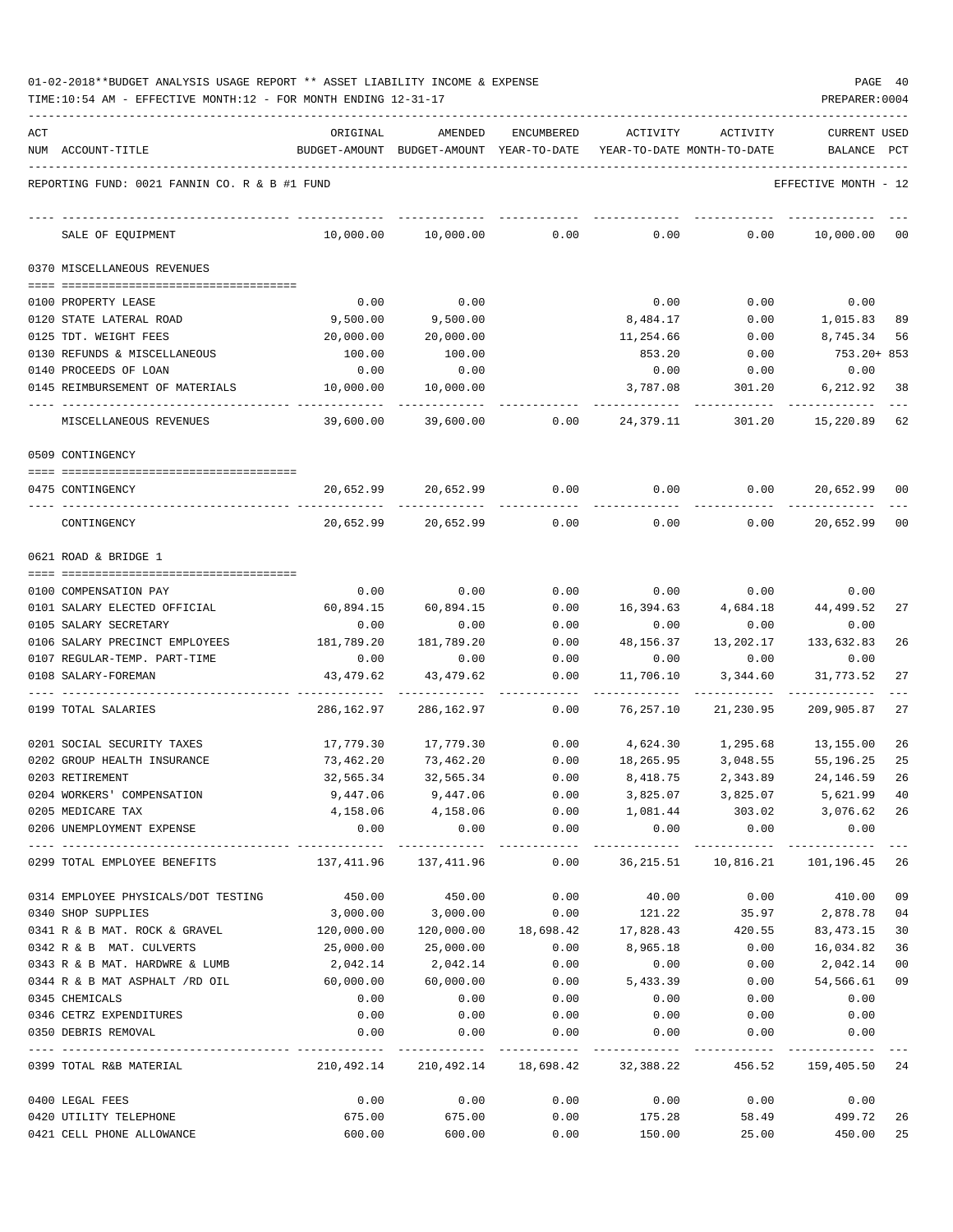01-02-2018**BUDGET ANALYSIS USAGE REPORT ** ASSET LIABILITY INCOME & EXPENSE

TIME:10:54 AM - EFFECTIVE MONTH:12 - FOR MONTH ENDING 12-31-17

PREPARER:0004

REPORTING FUND: 0021 FANNIN CO. R & B #1 FUND — EFFECTIVE MONTH - 12

| ACT NUM | ACCOUNT-TITLE | ORIGINAL BUDGET-AMOUNT | AMENDED BUDGET-AMOUNT | ENCUMBERED YEAR-TO-DATE | ACTIVITY YEAR-TO-DATE | ACTIVITY MONTH-TO-DATE | CURRENT BALANCE | USED PCT |
|---|---|---|---|---|---|---|---|---|
| | SALE OF EQUIPMENT | 10,000.00 | 10,000.00 | 0.00 | 0.00 | 0.00 | 10,000.00 | 00 |
| | **0370 MISCELLANEOUS REVENUES** | | | | | | | |
| 0100 | PROPERTY LEASE | 0.00 | 0.00 | | 0.00 | 0.00 | 0.00 | |
| 0120 | STATE LATERAL ROAD | 9,500.00 | 9,500.00 | | 8,484.17 | 0.00 | 1,015.83 | 89 |
| 0125 | TDT. WEIGHT FEES | 20,000.00 | 20,000.00 | | 11,254.66 | 0.00 | 8,745.34 | 56 |
| 0130 | REFUNDS & MISCELLANEOUS | 100.00 | 100.00 | | 853.20 | 0.00 | 753.20+ | 853 |
| 0140 | PROCEEDS OF LOAN | 0.00 | 0.00 | | 0.00 | 0.00 | 0.00 | |
| 0145 | REIMBURSEMENT OF MATERIALS | 10,000.00 | 10,000.00 | | 3,787.08 | 301.20 | 6,212.92 | 38 |
| | MISCELLANEOUS REVENUES | 39,600.00 | 39,600.00 | 0.00 | 24,379.11 | 301.20 | 15,220.89 | 62 |
| | **0509 CONTINGENCY** | | | | | | | |
| 0475 | CONTINGENCY | 20,652.99 | 20,652.99 | 0.00 | 0.00 | 0.00 | 20,652.99 | 00 |
| | CONTINGENCY | 20,652.99 | 20,652.99 | 0.00 | 0.00 | 0.00 | 20,652.99 | 00 |
| | **0621 ROAD & BRIDGE 1** | | | | | | | |
| 0100 | COMPENSATION PAY | 0.00 | 0.00 | 0.00 | 0.00 | 0.00 | 0.00 | |
| 0101 | SALARY ELECTED OFFICIAL | 60,894.15 | 60,894.15 | 0.00 | 16,394.63 | 4,684.18 | 44,499.52 | 27 |
| 0105 | SALARY SECRETARY | 0.00 | 0.00 | 0.00 | 0.00 | 0.00 | 0.00 | |
| 0106 | SALARY PRECINCT EMPLOYEES | 181,789.20 | 181,789.20 | 0.00 | 48,156.37 | 13,202.17 | 133,632.83 | 26 |
| 0107 | REGULAR-TEMP. PART-TIME | 0.00 | 0.00 | 0.00 | 0.00 | 0.00 | 0.00 | |
| 0108 | SALARY-FOREMAN | 43,479.62 | 43,479.62 | 0.00 | 11,706.10 | 3,344.60 | 31,773.52 | 27 |
| 0199 | TOTAL SALARIES | 286,162.97 | 286,162.97 | 0.00 | 76,257.10 | 21,230.95 | 209,905.87 | 27 |
| 0201 | SOCIAL SECURITY TAXES | 17,779.30 | 17,779.30 | 0.00 | 4,624.30 | 1,295.68 | 13,155.00 | 26 |
| 0202 | GROUP HEALTH INSURANCE | 73,462.20 | 73,462.20 | 0.00 | 18,265.95 | 3,048.55 | 55,196.25 | 25 |
| 0203 | RETIREMENT | 32,565.34 | 32,565.34 | 0.00 | 8,418.75 | 2,343.89 | 24,146.59 | 26 |
| 0204 | WORKERS' COMPENSATION | 9,447.06 | 9,447.06 | 0.00 | 3,825.07 | 3,825.07 | 5,621.99 | 40 |
| 0205 | MEDICARE TAX | 4,158.06 | 4,158.06 | 0.00 | 1,081.44 | 303.02 | 3,076.62 | 26 |
| 0206 | UNEMPLOYMENT EXPENSE | 0.00 | 0.00 | 0.00 | 0.00 | 0.00 | 0.00 | |
| 0299 | TOTAL EMPLOYEE BENEFITS | 137,411.96 | 137,411.96 | 0.00 | 36,215.51 | 10,816.21 | 101,196.45 | 26 |
| 0314 | EMPLOYEE PHYSICALS/DOT TESTING | 450.00 | 450.00 | 0.00 | 40.00 | 0.00 | 410.00 | 09 |
| 0340 | SHOP SUPPLIES | 3,000.00 | 3,000.00 | 0.00 | 121.22 | 35.97 | 2,878.78 | 04 |
| 0341 | R & B MAT. ROCK & GRAVEL | 120,000.00 | 120,000.00 | 18,698.42 | 17,828.43 | 420.55 | 83,473.15 | 30 |
| 0342 | R & B MAT. CULVERTS | 25,000.00 | 25,000.00 | 0.00 | 8,965.18 | 0.00 | 16,034.82 | 36 |
| 0343 | R & B MAT. HARDWRE & LUMB | 2,042.14 | 2,042.14 | 0.00 | 0.00 | 0.00 | 2,042.14 | 00 |
| 0344 | R & B MAT ASPHALT /RD OIL | 60,000.00 | 60,000.00 | 0.00 | 5,433.39 | 0.00 | 54,566.61 | 09 |
| 0345 | CHEMICALS | 0.00 | 0.00 | 0.00 | 0.00 | 0.00 | 0.00 | |
| 0346 | CETRZ EXPENDITURES | 0.00 | 0.00 | 0.00 | 0.00 | 0.00 | 0.00 | |
| 0350 | DEBRIS REMOVAL | 0.00 | 0.00 | 0.00 | 0.00 | 0.00 | 0.00 | |
| 0399 | TOTAL R&B MATERIAL | 210,492.14 | 210,492.14 | 18,698.42 | 32,388.22 | 456.52 | 159,405.50 | 24 |
| 0400 | LEGAL FEES | 0.00 | 0.00 | 0.00 | 0.00 | 0.00 | 0.00 | |
| 0420 | UTILITY TELEPHONE | 675.00 | 675.00 | 0.00 | 175.28 | 58.49 | 499.72 | 26 |
| 0421 | CELL PHONE ALLOWANCE | 600.00 | 600.00 | 0.00 | 150.00 | 25.00 | 450.00 | 25 |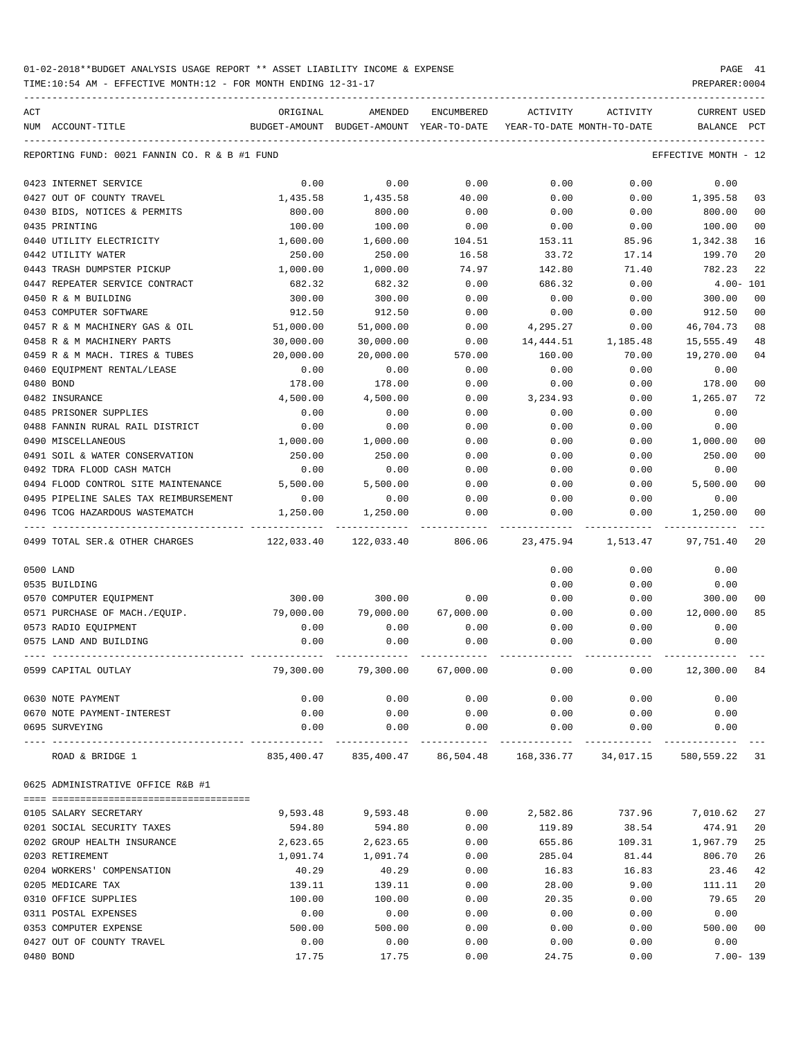01-02-2018**BUDGET ANALYSIS USAGE REPORT ** ASSET LIABILITY INCOME & EXPENSE

TIME:10:54 AM - EFFECTIVE MONTH:12 - FOR MONTH ENDING 12-31-17

PREPARER:0004

| ACT NUM | ACCOUNT-TITLE | ORIGINAL BUDGET-AMOUNT | AMENDED BUDGET-AMOUNT | ENCUMBERED YEAR-TO-DATE | ACTIVITY YEAR-TO-DATE | ACTIVITY MONTH-TO-DATE | CURRENT BALANCE | USED PCT |
|---|---|---|---|---|---|---|---|---|
| REPORTING FUND: 0021 FANNIN CO. R & B #1 FUND | | | | | | | EFFECTIVE MONTH - 12 | |
| 0423 | INTERNET SERVICE | 0.00 | 0.00 | 0.00 | 0.00 | 0.00 | 0.00 | |
| 0427 | OUT OF COUNTY TRAVEL | 1,435.58 | 1,435.58 | 40.00 | 0.00 | 0.00 | 1,395.58 | 03 |
| 0430 | BIDS, NOTICES & PERMITS | 800.00 | 800.00 | 0.00 | 0.00 | 0.00 | 800.00 | 00 |
| 0435 | PRINTING | 100.00 | 100.00 | 0.00 | 0.00 | 0.00 | 100.00 | 00 |
| 0440 | UTILITY ELECTRICITY | 1,600.00 | 1,600.00 | 104.51 | 153.11 | 85.96 | 1,342.38 | 16 |
| 0442 | UTILITY WATER | 250.00 | 250.00 | 16.58 | 33.72 | 17.14 | 199.70 | 20 |
| 0443 | TRASH DUMPSTER PICKUP | 1,000.00 | 1,000.00 | 74.97 | 142.80 | 71.40 | 782.23 | 22 |
| 0447 | REPEATER SERVICE CONTRACT | 682.32 | 682.32 | 0.00 | 686.32 | 0.00 | 4.00- | 101 |
| 0450 | R & M BUILDING | 300.00 | 300.00 | 0.00 | 0.00 | 0.00 | 300.00 | 00 |
| 0453 | COMPUTER SOFTWARE | 912.50 | 912.50 | 0.00 | 0.00 | 0.00 | 912.50 | 00 |
| 0457 | R & M MACHINERY GAS & OIL | 51,000.00 | 51,000.00 | 0.00 | 4,295.27 | 0.00 | 46,704.73 | 08 |
| 0458 | R & M MACHINERY PARTS | 30,000.00 | 30,000.00 | 0.00 | 14,444.51 | 1,185.48 | 15,555.49 | 48 |
| 0459 | R & M MACH. TIRES & TUBES | 20,000.00 | 20,000.00 | 570.00 | 160.00 | 70.00 | 19,270.00 | 04 |
| 0460 | EQUIPMENT RENTAL/LEASE | 0.00 | 0.00 | 0.00 | 0.00 | 0.00 | 0.00 | |
| 0480 | BOND | 178.00 | 178.00 | 0.00 | 0.00 | 0.00 | 178.00 | 00 |
| 0482 | INSURANCE | 4,500.00 | 4,500.00 | 0.00 | 3,234.93 | 0.00 | 1,265.07 | 72 |
| 0485 | PRISONER SUPPLIES | 0.00 | 0.00 | 0.00 | 0.00 | 0.00 | 0.00 | |
| 0488 | FANNIN RURAL RAIL DISTRICT | 0.00 | 0.00 | 0.00 | 0.00 | 0.00 | 0.00 | |
| 0490 | MISCELLANEOUS | 1,000.00 | 1,000.00 | 0.00 | 0.00 | 0.00 | 1,000.00 | 00 |
| 0491 | SOIL & WATER CONSERVATION | 250.00 | 250.00 | 0.00 | 0.00 | 0.00 | 250.00 | 00 |
| 0492 | TDRA FLOOD CASH MATCH | 0.00 | 0.00 | 0.00 | 0.00 | 0.00 | 0.00 | |
| 0494 | FLOOD CONTROL SITE MAINTENANCE | 5,500.00 | 5,500.00 | 0.00 | 0.00 | 0.00 | 5,500.00 | 00 |
| 0495 | PIPELINE SALES TAX REIMBURSEMENT | 0.00 | 0.00 | 0.00 | 0.00 | 0.00 | 0.00 | |
| 0496 | TCOG HAZARDOUS WASTEMATCH | 1,250.00 | 1,250.00 | 0.00 | 0.00 | 0.00 | 1,250.00 | 00 |
| 0499 | TOTAL SER.& OTHER CHARGES | 122,033.40 | 122,033.40 | 806.06 | 23,475.94 | 1,513.47 | 97,751.40 | 20 |
| 0500 | LAND | | | | 0.00 | 0.00 | 0.00 | |
| 0535 | BUILDING | | | | 0.00 | 0.00 | 0.00 | |
| 0570 | COMPUTER EQUIPMENT | 300.00 | 300.00 | 0.00 | 0.00 | 0.00 | 300.00 | 00 |
| 0571 | PURCHASE OF MACH./EQUIP. | 79,000.00 | 79,000.00 | 67,000.00 | 0.00 | 0.00 | 12,000.00 | 85 |
| 0573 | RADIO EQUIPMENT | 0.00 | 0.00 | 0.00 | 0.00 | 0.00 | 0.00 | |
| 0575 | LAND AND BUILDING | 0.00 | 0.00 | 0.00 | 0.00 | 0.00 | 0.00 | |
| 0599 | CAPITAL OUTLAY | 79,300.00 | 79,300.00 | 67,000.00 | 0.00 | 0.00 | 12,300.00 | 84 |
| 0630 | NOTE PAYMENT | 0.00 | 0.00 | 0.00 | 0.00 | 0.00 | 0.00 | |
| 0670 | NOTE PAYMENT-INTEREST | 0.00 | 0.00 | 0.00 | 0.00 | 0.00 | 0.00 | |
| 0695 | SURVEYING | 0.00 | 0.00 | 0.00 | 0.00 | 0.00 | 0.00 | |
| | ROAD & BRIDGE 1 | 835,400.47 | 835,400.47 | 86,504.48 | 168,336.77 | 34,017.15 | 580,559.22 | 31 |
| 0625 ADMINISTRATIVE OFFICE R&B #1 | | | | | | | | |
| 0105 | SALARY SECRETARY | 9,593.48 | 9,593.48 | 0.00 | 2,582.86 | 737.96 | 7,010.62 | 27 |
| 0201 | SOCIAL SECURITY TAXES | 594.80 | 594.80 | 0.00 | 119.89 | 38.54 | 474.91 | 20 |
| 0202 | GROUP HEALTH INSURANCE | 2,623.65 | 2,623.65 | 0.00 | 655.86 | 109.31 | 1,967.79 | 25 |
| 0203 | RETIREMENT | 1,091.74 | 1,091.74 | 0.00 | 285.04 | 81.44 | 806.70 | 26 |
| 0204 | WORKERS' COMPENSATION | 40.29 | 40.29 | 0.00 | 16.83 | 16.83 | 23.46 | 42 |
| 0205 | MEDICARE TAX | 139.11 | 139.11 | 0.00 | 28.00 | 9.00 | 111.11 | 20 |
| 0310 | OFFICE SUPPLIES | 100.00 | 100.00 | 0.00 | 20.35 | 0.00 | 79.65 | 20 |
| 0311 | POSTAL EXPENSES | 0.00 | 0.00 | 0.00 | 0.00 | 0.00 | 0.00 | |
| 0353 | COMPUTER EXPENSE | 500.00 | 500.00 | 0.00 | 0.00 | 0.00 | 500.00 | 00 |
| 0427 | OUT OF COUNTY TRAVEL | 0.00 | 0.00 | 0.00 | 0.00 | 0.00 | 0.00 | |
| 0480 | BOND | 17.75 | 17.75 | 0.00 | 24.75 | 0.00 | 7.00- | 139 |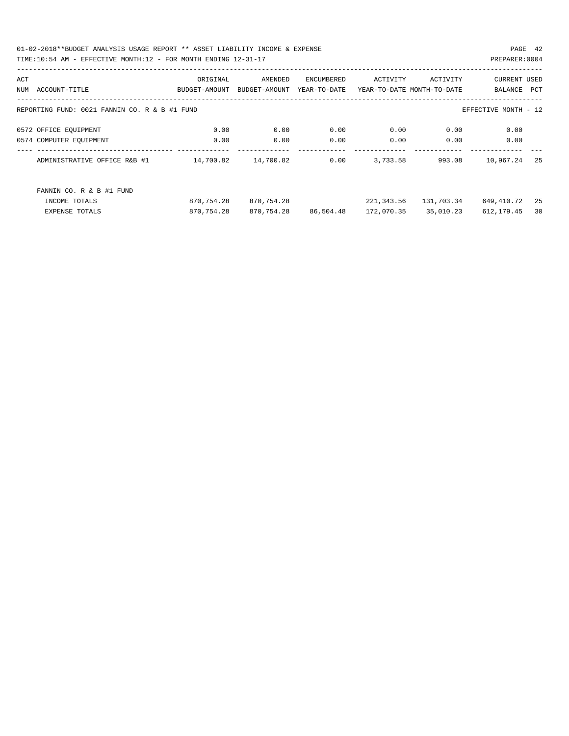01-02-2018**BUDGET ANALYSIS USAGE REPORT ** ASSET LIABILITY INCOME & EXPENSE

TIME:10:54 AM - EFFECTIVE MONTH:12 - FOR MONTH ENDING 12-31-17

PREPARER:0004

| ACT NUM | ACCOUNT-TITLE | ORIGINAL BUDGET-AMOUNT | AMENDED BUDGET-AMOUNT | ENCUMBERED YEAR-TO-DATE | ACTIVITY YEAR-TO-DATE | ACTIVITY MONTH-TO-DATE | CURRENT BALANCE | USED PCT |
|---|---|---|---|---|---|---|---|---|
| | REPORTING FUND: 0021 FANNIN CO. R & B #1 FUND | | | | | | EFFECTIVE MONTH - 12 | |
| 0572 | OFFICE EQUIPMENT | 0.00 | 0.00 | 0.00 | 0.00 | 0.00 | 0.00 | |
| 0574 | COMPUTER EQUIPMENT | 0.00 | 0.00 | 0.00 | 0.00 | 0.00 | 0.00 | |
| | ADMINISTRATIVE OFFICE R&B #1 | 14,700.82 | 14,700.82 | 0.00 | 3,733.58 | 993.08 | 10,967.24 | 25 |
| | FANNIN CO. R & B #1 FUND | | | | | | | |
| | INCOME TOTALS | 870,754.28 | 870,754.28 | | 221,343.56 | 131,703.34 | 649,410.72 | 25 |
| | EXPENSE TOTALS | 870,754.28 | 870,754.28 | 86,504.48 | 172,070.35 | 35,010.23 | 612,179.45 | 30 |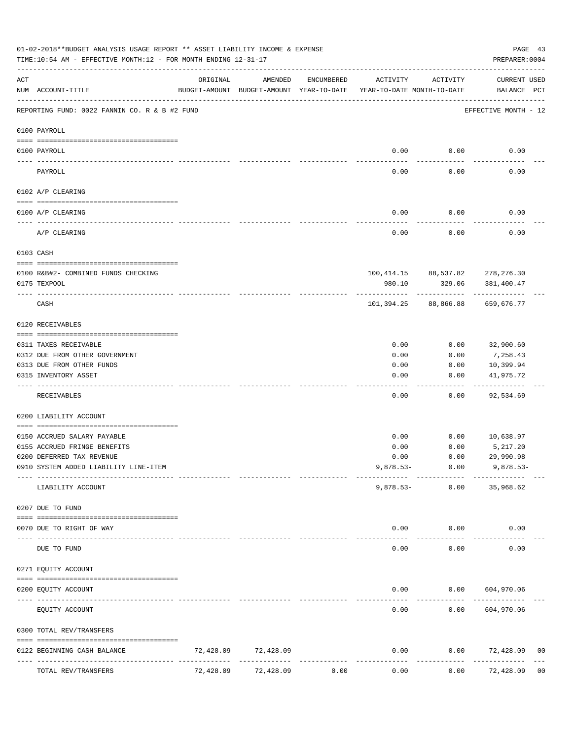01-02-2018**BUDGET ANALYSIS USAGE REPORT ** ASSET LIABILITY INCOME & EXPENSE

TIME:10:54 AM - EFFECTIVE MONTH:12 - FOR MONTH ENDING 12-31-17

PREPARER:0004

REPORTING FUND: 0022 FANNIN CO. R & B #2 FUND — EFFECTIVE MONTH - 12

| ACT NUM | ACCOUNT-TITLE | ORIGINAL BUDGET-AMOUNT | AMENDED BUDGET-AMOUNT | ENCUMBERED YEAR-TO-DATE | ACTIVITY YEAR-TO-DATE | ACTIVITY MONTH-TO-DATE | CURRENT USED BALANCE | PCT |
|---|---|---|---|---|---|---|---|---|
| | **0100 PAYROLL** | | | | | | | |
| 0100 | PAYROLL | | | | 0.00 | 0.00 | 0.00 | |
| | PAYROLL | | | | 0.00 | 0.00 | 0.00 | |
| | **0102 A/P CLEARING** | | | | | | | |
| 0100 | A/P CLEARING | | | | 0.00 | 0.00 | 0.00 | |
| | A/P CLEARING | | | | 0.00 | 0.00 | 0.00 | |
| | **0103 CASH** | | | | | | | |
| 0100 | R&B#2- COMBINED FUNDS CHECKING | | | | 100,414.15 | 88,537.82 | 278,276.30 | |
| 0175 | TEXPOOL | | | | 980.10 | 329.06 | 381,400.47 | |
| | CASH | | | | 101,394.25 | 88,866.88 | 659,676.77 | |
| | **0120 RECEIVABLES** | | | | | | | |
| 0311 | TAXES RECEIVABLE | | | | 0.00 | 0.00 | 32,900.60 | |
| 0312 | DUE FROM OTHER GOVERNMENT | | | | 0.00 | 0.00 | 7,258.43 | |
| 0313 | DUE FROM OTHER FUNDS | | | | 0.00 | 0.00 | 10,399.94 | |
| 0315 | INVENTORY ASSET | | | | 0.00 | 0.00 | 41,975.72 | |
| | RECEIVABLES | | | | 0.00 | 0.00 | 92,534.69 | |
| | **0200 LIABILITY ACCOUNT** | | | | | | | |
| 0150 | ACCRUED SALARY PAYABLE | | | | 0.00 | 0.00 | 10,638.97 | |
| 0155 | ACCRUED FRINGE BENEFITS | | | | 0.00 | 0.00 | 5,217.20 | |
| 0200 | DEFERRED TAX REVENUE | | | | 0.00 | 0.00 | 29,990.98 | |
| 0910 | SYSTEM ADDED LIABILITY LINE-ITEM | | | | 9,878.53- | 0.00 | 9,878.53- | |
| | LIABILITY ACCOUNT | | | | 9,878.53- | 0.00 | 35,968.62 | |
| | **0207 DUE TO FUND** | | | | | | | |
| 0070 | DUE TO RIGHT OF WAY | | | | 0.00 | 0.00 | 0.00 | |
| | DUE TO FUND | | | | 0.00 | 0.00 | 0.00 | |
| | **0271 EQUITY ACCOUNT** | | | | | | | |
| 0200 | EQUITY ACCOUNT | | | | 0.00 | 0.00 | 604,970.06 | |
| | EQUITY ACCOUNT | | | | 0.00 | 0.00 | 604,970.06 | |
| | **0300 TOTAL REV/TRANSFERS** | | | | | | | |
| 0122 | BEGINNING CASH BALANCE | 72,428.09 | 72,428.09 | | 0.00 | 0.00 | 72,428.09 | 00 |
| | TOTAL REV/TRANSFERS | 72,428.09 | 72,428.09 | 0.00 | 0.00 | 0.00 | 72,428.09 | 00 |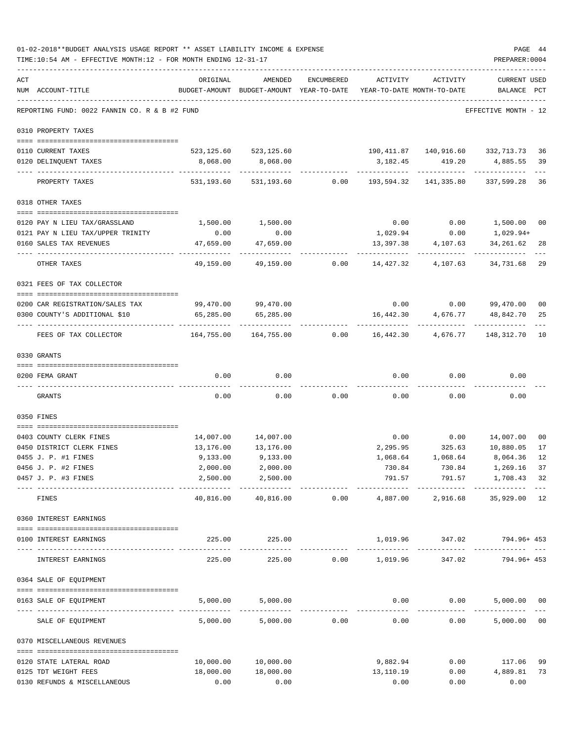01-02-2018**BUDGET ANALYSIS USAGE REPORT ** ASSET LIABILITY INCOME & EXPENSE

TIME:10:54 AM - EFFECTIVE MONTH:12 - FOR MONTH ENDING 12-31-17

PREPARER:0004

REPORTING FUND: 0022 FANNIN CO. R & B #2 FUND — EFFECTIVE MONTH - 12

| ACT NUM | ACCOUNT-TITLE | ORIGINAL BUDGET-AMOUNT | AMENDED BUDGET-AMOUNT | ENCUMBERED YEAR-TO-DATE | ACTIVITY YEAR-TO-DATE | ACTIVITY MONTH-TO-DATE | CURRENT BALANCE | USED PCT |
|---|---|---|---|---|---|---|---|---|
| | **0310 PROPERTY TAXES** | | | | | | | |
| 0110 | CURRENT TAXES | 523,125.60 | 523,125.60 | | 190,411.87 | 140,916.60 | 332,713.73 | 36 |
| 0120 | DELINQUENT TAXES | 8,068.00 | 8,068.00 | | 3,182.45 | 419.20 | 4,885.55 | 39 |
| | PROPERTY TAXES | 531,193.60 | 531,193.60 | 0.00 | 193,594.32 | 141,335.80 | 337,599.28 | 36 |
| | **0318 OTHER TAXES** | | | | | | | |
| 0120 | PAY N LIEU TAX/GRASSLAND | 1,500.00 | 1,500.00 | | 0.00 | 0.00 | 1,500.00 | 00 |
| 0121 | PAY N LIEU TAX/UPPER TRINITY | 0.00 | 0.00 | | 1,029.94 | 0.00 | 1,029.94+ | |
| 0160 | SALES TAX REVENUES | 47,659.00 | 47,659.00 | | 13,397.38 | 4,107.63 | 34,261.62 | 28 |
| | OTHER TAXES | 49,159.00 | 49,159.00 | 0.00 | 14,427.32 | 4,107.63 | 34,731.68 | 29 |
| | **0321 FEES OF TAX COLLECTOR** | | | | | | | |
| 0200 | CAR REGISTRATION/SALES TAX | 99,470.00 | 99,470.00 | | 0.00 | 0.00 | 99,470.00 | 00 |
| 0300 | COUNTY'S ADDITIONAL $10 | 65,285.00 | 65,285.00 | | 16,442.30 | 4,676.77 | 48,842.70 | 25 |
| | FEES OF TAX COLLECTOR | 164,755.00 | 164,755.00 | 0.00 | 16,442.30 | 4,676.77 | 148,312.70 | 10 |
| | **0330 GRANTS** | | | | | | | |
| 0200 | FEMA GRANT | 0.00 | 0.00 | | 0.00 | 0.00 | 0.00 | |
| | GRANTS | 0.00 | 0.00 | 0.00 | 0.00 | 0.00 | 0.00 | |
| | **0350 FINES** | | | | | | | |
| 0403 | COUNTY CLERK FINES | 14,007.00 | 14,007.00 | | 0.00 | 0.00 | 14,007.00 | 00 |
| 0450 | DISTRICT CLERK FINES | 13,176.00 | 13,176.00 | | 2,295.95 | 325.63 | 10,880.05 | 17 |
| 0455 | J. P. #1 FINES | 9,133.00 | 9,133.00 | | 1,068.64 | 1,068.64 | 8,064.36 | 12 |
| 0456 | J. P. #2 FINES | 2,000.00 | 2,000.00 | | 730.84 | 730.84 | 1,269.16 | 37 |
| 0457 | J. P. #3 FINES | 2,500.00 | 2,500.00 | | 791.57 | 791.57 | 1,708.43 | 32 |
| | FINES | 40,816.00 | 40,816.00 | 0.00 | 4,887.00 | 2,916.68 | 35,929.00 | 12 |
| | **0360 INTEREST EARNINGS** | | | | | | | |
| 0100 | INTEREST EARNINGS | 225.00 | 225.00 | | 1,019.96 | 347.02 | 794.96+ | 453 |
| | INTEREST EARNINGS | 225.00 | 225.00 | 0.00 | 1,019.96 | 347.02 | 794.96+ | 453 |
| | **0364 SALE OF EQUIPMENT** | | | | | | | |
| 0163 | SALE OF EQUIPMENT | 5,000.00 | 5,000.00 | | 0.00 | 0.00 | 5,000.00 | 00 |
| | SALE OF EQUIPMENT | 5,000.00 | 5,000.00 | 0.00 | 0.00 | 0.00 | 5,000.00 | 00 |
| | **0370 MISCELLANEOUS REVENUES** | | | | | | | |
| 0120 | STATE LATERAL ROAD | 10,000.00 | 10,000.00 | | 9,882.94 | 0.00 | 117.06 | 99 |
| 0125 | TDT WEIGHT FEES | 18,000.00 | 18,000.00 | | 13,110.19 | 0.00 | 4,889.81 | 73 |
| 0130 | REFUNDS & MISCELLANEOUS | 0.00 | 0.00 | | 0.00 | 0.00 | 0.00 | |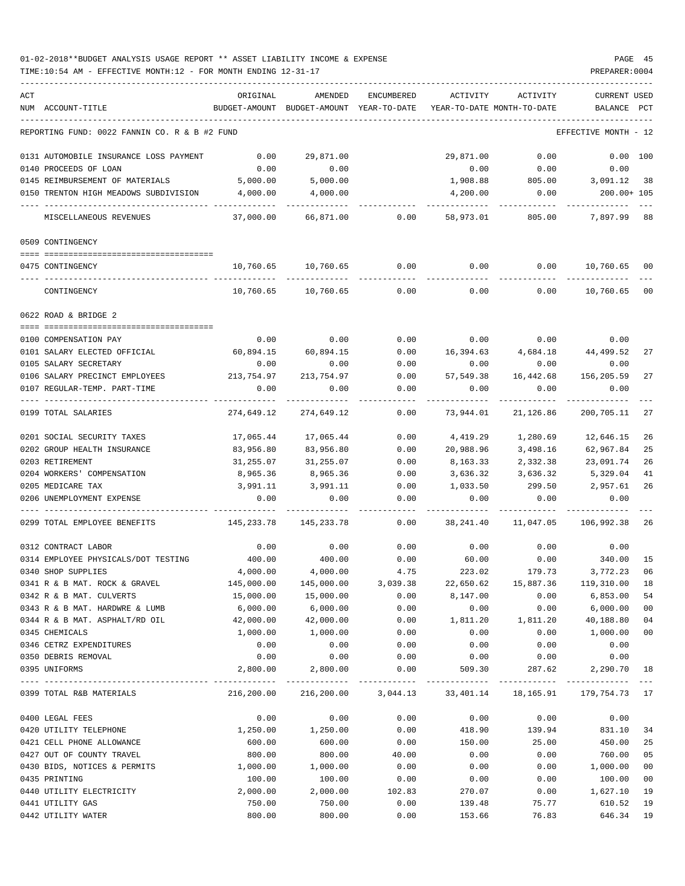01-02-2018**BUDGET ANALYSIS USAGE REPORT ** ASSET LIABILITY INCOME & EXPENSE

TIME:10:54 AM - EFFECTIVE MONTH:12 - FOR MONTH ENDING 12-31-17

REPORTING FUND: 0022 FANNIN CO. R & B #2 FUND — EFFECTIVE MONTH - 12

| ACT NUM | ACCOUNT-TITLE | ORIGINAL BUDGET-AMOUNT | AMENDED BUDGET-AMOUNT | ENCUMBERED YEAR-TO-DATE | ACTIVITY YEAR-TO-DATE | ACTIVITY MONTH-TO-DATE | CURRENT USED BALANCE | PCT |
|---|---|---|---|---|---|---|---|---|
| 0131 | AUTOMOBILE INSURANCE LOSS PAYMENT | 0.00 | 29,871.00 | | 29,871.00 | 0.00 | 0.00 | 100 |
| 0140 | PROCEEDS OF LOAN | 0.00 | 0.00 | | 0.00 | 0.00 | 0.00 | |
| 0145 | REIMBURSEMENT OF MATERIALS | 5,000.00 | 5,000.00 | | 1,908.88 | 805.00 | 3,091.12 | 38 |
| 0150 | TRENTON HIGH MEADOWS SUBDIVISION | 4,000.00 | 4,000.00 | | 4,200.00 | 0.00 | 200.00+ | 105 |
| | MISCELLANEOUS REVENUES | 37,000.00 | 66,871.00 | 0.00 | 58,973.01 | 805.00 | 7,897.99 | 88 |
| | **0509 CONTINGENCY** | | | | | | | |
| 0475 | CONTINGENCY | 10,760.65 | 10,760.65 | 0.00 | 0.00 | 0.00 | 10,760.65 | 00 |
| | CONTINGENCY | 10,760.65 | 10,760.65 | 0.00 | 0.00 | 0.00 | 10,760.65 | 00 |
| | **0622 ROAD & BRIDGE 2** | | | | | | | |
| 0100 | COMPENSATION PAY | 0.00 | 0.00 | 0.00 | 0.00 | 0.00 | 0.00 | |
| 0101 | SALARY ELECTED OFFICIAL | 60,894.15 | 60,894.15 | 0.00 | 16,394.63 | 4,684.18 | 44,499.52 | 27 |
| 0105 | SALARY SECRETARY | 0.00 | 0.00 | 0.00 | 0.00 | 0.00 | 0.00 | |
| 0106 | SALARY PRECINCT EMPLOYEES | 213,754.97 | 213,754.97 | 0.00 | 57,549.38 | 16,442.68 | 156,205.59 | 27 |
| 0107 | REGULAR-TEMP. PART-TIME | 0.00 | 0.00 | 0.00 | 0.00 | 0.00 | 0.00 | |
| 0199 | TOTAL SALARIES | 274,649.12 | 274,649.12 | 0.00 | 73,944.01 | 21,126.86 | 200,705.11 | 27 |
| 0201 | SOCIAL SECURITY TAXES | 17,065.44 | 17,065.44 | 0.00 | 4,419.29 | 1,280.69 | 12,646.15 | 26 |
| 0202 | GROUP HEALTH INSURANCE | 83,956.80 | 83,956.80 | 0.00 | 20,988.96 | 3,498.16 | 62,967.84 | 25 |
| 0203 | RETIREMENT | 31,255.07 | 31,255.07 | 0.00 | 8,163.33 | 2,332.38 | 23,091.74 | 26 |
| 0204 | WORKERS' COMPENSATION | 8,965.36 | 8,965.36 | 0.00 | 3,636.32 | 3,636.32 | 5,329.04 | 41 |
| 0205 | MEDICARE TAX | 3,991.11 | 3,991.11 | 0.00 | 1,033.50 | 299.50 | 2,957.61 | 26 |
| 0206 | UNEMPLOYMENT EXPENSE | 0.00 | 0.00 | 0.00 | 0.00 | 0.00 | 0.00 | |
| 0299 | TOTAL EMPLOYEE BENEFITS | 145,233.78 | 145,233.78 | 0.00 | 38,241.40 | 11,047.05 | 106,992.38 | 26 |
| 0312 | CONTRACT LABOR | 0.00 | 0.00 | 0.00 | 0.00 | 0.00 | 0.00 | |
| 0314 | EMPLOYEE PHYSICALS/DOT TESTING | 400.00 | 400.00 | 0.00 | 60.00 | 0.00 | 340.00 | 15 |
| 0340 | SHOP SUPPLIES | 4,000.00 | 4,000.00 | 4.75 | 223.02 | 179.73 | 3,772.23 | 06 |
| 0341 | R & B MAT. ROCK & GRAVEL | 145,000.00 | 145,000.00 | 3,039.38 | 22,650.62 | 15,887.36 | 119,310.00 | 18 |
| 0342 | R & B MAT. CULVERTS | 15,000.00 | 15,000.00 | 0.00 | 8,147.00 | 0.00 | 6,853.00 | 54 |
| 0343 | R & B MAT. HARDWRE & LUMB | 6,000.00 | 6,000.00 | 0.00 | 0.00 | 0.00 | 6,000.00 | 00 |
| 0344 | R & B MAT. ASPHALT/RD OIL | 42,000.00 | 42,000.00 | 0.00 | 1,811.20 | 1,811.20 | 40,188.80 | 04 |
| 0345 | CHEMICALS | 1,000.00 | 1,000.00 | 0.00 | 0.00 | 0.00 | 1,000.00 | 00 |
| 0346 | CETRZ EXPENDITURES | 0.00 | 0.00 | 0.00 | 0.00 | 0.00 | 0.00 | |
| 0350 | DEBRIS REMOVAL | 0.00 | 0.00 | 0.00 | 0.00 | 0.00 | 0.00 | |
| 0395 | UNIFORMS | 2,800.00 | 2,800.00 | 0.00 | 509.30 | 287.62 | 2,290.70 | 18 |
| 0399 | TOTAL R&B MATERIALS | 216,200.00 | 216,200.00 | 3,044.13 | 33,401.14 | 18,165.91 | 179,754.73 | 17 |
| 0400 | LEGAL FEES | 0.00 | 0.00 | 0.00 | 0.00 | 0.00 | 0.00 | |
| 0420 | UTILITY TELEPHONE | 1,250.00 | 1,250.00 | 0.00 | 418.90 | 139.94 | 831.10 | 34 |
| 0421 | CELL PHONE ALLOWANCE | 600.00 | 600.00 | 0.00 | 150.00 | 25.00 | 450.00 | 25 |
| 0427 | OUT OF COUNTY TRAVEL | 800.00 | 800.00 | 40.00 | 0.00 | 0.00 | 760.00 | 05 |
| 0430 | BIDS, NOTICES & PERMITS | 1,000.00 | 1,000.00 | 0.00 | 0.00 | 0.00 | 1,000.00 | 00 |
| 0435 | PRINTING | 100.00 | 100.00 | 0.00 | 0.00 | 0.00 | 100.00 | 00 |
| 0440 | UTILITY ELECTRICITY | 2,000.00 | 2,000.00 | 102.83 | 270.07 | 0.00 | 1,627.10 | 19 |
| 0441 | UTILITY GAS | 750.00 | 750.00 | 0.00 | 139.48 | 75.77 | 610.52 | 19 |
| 0442 | UTILITY WATER | 800.00 | 800.00 | 0.00 | 153.66 | 76.83 | 646.34 | 19 |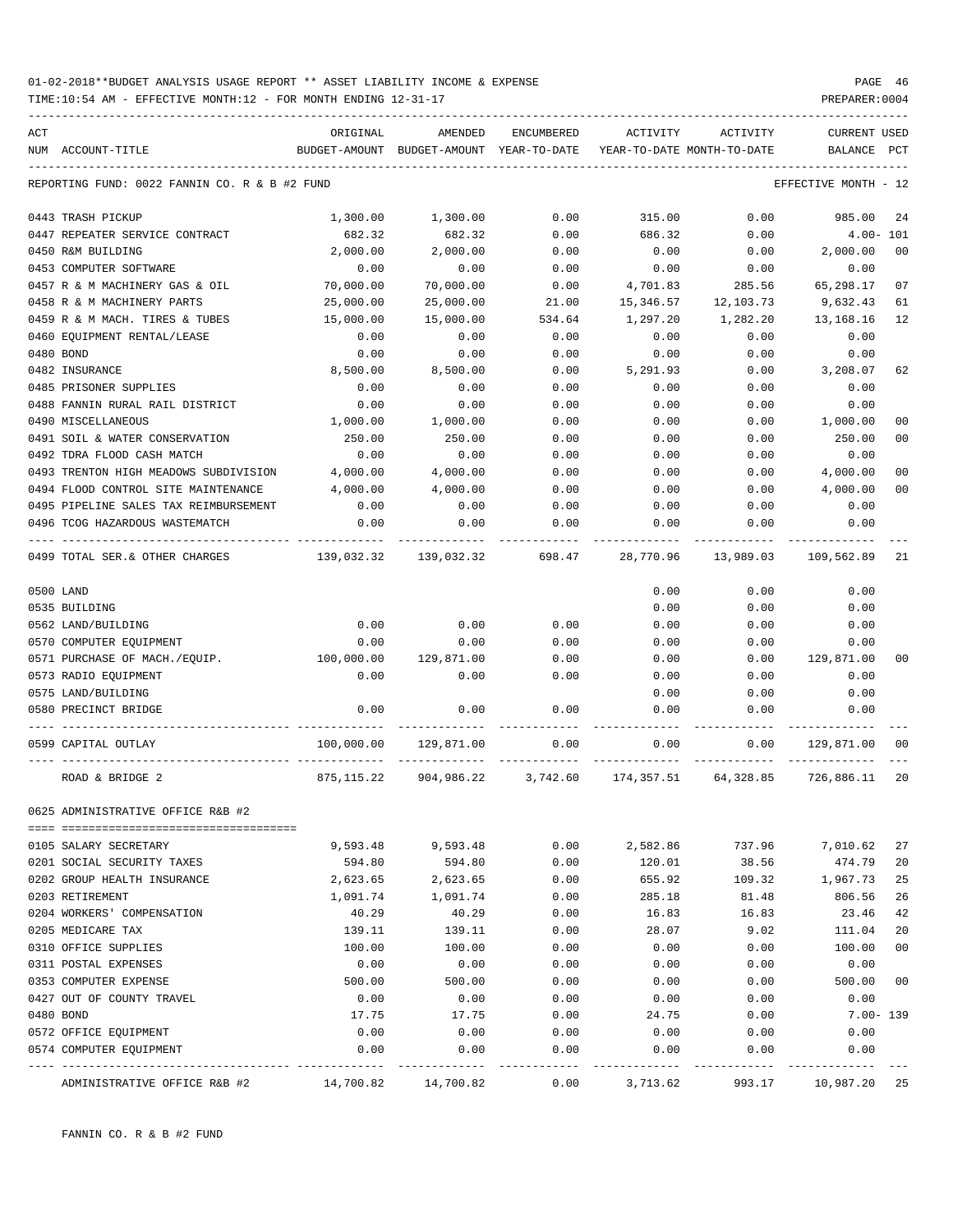01-02-2018**BUDGET ANALYSIS USAGE REPORT ** ASSET LIABILITY INCOME & EXPENSE

TIME:10:54 AM - EFFECTIVE MONTH:12 - FOR MONTH ENDING 12-31-17

| ACT NUM | ACCOUNT-TITLE | ORIGINAL BUDGET-AMOUNT | AMENDED BUDGET-AMOUNT | ENCUMBERED YEAR-TO-DATE | ACTIVITY YEAR-TO-DATE | ACTIVITY MONTH-TO-DATE | CURRENT BALANCE | USED PCT |
|---|---|---|---|---|---|---|---|---|
| | REPORTING FUND: 0022 FANNIN CO. R & B #2 FUND | | | | | | EFFECTIVE MONTH - 12 | |
| 0443 | TRASH PICKUP | 1,300.00 | 1,300.00 | 0.00 | 315.00 | 0.00 | 985.00 | 24 |
| 0447 | REPEATER SERVICE CONTRACT | 682.32 | 682.32 | 0.00 | 686.32 | 0.00 | 4.00- | 101 |
| 0450 | R&M BUILDING | 2,000.00 | 2,000.00 | 0.00 | 0.00 | 0.00 | 2,000.00 | 00 |
| 0453 | COMPUTER SOFTWARE | 0.00 | 0.00 | 0.00 | 0.00 | 0.00 | 0.00 | |
| 0457 | R & M MACHINERY GAS & OIL | 70,000.00 | 70,000.00 | 0.00 | 4,701.83 | 285.56 | 65,298.17 | 07 |
| 0458 | R & M MACHINERY PARTS | 25,000.00 | 25,000.00 | 21.00 | 15,346.57 | 12,103.73 | 9,632.43 | 61 |
| 0459 | R & M MACH. TIRES & TUBES | 15,000.00 | 15,000.00 | 534.64 | 1,297.20 | 1,282.20 | 13,168.16 | 12 |
| 0460 | EQUIPMENT RENTAL/LEASE | 0.00 | 0.00 | 0.00 | 0.00 | 0.00 | 0.00 | |
| 0480 | BOND | 0.00 | 0.00 | 0.00 | 0.00 | 0.00 | 0.00 | |
| 0482 | INSURANCE | 8,500.00 | 8,500.00 | 0.00 | 5,291.93 | 0.00 | 3,208.07 | 62 |
| 0485 | PRISONER SUPPLIES | 0.00 | 0.00 | 0.00 | 0.00 | 0.00 | 0.00 | |
| 0488 | FANNIN RURAL RAIL DISTRICT | 0.00 | 0.00 | 0.00 | 0.00 | 0.00 | 0.00 | |
| 0490 | MISCELLANEOUS | 1,000.00 | 1,000.00 | 0.00 | 0.00 | 0.00 | 1,000.00 | 00 |
| 0491 | SOIL & WATER CONSERVATION | 250.00 | 250.00 | 0.00 | 0.00 | 0.00 | 250.00 | 00 |
| 0492 | TDRA FLOOD CASH MATCH | 0.00 | 0.00 | 0.00 | 0.00 | 0.00 | 0.00 | |
| 0493 | TRENTON HIGH MEADOWS SUBDIVISION | 4,000.00 | 4,000.00 | 0.00 | 0.00 | 0.00 | 4,000.00 | 00 |
| 0494 | FLOOD CONTROL SITE MAINTENANCE | 4,000.00 | 4,000.00 | 0.00 | 0.00 | 0.00 | 4,000.00 | 00 |
| 0495 | PIPELINE SALES TAX REIMBURSEMENT | 0.00 | 0.00 | 0.00 | 0.00 | 0.00 | 0.00 | |
| 0496 | TCOG HAZARDOUS WASTEMATCH | 0.00 | 0.00 | 0.00 | 0.00 | 0.00 | 0.00 | |
| 0499 | TOTAL SER.& OTHER CHARGES | 139,032.32 | 139,032.32 | 698.47 | 28,770.96 | 13,989.03 | 109,562.89 | 21 |
| 0500 | LAND | | | | 0.00 | 0.00 | 0.00 | |
| 0535 | BUILDING | | | | 0.00 | 0.00 | 0.00 | |
| 0562 | LAND/BUILDING | 0.00 | 0.00 | 0.00 | 0.00 | 0.00 | 0.00 | |
| 0570 | COMPUTER EQUIPMENT | 0.00 | 0.00 | 0.00 | 0.00 | 0.00 | 0.00 | |
| 0571 | PURCHASE OF MACH./EQUIP. | 100,000.00 | 129,871.00 | 0.00 | 0.00 | 0.00 | 129,871.00 | 00 |
| 0573 | RADIO EQUIPMENT | 0.00 | 0.00 | 0.00 | 0.00 | 0.00 | 0.00 | |
| 0575 | LAND/BUILDING | | | | 0.00 | 0.00 | 0.00 | |
| 0580 | PRECINCT BRIDGE | 0.00 | 0.00 | 0.00 | 0.00 | 0.00 | 0.00 | |
| 0599 | CAPITAL OUTLAY | 100,000.00 | 129,871.00 | 0.00 | 0.00 | 0.00 | 129,871.00 | 00 |
| | ROAD & BRIDGE 2 | 875,115.22 | 904,986.22 | 3,742.60 | 174,357.51 | 64,328.85 | 726,886.11 | 20 |

0625 ADMINISTRATIVE OFFICE R&B #2

| ACT NUM | ACCOUNT-TITLE | ORIGINAL BUDGET-AMOUNT | AMENDED BUDGET-AMOUNT | ENCUMBERED YEAR-TO-DATE | ACTIVITY YEAR-TO-DATE | ACTIVITY MONTH-TO-DATE | CURRENT BALANCE | USED PCT |
|---|---|---|---|---|---|---|---|---|
| 0105 | SALARY SECRETARY | 9,593.48 | 9,593.48 | 0.00 | 2,582.86 | 737.96 | 7,010.62 | 27 |
| 0201 | SOCIAL SECURITY TAXES | 594.80 | 594.80 | 0.00 | 120.01 | 38.56 | 474.79 | 20 |
| 0202 | GROUP HEALTH INSURANCE | 2,623.65 | 2,623.65 | 0.00 | 655.92 | 109.32 | 1,967.73 | 25 |
| 0203 | RETIREMENT | 1,091.74 | 1,091.74 | 0.00 | 285.18 | 81.48 | 806.56 | 26 |
| 0204 | WORKERS' COMPENSATION | 40.29 | 40.29 | 0.00 | 16.83 | 16.83 | 23.46 | 42 |
| 0205 | MEDICARE TAX | 139.11 | 139.11 | 0.00 | 28.07 | 9.02 | 111.04 | 20 |
| 0310 | OFFICE SUPPLIES | 100.00 | 100.00 | 0.00 | 0.00 | 0.00 | 100.00 | 00 |
| 0311 | POSTAL EXPENSES | 0.00 | 0.00 | 0.00 | 0.00 | 0.00 | 0.00 | |
| 0353 | COMPUTER EXPENSE | 500.00 | 500.00 | 0.00 | 0.00 | 0.00 | 500.00 | 00 |
| 0427 | OUT OF COUNTY TRAVEL | 0.00 | 0.00 | 0.00 | 0.00 | 0.00 | 0.00 | |
| 0480 | BOND | 17.75 | 17.75 | 0.00 | 24.75 | 0.00 | 7.00- | 139 |
| 0572 | OFFICE EQUIPMENT | 0.00 | 0.00 | 0.00 | 0.00 | 0.00 | 0.00 | |
| 0574 | COMPUTER EQUIPMENT | 0.00 | 0.00 | 0.00 | 0.00 | 0.00 | 0.00 | |
| | ADMINISTRATIVE OFFICE R&B #2 | 14,700.82 | 14,700.82 | 0.00 | 3,713.62 | 993.17 | 10,987.20 | 25 |

FANNIN CO. R & B #2 FUND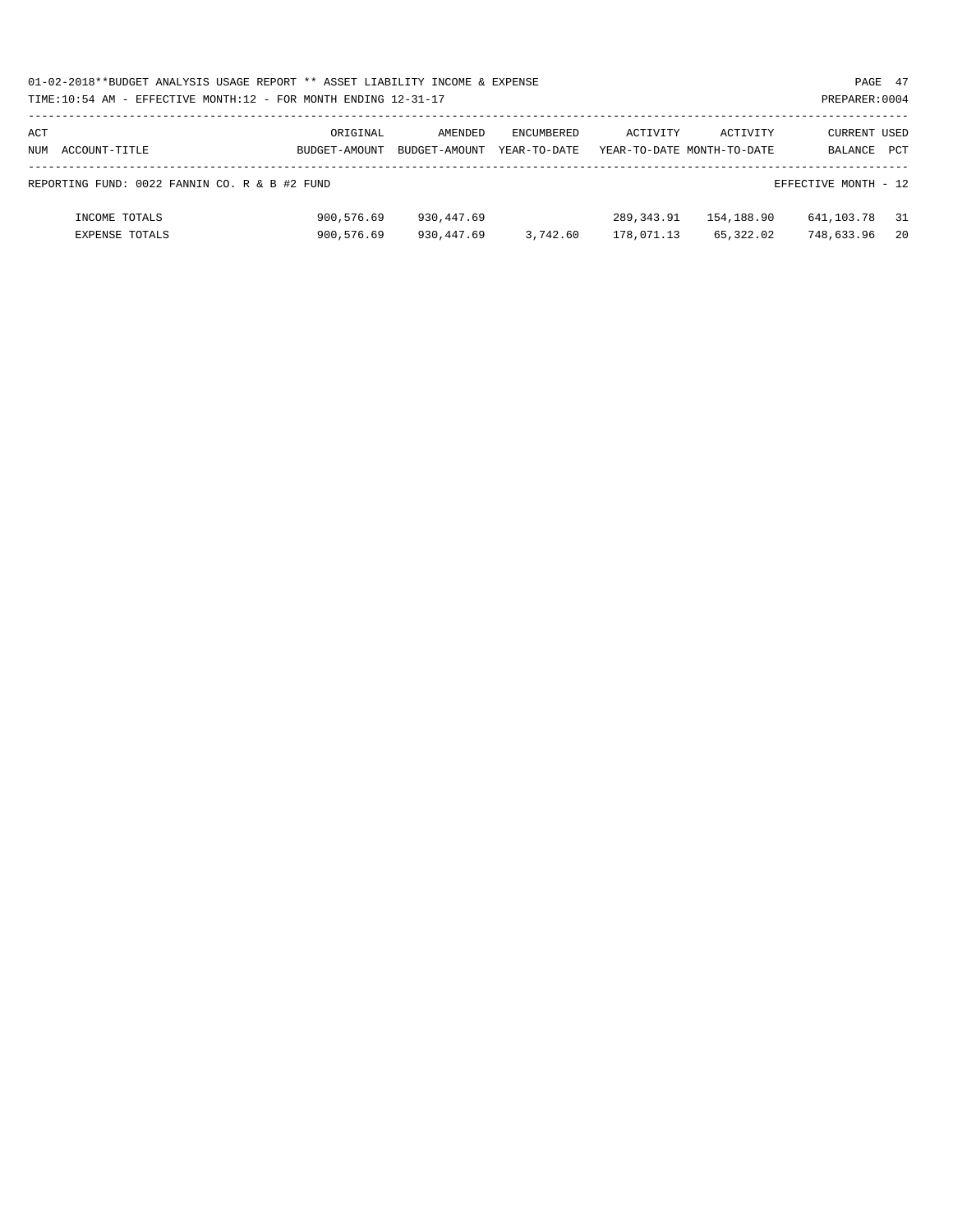| ACT NUM | ACCOUNT-TITLE | ORIGINAL BUDGET-AMOUNT | AMENDED BUDGET-AMOUNT | ENCUMBERED YEAR-TO-DATE | ACTIVITY YEAR-TO-DATE | ACTIVITY MONTH-TO-DATE | CURRENT BALANCE | USED PCT |
|---|---|---|---|---|---|---|---|---|
| REPORTING FUND: 0022 FANNIN CO. R & B #2 FUND | | | | | | | EFFECTIVE MONTH - 12 | |
| | INCOME TOTALS | 900,576.69 | 930,447.69 | | 289,343.91 | 154,188.90 | 641,103.78 | 31 |
| | EXPENSE TOTALS | 900,576.69 | 930,447.69 | 3,742.60 | 178,071.13 | 65,322.02 | 748,633.96 | 20 |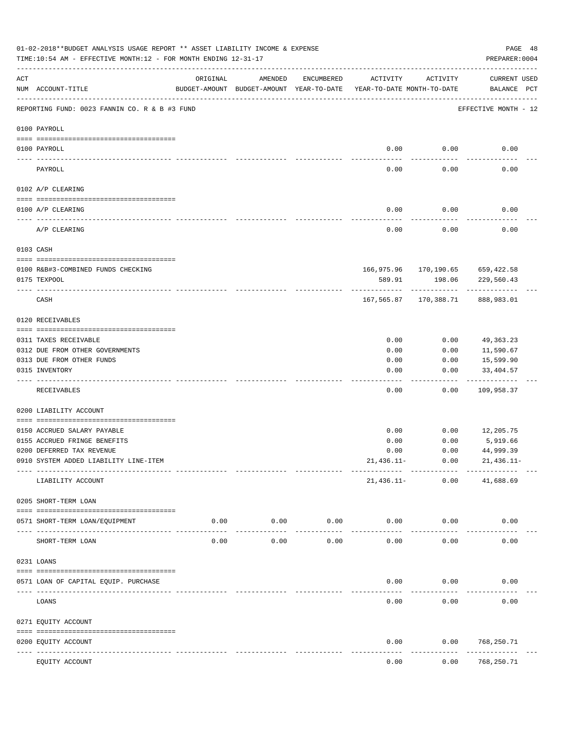01-02-2018**BUDGET ANALYSIS USAGE REPORT ** ASSET LIABILITY INCOME & EXPENSE

TIME:10:54 AM - EFFECTIVE MONTH:12 - FOR MONTH ENDING 12-31-17

PREPARER:0004

REPORTING FUND: 0023 FANNIN CO. R & B #3 FUND — EFFECTIVE MONTH - 12

| ACT NUM | ACCOUNT-TITLE | ORIGINAL BUDGET-AMOUNT | AMENDED BUDGET-AMOUNT | ENCUMBERED YEAR-TO-DATE | ACTIVITY YEAR-TO-DATE | ACTIVITY MONTH-TO-DATE | CURRENT USED BALANCE | PCT |
|---|---|---|---|---|---|---|---|---|
| **0100 PAYROLL** | | | | | | | | |
| 0100 | PAYROLL | | | | 0.00 | 0.00 | 0.00 | |
| | PAYROLL | | | | 0.00 | 0.00 | 0.00 | |
| **0102 A/P CLEARING** | | | | | | | | |
| 0100 | A/P CLEARING | | | | 0.00 | 0.00 | 0.00 | |
| | A/P CLEARING | | | | 0.00 | 0.00 | 0.00 | |
| **0103 CASH** | | | | | | | | |
| 0100 | R&B#3-COMBINED FUNDS CHECKING | | | | 166,975.96 | 170,190.65 | 659,422.58 | |
| 0175 | TEXPOOL | | | | 589.91 | 198.06 | 229,560.43 | |
| | CASH | | | | 167,565.87 | 170,388.71 | 888,983.01 | |
| **0120 RECEIVABLES** | | | | | | | | |
| 0311 | TAXES RECEIVABLE | | | | 0.00 | 0.00 | 49,363.23 | |
| 0312 | DUE FROM OTHER GOVERNMENTS | | | | 0.00 | 0.00 | 11,590.67 | |
| 0313 | DUE FROM OTHER FUNDS | | | | 0.00 | 0.00 | 15,599.90 | |
| 0315 | INVENTORY | | | | 0.00 | 0.00 | 33,404.57 | |
| | RECEIVABLES | | | | 0.00 | 0.00 | 109,958.37 | |
| **0200 LIABILITY ACCOUNT** | | | | | | | | |
| 0150 | ACCRUED SALARY PAYABLE | | | | 0.00 | 0.00 | 12,205.75 | |
| 0155 | ACCRUED FRINGE BENEFITS | | | | 0.00 | 0.00 | 5,919.66 | |
| 0200 | DEFERRED TAX REVENUE | | | | 0.00 | 0.00 | 44,999.39 | |
| 0910 | SYSTEM ADDED LIABILITY LINE-ITEM | | | | 21,436.11- | 0.00 | 21,436.11- | |
| | LIABILITY ACCOUNT | | | | 21,436.11- | 0.00 | 41,688.69 | |
| **0205 SHORT-TERM LOAN** | | | | | | | | |
| 0571 | SHORT-TERM LOAN/EQUIPMENT | 0.00 | 0.00 | 0.00 | 0.00 | 0.00 | 0.00 | |
| | SHORT-TERM LOAN | 0.00 | 0.00 | 0.00 | 0.00 | 0.00 | 0.00 | |
| **0231 LOANS** | | | | | | | | |
| 0571 | LOAN OF CAPITAL EQUIP. PURCHASE | | | | 0.00 | 0.00 | 0.00 | |
| | LOANS | | | | 0.00 | 0.00 | 0.00 | |
| **0271 EQUITY ACCOUNT** | | | | | | | | |
| 0200 | EQUITY ACCOUNT | | | | 0.00 | 0.00 | 768,250.71 | |
| | EQUITY ACCOUNT | | | | 0.00 | 0.00 | 768,250.71 | |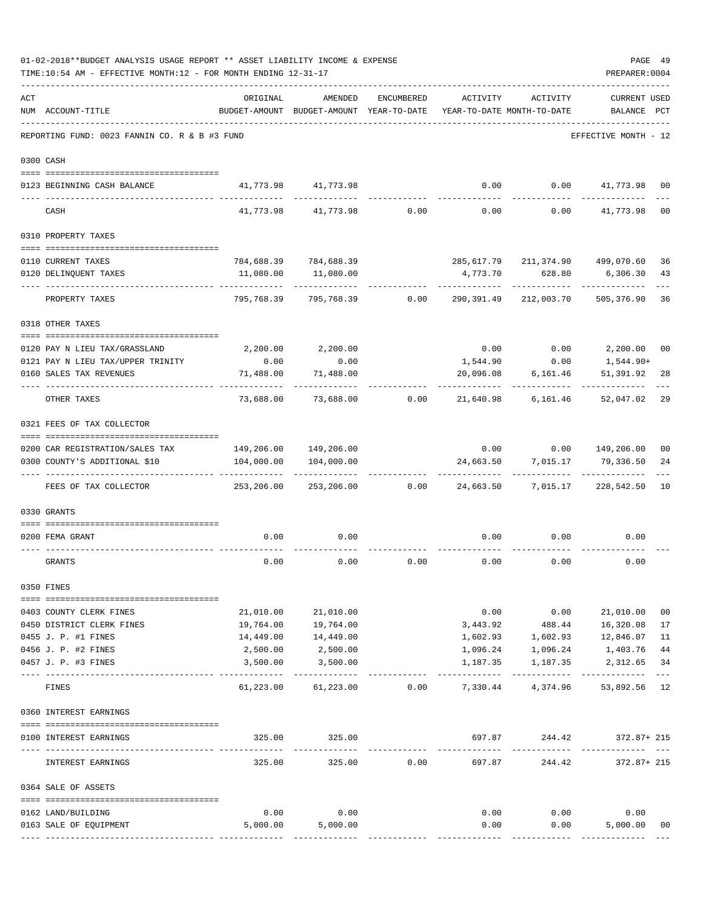01-02-2018**BUDGET ANALYSIS USAGE REPORT ** ASSET LIABILITY INCOME & EXPENSE

TIME:10:54 AM - EFFECTIVE MONTH:12 - FOR MONTH ENDING 12-31-17

PREPARER:0004

REPORTING FUND: 0023 FANNIN CO. R & B #3 FUND — EFFECTIVE MONTH - 12

| ACT NUM | ACCOUNT-TITLE | ORIGINAL BUDGET-AMOUNT | AMENDED BUDGET-AMOUNT | ENCUMBERED YEAR-TO-DATE | ACTIVITY YEAR-TO-DATE | ACTIVITY MONTH-TO-DATE | CURRENT BALANCE | USED PCT |
|---|---|---|---|---|---|---|---|---|
| **0300** | **CASH** | | | | | | | |
| 0123 | BEGINNING CASH BALANCE | 41,773.98 | 41,773.98 | | 0.00 | 0.00 | 41,773.98 | 00 |
| | CASH | 41,773.98 | 41,773.98 | 0.00 | 0.00 | 0.00 | 41,773.98 | 00 |
| **0310** | **PROPERTY TAXES** | | | | | | | |
| 0110 | CURRENT TAXES | 784,688.39 | 784,688.39 | | 285,617.79 | 211,374.90 | 499,070.60 | 36 |
| 0120 | DELINQUENT TAXES | 11,080.00 | 11,080.00 | | 4,773.70 | 628.80 | 6,306.30 | 43 |
| | PROPERTY TAXES | 795,768.39 | 795,768.39 | 0.00 | 290,391.49 | 212,003.70 | 505,376.90 | 36 |
| **0318** | **OTHER TAXES** | | | | | | | |
| 0120 | PAY N LIEU TAX/GRASSLAND | 2,200.00 | 2,200.00 | | 0.00 | 0.00 | 2,200.00 | 00 |
| 0121 | PAY N LIEU TAX/UPPER TRINITY | 0.00 | 0.00 | | 1,544.90 | 0.00 | 1,544.90+ | |
| 0160 | SALES TAX REVENUES | 71,488.00 | 71,488.00 | | 20,096.08 | 6,161.46 | 51,391.92 | 28 |
| | OTHER TAXES | 73,688.00 | 73,688.00 | 0.00 | 21,640.98 | 6,161.46 | 52,047.02 | 29 |
| **0321** | **FEES OF TAX COLLECTOR** | | | | | | | |
| 0200 | CAR REGISTRATION/SALES TAX | 149,206.00 | 149,206.00 | | 0.00 | 0.00 | 149,206.00 | 00 |
| 0300 | COUNTY'S ADDITIONAL $10 | 104,000.00 | 104,000.00 | | 24,663.50 | 7,015.17 | 79,336.50 | 24 |
| | FEES OF TAX COLLECTOR | 253,206.00 | 253,206.00 | 0.00 | 24,663.50 | 7,015.17 | 228,542.50 | 10 |
| **0330** | **GRANTS** | | | | | | | |
| 0200 | FEMA GRANT | 0.00 | 0.00 | | 0.00 | 0.00 | 0.00 | |
| | GRANTS | 0.00 | 0.00 | 0.00 | 0.00 | 0.00 | 0.00 | |
| **0350** | **FINES** | | | | | | | |
| 0403 | COUNTY CLERK FINES | 21,010.00 | 21,010.00 | | 0.00 | 0.00 | 21,010.00 | 00 |
| 0450 | DISTRICT CLERK FINES | 19,764.00 | 19,764.00 | | 3,443.92 | 488.44 | 16,320.08 | 17 |
| 0455 | J. P. #1 FINES | 14,449.00 | 14,449.00 | | 1,602.93 | 1,602.93 | 12,846.07 | 11 |
| 0456 | J. P. #2 FINES | 2,500.00 | 2,500.00 | | 1,096.24 | 1,096.24 | 1,403.76 | 44 |
| 0457 | J. P. #3 FINES | 3,500.00 | 3,500.00 | | 1,187.35 | 1,187.35 | 2,312.65 | 34 |
| | FINES | 61,223.00 | 61,223.00 | 0.00 | 7,330.44 | 4,374.96 | 53,892.56 | 12 |
| **0360** | **INTEREST EARNINGS** | | | | | | | |
| 0100 | INTEREST EARNINGS | 325.00 | 325.00 | | 697.87 | 244.42 | 372.87+ | 215 |
| | INTEREST EARNINGS | 325.00 | 325.00 | 0.00 | 697.87 | 244.42 | 372.87+ | 215 |
| **0364** | **SALE OF ASSETS** | | | | | | | |
| 0162 | LAND/BUILDING | 0.00 | 0.00 | | 0.00 | 0.00 | 0.00 | |
| 0163 | SALE OF EQUIPMENT | 5,000.00 | 5,000.00 | | 0.00 | 0.00 | 5,000.00 | 00 |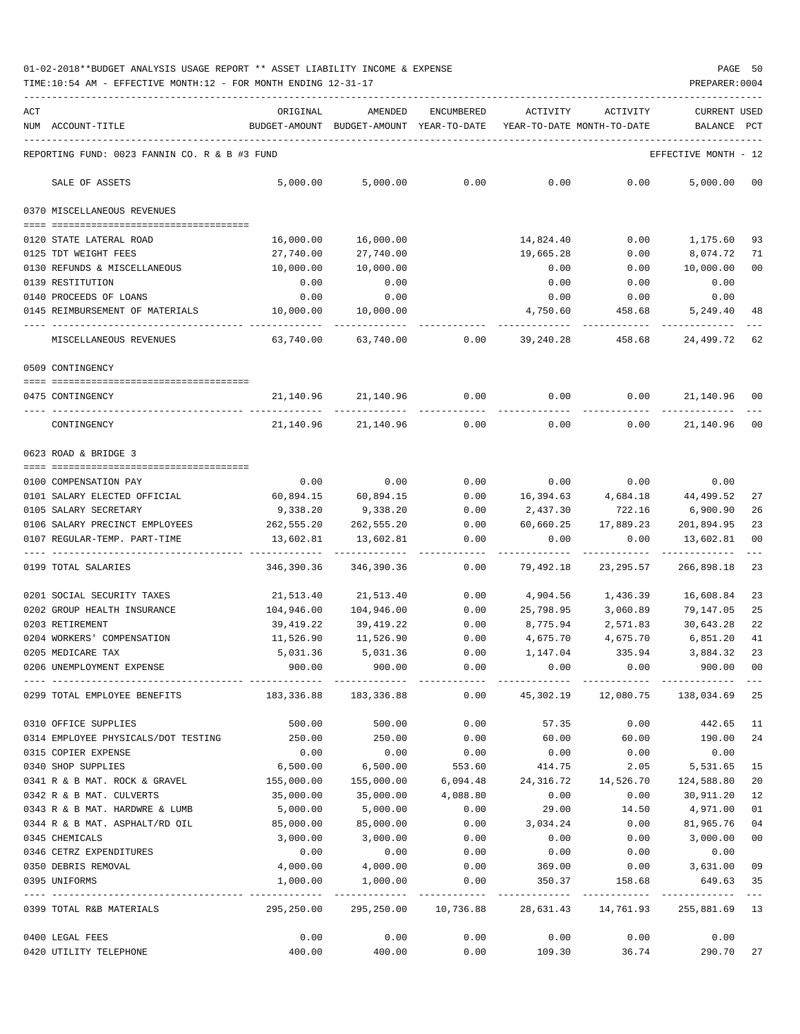01-02-2018**BUDGET ANALYSIS USAGE REPORT ** ASSET LIABILITY INCOME & EXPENSE

TIME:10:54 AM - EFFECTIVE MONTH:12 - FOR MONTH ENDING 12-31-17

PREPARER:0004

| ACT NUM | ACCOUNT-TITLE | ORIGINAL BUDGET-AMOUNT | AMENDED BUDGET-AMOUNT | ENCUMBERED YEAR-TO-DATE | ACTIVITY YEAR-TO-DATE | ACTIVITY MONTH-TO-DATE | CURRENT BALANCE | USED PCT |
|---|---|---|---|---|---|---|---|---|

REPORTING FUND: 0023 FANNIN CO. R & B #3 FUND — EFFECTIVE MONTH - 12

| ACT NUM | ACCOUNT-TITLE | ORIGINAL BUDGET-AMOUNT | AMENDED BUDGET-AMOUNT | ENCUMBERED YEAR-TO-DATE | ACTIVITY YEAR-TO-DATE | ACTIVITY MONTH-TO-DATE | CURRENT BALANCE | USED PCT |
|---|---|---|---|---|---|---|---|---|
| | SALE OF ASSETS | 5,000.00 | 5,000.00 | 0.00 | 0.00 | 0.00 | 5,000.00 | 00 |
| | **0370 MISCELLANEOUS REVENUES** | | | | | | | |
| 0120 | STATE LATERAL ROAD | 16,000.00 | 16,000.00 | | 14,824.40 | 0.00 | 1,175.60 | 93 |
| 0125 | TDT WEIGHT FEES | 27,740.00 | 27,740.00 | | 19,665.28 | 0.00 | 8,074.72 | 71 |
| 0130 | REFUNDS & MISCELLANEOUS | 10,000.00 | 10,000.00 | | 0.00 | 0.00 | 10,000.00 | 00 |
| 0139 | RESTITUTION | 0.00 | 0.00 | | 0.00 | 0.00 | 0.00 | |
| 0140 | PROCEEDS OF LOANS | 0.00 | 0.00 | | 0.00 | 0.00 | 0.00 | |
| 0145 | REIMBURSEMENT OF MATERIALS | 10,000.00 | 10,000.00 | | 4,750.60 | 458.68 | 5,249.40 | 48 |
| | MISCELLANEOUS REVENUES | 63,740.00 | 63,740.00 | 0.00 | 39,240.28 | 458.68 | 24,499.72 | 62 |
| | **0509 CONTINGENCY** | | | | | | | |
| 0475 | CONTINGENCY | 21,140.96 | 21,140.96 | 0.00 | 0.00 | 0.00 | 21,140.96 | 00 |
| | CONTINGENCY | 21,140.96 | 21,140.96 | 0.00 | 0.00 | 0.00 | 21,140.96 | 00 |
| | **0623 ROAD & BRIDGE 3** | | | | | | | |
| 0100 | COMPENSATION PAY | 0.00 | 0.00 | 0.00 | 0.00 | 0.00 | 0.00 | |
| 0101 | SALARY ELECTED OFFICIAL | 60,894.15 | 60,894.15 | 0.00 | 16,394.63 | 4,684.18 | 44,499.52 | 27 |
| 0105 | SALARY SECRETARY | 9,338.20 | 9,338.20 | 0.00 | 2,437.30 | 722.16 | 6,900.90 | 26 |
| 0106 | SALARY PRECINCT EMPLOYEES | 262,555.20 | 262,555.20 | 0.00 | 60,660.25 | 17,889.23 | 201,894.95 | 23 |
| 0107 | REGULAR-TEMP. PART-TIME | 13,602.81 | 13,602.81 | 0.00 | 0.00 | 0.00 | 13,602.81 | 00 |
| 0199 | TOTAL SALARIES | 346,390.36 | 346,390.36 | 0.00 | 79,492.18 | 23,295.57 | 266,898.18 | 23 |
| 0201 | SOCIAL SECURITY TAXES | 21,513.40 | 21,513.40 | 0.00 | 4,904.56 | 1,436.39 | 16,608.84 | 23 |
| 0202 | GROUP HEALTH INSURANCE | 104,946.00 | 104,946.00 | 0.00 | 25,798.95 | 3,060.89 | 79,147.05 | 25 |
| 0203 | RETIREMENT | 39,419.22 | 39,419.22 | 0.00 | 8,775.94 | 2,571.83 | 30,643.28 | 22 |
| 0204 | WORKERS' COMPENSATION | 11,526.90 | 11,526.90 | 0.00 | 4,675.70 | 4,675.70 | 6,851.20 | 41 |
| 0205 | MEDICARE TAX | 5,031.36 | 5,031.36 | 0.00 | 1,147.04 | 335.94 | 3,884.32 | 23 |
| 0206 | UNEMPLOYMENT EXPENSE | 900.00 | 900.00 | 0.00 | 0.00 | 0.00 | 900.00 | 00 |
| 0299 | TOTAL EMPLOYEE BENEFITS | 183,336.88 | 183,336.88 | 0.00 | 45,302.19 | 12,080.75 | 138,034.69 | 25 |
| 0310 | OFFICE SUPPLIES | 500.00 | 500.00 | 0.00 | 57.35 | 0.00 | 442.65 | 11 |
| 0314 | EMPLOYEE PHYSICALS/DOT TESTING | 250.00 | 250.00 | 0.00 | 60.00 | 60.00 | 190.00 | 24 |
| 0315 | COPIER EXPENSE | 0.00 | 0.00 | 0.00 | 0.00 | 0.00 | 0.00 | |
| 0340 | SHOP SUPPLIES | 6,500.00 | 6,500.00 | 553.60 | 414.75 | 2.05 | 5,531.65 | 15 |
| 0341 | R & B MAT. ROCK & GRAVEL | 155,000.00 | 155,000.00 | 6,094.48 | 24,316.72 | 14,526.70 | 124,588.80 | 20 |
| 0342 | R & B MAT. CULVERTS | 35,000.00 | 35,000.00 | 4,088.80 | 0.00 | 0.00 | 30,911.20 | 12 |
| 0343 | R & B MAT. HARDWRE & LUMB | 5,000.00 | 5,000.00 | 0.00 | 29.00 | 14.50 | 4,971.00 | 01 |
| 0344 | R & B MAT. ASPHALT/RD OIL | 85,000.00 | 85,000.00 | 0.00 | 3,034.24 | 0.00 | 81,965.76 | 04 |
| 0345 | CHEMICALS | 3,000.00 | 3,000.00 | 0.00 | 0.00 | 0.00 | 3,000.00 | 00 |
| 0346 | CETRZ EXPENDITURES | 0.00 | 0.00 | 0.00 | 0.00 | 0.00 | 0.00 | |
| 0350 | DEBRIS REMOVAL | 4,000.00 | 4,000.00 | 0.00 | 369.00 | 0.00 | 3,631.00 | 09 |
| 0395 | UNIFORMS | 1,000.00 | 1,000.00 | 0.00 | 350.37 | 158.68 | 649.63 | 35 |
| 0399 | TOTAL R&B MATERIALS | 295,250.00 | 295,250.00 | 10,736.88 | 28,631.43 | 14,761.93 | 255,881.69 | 13 |
| 0400 | LEGAL FEES | 0.00 | 0.00 | 0.00 | 0.00 | 0.00 | 0.00 | |
| 0420 | UTILITY TELEPHONE | 400.00 | 400.00 | 0.00 | 109.30 | 36.74 | 290.70 | 27 |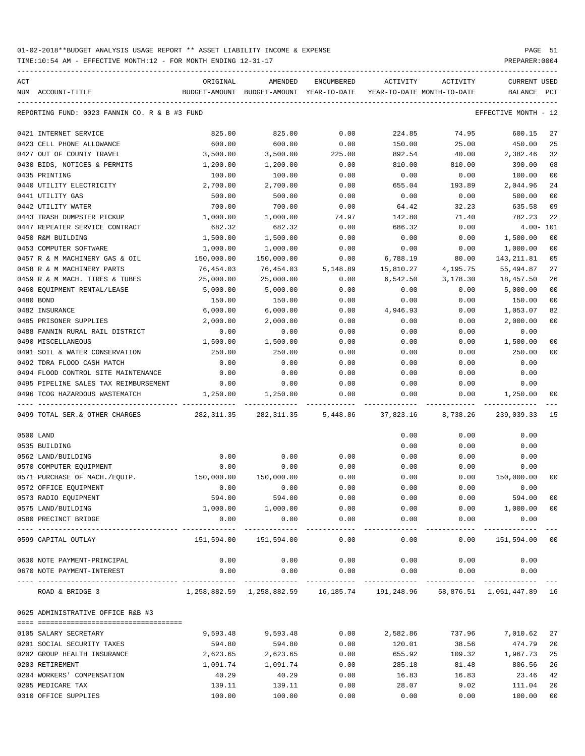01-02-2018**BUDGET ANALYSIS USAGE REPORT ** ASSET LIABILITY INCOME & EXPENSE

TIME:10:54 AM - EFFECTIVE MONTH:12 - FOR MONTH ENDING 12-31-17

PREPARER:0004

REPORTING FUND: 0023 FANNIN CO. R & B #3 FUND — EFFECTIVE MONTH - 12

| ACT NUM | ACCOUNT-TITLE | ORIGINAL BUDGET-AMOUNT | AMENDED BUDGET-AMOUNT | ENCUMBERED YEAR-TO-DATE | ACTIVITY YEAR-TO-DATE | ACTIVITY MONTH-TO-DATE | CURRENT BALANCE | USED PCT |
|---|---|---|---|---|---|---|---|---|
| 0421 | INTERNET SERVICE | 825.00 | 825.00 | 0.00 | 224.85 | 74.95 | 600.15 | 27 |
| 0423 | CELL PHONE ALLOWANCE | 600.00 | 600.00 | 0.00 | 150.00 | 25.00 | 450.00 | 25 |
| 0427 | OUT OF COUNTY TRAVEL | 3,500.00 | 3,500.00 | 225.00 | 892.54 | 40.00 | 2,382.46 | 32 |
| 0430 | BIDS, NOTICES & PERMITS | 1,200.00 | 1,200.00 | 0.00 | 810.00 | 810.00 | 390.00 | 68 |
| 0435 | PRINTING | 100.00 | 100.00 | 0.00 | 0.00 | 0.00 | 100.00 | 00 |
| 0440 | UTILITY ELECTRICITY | 2,700.00 | 2,700.00 | 0.00 | 655.04 | 193.89 | 2,044.96 | 24 |
| 0441 | UTILITY GAS | 500.00 | 500.00 | 0.00 | 0.00 | 0.00 | 500.00 | 00 |
| 0442 | UTILITY WATER | 700.00 | 700.00 | 0.00 | 64.42 | 32.23 | 635.58 | 09 |
| 0443 | TRASH DUMPSTER PICKUP | 1,000.00 | 1,000.00 | 74.97 | 142.80 | 71.40 | 782.23 | 22 |
| 0447 | REPEATER SERVICE CONTRACT | 682.32 | 682.32 | 0.00 | 686.32 | 0.00 | 4.00- | 101 |
| 0450 | R&M BUILDING | 1,500.00 | 1,500.00 | 0.00 | 0.00 | 0.00 | 1,500.00 | 00 |
| 0453 | COMPUTER SOFTWARE | 1,000.00 | 1,000.00 | 0.00 | 0.00 | 0.00 | 1,000.00 | 00 |
| 0457 | R & M MACHINERY GAS & OIL | 150,000.00 | 150,000.00 | 0.00 | 6,788.19 | 80.00 | 143,211.81 | 05 |
| 0458 | R & M MACHINERY PARTS | 76,454.03 | 76,454.03 | 5,148.89 | 15,810.27 | 4,195.75 | 55,494.87 | 27 |
| 0459 | R & M MACH. TIRES & TUBES | 25,000.00 | 25,000.00 | 0.00 | 6,542.50 | 3,178.30 | 18,457.50 | 26 |
| 0460 | EQUIPMENT RENTAL/LEASE | 5,000.00 | 5,000.00 | 0.00 | 0.00 | 0.00 | 5,000.00 | 00 |
| 0480 | BOND | 150.00 | 150.00 | 0.00 | 0.00 | 0.00 | 150.00 | 00 |
| 0482 | INSURANCE | 6,000.00 | 6,000.00 | 0.00 | 4,946.93 | 0.00 | 1,053.07 | 82 |
| 0485 | PRISONER SUPPLIES | 2,000.00 | 2,000.00 | 0.00 | 0.00 | 0.00 | 2,000.00 | 00 |
| 0488 | FANNIN RURAL RAIL DISTRICT | 0.00 | 0.00 | 0.00 | 0.00 | 0.00 | 0.00 | |
| 0490 | MISCELLANEOUS | 1,500.00 | 1,500.00 | 0.00 | 0.00 | 0.00 | 1,500.00 | 00 |
| 0491 | SOIL & WATER CONSERVATION | 250.00 | 250.00 | 0.00 | 0.00 | 0.00 | 250.00 | 00 |
| 0492 | TDRA FLOOD CASH MATCH | 0.00 | 0.00 | 0.00 | 0.00 | 0.00 | 0.00 | |
| 0494 | FLOOD CONTROL SITE MAINTENANCE | 0.00 | 0.00 | 0.00 | 0.00 | 0.00 | 0.00 | |
| 0495 | PIPELINE SALES TAX REIMBURSEMENT | 0.00 | 0.00 | 0.00 | 0.00 | 0.00 | 0.00 | |
| 0496 | TCOG HAZARDOUS WASTEMATCH | 1,250.00 | 1,250.00 | 0.00 | 0.00 | 0.00 | 1,250.00 | 00 |
| 0499 | TOTAL SER.& OTHER CHARGES | 282,311.35 | 282,311.35 | 5,448.86 | 37,823.16 | 8,738.26 | 239,039.33 | 15 |
| 0500 | LAND | | | | 0.00 | 0.00 | 0.00 | |
| 0535 | BUILDING | | | | 0.00 | 0.00 | 0.00 | |
| 0562 | LAND/BUILDING | 0.00 | 0.00 | 0.00 | 0.00 | 0.00 | 0.00 | |
| 0570 | COMPUTER EQUIPMENT | 0.00 | 0.00 | 0.00 | 0.00 | 0.00 | 0.00 | |
| 0571 | PURCHASE OF MACH./EQUIP. | 150,000.00 | 150,000.00 | 0.00 | 0.00 | 0.00 | 150,000.00 | 00 |
| 0572 | OFFICE EQUIPMENT | 0.00 | 0.00 | 0.00 | 0.00 | 0.00 | 0.00 | |
| 0573 | RADIO EQUIPMENT | 594.00 | 594.00 | 0.00 | 0.00 | 0.00 | 594.00 | 00 |
| 0575 | LAND/BUILDING | 1,000.00 | 1,000.00 | 0.00 | 0.00 | 0.00 | 1,000.00 | 00 |
| 0580 | PRECINCT BRIDGE | 0.00 | 0.00 | 0.00 | 0.00 | 0.00 | 0.00 | |
| 0599 | CAPITAL OUTLAY | 151,594.00 | 151,594.00 | 0.00 | 0.00 | 0.00 | 151,594.00 | 00 |
| 0630 | NOTE PAYMENT-PRINCIPAL | 0.00 | 0.00 | 0.00 | 0.00 | 0.00 | 0.00 | |
| 0670 | NOTE PAYMENT-INTEREST | 0.00 | 0.00 | 0.00 | 0.00 | 0.00 | 0.00 | |
| | ROAD & BRIDGE 3 | 1,258,882.59 | 1,258,882.59 | 16,185.74 | 191,248.96 | 58,876.51 | 1,051,447.89 | 16 |

0625 ADMINISTRATIVE OFFICE R&B #3

| ACT NUM | ACCOUNT-TITLE | ORIGINAL BUDGET-AMOUNT | AMENDED BUDGET-AMOUNT | ENCUMBERED YEAR-TO-DATE | ACTIVITY YEAR-TO-DATE | ACTIVITY MONTH-TO-DATE | CURRENT BALANCE | USED PCT |
|---|---|---|---|---|---|---|---|---|
| 0105 | SALARY SECRETARY | 9,593.48 | 9,593.48 | 0.00 | 2,582.86 | 737.96 | 7,010.62 | 27 |
| 0201 | SOCIAL SECURITY TAXES | 594.80 | 594.80 | 0.00 | 120.01 | 38.56 | 474.79 | 20 |
| 0202 | GROUP HEALTH INSURANCE | 2,623.65 | 2,623.65 | 0.00 | 655.92 | 109.32 | 1,967.73 | 25 |
| 0203 | RETIREMENT | 1,091.74 | 1,091.74 | 0.00 | 285.18 | 81.48 | 806.56 | 26 |
| 0204 | WORKERS' COMPENSATION | 40.29 | 40.29 | 0.00 | 16.83 | 16.83 | 23.46 | 42 |
| 0205 | MEDICARE TAX | 139.11 | 139.11 | 0.00 | 28.07 | 9.02 | 111.04 | 20 |
| 0310 | OFFICE SUPPLIES | 100.00 | 100.00 | 0.00 | 0.00 | 0.00 | 100.00 | 00 |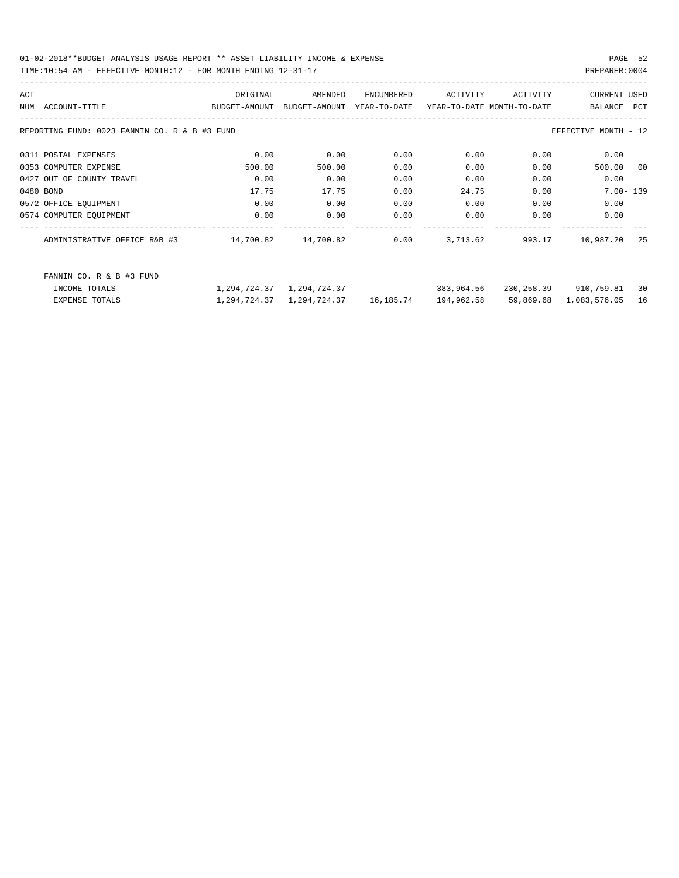01-02-2018**BUDGET ANALYSIS USAGE REPORT ** ASSET LIABILITY INCOME & EXPENSE

TIME:10:54 AM - EFFECTIVE MONTH:12 - FOR MONTH ENDING 12-31-17

PREPARER:0004

REPORTING FUND: 0023 FANNIN CO. R & B #3 FUND — EFFECTIVE MONTH - 12

| ACT NUM | ACCOUNT-TITLE | ORIGINAL BUDGET-AMOUNT | AMENDED BUDGET-AMOUNT | ENCUMBERED YEAR-TO-DATE | ACTIVITY YEAR-TO-DATE | ACTIVITY MONTH-TO-DATE | CURRENT BALANCE | USED PCT |
|---|---|---|---|---|---|---|---|---|
| 0311 | POSTAL EXPENSES | 0.00 | 0.00 | 0.00 | 0.00 | 0.00 | 0.00 | |
| 0353 | COMPUTER EXPENSE | 500.00 | 500.00 | 0.00 | 0.00 | 0.00 | 500.00 | 00 |
| 0427 | OUT OF COUNTY TRAVEL | 0.00 | 0.00 | 0.00 | 0.00 | 0.00 | 0.00 | |
| 0480 | BOND | 17.75 | 17.75 | 0.00 | 24.75 | 0.00 | 7.00- | 139 |
| 0572 | OFFICE EQUIPMENT | 0.00 | 0.00 | 0.00 | 0.00 | 0.00 | 0.00 | |
| 0574 | COMPUTER EQUIPMENT | 0.00 | 0.00 | 0.00 | 0.00 | 0.00 | 0.00 | |
| | ADMINISTRATIVE OFFICE R&B #3 | 14,700.82 | 14,700.82 | 0.00 | 3,713.62 | 993.17 | 10,987.20 | 25 |

FANNIN CO. R & B #3 FUND

| | ORIGINAL BUDGET-AMOUNT | AMENDED BUDGET-AMOUNT | ENCUMBERED YEAR-TO-DATE | ACTIVITY YEAR-TO-DATE | ACTIVITY MONTH-TO-DATE | CURRENT BALANCE | USED PCT |
|---|---|---|---|---|---|---|---|
| INCOME TOTALS | 1,294,724.37 | 1,294,724.37 | | 383,964.56 | 230,258.39 | 910,759.81 | 30 |
| EXPENSE TOTALS | 1,294,724.37 | 1,294,724.37 | 16,185.74 | 194,962.58 | 59,869.68 | 1,083,576.05 | 16 |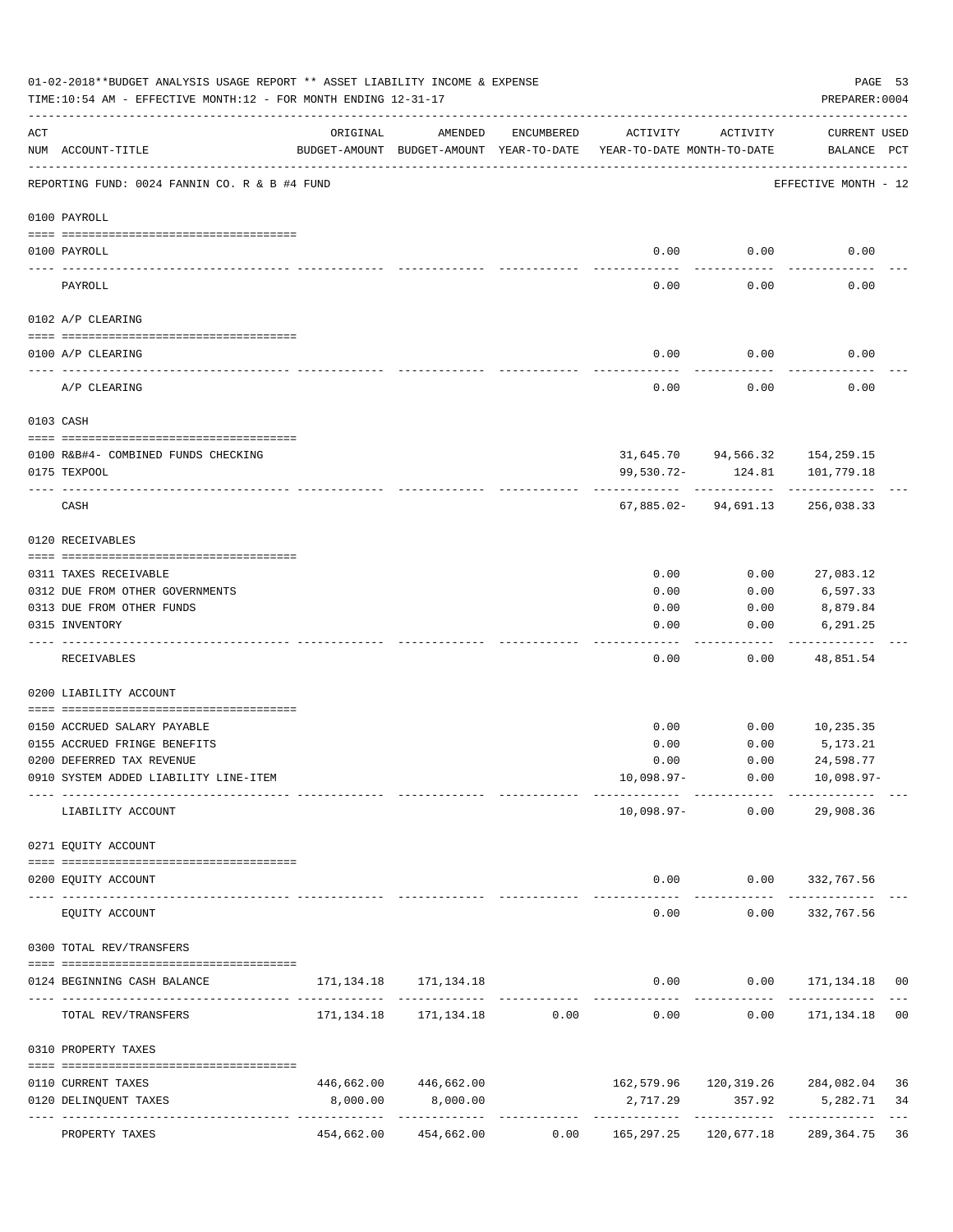01-02-2018**BUDGET ANALYSIS USAGE REPORT ** ASSET LIABILITY INCOME & EXPENSE

TIME:10:54 AM - EFFECTIVE MONTH:12 - FOR MONTH ENDING 12-31-17

PREPARER:0004

| ACT NUM | ACCOUNT-TITLE | ORIGINAL BUDGET-AMOUNT | AMENDED BUDGET-AMOUNT | ENCUMBERED YEAR-TO-DATE | ACTIVITY YEAR-TO-DATE | ACTIVITY MONTH-TO-DATE | CURRENT USED BALANCE | PCT |
|---|---|---|---|---|---|---|---|---|
| | REPORTING FUND: 0024 FANNIN CO. R & B #4 FUND | | | | | | EFFECTIVE MONTH - 12 | |
| | 0100 PAYROLL | | | | | | | |
| 0100 | PAYROLL | | | | 0.00 | 0.00 | 0.00 | |
| | PAYROLL | | | | 0.00 | 0.00 | 0.00 | |
| | 0102 A/P CLEARING | | | | | | | |
| 0100 | A/P CLEARING | | | | 0.00 | 0.00 | 0.00 | |
| | A/P CLEARING | | | | 0.00 | 0.00 | 0.00 | |
| | 0103 CASH | | | | | | | |
| 0100 | R&B#4- COMBINED FUNDS CHECKING | | | | 31,645.70 | 94,566.32 | 154,259.15 | |
| 0175 | TEXPOOL | | | | 99,530.72- | 124.81 | 101,779.18 | |
| | CASH | | | | 67,885.02- | 94,691.13 | 256,038.33 | |
| | 0120 RECEIVABLES | | | | | | | |
| 0311 | TAXES RECEIVABLE | | | | 0.00 | 0.00 | 27,083.12 | |
| 0312 | DUE FROM OTHER GOVERNMENTS | | | | 0.00 | 0.00 | 6,597.33 | |
| 0313 | DUE FROM OTHER FUNDS | | | | 0.00 | 0.00 | 8,879.84 | |
| 0315 | INVENTORY | | | | 0.00 | 0.00 | 6,291.25 | |
| | RECEIVABLES | | | | 0.00 | 0.00 | 48,851.54 | |
| | 0200 LIABILITY ACCOUNT | | | | | | | |
| 0150 | ACCRUED SALARY PAYABLE | | | | 0.00 | 0.00 | 10,235.35 | |
| 0155 | ACCRUED FRINGE BENEFITS | | | | 0.00 | 0.00 | 5,173.21 | |
| 0200 | DEFERRED TAX REVENUE | | | | 0.00 | 0.00 | 24,598.77 | |
| 0910 | SYSTEM ADDED LIABILITY LINE-ITEM | | | | 10,098.97- | 0.00 | 10,098.97- | |
| | LIABILITY ACCOUNT | | | | 10,098.97- | 0.00 | 29,908.36 | |
| | 0271 EQUITY ACCOUNT | | | | | | | |
| 0200 | EQUITY ACCOUNT | | | | 0.00 | 0.00 | 332,767.56 | |
| | EQUITY ACCOUNT | | | | 0.00 | 0.00 | 332,767.56 | |
| | 0300 TOTAL REV/TRANSFERS | | | | | | | |
| 0124 | BEGINNING CASH BALANCE | 171,134.18 | 171,134.18 | | 0.00 | 0.00 | 171,134.18 | 00 |
| | TOTAL REV/TRANSFERS | 171,134.18 | 171,134.18 | 0.00 | 0.00 | 0.00 | 171,134.18 | 00 |
| | 0310 PROPERTY TAXES | | | | | | | |
| 0110 | CURRENT TAXES | 446,662.00 | 446,662.00 | | 162,579.96 | 120,319.26 | 284,082.04 | 36 |
| 0120 | DELINQUENT TAXES | 8,000.00 | 8,000.00 | | 2,717.29 | 357.92 | 5,282.71 | 34 |
| | PROPERTY TAXES | 454,662.00 | 454,662.00 | 0.00 | 165,297.25 | 120,677.18 | 289,364.75 | 36 |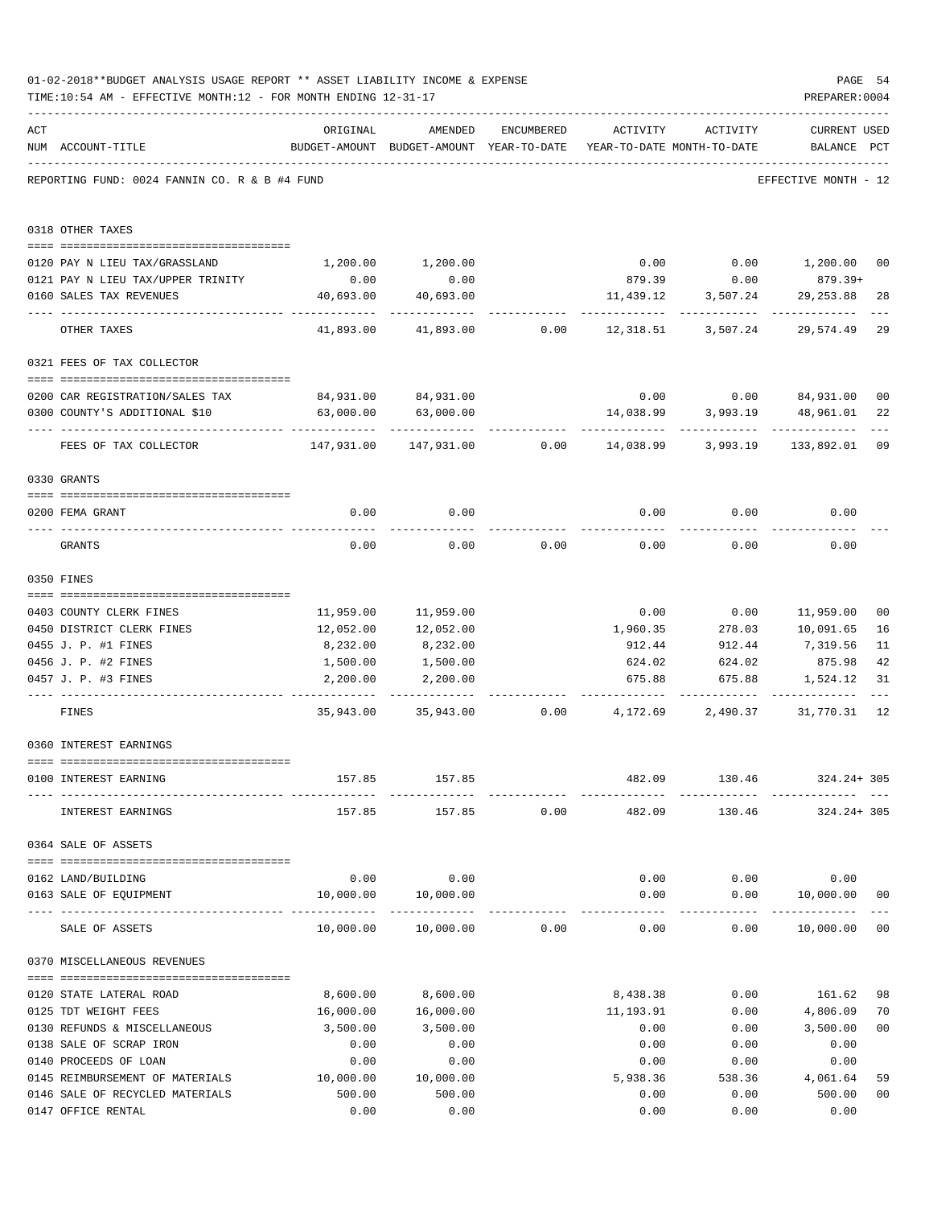01-02-2018**BUDGET ANALYSIS USAGE REPORT ** ASSET LIABILITY INCOME & EXPENSE

TIME:10:54 AM - EFFECTIVE MONTH:12 - FOR MONTH ENDING 12-31-17

PREPARER:0004

REPORTING FUND: 0024 FANNIN CO. R & B #4 FUND — EFFECTIVE MONTH - 12

| ACT NUM | ACCOUNT-TITLE | ORIGINAL BUDGET-AMOUNT | AMENDED BUDGET-AMOUNT | ENCUMBERED YEAR-TO-DATE | ACTIVITY YEAR-TO-DATE | ACTIVITY MONTH-TO-DATE | CURRENT USED BALANCE | PCT |
|---|---|---|---|---|---|---|---|---|
| | **0318 OTHER TAXES** | | | | | | | |
| 0120 | PAY N LIEU TAX/GRASSLAND | 1,200.00 | 1,200.00 | | 0.00 | 0.00 | 1,200.00 | 00 |
| 0121 | PAY N LIEU TAX/UPPER TRINITY | 0.00 | 0.00 | | 879.39 | 0.00 | 879.39+ | |
| 0160 | SALES TAX REVENUES | 40,693.00 | 40,693.00 | | 11,439.12 | 3,507.24 | 29,253.88 | 28 |
| | OTHER TAXES | 41,893.00 | 41,893.00 | 0.00 | 12,318.51 | 3,507.24 | 29,574.49 | 29 |
| | **0321 FEES OF TAX COLLECTOR** | | | | | | | |
| 0200 | CAR REGISTRATION/SALES TAX | 84,931.00 | 84,931.00 | | 0.00 | 0.00 | 84,931.00 | 00 |
| 0300 | COUNTY'S ADDITIONAL $10 | 63,000.00 | 63,000.00 | | 14,038.99 | 3,993.19 | 48,961.01 | 22 |
| | FEES OF TAX COLLECTOR | 147,931.00 | 147,931.00 | 0.00 | 14,038.99 | 3,993.19 | 133,892.01 | 09 |
| | **0330 GRANTS** | | | | | | | |
| 0200 | FEMA GRANT | 0.00 | 0.00 | | 0.00 | 0.00 | 0.00 | |
| | GRANTS | 0.00 | 0.00 | 0.00 | 0.00 | 0.00 | 0.00 | |
| | **0350 FINES** | | | | | | | |
| 0403 | COUNTY CLERK FINES | 11,959.00 | 11,959.00 | | 0.00 | 0.00 | 11,959.00 | 00 |
| 0450 | DISTRICT CLERK FINES | 12,052.00 | 12,052.00 | | 1,960.35 | 278.03 | 10,091.65 | 16 |
| 0455 | J. P. #1 FINES | 8,232.00 | 8,232.00 | | 912.44 | 912.44 | 7,319.56 | 11 |
| 0456 | J. P. #2 FINES | 1,500.00 | 1,500.00 | | 624.02 | 624.02 | 875.98 | 42 |
| 0457 | J. P. #3 FINES | 2,200.00 | 2,200.00 | | 675.88 | 675.88 | 1,524.12 | 31 |
| | FINES | 35,943.00 | 35,943.00 | 0.00 | 4,172.69 | 2,490.37 | 31,770.31 | 12 |
| | **0360 INTEREST EARNINGS** | | | | | | | |
| 0100 | INTEREST EARNING | 157.85 | 157.85 | | 482.09 | 130.46 | 324.24+ | 305 |
| | INTEREST EARNINGS | 157.85 | 157.85 | 0.00 | 482.09 | 130.46 | 324.24+ | 305 |
| | **0364 SALE OF ASSETS** | | | | | | | |
| 0162 | LAND/BUILDING | 0.00 | 0.00 | | 0.00 | 0.00 | 0.00 | |
| 0163 | SALE OF EQUIPMENT | 10,000.00 | 10,000.00 | | 0.00 | 0.00 | 10,000.00 | 00 |
| | SALE OF ASSETS | 10,000.00 | 10,000.00 | 0.00 | 0.00 | 0.00 | 10,000.00 | 00 |
| | **0370 MISCELLANEOUS REVENUES** | | | | | | | |
| 0120 | STATE LATERAL ROAD | 8,600.00 | 8,600.00 | | 8,438.38 | 0.00 | 161.62 | 98 |
| 0125 | TDT WEIGHT FEES | 16,000.00 | 16,000.00 | | 11,193.91 | 0.00 | 4,806.09 | 70 |
| 0130 | REFUNDS & MISCELLANEOUS | 3,500.00 | 3,500.00 | | 0.00 | 0.00 | 3,500.00 | 00 |
| 0138 | SALE OF SCRAP IRON | 0.00 | 0.00 | | 0.00 | 0.00 | 0.00 | |
| 0140 | PROCEEDS OF LOAN | 0.00 | 0.00 | | 0.00 | 0.00 | 0.00 | |
| 0145 | REIMBURSEMENT OF MATERIALS | 10,000.00 | 10,000.00 | | 5,938.36 | 538.36 | 4,061.64 | 59 |
| 0146 | SALE OF RECYCLED MATERIALS | 500.00 | 500.00 | | 0.00 | 0.00 | 500.00 | 00 |
| 0147 | OFFICE RENTAL | 0.00 | 0.00 | | 0.00 | 0.00 | 0.00 | |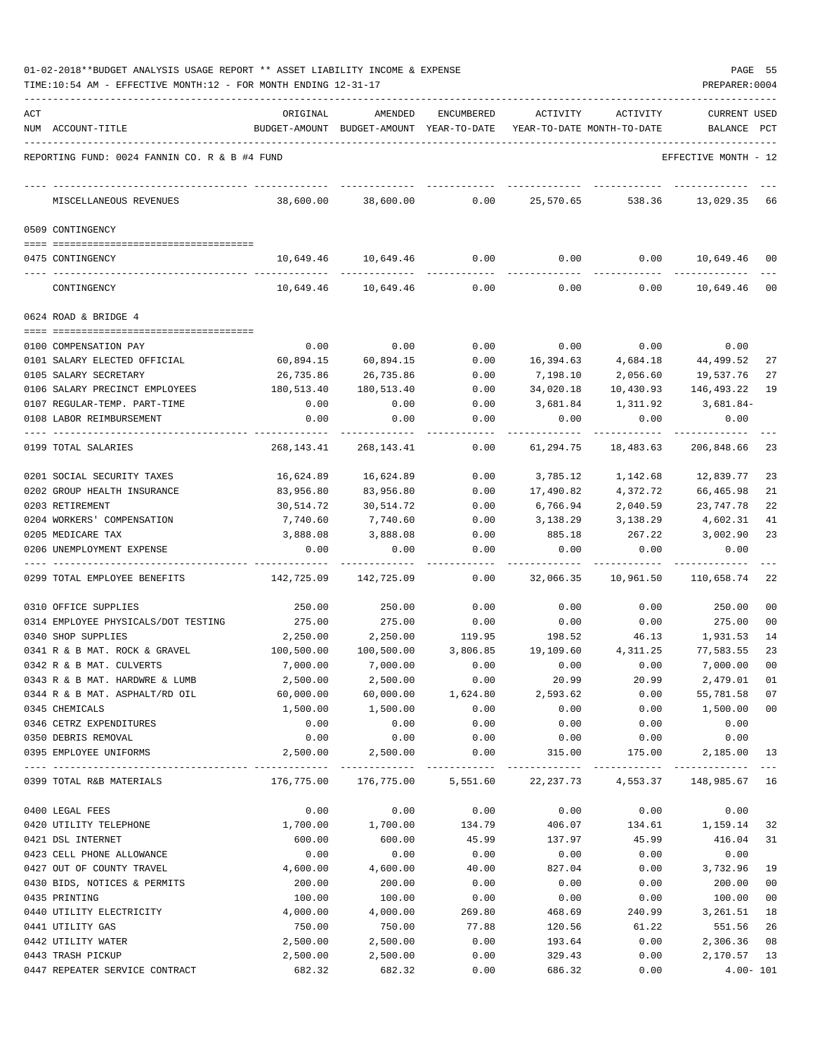01-02-2018**BUDGET ANALYSIS USAGE REPORT ** ASSET LIABILITY INCOME & EXPENSE

TIME:10:54 AM - EFFECTIVE MONTH:12 - FOR MONTH ENDING 12-31-17

PREPARER:0004

REPORTING FUND: 0024 FANNIN CO. R & B #4 FUND — EFFECTIVE MONTH - 12

| ACT NUM | ACCOUNT-TITLE | ORIGINAL BUDGET-AMOUNT | AMENDED BUDGET-AMOUNT | ENCUMBERED YEAR-TO-DATE | ACTIVITY YEAR-TO-DATE | ACTIVITY MONTH-TO-DATE | CURRENT BALANCE | USED PCT |
|---|---|---|---|---|---|---|---|---|
| | MISCELLANEOUS REVENUES | 38,600.00 | 38,600.00 | 0.00 | 25,570.65 | 538.36 | 13,029.35 | 66 |
| | **0509 CONTINGENCY** | | | | | | | |
| 0475 | CONTINGENCY | 10,649.46 | 10,649.46 | 0.00 | 0.00 | 0.00 | 10,649.46 | 00 |
| | CONTINGENCY | 10,649.46 | 10,649.46 | 0.00 | 0.00 | 0.00 | 10,649.46 | 00 |
| | **0624 ROAD & BRIDGE 4** | | | | | | | |
| 0100 | COMPENSATION PAY | 0.00 | 0.00 | 0.00 | 0.00 | 0.00 | 0.00 | |
| 0101 | SALARY ELECTED OFFICIAL | 60,894.15 | 60,894.15 | 0.00 | 16,394.63 | 4,684.18 | 44,499.52 | 27 |
| 0105 | SALARY SECRETARY | 26,735.86 | 26,735.86 | 0.00 | 7,198.10 | 2,056.60 | 19,537.76 | 27 |
| 0106 | SALARY PRECINCT EMPLOYEES | 180,513.40 | 180,513.40 | 0.00 | 34,020.18 | 10,430.93 | 146,493.22 | 19 |
| 0107 | REGULAR-TEMP. PART-TIME | 0.00 | 0.00 | 0.00 | 3,681.84 | 1,311.92 | 3,681.84- | |
| 0108 | LABOR REIMBURSEMENT | 0.00 | 0.00 | 0.00 | 0.00 | 0.00 | 0.00 | |
| 0199 | TOTAL SALARIES | 268,143.41 | 268,143.41 | 0.00 | 61,294.75 | 18,483.63 | 206,848.66 | 23 |
| 0201 | SOCIAL SECURITY TAXES | 16,624.89 | 16,624.89 | 0.00 | 3,785.12 | 1,142.68 | 12,839.77 | 23 |
| 0202 | GROUP HEALTH INSURANCE | 83,956.80 | 83,956.80 | 0.00 | 17,490.82 | 4,372.72 | 66,465.98 | 21 |
| 0203 | RETIREMENT | 30,514.72 | 30,514.72 | 0.00 | 6,766.94 | 2,040.59 | 23,747.78 | 22 |
| 0204 | WORKERS' COMPENSATION | 7,740.60 | 7,740.60 | 0.00 | 3,138.29 | 3,138.29 | 4,602.31 | 41 |
| 0205 | MEDICARE TAX | 3,888.08 | 3,888.08 | 0.00 | 885.18 | 267.22 | 3,002.90 | 23 |
| 0206 | UNEMPLOYMENT EXPENSE | 0.00 | 0.00 | 0.00 | 0.00 | 0.00 | 0.00 | |
| 0299 | TOTAL EMPLOYEE BENEFITS | 142,725.09 | 142,725.09 | 0.00 | 32,066.35 | 10,961.50 | 110,658.74 | 22 |
| 0310 | OFFICE SUPPLIES | 250.00 | 250.00 | 0.00 | 0.00 | 0.00 | 250.00 | 00 |
| 0314 | EMPLOYEE PHYSICALS/DOT TESTING | 275.00 | 275.00 | 0.00 | 0.00 | 0.00 | 275.00 | 00 |
| 0340 | SHOP SUPPLIES | 2,250.00 | 2,250.00 | 119.95 | 198.52 | 46.13 | 1,931.53 | 14 |
| 0341 | R & B MAT. ROCK & GRAVEL | 100,500.00 | 100,500.00 | 3,806.85 | 19,109.60 | 4,311.25 | 77,583.55 | 23 |
| 0342 | R & B MAT. CULVERTS | 7,000.00 | 7,000.00 | 0.00 | 0.00 | 0.00 | 7,000.00 | 00 |
| 0343 | R & B MAT. HARDWRE & LUMB | 2,500.00 | 2,500.00 | 0.00 | 20.99 | 20.99 | 2,479.01 | 01 |
| 0344 | R & B MAT. ASPHALT/RD OIL | 60,000.00 | 60,000.00 | 1,624.80 | 2,593.62 | 0.00 | 55,781.58 | 07 |
| 0345 | CHEMICALS | 1,500.00 | 1,500.00 | 0.00 | 0.00 | 0.00 | 1,500.00 | 00 |
| 0346 | CETRZ EXPENDITURES | 0.00 | 0.00 | 0.00 | 0.00 | 0.00 | 0.00 | |
| 0350 | DEBRIS REMOVAL | 0.00 | 0.00 | 0.00 | 0.00 | 0.00 | 0.00 | |
| 0395 | EMPLOYEE UNIFORMS | 2,500.00 | 2,500.00 | 0.00 | 315.00 | 175.00 | 2,185.00 | 13 |
| 0399 | TOTAL R&B MATERIALS | 176,775.00 | 176,775.00 | 5,551.60 | 22,237.73 | 4,553.37 | 148,985.67 | 16 |
| 0400 | LEGAL FEES | 0.00 | 0.00 | 0.00 | 0.00 | 0.00 | 0.00 | |
| 0420 | UTILITY TELEPHONE | 1,700.00 | 1,700.00 | 134.79 | 406.07 | 134.61 | 1,159.14 | 32 |
| 0421 | DSL INTERNET | 600.00 | 600.00 | 45.99 | 137.97 | 45.99 | 416.04 | 31 |
| 0423 | CELL PHONE ALLOWANCE | 0.00 | 0.00 | 0.00 | 0.00 | 0.00 | 0.00 | |
| 0427 | OUT OF COUNTY TRAVEL | 4,600.00 | 4,600.00 | 40.00 | 827.04 | 0.00 | 3,732.96 | 19 |
| 0430 | BIDS, NOTICES & PERMITS | 200.00 | 200.00 | 0.00 | 0.00 | 0.00 | 200.00 | 00 |
| 0435 | PRINTING | 100.00 | 100.00 | 0.00 | 0.00 | 0.00 | 100.00 | 00 |
| 0440 | UTILITY ELECTRICITY | 4,000.00 | 4,000.00 | 269.80 | 468.69 | 240.99 | 3,261.51 | 18 |
| 0441 | UTILITY GAS | 750.00 | 750.00 | 77.88 | 120.56 | 61.22 | 551.56 | 26 |
| 0442 | UTILITY WATER | 2,500.00 | 2,500.00 | 0.00 | 193.64 | 0.00 | 2,306.36 | 08 |
| 0443 | TRASH PICKUP | 2,500.00 | 2,500.00 | 0.00 | 329.43 | 0.00 | 2,170.57 | 13 |
| 0447 | REPEATER SERVICE CONTRACT | 682.32 | 682.32 | 0.00 | 686.32 | 0.00 | 4.00- | 101 |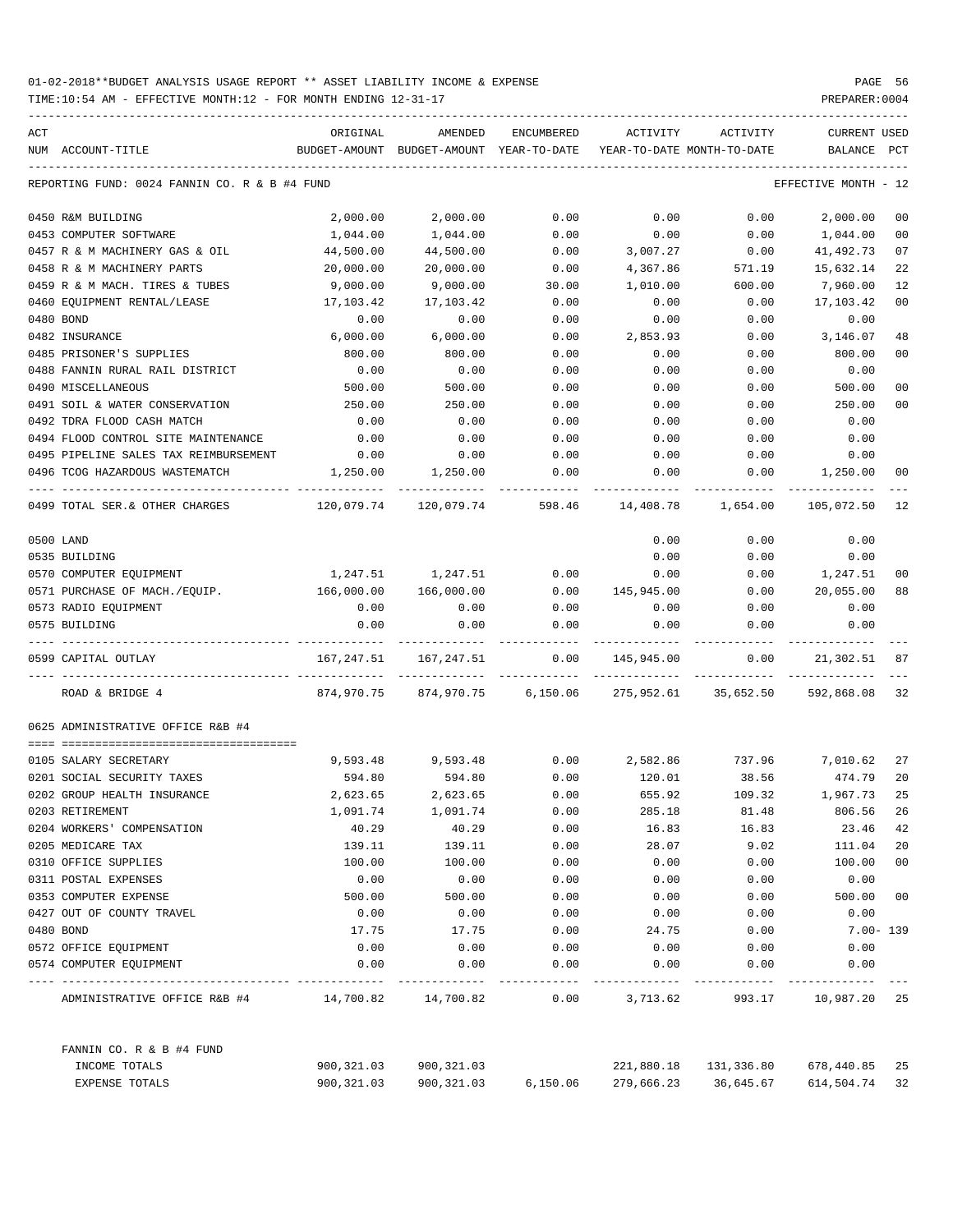01-02-2018**BUDGET ANALYSIS USAGE REPORT ** ASSET LIABILITY INCOME & EXPENSE

TIME:10:54 AM - EFFECTIVE MONTH:12 - FOR MONTH ENDING 12-31-17 PREPARER:0004

REPORTING FUND: 0024 FANNIN CO. R & B #4 FUND EFFECTIVE MONTH - 12

| ACT NUM | ACCOUNT-TITLE | ORIGINAL BUDGET-AMOUNT | AMENDED BUDGET-AMOUNT | ENCUMBERED YEAR-TO-DATE | ACTIVITY YEAR-TO-DATE | ACTIVITY MONTH-TO-DATE | CURRENT BALANCE | USED PCT |
|---|---|---|---|---|---|---|---|---|
| 0450 | R&M BUILDING | 2,000.00 | 2,000.00 | 0.00 | 0.00 | 0.00 | 2,000.00 | 00 |
| 0453 | COMPUTER SOFTWARE | 1,044.00 | 1,044.00 | 0.00 | 0.00 | 0.00 | 1,044.00 | 00 |
| 0457 | R & M MACHINERY GAS & OIL | 44,500.00 | 44,500.00 | 0.00 | 3,007.27 | 0.00 | 41,492.73 | 07 |
| 0458 | R & M MACHINERY PARTS | 20,000.00 | 20,000.00 | 0.00 | 4,367.86 | 571.19 | 15,632.14 | 22 |
| 0459 | R & M MACH. TIRES & TUBES | 9,000.00 | 9,000.00 | 30.00 | 1,010.00 | 600.00 | 7,960.00 | 12 |
| 0460 | EQUIPMENT RENTAL/LEASE | 17,103.42 | 17,103.42 | 0.00 | 0.00 | 0.00 | 17,103.42 | 00 |
| 0480 | BOND | 0.00 | 0.00 | 0.00 | 0.00 | 0.00 | 0.00 | |
| 0482 | INSURANCE | 6,000.00 | 6,000.00 | 0.00 | 2,853.93 | 0.00 | 3,146.07 | 48 |
| 0485 | PRISONER'S SUPPLIES | 800.00 | 800.00 | 0.00 | 0.00 | 0.00 | 800.00 | 00 |
| 0488 | FANNIN RURAL RAIL DISTRICT | 0.00 | 0.00 | 0.00 | 0.00 | 0.00 | 0.00 | |
| 0490 | MISCELLANEOUS | 500.00 | 500.00 | 0.00 | 0.00 | 0.00 | 500.00 | 00 |
| 0491 | SOIL & WATER CONSERVATION | 250.00 | 250.00 | 0.00 | 0.00 | 0.00 | 250.00 | 00 |
| 0492 | TDRA FLOOD CASH MATCH | 0.00 | 0.00 | 0.00 | 0.00 | 0.00 | 0.00 | |
| 0494 | FLOOD CONTROL SITE MAINTENANCE | 0.00 | 0.00 | 0.00 | 0.00 | 0.00 | 0.00 | |
| 0495 | PIPELINE SALES TAX REIMBURSEMENT | 0.00 | 0.00 | 0.00 | 0.00 | 0.00 | 0.00 | |
| 0496 | TCOG HAZARDOUS WASTEMATCH | 1,250.00 | 1,250.00 | 0.00 | 0.00 | 0.00 | 1,250.00 | 00 |
| 0499 | TOTAL SER.& OTHER CHARGES | 120,079.74 | 120,079.74 | 598.46 | 14,408.78 | 1,654.00 | 105,072.50 | 12 |
| 0500 | LAND | | | | 0.00 | 0.00 | 0.00 | |
| 0535 | BUILDING | | | | 0.00 | 0.00 | 0.00 | |
| 0570 | COMPUTER EQUIPMENT | 1,247.51 | 1,247.51 | 0.00 | 0.00 | 0.00 | 1,247.51 | 00 |
| 0571 | PURCHASE OF MACH./EQUIP. | 166,000.00 | 166,000.00 | 0.00 | 145,945.00 | 0.00 | 20,055.00 | 88 |
| 0573 | RADIO EQUIPMENT | 0.00 | 0.00 | 0.00 | 0.00 | 0.00 | 0.00 | |
| 0575 | BUILDING | 0.00 | 0.00 | 0.00 | 0.00 | 0.00 | 0.00 | |
| 0599 | CAPITAL OUTLAY | 167,247.51 | 167,247.51 | 0.00 | 145,945.00 | 0.00 | 21,302.51 | 87 |
| | ROAD & BRIDGE 4 | 874,970.75 | 874,970.75 | 6,150.06 | 275,952.61 | 35,652.50 | 592,868.08 | 32 |

0625 ADMINISTRATIVE OFFICE R&B #4

| ACT NUM | ACCOUNT-TITLE | ORIGINAL BUDGET-AMOUNT | AMENDED BUDGET-AMOUNT | ENCUMBERED YEAR-TO-DATE | ACTIVITY YEAR-TO-DATE | ACTIVITY MONTH-TO-DATE | CURRENT BALANCE | USED PCT |
|---|---|---|---|---|---|---|---|---|
| 0105 | SALARY SECRETARY | 9,593.48 | 9,593.48 | 0.00 | 2,582.86 | 737.96 | 7,010.62 | 27 |
| 0201 | SOCIAL SECURITY TAXES | 594.80 | 594.80 | 0.00 | 120.01 | 38.56 | 474.79 | 20 |
| 0202 | GROUP HEALTH INSURANCE | 2,623.65 | 2,623.65 | 0.00 | 655.92 | 109.32 | 1,967.73 | 25 |
| 0203 | RETIREMENT | 1,091.74 | 1,091.74 | 0.00 | 285.18 | 81.48 | 806.56 | 26 |
| 0204 | WORKERS' COMPENSATION | 40.29 | 40.29 | 0.00 | 16.83 | 16.83 | 23.46 | 42 |
| 0205 | MEDICARE TAX | 139.11 | 139.11 | 0.00 | 28.07 | 9.02 | 111.04 | 20 |
| 0310 | OFFICE SUPPLIES | 100.00 | 100.00 | 0.00 | 0.00 | 0.00 | 100.00 | 00 |
| 0311 | POSTAL EXPENSES | 0.00 | 0.00 | 0.00 | 0.00 | 0.00 | 0.00 | |
| 0353 | COMPUTER EXPENSE | 500.00 | 500.00 | 0.00 | 0.00 | 0.00 | 500.00 | 00 |
| 0427 | OUT OF COUNTY TRAVEL | 0.00 | 0.00 | 0.00 | 0.00 | 0.00 | 0.00 | |
| 0480 | BOND | 17.75 | 17.75 | 0.00 | 24.75 | 0.00 | 7.00- | 139 |
| 0572 | OFFICE EQUIPMENT | 0.00 | 0.00 | 0.00 | 0.00 | 0.00 | 0.00 | |
| 0574 | COMPUTER EQUIPMENT | 0.00 | 0.00 | 0.00 | 0.00 | 0.00 | 0.00 | |
| | ADMINISTRATIVE OFFICE R&B #4 | 14,700.82 | 14,700.82 | 0.00 | 3,713.62 | 993.17 | 10,987.20 | 25 |

FANNIN CO. R & B #4 FUND

| | ORIGINAL BUDGET-AMOUNT | AMENDED BUDGET-AMOUNT | ENCUMBERED YEAR-TO-DATE | ACTIVITY YEAR-TO-DATE | ACTIVITY MONTH-TO-DATE | CURRENT BALANCE | USED PCT |
|---|---|---|---|---|---|---|---|
| INCOME TOTALS | 900,321.03 | 900,321.03 | | 221,880.18 | 131,336.80 | 678,440.85 | 25 |
| EXPENSE TOTALS | 900,321.03 | 900,321.03 | 6,150.06 | 279,666.23 | 36,645.67 | 614,504.74 | 32 |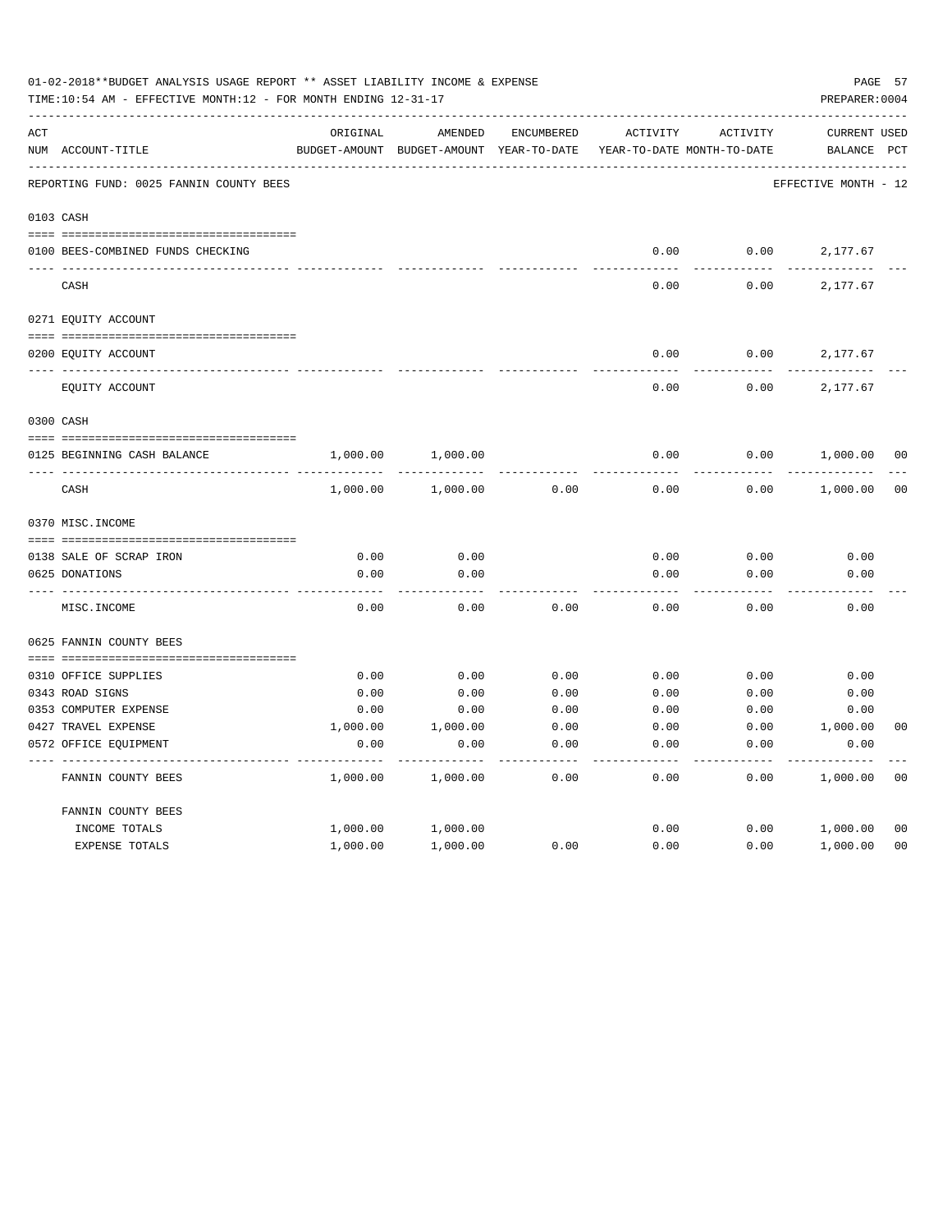01-02-2018**BUDGET ANALYSIS USAGE REPORT ** ASSET LIABILITY INCOME & EXPENSE

TIME:10:54 AM - EFFECTIVE MONTH:12 - FOR MONTH ENDING 12-31-17

PREPARER:0004

| ACT NUM | ACCOUNT-TITLE | ORIGINAL BUDGET-AMOUNT | AMENDED BUDGET-AMOUNT | ENCUMBERED YEAR-TO-DATE | ACTIVITY YEAR-TO-DATE | ACTIVITY MONTH-TO-DATE | CURRENT BALANCE | USED PCT |
|---|---|---|---|---|---|---|---|---|
| | REPORTING FUND: 0025 FANNIN COUNTY BEES | | | | | | EFFECTIVE MONTH - 12 | |
| | 0103 CASH | | | | | | | |
| 0100 | BEES-COMBINED FUNDS CHECKING | | | | 0.00 | 0.00 | 2,177.67 | |
| | CASH | | | | 0.00 | 0.00 | 2,177.67 | |
| | 0271 EQUITY ACCOUNT | | | | | | | |
| 0200 | EQUITY ACCOUNT | | | | 0.00 | 0.00 | 2,177.67 | |
| | EQUITY ACCOUNT | | | | 0.00 | 0.00 | 2,177.67 | |
| | 0300 CASH | | | | | | | |
| 0125 | BEGINNING CASH BALANCE | 1,000.00 | 1,000.00 | | 0.00 | 0.00 | 1,000.00 | 00 |
| | CASH | 1,000.00 | 1,000.00 | 0.00 | 0.00 | 0.00 | 1,000.00 | 00 |
| | 0370 MISC.INCOME | | | | | | | |
| 0138 | SALE OF SCRAP IRON | 0.00 | 0.00 | | 0.00 | 0.00 | 0.00 | |
| 0625 | DONATIONS | 0.00 | 0.00 | | 0.00 | 0.00 | 0.00 | |
| | MISC.INCOME | 0.00 | 0.00 | 0.00 | 0.00 | 0.00 | 0.00 | |
| | 0625 FANNIN COUNTY BEES | | | | | | | |
| 0310 | OFFICE SUPPLIES | 0.00 | 0.00 | 0.00 | 0.00 | 0.00 | 0.00 | |
| 0343 | ROAD SIGNS | 0.00 | 0.00 | 0.00 | 0.00 | 0.00 | 0.00 | |
| 0353 | COMPUTER EXPENSE | 0.00 | 0.00 | 0.00 | 0.00 | 0.00 | 0.00 | |
| 0427 | TRAVEL EXPENSE | 1,000.00 | 1,000.00 | 0.00 | 0.00 | 0.00 | 1,000.00 | 00 |
| 0572 | OFFICE EQUIPMENT | 0.00 | 0.00 | 0.00 | 0.00 | 0.00 | 0.00 | |
| | FANNIN COUNTY BEES | 1,000.00 | 1,000.00 | 0.00 | 0.00 | 0.00 | 1,000.00 | 00 |
| | FANNIN COUNTY BEES | | | | | | | |
| | INCOME TOTALS | 1,000.00 | 1,000.00 | | 0.00 | 0.00 | 1,000.00 | 00 |
| | EXPENSE TOTALS | 1,000.00 | 1,000.00 | 0.00 | 0.00 | 0.00 | 1,000.00 | 00 |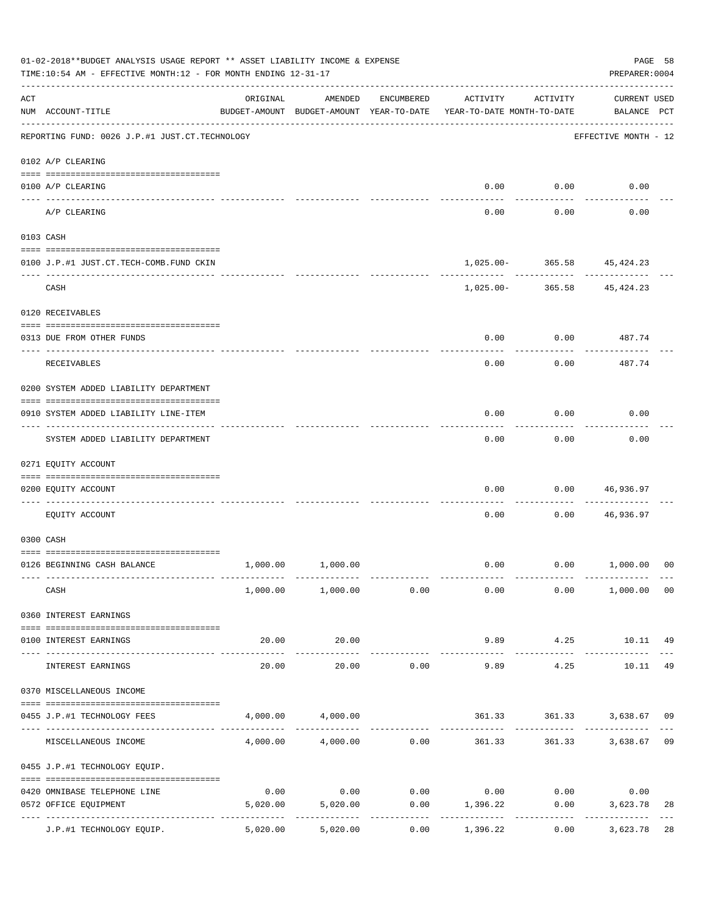01-02-2018**BUDGET ANALYSIS USAGE REPORT ** ASSET LIABILITY INCOME & EXPENSE

TIME:10:54 AM - EFFECTIVE MONTH:12 - FOR MONTH ENDING 12-31-17

PREPARER:0004

REPORTING FUND: 0026 J.P.#1 JUST.CT.TECHNOLOGY — EFFECTIVE MONTH - 12

| ACT NUM | ACCOUNT-TITLE | ORIGINAL BUDGET-AMOUNT | AMENDED BUDGET-AMOUNT | ENCUMBERED YEAR-TO-DATE | ACTIVITY YEAR-TO-DATE | ACTIVITY MONTH-TO-DATE | CURRENT USED BALANCE | PCT |
|---|---|---|---|---|---|---|---|---|
| **0102** | **A/P CLEARING** | | | | | | | |
| 0100 | A/P CLEARING | | | | 0.00 | 0.00 | 0.00 | |
| | A/P CLEARING | | | | 0.00 | 0.00 | 0.00 | |
| **0103** | **CASH** | | | | | | | |
| 0100 | J.P.#1 JUST.CT.TECH-COMB.FUND CKIN | | | | 1,025.00- | 365.58 | 45,424.23 | |
| | CASH | | | | 1,025.00- | 365.58 | 45,424.23 | |
| **0120** | **RECEIVABLES** | | | | | | | |
| 0313 | DUE FROM OTHER FUNDS | | | | 0.00 | 0.00 | 487.74 | |
| | RECEIVABLES | | | | 0.00 | 0.00 | 487.74 | |
| **0200** | **SYSTEM ADDED LIABILITY DEPARTMENT** | | | | | | | |
| 0910 | SYSTEM ADDED LIABILITY LINE-ITEM | | | | 0.00 | 0.00 | 0.00 | |
| | SYSTEM ADDED LIABILITY DEPARTMENT | | | | 0.00 | 0.00 | 0.00 | |
| **0271** | **EQUITY ACCOUNT** | | | | | | | |
| 0200 | EQUITY ACCOUNT | | | | 0.00 | 0.00 | 46,936.97 | |
| | EQUITY ACCOUNT | | | | 0.00 | 0.00 | 46,936.97 | |
| **0300** | **CASH** | | | | | | | |
| 0126 | BEGINNING CASH BALANCE | 1,000.00 | 1,000.00 | | 0.00 | 0.00 | 1,000.00 | 00 |
| | CASH | 1,000.00 | 1,000.00 | 0.00 | 0.00 | 0.00 | 1,000.00 | 00 |
| **0360** | **INTEREST EARNINGS** | | | | | | | |
| 0100 | INTEREST EARNINGS | 20.00 | 20.00 | | 9.89 | 4.25 | 10.11 | 49 |
| | INTEREST EARNINGS | 20.00 | 20.00 | 0.00 | 9.89 | 4.25 | 10.11 | 49 |
| **0370** | **MISCELLANEOUS INCOME** | | | | | | | |
| 0455 | J.P.#1 TECHNOLOGY FEES | 4,000.00 | 4,000.00 | | 361.33 | 361.33 | 3,638.67 | 09 |
| | MISCELLANEOUS INCOME | 4,000.00 | 4,000.00 | 0.00 | 361.33 | 361.33 | 3,638.67 | 09 |
| **0455** | **J.P.#1 TECHNOLOGY EQUIP.** | | | | | | | |
| 0420 | OMNIBASE TELEPHONE LINE | 0.00 | 0.00 | 0.00 | 0.00 | 0.00 | 0.00 | |
| 0572 | OFFICE EQUIPMENT | 5,020.00 | 5,020.00 | 0.00 | 1,396.22 | 0.00 | 3,623.78 | 28 |
| | J.P.#1 TECHNOLOGY EQUIP. | 5,020.00 | 5,020.00 | 0.00 | 1,396.22 | 0.00 | 3,623.78 | 28 |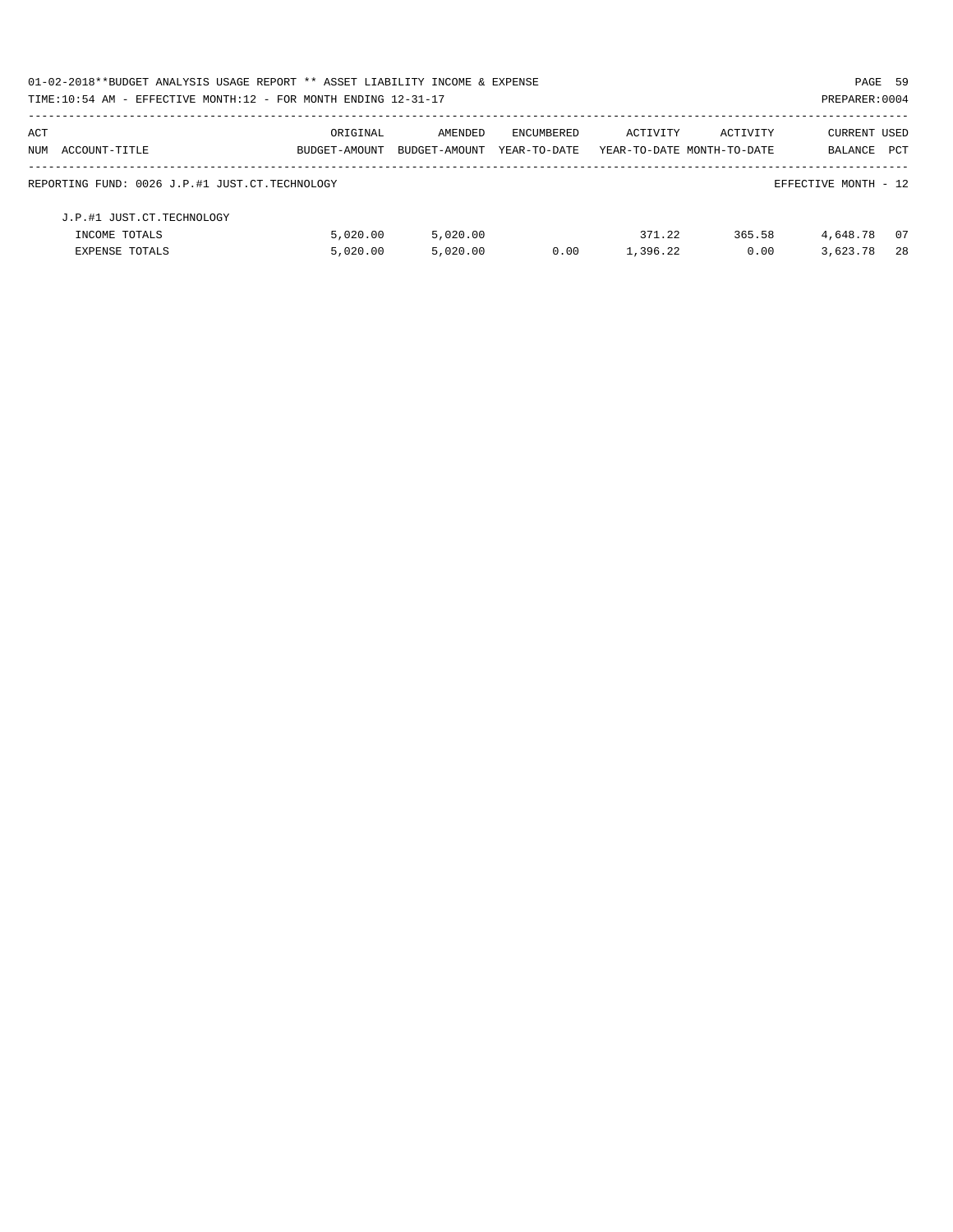| ACT NUM | ACCOUNT-TITLE | ORIGINAL BUDGET-AMOUNT | AMENDED BUDGET-AMOUNT | ENCUMBERED YEAR-TO-DATE | ACTIVITY YEAR-TO-DATE | ACTIVITY MONTH-TO-DATE | CURRENT BALANCE | USED PCT |
|---|---|---|---|---|---|---|---|---|
| REPORTING FUND: 0026 J.P.#1 JUST.CT.TECHNOLOGY | | | | | | | EFFECTIVE MONTH - 12 | |
| | J.P.#1 JUST.CT.TECHNOLOGY | | | | | | | |
| | INCOME TOTALS | 5,020.00 | 5,020.00 | | 371.22 | 365.58 | 4,648.78 | 07 |
| | EXPENSE TOTALS | 5,020.00 | 5,020.00 | 0.00 | 1,396.22 | 0.00 | 3,623.78 | 28 |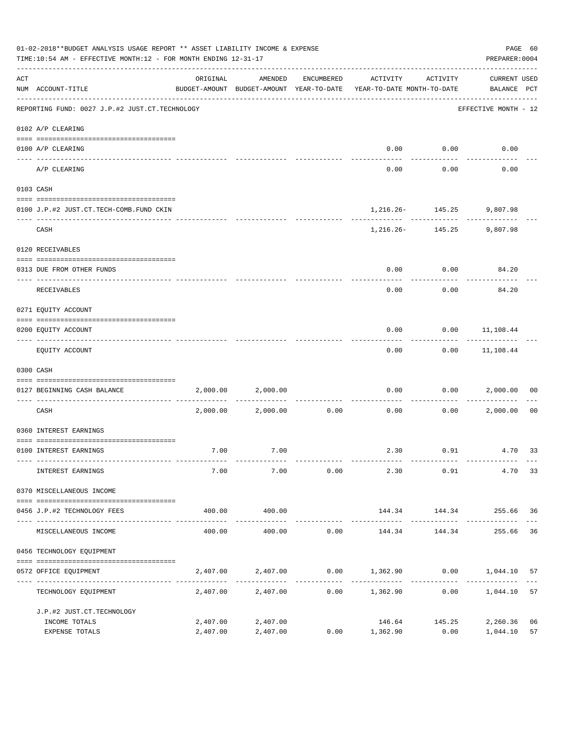01-02-2018**BUDGET ANALYSIS USAGE REPORT ** ASSET LIABILITY INCOME & EXPENSE

TIME:10:54 AM - EFFECTIVE MONTH:12 - FOR MONTH ENDING 12-31-17

PREPARER:0004

| ACT NUM | ACCOUNT-TITLE | ORIGINAL BUDGET-AMOUNT | AMENDED BUDGET-AMOUNT | ENCUMBERED YEAR-TO-DATE | ACTIVITY YEAR-TO-DATE | ACTIVITY MONTH-TO-DATE | CURRENT BALANCE | USED PCT |
|---|---|---|---|---|---|---|---|---|
| | REPORTING FUND: 0027 J.P.#2 JUST.CT.TECHNOLOGY | | | | | | EFFECTIVE MONTH - 12 | |
| 0102 | A/P CLEARING | | | | | | | |
| 0100 | A/P CLEARING | | | | 0.00 | 0.00 | 0.00 | |
| | A/P CLEARING | | | | 0.00 | 0.00 | 0.00 | |
| 0103 | CASH | | | | | | | |
| 0100 | J.P.#2 JUST.CT.TECH-COMB.FUND CKIN | | | | 1,216.26- | 145.25 | 9,807.98 | |
| | CASH | | | | 1,216.26- | 145.25 | 9,807.98 | |
| 0120 | RECEIVABLES | | | | | | | |
| 0313 | DUE FROM OTHER FUNDS | | | | 0.00 | 0.00 | 84.20 | |
| | RECEIVABLES | | | | 0.00 | 0.00 | 84.20 | |
| 0271 | EQUITY ACCOUNT | | | | | | | |
| 0200 | EQUITY ACCOUNT | | | | 0.00 | 0.00 | 11,108.44 | |
| | EQUITY ACCOUNT | | | | 0.00 | 0.00 | 11,108.44 | |
| 0300 | CASH | | | | | | | |
| 0127 | BEGINNING CASH BALANCE | 2,000.00 | 2,000.00 | | 0.00 | 0.00 | 2,000.00 | 00 |
| | CASH | 2,000.00 | 2,000.00 | 0.00 | 0.00 | 0.00 | 2,000.00 | 00 |
| 0360 | INTEREST EARNINGS | | | | | | | |
| 0100 | INTEREST EARNINGS | 7.00 | 7.00 | | 2.30 | 0.91 | 4.70 | 33 |
| | INTEREST EARNINGS | 7.00 | 7.00 | 0.00 | 2.30 | 0.91 | 4.70 | 33 |
| 0370 | MISCELLANEOUS INCOME | | | | | | | |
| 0456 | J.P.#2 TECHNOLOGY FEES | 400.00 | 400.00 | | 144.34 | 144.34 | 255.66 | 36 |
| | MISCELLANEOUS INCOME | 400.00 | 400.00 | 0.00 | 144.34 | 144.34 | 255.66 | 36 |
| 0456 | TECHNOLOGY EQUIPMENT | | | | | | | |
| 0572 | OFFICE EQUIPMENT | 2,407.00 | 2,407.00 | 0.00 | 1,362.90 | 0.00 | 1,044.10 | 57 |
| | TECHNOLOGY EQUIPMENT | 2,407.00 | 2,407.00 | 0.00 | 1,362.90 | 0.00 | 1,044.10 | 57 |
| | J.P.#2 JUST.CT.TECHNOLOGY | | | | | | | |
| | INCOME TOTALS | 2,407.00 | 2,407.00 | | 146.64 | 145.25 | 2,260.36 | 06 |
| | EXPENSE TOTALS | 2,407.00 | 2,407.00 | 0.00 | 1,362.90 | 0.00 | 1,044.10 | 57 |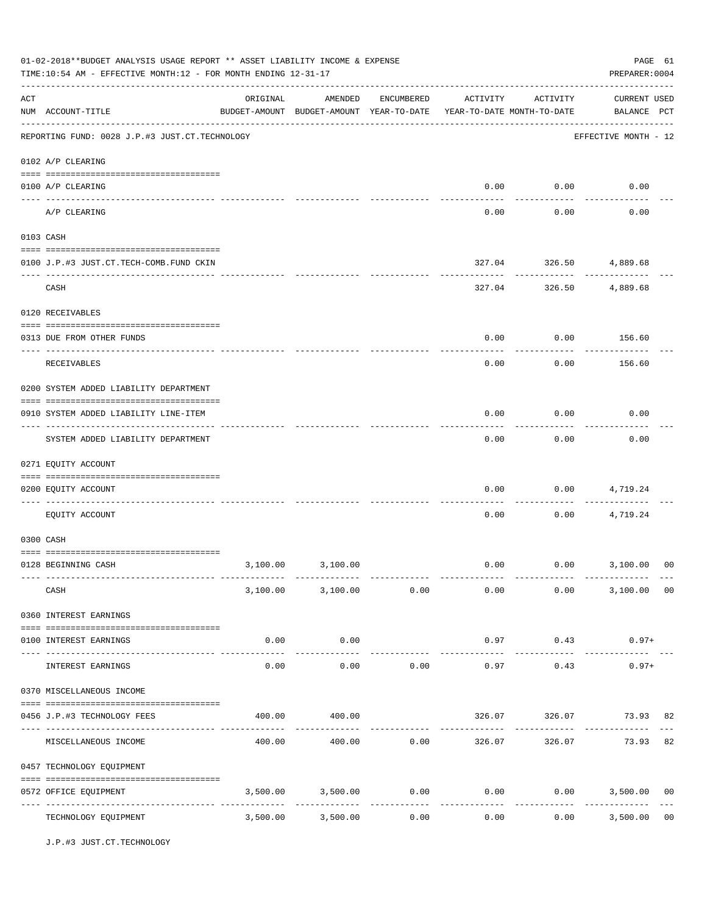01-02-2018**BUDGET ANALYSIS USAGE REPORT ** ASSET LIABILITY INCOME & EXPENSE

TIME:10:54 AM - EFFECTIVE MONTH:12 - FOR MONTH ENDING 12-31-17

PREPARER:0004

REPORTING FUND: 0028 J.P.#3 JUST.CT.TECHNOLOGY — EFFECTIVE MONTH - 12

| ACT NUM | ACCOUNT-TITLE | ORIGINAL BUDGET-AMOUNT | AMENDED BUDGET-AMOUNT | ENCUMBERED YEAR-TO-DATE | ACTIVITY YEAR-TO-DATE | ACTIVITY MONTH-TO-DATE | CURRENT BALANCE | USED PCT |
|---|---|---|---|---|---|---|---|---|
| | **0102 A/P CLEARING** | | | | | | | |
| 0100 | A/P CLEARING | | | | 0.00 | 0.00 | 0.00 | |
| | A/P CLEARING | | | | 0.00 | 0.00 | 0.00 | |
| | **0103 CASH** | | | | | | | |
| 0100 | J.P.#3 JUST.CT.TECH-COMB.FUND CKIN | | | | 327.04 | 326.50 | 4,889.68 | |
| | CASH | | | | 327.04 | 326.50 | 4,889.68 | |
| | **0120 RECEIVABLES** | | | | | | | |
| 0313 | DUE FROM OTHER FUNDS | | | | 0.00 | 0.00 | 156.60 | |
| | RECEIVABLES | | | | 0.00 | 0.00 | 156.60 | |
| | **0200 SYSTEM ADDED LIABILITY DEPARTMENT** | | | | | | | |
| 0910 | SYSTEM ADDED LIABILITY LINE-ITEM | | | | 0.00 | 0.00 | 0.00 | |
| | SYSTEM ADDED LIABILITY DEPARTMENT | | | | 0.00 | 0.00 | 0.00 | |
| | **0271 EQUITY ACCOUNT** | | | | | | | |
| 0200 | EQUITY ACCOUNT | | | | 0.00 | 0.00 | 4,719.24 | |
| | EQUITY ACCOUNT | | | | 0.00 | 0.00 | 4,719.24 | |
| | **0300 CASH** | | | | | | | |
| 0128 | BEGINNING CASH | 3,100.00 | 3,100.00 | | 0.00 | 0.00 | 3,100.00 | 00 |
| | CASH | 3,100.00 | 3,100.00 | 0.00 | 0.00 | 0.00 | 3,100.00 | 00 |
| | **0360 INTEREST EARNINGS** | | | | | | | |
| 0100 | INTEREST EARNINGS | 0.00 | 0.00 | | 0.97 | 0.43 | 0.97+ | |
| | INTEREST EARNINGS | 0.00 | 0.00 | 0.00 | 0.97 | 0.43 | 0.97+ | |
| | **0370 MISCELLANEOUS INCOME** | | | | | | | |
| 0456 | J.P.#3 TECHNOLOGY FEES | 400.00 | 400.00 | | 326.07 | 326.07 | 73.93 | 82 |
| | MISCELLANEOUS INCOME | 400.00 | 400.00 | 0.00 | 326.07 | 326.07 | 73.93 | 82 |
| | **0457 TECHNOLOGY EQUIPMENT** | | | | | | | |
| 0572 | OFFICE EQUIPMENT | 3,500.00 | 3,500.00 | 0.00 | 0.00 | 0.00 | 3,500.00 | 00 |
| | TECHNOLOGY EQUIPMENT | 3,500.00 | 3,500.00 | 0.00 | 0.00 | 0.00 | 3,500.00 | 00 |

J.P.#3 JUST.CT.TECHNOLOGY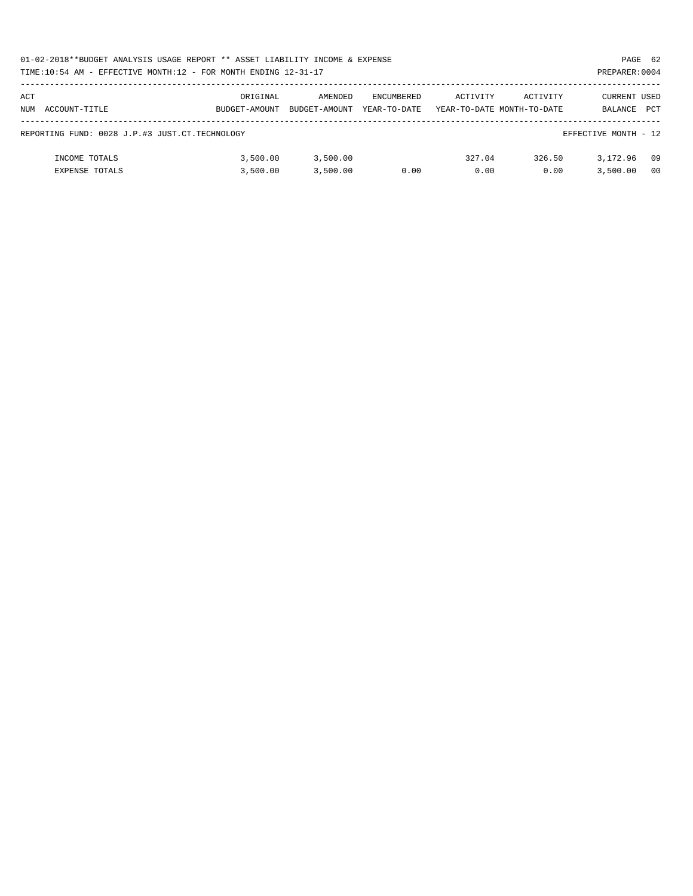01-02-2018**BUDGET ANALYSIS USAGE REPORT ** ASSET LIABILITY INCOME & EXPENSE

TIME:10:54 AM - EFFECTIVE MONTH:12 - FOR MONTH ENDING 12-31-17

| ACT NUM ACCOUNT-TITLE | ORIGINAL BUDGET-AMOUNT | AMENDED BUDGET-AMOUNT | ENCUMBERED YEAR-TO-DATE | ACTIVITY YEAR-TO-DATE | ACTIVITY MONTH-TO-DATE | CURRENT BALANCE | USED PCT |
|---|---|---|---|---|---|---|---|
| REPORTING FUND: 0028 J.P.#3 JUST.CT.TECHNOLOGY | | | | | | EFFECTIVE MONTH - 12 | |
| INCOME TOTALS | 3,500.00 | 3,500.00 | | 327.04 | 326.50 | 3,172.96 | 09 |
| EXPENSE TOTALS | 3,500.00 | 3,500.00 | 0.00 | 0.00 | 0.00 | 3,500.00 | 00 |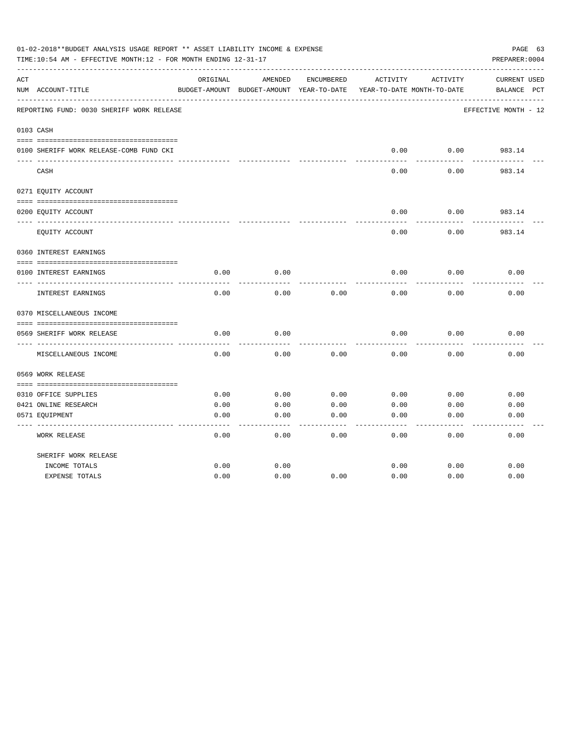01-02-2018**BUDGET ANALYSIS USAGE REPORT ** ASSET LIABILITY INCOME & EXPENSE

TIME:10:54 AM - EFFECTIVE MONTH:12 - FOR MONTH ENDING 12-31-17

PREPARER:0004

REPORTING FUND: 0030 SHERIFF WORK RELEASE — EFFECTIVE MONTH - 12

| ACT NUM | ACCOUNT-TITLE | ORIGINAL BUDGET-AMOUNT | AMENDED BUDGET-AMOUNT | ENCUMBERED YEAR-TO-DATE | ACTIVITY YEAR-TO-DATE | ACTIVITY MONTH-TO-DATE | CURRENT BALANCE | USED PCT |
|---|---|---|---|---|---|---|---|---|
| **0103** | **CASH** | | | | | | | |
| 0100 | SHERIFF WORK RELEASE-COMB FUND CKI | | | | 0.00 | 0.00 | 983.14 | |
| | CASH | | | | 0.00 | 0.00 | 983.14 | |
| **0271** | **EQUITY ACCOUNT** | | | | | | | |
| 0200 | EQUITY ACCOUNT | | | | 0.00 | 0.00 | 983.14 | |
| | EQUITY ACCOUNT | | | | 0.00 | 0.00 | 983.14 | |
| **0360** | **INTEREST EARNINGS** | | | | | | | |
| 0100 | INTEREST EARNINGS | 0.00 | 0.00 | | 0.00 | 0.00 | 0.00 | |
| | INTEREST EARNINGS | 0.00 | 0.00 | 0.00 | 0.00 | 0.00 | 0.00 | |
| **0370** | **MISCELLANEOUS INCOME** | | | | | | | |
| 0569 | SHERIFF WORK RELEASE | 0.00 | 0.00 | | 0.00 | 0.00 | 0.00 | |
| | MISCELLANEOUS INCOME | 0.00 | 0.00 | 0.00 | 0.00 | 0.00 | 0.00 | |
| **0569** | **WORK RELEASE** | | | | | | | |
| 0310 | OFFICE SUPPLIES | 0.00 | 0.00 | 0.00 | 0.00 | 0.00 | 0.00 | |
| 0421 | ONLINE RESEARCH | 0.00 | 0.00 | 0.00 | 0.00 | 0.00 | 0.00 | |
| 0571 | EQUIPMENT | 0.00 | 0.00 | 0.00 | 0.00 | 0.00 | 0.00 | |
| | WORK RELEASE | 0.00 | 0.00 | 0.00 | 0.00 | 0.00 | 0.00 | |
| | SHERIFF WORK RELEASE | | | | | | | |
| | INCOME TOTALS | 0.00 | 0.00 | | 0.00 | 0.00 | 0.00 | |
| | EXPENSE TOTALS | 0.00 | 0.00 | 0.00 | 0.00 | 0.00 | 0.00 | |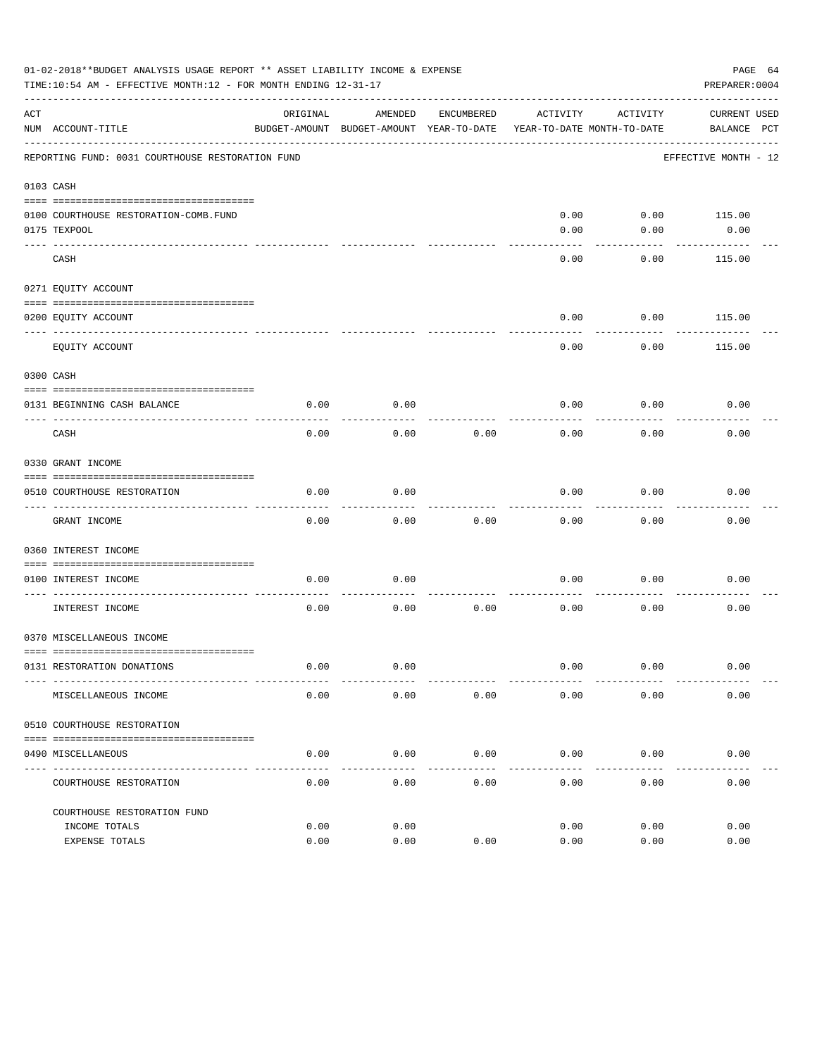01-02-2018**BUDGET ANALYSIS USAGE REPORT ** ASSET LIABILITY INCOME & EXPENSE

TIME:10:54 AM - EFFECTIVE MONTH:12 - FOR MONTH ENDING 12-31-17

PREPARER:0004

REPORTING FUND: 0031 COURTHOUSE RESTORATION FUND — EFFECTIVE MONTH - 12

| ACT NUM | ACCOUNT-TITLE | ORIGINAL BUDGET-AMOUNT | AMENDED BUDGET-AMOUNT | ENCUMBERED YEAR-TO-DATE | ACTIVITY YEAR-TO-DATE | ACTIVITY MONTH-TO-DATE | CURRENT BALANCE | USED PCT |
|---|---|---|---|---|---|---|---|---|
| 0103 | CASH | | | | | | | |
| 0100 | COURTHOUSE RESTORATION-COMB.FUND | | | | 0.00 | 0.00 | 115.00 | |
| 0175 | TEXPOOL | | | | 0.00 | 0.00 | 0.00 | |
| | CASH | | | | 0.00 | 0.00 | 115.00 | |
| 0271 | EQUITY ACCOUNT | | | | | | | |
| 0200 | EQUITY ACCOUNT | | | | 0.00 | 0.00 | 115.00 | |
| | EQUITY ACCOUNT | | | | 0.00 | 0.00 | 115.00 | |
| 0300 | CASH | | | | | | | |
| 0131 | BEGINNING CASH BALANCE | 0.00 | 0.00 | | 0.00 | 0.00 | 0.00 | |
| | CASH | 0.00 | 0.00 | 0.00 | 0.00 | 0.00 | 0.00 | |
| 0330 | GRANT INCOME | | | | | | | |
| 0510 | COURTHOUSE RESTORATION | 0.00 | 0.00 | | 0.00 | 0.00 | 0.00 | |
| | GRANT INCOME | 0.00 | 0.00 | 0.00 | 0.00 | 0.00 | 0.00 | |
| 0360 | INTEREST INCOME | | | | | | | |
| 0100 | INTEREST INCOME | 0.00 | 0.00 | | 0.00 | 0.00 | 0.00 | |
| | INTEREST INCOME | 0.00 | 0.00 | 0.00 | 0.00 | 0.00 | 0.00 | |
| 0370 | MISCELLANEOUS INCOME | | | | | | | |
| 0131 | RESTORATION DONATIONS | 0.00 | 0.00 | | 0.00 | 0.00 | 0.00 | |
| | MISCELLANEOUS INCOME | 0.00 | 0.00 | 0.00 | 0.00 | 0.00 | 0.00 | |
| 0510 | COURTHOUSE RESTORATION | | | | | | | |
| 0490 | MISCELLANEOUS | 0.00 | 0.00 | 0.00 | 0.00 | 0.00 | 0.00 | |
| | COURTHOUSE RESTORATION | 0.00 | 0.00 | 0.00 | 0.00 | 0.00 | 0.00 | |
| | COURTHOUSE RESTORATION FUND | | | | | | | |
| | INCOME TOTALS | 0.00 | 0.00 | | 0.00 | 0.00 | 0.00 | |
| | EXPENSE TOTALS | 0.00 | 0.00 | 0.00 | 0.00 | 0.00 | 0.00 | |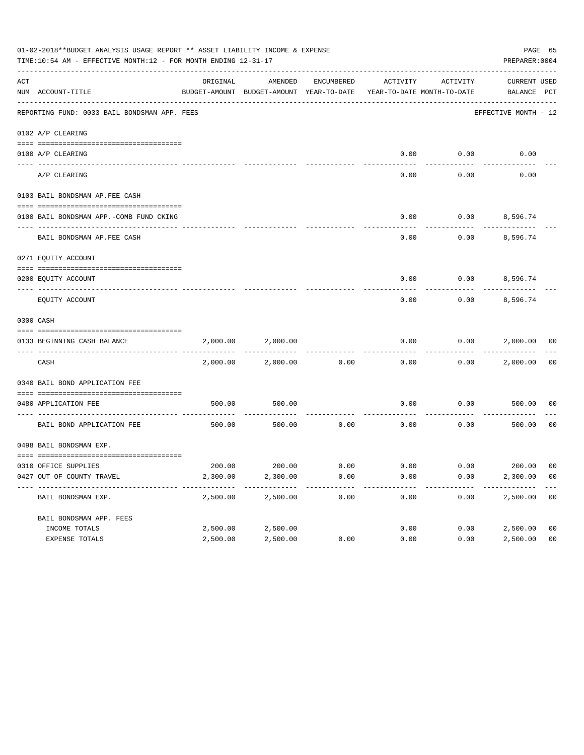01-02-2018**BUDGET ANALYSIS USAGE REPORT ** ASSET LIABILITY INCOME & EXPENSE

TIME:10:54 AM - EFFECTIVE MONTH:12 - FOR MONTH ENDING 12-31-17

PREPARER:0004

| ACT NUM | ACCOUNT-TITLE | ORIGINAL BUDGET-AMOUNT | AMENDED BUDGET-AMOUNT | ENCUMBERED YEAR-TO-DATE | ACTIVITY YEAR-TO-DATE | ACTIVITY MONTH-TO-DATE | CURRENT BALANCE | USED PCT |
|---|---|---|---|---|---|---|---|---|
| | REPORTING FUND: 0033 BAIL BONDSMAN APP. FEES | | | | | | EFFECTIVE MONTH - 12 | |
| | 0102 A/P CLEARING | | | | | | | |
| 0100 | A/P CLEARING | | | | 0.00 | 0.00 | 0.00 | |
| | A/P CLEARING | | | | 0.00 | 0.00 | 0.00 | |
| | 0103 BAIL BONDSMAN AP.FEE CASH | | | | | | | |
| 0100 | BAIL BONDSMAN APP.-COMB FUND CKING | | | | 0.00 | 0.00 | 8,596.74 | |
| | BAIL BONDSMAN AP.FEE CASH | | | | 0.00 | 0.00 | 8,596.74 | |
| | 0271 EQUITY ACCOUNT | | | | | | | |
| 0200 | EQUITY ACCOUNT | | | | 0.00 | 0.00 | 8,596.74 | |
| | EQUITY ACCOUNT | | | | 0.00 | 0.00 | 8,596.74 | |
| | 0300 CASH | | | | | | | |
| 0133 | BEGINNING CASH BALANCE | 2,000.00 | 2,000.00 | | 0.00 | 0.00 | 2,000.00 | 00 |
| | CASH | 2,000.00 | 2,000.00 | 0.00 | 0.00 | 0.00 | 2,000.00 | 00 |
| | 0340 BAIL BOND APPLICATION FEE | | | | | | | |
| 0480 | APPLICATION FEE | 500.00 | 500.00 | | 0.00 | 0.00 | 500.00 | 00 |
| | BAIL BOND APPLICATION FEE | 500.00 | 500.00 | 0.00 | 0.00 | 0.00 | 500.00 | 00 |
| | 0498 BAIL BONDSMAN EXP. | | | | | | | |
| 0310 | OFFICE SUPPLIES | 200.00 | 200.00 | 0.00 | 0.00 | 0.00 | 200.00 | 00 |
| 0427 | OUT OF COUNTY TRAVEL | 2,300.00 | 2,300.00 | 0.00 | 0.00 | 0.00 | 2,300.00 | 00 |
| | BAIL BONDSMAN EXP. | 2,500.00 | 2,500.00 | 0.00 | 0.00 | 0.00 | 2,500.00 | 00 |
| | BAIL BONDSMAN APP. FEES | | | | | | | |
| | INCOME TOTALS | 2,500.00 | 2,500.00 | | 0.00 | 0.00 | 2,500.00 | 00 |
| | EXPENSE TOTALS | 2,500.00 | 2,500.00 | 0.00 | 0.00 | 0.00 | 2,500.00 | 00 |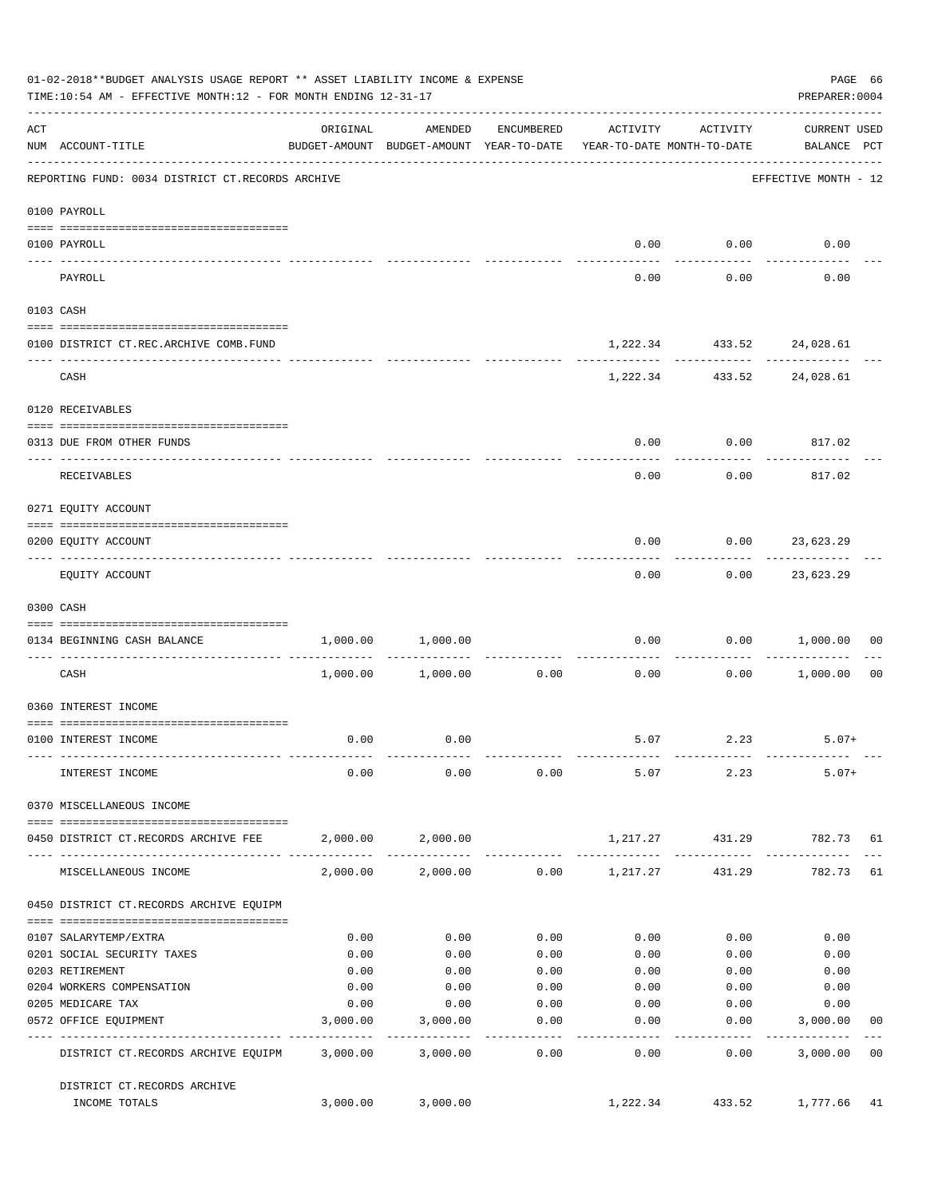01-02-2018**BUDGET ANALYSIS USAGE REPORT ** ASSET LIABILITY INCOME & EXPENSE

TIME:10:54 AM - EFFECTIVE MONTH:12 - FOR MONTH ENDING 12-31-17

PREPARER:0004

| ACT NUM | ACCOUNT-TITLE | ORIGINAL BUDGET-AMOUNT | AMENDED BUDGET-AMOUNT | ENCUMBERED YEAR-TO-DATE | ACTIVITY YEAR-TO-DATE | ACTIVITY MONTH-TO-DATE | CURRENT USED BALANCE | PCT |
|---|---|---|---|---|---|---|---|---|
| | REPORTING FUND: 0034 DISTRICT CT.RECORDS ARCHIVE | | | | | | EFFECTIVE MONTH - 12 | |
| | 0100 PAYROLL | | | | | | | |
| 0100 | PAYROLL | | | | 0.00 | 0.00 | 0.00 | |
| | PAYROLL | | | | 0.00 | 0.00 | 0.00 | |
| | 0103 CASH | | | | | | | |
| 0100 | DISTRICT CT.REC.ARCHIVE COMB.FUND | | | | 1,222.34 | 433.52 | 24,028.61 | |
| | CASH | | | | 1,222.34 | 433.52 | 24,028.61 | |
| | 0120 RECEIVABLES | | | | | | | |
| 0313 | DUE FROM OTHER FUNDS | | | | 0.00 | 0.00 | 817.02 | |
| | RECEIVABLES | | | | 0.00 | 0.00 | 817.02 | |
| | 0271 EQUITY ACCOUNT | | | | | | | |
| 0200 | EQUITY ACCOUNT | | | | 0.00 | 0.00 | 23,623.29 | |
| | EQUITY ACCOUNT | | | | 0.00 | 0.00 | 23,623.29 | |
| | 0300 CASH | | | | | | | |
| 0134 | BEGINNING CASH BALANCE | 1,000.00 | 1,000.00 | | 0.00 | 0.00 | 1,000.00 | 00 |
| | CASH | 1,000.00 | 1,000.00 | 0.00 | 0.00 | 0.00 | 1,000.00 | 00 |
| | 0360 INTEREST INCOME | | | | | | | |
| 0100 | INTEREST INCOME | 0.00 | 0.00 | | 5.07 | 2.23 | 5.07+ | |
| | INTEREST INCOME | 0.00 | 0.00 | 0.00 | 5.07 | 2.23 | 5.07+ | |
| | 0370 MISCELLANEOUS INCOME | | | | | | | |
| 0450 | DISTRICT CT.RECORDS ARCHIVE FEE | 2,000.00 | 2,000.00 | | 1,217.27 | 431.29 | 782.73 | 61 |
| | MISCELLANEOUS INCOME | 2,000.00 | 2,000.00 | 0.00 | 1,217.27 | 431.29 | 782.73 | 61 |
| | 0450 DISTRICT CT.RECORDS ARCHIVE EQUIPM | | | | | | | |
| 0107 | SALARYTEMP/EXTRA | 0.00 | 0.00 | 0.00 | 0.00 | 0.00 | 0.00 | |
| 0201 | SOCIAL SECURITY TAXES | 0.00 | 0.00 | 0.00 | 0.00 | 0.00 | 0.00 | |
| 0203 | RETIREMENT | 0.00 | 0.00 | 0.00 | 0.00 | 0.00 | 0.00 | |
| 0204 | WORKERS COMPENSATION | 0.00 | 0.00 | 0.00 | 0.00 | 0.00 | 0.00 | |
| 0205 | MEDICARE TAX | 0.00 | 0.00 | 0.00 | 0.00 | 0.00 | 0.00 | |
| 0572 | OFFICE EQUIPMENT | 3,000.00 | 3,000.00 | 0.00 | 0.00 | 0.00 | 3,000.00 | 00 |
| | DISTRICT CT.RECORDS ARCHIVE EQUIPM | 3,000.00 | 3,000.00 | 0.00 | 0.00 | 0.00 | 3,000.00 | 00 |
| | DISTRICT CT.RECORDS ARCHIVE INCOME TOTALS | 3,000.00 | 3,000.00 | | 1,222.34 | 433.52 | 1,777.66 | 41 |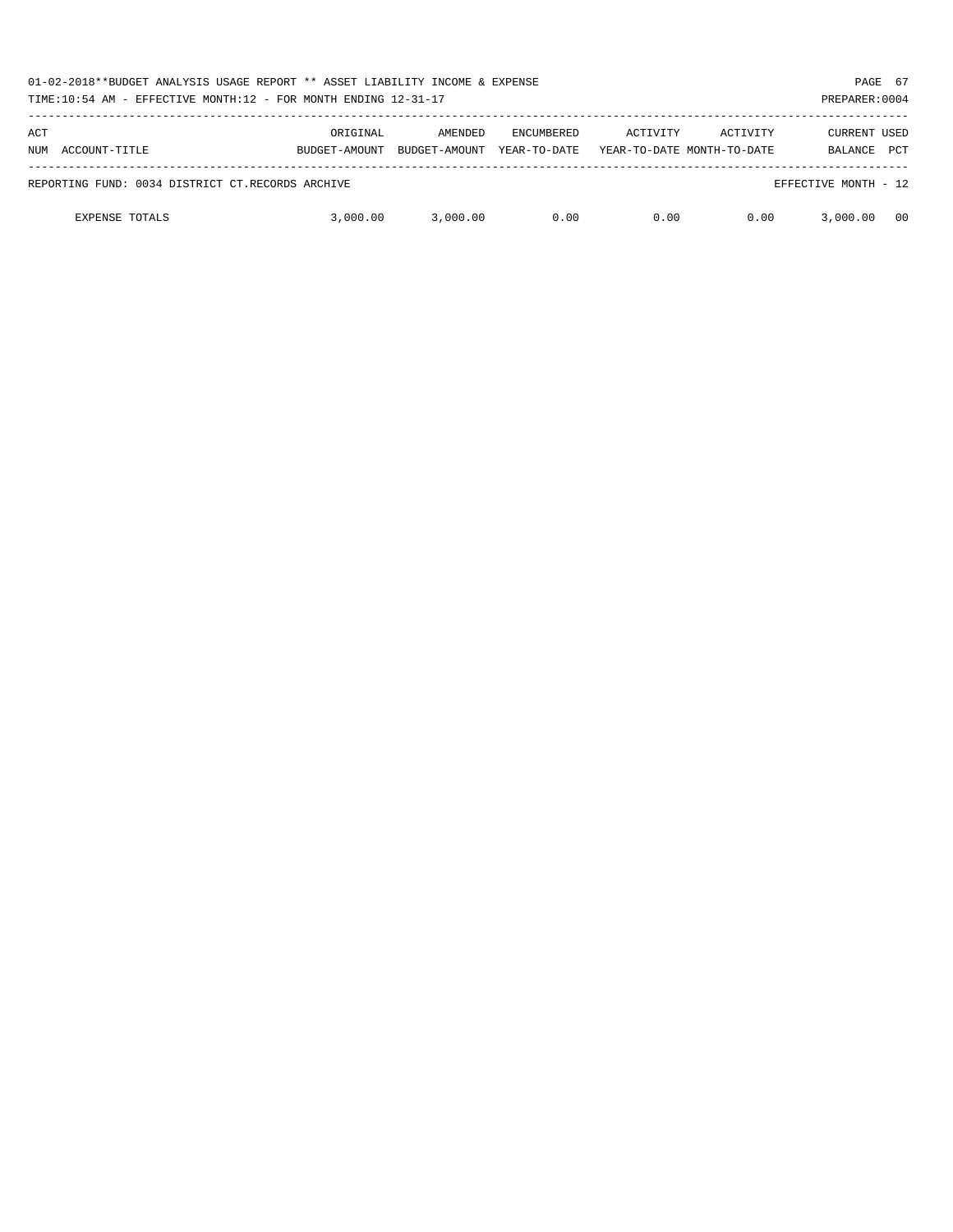01-02-2018**BUDGET ANALYSIS USAGE REPORT ** ASSET LIABILITY INCOME & EXPENSE

TIME:10:54 AM - EFFECTIVE MONTH:12 - FOR MONTH ENDING 12-31-17

PREPARER:0004

| ACT NUM | ACCOUNT-TITLE | ORIGINAL BUDGET-AMOUNT | AMENDED BUDGET-AMOUNT | ENCUMBERED YEAR-TO-DATE | ACTIVITY YEAR-TO-DATE | ACTIVITY MONTH-TO-DATE | CURRENT BALANCE | USED PCT |
|---|---|---|---|---|---|---|---|---|
| REPORTING FUND: 0034 DISTRICT CT.RECORDS ARCHIVE | | | | | | | EFFECTIVE MONTH - 12 | |
| | EXPENSE TOTALS | 3,000.00 | 3,000.00 | 0.00 | 0.00 | 0.00 | 3,000.00 | 00 |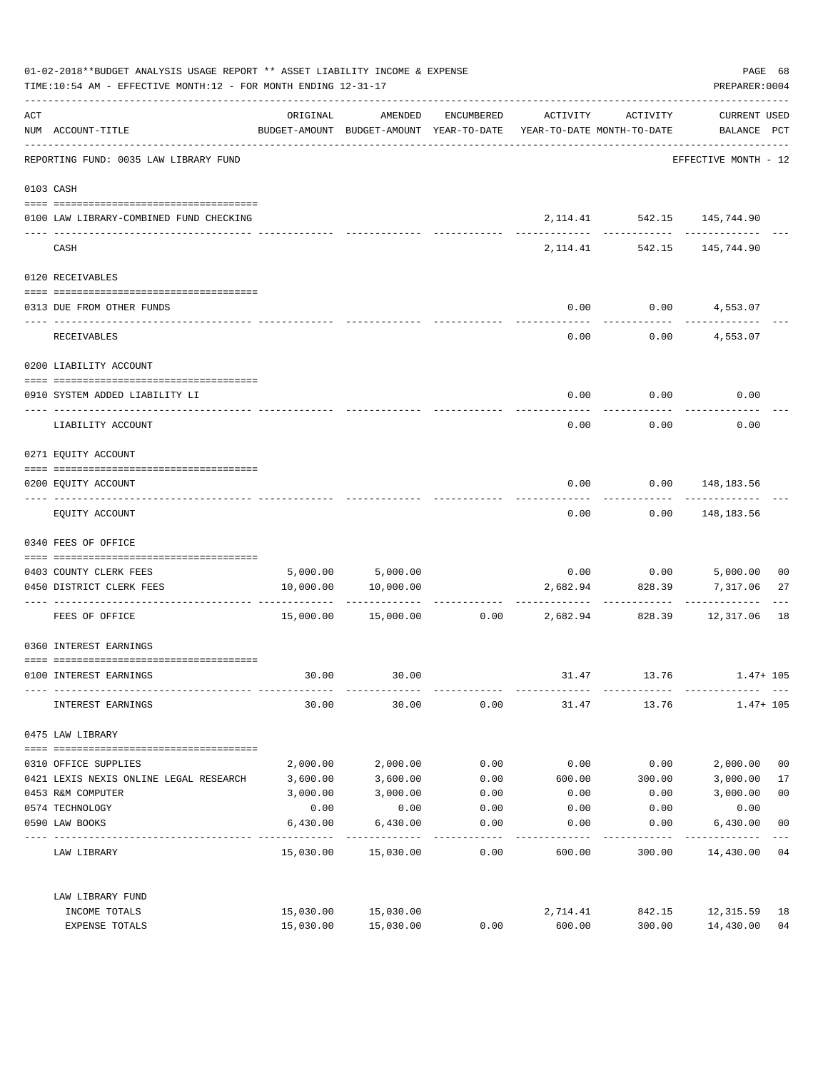01-02-2018**BUDGET ANALYSIS USAGE REPORT ** ASSET LIABILITY INCOME & EXPENSE

TIME:10:54 AM - EFFECTIVE MONTH:12 - FOR MONTH ENDING 12-31-17

PREPARER:0004

| ACT NUM | ACCOUNT-TITLE | ORIGINAL BUDGET-AMOUNT | AMENDED BUDGET-AMOUNT | ENCUMBERED YEAR-TO-DATE | ACTIVITY YEAR-TO-DATE | ACTIVITY MONTH-TO-DATE | CURRENT USED BALANCE | PCT |
|---|---|---|---|---|---|---|---|---|
| | REPORTING FUND: 0035 LAW LIBRARY FUND | | | | | | EFFECTIVE MONTH - 12 | |
| | 0103 CASH | | | | | | | |
| 0100 | LAW LIBRARY-COMBINED FUND CHECKING | | | | 2,114.41 | 542.15 | 145,744.90 | |
| | CASH | | | | 2,114.41 | 542.15 | 145,744.90 | |
| | 0120 RECEIVABLES | | | | | | | |
| 0313 | DUE FROM OTHER FUNDS | | | | 0.00 | 0.00 | 4,553.07 | |
| | RECEIVABLES | | | | 0.00 | 0.00 | 4,553.07 | |
| | 0200 LIABILITY ACCOUNT | | | | | | | |
| 0910 | SYSTEM ADDED LIABILITY LI | | | | 0.00 | 0.00 | 0.00 | |
| | LIABILITY ACCOUNT | | | | 0.00 | 0.00 | 0.00 | |
| | 0271 EQUITY ACCOUNT | | | | | | | |
| 0200 | EQUITY ACCOUNT | | | | 0.00 | 0.00 | 148,183.56 | |
| | EQUITY ACCOUNT | | | | 0.00 | 0.00 | 148,183.56 | |
| | 0340 FEES OF OFFICE | | | | | | | |
| 0403 | COUNTY CLERK FEES | 5,000.00 | 5,000.00 | | 0.00 | 0.00 | 5,000.00 | 00 |
| 0450 | DISTRICT CLERK FEES | 10,000.00 | 10,000.00 | | 2,682.94 | 828.39 | 7,317.06 | 27 |
| | FEES OF OFFICE | 15,000.00 | 15,000.00 | 0.00 | 2,682.94 | 828.39 | 12,317.06 | 18 |
| | 0360 INTEREST EARNINGS | | | | | | | |
| 0100 | INTEREST EARNINGS | 30.00 | 30.00 | | 31.47 | 13.76 | 1.47+ | 105 |
| | INTEREST EARNINGS | 30.00 | 30.00 | 0.00 | 31.47 | 13.76 | 1.47+ | 105 |
| | 0475 LAW LIBRARY | | | | | | | |
| 0310 | OFFICE SUPPLIES | 2,000.00 | 2,000.00 | 0.00 | 0.00 | 0.00 | 2,000.00 | 00 |
| 0421 | LEXIS NEXIS ONLINE LEGAL RESEARCH | 3,600.00 | 3,600.00 | 0.00 | 600.00 | 300.00 | 3,000.00 | 17 |
| 0453 | R&M COMPUTER | 3,000.00 | 3,000.00 | 0.00 | 0.00 | 0.00 | 3,000.00 | 00 |
| 0574 | TECHNOLOGY | 0.00 | 0.00 | 0.00 | 0.00 | 0.00 | 0.00 | |
| 0590 | LAW BOOKS | 6,430.00 | 6,430.00 | 0.00 | 0.00 | 0.00 | 6,430.00 | 00 |
| | LAW LIBRARY | 15,030.00 | 15,030.00 | 0.00 | 600.00 | 300.00 | 14,430.00 | 04 |
| | LAW LIBRARY FUND | | | | | | | |
| | INCOME TOTALS | 15,030.00 | 15,030.00 | | 2,714.41 | 842.15 | 12,315.59 | 18 |
| | EXPENSE TOTALS | 15,030.00 | 15,030.00 | 0.00 | 600.00 | 300.00 | 14,430.00 | 04 |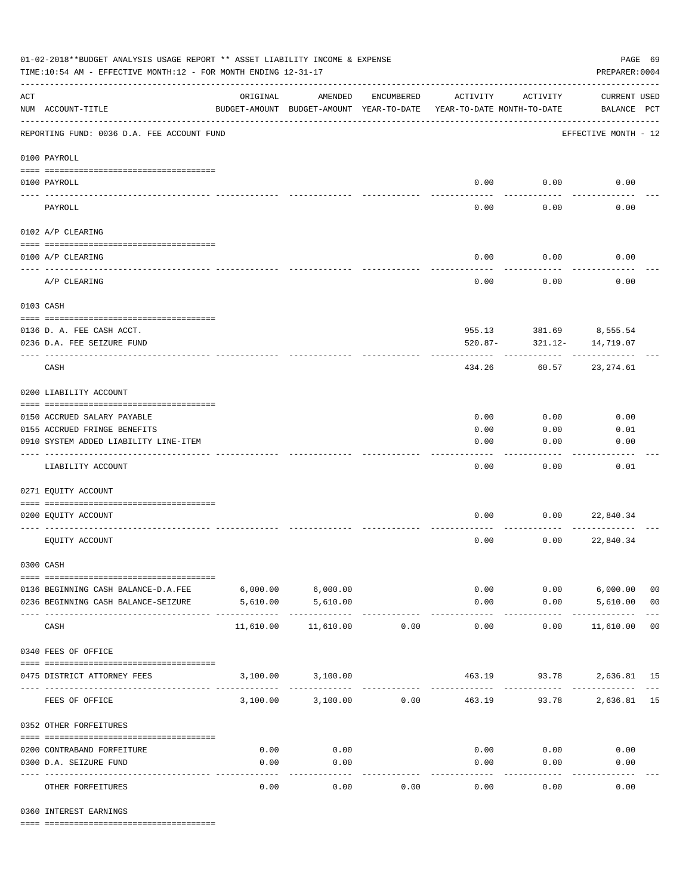01-02-2018**BUDGET ANALYSIS USAGE REPORT ** ASSET LIABILITY INCOME & EXPENSE

TIME:10:54 AM - EFFECTIVE MONTH:12 - FOR MONTH ENDING 12-31-17

PREPARER:0004

| ACT NUM | ACCOUNT-TITLE | ORIGINAL BUDGET-AMOUNT | AMENDED BUDGET-AMOUNT | ENCUMBERED YEAR-TO-DATE | ACTIVITY YEAR-TO-DATE | ACTIVITY MONTH-TO-DATE | CURRENT BALANCE | USED PCT |
|---|---|---|---|---|---|---|---|---|
| | REPORTING FUND: 0036 D.A. FEE ACCOUNT FUND | | | | | | EFFECTIVE MONTH - 12 | |
| | 0100 PAYROLL | | | | | | | |
| 0100 | PAYROLL | | | | 0.00 | 0.00 | 0.00 | |
| | PAYROLL | | | | 0.00 | 0.00 | 0.00 | |
| | 0102 A/P CLEARING | | | | | | | |
| 0100 | A/P CLEARING | | | | 0.00 | 0.00 | 0.00 | |
| | A/P CLEARING | | | | 0.00 | 0.00 | 0.00 | |
| | 0103 CASH | | | | | | | |
| 0136 | D. A. FEE CASH ACCT. | | | | 955.13 | 381.69 | 8,555.54 | |
| 0236 | D.A. FEE SEIZURE FUND | | | | 520.87- | 321.12- | 14,719.07 | |
| | CASH | | | | 434.26 | 60.57 | 23,274.61 | |
| | 0200 LIABILITY ACCOUNT | | | | | | | |
| 0150 | ACCRUED SALARY PAYABLE | | | | 0.00 | 0.00 | 0.00 | |
| 0155 | ACCRUED FRINGE BENEFITS | | | | 0.00 | 0.00 | 0.01 | |
| 0910 | SYSTEM ADDED LIABILITY LINE-ITEM | | | | 0.00 | 0.00 | 0.00 | |
| | LIABILITY ACCOUNT | | | | 0.00 | 0.00 | 0.01 | |
| | 0271 EQUITY ACCOUNT | | | | | | | |
| 0200 | EQUITY ACCOUNT | | | | 0.00 | 0.00 | 22,840.34 | |
| | EQUITY ACCOUNT | | | | 0.00 | 0.00 | 22,840.34 | |
| | 0300 CASH | | | | | | | |
| 0136 | BEGINNING CASH BALANCE-D.A.FEE | 6,000.00 | 6,000.00 | | 0.00 | 0.00 | 6,000.00 | 00 |
| 0236 | BEGINNING CASH BALANCE-SEIZURE | 5,610.00 | 5,610.00 | | 0.00 | 0.00 | 5,610.00 | 00 |
| | CASH | 11,610.00 | 11,610.00 | 0.00 | 0.00 | 0.00 | 11,610.00 | 00 |
| | 0340 FEES OF OFFICE | | | | | | | |
| 0475 | DISTRICT ATTORNEY FEES | 3,100.00 | 3,100.00 | | 463.19 | 93.78 | 2,636.81 | 15 |
| | FEES OF OFFICE | 3,100.00 | 3,100.00 | 0.00 | 463.19 | 93.78 | 2,636.81 | 15 |
| | 0352 OTHER FORFEITURES | | | | | | | |
| 0200 | CONTRABAND FORFEITURE | 0.00 | 0.00 | | 0.00 | 0.00 | 0.00 | |
| 0300 | D.A. SEIZURE FUND | 0.00 | 0.00 | | 0.00 | 0.00 | 0.00 | |
| | OTHER FORFEITURES | 0.00 | 0.00 | 0.00 | 0.00 | 0.00 | 0.00 | |
| | 0360 INTEREST EARNINGS | | | | | | | |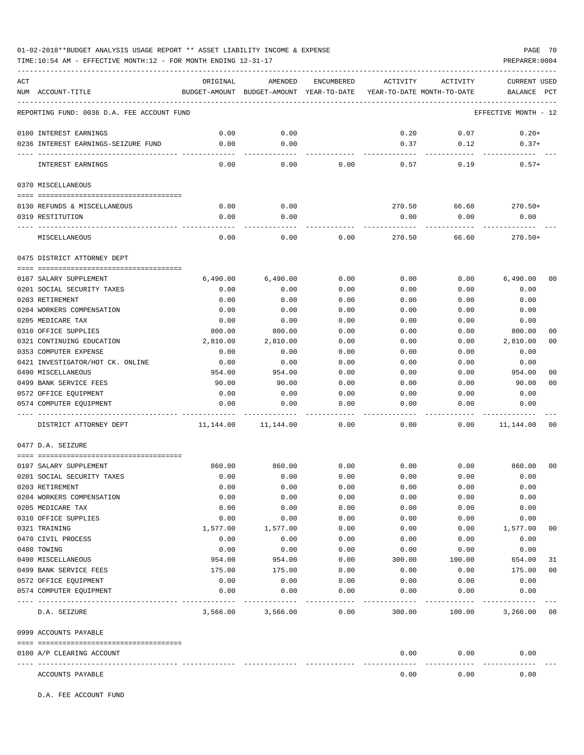01-02-2018**BUDGET ANALYSIS USAGE REPORT ** ASSET LIABILITY INCOME & EXPENSE

TIME:10:54 AM - EFFECTIVE MONTH:12 - FOR MONTH ENDING 12-31-17

| ACT NUM | ACCOUNT-TITLE | ORIGINAL BUDGET-AMOUNT | AMENDED BUDGET-AMOUNT | ENCUMBERED YEAR-TO-DATE | ACTIVITY YEAR-TO-DATE | ACTIVITY MONTH-TO-DATE | CURRENT USED BALANCE | PCT |
|---|---|---|---|---|---|---|---|---|
| | REPORTING FUND: 0036 D.A. FEE ACCOUNT FUND | | | | | | EFFECTIVE MONTH - 12 | |
| 0100 | INTEREST EARNINGS | 0.00 | 0.00 | | 0.20 | 0.07 | 0.20+ | |
| 0236 | INTEREST EARNINGS-SEIZURE FUND | 0.00 | 0.00 | | 0.37 | 0.12 | 0.37+ | |
| | INTEREST EARNINGS | 0.00 | 0.00 | 0.00 | 0.57 | 0.19 | 0.57+ | |
| | 0370 MISCELLANEOUS | | | | | | | |
| 0130 | REFUNDS & MISCELLANEOUS | 0.00 | 0.00 | | 270.50 | 66.60 | 270.50+ | |
| 0319 | RESTITUTION | 0.00 | 0.00 | | 0.00 | 0.00 | 0.00 | |
| | MISCELLANEOUS | 0.00 | 0.00 | 0.00 | 270.50 | 66.60 | 270.50+ | |
| | 0475 DISTRICT ATTORNEY DEPT | | | | | | | |
| 0107 | SALARY SUPPLEMENT | 6,490.00 | 6,490.00 | 0.00 | 0.00 | 0.00 | 6,490.00 | 00 |
| 0201 | SOCIAL SECURITY TAXES | 0.00 | 0.00 | 0.00 | 0.00 | 0.00 | 0.00 | |
| 0203 | RETIREMENT | 0.00 | 0.00 | 0.00 | 0.00 | 0.00 | 0.00 | |
| 0204 | WORKERS COMPENSATION | 0.00 | 0.00 | 0.00 | 0.00 | 0.00 | 0.00 | |
| 0205 | MEDICARE TAX | 0.00 | 0.00 | 0.00 | 0.00 | 0.00 | 0.00 | |
| 0310 | OFFICE SUPPLIES | 800.00 | 800.00 | 0.00 | 0.00 | 0.00 | 800.00 | 00 |
| 0321 | CONTINUING EDUCATION | 2,810.00 | 2,810.00 | 0.00 | 0.00 | 0.00 | 2,810.00 | 00 |
| 0353 | COMPUTER EXPENSE | 0.00 | 0.00 | 0.00 | 0.00 | 0.00 | 0.00 | |
| 0421 | INVESTIGATOR/HOT CK. ONLINE | 0.00 | 0.00 | 0.00 | 0.00 | 0.00 | 0.00 | |
| 0490 | MISCELLANEOUS | 954.00 | 954.00 | 0.00 | 0.00 | 0.00 | 954.00 | 00 |
| 0499 | BANK SERVICE FEES | 90.00 | 90.00 | 0.00 | 0.00 | 0.00 | 90.00 | 00 |
| 0572 | OFFICE EQUIPMENT | 0.00 | 0.00 | 0.00 | 0.00 | 0.00 | 0.00 | |
| 0574 | COMPUTER EQUIPMENT | 0.00 | 0.00 | 0.00 | 0.00 | 0.00 | 0.00 | |
| | DISTRICT ATTORNEY DEPT | 11,144.00 | 11,144.00 | 0.00 | 0.00 | 0.00 | 11,144.00 | 00 |
| | 0477 D.A. SEIZURE | | | | | | | |
| 0107 | SALARY SUPPLEMENT | 860.00 | 860.00 | 0.00 | 0.00 | 0.00 | 860.00 | 00 |
| 0201 | SOCIAL SECURITY TAXES | 0.00 | 0.00 | 0.00 | 0.00 | 0.00 | 0.00 | |
| 0203 | RETIREMENT | 0.00 | 0.00 | 0.00 | 0.00 | 0.00 | 0.00 | |
| 0204 | WORKERS COMPENSATION | 0.00 | 0.00 | 0.00 | 0.00 | 0.00 | 0.00 | |
| 0205 | MEDICARE TAX | 0.00 | 0.00 | 0.00 | 0.00 | 0.00 | 0.00 | |
| 0310 | OFFICE SUPPLIES | 0.00 | 0.00 | 0.00 | 0.00 | 0.00 | 0.00 | |
| 0321 | TRAINING | 1,577.00 | 1,577.00 | 0.00 | 0.00 | 0.00 | 1,577.00 | 00 |
| 0470 | CIVIL PROCESS | 0.00 | 0.00 | 0.00 | 0.00 | 0.00 | 0.00 | |
| 0480 | TOWING | 0.00 | 0.00 | 0.00 | 0.00 | 0.00 | 0.00 | |
| 0490 | MISCELLANEOUS | 954.00 | 954.00 | 0.00 | 300.00 | 100.00 | 654.00 | 31 |
| 0499 | BANK SERVICE FEES | 175.00 | 175.00 | 0.00 | 0.00 | 0.00 | 175.00 | 00 |
| 0572 | OFFICE EQUIPMENT | 0.00 | 0.00 | 0.00 | 0.00 | 0.00 | 0.00 | |
| 0574 | COMPUTER EQUIPMENT | 0.00 | 0.00 | 0.00 | 0.00 | 0.00 | 0.00 | |
| | D.A. SEIZURE | 3,566.00 | 3,566.00 | 0.00 | 300.00 | 100.00 | 3,266.00 | 08 |
| | 0999 ACCOUNTS PAYABLE | | | | | | | |
| 0100 | A/P CLEARING ACCOUNT | | | | 0.00 | 0.00 | 0.00 | |
| | ACCOUNTS PAYABLE | | | | 0.00 | 0.00 | 0.00 | |

D.A. FEE ACCOUNT FUND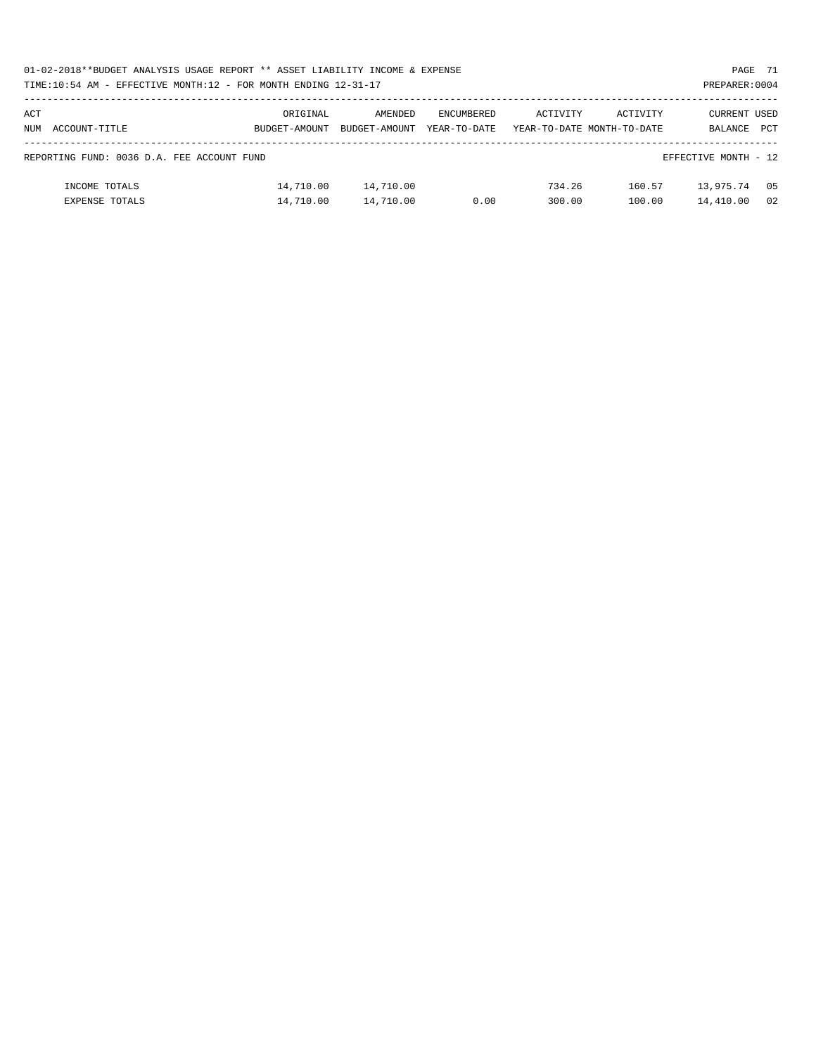01-02-2018**BUDGET ANALYSIS USAGE REPORT ** ASSET LIABILITY INCOME & EXPENSE

TIME:10:54 AM - EFFECTIVE MONTH:12 - FOR MONTH ENDING 12-31-17

PREPARER:0004

| ACT NUM ACCOUNT-TITLE | ORIGINAL BUDGET-AMOUNT | AMENDED BUDGET-AMOUNT | ENCUMBERED YEAR-TO-DATE | ACTIVITY YEAR-TO-DATE | ACTIVITY MONTH-TO-DATE | CURRENT BALANCE | USED PCT |
|---|---|---|---|---|---|---|---|
| REPORTING FUND: 0036 D.A. FEE ACCOUNT FUND | | | | | | EFFECTIVE MONTH - 12 | |
| INCOME TOTALS | 14,710.00 | 14,710.00 | | 734.26 | 160.57 | 13,975.74 | 05 |
| EXPENSE TOTALS | 14,710.00 | 14,710.00 | 0.00 | 300.00 | 100.00 | 14,410.00 | 02 |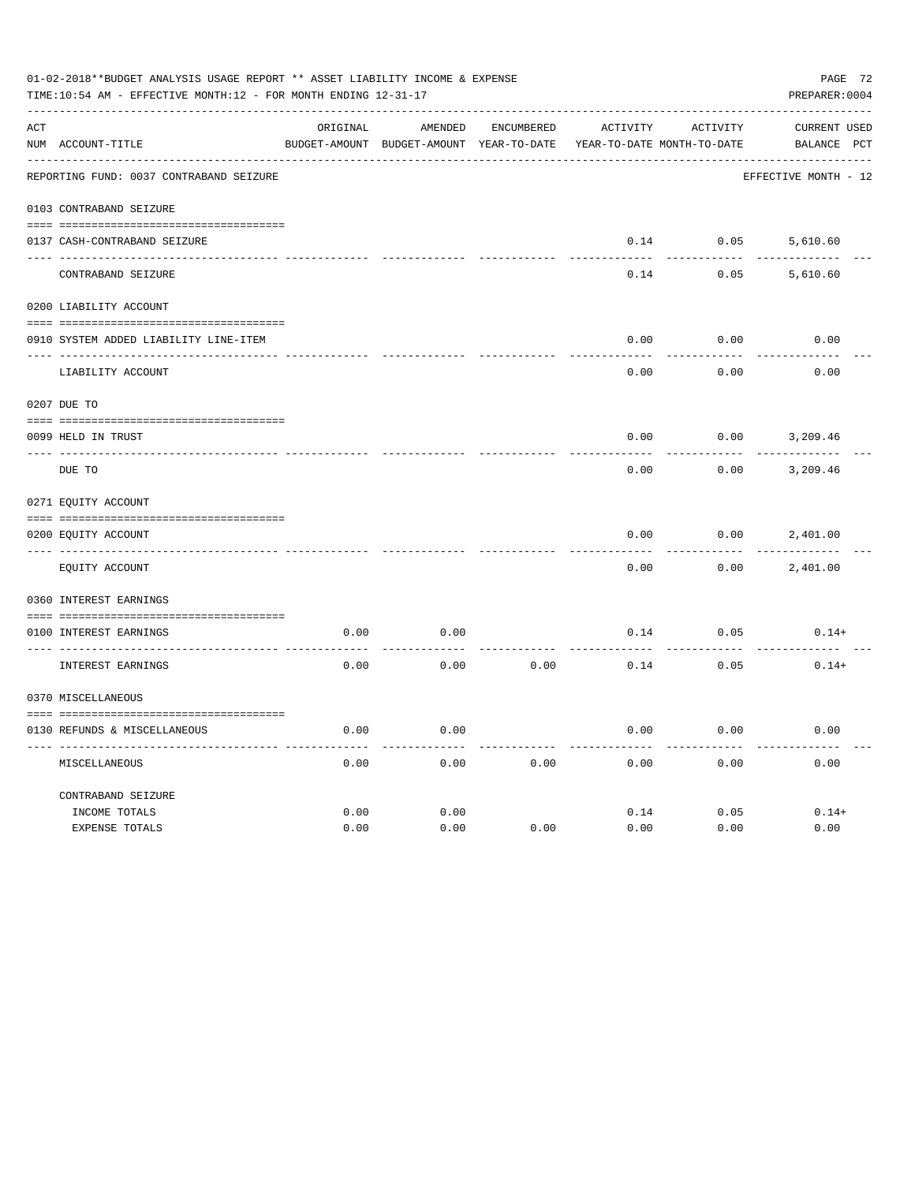01-02-2018**BUDGET ANALYSIS USAGE REPORT ** ASSET LIABILITY INCOME & EXPENSE

TIME:10:54 AM - EFFECTIVE MONTH:12 - FOR MONTH ENDING 12-31-17

PREPARER:0004

| ACT NUM | ACCOUNT-TITLE | ORIGINAL BUDGET-AMOUNT | AMENDED BUDGET-AMOUNT | ENCUMBERED YEAR-TO-DATE | ACTIVITY YEAR-TO-DATE | ACTIVITY MONTH-TO-DATE | CURRENT BALANCE | USED PCT |
|---|---|---|---|---|---|---|---|---|
| | REPORTING FUND: 0037 CONTRABAND SEIZURE | | | | | | EFFECTIVE MONTH - 12 | |
| | 0103 CONTRABAND SEIZURE | | | | | | | |
| 0137 | CASH-CONTRABAND SEIZURE | | | | 0.14 | 0.05 | 5,610.60 | |
| | CONTRABAND SEIZURE | | | | 0.14 | 0.05 | 5,610.60 | |
| | 0200 LIABILITY ACCOUNT | | | | | | | |
| 0910 | SYSTEM ADDED LIABILITY LINE-ITEM | | | | 0.00 | 0.00 | 0.00 | |
| | LIABILITY ACCOUNT | | | | 0.00 | 0.00 | 0.00 | |
| | 0207 DUE TO | | | | | | | |
| 0099 | HELD IN TRUST | | | | 0.00 | 0.00 | 3,209.46 | |
| | DUE TO | | | | 0.00 | 0.00 | 3,209.46 | |
| | 0271 EQUITY ACCOUNT | | | | | | | |
| 0200 | EQUITY ACCOUNT | | | | 0.00 | 0.00 | 2,401.00 | |
| | EQUITY ACCOUNT | | | | 0.00 | 0.00 | 2,401.00 | |
| | 0360 INTEREST EARNINGS | | | | | | | |
| 0100 | INTEREST EARNINGS | 0.00 | 0.00 | | 0.14 | 0.05 | 0.14+ | |
| | INTEREST EARNINGS | 0.00 | 0.00 | 0.00 | 0.14 | 0.05 | 0.14+ | |
| | 0370 MISCELLANEOUS | | | | | | | |
| 0130 | REFUNDS & MISCELLANEOUS | 0.00 | 0.00 | | 0.00 | 0.00 | 0.00 | |
| | MISCELLANEOUS | 0.00 | 0.00 | 0.00 | 0.00 | 0.00 | 0.00 | |
| | CONTRABAND SEIZURE | | | | | | | |
| | INCOME TOTALS | 0.00 | 0.00 | | 0.14 | 0.05 | 0.14+ | |
| | EXPENSE TOTALS | 0.00 | 0.00 | 0.00 | 0.00 | 0.00 | 0.00 | |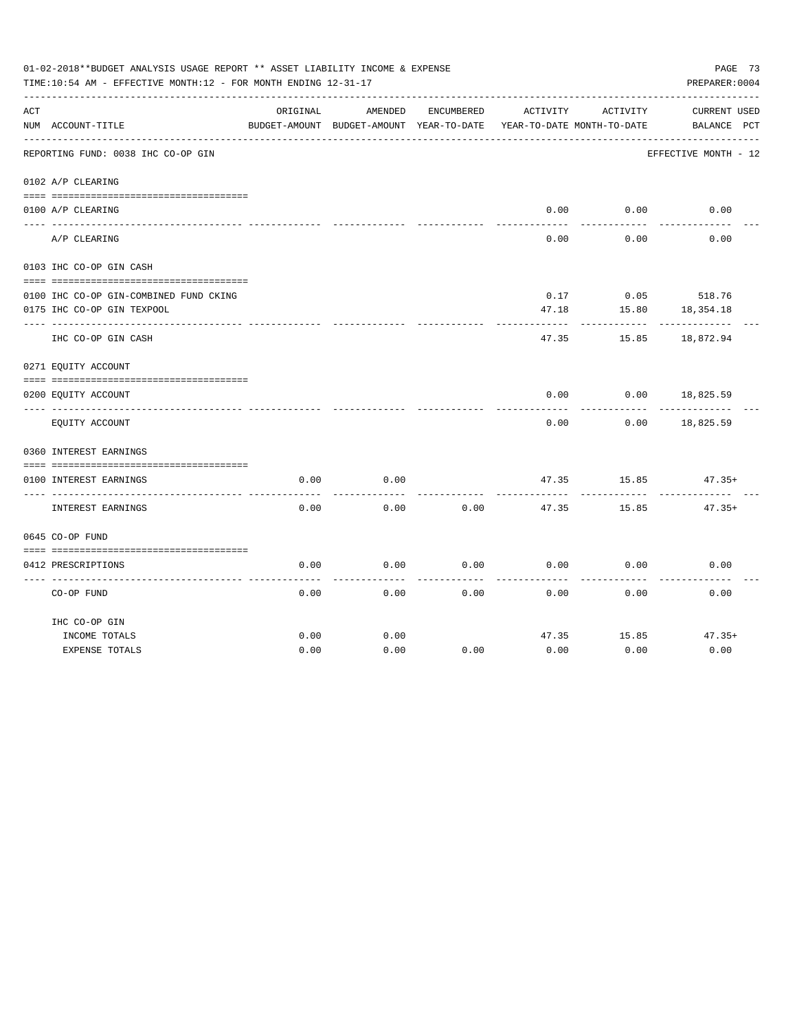01-02-2018**BUDGET ANALYSIS USAGE REPORT ** ASSET LIABILITY INCOME & EXPENSE

TIME:10:54 AM - EFFECTIVE MONTH:12 - FOR MONTH ENDING 12-31-17

PREPARER:0004

| ACT NUM | ACCOUNT-TITLE | ORIGINAL BUDGET-AMOUNT | AMENDED BUDGET-AMOUNT | ENCUMBERED YEAR-TO-DATE | ACTIVITY YEAR-TO-DATE | ACTIVITY MONTH-TO-DATE | CURRENT BALANCE | USED PCT |
|---|---|---|---|---|---|---|---|---|
| | REPORTING FUND: 0038 IHC CO-OP GIN | | | | | | EFFECTIVE MONTH - 12 | |
| | 0102 A/P CLEARING | | | | | | | |
| 0100 | A/P CLEARING | | | | 0.00 | 0.00 | 0.00 | |
| | A/P CLEARING | | | | 0.00 | 0.00 | 0.00 | |
| | 0103 IHC CO-OP GIN CASH | | | | | | | |
| 0100 | IHC CO-OP GIN-COMBINED FUND CKING | | | | 0.17 | 0.05 | 518.76 | |
| 0175 | IHC CO-OP GIN TEXPOOL | | | | 47.18 | 15.80 | 18,354.18 | |
| | IHC CO-OP GIN CASH | | | | 47.35 | 15.85 | 18,872.94 | |
| | 0271 EQUITY ACCOUNT | | | | | | | |
| 0200 | EQUITY ACCOUNT | | | | 0.00 | 0.00 | 18,825.59 | |
| | EQUITY ACCOUNT | | | | 0.00 | 0.00 | 18,825.59 | |
| | 0360 INTEREST EARNINGS | | | | | | | |
| 0100 | INTEREST EARNINGS | 0.00 | 0.00 | | 47.35 | 15.85 | 47.35+ | |
| | INTEREST EARNINGS | 0.00 | 0.00 | 0.00 | 47.35 | 15.85 | 47.35+ | |
| | 0645 CO-OP FUND | | | | | | | |
| 0412 | PRESCRIPTIONS | 0.00 | 0.00 | 0.00 | 0.00 | 0.00 | 0.00 | |
| | CO-OP FUND | 0.00 | 0.00 | 0.00 | 0.00 | 0.00 | 0.00 | |
| | IHC CO-OP GIN | | | | | | | |
| | INCOME TOTALS | 0.00 | 0.00 | | 47.35 | 15.85 | 47.35+ | |
| | EXPENSE TOTALS | 0.00 | 0.00 | 0.00 | 0.00 | 0.00 | 0.00 | |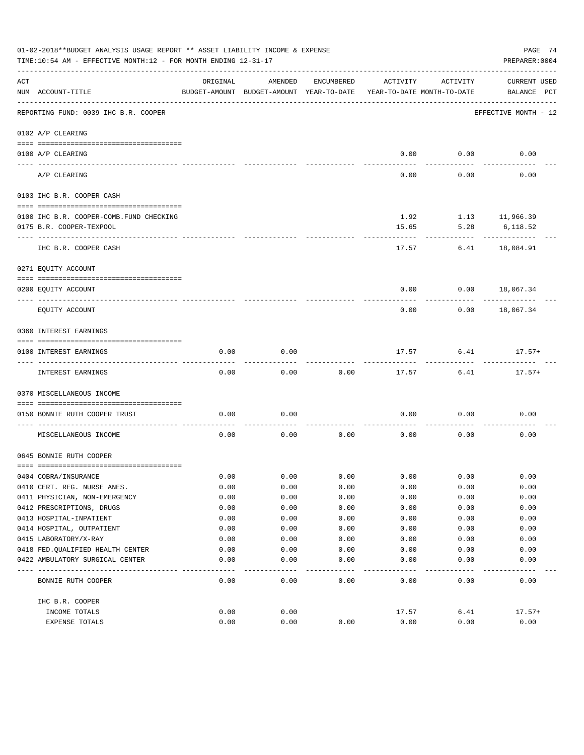01-02-2018**BUDGET ANALYSIS USAGE REPORT ** ASSET LIABILITY INCOME & EXPENSE

TIME:10:54 AM - EFFECTIVE MONTH:12 - FOR MONTH ENDING 12-31-17

PREPARER:0004

REPORTING FUND: 0039 IHC B.R. COOPER — EFFECTIVE MONTH - 12

| ACT NUM | ACCOUNT-TITLE | ORIGINAL BUDGET-AMOUNT | AMENDED BUDGET-AMOUNT | ENCUMBERED YEAR-TO-DATE | ACTIVITY YEAR-TO-DATE | ACTIVITY MONTH-TO-DATE | CURRENT BALANCE | USED PCT |
|---|---|---|---|---|---|---|---|---|
| **0102** | **A/P CLEARING** | | | | | | | |
| 0100 | A/P CLEARING | | | | 0.00 | 0.00 | 0.00 | |
| | A/P CLEARING | | | | 0.00 | 0.00 | 0.00 | |
| **0103** | **IHC B.R. COOPER CASH** | | | | | | | |
| 0100 | IHC B.R. COOPER-COMB.FUND CHECKING | | | | 1.92 | 1.13 | 11,966.39 | |
| 0175 | B.R. COOPER-TEXPOOL | | | | 15.65 | 5.28 | 6,118.52 | |
| | IHC B.R. COOPER CASH | | | | 17.57 | 6.41 | 18,084.91 | |
| **0271** | **EQUITY ACCOUNT** | | | | | | | |
| 0200 | EQUITY ACCOUNT | | | | 0.00 | 0.00 | 18,067.34 | |
| | EQUITY ACCOUNT | | | | 0.00 | 0.00 | 18,067.34 | |
| **0360** | **INTEREST EARNINGS** | | | | | | | |
| 0100 | INTEREST EARNINGS | 0.00 | 0.00 | | 17.57 | 6.41 | 17.57+ | |
| | INTEREST EARNINGS | 0.00 | 0.00 | 0.00 | 17.57 | 6.41 | 17.57+ | |
| **0370** | **MISCELLANEOUS INCOME** | | | | | | | |
| 0150 | BONNIE RUTH COOPER TRUST | 0.00 | 0.00 | | 0.00 | 0.00 | 0.00 | |
| | MISCELLANEOUS INCOME | 0.00 | 0.00 | 0.00 | 0.00 | 0.00 | 0.00 | |
| **0645** | **BONNIE RUTH COOPER** | | | | | | | |
| 0404 | COBRA/INSURANCE | 0.00 | 0.00 | 0.00 | 0.00 | 0.00 | 0.00 | |
| 0410 | CERT. REG. NURSE ANES. | 0.00 | 0.00 | 0.00 | 0.00 | 0.00 | 0.00 | |
| 0411 | PHYSICIAN, NON-EMERGENCY | 0.00 | 0.00 | 0.00 | 0.00 | 0.00 | 0.00 | |
| 0412 | PRESCRIPTIONS, DRUGS | 0.00 | 0.00 | 0.00 | 0.00 | 0.00 | 0.00 | |
| 0413 | HOSPITAL-INPATIENT | 0.00 | 0.00 | 0.00 | 0.00 | 0.00 | 0.00 | |
| 0414 | HOSPITAL, OUTPATIENT | 0.00 | 0.00 | 0.00 | 0.00 | 0.00 | 0.00 | |
| 0415 | LABORATORY/X-RAY | 0.00 | 0.00 | 0.00 | 0.00 | 0.00 | 0.00 | |
| 0418 | FED.QUALIFIED HEALTH CENTER | 0.00 | 0.00 | 0.00 | 0.00 | 0.00 | 0.00 | |
| 0422 | AMBULATORY SURGICAL CENTER | 0.00 | 0.00 | 0.00 | 0.00 | 0.00 | 0.00 | |
| | BONNIE RUTH COOPER | 0.00 | 0.00 | 0.00 | 0.00 | 0.00 | 0.00 | |
| | **IHC B.R. COOPER** | | | | | | | |
| | INCOME TOTALS | 0.00 | 0.00 | | 17.57 | 6.41 | 17.57+ | |
| | EXPENSE TOTALS | 0.00 | 0.00 | 0.00 | 0.00 | 0.00 | 0.00 | |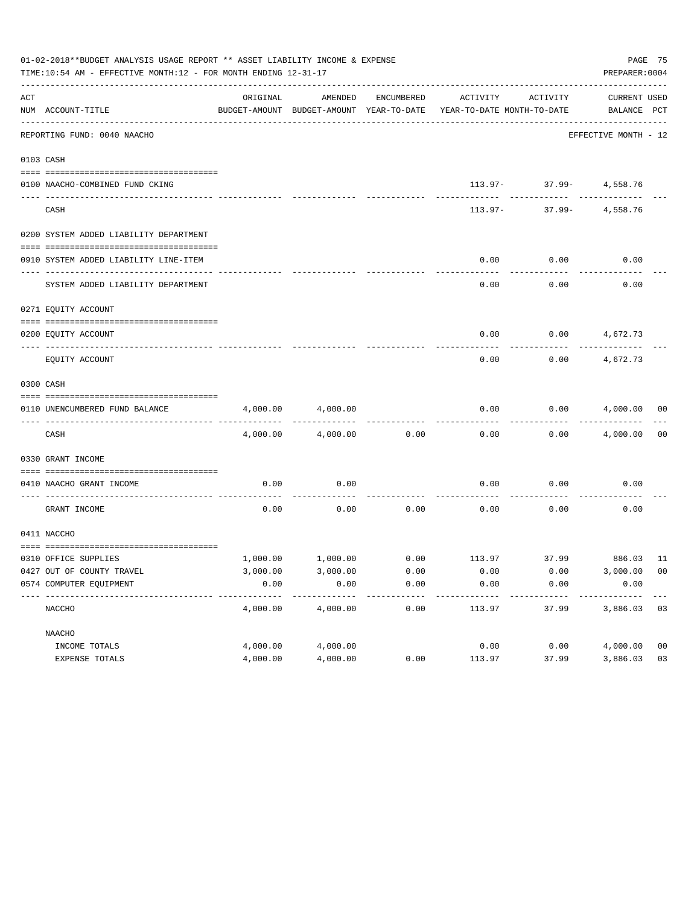01-02-2018**BUDGET ANALYSIS USAGE REPORT ** ASSET LIABILITY INCOME & EXPENSE

TIME:10:54 AM - EFFECTIVE MONTH:12 - FOR MONTH ENDING 12-31-17

PREPARER:0004

| ACT NUM | ACCOUNT-TITLE | ORIGINAL BUDGET-AMOUNT | AMENDED BUDGET-AMOUNT | ENCUMBERED YEAR-TO-DATE | ACTIVITY YEAR-TO-DATE | ACTIVITY MONTH-TO-DATE | CURRENT BALANCE | USED PCT |
|---|---|---|---|---|---|---|---|---|
| | REPORTING FUND: 0040 NAACHO | | | | | | EFFECTIVE MONTH - 12 | |
| 0103 | CASH | | | | | | | |
| 0100 | NAACHO-COMBINED FUND CKING | | | | 113.97- | 37.99- | 4,558.76 | |
| | CASH | | | | 113.97- | 37.99- | 4,558.76 | |
| 0200 | SYSTEM ADDED LIABILITY DEPARTMENT | | | | | | | |
| 0910 | SYSTEM ADDED LIABILITY LINE-ITEM | | | | 0.00 | 0.00 | 0.00 | |
| | SYSTEM ADDED LIABILITY DEPARTMENT | | | | 0.00 | 0.00 | 0.00 | |
| 0271 | EQUITY ACCOUNT | | | | | | | |
| 0200 | EQUITY ACCOUNT | | | | 0.00 | 0.00 | 4,672.73 | |
| | EQUITY ACCOUNT | | | | 0.00 | 0.00 | 4,672.73 | |
| 0300 | CASH | | | | | | | |
| 0110 | UNENCUMBERED FUND BALANCE | 4,000.00 | 4,000.00 | | 0.00 | 0.00 | 4,000.00 | 00 |
| | CASH | 4,000.00 | 4,000.00 | 0.00 | 0.00 | 0.00 | 4,000.00 | 00 |
| 0330 | GRANT INCOME | | | | | | | |
| 0410 | NAACHO GRANT INCOME | 0.00 | 0.00 | | 0.00 | 0.00 | 0.00 | |
| | GRANT INCOME | 0.00 | 0.00 | 0.00 | 0.00 | 0.00 | 0.00 | |
| 0411 | NACCHO | | | | | | | |
| 0310 | OFFICE SUPPLIES | 1,000.00 | 1,000.00 | 0.00 | 113.97 | 37.99 | 886.03 | 11 |
| 0427 | OUT OF COUNTY TRAVEL | 3,000.00 | 3,000.00 | 0.00 | 0.00 | 0.00 | 3,000.00 | 00 |
| 0574 | COMPUTER EQUIPMENT | 0.00 | 0.00 | 0.00 | 0.00 | 0.00 | 0.00 | |
| | NACCHO | 4,000.00 | 4,000.00 | 0.00 | 113.97 | 37.99 | 3,886.03 | 03 |
| | NAACHO | | | | | | | |
| | INCOME TOTALS | 4,000.00 | 4,000.00 | | 0.00 | 0.00 | 4,000.00 | 00 |
| | EXPENSE TOTALS | 4,000.00 | 4,000.00 | 0.00 | 113.97 | 37.99 | 3,886.03 | 03 |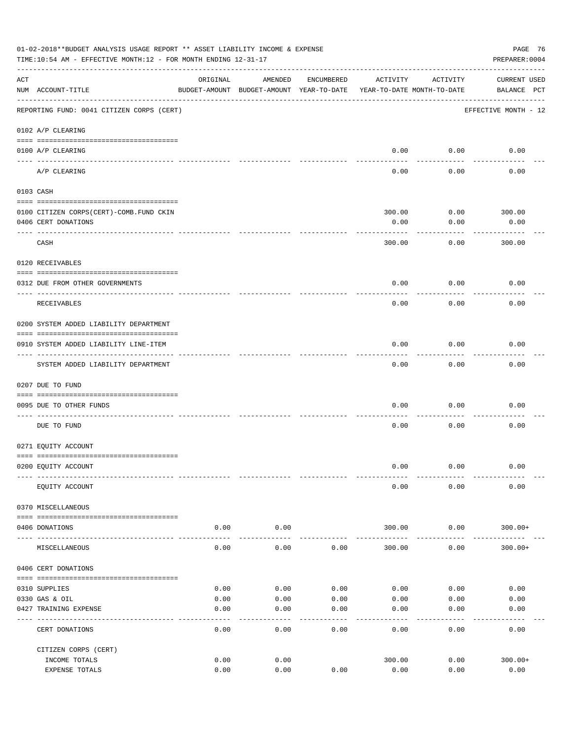01-02-2018**BUDGET ANALYSIS USAGE REPORT ** ASSET LIABILITY INCOME & EXPENSE

TIME:10:54 AM - EFFECTIVE MONTH:12 - FOR MONTH ENDING 12-31-17

PREPARER:0004

| ACT NUM | ACCOUNT-TITLE | ORIGINAL BUDGET-AMOUNT | AMENDED BUDGET-AMOUNT | ENCUMBERED YEAR-TO-DATE | ACTIVITY YEAR-TO-DATE | ACTIVITY MONTH-TO-DATE | CURRENT BALANCE | USED PCT |
|---|---|---|---|---|---|---|---|---|
| | REPORTING FUND: 0041 CITIZEN CORPS (CERT) | | | | | | EFFECTIVE MONTH - 12 | |
| 0102 | A/P CLEARING | | | | | | | |
| 0100 | A/P CLEARING | | | | 0.00 | 0.00 | 0.00 | |
| | A/P CLEARING | | | | 0.00 | 0.00 | 0.00 | |
| 0103 | CASH | | | | | | | |
| 0100 | CITIZEN CORPS(CERT)-COMB.FUND CKIN | | | | 300.00 | 0.00 | 300.00 | |
| 0406 | CERT DONATIONS | | | | 0.00 | 0.00 | 0.00 | |
| | CASH | | | | 300.00 | 0.00 | 300.00 | |
| 0120 | RECEIVABLES | | | | | | | |
| 0312 | DUE FROM OTHER GOVERNMENTS | | | | 0.00 | 0.00 | 0.00 | |
| | RECEIVABLES | | | | 0.00 | 0.00 | 0.00 | |
| 0200 | SYSTEM ADDED LIABILITY DEPARTMENT | | | | | | | |
| 0910 | SYSTEM ADDED LIABILITY LINE-ITEM | | | | 0.00 | 0.00 | 0.00 | |
| | SYSTEM ADDED LIABILITY DEPARTMENT | | | | 0.00 | 0.00 | 0.00 | |
| 0207 | DUE TO FUND | | | | | | | |
| 0095 | DUE TO OTHER FUNDS | | | | 0.00 | 0.00 | 0.00 | |
| | DUE TO FUND | | | | 0.00 | 0.00 | 0.00 | |
| 0271 | EQUITY ACCOUNT | | | | | | | |
| 0200 | EQUITY ACCOUNT | | | | 0.00 | 0.00 | 0.00 | |
| | EQUITY ACCOUNT | | | | 0.00 | 0.00 | 0.00 | |
| 0370 | MISCELLANEOUS | | | | | | | |
| 0406 | DONATIONS | 0.00 | 0.00 | | 300.00 | 0.00 | 300.00+ | |
| | MISCELLANEOUS | 0.00 | 0.00 | 0.00 | 300.00 | 0.00 | 300.00+ | |
| 0406 | CERT DONATIONS | | | | | | | |
| 0310 | SUPPLIES | 0.00 | 0.00 | 0.00 | 0.00 | 0.00 | 0.00 | |
| 0330 | GAS & OIL | 0.00 | 0.00 | 0.00 | 0.00 | 0.00 | 0.00 | |
| 0427 | TRAINING EXPENSE | 0.00 | 0.00 | 0.00 | 0.00 | 0.00 | 0.00 | |
| | CERT DONATIONS | 0.00 | 0.00 | 0.00 | 0.00 | 0.00 | 0.00 | |
| | CITIZEN CORPS (CERT) | | | | | | | |
| | INCOME TOTALS | 0.00 | 0.00 | | 300.00 | 0.00 | 300.00+ | |
| | EXPENSE TOTALS | 0.00 | 0.00 | 0.00 | 0.00 | 0.00 | 0.00 | |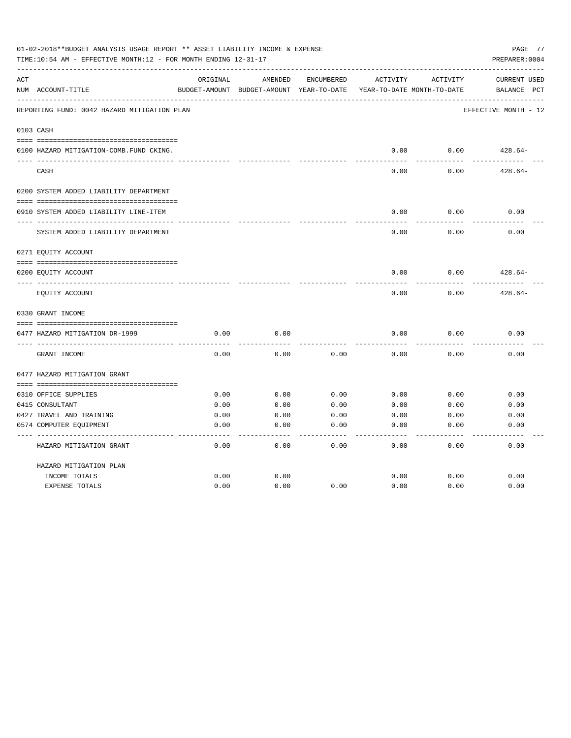01-02-2018**BUDGET ANALYSIS USAGE REPORT ** ASSET LIABILITY INCOME & EXPENSE

TIME:10:54 AM - EFFECTIVE MONTH:12 - FOR MONTH ENDING 12-31-17

PREPARER:0004

REPORTING FUND: 0042 HAZARD MITIGATION PLAN — EFFECTIVE MONTH - 12

| ACT NUM | ACCOUNT-TITLE | ORIGINAL BUDGET-AMOUNT | AMENDED BUDGET-AMOUNT | ENCUMBERED YEAR-TO-DATE | ACTIVITY YEAR-TO-DATE | ACTIVITY MONTH-TO-DATE | CURRENT BALANCE | USED PCT |
|---|---|---|---|---|---|---|---|---|
| 0103 | CASH | | | | | | | |
| 0100 | HAZARD MITIGATION-COMB.FUND CKING. | | | | 0.00 | 0.00 | 428.64- | |
| | CASH | | | | 0.00 | 0.00 | 428.64- | |
| 0200 | SYSTEM ADDED LIABILITY DEPARTMENT | | | | | | | |
| 0910 | SYSTEM ADDED LIABILITY LINE-ITEM | | | | 0.00 | 0.00 | 0.00 | |
| | SYSTEM ADDED LIABILITY DEPARTMENT | | | | 0.00 | 0.00 | 0.00 | |
| 0271 | EQUITY ACCOUNT | | | | | | | |
| 0200 | EQUITY ACCOUNT | | | | 0.00 | 0.00 | 428.64- | |
| | EQUITY ACCOUNT | | | | 0.00 | 0.00 | 428.64- | |
| 0330 | GRANT INCOME | | | | | | | |
| 0477 | HAZARD MITIGATION DR-1999 | 0.00 | 0.00 | | 0.00 | 0.00 | 0.00 | |
| | GRANT INCOME | 0.00 | 0.00 | 0.00 | 0.00 | 0.00 | 0.00 | |
| 0477 | HAZARD MITIGATION GRANT | | | | | | | |
| 0310 | OFFICE SUPPLIES | 0.00 | 0.00 | 0.00 | 0.00 | 0.00 | 0.00 | |
| 0415 | CONSULTANT | 0.00 | 0.00 | 0.00 | 0.00 | 0.00 | 0.00 | |
| 0427 | TRAVEL AND TRAINING | 0.00 | 0.00 | 0.00 | 0.00 | 0.00 | 0.00 | |
| 0574 | COMPUTER EQUIPMENT | 0.00 | 0.00 | 0.00 | 0.00 | 0.00 | 0.00 | |
| | HAZARD MITIGATION GRANT | 0.00 | 0.00 | 0.00 | 0.00 | 0.00 | 0.00 | |
| | HAZARD MITIGATION PLAN | | | | | | | |
| | INCOME TOTALS | 0.00 | 0.00 | | 0.00 | 0.00 | 0.00 | |
| | EXPENSE TOTALS | 0.00 | 0.00 | 0.00 | 0.00 | 0.00 | 0.00 | |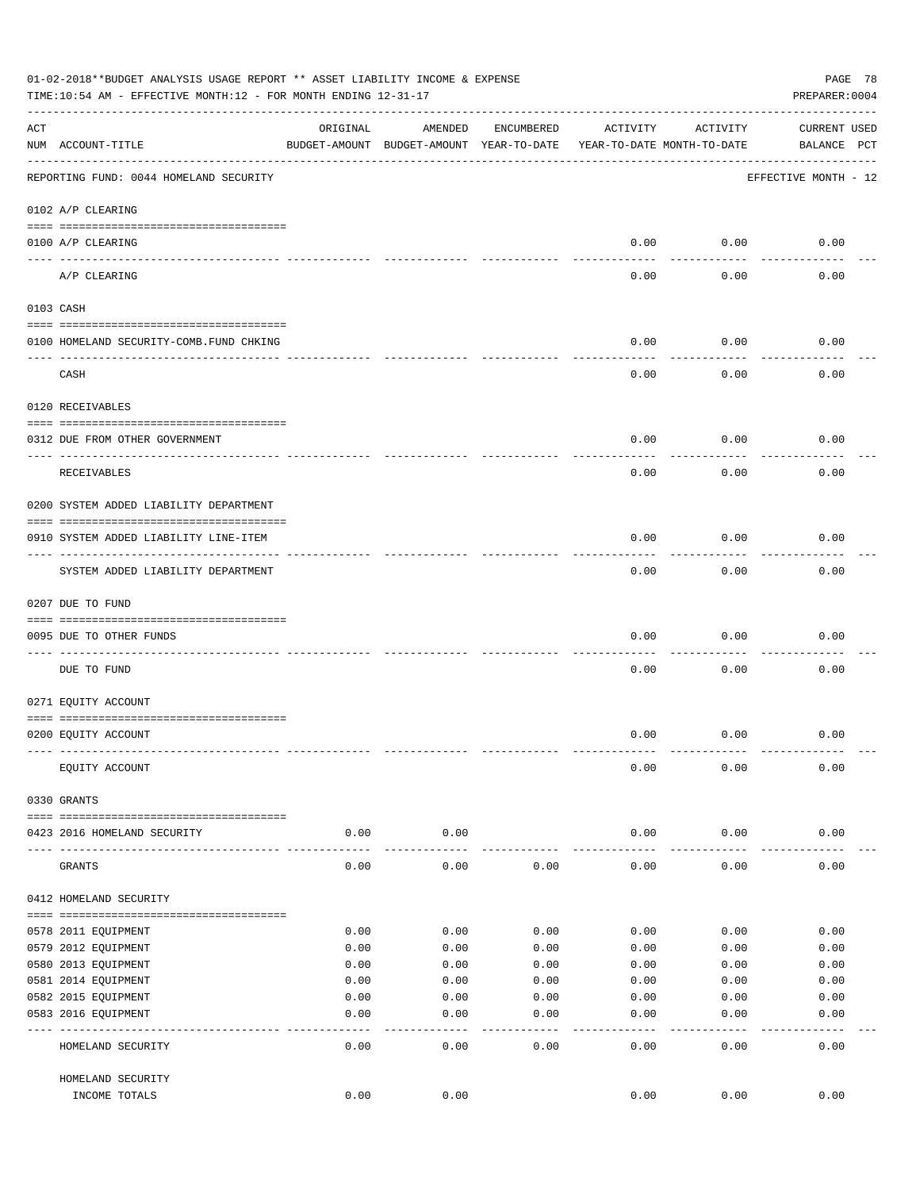01-02-2018**BUDGET ANALYSIS USAGE REPORT ** ASSET LIABILITY INCOME & EXPENSE

TIME:10:54 AM - EFFECTIVE MONTH:12 - FOR MONTH ENDING 12-31-17

PREPARER:0004

| ACT NUM | ACCOUNT-TITLE | ORIGINAL BUDGET-AMOUNT | AMENDED BUDGET-AMOUNT | ENCUMBERED YEAR-TO-DATE | ACTIVITY YEAR-TO-DATE | ACTIVITY MONTH-TO-DATE | CURRENT BALANCE | USED PCT |
|---|---|---|---|---|---|---|---|---|
| | REPORTING FUND: 0044 HOMELAND SECURITY | | | | | | EFFECTIVE MONTH - 12 | |
| | **0102 A/P CLEARING** | | | | | | | |
| 0100 | A/P CLEARING | | | | 0.00 | 0.00 | 0.00 | |
| | A/P CLEARING | | | | 0.00 | 0.00 | 0.00 | |
| | **0103 CASH** | | | | | | | |
| 0100 | HOMELAND SECURITY-COMB.FUND CHKING | | | | 0.00 | 0.00 | 0.00 | |
| | CASH | | | | 0.00 | 0.00 | 0.00 | |
| | **0120 RECEIVABLES** | | | | | | | |
| 0312 | DUE FROM OTHER GOVERNMENT | | | | 0.00 | 0.00 | 0.00 | |
| | RECEIVABLES | | | | 0.00 | 0.00 | 0.00 | |
| | **0200 SYSTEM ADDED LIABILITY DEPARTMENT** | | | | | | | |
| 0910 | SYSTEM ADDED LIABILITY LINE-ITEM | | | | 0.00 | 0.00 | 0.00 | |
| | SYSTEM ADDED LIABILITY DEPARTMENT | | | | 0.00 | 0.00 | 0.00 | |
| | **0207 DUE TO FUND** | | | | | | | |
| 0095 | DUE TO OTHER FUNDS | | | | 0.00 | 0.00 | 0.00 | |
| | DUE TO FUND | | | | 0.00 | 0.00 | 0.00 | |
| | **0271 EQUITY ACCOUNT** | | | | | | | |
| 0200 | EQUITY ACCOUNT | | | | 0.00 | 0.00 | 0.00 | |
| | EQUITY ACCOUNT | | | | 0.00 | 0.00 | 0.00 | |
| | **0330 GRANTS** | | | | | | | |
| 0423 | 2016 HOMELAND SECURITY | 0.00 | 0.00 | | 0.00 | 0.00 | 0.00 | |
| | GRANTS | 0.00 | 0.00 | 0.00 | 0.00 | 0.00 | 0.00 | |
| | **0412 HOMELAND SECURITY** | | | | | | | |
| 0578 | 2011 EQUIPMENT | 0.00 | 0.00 | 0.00 | 0.00 | 0.00 | 0.00 | |
| 0579 | 2012 EQUIPMENT | 0.00 | 0.00 | 0.00 | 0.00 | 0.00 | 0.00 | |
| 0580 | 2013 EQUIPMENT | 0.00 | 0.00 | 0.00 | 0.00 | 0.00 | 0.00 | |
| 0581 | 2014 EQUIPMENT | 0.00 | 0.00 | 0.00 | 0.00 | 0.00 | 0.00 | |
| 0582 | 2015 EQUIPMENT | 0.00 | 0.00 | 0.00 | 0.00 | 0.00 | 0.00 | |
| 0583 | 2016 EQUIPMENT | 0.00 | 0.00 | 0.00 | 0.00 | 0.00 | 0.00 | |
| | HOMELAND SECURITY | 0.00 | 0.00 | 0.00 | 0.00 | 0.00 | 0.00 | |
| | HOMELAND SECURITY INCOME TOTALS | 0.00 | 0.00 | | 0.00 | 0.00 | 0.00 | |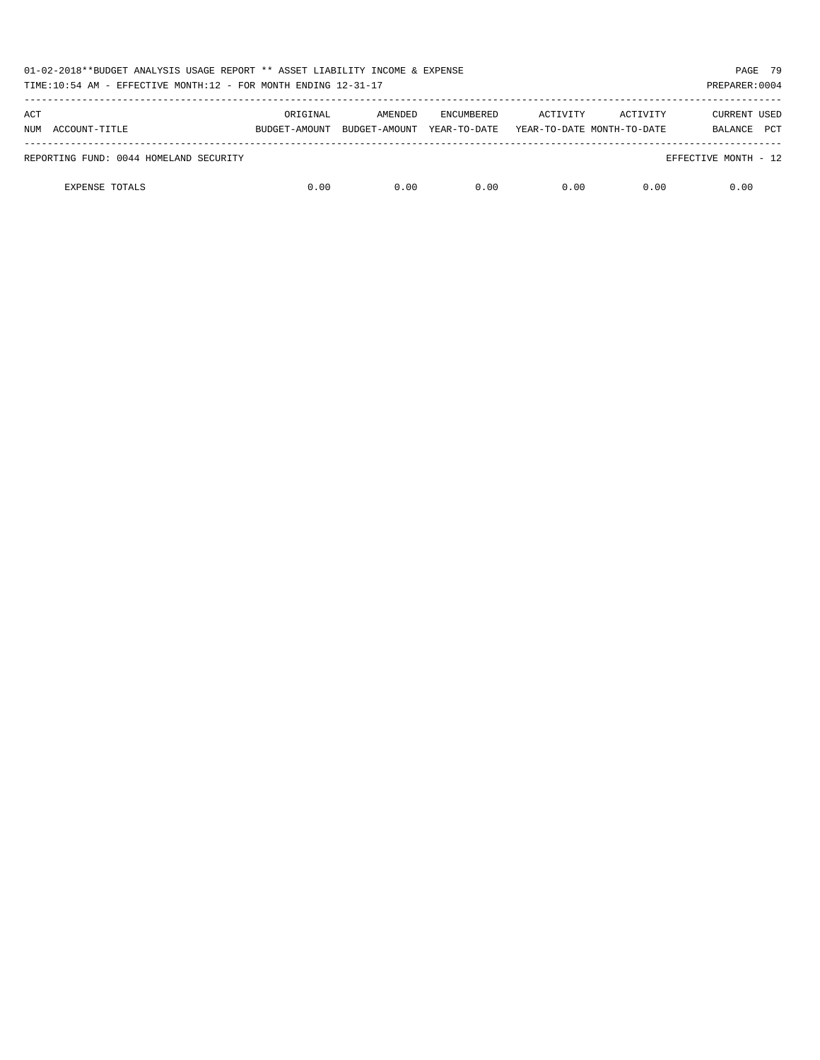| ACT NUM | ACCOUNT-TITLE | ORIGINAL BUDGET-AMOUNT | AMENDED BUDGET-AMOUNT | ENCUMBERED YEAR-TO-DATE | ACTIVITY YEAR-TO-DATE | ACTIVITY MONTH-TO-DATE | CURRENT BALANCE | USED PCT |
|---|---|---|---|---|---|---|---|---|
| REPORTING FUND: 0044 HOMELAND SECURITY | | | | | | | EFFECTIVE MONTH - 12 | |
| | EXPENSE TOTALS | 0.00 | 0.00 | 0.00 | 0.00 | 0.00 | 0.00 | |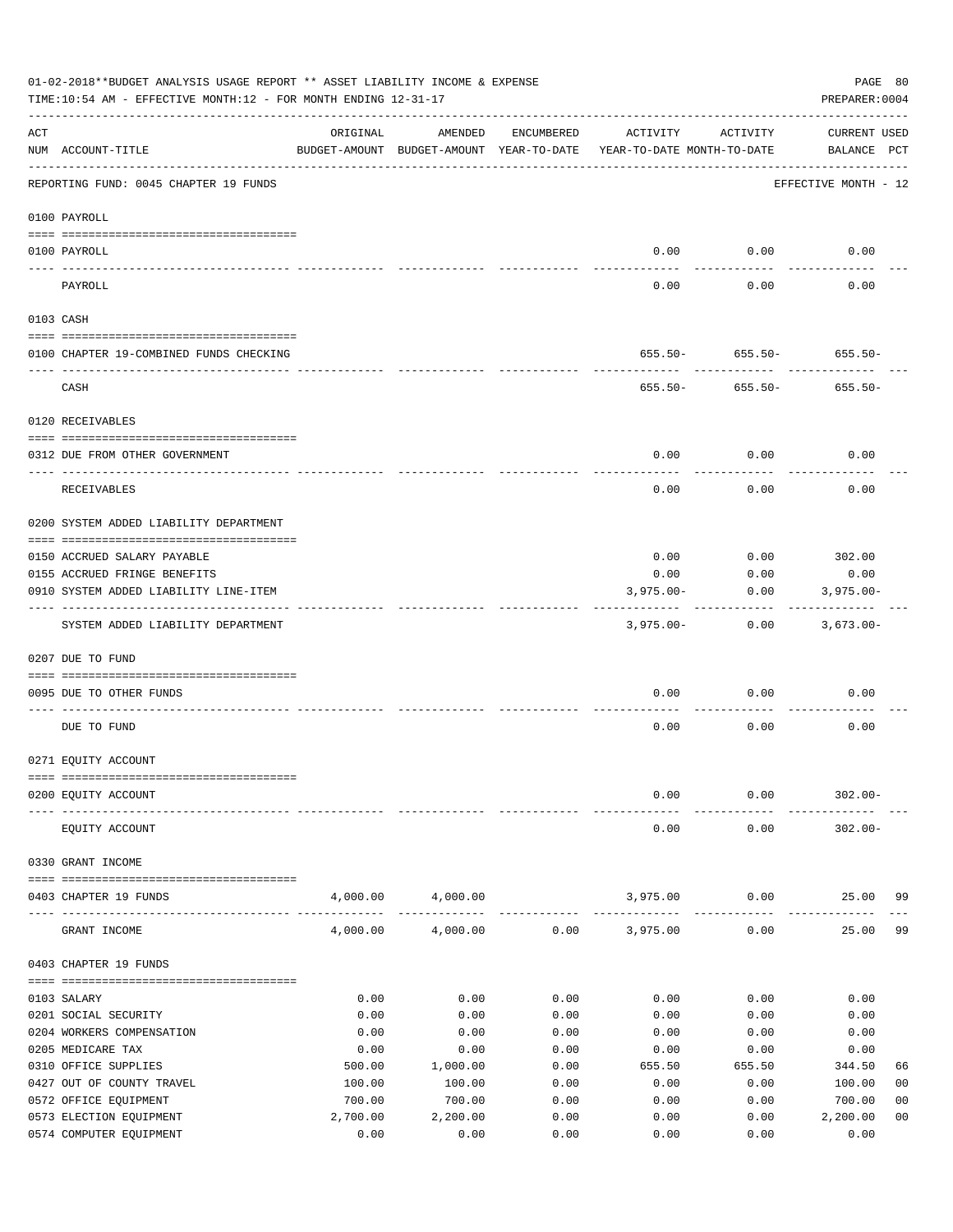01-02-2018**BUDGET ANALYSIS USAGE REPORT ** ASSET LIABILITY INCOME & EXPENSE

TIME:10:54 AM - EFFECTIVE MONTH:12 - FOR MONTH ENDING 12-31-17

PREPARER:0004

| ACT NUM | ACCOUNT-TITLE | ORIGINAL BUDGET-AMOUNT | AMENDED BUDGET-AMOUNT | ENCUMBERED YEAR-TO-DATE | ACTIVITY YEAR-TO-DATE | ACTIVITY MONTH-TO-DATE | CURRENT BALANCE | USED PCT |
|---|---|---|---|---|---|---|---|---|
| | REPORTING FUND: 0045 CHAPTER 19 FUNDS | | | | | | EFFECTIVE MONTH - 12 | |
| | **0100 PAYROLL** | | | | | | | |
| 0100 | PAYROLL | | | | 0.00 | 0.00 | 0.00 | |
| | PAYROLL | | | | 0.00 | 0.00 | 0.00 | |
| | **0103 CASH** | | | | | | | |
| 0100 | CHAPTER 19-COMBINED FUNDS CHECKING | | | | 655.50- | 655.50- | 655.50- | |
| | CASH | | | | 655.50- | 655.50- | 655.50- | |
| | **0120 RECEIVABLES** | | | | | | | |
| 0312 | DUE FROM OTHER GOVERNMENT | | | | 0.00 | 0.00 | 0.00 | |
| | RECEIVABLES | | | | 0.00 | 0.00 | 0.00 | |
| | **0200 SYSTEM ADDED LIABILITY DEPARTMENT** | | | | | | | |
| 0150 | ACCRUED SALARY PAYABLE | | | | 0.00 | 0.00 | 302.00 | |
| 0155 | ACCRUED FRINGE BENEFITS | | | | 0.00 | 0.00 | 0.00 | |
| 0910 | SYSTEM ADDED LIABILITY LINE-ITEM | | | | 3,975.00- | 0.00 | 3,975.00- | |
| | SYSTEM ADDED LIABILITY DEPARTMENT | | | | 3,975.00- | 0.00 | 3,673.00- | |
| | **0207 DUE TO FUND** | | | | | | | |
| 0095 | DUE TO OTHER FUNDS | | | | 0.00 | 0.00 | 0.00 | |
| | DUE TO FUND | | | | 0.00 | 0.00 | 0.00 | |
| | **0271 EQUITY ACCOUNT** | | | | | | | |
| 0200 | EQUITY ACCOUNT | | | | 0.00 | 0.00 | 302.00- | |
| | EQUITY ACCOUNT | | | | 0.00 | 0.00 | 302.00- | |
| | **0330 GRANT INCOME** | | | | | | | |
| 0403 | CHAPTER 19 FUNDS | 4,000.00 | 4,000.00 | | 3,975.00 | 0.00 | 25.00 | 99 |
| | GRANT INCOME | 4,000.00 | 4,000.00 | 0.00 | 3,975.00 | 0.00 | 25.00 | 99 |
| | **0403 CHAPTER 19 FUNDS** | | | | | | | |
| 0103 | SALARY | 0.00 | 0.00 | 0.00 | 0.00 | 0.00 | 0.00 | |
| 0201 | SOCIAL SECURITY | 0.00 | 0.00 | 0.00 | 0.00 | 0.00 | 0.00 | |
| 0204 | WORKERS COMPENSATION | 0.00 | 0.00 | 0.00 | 0.00 | 0.00 | 0.00 | |
| 0205 | MEDICARE TAX | 0.00 | 0.00 | 0.00 | 0.00 | 0.00 | 0.00 | |
| 0310 | OFFICE SUPPLIES | 500.00 | 1,000.00 | 0.00 | 655.50 | 655.50 | 344.50 | 66 |
| 0427 | OUT OF COUNTY TRAVEL | 100.00 | 100.00 | 0.00 | 0.00 | 0.00 | 100.00 | 00 |
| 0572 | OFFICE EQUIPMENT | 700.00 | 700.00 | 0.00 | 0.00 | 0.00 | 700.00 | 00 |
| 0573 | ELECTION EQUIPMENT | 2,700.00 | 2,200.00 | 0.00 | 0.00 | 0.00 | 2,200.00 | 00 |
| 0574 | COMPUTER EQUIPMENT | 0.00 | 0.00 | 0.00 | 0.00 | 0.00 | 0.00 | |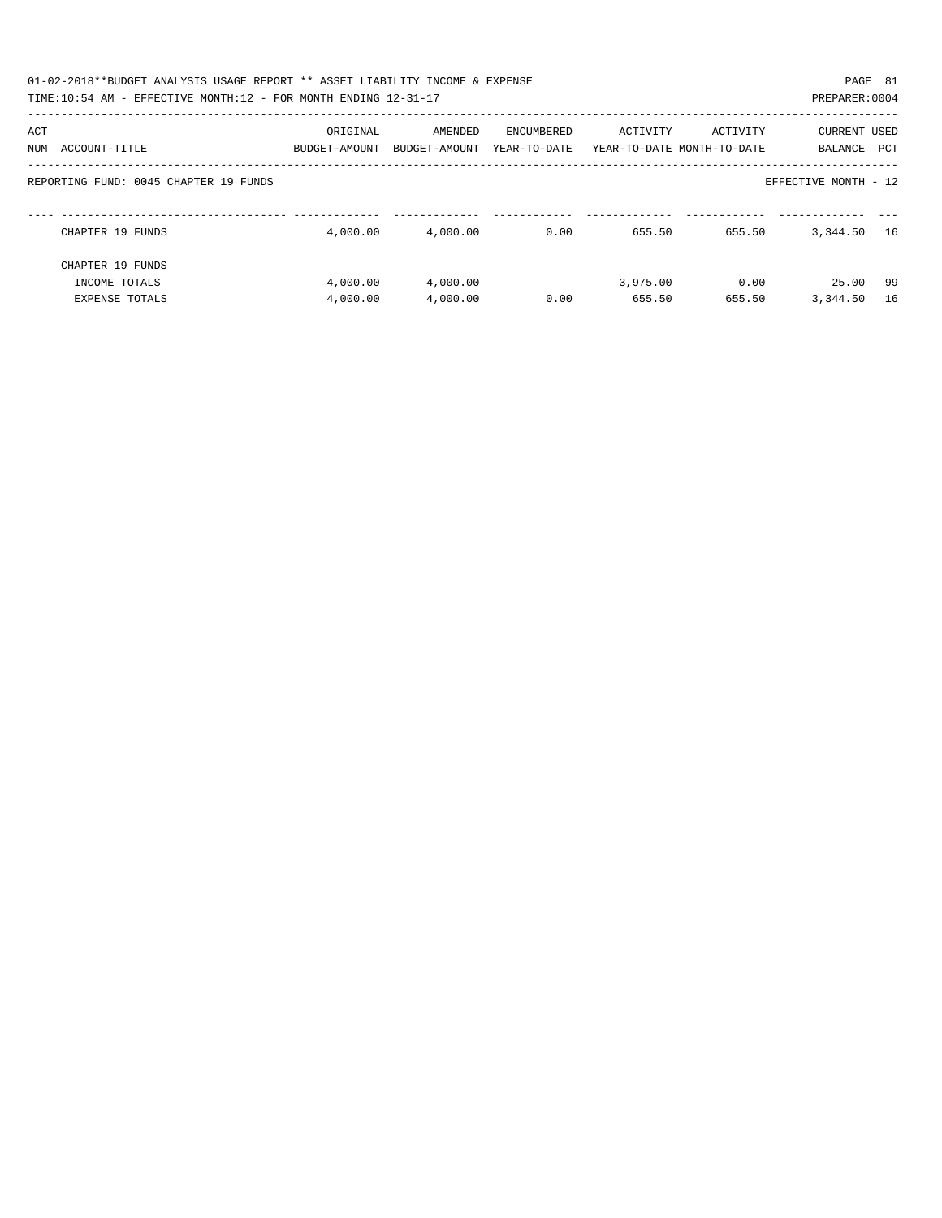01-02-2018**BUDGET ANALYSIS USAGE REPORT ** ASSET LIABILITY INCOME & EXPENSE

TIME:10:54 AM - EFFECTIVE MONTH:12 - FOR MONTH ENDING 12-31-17

PREPARER:0004

REPORTING FUND: 0045 CHAPTER 19 FUNDS

EFFECTIVE MONTH - 12

| ACT NUM ACCOUNT-TITLE | ORIGINAL BUDGET-AMOUNT | AMENDED BUDGET-AMOUNT | ENCUMBERED YEAR-TO-DATE | ACTIVITY YEAR-TO-DATE | ACTIVITY MONTH-TO-DATE | CURRENT BALANCE | USED PCT |
|---|---|---|---|---|---|---|---|
| CHAPTER 19 FUNDS | 4,000.00 | 4,000.00 | 0.00 | 655.50 | 655.50 | 3,344.50 | 16 |
| CHAPTER 19 FUNDS | | | | | | | |
| INCOME TOTALS | 4,000.00 | 4,000.00 | | 3,975.00 | 0.00 | 25.00 | 99 |
| EXPENSE TOTALS | 4,000.00 | 4,000.00 | 0.00 | 655.50 | 655.50 | 3,344.50 | 16 |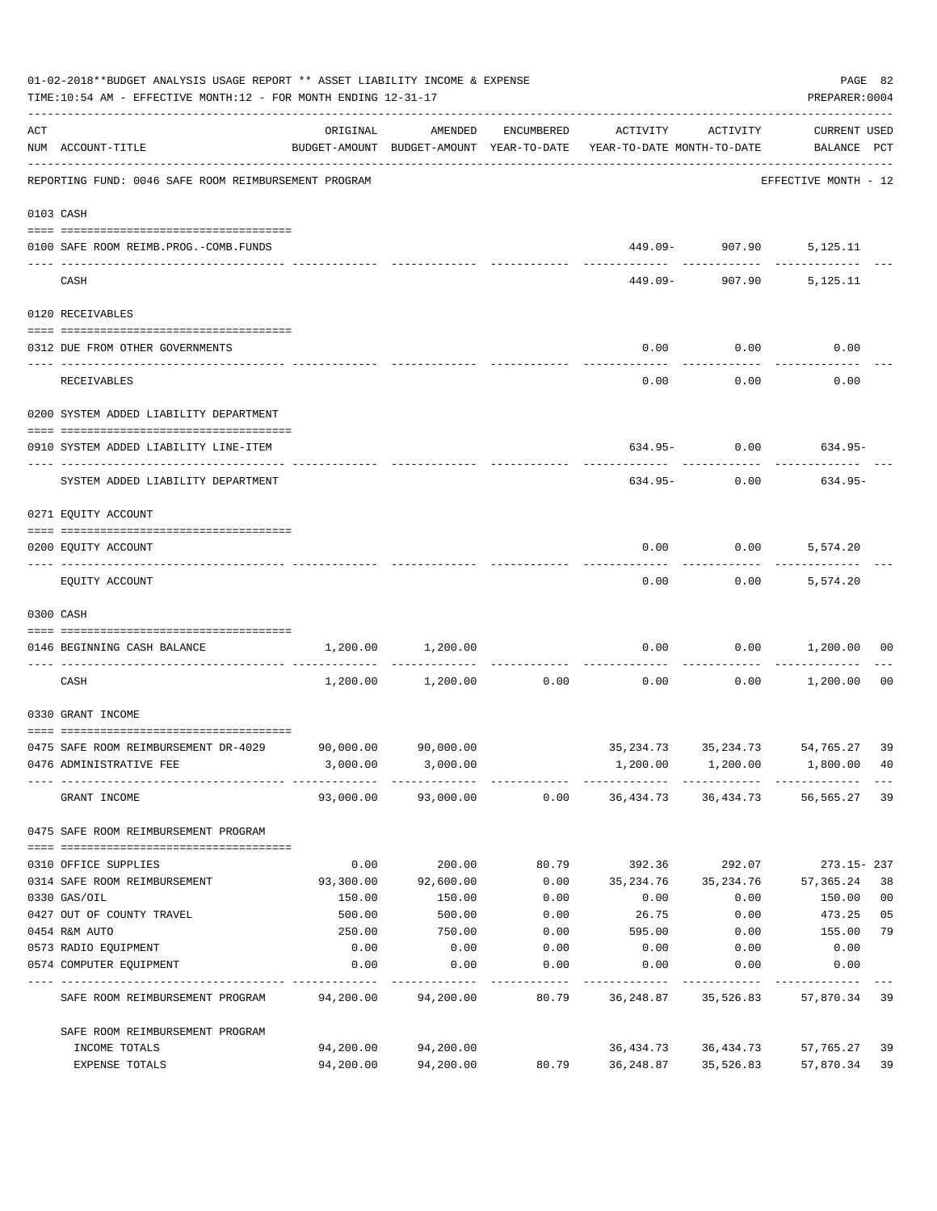01-02-2018**BUDGET ANALYSIS USAGE REPORT ** ASSET LIABILITY INCOME & EXPENSE

TIME:10:54 AM - EFFECTIVE MONTH:12 - FOR MONTH ENDING 12-31-17

PREPARER:0004

| ACT NUM | ACCOUNT-TITLE | ORIGINAL BUDGET-AMOUNT | AMENDED BUDGET-AMOUNT | ENCUMBERED YEAR-TO-DATE | ACTIVITY YEAR-TO-DATE | ACTIVITY MONTH-TO-DATE | CURRENT USED BALANCE | PCT |
|---|---|---|---|---|---|---|---|---|
| | REPORTING FUND: 0046 SAFE ROOM REIMBURSEMENT PROGRAM | | | | | | EFFECTIVE MONTH - 12 | |
| 0103 | CASH | | | | | | | |
| 0100 | SAFE ROOM REIMB.PROG.-COMB.FUNDS | | | | 449.09- | 907.90 | 5,125.11 | |
| | CASH | | | | 449.09- | 907.90 | 5,125.11 | |
| 0120 | RECEIVABLES | | | | | | | |
| 0312 | DUE FROM OTHER GOVERNMENTS | | | | 0.00 | 0.00 | 0.00 | |
| | RECEIVABLES | | | | 0.00 | 0.00 | 0.00 | |
| 0200 | SYSTEM ADDED LIABILITY DEPARTMENT | | | | | | | |
| 0910 | SYSTEM ADDED LIABILITY LINE-ITEM | | | | 634.95- | 0.00 | 634.95- | |
| | SYSTEM ADDED LIABILITY DEPARTMENT | | | | 634.95- | 0.00 | 634.95- | |
| 0271 | EQUITY ACCOUNT | | | | | | | |
| 0200 | EQUITY ACCOUNT | | | | 0.00 | 0.00 | 5,574.20 | |
| | EQUITY ACCOUNT | | | | 0.00 | 0.00 | 5,574.20 | |
| 0300 | CASH | | | | | | | |
| 0146 | BEGINNING CASH BALANCE | 1,200.00 | 1,200.00 | | 0.00 | 0.00 | 1,200.00 | 00 |
| | CASH | 1,200.00 | 1,200.00 | 0.00 | 0.00 | 0.00 | 1,200.00 | 00 |
| 0330 | GRANT INCOME | | | | | | | |
| 0475 | SAFE ROOM REIMBURSEMENT DR-4029 | 90,000.00 | 90,000.00 | | 35,234.73 | 35,234.73 | 54,765.27 | 39 |
| 0476 | ADMINISTRATIVE FEE | 3,000.00 | 3,000.00 | | 1,200.00 | 1,200.00 | 1,800.00 | 40 |
| | GRANT INCOME | 93,000.00 | 93,000.00 | 0.00 | 36,434.73 | 36,434.73 | 56,565.27 | 39 |
| 0475 | SAFE ROOM REIMBURSEMENT PROGRAM | | | | | | | |
| 0310 | OFFICE SUPPLIES | 0.00 | 200.00 | 80.79 | 392.36 | 292.07 | 273.15- | 237 |
| 0314 | SAFE ROOM REIMBURSEMENT | 93,300.00 | 92,600.00 | 0.00 | 35,234.76 | 35,234.76 | 57,365.24 | 38 |
| 0330 | GAS/OIL | 150.00 | 150.00 | 0.00 | 0.00 | 0.00 | 150.00 | 00 |
| 0427 | OUT OF COUNTY TRAVEL | 500.00 | 500.00 | 0.00 | 26.75 | 0.00 | 473.25 | 05 |
| 0454 | R&M AUTO | 250.00 | 750.00 | 0.00 | 595.00 | 0.00 | 155.00 | 79 |
| 0573 | RADIO EQUIPMENT | 0.00 | 0.00 | 0.00 | 0.00 | 0.00 | 0.00 | |
| 0574 | COMPUTER EQUIPMENT | 0.00 | 0.00 | 0.00 | 0.00 | 0.00 | 0.00 | |
| | SAFE ROOM REIMBURSEMENT PROGRAM | 94,200.00 | 94,200.00 | 80.79 | 36,248.87 | 35,526.83 | 57,870.34 | 39 |
| | SAFE ROOM REIMBURSEMENT PROGRAM | | | | | | | |
| | INCOME TOTALS | 94,200.00 | 94,200.00 | | 36,434.73 | 36,434.73 | 57,765.27 | 39 |
| | EXPENSE TOTALS | 94,200.00 | 94,200.00 | 80.79 | 36,248.87 | 35,526.83 | 57,870.34 | 39 |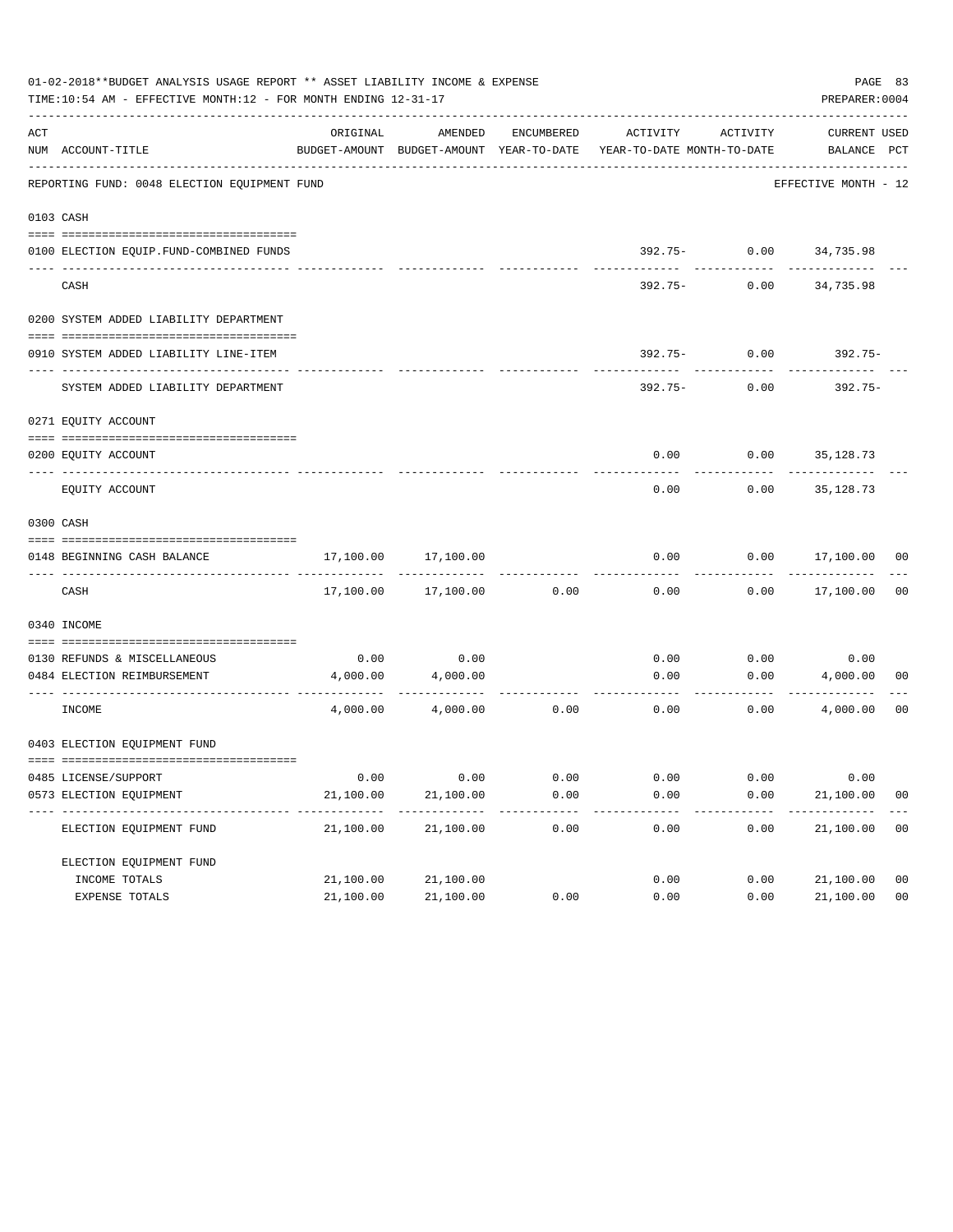01-02-2018**BUDGET ANALYSIS USAGE REPORT ** ASSET LIABILITY INCOME & EXPENSE

TIME:10:54 AM - EFFECTIVE MONTH:12 - FOR MONTH ENDING 12-31-17

PREPARER:0004

REPORTING FUND: 0048 ELECTION EQUIPMENT FUND — EFFECTIVE MONTH - 12

| ACT NUM | ACCOUNT-TITLE | ORIGINAL BUDGET-AMOUNT | AMENDED BUDGET-AMOUNT | ENCUMBERED YEAR-TO-DATE | ACTIVITY YEAR-TO-DATE | ACTIVITY MONTH-TO-DATE | CURRENT BALANCE | USED PCT |
|---|---|---|---|---|---|---|---|---|
| **0103** | **CASH** | | | | | | | |
| 0100 | ELECTION EQUIP.FUND-COMBINED FUNDS | | | | 392.75- | 0.00 | 34,735.98 | |
| | CASH | | | | 392.75- | 0.00 | 34,735.98 | |
| **0200** | **SYSTEM ADDED LIABILITY DEPARTMENT** | | | | | | | |
| 0910 | SYSTEM ADDED LIABILITY LINE-ITEM | | | | 392.75- | 0.00 | 392.75- | |
| | SYSTEM ADDED LIABILITY DEPARTMENT | | | | 392.75- | 0.00 | 392.75- | |
| **0271** | **EQUITY ACCOUNT** | | | | | | | |
| 0200 | EQUITY ACCOUNT | | | | 0.00 | 0.00 | 35,128.73 | |
| | EQUITY ACCOUNT | | | | 0.00 | 0.00 | 35,128.73 | |
| **0300** | **CASH** | | | | | | | |
| 0148 | BEGINNING CASH BALANCE | 17,100.00 | 17,100.00 | | 0.00 | 0.00 | 17,100.00 | 00 |
| | CASH | 17,100.00 | 17,100.00 | 0.00 | 0.00 | 0.00 | 17,100.00 | 00 |
| **0340** | **INCOME** | | | | | | | |
| 0130 | REFUNDS & MISCELLANEOUS | 0.00 | 0.00 | | 0.00 | 0.00 | 0.00 | |
| 0484 | ELECTION REIMBURSEMENT | 4,000.00 | 4,000.00 | | 0.00 | 0.00 | 4,000.00 | 00 |
| | INCOME | 4,000.00 | 4,000.00 | 0.00 | 0.00 | 0.00 | 4,000.00 | 00 |
| **0403** | **ELECTION EQUIPMENT FUND** | | | | | | | |
| 0485 | LICENSE/SUPPORT | 0.00 | 0.00 | 0.00 | 0.00 | 0.00 | 0.00 | |
| 0573 | ELECTION EQUIPMENT | 21,100.00 | 21,100.00 | 0.00 | 0.00 | 0.00 | 21,100.00 | 00 |
| | ELECTION EQUIPMENT FUND | 21,100.00 | 21,100.00 | 0.00 | 0.00 | 0.00 | 21,100.00 | 00 |
| | ELECTION EQUIPMENT FUND | | | | | | | |
| | INCOME TOTALS | 21,100.00 | 21,100.00 | | 0.00 | 0.00 | 21,100.00 | 00 |
| | EXPENSE TOTALS | 21,100.00 | 21,100.00 | 0.00 | 0.00 | 0.00 | 21,100.00 | 00 |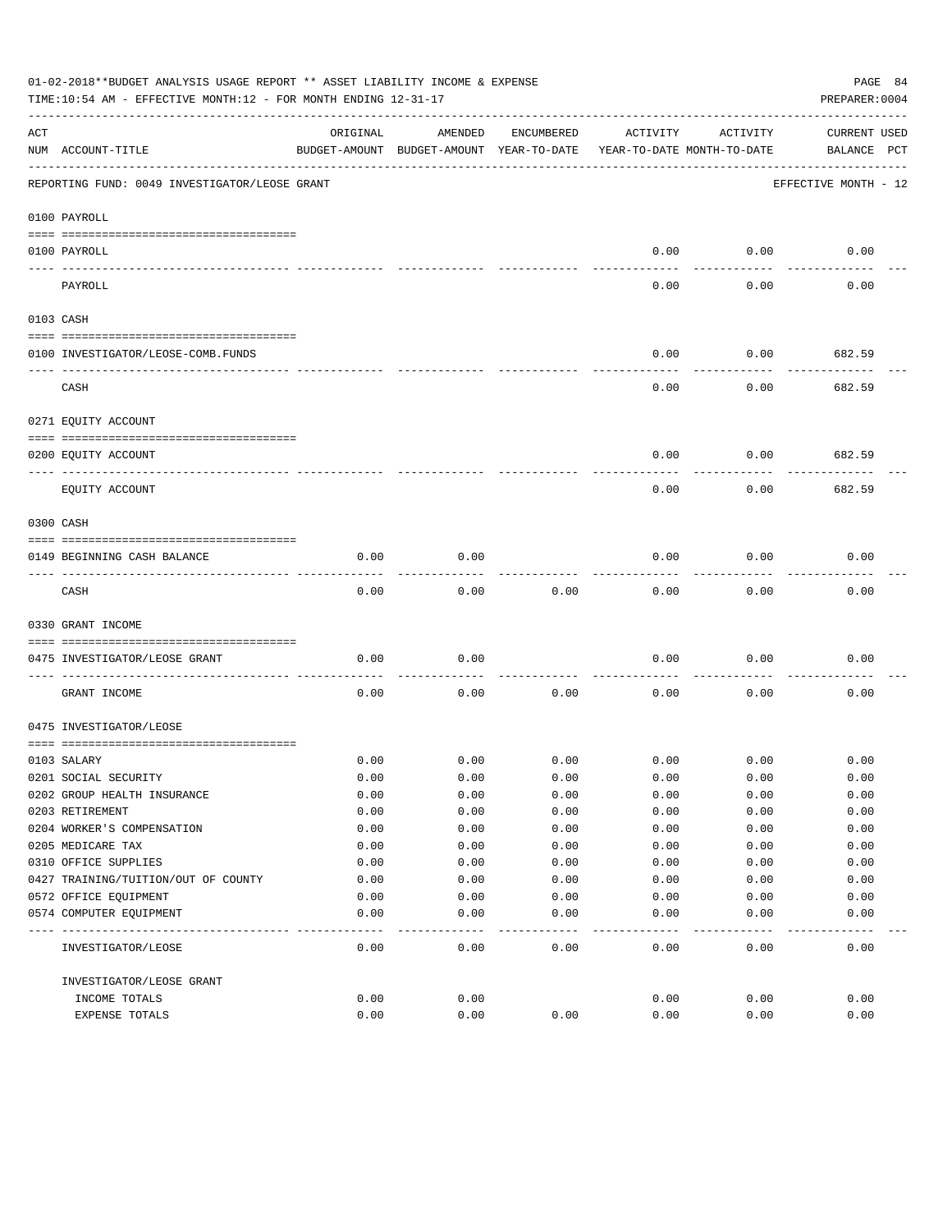01-02-2018**BUDGET ANALYSIS USAGE REPORT ** ASSET LIABILITY INCOME & EXPENSE

TIME:10:54 AM - EFFECTIVE MONTH:12 - FOR MONTH ENDING 12-31-17

PREPARER:0004

| ACT NUM | ACCOUNT-TITLE | ORIGINAL BUDGET-AMOUNT | AMENDED BUDGET-AMOUNT | ENCUMBERED YEAR-TO-DATE | ACTIVITY YEAR-TO-DATE | ACTIVITY MONTH-TO-DATE | CURRENT BALANCE | USED PCT |
|---|---|---|---|---|---|---|---|---|
| | REPORTING FUND: 0049 INVESTIGATOR/LEOSE GRANT | | | | | | EFFECTIVE MONTH - 12 | |
| | **0100 PAYROLL** | | | | | | | |
| 0100 | PAYROLL | | | | 0.00 | 0.00 | 0.00 | |
| | PAYROLL | | | | 0.00 | 0.00 | 0.00 | |
| | **0103 CASH** | | | | | | | |
| 0100 | INVESTIGATOR/LEOSE-COMB.FUNDS | | | | 0.00 | 0.00 | 682.59 | |
| | CASH | | | | 0.00 | 0.00 | 682.59 | |
| | **0271 EQUITY ACCOUNT** | | | | | | | |
| 0200 | EQUITY ACCOUNT | | | | 0.00 | 0.00 | 682.59 | |
| | EQUITY ACCOUNT | | | | 0.00 | 0.00 | 682.59 | |
| | **0300 CASH** | | | | | | | |
| 0149 | BEGINNING CASH BALANCE | 0.00 | 0.00 | | 0.00 | 0.00 | 0.00 | |
| | CASH | 0.00 | 0.00 | 0.00 | 0.00 | 0.00 | 0.00 | |
| | **0330 GRANT INCOME** | | | | | | | |
| 0475 | INVESTIGATOR/LEOSE GRANT | 0.00 | 0.00 | | 0.00 | 0.00 | 0.00 | |
| | GRANT INCOME | 0.00 | 0.00 | 0.00 | 0.00 | 0.00 | 0.00 | |
| | **0475 INVESTIGATOR/LEOSE** | | | | | | | |
| 0103 | SALARY | 0.00 | 0.00 | 0.00 | 0.00 | 0.00 | 0.00 | |
| 0201 | SOCIAL SECURITY | 0.00 | 0.00 | 0.00 | 0.00 | 0.00 | 0.00 | |
| 0202 | GROUP HEALTH INSURANCE | 0.00 | 0.00 | 0.00 | 0.00 | 0.00 | 0.00 | |
| 0203 | RETIREMENT | 0.00 | 0.00 | 0.00 | 0.00 | 0.00 | 0.00 | |
| 0204 | WORKER'S COMPENSATION | 0.00 | 0.00 | 0.00 | 0.00 | 0.00 | 0.00 | |
| 0205 | MEDICARE TAX | 0.00 | 0.00 | 0.00 | 0.00 | 0.00 | 0.00 | |
| 0310 | OFFICE SUPPLIES | 0.00 | 0.00 | 0.00 | 0.00 | 0.00 | 0.00 | |
| 0427 | TRAINING/TUITION/OUT OF COUNTY | 0.00 | 0.00 | 0.00 | 0.00 | 0.00 | 0.00 | |
| 0572 | OFFICE EQUIPMENT | 0.00 | 0.00 | 0.00 | 0.00 | 0.00 | 0.00 | |
| 0574 | COMPUTER EQUIPMENT | 0.00 | 0.00 | 0.00 | 0.00 | 0.00 | 0.00 | |
| | INVESTIGATOR/LEOSE | 0.00 | 0.00 | 0.00 | 0.00 | 0.00 | 0.00 | |
| | INVESTIGATOR/LEOSE GRANT | | | | | | | |
| | INCOME TOTALS | 0.00 | 0.00 | | 0.00 | 0.00 | 0.00 | |
| | EXPENSE TOTALS | 0.00 | 0.00 | 0.00 | 0.00 | 0.00 | 0.00 | |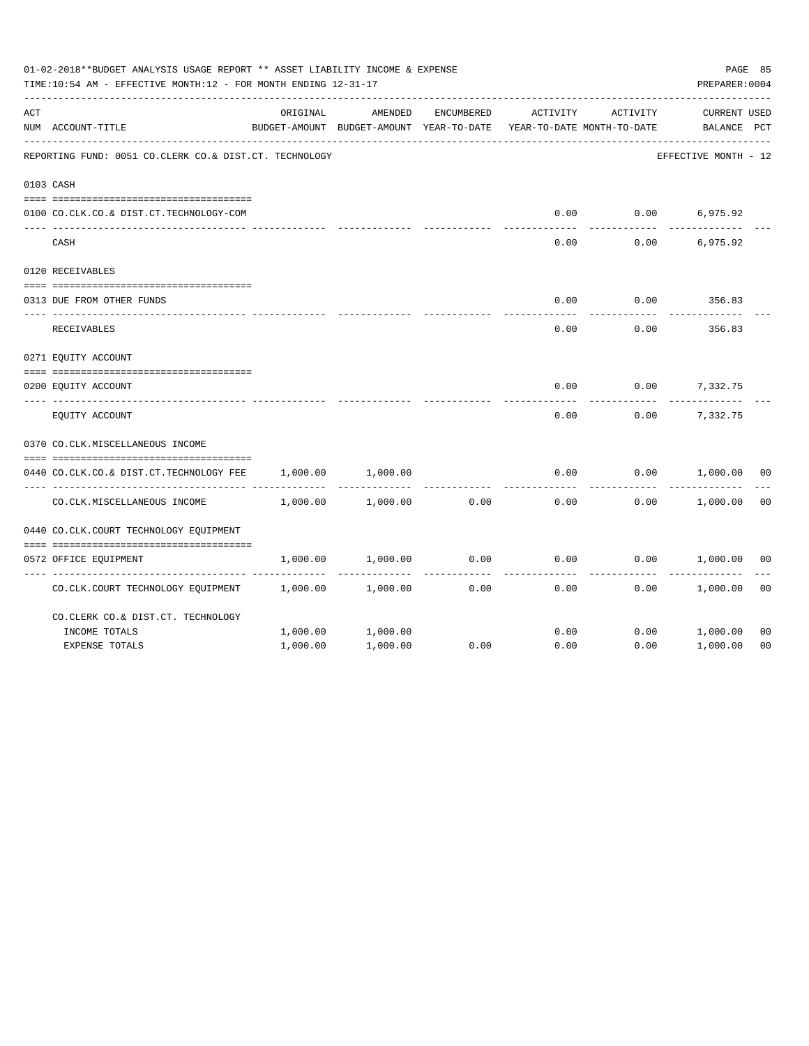01-02-2018**BUDGET ANALYSIS USAGE REPORT ** ASSET LIABILITY INCOME & EXPENSE

TIME:10:54 AM - EFFECTIVE MONTH:12 - FOR MONTH ENDING 12-31-17

PREPARER:0004

REPORTING FUND: 0051 CO.CLERK CO.& DIST.CT. TECHNOLOGY — EFFECTIVE MONTH - 12

| ACT NUM | ACCOUNT-TITLE | ORIGINAL BUDGET-AMOUNT | AMENDED BUDGET-AMOUNT | ENCUMBERED YEAR-TO-DATE | ACTIVITY YEAR-TO-DATE | ACTIVITY MONTH-TO-DATE | CURRENT BALANCE | USED PCT |
|---|---|---|---|---|---|---|---|---|
| 0103 | CASH | | | | | | | |
| 0100 | CO.CLK.CO.& DIST.CT.TECHNOLOGY-COM | | | | 0.00 | 0.00 | 6,975.92 | |
| | CASH | | | | 0.00 | 0.00 | 6,975.92 | |
| 0120 | RECEIVABLES | | | | | | | |
| 0313 | DUE FROM OTHER FUNDS | | | | 0.00 | 0.00 | 356.83 | |
| | RECEIVABLES | | | | 0.00 | 0.00 | 356.83 | |
| 0271 | EQUITY ACCOUNT | | | | | | | |
| 0200 | EQUITY ACCOUNT | | | | 0.00 | 0.00 | 7,332.75 | |
| | EQUITY ACCOUNT | | | | 0.00 | 0.00 | 7,332.75 | |
| 0370 | CO.CLK.MISCELLANEOUS INCOME | | | | | | | |
| 0440 | CO.CLK.CO.& DIST.CT.TECHNOLOGY FEE | 1,000.00 | 1,000.00 | | 0.00 | 0.00 | 1,000.00 | 00 |
| | CO.CLK.MISCELLANEOUS INCOME | 1,000.00 | 1,000.00 | 0.00 | 0.00 | 0.00 | 1,000.00 | 00 |
| 0440 | CO.CLK.COURT TECHNOLOGY EQUIPMENT | | | | | | | |
| 0572 | OFFICE EQUIPMENT | 1,000.00 | 1,000.00 | 0.00 | 0.00 | 0.00 | 1,000.00 | 00 |
| | CO.CLK.COURT TECHNOLOGY EQUIPMENT | 1,000.00 | 1,000.00 | 0.00 | 0.00 | 0.00 | 1,000.00 | 00 |
| | CO.CLERK CO.& DIST.CT. TECHNOLOGY | | | | | | | |
| | INCOME TOTALS | 1,000.00 | 1,000.00 | | 0.00 | 0.00 | 1,000.00 | 00 |
| | EXPENSE TOTALS | 1,000.00 | 1,000.00 | 0.00 | 0.00 | 0.00 | 1,000.00 | 00 |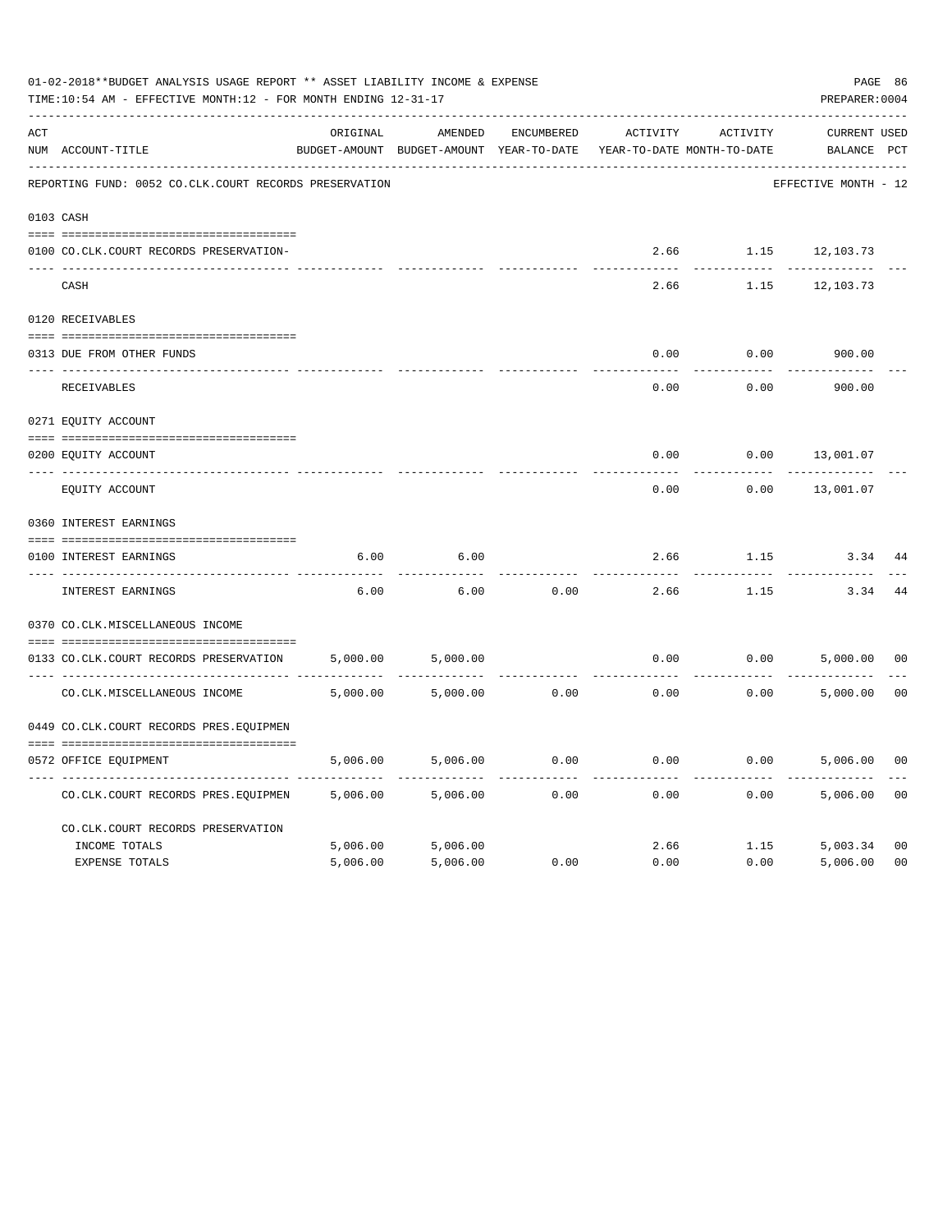01-02-2018**BUDGET ANALYSIS USAGE REPORT ** ASSET LIABILITY INCOME & EXPENSE

TIME:10:54 AM - EFFECTIVE MONTH:12 - FOR MONTH ENDING 12-31-17

PREPARER:0004

| ACT NUM | ACCOUNT-TITLE | ORIGINAL BUDGET-AMOUNT | AMENDED BUDGET-AMOUNT | ENCUMBERED YEAR-TO-DATE | ACTIVITY YEAR-TO-DATE | ACTIVITY MONTH-TO-DATE | CURRENT BALANCE | USED PCT |
|---|---|---|---|---|---|---|---|---|

REPORTING FUND: 0052 CO.CLK.COURT RECORDS PRESERVATION — EFFECTIVE MONTH - 12

| ACT NUM | ACCOUNT-TITLE | ORIGINAL BUDGET-AMOUNT | AMENDED BUDGET-AMOUNT | ENCUMBERED YEAR-TO-DATE | ACTIVITY YEAR-TO-DATE | ACTIVITY MONTH-TO-DATE | CURRENT BALANCE | USED PCT |
|---|---|---|---|---|---|---|---|---|
| 0103 | CASH | | | | | | | |
| 0100 | CO.CLK.COURT RECORDS PRESERVATION- | | | | 2.66 | 1.15 | 12,103.73 | |
| | CASH | | | | 2.66 | 1.15 | 12,103.73 | |
| 0120 | RECEIVABLES | | | | | | | |
| 0313 | DUE FROM OTHER FUNDS | | | | 0.00 | 0.00 | 900.00 | |
| | RECEIVABLES | | | | 0.00 | 0.00 | 900.00 | |
| 0271 | EQUITY ACCOUNT | | | | | | | |
| 0200 | EQUITY ACCOUNT | | | | 0.00 | 0.00 | 13,001.07 | |
| | EQUITY ACCOUNT | | | | 0.00 | 0.00 | 13,001.07 | |
| 0360 | INTEREST EARNINGS | | | | | | | |
| 0100 | INTEREST EARNINGS | 6.00 | 6.00 | | 2.66 | 1.15 | 3.34 | 44 |
| | INTEREST EARNINGS | 6.00 | 6.00 | 0.00 | 2.66 | 1.15 | 3.34 | 44 |
| 0370 | CO.CLK.MISCELLANEOUS INCOME | | | | | | | |
| 0133 | CO.CLK.COURT RECORDS PRESERVATION | 5,000.00 | 5,000.00 | | 0.00 | 0.00 | 5,000.00 | 00 |
| | CO.CLK.MISCELLANEOUS INCOME | 5,000.00 | 5,000.00 | 0.00 | 0.00 | 0.00 | 5,000.00 | 00 |
| 0449 | CO.CLK.COURT RECORDS PRES.EQUIPMEN | | | | | | | |
| 0572 | OFFICE EQUIPMENT | 5,006.00 | 5,006.00 | 0.00 | 0.00 | 0.00 | 5,006.00 | 00 |
| | CO.CLK.COURT RECORDS PRES.EQUIPMEN | 5,006.00 | 5,006.00 | 0.00 | 0.00 | 0.00 | 5,006.00 | 00 |
| | CO.CLK.COURT RECORDS PRESERVATION | | | | | | | |
| | INCOME TOTALS | 5,006.00 | 5,006.00 | | 2.66 | 1.15 | 5,003.34 | 00 |
| | EXPENSE TOTALS | 5,006.00 | 5,006.00 | 0.00 | 0.00 | 0.00 | 5,006.00 | 00 |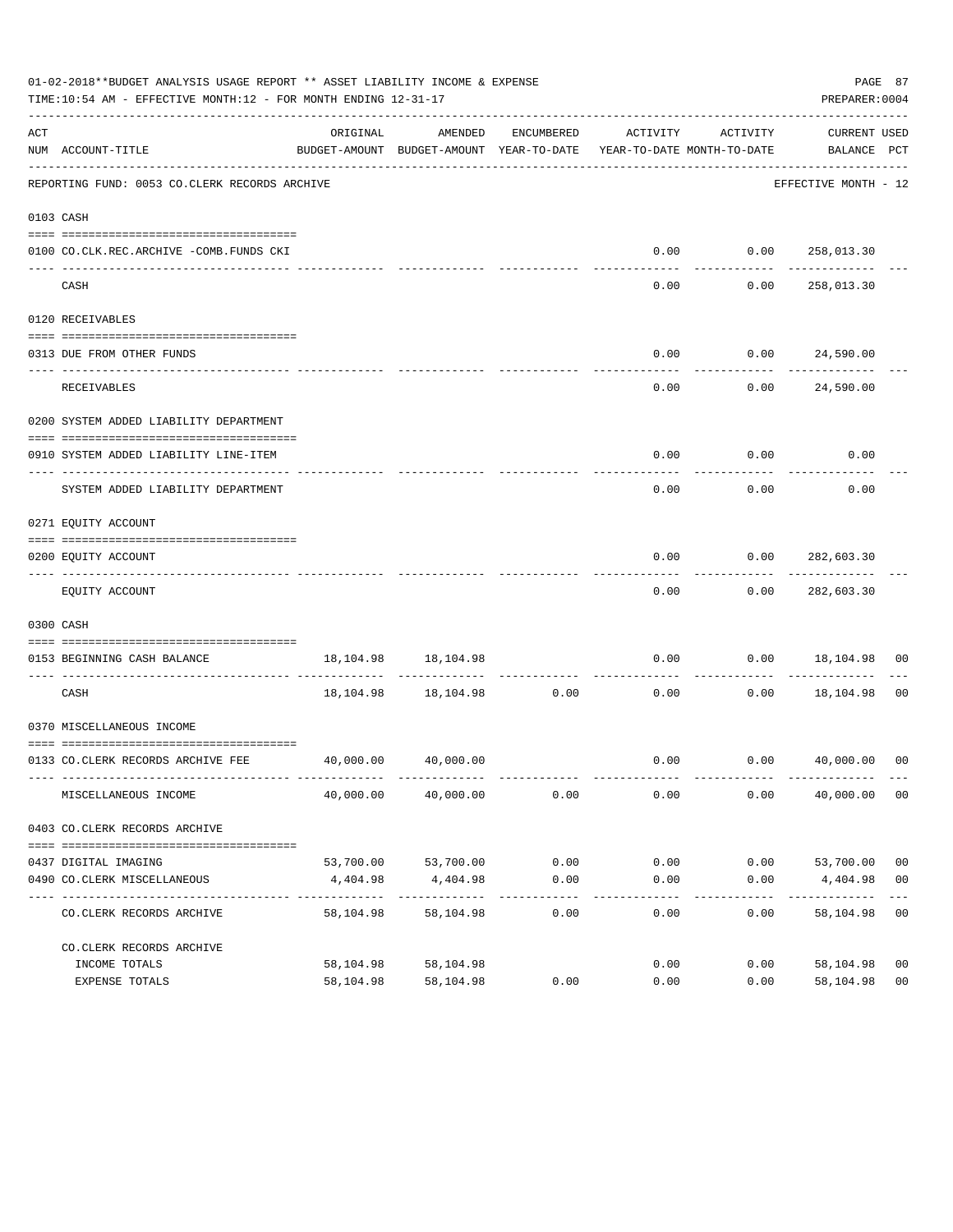01-02-2018**BUDGET ANALYSIS USAGE REPORT ** ASSET LIABILITY INCOME & EXPENSE

TIME:10:54 AM - EFFECTIVE MONTH:12 - FOR MONTH ENDING 12-31-17

PREPARER:0004

REPORTING FUND: 0053 CO.CLERK RECORDS ARCHIVE — EFFECTIVE MONTH - 12

| ACT NUM | ACCOUNT-TITLE | ORIGINAL BUDGET-AMOUNT | AMENDED BUDGET-AMOUNT | ENCUMBERED YEAR-TO-DATE | ACTIVITY YEAR-TO-DATE | ACTIVITY MONTH-TO-DATE | CURRENT BALANCE | USED PCT |
|---|---|---|---|---|---|---|---|---|
| 0103 | CASH | | | | | | | |
| 0100 | CO.CLK.REC.ARCHIVE -COMB.FUNDS CKI | | | | 0.00 | 0.00 | 258,013.30 | |
| | CASH | | | | 0.00 | 0.00 | 258,013.30 | |
| 0120 | RECEIVABLES | | | | | | | |
| 0313 | DUE FROM OTHER FUNDS | | | | 0.00 | 0.00 | 24,590.00 | |
| | RECEIVABLES | | | | 0.00 | 0.00 | 24,590.00 | |
| 0200 | SYSTEM ADDED LIABILITY DEPARTMENT | | | | | | | |
| 0910 | SYSTEM ADDED LIABILITY LINE-ITEM | | | | 0.00 | 0.00 | 0.00 | |
| | SYSTEM ADDED LIABILITY DEPARTMENT | | | | 0.00 | 0.00 | 0.00 | |
| 0271 | EQUITY ACCOUNT | | | | | | | |
| 0200 | EQUITY ACCOUNT | | | | 0.00 | 0.00 | 282,603.30 | |
| | EQUITY ACCOUNT | | | | 0.00 | 0.00 | 282,603.30 | |
| 0300 | CASH | | | | | | | |
| 0153 | BEGINNING CASH BALANCE | 18,104.98 | 18,104.98 | | 0.00 | 0.00 | 18,104.98 | 00 |
| | CASH | 18,104.98 | 18,104.98 | 0.00 | 0.00 | 0.00 | 18,104.98 | 00 |
| 0370 | MISCELLANEOUS INCOME | | | | | | | |
| 0133 | CO.CLERK RECORDS ARCHIVE FEE | 40,000.00 | 40,000.00 | | 0.00 | 0.00 | 40,000.00 | 00 |
| | MISCELLANEOUS INCOME | 40,000.00 | 40,000.00 | 0.00 | 0.00 | 0.00 | 40,000.00 | 00 |
| 0403 | CO.CLERK RECORDS ARCHIVE | | | | | | | |
| 0437 | DIGITAL IMAGING | 53,700.00 | 53,700.00 | 0.00 | 0.00 | 0.00 | 53,700.00 | 00 |
| 0490 | CO.CLERK MISCELLANEOUS | 4,404.98 | 4,404.98 | 0.00 | 0.00 | 0.00 | 4,404.98 | 00 |
| | CO.CLERK RECORDS ARCHIVE | 58,104.98 | 58,104.98 | 0.00 | 0.00 | 0.00 | 58,104.98 | 00 |
| | CO.CLERK RECORDS ARCHIVE | | | | | | | |
| | INCOME TOTALS | 58,104.98 | 58,104.98 | | 0.00 | 0.00 | 58,104.98 | 00 |
| | EXPENSE TOTALS | 58,104.98 | 58,104.98 | 0.00 | 0.00 | 0.00 | 58,104.98 | 00 |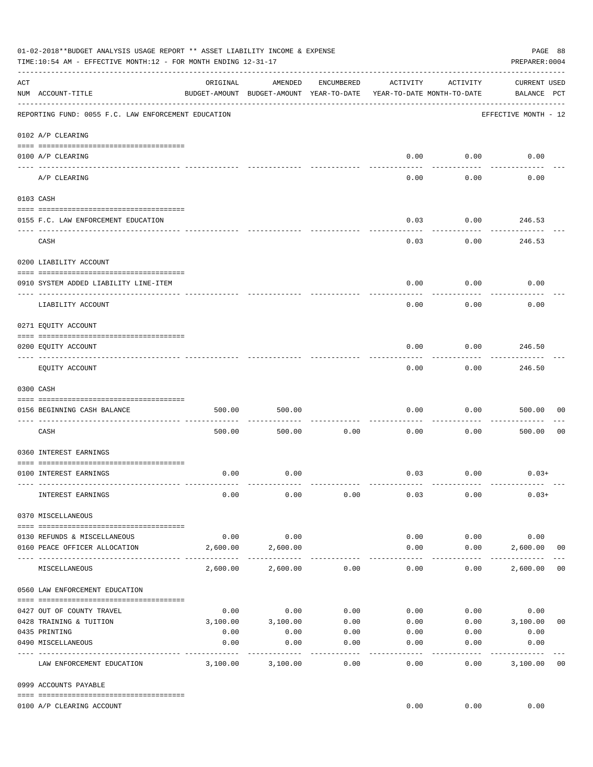01-02-2018**BUDGET ANALYSIS USAGE REPORT ** ASSET LIABILITY INCOME & EXPENSE

TIME:10:54 AM - EFFECTIVE MONTH:12 - FOR MONTH ENDING 12-31-17

PREPARER:0004

REPORTING FUND: 0055 F.C. LAW ENFORCEMENT EDUCATION — EFFECTIVE MONTH - 12

| ACT NUM | ACCOUNT-TITLE | ORIGINAL BUDGET-AMOUNT | AMENDED BUDGET-AMOUNT | ENCUMBERED YEAR-TO-DATE | ACTIVITY YEAR-TO-DATE | ACTIVITY MONTH-TO-DATE | CURRENT USED BALANCE | PCT |
|---|---|---|---|---|---|---|---|---|
| **0102** | **A/P CLEARING** | | | | | | | |
| 0100 | A/P CLEARING | | | | 0.00 | 0.00 | 0.00 | |
| | A/P CLEARING | | | | 0.00 | 0.00 | 0.00 | |
| **0103** | **CASH** | | | | | | | |
| 0155 | F.C. LAW ENFORCEMENT EDUCATION | | | | 0.03 | 0.00 | 246.53 | |
| | CASH | | | | 0.03 | 0.00 | 246.53 | |
| **0200** | **LIABILITY ACCOUNT** | | | | | | | |
| 0910 | SYSTEM ADDED LIABILITY LINE-ITEM | | | | 0.00 | 0.00 | 0.00 | |
| | LIABILITY ACCOUNT | | | | 0.00 | 0.00 | 0.00 | |
| **0271** | **EQUITY ACCOUNT** | | | | | | | |
| 0200 | EQUITY ACCOUNT | | | | 0.00 | 0.00 | 246.50 | |
| | EQUITY ACCOUNT | | | | 0.00 | 0.00 | 246.50 | |
| **0300** | **CASH** | | | | | | | |
| 0156 | BEGINNING CASH BALANCE | 500.00 | 500.00 | | 0.00 | 0.00 | 500.00 | 00 |
| | CASH | 500.00 | 500.00 | 0.00 | 0.00 | 0.00 | 500.00 | 00 |
| **0360** | **INTEREST EARNINGS** | | | | | | | |
| 0100 | INTEREST EARNINGS | 0.00 | 0.00 | | 0.03 | 0.00 | 0.03+ | |
| | INTEREST EARNINGS | 0.00 | 0.00 | 0.00 | 0.03 | 0.00 | 0.03+ | |
| **0370** | **MISCELLANEOUS** | | | | | | | |
| 0130 | REFUNDS & MISCELLANEOUS | 0.00 | 0.00 | | 0.00 | 0.00 | 0.00 | |
| 0160 | PEACE OFFICER ALLOCATION | 2,600.00 | 2,600.00 | | 0.00 | 0.00 | 2,600.00 | 00 |
| | MISCELLANEOUS | 2,600.00 | 2,600.00 | 0.00 | 0.00 | 0.00 | 2,600.00 | 00 |
| **0560** | **LAW ENFORCEMENT EDUCATION** | | | | | | | |
| 0427 | OUT OF COUNTY TRAVEL | 0.00 | 0.00 | 0.00 | 0.00 | 0.00 | 0.00 | |
| 0428 | TRAINING & TUITION | 3,100.00 | 3,100.00 | 0.00 | 0.00 | 0.00 | 3,100.00 | 00 |
| 0435 | PRINTING | 0.00 | 0.00 | 0.00 | 0.00 | 0.00 | 0.00 | |
| 0490 | MISCELLANEOUS | 0.00 | 0.00 | 0.00 | 0.00 | 0.00 | 0.00 | |
| | LAW ENFORCEMENT EDUCATION | 3,100.00 | 3,100.00 | 0.00 | 0.00 | 0.00 | 3,100.00 | 00 |
| **0999** | **ACCOUNTS PAYABLE** | | | | | | | |
| 0100 | A/P CLEARING ACCOUNT | | | | 0.00 | 0.00 | 0.00 | |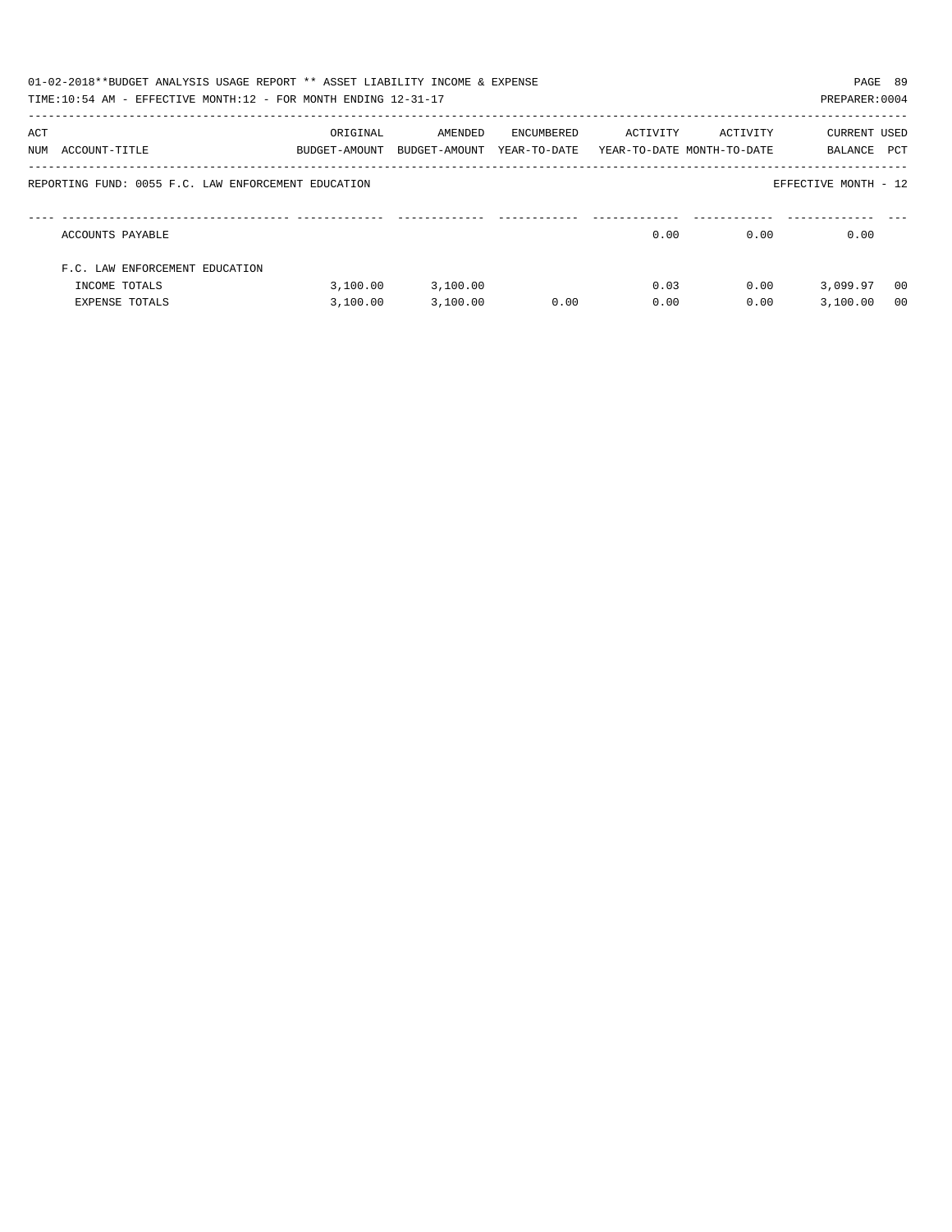01-02-2018**BUDGET ANALYSIS USAGE REPORT ** ASSET LIABILITY INCOME & EXPENSE

TIME:10:54 AM - EFFECTIVE MONTH:12 - FOR MONTH ENDING 12-31-17

PREPARER:0004

REPORTING FUND: 0055 F.C. LAW ENFORCEMENT EDUCATION

EFFECTIVE MONTH - 12

| ACT NUM | ACCOUNT-TITLE | ORIGINAL BUDGET-AMOUNT | AMENDED BUDGET-AMOUNT | ENCUMBERED YEAR-TO-DATE | ACTIVITY YEAR-TO-DATE | ACTIVITY MONTH-TO-DATE | CURRENT BALANCE | USED PCT |
|---|---|---|---|---|---|---|---|---|
| | ACCOUNTS PAYABLE | | | | 0.00 | 0.00 | 0.00 | |
| | F.C. LAW ENFORCEMENT EDUCATION | | | | | | | |
| | INCOME TOTALS | 3,100.00 | 3,100.00 | | 0.03 | 0.00 | 3,099.97 | 00 |
| | EXPENSE TOTALS | 3,100.00 | 3,100.00 | 0.00 | 0.00 | 0.00 | 3,100.00 | 00 |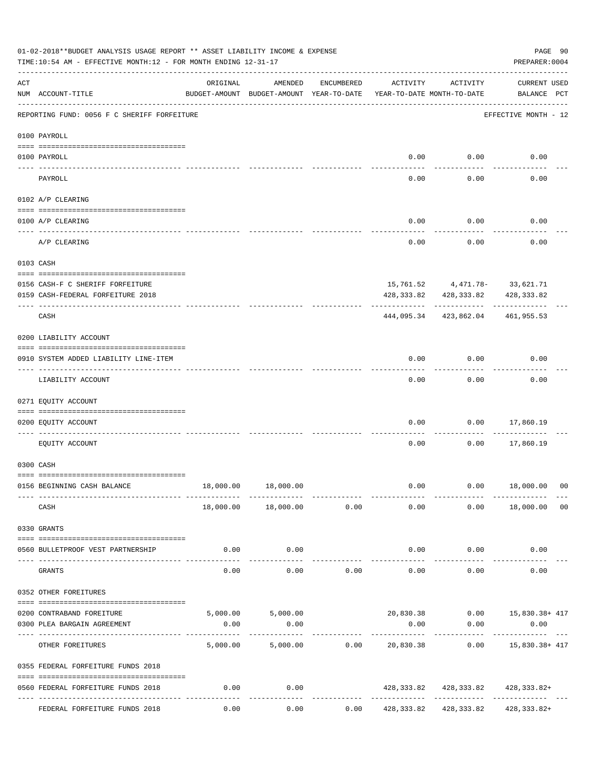01-02-2018**BUDGET ANALYSIS USAGE REPORT ** ASSET LIABILITY INCOME & EXPENSE

TIME:10:54 AM - EFFECTIVE MONTH:12 - FOR MONTH ENDING 12-31-17

PREPARER:0004

REPORTING FUND: 0056 F C SHERIFF FORFEITURE — EFFECTIVE MONTH - 12

| ACT NUM | ACCOUNT-TITLE | ORIGINAL BUDGET-AMOUNT | AMENDED BUDGET-AMOUNT | ENCUMBERED YEAR-TO-DATE | ACTIVITY YEAR-TO-DATE | ACTIVITY MONTH-TO-DATE | CURRENT BALANCE | USED PCT |
|---|---|---|---|---|---|---|---|---|
| **0100 PAYROLL** | | | | | | | | |
| 0100 | PAYROLL | | | | 0.00 | 0.00 | 0.00 | |
| | PAYROLL | | | | 0.00 | 0.00 | 0.00 | |
| **0102 A/P CLEARING** | | | | | | | | |
| 0100 | A/P CLEARING | | | | 0.00 | 0.00 | 0.00 | |
| | A/P CLEARING | | | | 0.00 | 0.00 | 0.00 | |
| **0103 CASH** | | | | | | | | |
| 0156 | CASH-F C SHERIFF FORFEITURE | | | | 15,761.52 | 4,471.78- | 33,621.71 | |
| 0159 | CASH-FEDERAL FORFEITURE 2018 | | | | 428,333.82 | 428,333.82 | 428,333.82 | |
| | CASH | | | | 444,095.34 | 423,862.04 | 461,955.53 | |
| **0200 LIABILITY ACCOUNT** | | | | | | | | |
| 0910 | SYSTEM ADDED LIABILITY LINE-ITEM | | | | 0.00 | 0.00 | 0.00 | |
| | LIABILITY ACCOUNT | | | | 0.00 | 0.00 | 0.00 | |
| **0271 EQUITY ACCOUNT** | | | | | | | | |
| 0200 | EQUITY ACCOUNT | | | | 0.00 | 0.00 | 17,860.19 | |
| | EQUITY ACCOUNT | | | | 0.00 | 0.00 | 17,860.19 | |
| **0300 CASH** | | | | | | | | |
| 0156 | BEGINNING CASH BALANCE | 18,000.00 | 18,000.00 | | 0.00 | 0.00 | 18,000.00 | 00 |
| | CASH | 18,000.00 | 18,000.00 | 0.00 | 0.00 | 0.00 | 18,000.00 | 00 |
| **0330 GRANTS** | | | | | | | | |
| 0560 | BULLETPROOF VEST PARTNERSHIP | 0.00 | 0.00 | | 0.00 | 0.00 | 0.00 | |
| | GRANTS | 0.00 | 0.00 | 0.00 | 0.00 | 0.00 | 0.00 | |
| **0352 OTHER FOREITURES** | | | | | | | | |
| 0200 | CONTRABAND FOREITURE | 5,000.00 | 5,000.00 | | 20,830.38 | 0.00 | 15,830.38+ | 417 |
| 0300 | PLEA BARGAIN AGREEMENT | 0.00 | 0.00 | | 0.00 | 0.00 | 0.00 | |
| | OTHER FOREITURES | 5,000.00 | 5,000.00 | 0.00 | 20,830.38 | 0.00 | 15,830.38+ | 417 |
| **0355 FEDERAL FORFEITURE FUNDS 2018** | | | | | | | | |
| 0560 | FEDERAL FORFEITURE FUNDS 2018 | 0.00 | 0.00 | | 428,333.82 | 428,333.82 | 428,333.82+ | |
| | FEDERAL FORFEITURE FUNDS 2018 | 0.00 | 0.00 | 0.00 | 428,333.82 | 428,333.82 | 428,333.82+ | |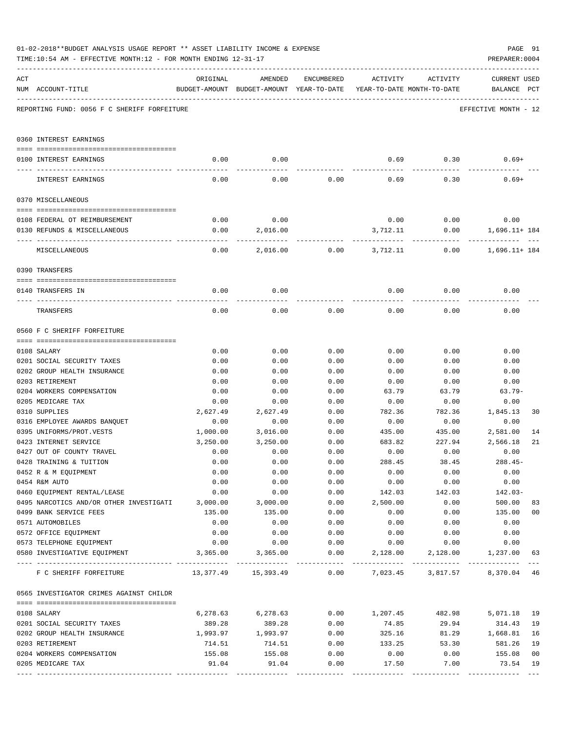01-02-2018**BUDGET ANALYSIS USAGE REPORT ** ASSET LIABILITY INCOME & EXPENSE

TIME:10:54 AM - EFFECTIVE MONTH:12 - FOR MONTH ENDING 12-31-17

PREPARER:0004

REPORTING FUND: 0056 F C SHERIFF FORFEITURE — EFFECTIVE MONTH - 12

| ACT NUM | ACCOUNT-TITLE | ORIGINAL BUDGET-AMOUNT | AMENDED BUDGET-AMOUNT | ENCUMBERED YEAR-TO-DATE | ACTIVITY YEAR-TO-DATE | ACTIVITY MONTH-TO-DATE | CURRENT USED BALANCE | PCT |
|---|---|---|---|---|---|---|---|---|
| | **0360 INTEREST EARNINGS** | | | | | | | |
| 0100 | INTEREST EARNINGS | 0.00 | 0.00 | | 0.69 | 0.30 | 0.69+ | |
| | INTEREST EARNINGS | 0.00 | 0.00 | 0.00 | 0.69 | 0.30 | 0.69+ | |
| | **0370 MISCELLANEOUS** | | | | | | | |
| 0108 | FEDERAL OT REIMBURSEMENT | 0.00 | 0.00 | | 0.00 | 0.00 | 0.00 | |
| 0130 | REFUNDS & MISCELLANEOUS | 0.00 | 2,016.00 | | 3,712.11 | 0.00 | 1,696.11+ | 184 |
| | MISCELLANEOUS | 0.00 | 2,016.00 | 0.00 | 3,712.11 | 0.00 | 1,696.11+ | 184 |
| | **0390 TRANSFERS** | | | | | | | |
| 0140 | TRANSFERS IN | 0.00 | 0.00 | | 0.00 | 0.00 | 0.00 | |
| | TRANSFERS | 0.00 | 0.00 | 0.00 | 0.00 | 0.00 | 0.00 | |
| | **0560 F C SHERIFF FORFEITURE** | | | | | | | |
| 0108 | SALARY | 0.00 | 0.00 | 0.00 | 0.00 | 0.00 | 0.00 | |
| 0201 | SOCIAL SECURITY TAXES | 0.00 | 0.00 | 0.00 | 0.00 | 0.00 | 0.00 | |
| 0202 | GROUP HEALTH INSURANCE | 0.00 | 0.00 | 0.00 | 0.00 | 0.00 | 0.00 | |
| 0203 | RETIREMENT | 0.00 | 0.00 | 0.00 | 0.00 | 0.00 | 0.00 | |
| 0204 | WORKERS COMPENSATION | 0.00 | 0.00 | 0.00 | 63.79 | 63.79 | 63.79- | |
| 0205 | MEDICARE TAX | 0.00 | 0.00 | 0.00 | 0.00 | 0.00 | 0.00 | |
| 0310 | SUPPLIES | 2,627.49 | 2,627.49 | 0.00 | 782.36 | 782.36 | 1,845.13 | 30 |
| 0316 | EMPLOYEE AWARDS BANQUET | 0.00 | 0.00 | 0.00 | 0.00 | 0.00 | 0.00 | |
| 0395 | UNIFORMS/PROT.VESTS | 1,000.00 | 3,016.00 | 0.00 | 435.00 | 435.00 | 2,581.00 | 14 |
| 0423 | INTERNET SERVICE | 3,250.00 | 3,250.00 | 0.00 | 683.82 | 227.94 | 2,566.18 | 21 |
| 0427 | OUT OF COUNTY TRAVEL | 0.00 | 0.00 | 0.00 | 0.00 | 0.00 | 0.00 | |
| 0428 | TRAINING & TUITION | 0.00 | 0.00 | 0.00 | 288.45 | 38.45 | 288.45- | |
| 0452 | R & M EQUIPMENT | 0.00 | 0.00 | 0.00 | 0.00 | 0.00 | 0.00 | |
| 0454 | R&M AUTO | 0.00 | 0.00 | 0.00 | 0.00 | 0.00 | 0.00 | |
| 0460 | EQUIPMENT RENTAL/LEASE | 0.00 | 0.00 | 0.00 | 142.03 | 142.03 | 142.03- | |
| 0495 | NARCOTICS AND/OR OTHER INVESTIGATI | 3,000.00 | 3,000.00 | 0.00 | 2,500.00 | 0.00 | 500.00 | 83 |
| 0499 | BANK SERVICE FEES | 135.00 | 135.00 | 0.00 | 0.00 | 0.00 | 135.00 | 00 |
| 0571 | AUTOMOBILES | 0.00 | 0.00 | 0.00 | 0.00 | 0.00 | 0.00 | |
| 0572 | OFFICE EQUIPMENT | 0.00 | 0.00 | 0.00 | 0.00 | 0.00 | 0.00 | |
| 0573 | TELEPHONE EQUIPMENT | 0.00 | 0.00 | 0.00 | 0.00 | 0.00 | 0.00 | |
| 0580 | INVESTIGATIVE EQUIPMENT | 3,365.00 | 3,365.00 | 0.00 | 2,128.00 | 2,128.00 | 1,237.00 | 63 |
| | F C SHERIFF FORFEITURE | 13,377.49 | 15,393.49 | 0.00 | 7,023.45 | 3,817.57 | 8,370.04 | 46 |
| | **0565 INVESTIGATOR CRIMES AGAINST CHILDR** | | | | | | | |
| 0108 | SALARY | 6,278.63 | 6,278.63 | 0.00 | 1,207.45 | 482.98 | 5,071.18 | 19 |
| 0201 | SOCIAL SECURITY TAXES | 389.28 | 389.28 | 0.00 | 74.85 | 29.94 | 314.43 | 19 |
| 0202 | GROUP HEALTH INSURANCE | 1,993.97 | 1,993.97 | 0.00 | 325.16 | 81.29 | 1,668.81 | 16 |
| 0203 | RETIREMENT | 714.51 | 714.51 | 0.00 | 133.25 | 53.30 | 581.26 | 19 |
| 0204 | WORKERS COMPENSATION | 155.08 | 155.08 | 0.00 | 0.00 | 0.00 | 155.08 | 00 |
| 0205 | MEDICARE TAX | 91.04 | 91.04 | 0.00 | 17.50 | 7.00 | 73.54 | 19 |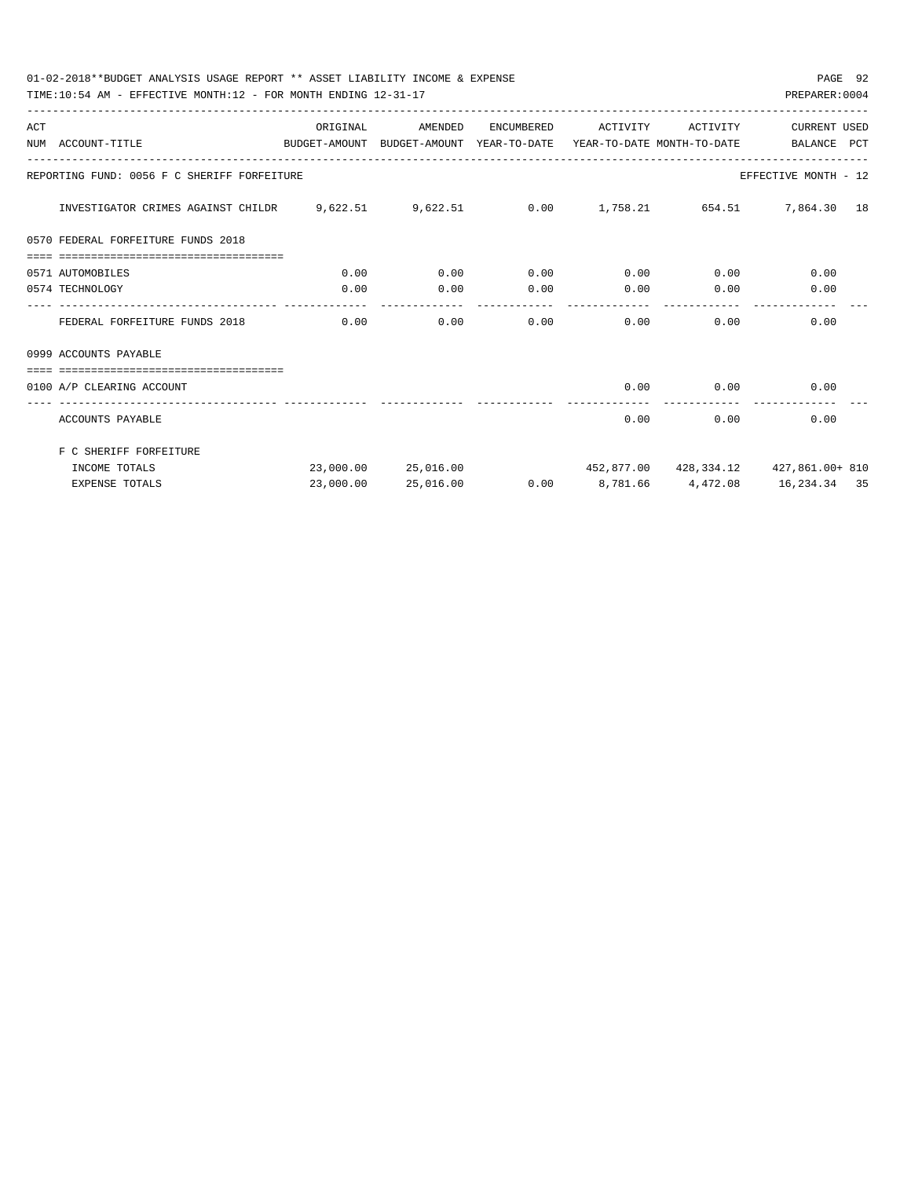01-02-2018**BUDGET ANALYSIS USAGE REPORT ** ASSET LIABILITY INCOME & EXPENSE

TIME:10:54 AM - EFFECTIVE MONTH:12 - FOR MONTH ENDING 12-31-17

PREPARER:0004

| ACT NUM | ACCOUNT-TITLE | ORIGINAL BUDGET-AMOUNT | AMENDED BUDGET-AMOUNT | ENCUMBERED YEAR-TO-DATE | ACTIVITY YEAR-TO-DATE | ACTIVITY MONTH-TO-DATE | CURRENT BALANCE | USED PCT |
|---|---|---|---|---|---|---|---|---|
| REPORTING FUND: 0056 F C SHERIFF FORFEITURE | | | | | | | EFFECTIVE MONTH - 12 | |
| | INVESTIGATOR CRIMES AGAINST CHILDR | 9,622.51 | 9,622.51 | 0.00 | 1,758.21 | 654.51 | 7,864.30 | 18 |
| 0570 FEDERAL FORFEITURE FUNDS 2018 | | | | | | | | |
| 0571 | AUTOMOBILES | 0.00 | 0.00 | 0.00 | 0.00 | 0.00 | 0.00 | |
| 0574 | TECHNOLOGY | 0.00 | 0.00 | 0.00 | 0.00 | 0.00 | 0.00 | |
| | FEDERAL FORFEITURE FUNDS 2018 | 0.00 | 0.00 | 0.00 | 0.00 | 0.00 | 0.00 | |
| 0999 ACCOUNTS PAYABLE | | | | | | | | |
| 0100 | A/P CLEARING ACCOUNT | | | | 0.00 | 0.00 | 0.00 | |
| | ACCOUNTS PAYABLE | | | | 0.00 | 0.00 | 0.00 | |
| | F C SHERIFF FORFEITURE | | | | | | | |
| | INCOME TOTALS | 23,000.00 | 25,016.00 | | 452,877.00 | 428,334.12 | 427,861.00+ | 810 |
| | EXPENSE TOTALS | 23,000.00 | 25,016.00 | 0.00 | 8,781.66 | 4,472.08 | 16,234.34 | 35 |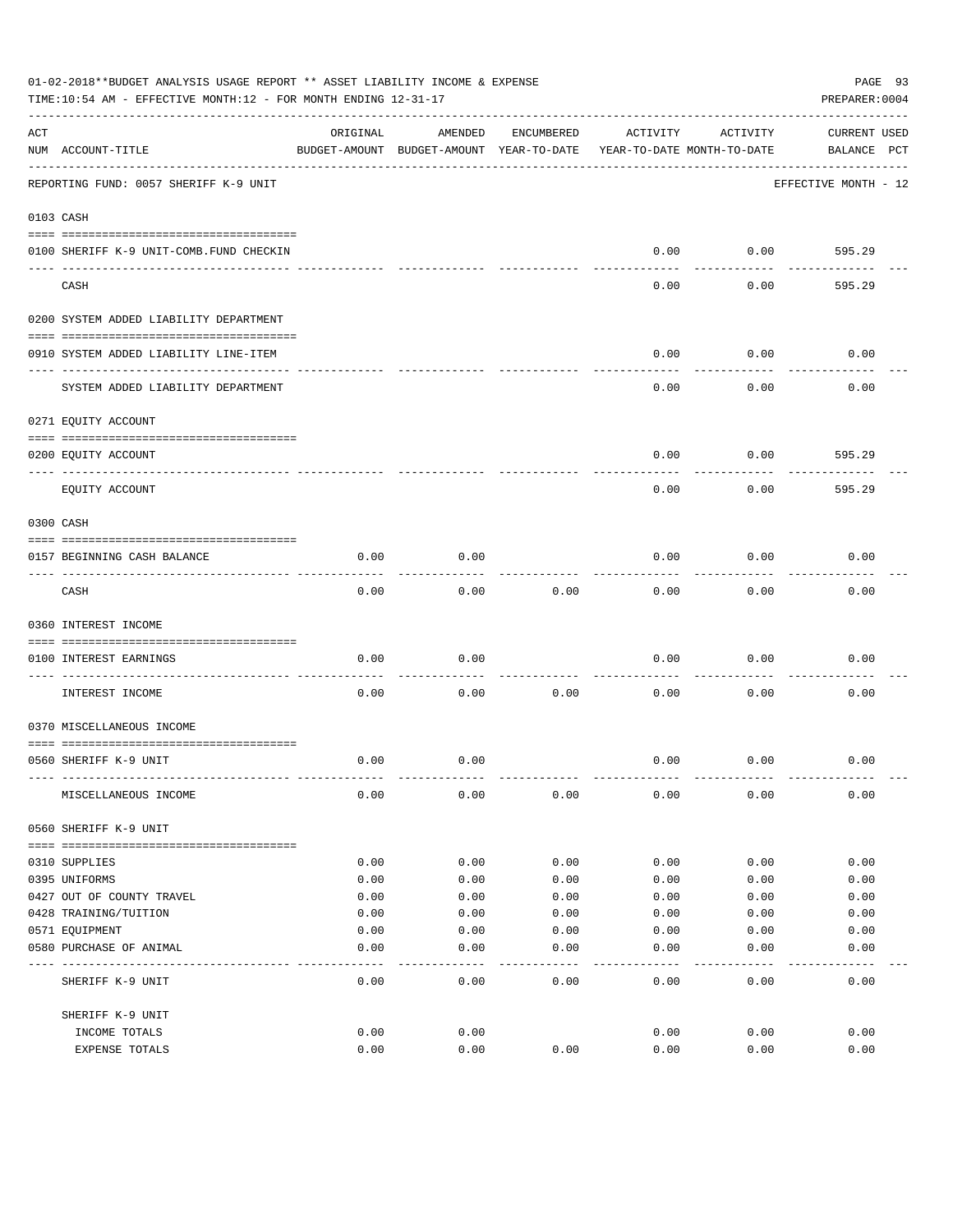01-02-2018**BUDGET ANALYSIS USAGE REPORT ** ASSET LIABILITY INCOME & EXPENSE

TIME:10:54 AM - EFFECTIVE MONTH:12 - FOR MONTH ENDING 12-31-17

PREPARER:0004

| ACT NUM | ACCOUNT-TITLE | ORIGINAL BUDGET-AMOUNT | AMENDED BUDGET-AMOUNT | ENCUMBERED YEAR-TO-DATE | ACTIVITY YEAR-TO-DATE | ACTIVITY MONTH-TO-DATE | CURRENT BALANCE | USED PCT |
|---|---|---|---|---|---|---|---|---|
| | REPORTING FUND: 0057 SHERIFF K-9 UNIT | | | | | | EFFECTIVE MONTH - 12 | |
| 0103 | CASH | | | | | | | |
| 0100 | SHERIFF K-9 UNIT-COMB.FUND CHECKIN | | | | 0.00 | 0.00 | 595.29 | |
| | CASH | | | | 0.00 | 0.00 | 595.29 | |
| 0200 | SYSTEM ADDED LIABILITY DEPARTMENT | | | | | | | |
| 0910 | SYSTEM ADDED LIABILITY LINE-ITEM | | | | 0.00 | 0.00 | 0.00 | |
| | SYSTEM ADDED LIABILITY DEPARTMENT | | | | 0.00 | 0.00 | 0.00 | |
| 0271 | EQUITY ACCOUNT | | | | | | | |
| 0200 | EQUITY ACCOUNT | | | | 0.00 | 0.00 | 595.29 | |
| | EQUITY ACCOUNT | | | | 0.00 | 0.00 | 595.29 | |
| 0300 | CASH | | | | | | | |
| 0157 | BEGINNING CASH BALANCE | 0.00 | 0.00 | | 0.00 | 0.00 | 0.00 | |
| | CASH | 0.00 | 0.00 | 0.00 | 0.00 | 0.00 | 0.00 | |
| 0360 | INTEREST INCOME | | | | | | | |
| 0100 | INTEREST EARNINGS | 0.00 | 0.00 | | 0.00 | 0.00 | 0.00 | |
| | INTEREST INCOME | 0.00 | 0.00 | 0.00 | 0.00 | 0.00 | 0.00 | |
| 0370 | MISCELLANEOUS INCOME | | | | | | | |
| 0560 | SHERIFF K-9 UNIT | 0.00 | 0.00 | | 0.00 | 0.00 | 0.00 | |
| | MISCELLANEOUS INCOME | 0.00 | 0.00 | 0.00 | 0.00 | 0.00 | 0.00 | |
| 0560 | SHERIFF K-9 UNIT | | | | | | | |
| 0310 | SUPPLIES | 0.00 | 0.00 | 0.00 | 0.00 | 0.00 | 0.00 | |
| 0395 | UNIFORMS | 0.00 | 0.00 | 0.00 | 0.00 | 0.00 | 0.00 | |
| 0427 | OUT OF COUNTY TRAVEL | 0.00 | 0.00 | 0.00 | 0.00 | 0.00 | 0.00 | |
| 0428 | TRAINING/TUITION | 0.00 | 0.00 | 0.00 | 0.00 | 0.00 | 0.00 | |
| 0571 | EQUIPMENT | 0.00 | 0.00 | 0.00 | 0.00 | 0.00 | 0.00 | |
| 0580 | PURCHASE OF ANIMAL | 0.00 | 0.00 | 0.00 | 0.00 | 0.00 | 0.00 | |
| | SHERIFF K-9 UNIT | 0.00 | 0.00 | 0.00 | 0.00 | 0.00 | 0.00 | |
| | SHERIFF K-9 UNIT | | | | | | | |
| | INCOME TOTALS | 0.00 | 0.00 | | 0.00 | 0.00 | 0.00 | |
| | EXPENSE TOTALS | 0.00 | 0.00 | 0.00 | 0.00 | 0.00 | 0.00 | |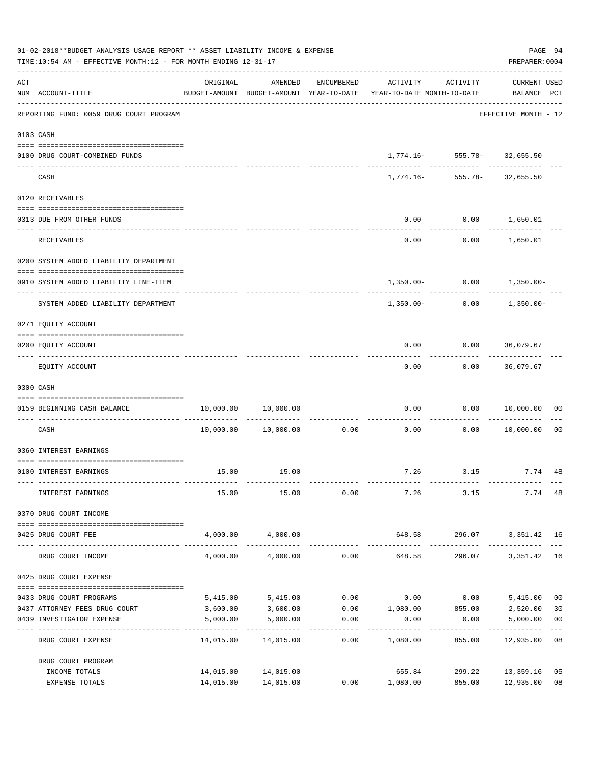01-02-2018**BUDGET ANALYSIS USAGE REPORT ** ASSET LIABILITY INCOME & EXPENSE

TIME:10:54 AM - EFFECTIVE MONTH:12 - FOR MONTH ENDING 12-31-17

PREPARER:0004

| ACT NUM | ACCOUNT-TITLE | ORIGINAL BUDGET-AMOUNT | AMENDED BUDGET-AMOUNT | ENCUMBERED YEAR-TO-DATE | ACTIVITY YEAR-TO-DATE | ACTIVITY MONTH-TO-DATE | CURRENT USED BALANCE | PCT |
|---|---|---|---|---|---|---|---|---|
| | REPORTING FUND: 0059 DRUG COURT PROGRAM | | | | | | EFFECTIVE MONTH - 12 | |
| 0103 | CASH | | | | | | | |
| 0100 | DRUG COURT-COMBINED FUNDS | | | | 1,774.16- | 555.78- | 32,655.50 | |
| | CASH | | | | 1,774.16- | 555.78- | 32,655.50 | |
| 0120 | RECEIVABLES | | | | | | | |
| 0313 | DUE FROM OTHER FUNDS | | | | 0.00 | 0.00 | 1,650.01 | |
| | RECEIVABLES | | | | 0.00 | 0.00 | 1,650.01 | |
| 0200 | SYSTEM ADDED LIABILITY DEPARTMENT | | | | | | | |
| 0910 | SYSTEM ADDED LIABILITY LINE-ITEM | | | | 1,350.00- | 0.00 | 1,350.00- | |
| | SYSTEM ADDED LIABILITY DEPARTMENT | | | | 1,350.00- | 0.00 | 1,350.00- | |
| 0271 | EQUITY ACCOUNT | | | | | | | |
| 0200 | EQUITY ACCOUNT | | | | 0.00 | 0.00 | 36,079.67 | |
| | EQUITY ACCOUNT | | | | 0.00 | 0.00 | 36,079.67 | |
| 0300 | CASH | | | | | | | |
| 0159 | BEGINNING CASH BALANCE | 10,000.00 | 10,000.00 | | 0.00 | 0.00 | 10,000.00 | 00 |
| | CASH | 10,000.00 | 10,000.00 | 0.00 | 0.00 | 0.00 | 10,000.00 | 00 |
| 0360 | INTEREST EARNINGS | | | | | | | |
| 0100 | INTEREST EARNINGS | 15.00 | 15.00 | | 7.26 | 3.15 | 7.74 | 48 |
| | INTEREST EARNINGS | 15.00 | 15.00 | 0.00 | 7.26 | 3.15 | 7.74 | 48 |
| 0370 | DRUG COURT INCOME | | | | | | | |
| 0425 | DRUG COURT FEE | 4,000.00 | 4,000.00 | | 648.58 | 296.07 | 3,351.42 | 16 |
| | DRUG COURT INCOME | 4,000.00 | 4,000.00 | 0.00 | 648.58 | 296.07 | 3,351.42 | 16 |
| 0425 | DRUG COURT EXPENSE | | | | | | | |
| 0433 | DRUG COURT PROGRAMS | 5,415.00 | 5,415.00 | 0.00 | 0.00 | 0.00 | 5,415.00 | 00 |
| 0437 | ATTORNEY FEES DRUG COURT | 3,600.00 | 3,600.00 | 0.00 | 1,080.00 | 855.00 | 2,520.00 | 30 |
| 0439 | INVESTIGATOR EXPENSE | 5,000.00 | 5,000.00 | 0.00 | 0.00 | 0.00 | 5,000.00 | 00 |
| | DRUG COURT EXPENSE | 14,015.00 | 14,015.00 | 0.00 | 1,080.00 | 855.00 | 12,935.00 | 08 |
| | DRUG COURT PROGRAM | | | | | | | |
| | INCOME TOTALS | 14,015.00 | 14,015.00 | | 655.84 | 299.22 | 13,359.16 | 05 |
| | EXPENSE TOTALS | 14,015.00 | 14,015.00 | 0.00 | 1,080.00 | 855.00 | 12,935.00 | 08 |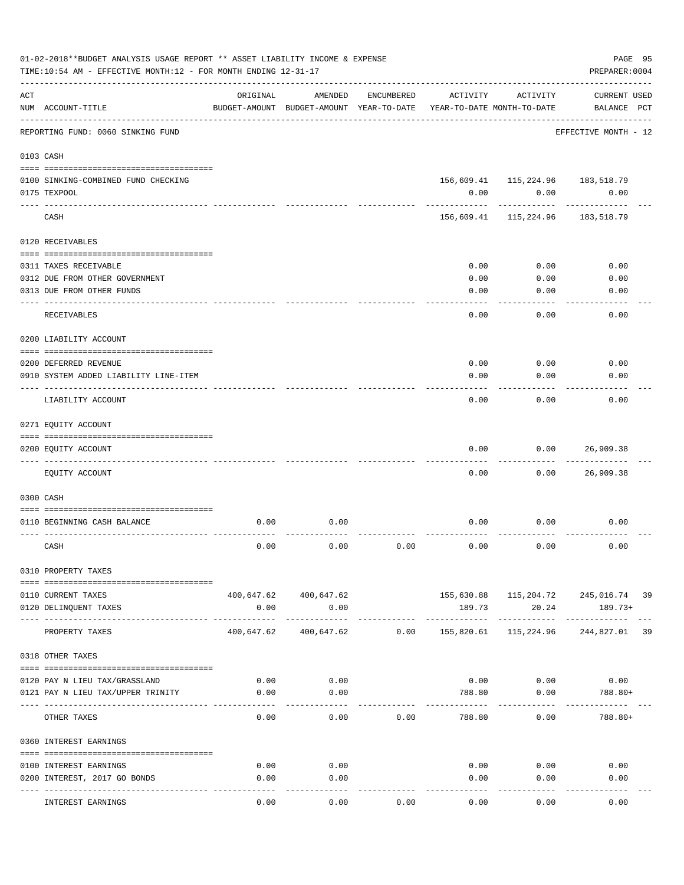01-02-2018**BUDGET ANALYSIS USAGE REPORT ** ASSET LIABILITY INCOME & EXPENSE

TIME:10:54 AM - EFFECTIVE MONTH:12 - FOR MONTH ENDING 12-31-17

PREPARER:0004

REPORTING FUND: 0060 SINKING FUND — EFFECTIVE MONTH - 12

| ACT NUM | ACCOUNT-TITLE | ORIGINAL BUDGET-AMOUNT | AMENDED BUDGET-AMOUNT | ENCUMBERED YEAR-TO-DATE | ACTIVITY YEAR-TO-DATE | ACTIVITY MONTH-TO-DATE | CURRENT USED BALANCE | PCT |
|---|---|---|---|---|---|---|---|---|
| **0103** | **CASH** | | | | | | | |
| 0100 | SINKING-COMBINED FUND CHECKING | | | | 156,609.41 | 115,224.96 | 183,518.79 | |
| 0175 | TEXPOOL | | | | 0.00 | 0.00 | 0.00 | |
| | CASH | | | | 156,609.41 | 115,224.96 | 183,518.79 | |
| **0120** | **RECEIVABLES** | | | | | | | |
| 0311 | TAXES RECEIVABLE | | | | 0.00 | 0.00 | 0.00 | |
| 0312 | DUE FROM OTHER GOVERNMENT | | | | 0.00 | 0.00 | 0.00 | |
| 0313 | DUE FROM OTHER FUNDS | | | | 0.00 | 0.00 | 0.00 | |
| | RECEIVABLES | | | | 0.00 | 0.00 | 0.00 | |
| **0200** | **LIABILITY ACCOUNT** | | | | | | | |
| 0200 | DEFERRED REVENUE | | | | 0.00 | 0.00 | 0.00 | |
| 0910 | SYSTEM ADDED LIABILITY LINE-ITEM | | | | 0.00 | 0.00 | 0.00 | |
| | LIABILITY ACCOUNT | | | | 0.00 | 0.00 | 0.00 | |
| **0271** | **EQUITY ACCOUNT** | | | | | | | |
| 0200 | EQUITY ACCOUNT | | | | 0.00 | 0.00 | 26,909.38 | |
| | EQUITY ACCOUNT | | | | 0.00 | 0.00 | 26,909.38 | |
| **0300** | **CASH** | | | | | | | |
| 0110 | BEGINNING CASH BALANCE | 0.00 | 0.00 | | 0.00 | 0.00 | 0.00 | |
| | CASH | 0.00 | 0.00 | 0.00 | 0.00 | 0.00 | 0.00 | |
| **0310** | **PROPERTY TAXES** | | | | | | | |
| 0110 | CURRENT TAXES | 400,647.62 | 400,647.62 | | 155,630.88 | 115,204.72 | 245,016.74 | 39 |
| 0120 | DELINQUENT TAXES | 0.00 | 0.00 | | 189.73 | 20.24 | 189.73+ | |
| | PROPERTY TAXES | 400,647.62 | 400,647.62 | 0.00 | 155,820.61 | 115,224.96 | 244,827.01 | 39 |
| **0318** | **OTHER TAXES** | | | | | | | |
| 0120 | PAY N LIEU TAX/GRASSLAND | 0.00 | 0.00 | | 0.00 | 0.00 | 0.00 | |
| 0121 | PAY N LIEU TAX/UPPER TRINITY | 0.00 | 0.00 | | 788.80 | 0.00 | 788.80+ | |
| | OTHER TAXES | 0.00 | 0.00 | 0.00 | 788.80 | 0.00 | 788.80+ | |
| **0360** | **INTEREST EARNINGS** | | | | | | | |
| 0100 | INTEREST EARNINGS | 0.00 | 0.00 | | 0.00 | 0.00 | 0.00 | |
| 0200 | INTEREST, 2017 GO BONDS | 0.00 | 0.00 | | 0.00 | 0.00 | 0.00 | |
| | INTEREST EARNINGS | 0.00 | 0.00 | 0.00 | 0.00 | 0.00 | 0.00 | |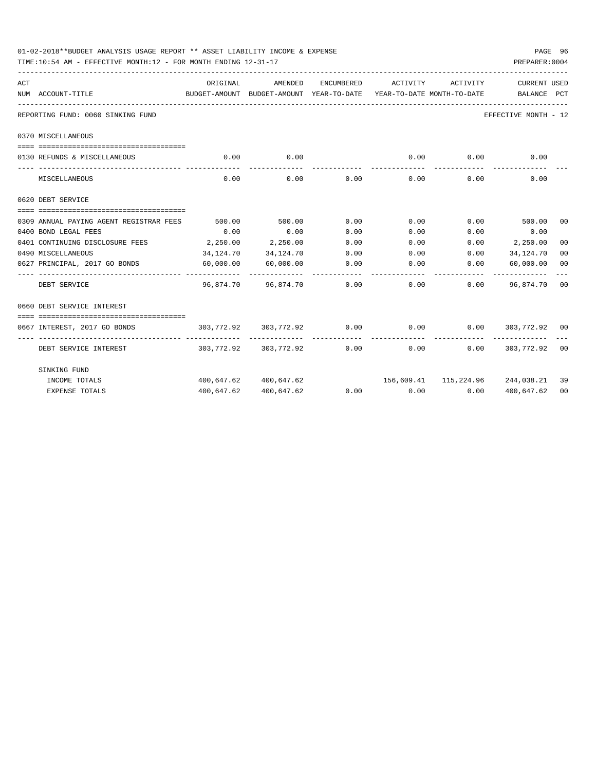01-02-2018**BUDGET ANALYSIS USAGE REPORT ** ASSET LIABILITY INCOME & EXPENSE

TIME:10:54 AM - EFFECTIVE MONTH:12 - FOR MONTH ENDING 12-31-17

PREPARER:0004

| ACT NUM | ACCOUNT-TITLE | ORIGINAL BUDGET-AMOUNT | AMENDED BUDGET-AMOUNT | ENCUMBERED YEAR-TO-DATE | ACTIVITY YEAR-TO-DATE | ACTIVITY MONTH-TO-DATE | CURRENT BALANCE | USED PCT |
|---|---|---|---|---|---|---|---|---|
| | REPORTING FUND: 0060 SINKING FUND | | | | | | EFFECTIVE MONTH - 12 | |
| | 0370 MISCELLANEOUS | | | | | | | |
| 0130 | REFUNDS & MISCELLANEOUS | 0.00 | 0.00 | | 0.00 | 0.00 | 0.00 | |
| | MISCELLANEOUS | 0.00 | 0.00 | 0.00 | 0.00 | 0.00 | 0.00 | |
| | 0620 DEBT SERVICE | | | | | | | |
| 0309 | ANNUAL PAYING AGENT REGISTRAR FEES | 500.00 | 500.00 | 0.00 | 0.00 | 0.00 | 500.00 | 00 |
| 0400 | BOND LEGAL FEES | 0.00 | 0.00 | 0.00 | 0.00 | 0.00 | 0.00 | |
| 0401 | CONTINUING DISCLOSURE FEES | 2,250.00 | 2,250.00 | 0.00 | 0.00 | 0.00 | 2,250.00 | 00 |
| 0490 | MISCELLANEOUS | 34,124.70 | 34,124.70 | 0.00 | 0.00 | 0.00 | 34,124.70 | 00 |
| 0627 | PRINCIPAL, 2017 GO BONDS | 60,000.00 | 60,000.00 | 0.00 | 0.00 | 0.00 | 60,000.00 | 00 |
| | DEBT SERVICE | 96,874.70 | 96,874.70 | 0.00 | 0.00 | 0.00 | 96,874.70 | 00 |
| | 0660 DEBT SERVICE INTEREST | | | | | | | |
| 0667 | INTEREST, 2017 GO BONDS | 303,772.92 | 303,772.92 | 0.00 | 0.00 | 0.00 | 303,772.92 | 00 |
| | DEBT SERVICE INTEREST | 303,772.92 | 303,772.92 | 0.00 | 0.00 | 0.00 | 303,772.92 | 00 |
| | SINKING FUND | | | | | | | |
| | INCOME TOTALS | 400,647.62 | 400,647.62 | | 156,609.41 | 115,224.96 | 244,038.21 | 39 |
| | EXPENSE TOTALS | 400,647.62 | 400,647.62 | 0.00 | 0.00 | 0.00 | 400,647.62 | 00 |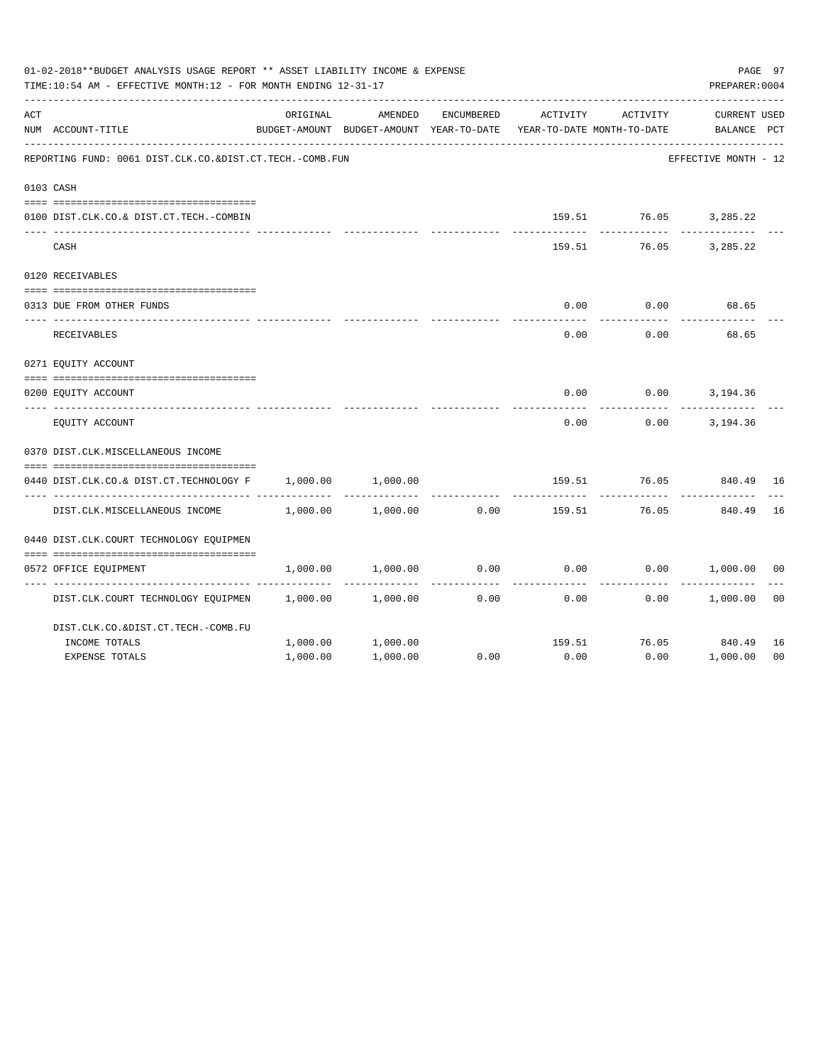01-02-2018**BUDGET ANALYSIS USAGE REPORT ** ASSET LIABILITY INCOME & EXPENSE

TIME:10:54 AM - EFFECTIVE MONTH:12 - FOR MONTH ENDING 12-31-17

PREPARER:0004

REPORTING FUND: 0061 DIST.CLK.CO.&DIST.CT.TECH.-COMB.FUN — EFFECTIVE MONTH - 12

| ACT NUM | ACCOUNT-TITLE | ORIGINAL BUDGET-AMOUNT | AMENDED BUDGET-AMOUNT | ENCUMBERED YEAR-TO-DATE | ACTIVITY YEAR-TO-DATE | ACTIVITY MONTH-TO-DATE | CURRENT BALANCE | USED PCT |
|---|---|---|---|---|---|---|---|---|
| 0103 | CASH | | | | | | | |
| 0100 | DIST.CLK.CO.& DIST.CT.TECH.-COMBIN | | | | 159.51 | 76.05 | 3,285.22 | |
| | CASH | | | | 159.51 | 76.05 | 3,285.22 | |
| 0120 | RECEIVABLES | | | | | | | |
| 0313 | DUE FROM OTHER FUNDS | | | | 0.00 | 0.00 | 68.65 | |
| | RECEIVABLES | | | | 0.00 | 0.00 | 68.65 | |
| 0271 | EQUITY ACCOUNT | | | | | | | |
| 0200 | EQUITY ACCOUNT | | | | 0.00 | 0.00 | 3,194.36 | |
| | EQUITY ACCOUNT | | | | 0.00 | 0.00 | 3,194.36 | |
| 0370 | DIST.CLK.MISCELLANEOUS INCOME | | | | | | | |
| 0440 | DIST.CLK.CO.& DIST.CT.TECHNOLOGY F | 1,000.00 | 1,000.00 | | 159.51 | 76.05 | 840.49 | 16 |
| | DIST.CLK.MISCELLANEOUS INCOME | 1,000.00 | 1,000.00 | 0.00 | 159.51 | 76.05 | 840.49 | 16 |
| 0440 | DIST.CLK.COURT TECHNOLOGY EQUIPMEN | | | | | | | |
| 0572 | OFFICE EQUIPMENT | 1,000.00 | 1,000.00 | 0.00 | 0.00 | 0.00 | 1,000.00 | 00 |
| | DIST.CLK.COURT TECHNOLOGY EQUIPMEN | 1,000.00 | 1,000.00 | 0.00 | 0.00 | 0.00 | 1,000.00 | 00 |
| | DIST.CLK.CO.&DIST.CT.TECH.-COMB.FU | | | | | | | |
| | INCOME TOTALS | 1,000.00 | 1,000.00 | | 159.51 | 76.05 | 840.49 | 16 |
| | EXPENSE TOTALS | 1,000.00 | 1,000.00 | 0.00 | 0.00 | 0.00 | 1,000.00 | 00 |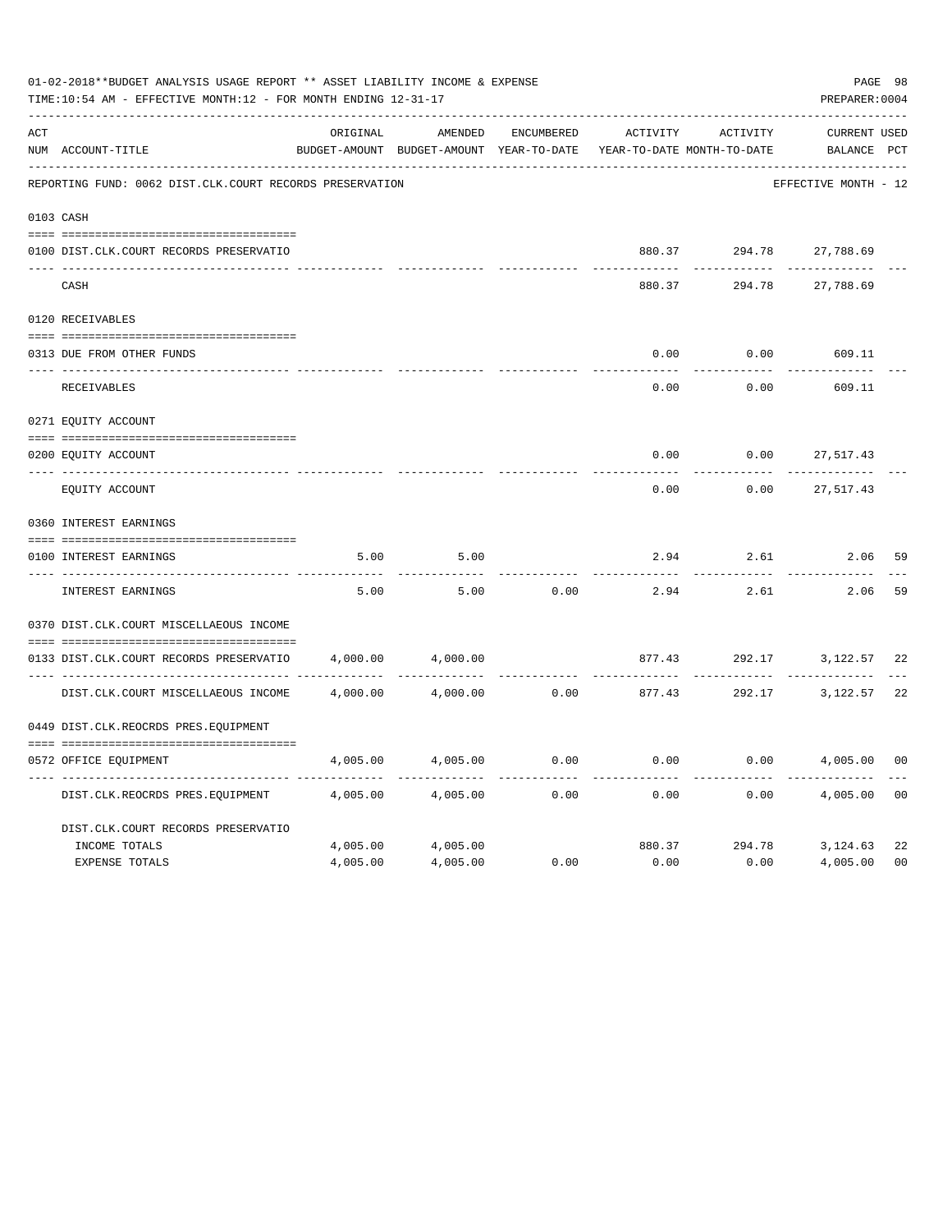01-02-2018**BUDGET ANALYSIS USAGE REPORT ** ASSET LIABILITY INCOME & EXPENSE

TIME:10:54 AM - EFFECTIVE MONTH:12 - FOR MONTH ENDING 12-31-17

PREPARER:0004

REPORTING FUND: 0062 DIST.CLK.COURT RECORDS PRESERVATION — EFFECTIVE MONTH - 12

| ACT NUM | ACCOUNT-TITLE | ORIGINAL BUDGET-AMOUNT | AMENDED BUDGET-AMOUNT | ENCUMBERED YEAR-TO-DATE | ACTIVITY YEAR-TO-DATE | ACTIVITY MONTH-TO-DATE | CURRENT BALANCE | USED PCT |
|---|---|---|---|---|---|---|---|---|
| **0103** | **CASH** | | | | | | | |
| 0100 | DIST.CLK.COURT RECORDS PRESERVATIO | | | | 880.37 | 294.78 | 27,788.69 | |
| | CASH | | | | 880.37 | 294.78 | 27,788.69 | |
| **0120** | **RECEIVABLES** | | | | | | | |
| 0313 | DUE FROM OTHER FUNDS | | | | 0.00 | 0.00 | 609.11 | |
| | RECEIVABLES | | | | 0.00 | 0.00 | 609.11 | |
| **0271** | **EQUITY ACCOUNT** | | | | | | | |
| 0200 | EQUITY ACCOUNT | | | | 0.00 | 0.00 | 27,517.43 | |
| | EQUITY ACCOUNT | | | | 0.00 | 0.00 | 27,517.43 | |
| **0360** | **INTEREST EARNINGS** | | | | | | | |
| 0100 | INTEREST EARNINGS | 5.00 | 5.00 | | 2.94 | 2.61 | 2.06 | 59 |
| | INTEREST EARNINGS | 5.00 | 5.00 | 0.00 | 2.94 | 2.61 | 2.06 | 59 |
| **0370** | **DIST.CLK.COURT MISCELLAEOUS INCOME** | | | | | | | |
| 0133 | DIST.CLK.COURT RECORDS PRESERVATIO | 4,000.00 | 4,000.00 | | 877.43 | 292.17 | 3,122.57 | 22 |
| | DIST.CLK.COURT MISCELLAEOUS INCOME | 4,000.00 | 4,000.00 | 0.00 | 877.43 | 292.17 | 3,122.57 | 22 |
| **0449** | **DIST.CLK.REOCRDS PRES.EQUIPMENT** | | | | | | | |
| 0572 | OFFICE EQUIPMENT | 4,005.00 | 4,005.00 | 0.00 | 0.00 | 0.00 | 4,005.00 | 00 |
| | DIST.CLK.REOCRDS PRES.EQUIPMENT | 4,005.00 | 4,005.00 | 0.00 | 0.00 | 0.00 | 4,005.00 | 00 |
| | DIST.CLK.COURT RECORDS PRESERVATIO | | | | | | | |
| | INCOME TOTALS | 4,005.00 | 4,005.00 | | 880.37 | 294.78 | 3,124.63 | 22 |
| | EXPENSE TOTALS | 4,005.00 | 4,005.00 | 0.00 | 0.00 | 0.00 | 4,005.00 | 00 |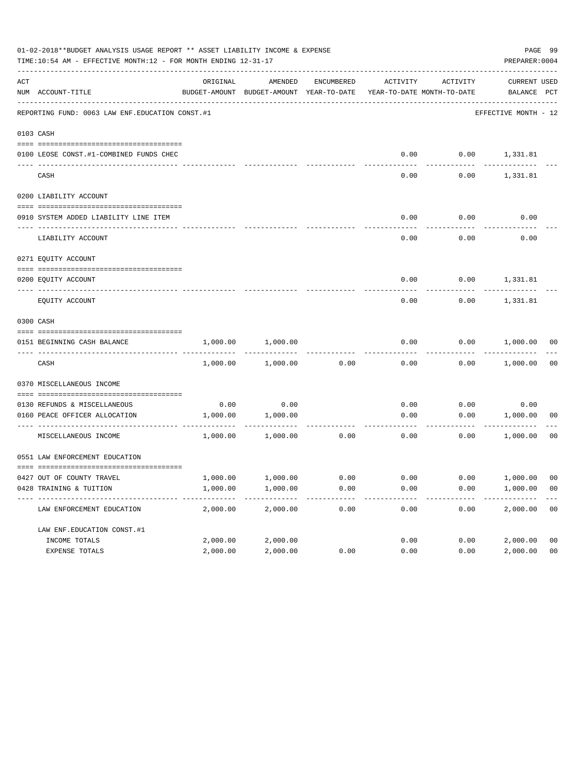01-02-2018**BUDGET ANALYSIS USAGE REPORT ** ASSET LIABILITY INCOME & EXPENSE

TIME:10:54 AM - EFFECTIVE MONTH:12 - FOR MONTH ENDING 12-31-17

PREPARER:0004

REPORTING FUND: 0063 LAW ENF.EDUCATION CONST.#1 — EFFECTIVE MONTH - 12

| ACT NUM | ACCOUNT-TITLE | ORIGINAL BUDGET-AMOUNT | AMENDED BUDGET-AMOUNT | ENCUMBERED YEAR-TO-DATE | ACTIVITY YEAR-TO-DATE | ACTIVITY MONTH-TO-DATE | CURRENT BALANCE | USED PCT |
|---|---|---|---|---|---|---|---|---|
| 0103 | CASH | | | | | | | |
| 0100 | LEOSE CONST.#1-COMBINED FUNDS CHEC | | | | 0.00 | 0.00 | 1,331.81 | |
| | CASH | | | | 0.00 | 0.00 | 1,331.81 | |
| 0200 | LIABILITY ACCOUNT | | | | | | | |
| 0910 | SYSTEM ADDED LIABILITY LINE ITEM | | | | 0.00 | 0.00 | 0.00 | |
| | LIABILITY ACCOUNT | | | | 0.00 | 0.00 | 0.00 | |
| 0271 | EQUITY ACCOUNT | | | | | | | |
| 0200 | EQUITY ACCOUNT | | | | 0.00 | 0.00 | 1,331.81 | |
| | EQUITY ACCOUNT | | | | 0.00 | 0.00 | 1,331.81 | |
| 0300 | CASH | | | | | | | |
| 0151 | BEGINNING CASH BALANCE | 1,000.00 | 1,000.00 | | 0.00 | 0.00 | 1,000.00 | 00 |
| | CASH | 1,000.00 | 1,000.00 | 0.00 | 0.00 | 0.00 | 1,000.00 | 00 |
| 0370 | MISCELLANEOUS INCOME | | | | | | | |
| 0130 | REFUNDS & MISCELLANEOUS | 0.00 | 0.00 | | 0.00 | 0.00 | 0.00 | |
| 0160 | PEACE OFFICER ALLOCATION | 1,000.00 | 1,000.00 | | 0.00 | 0.00 | 1,000.00 | 00 |
| | MISCELLANEOUS INCOME | 1,000.00 | 1,000.00 | 0.00 | 0.00 | 0.00 | 1,000.00 | 00 |
| 0551 | LAW ENFORCEMENT EDUCATION | | | | | | | |
| 0427 | OUT OF COUNTY TRAVEL | 1,000.00 | 1,000.00 | 0.00 | 0.00 | 0.00 | 1,000.00 | 00 |
| 0428 | TRAINING & TUITION | 1,000.00 | 1,000.00 | 0.00 | 0.00 | 0.00 | 1,000.00 | 00 |
| | LAW ENFORCEMENT EDUCATION | 2,000.00 | 2,000.00 | 0.00 | 0.00 | 0.00 | 2,000.00 | 00 |
| | LAW ENF.EDUCATION CONST.#1 | | | | | | | |
| | INCOME TOTALS | 2,000.00 | 2,000.00 | | 0.00 | 0.00 | 2,000.00 | 00 |
| | EXPENSE TOTALS | 2,000.00 | 2,000.00 | 0.00 | 0.00 | 0.00 | 2,000.00 | 00 |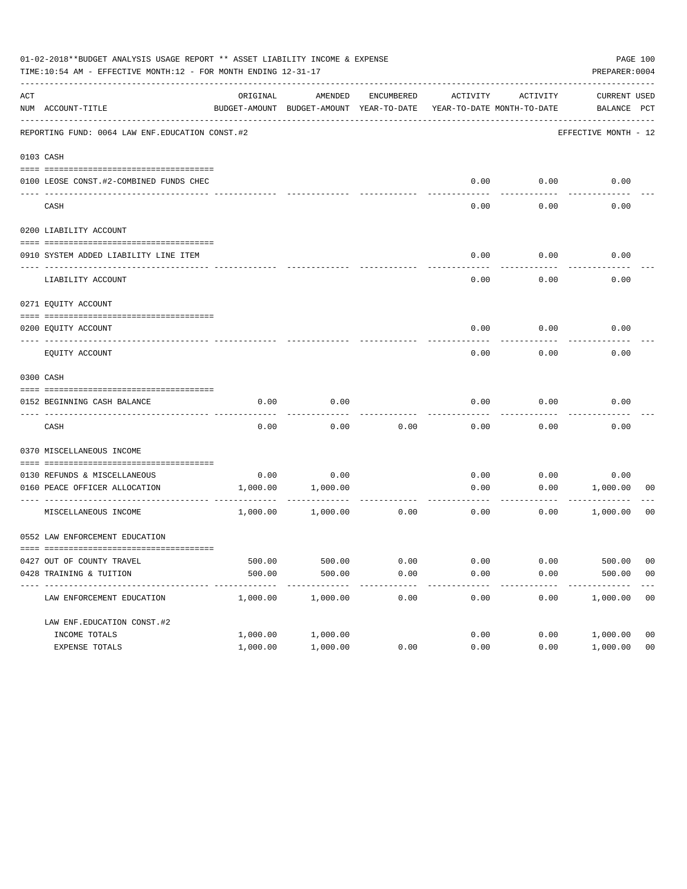01-02-2018**BUDGET ANALYSIS USAGE REPORT ** ASSET LIABILITY INCOME & EXPENSE

TIME:10:54 AM - EFFECTIVE MONTH:12 - FOR MONTH ENDING 12-31-17

PREPARER:0004

REPORTING FUND: 0064 LAW ENF.EDUCATION CONST.#2 — EFFECTIVE MONTH - 12

| ACT NUM | ACCOUNT-TITLE | ORIGINAL BUDGET-AMOUNT | AMENDED BUDGET-AMOUNT | ENCUMBERED YEAR-TO-DATE | ACTIVITY YEAR-TO-DATE | ACTIVITY MONTH-TO-DATE | CURRENT BALANCE | USED PCT |
|---|---|---|---|---|---|---|---|---|
| 0103 | CASH | | | | | | | |
| 0100 | LEOSE CONST.#2-COMBINED FUNDS CHEC | | | | 0.00 | 0.00 | 0.00 | |
| | CASH | | | | 0.00 | 0.00 | 0.00 | |
| 0200 | LIABILITY ACCOUNT | | | | | | | |
| 0910 | SYSTEM ADDED LIABILITY LINE ITEM | | | | 0.00 | 0.00 | 0.00 | |
| | LIABILITY ACCOUNT | | | | 0.00 | 0.00 | 0.00 | |
| 0271 | EQUITY ACCOUNT | | | | | | | |
| 0200 | EQUITY ACCOUNT | | | | 0.00 | 0.00 | 0.00 | |
| | EQUITY ACCOUNT | | | | 0.00 | 0.00 | 0.00 | |
| 0300 | CASH | | | | | | | |
| 0152 | BEGINNING CASH BALANCE | 0.00 | 0.00 | | 0.00 | 0.00 | 0.00 | |
| | CASH | 0.00 | 0.00 | 0.00 | 0.00 | 0.00 | 0.00 | |
| 0370 | MISCELLANEOUS INCOME | | | | | | | |
| 0130 | REFUNDS & MISCELLANEOUS | 0.00 | 0.00 | | 0.00 | 0.00 | 0.00 | |
| 0160 | PEACE OFFICER ALLOCATION | 1,000.00 | 1,000.00 | | 0.00 | 0.00 | 1,000.00 | 00 |
| | MISCELLANEOUS INCOME | 1,000.00 | 1,000.00 | 0.00 | 0.00 | 0.00 | 1,000.00 | 00 |
| 0552 | LAW ENFORCEMENT EDUCATION | | | | | | | |
| 0427 | OUT OF COUNTY TRAVEL | 500.00 | 500.00 | 0.00 | 0.00 | 0.00 | 500.00 | 00 |
| 0428 | TRAINING & TUITION | 500.00 | 500.00 | 0.00 | 0.00 | 0.00 | 500.00 | 00 |
| | LAW ENFORCEMENT EDUCATION | 1,000.00 | 1,000.00 | 0.00 | 0.00 | 0.00 | 1,000.00 | 00 |
| | LAW ENF.EDUCATION CONST.#2 | | | | | | | |
| | INCOME TOTALS | 1,000.00 | 1,000.00 | | 0.00 | 0.00 | 1,000.00 | 00 |
| | EXPENSE TOTALS | 1,000.00 | 1,000.00 | 0.00 | 0.00 | 0.00 | 1,000.00 | 00 |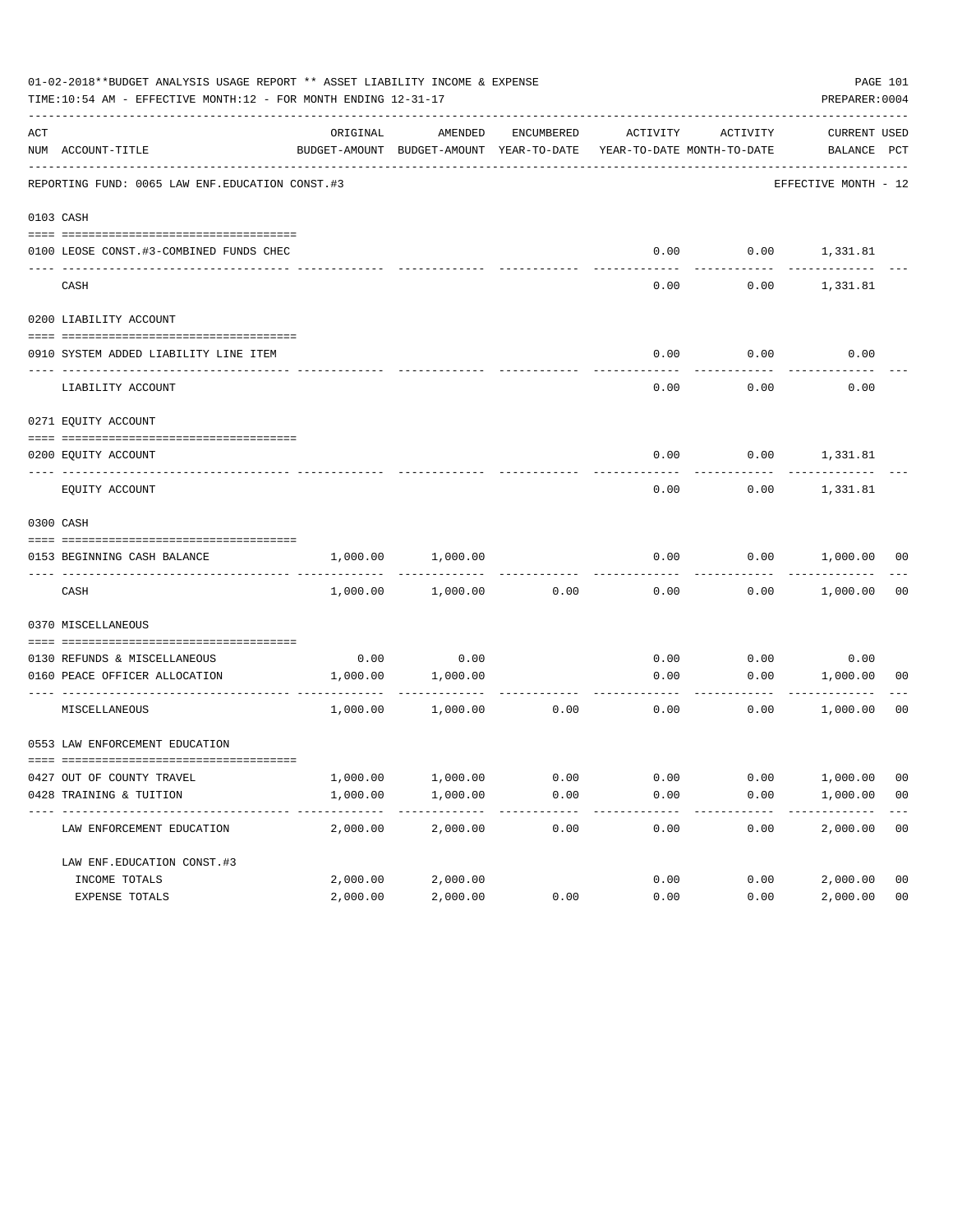01-02-2018**BUDGET ANALYSIS USAGE REPORT ** ASSET LIABILITY INCOME & EXPENSE

TIME:10:54 AM - EFFECTIVE MONTH:12 - FOR MONTH ENDING 12-31-17

PREPARER:0004

REPORTING FUND: 0065 LAW ENF.EDUCATION CONST.#3 — EFFECTIVE MONTH - 12

| ACT NUM | ACCOUNT-TITLE | ORIGINAL BUDGET-AMOUNT | AMENDED BUDGET-AMOUNT | ENCUMBERED YEAR-TO-DATE | ACTIVITY YEAR-TO-DATE | ACTIVITY MONTH-TO-DATE | CURRENT BALANCE | USED PCT |
|---|---|---|---|---|---|---|---|---|
| 0103 | CASH | | | | | | | |
| 0100 | LEOSE CONST.#3-COMBINED FUNDS CHEC | | | | 0.00 | 0.00 | 1,331.81 | |
| | CASH | | | | 0.00 | 0.00 | 1,331.81 | |
| 0200 | LIABILITY ACCOUNT | | | | | | | |
| 0910 | SYSTEM ADDED LIABILITY LINE ITEM | | | | 0.00 | 0.00 | 0.00 | |
| | LIABILITY ACCOUNT | | | | 0.00 | 0.00 | 0.00 | |
| 0271 | EQUITY ACCOUNT | | | | | | | |
| 0200 | EQUITY ACCOUNT | | | | 0.00 | 0.00 | 1,331.81 | |
| | EQUITY ACCOUNT | | | | 0.00 | 0.00 | 1,331.81 | |
| 0300 | CASH | | | | | | | |
| 0153 | BEGINNING CASH BALANCE | 1,000.00 | 1,000.00 | | 0.00 | 0.00 | 1,000.00 | 00 |
| | CASH | 1,000.00 | 1,000.00 | 0.00 | 0.00 | 0.00 | 1,000.00 | 00 |
| 0370 | MISCELLANEOUS | | | | | | | |
| 0130 | REFUNDS & MISCELLANEOUS | 0.00 | 0.00 | | 0.00 | 0.00 | 0.00 | |
| 0160 | PEACE OFFICER ALLOCATION | 1,000.00 | 1,000.00 | | 0.00 | 0.00 | 1,000.00 | 00 |
| | MISCELLANEOUS | 1,000.00 | 1,000.00 | 0.00 | 0.00 | 0.00 | 1,000.00 | 00 |
| 0553 | LAW ENFORCEMENT EDUCATION | | | | | | | |
| 0427 | OUT OF COUNTY TRAVEL | 1,000.00 | 1,000.00 | 0.00 | 0.00 | 0.00 | 1,000.00 | 00 |
| 0428 | TRAINING & TUITION | 1,000.00 | 1,000.00 | 0.00 | 0.00 | 0.00 | 1,000.00 | 00 |
| | LAW ENFORCEMENT EDUCATION | 2,000.00 | 2,000.00 | 0.00 | 0.00 | 0.00 | 2,000.00 | 00 |
| | LAW ENF.EDUCATION CONST.#3 | | | | | | | |
| | INCOME TOTALS | 2,000.00 | 2,000.00 | | 0.00 | 0.00 | 2,000.00 | 00 |
| | EXPENSE TOTALS | 2,000.00 | 2,000.00 | 0.00 | 0.00 | 0.00 | 2,000.00 | 00 |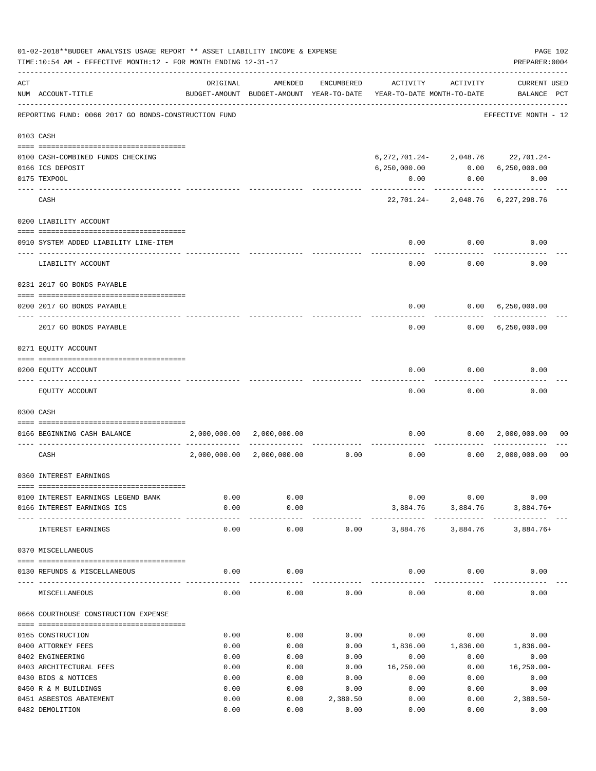01-02-2018**BUDGET ANALYSIS USAGE REPORT ** ASSET LIABILITY INCOME & EXPENSE

TIME:10:54 AM - EFFECTIVE MONTH:12 - FOR MONTH ENDING 12-31-17

PREPARER:0004

| ACT NUM | ACCOUNT-TITLE | ORIGINAL BUDGET-AMOUNT | AMENDED BUDGET-AMOUNT | ENCUMBERED YEAR-TO-DATE | ACTIVITY YEAR-TO-DATE | ACTIVITY MONTH-TO-DATE | CURRENT BALANCE | USED PCT |
|---|---|---|---|---|---|---|---|---|
| | REPORTING FUND: 0066 2017 GO BONDS-CONSTRUCTION FUND | | | | | | EFFECTIVE MONTH - 12 | |
| 0103 | CASH | | | | | | | |
| 0100 | CASH-COMBINED FUNDS CHECKING | | | | 6,272,701.24- | 2,048.76 | 22,701.24- | |
| 0166 | ICS DEPOSIT | | | | 6,250,000.00 | 0.00 | 6,250,000.00 | |
| 0175 | TEXPOOL | | | | 0.00 | 0.00 | 0.00 | |
| | CASH | | | | 22,701.24- | 2,048.76 | 6,227,298.76 | |
| 0200 | LIABILITY ACCOUNT | | | | | | | |
| 0910 | SYSTEM ADDED LIABILITY LINE-ITEM | | | | 0.00 | 0.00 | 0.00 | |
| | LIABILITY ACCOUNT | | | | 0.00 | 0.00 | 0.00 | |
| 0231 | 2017 GO BONDS PAYABLE | | | | | | | |
| 0200 | 2017 GO BONDS PAYABLE | | | | 0.00 | 0.00 | 6,250,000.00 | |
| | 2017 GO BONDS PAYABLE | | | | 0.00 | 0.00 | 6,250,000.00 | |
| 0271 | EQUITY ACCOUNT | | | | | | | |
| 0200 | EQUITY ACCOUNT | | | | 0.00 | 0.00 | 0.00 | |
| | EQUITY ACCOUNT | | | | 0.00 | 0.00 | 0.00 | |
| 0300 | CASH | | | | | | | |
| 0166 | BEGINNING CASH BALANCE | 2,000,000.00 | 2,000,000.00 | | 0.00 | 0.00 | 2,000,000.00 | 00 |
| | CASH | 2,000,000.00 | 2,000,000.00 | 0.00 | 0.00 | 0.00 | 2,000,000.00 | 00 |
| 0360 | INTEREST EARNINGS | | | | | | | |
| 0100 | INTEREST EARNINGS LEGEND BANK | 0.00 | 0.00 | | 0.00 | 0.00 | 0.00 | |
| 0166 | INTEREST EARNINGS ICS | 0.00 | 0.00 | | 3,884.76 | 3,884.76 | 3,884.76+ | |
| | INTEREST EARNINGS | 0.00 | 0.00 | 0.00 | 3,884.76 | 3,884.76 | 3,884.76+ | |
| 0370 | MISCELLANEOUS | | | | | | | |
| 0130 | REFUNDS & MISCELLANEOUS | 0.00 | 0.00 | | 0.00 | 0.00 | 0.00 | |
| | MISCELLANEOUS | 0.00 | 0.00 | 0.00 | 0.00 | 0.00 | 0.00 | |
| 0666 | COURTHOUSE CONSTRUCTION EXPENSE | | | | | | | |
| 0165 | CONSTRUCTION | 0.00 | 0.00 | 0.00 | 0.00 | 0.00 | 0.00 | |
| 0400 | ATTORNEY FEES | 0.00 | 0.00 | 0.00 | 1,836.00 | 1,836.00 | 1,836.00- | |
| 0402 | ENGINEERING | 0.00 | 0.00 | 0.00 | 0.00 | 0.00 | 0.00 | |
| 0403 | ARCHITECTURAL FEES | 0.00 | 0.00 | 0.00 | 16,250.00 | 0.00 | 16,250.00- | |
| 0430 | BIDS & NOTICES | 0.00 | 0.00 | 0.00 | 0.00 | 0.00 | 0.00 | |
| 0450 | R & M BUILDINGS | 0.00 | 0.00 | 0.00 | 0.00 | 0.00 | 0.00 | |
| 0451 | ASBESTOS ABATEMENT | 0.00 | 0.00 | 2,380.50 | 0.00 | 0.00 | 2,380.50- | |
| 0482 | DEMOLITION | 0.00 | 0.00 | 0.00 | 0.00 | 0.00 | 0.00 | |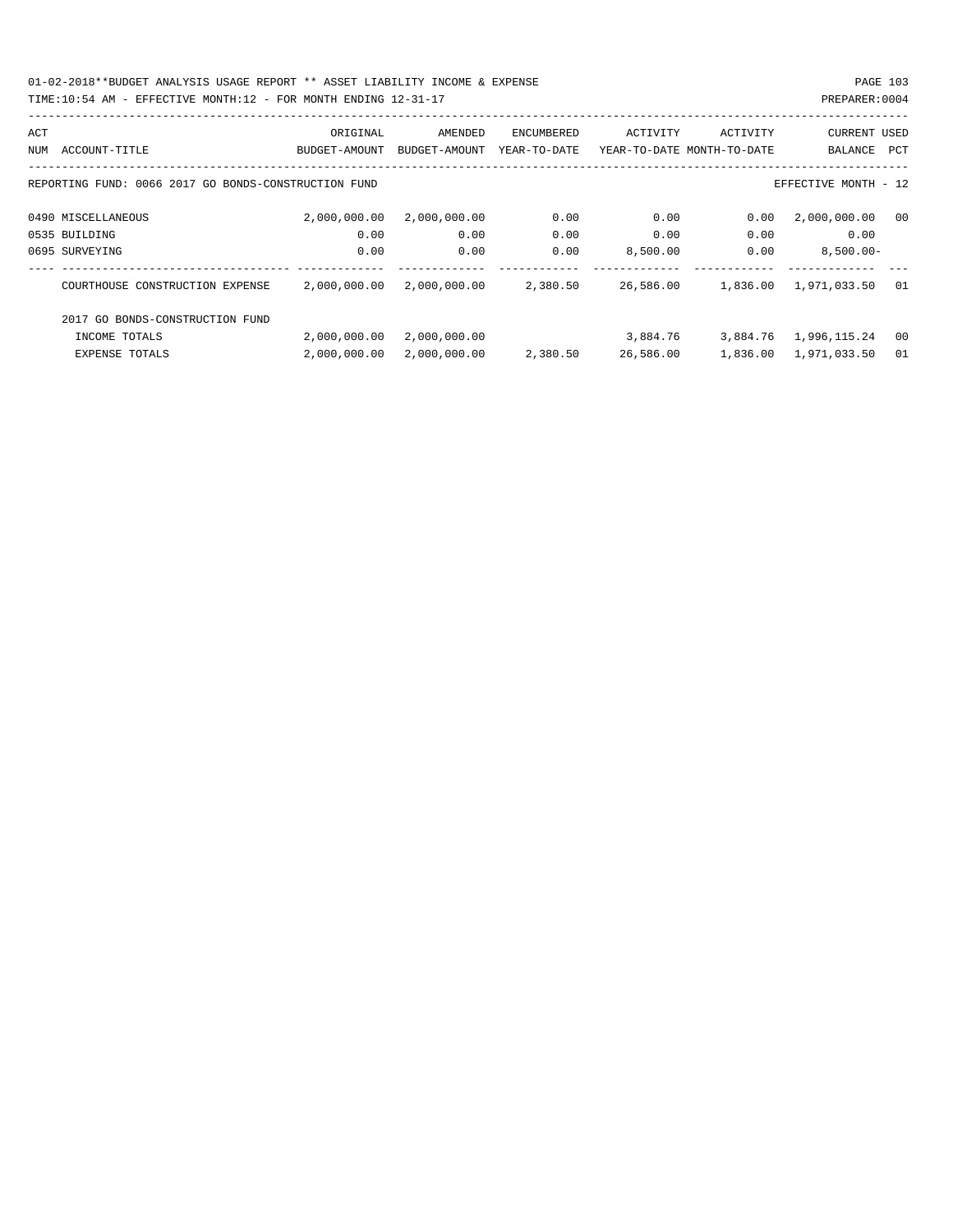01-02-2018**BUDGET ANALYSIS USAGE REPORT ** ASSET LIABILITY INCOME & EXPENSE

TIME:10:54 AM - EFFECTIVE MONTH:12 - FOR MONTH ENDING 12-31-17

PREPARER:0004

| ACT NUM | ACCOUNT-TITLE | ORIGINAL BUDGET-AMOUNT | AMENDED BUDGET-AMOUNT | ENCUMBERED YEAR-TO-DATE | ACTIVITY YEAR-TO-DATE | ACTIVITY MONTH-TO-DATE | CURRENT BALANCE | USED PCT |
|---|---|---|---|---|---|---|---|---|
| REPORTING FUND: 0066 2017 GO BONDS-CONSTRUCTION FUND | | | | | | | EFFECTIVE MONTH - 12 | |
| 0490 | MISCELLANEOUS | 2,000,000.00 | 2,000,000.00 | 0.00 | 0.00 | 0.00 | 2,000,000.00 | 00 |
| 0535 | BUILDING | 0.00 | 0.00 | 0.00 | 0.00 | 0.00 | 0.00 | |
| 0695 | SURVEYING | 0.00 | 0.00 | 0.00 | 8,500.00 | 0.00 | 8,500.00- | |
| | COURTHOUSE CONSTRUCTION EXPENSE | 2,000,000.00 | 2,000,000.00 | 2,380.50 | 26,586.00 | 1,836.00 | 1,971,033.50 | 01 |
| | 2017 GO BONDS-CONSTRUCTION FUND | | | | | | | |
| | INCOME TOTALS | 2,000,000.00 | 2,000,000.00 | | 3,884.76 | 3,884.76 | 1,996,115.24 | 00 |
| | EXPENSE TOTALS | 2,000,000.00 | 2,000,000.00 | 2,380.50 | 26,586.00 | 1,836.00 | 1,971,033.50 | 01 |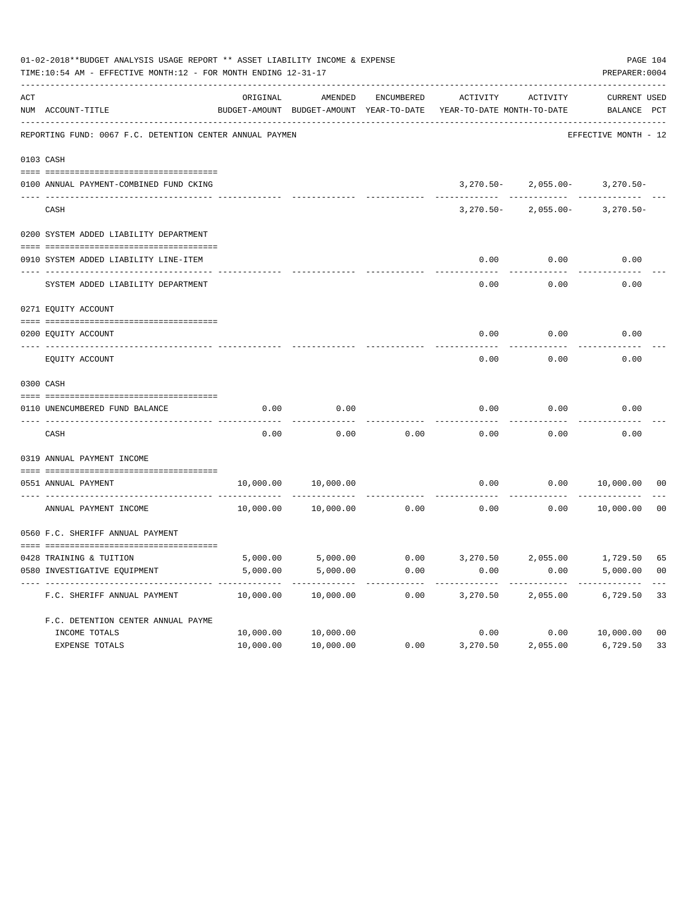01-02-2018**BUDGET ANALYSIS USAGE REPORT ** ASSET LIABILITY INCOME & EXPENSE

TIME:10:54 AM - EFFECTIVE MONTH:12 - FOR MONTH ENDING 12-31-17

PREPARER:0004

REPORTING FUND: 0067 F.C. DETENTION CENTER ANNUAL PAYMEN — EFFECTIVE MONTH - 12

| ACT NUM | ACCOUNT-TITLE | ORIGINAL BUDGET-AMOUNT | AMENDED BUDGET-AMOUNT | ENCUMBERED YEAR-TO-DATE | ACTIVITY YEAR-TO-DATE | ACTIVITY MONTH-TO-DATE | CURRENT BALANCE | USED PCT |
|---|---|---|---|---|---|---|---|---|
| 0103 | CASH | | | | | | | |
| 0100 | ANNUAL PAYMENT-COMBINED FUND CKING | | | | 3,270.50- | 2,055.00- | 3,270.50- | |
| | CASH | | | | 3,270.50- | 2,055.00- | 3,270.50- | |
| 0200 | SYSTEM ADDED LIABILITY DEPARTMENT | | | | | | | |
| 0910 | SYSTEM ADDED LIABILITY LINE-ITEM | | | | 0.00 | 0.00 | 0.00 | |
| | SYSTEM ADDED LIABILITY DEPARTMENT | | | | 0.00 | 0.00 | 0.00 | |
| 0271 | EQUITY ACCOUNT | | | | | | | |
| 0200 | EQUITY ACCOUNT | | | | 0.00 | 0.00 | 0.00 | |
| | EQUITY ACCOUNT | | | | 0.00 | 0.00 | 0.00 | |
| 0300 | CASH | | | | | | | |
| 0110 | UNENCUMBERED FUND BALANCE | 0.00 | 0.00 | | 0.00 | 0.00 | 0.00 | |
| | CASH | 0.00 | 0.00 | 0.00 | 0.00 | 0.00 | 0.00 | |
| 0319 | ANNUAL PAYMENT INCOME | | | | | | | |
| 0551 | ANNUAL PAYMENT | 10,000.00 | 10,000.00 | | 0.00 | 0.00 | 10,000.00 | 00 |
| | ANNUAL PAYMENT INCOME | 10,000.00 | 10,000.00 | 0.00 | 0.00 | 0.00 | 10,000.00 | 00 |
| 0560 | F.C. SHERIFF ANNUAL PAYMENT | | | | | | | |
| 0428 | TRAINING & TUITION | 5,000.00 | 5,000.00 | 0.00 | 3,270.50 | 2,055.00 | 1,729.50 | 65 |
| 0580 | INVESTIGATIVE EQUIPMENT | 5,000.00 | 5,000.00 | 0.00 | 0.00 | 0.00 | 5,000.00 | 00 |
| | F.C. SHERIFF ANNUAL PAYMENT | 10,000.00 | 10,000.00 | 0.00 | 3,270.50 | 2,055.00 | 6,729.50 | 33 |
| | F.C. DETENTION CENTER ANNUAL PAYME | | | | | | | |
| | INCOME TOTALS | 10,000.00 | 10,000.00 | | 0.00 | 0.00 | 10,000.00 | 00 |
| | EXPENSE TOTALS | 10,000.00 | 10,000.00 | 0.00 | 3,270.50 | 2,055.00 | 6,729.50 | 33 |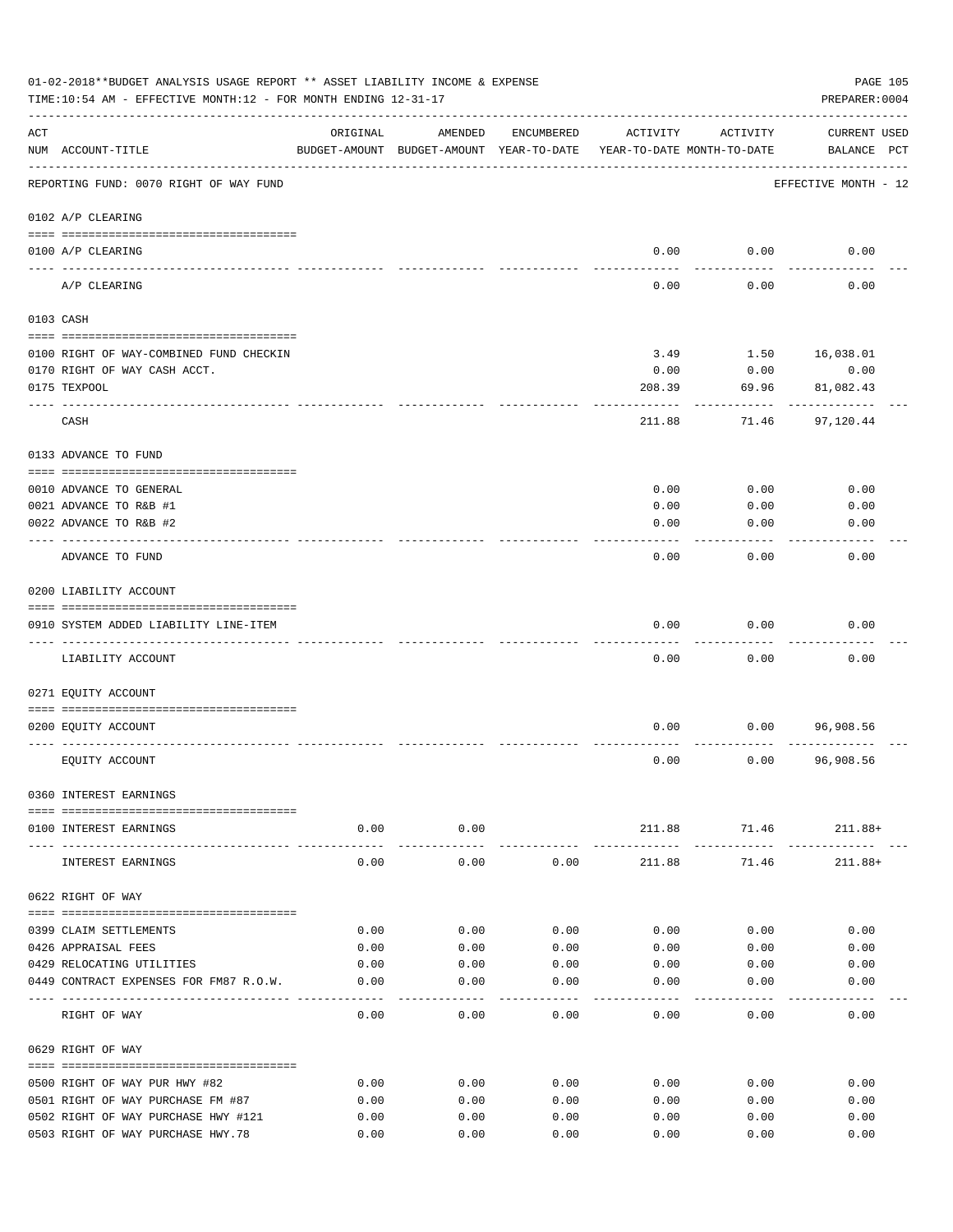01-02-2018**BUDGET ANALYSIS USAGE REPORT ** ASSET LIABILITY INCOME & EXPENSE

TIME:10:54 AM - EFFECTIVE MONTH:12 - FOR MONTH ENDING 12-31-17

PREPARER:0004

REPORTING FUND: 0070 RIGHT OF WAY FUND — EFFECTIVE MONTH - 12

| ACT NUM | ACCOUNT-TITLE | ORIGINAL BUDGET-AMOUNT | AMENDED BUDGET-AMOUNT | ENCUMBERED YEAR-TO-DATE | ACTIVITY YEAR-TO-DATE | ACTIVITY MONTH-TO-DATE | CURRENT BALANCE | USED PCT |
|---|---|---|---|---|---|---|---|---|
| | **0102 A/P CLEARING** | | | | | | | |
| 0100 | A/P CLEARING | | | | 0.00 | 0.00 | 0.00 | |
| | A/P CLEARING | | | | 0.00 | 0.00 | 0.00 | |
| | **0103 CASH** | | | | | | | |
| 0100 | RIGHT OF WAY-COMBINED FUND CHECKIN | | | | 3.49 | 1.50 | 16,038.01 | |
| 0170 | RIGHT OF WAY CASH ACCT. | | | | 0.00 | 0.00 | 0.00 | |
| 0175 | TEXPOOL | | | | 208.39 | 69.96 | 81,082.43 | |
| | CASH | | | | 211.88 | 71.46 | 97,120.44 | |
| | **0133 ADVANCE TO FUND** | | | | | | | |
| 0010 | ADVANCE TO GENERAL | | | | 0.00 | 0.00 | 0.00 | |
| 0021 | ADVANCE TO R&B #1 | | | | 0.00 | 0.00 | 0.00 | |
| 0022 | ADVANCE TO R&B #2 | | | | 0.00 | 0.00 | 0.00 | |
| | ADVANCE TO FUND | | | | 0.00 | 0.00 | 0.00 | |
| | **0200 LIABILITY ACCOUNT** | | | | | | | |
| 0910 | SYSTEM ADDED LIABILITY LINE-ITEM | | | | 0.00 | 0.00 | 0.00 | |
| | LIABILITY ACCOUNT | | | | 0.00 | 0.00 | 0.00 | |
| | **0271 EQUITY ACCOUNT** | | | | | | | |
| 0200 | EQUITY ACCOUNT | | | | 0.00 | 0.00 | 96,908.56 | |
| | EQUITY ACCOUNT | | | | 0.00 | 0.00 | 96,908.56 | |
| | **0360 INTEREST EARNINGS** | | | | | | | |
| 0100 | INTEREST EARNINGS | 0.00 | 0.00 | | 211.88 | 71.46 | 211.88+ | |
| | INTEREST EARNINGS | 0.00 | 0.00 | 0.00 | 211.88 | 71.46 | 211.88+ | |
| | **0622 RIGHT OF WAY** | | | | | | | |
| 0399 | CLAIM SETTLEMENTS | 0.00 | 0.00 | 0.00 | 0.00 | 0.00 | 0.00 | |
| 0426 | APPRAISAL FEES | 0.00 | 0.00 | 0.00 | 0.00 | 0.00 | 0.00 | |
| 0429 | RELOCATING UTILITIES | 0.00 | 0.00 | 0.00 | 0.00 | 0.00 | 0.00 | |
| 0449 | CONTRACT EXPENSES FOR FM87 R.O.W. | 0.00 | 0.00 | 0.00 | 0.00 | 0.00 | 0.00 | |
| | RIGHT OF WAY | 0.00 | 0.00 | 0.00 | 0.00 | 0.00 | 0.00 | |
| | **0629 RIGHT OF WAY** | | | | | | | |
| 0500 | RIGHT OF WAY PUR HWY #82 | 0.00 | 0.00 | 0.00 | 0.00 | 0.00 | 0.00 | |
| 0501 | RIGHT OF WAY PURCHASE FM #87 | 0.00 | 0.00 | 0.00 | 0.00 | 0.00 | 0.00 | |
| 0502 | RIGHT OF WAY PURCHASE HWY #121 | 0.00 | 0.00 | 0.00 | 0.00 | 0.00 | 0.00 | |
| 0503 | RIGHT OF WAY PURCHASE HWY.78 | 0.00 | 0.00 | 0.00 | 0.00 | 0.00 | 0.00 | |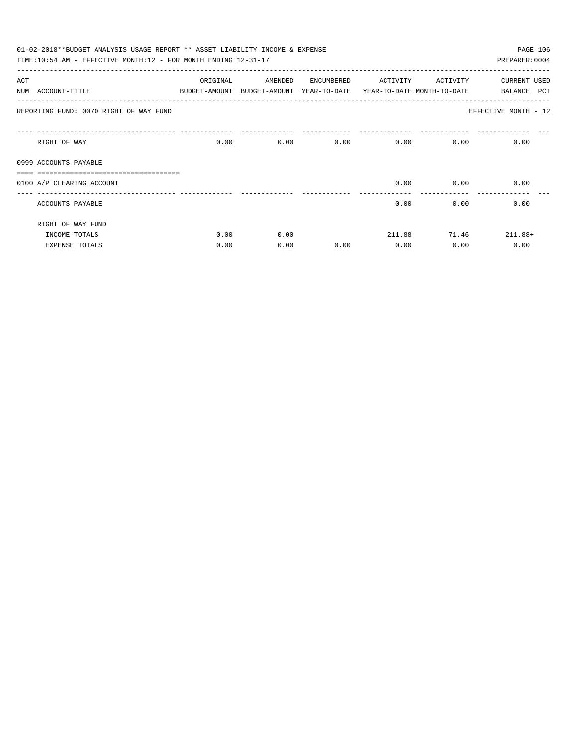01-02-2018**BUDGET ANALYSIS USAGE REPORT ** ASSET LIABILITY INCOME & EXPENSE

TIME:10:54 AM - EFFECTIVE MONTH:12 - FOR MONTH ENDING 12-31-17

PREPARER:0004

| ACT NUM | ACCOUNT-TITLE | ORIGINAL BUDGET-AMOUNT | AMENDED BUDGET-AMOUNT | ENCUMBERED YEAR-TO-DATE | ACTIVITY YEAR-TO-DATE | ACTIVITY MONTH-TO-DATE | CURRENT BALANCE | USED PCT |
|---|---|---|---|---|---|---|---|---|
| REPORTING FUND: 0070 RIGHT OF WAY FUND | | | | | | | EFFECTIVE MONTH - 12 | |
| | RIGHT OF WAY | 0.00 | 0.00 | 0.00 | 0.00 | 0.00 | 0.00 | |
| 0999 | ACCOUNTS PAYABLE | | | | | | | |
| 0100 | A/P CLEARING ACCOUNT | | | | 0.00 | 0.00 | 0.00 | |
| | ACCOUNTS PAYABLE | | | | 0.00 | 0.00 | 0.00 | |
| | RIGHT OF WAY FUND | | | | | | | |
| | INCOME TOTALS | 0.00 | 0.00 | | 211.88 | 71.46 | 211.88+ | |
| | EXPENSE TOTALS | 0.00 | 0.00 | 0.00 | 0.00 | 0.00 | 0.00 | |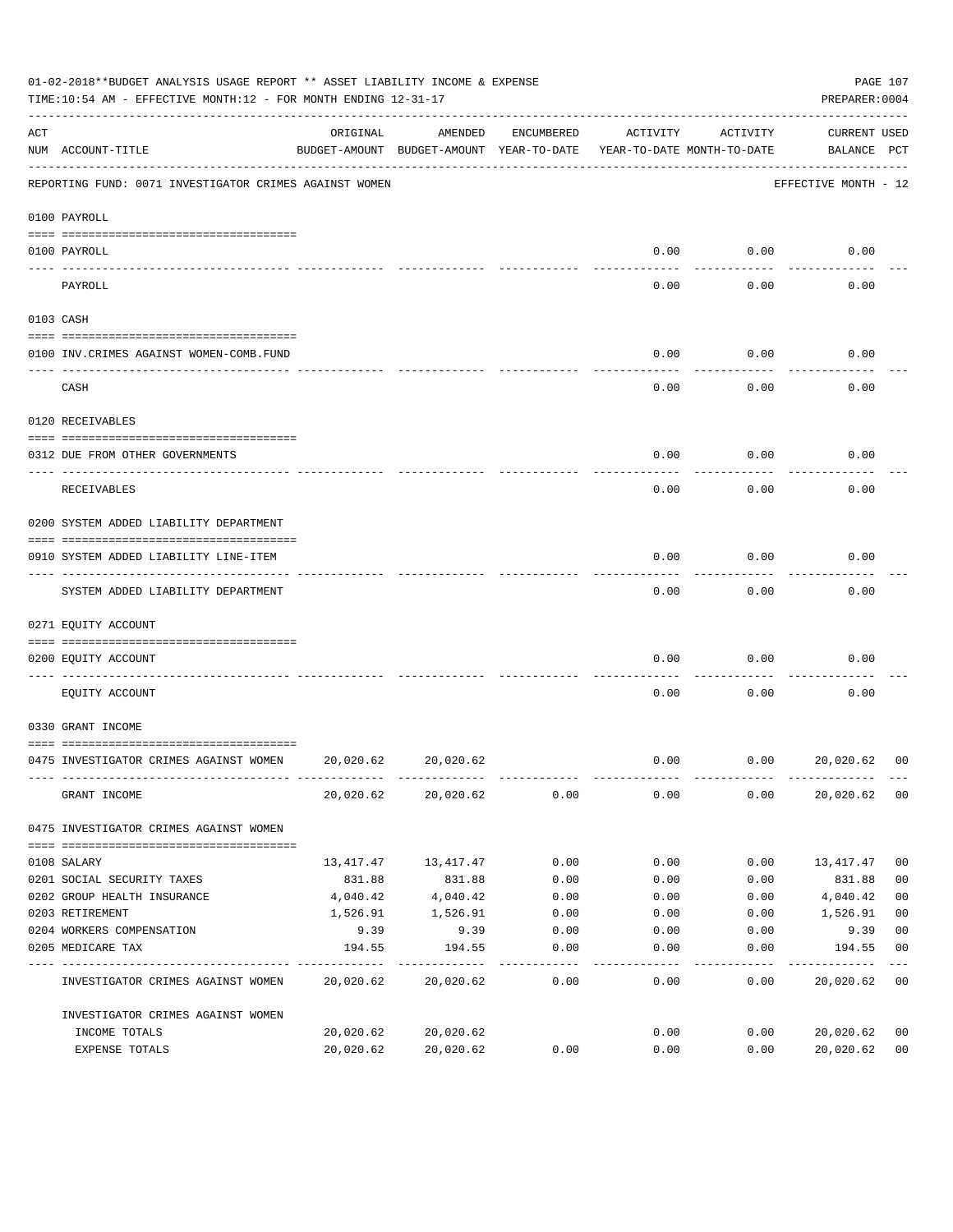01-02-2018**BUDGET ANALYSIS USAGE REPORT ** ASSET LIABILITY INCOME & EXPENSE

TIME:10:54 AM - EFFECTIVE MONTH:12 - FOR MONTH ENDING 12-31-17

PREPARER:0004

| ACT NUM | ACCOUNT-TITLE | ORIGINAL BUDGET-AMOUNT | AMENDED BUDGET-AMOUNT | ENCUMBERED YEAR-TO-DATE | ACTIVITY YEAR-TO-DATE | ACTIVITY MONTH-TO-DATE | CURRENT BALANCE | USED PCT |
|---|---|---|---|---|---|---|---|---|

REPORTING FUND: 0071 INVESTIGATOR CRIMES AGAINST WOMEN — EFFECTIVE MONTH - 12

| ACT NUM | ACCOUNT-TITLE | ORIGINAL BUDGET-AMOUNT | AMENDED BUDGET-AMOUNT | ENCUMBERED YEAR-TO-DATE | ACTIVITY YEAR-TO-DATE | ACTIVITY MONTH-TO-DATE | CURRENT BALANCE | USED PCT |
|---|---|---|---|---|---|---|---|---|
| | **0100 PAYROLL** | | | | | | | |
| 0100 | PAYROLL | | | | 0.00 | 0.00 | 0.00 | |
| | PAYROLL | | | | 0.00 | 0.00 | 0.00 | |
| | **0103 CASH** | | | | | | | |
| 0100 | INV.CRIMES AGAINST WOMEN-COMB.FUND | | | | 0.00 | 0.00 | 0.00 | |
| | CASH | | | | 0.00 | 0.00 | 0.00 | |
| | **0120 RECEIVABLES** | | | | | | | |
| 0312 | DUE FROM OTHER GOVERNMENTS | | | | 0.00 | 0.00 | 0.00 | |
| | RECEIVABLES | | | | 0.00 | 0.00 | 0.00 | |
| | **0200 SYSTEM ADDED LIABILITY DEPARTMENT** | | | | | | | |
| 0910 | SYSTEM ADDED LIABILITY LINE-ITEM | | | | 0.00 | 0.00 | 0.00 | |
| | SYSTEM ADDED LIABILITY DEPARTMENT | | | | 0.00 | 0.00 | 0.00 | |
| | **0271 EQUITY ACCOUNT** | | | | | | | |
| 0200 | EQUITY ACCOUNT | | | | 0.00 | 0.00 | 0.00 | |
| | EQUITY ACCOUNT | | | | 0.00 | 0.00 | 0.00 | |
| | **0330 GRANT INCOME** | | | | | | | |
| 0475 | INVESTIGATOR CRIMES AGAINST WOMEN | 20,020.62 | 20,020.62 | | 0.00 | 0.00 | 20,020.62 | 00 |
| | GRANT INCOME | 20,020.62 | 20,020.62 | 0.00 | 0.00 | 0.00 | 20,020.62 | 00 |
| | **0475 INVESTIGATOR CRIMES AGAINST WOMEN** | | | | | | | |
| 0108 | SALARY | 13,417.47 | 13,417.47 | 0.00 | 0.00 | 0.00 | 13,417.47 | 00 |
| 0201 | SOCIAL SECURITY TAXES | 831.88 | 831.88 | 0.00 | 0.00 | 0.00 | 831.88 | 00 |
| 0202 | GROUP HEALTH INSURANCE | 4,040.42 | 4,040.42 | 0.00 | 0.00 | 0.00 | 4,040.42 | 00 |
| 0203 | RETIREMENT | 1,526.91 | 1,526.91 | 0.00 | 0.00 | 0.00 | 1,526.91 | 00 |
| 0204 | WORKERS COMPENSATION | 9.39 | 9.39 | 0.00 | 0.00 | 0.00 | 9.39 | 00 |
| 0205 | MEDICARE TAX | 194.55 | 194.55 | 0.00 | 0.00 | 0.00 | 194.55 | 00 |
| | INVESTIGATOR CRIMES AGAINST WOMEN | 20,020.62 | 20,020.62 | 0.00 | 0.00 | 0.00 | 20,020.62 | 00 |
| | **INVESTIGATOR CRIMES AGAINST WOMEN** | | | | | | | |
| | INCOME TOTALS | 20,020.62 | 20,020.62 | | 0.00 | 0.00 | 20,020.62 | 00 |
| | EXPENSE TOTALS | 20,020.62 | 20,020.62 | 0.00 | 0.00 | 0.00 | 20,020.62 | 00 |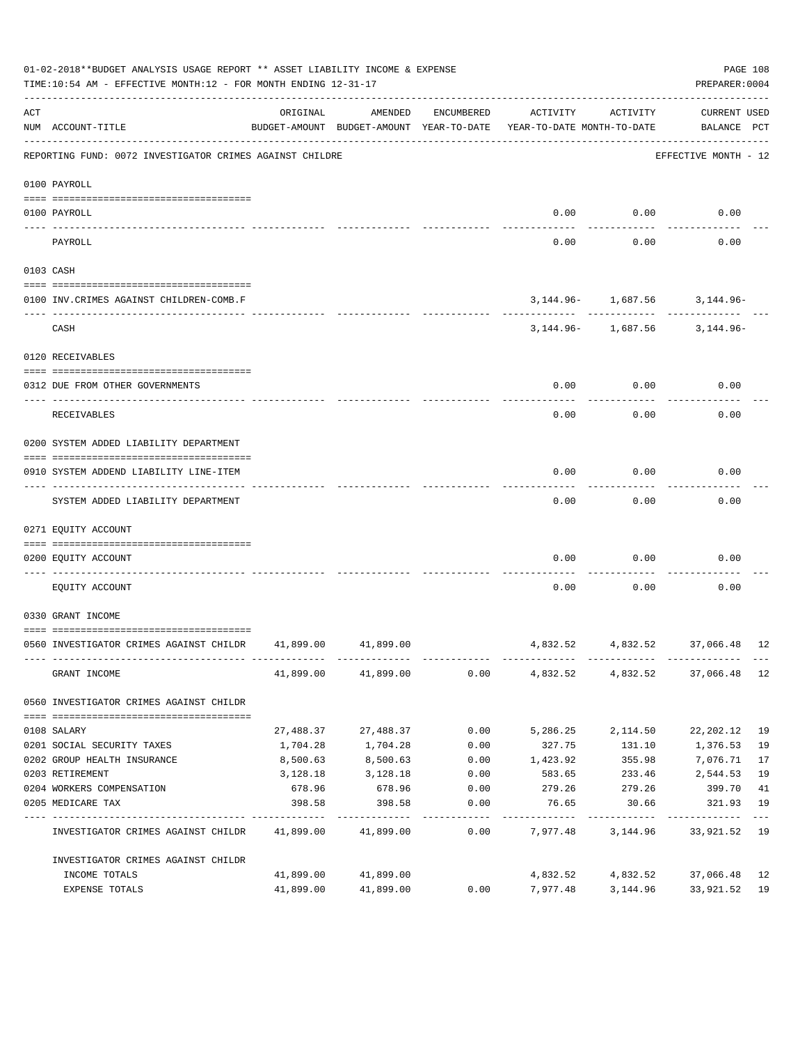01-02-2018**BUDGET ANALYSIS USAGE REPORT ** ASSET LIABILITY INCOME & EXPENSE

TIME:10:54 AM - EFFECTIVE MONTH:12 - FOR MONTH ENDING 12-31-17

PREPARER:0004

| ACT NUM | ACCOUNT-TITLE | ORIGINAL BUDGET-AMOUNT | AMENDED BUDGET-AMOUNT | ENCUMBERED YEAR-TO-DATE | ACTIVITY YEAR-TO-DATE | ACTIVITY MONTH-TO-DATE | CURRENT USED BALANCE | PCT |
|---|---|---|---|---|---|---|---|---|
| | REPORTING FUND: 0072 INVESTIGATOR CRIMES AGAINST CHILDRE | | | | | | EFFECTIVE MONTH - 12 | |
| | 0100 PAYROLL | | | | | | | |
| 0100 | PAYROLL | | | | 0.00 | 0.00 | 0.00 | |
| | PAYROLL | | | | 0.00 | 0.00 | 0.00 | |
| | 0103 CASH | | | | | | | |
| 0100 | INV.CRIMES AGAINST CHILDREN-COMB.F | | | | 3,144.96- | 1,687.56 | 3,144.96- | |
| | CASH | | | | 3,144.96- | 1,687.56 | 3,144.96- | |
| | 0120 RECEIVABLES | | | | | | | |
| 0312 | DUE FROM OTHER GOVERNMENTS | | | | 0.00 | 0.00 | 0.00 | |
| | RECEIVABLES | | | | 0.00 | 0.00 | 0.00 | |
| | 0200 SYSTEM ADDED LIABILITY DEPARTMENT | | | | | | | |
| 0910 | SYSTEM ADDEND LIABILITY LINE-ITEM | | | | 0.00 | 0.00 | 0.00 | |
| | SYSTEM ADDED LIABILITY DEPARTMENT | | | | 0.00 | 0.00 | 0.00 | |
| | 0271 EQUITY ACCOUNT | | | | | | | |
| 0200 | EQUITY ACCOUNT | | | | 0.00 | 0.00 | 0.00 | |
| | EQUITY ACCOUNT | | | | 0.00 | 0.00 | 0.00 | |
| | 0330 GRANT INCOME | | | | | | | |
| 0560 | INVESTIGATOR CRIMES AGAINST CHILDR | 41,899.00 | 41,899.00 | | 4,832.52 | 4,832.52 | 37,066.48 | 12 |
| | GRANT INCOME | 41,899.00 | 41,899.00 | 0.00 | 4,832.52 | 4,832.52 | 37,066.48 | 12 |
| | 0560 INVESTIGATOR CRIMES AGAINST CHILDR | | | | | | | |
| 0108 | SALARY | 27,488.37 | 27,488.37 | 0.00 | 5,286.25 | 2,114.50 | 22,202.12 | 19 |
| 0201 | SOCIAL SECURITY TAXES | 1,704.28 | 1,704.28 | 0.00 | 327.75 | 131.10 | 1,376.53 | 19 |
| 0202 | GROUP HEALTH INSURANCE | 8,500.63 | 8,500.63 | 0.00 | 1,423.92 | 355.98 | 7,076.71 | 17 |
| 0203 | RETIREMENT | 3,128.18 | 3,128.18 | 0.00 | 583.65 | 233.46 | 2,544.53 | 19 |
| 0204 | WORKERS COMPENSATION | 678.96 | 678.96 | 0.00 | 279.26 | 279.26 | 399.70 | 41 |
| 0205 | MEDICARE TAX | 398.58 | 398.58 | 0.00 | 76.65 | 30.66 | 321.93 | 19 |
| | INVESTIGATOR CRIMES AGAINST CHILDR | 41,899.00 | 41,899.00 | 0.00 | 7,977.48 | 3,144.96 | 33,921.52 | 19 |
| | INVESTIGATOR CRIMES AGAINST CHILDR | | | | | | | |
| | INCOME TOTALS | 41,899.00 | 41,899.00 | | 4,832.52 | 4,832.52 | 37,066.48 | 12 |
| | EXPENSE TOTALS | 41,899.00 | 41,899.00 | 0.00 | 7,977.48 | 3,144.96 | 33,921.52 | 19 |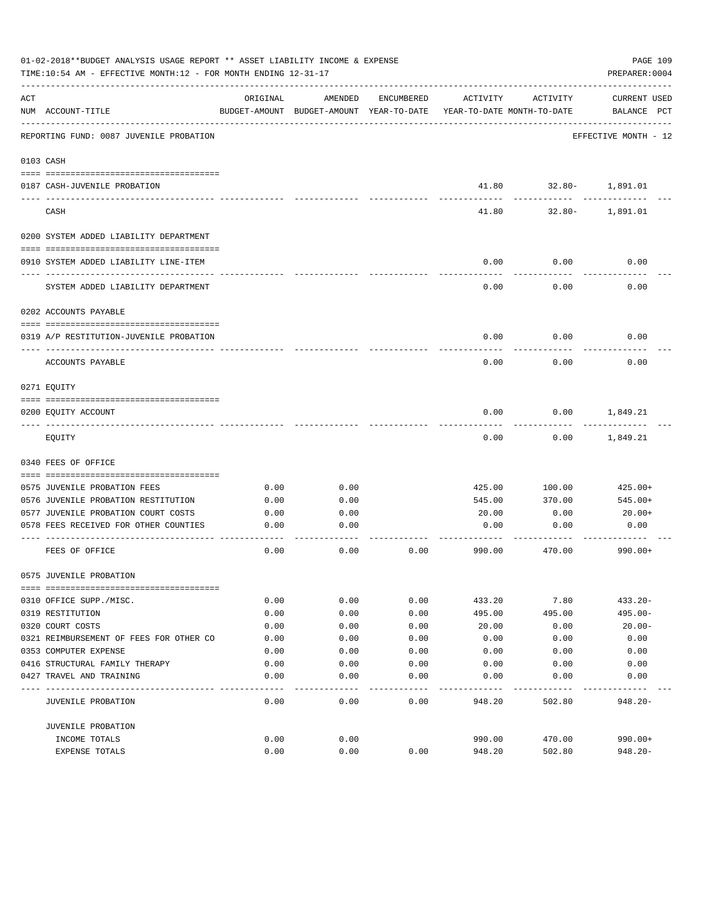01-02-2018**BUDGET ANALYSIS USAGE REPORT ** ASSET LIABILITY INCOME & EXPENSE

TIME:10:54 AM - EFFECTIVE MONTH:12 - FOR MONTH ENDING 12-31-17

PREPARER:0004

REPORTING FUND: 0087 JUVENILE PROBATION — EFFECTIVE MONTH - 12

| ACT NUM | ACCOUNT-TITLE | ORIGINAL BUDGET-AMOUNT | AMENDED BUDGET-AMOUNT | ENCUMBERED YEAR-TO-DATE | ACTIVITY YEAR-TO-DATE | ACTIVITY MONTH-TO-DATE | CURRENT BALANCE | USED PCT |
|---|---|---|---|---|---|---|---|---|
| **0103** | **CASH** | | | | | | | |
| 0187 | CASH-JUVENILE PROBATION | | | | 41.80 | 32.80- | 1,891.01 | |
| | CASH | | | | 41.80 | 32.80- | 1,891.01 | |
| **0200** | **SYSTEM ADDED LIABILITY DEPARTMENT** | | | | | | | |
| 0910 | SYSTEM ADDED LIABILITY LINE-ITEM | | | | 0.00 | 0.00 | 0.00 | |
| | SYSTEM ADDED LIABILITY DEPARTMENT | | | | 0.00 | 0.00 | 0.00 | |
| **0202** | **ACCOUNTS PAYABLE** | | | | | | | |
| 0319 | A/P RESTITUTION-JUVENILE PROBATION | | | | 0.00 | 0.00 | 0.00 | |
| | ACCOUNTS PAYABLE | | | | 0.00 | 0.00 | 0.00 | |
| **0271** | **EQUITY** | | | | | | | |
| 0200 | EQUITY ACCOUNT | | | | 0.00 | 0.00 | 1,849.21 | |
| | EQUITY | | | | 0.00 | 0.00 | 1,849.21 | |
| **0340** | **FEES OF OFFICE** | | | | | | | |
| 0575 | JUVENILE PROBATION FEES | 0.00 | 0.00 | | 425.00 | 100.00 | 425.00+ | |
| 0576 | JUVENILE PROBATION RESTITUTION | 0.00 | 0.00 | | 545.00 | 370.00 | 545.00+ | |
| 0577 | JUVENILE PROBATION COURT COSTS | 0.00 | 0.00 | | 20.00 | 0.00 | 20.00+ | |
| 0578 | FEES RECEIVED FOR OTHER COUNTIES | 0.00 | 0.00 | | 0.00 | 0.00 | 0.00 | |
| | FEES OF OFFICE | 0.00 | 0.00 | 0.00 | 990.00 | 470.00 | 990.00+ | |
| **0575** | **JUVENILE PROBATION** | | | | | | | |
| 0310 | OFFICE SUPP./MISC. | 0.00 | 0.00 | 0.00 | 433.20 | 7.80 | 433.20- | |
| 0319 | RESTITUTION | 0.00 | 0.00 | 0.00 | 495.00 | 495.00 | 495.00- | |
| 0320 | COURT COSTS | 0.00 | 0.00 | 0.00 | 20.00 | 0.00 | 20.00- | |
| 0321 | REIMBURSEMENT OF FEES FOR OTHER CO | 0.00 | 0.00 | 0.00 | 0.00 | 0.00 | 0.00 | |
| 0353 | COMPUTER EXPENSE | 0.00 | 0.00 | 0.00 | 0.00 | 0.00 | 0.00 | |
| 0416 | STRUCTURAL FAMILY THERAPY | 0.00 | 0.00 | 0.00 | 0.00 | 0.00 | 0.00 | |
| 0427 | TRAVEL AND TRAINING | 0.00 | 0.00 | 0.00 | 0.00 | 0.00 | 0.00 | |
| | JUVENILE PROBATION | 0.00 | 0.00 | 0.00 | 948.20 | 502.80 | 948.20- | |
| | **JUVENILE PROBATION** | | | | | | | |
| | INCOME TOTALS | 0.00 | 0.00 | | 990.00 | 470.00 | 990.00+ | |
| | EXPENSE TOTALS | 0.00 | 0.00 | 0.00 | 948.20 | 502.80 | 948.20- | |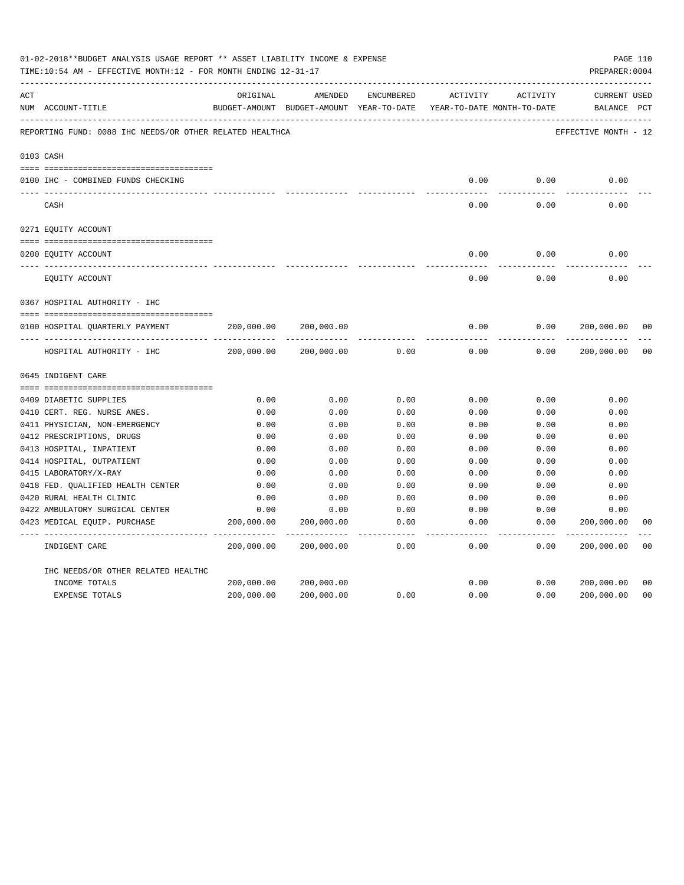01-02-2018**BUDGET ANALYSIS USAGE REPORT ** ASSET LIABILITY INCOME & EXPENSE

TIME:10:54 AM - EFFECTIVE MONTH:12 - FOR MONTH ENDING 12-31-17

PREPARER:0004

REPORTING FUND: 0088 IHC NEEDS/OR OTHER RELATED HEALTHCA — EFFECTIVE MONTH - 12

| ACT NUM | ACCOUNT-TITLE | ORIGINAL BUDGET-AMOUNT | AMENDED BUDGET-AMOUNT | ENCUMBERED YEAR-TO-DATE | ACTIVITY YEAR-TO-DATE | ACTIVITY MONTH-TO-DATE | CURRENT BALANCE | USED PCT |
|---|---|---|---|---|---|---|---|---|
| | **0103 CASH** | | | | | | | |
| 0100 | IHC - COMBINED FUNDS CHECKING | | | | 0.00 | 0.00 | 0.00 | |
| | CASH | | | | 0.00 | 0.00 | 0.00 | |
| | **0271 EQUITY ACCOUNT** | | | | | | | |
| 0200 | EQUITY ACCOUNT | | | | 0.00 | 0.00 | 0.00 | |
| | EQUITY ACCOUNT | | | | 0.00 | 0.00 | 0.00 | |
| | **0367 HOSPITAL AUTHORITY - IHC** | | | | | | | |
| 0100 | HOSPITAL QUARTERLY PAYMENT | 200,000.00 | 200,000.00 | | 0.00 | 0.00 | 200,000.00 | 00 |
| | HOSPITAL AUTHORITY - IHC | 200,000.00 | 200,000.00 | 0.00 | 0.00 | 0.00 | 200,000.00 | 00 |
| | **0645 INDIGENT CARE** | | | | | | | |
| 0409 | DIABETIC SUPPLIES | 0.00 | 0.00 | 0.00 | 0.00 | 0.00 | 0.00 | |
| 0410 | CERT. REG. NURSE ANES. | 0.00 | 0.00 | 0.00 | 0.00 | 0.00 | 0.00 | |
| 0411 | PHYSICIAN, NON-EMERGENCY | 0.00 | 0.00 | 0.00 | 0.00 | 0.00 | 0.00 | |
| 0412 | PRESCRIPTIONS, DRUGS | 0.00 | 0.00 | 0.00 | 0.00 | 0.00 | 0.00 | |
| 0413 | HOSPITAL, INPATIENT | 0.00 | 0.00 | 0.00 | 0.00 | 0.00 | 0.00 | |
| 0414 | HOSPITAL, OUTPATIENT | 0.00 | 0.00 | 0.00 | 0.00 | 0.00 | 0.00 | |
| 0415 | LABORATORY/X-RAY | 0.00 | 0.00 | 0.00 | 0.00 | 0.00 | 0.00 | |
| 0418 | FED. QUALIFIED HEALTH CENTER | 0.00 | 0.00 | 0.00 | 0.00 | 0.00 | 0.00 | |
| 0420 | RURAL HEALTH CLINIC | 0.00 | 0.00 | 0.00 | 0.00 | 0.00 | 0.00 | |
| 0422 | AMBULATORY SURGICAL CENTER | 0.00 | 0.00 | 0.00 | 0.00 | 0.00 | 0.00 | |
| 0423 | MEDICAL EQUIP. PURCHASE | 200,000.00 | 200,000.00 | 0.00 | 0.00 | 0.00 | 200,000.00 | 00 |
| | INDIGENT CARE | 200,000.00 | 200,000.00 | 0.00 | 0.00 | 0.00 | 200,000.00 | 00 |
| | **IHC NEEDS/OR OTHER RELATED HEALTHC** | | | | | | | |
| | INCOME TOTALS | 200,000.00 | 200,000.00 | | 0.00 | 0.00 | 200,000.00 | 00 |
| | EXPENSE TOTALS | 200,000.00 | 200,000.00 | 0.00 | 0.00 | 0.00 | 200,000.00 | 00 |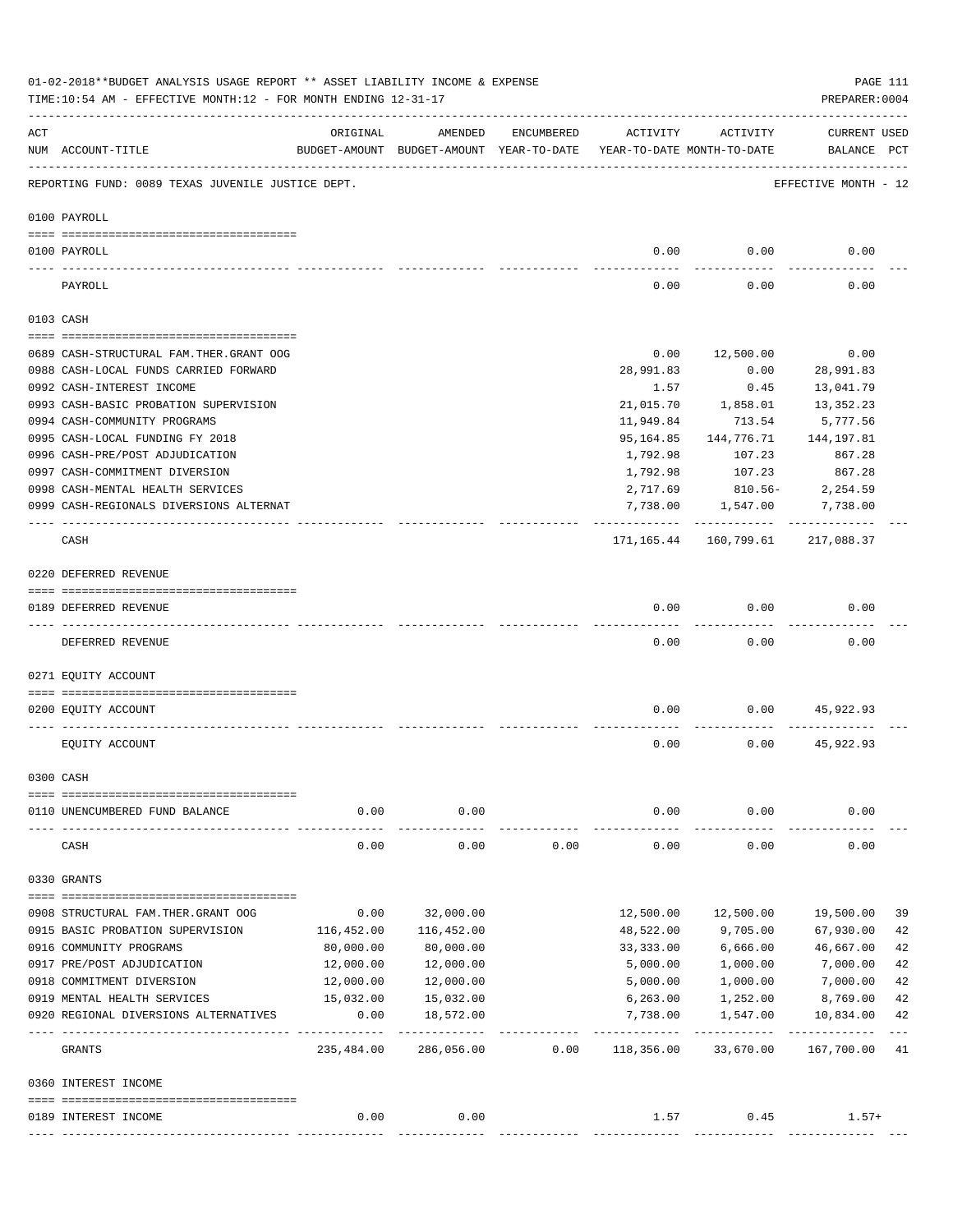01-02-2018**BUDGET ANALYSIS USAGE REPORT ** ASSET LIABILITY INCOME & EXPENSE

TIME:10:54 AM - EFFECTIVE MONTH:12 - FOR MONTH ENDING 12-31-17

PREPARER:0004

REPORTING FUND: 0089 TEXAS JUVENILE JUSTICE DEPT. — EFFECTIVE MONTH - 12

| ACT NUM | ACCOUNT-TITLE | ORIGINAL BUDGET-AMOUNT | AMENDED BUDGET-AMOUNT | ENCUMBERED YEAR-TO-DATE | ACTIVITY YEAR-TO-DATE | ACTIVITY MONTH-TO-DATE | CURRENT BALANCE | USED PCT |
|---|---|---|---|---|---|---|---|---|
| **0100** | **PAYROLL** | | | | | | | |
| 0100 | PAYROLL | | | | 0.00 | 0.00 | 0.00 | |
| | PAYROLL | | | | 0.00 | 0.00 | 0.00 | |
| **0103** | **CASH** | | | | | | | |
| 0689 | CASH-STRUCTURAL FAM.THER.GRANT OOG | | | | 0.00 | 12,500.00 | 0.00 | |
| 0988 | CASH-LOCAL FUNDS CARRIED FORWARD | | | | 28,991.83 | 0.00 | 28,991.83 | |
| 0992 | CASH-INTEREST INCOME | | | | 1.57 | 0.45 | 13,041.79 | |
| 0993 | CASH-BASIC PROBATION SUPERVISION | | | | 21,015.70 | 1,858.01 | 13,352.23 | |
| 0994 | CASH-COMMUNITY PROGRAMS | | | | 11,949.84 | 713.54 | 5,777.56 | |
| 0995 | CASH-LOCAL FUNDING FY 2018 | | | | 95,164.85 | 144,776.71 | 144,197.81 | |
| 0996 | CASH-PRE/POST ADJUDICATION | | | | 1,792.98 | 107.23 | 867.28 | |
| 0997 | CASH-COMMITMENT DIVERSION | | | | 1,792.98 | 107.23 | 867.28 | |
| 0998 | CASH-MENTAL HEALTH SERVICES | | | | 2,717.69 | 810.56- | 2,254.59 | |
| 0999 | CASH-REGIONALS DIVERSIONS ALTERNAT | | | | 7,738.00 | 1,547.00 | 7,738.00 | |
| | CASH | | | | 171,165.44 | 160,799.61 | 217,088.37 | |
| **0220** | **DEFERRED REVENUE** | | | | | | | |
| 0189 | DEFERRED REVENUE | | | | 0.00 | 0.00 | 0.00 | |
| | DEFERRED REVENUE | | | | 0.00 | 0.00 | 0.00 | |
| **0271** | **EQUITY ACCOUNT** | | | | | | | |
| 0200 | EQUITY ACCOUNT | | | | 0.00 | 0.00 | 45,922.93 | |
| | EQUITY ACCOUNT | | | | 0.00 | 0.00 | 45,922.93 | |
| **0300** | **CASH** | | | | | | | |
| 0110 | UNENCUMBERED FUND BALANCE | 0.00 | 0.00 | | 0.00 | 0.00 | 0.00 | |
| | CASH | 0.00 | 0.00 | 0.00 | 0.00 | 0.00 | 0.00 | |
| **0330** | **GRANTS** | | | | | | | |
| 0908 | STRUCTURAL FAM.THER.GRANT OOG | 0.00 | 32,000.00 | | 12,500.00 | 12,500.00 | 19,500.00 | 39 |
| 0915 | BASIC PROBATION SUPERVISION | 116,452.00 | 116,452.00 | | 48,522.00 | 9,705.00 | 67,930.00 | 42 |
| 0916 | COMMUNITY PROGRAMS | 80,000.00 | 80,000.00 | | 33,333.00 | 6,666.00 | 46,667.00 | 42 |
| 0917 | PRE/POST ADJUDICATION | 12,000.00 | 12,000.00 | | 5,000.00 | 1,000.00 | 7,000.00 | 42 |
| 0918 | COMMITMENT DIVERSION | 12,000.00 | 12,000.00 | | 5,000.00 | 1,000.00 | 7,000.00 | 42 |
| 0919 | MENTAL HEALTH SERVICES | 15,032.00 | 15,032.00 | | 6,263.00 | 1,252.00 | 8,769.00 | 42 |
| 0920 | REGIONAL DIVERSIONS ALTERNATIVES | 0.00 | 18,572.00 | | 7,738.00 | 1,547.00 | 10,834.00 | 42 |
| | GRANTS | 235,484.00 | 286,056.00 | 0.00 | 118,356.00 | 33,670.00 | 167,700.00 | 41 |
| **0360** | **INTEREST INCOME** | | | | | | | |
| 0189 | INTEREST INCOME | 0.00 | 0.00 | | 1.57 | 0.45 | 1.57+ | |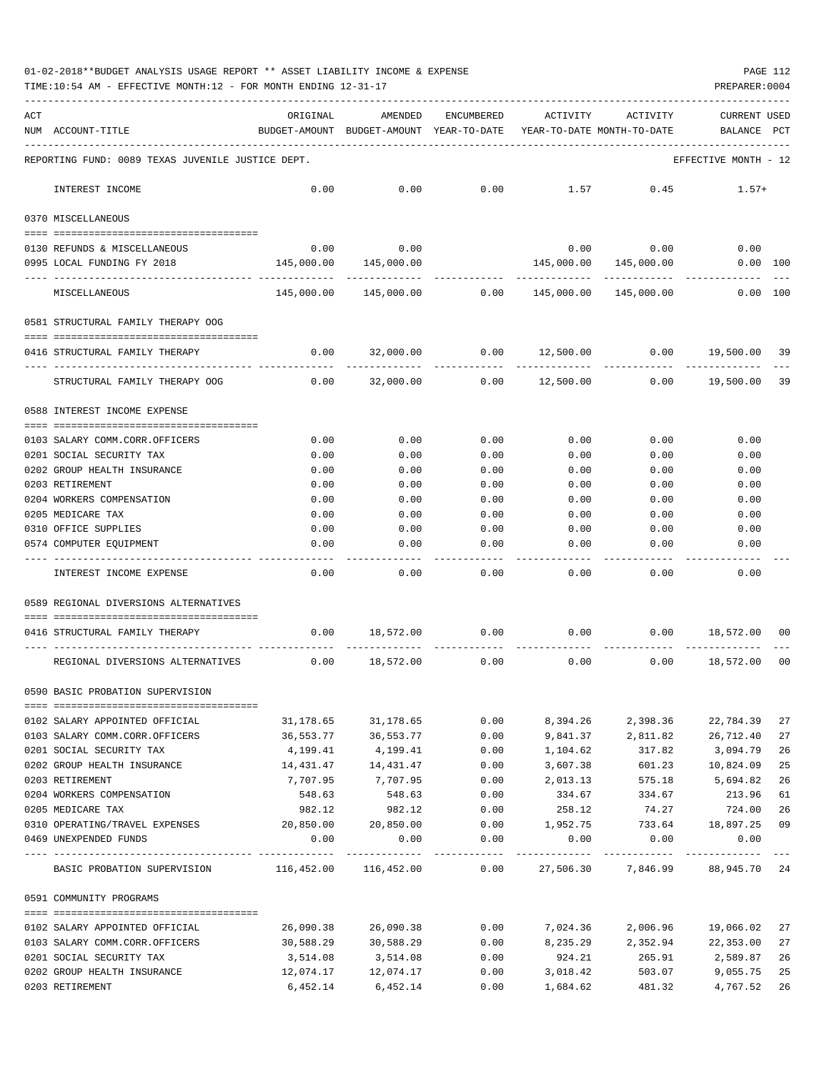01-02-2018**BUDGET ANALYSIS USAGE REPORT ** ASSET LIABILITY INCOME & EXPENSE

TIME:10:54 AM - EFFECTIVE MONTH:12 - FOR MONTH ENDING 12-31-17

PREPARER:0004

| ACT NUM | ACCOUNT-TITLE | ORIGINAL BUDGET-AMOUNT | AMENDED BUDGET-AMOUNT | ENCUMBERED YEAR-TO-DATE | ACTIVITY YEAR-TO-DATE | ACTIVITY MONTH-TO-DATE | CURRENT USED BALANCE | PCT |
|---|---|---|---|---|---|---|---|---|
| | REPORTING FUND: 0089 TEXAS JUVENILE JUSTICE DEPT. | | | | | | EFFECTIVE MONTH - 12 | |
| | INTEREST INCOME | 0.00 | 0.00 | 0.00 | 1.57 | 0.45 | 1.57+ | |
| | 0370 MISCELLANEOUS | | | | | | | |
| 0130 | REFUNDS & MISCELLANEOUS | 0.00 | 0.00 | | 0.00 | 0.00 | 0.00 | |
| 0995 | LOCAL FUNDING FY 2018 | 145,000.00 | 145,000.00 | | 145,000.00 | 145,000.00 | 0.00 | 100 |
| | MISCELLANEOUS | 145,000.00 | 145,000.00 | 0.00 | 145,000.00 | 145,000.00 | 0.00 | 100 |
| | 0581 STRUCTURAL FAMILY THERAPY OOG | | | | | | | |
| 0416 | STRUCTURAL FAMILY THERAPY | 0.00 | 32,000.00 | 0.00 | 12,500.00 | 0.00 | 19,500.00 | 39 |
| | STRUCTURAL FAMILY THERAPY OOG | 0.00 | 32,000.00 | 0.00 | 12,500.00 | 0.00 | 19,500.00 | 39 |
| | 0588 INTEREST INCOME EXPENSE | | | | | | | |
| 0103 | SALARY COMM.CORR.OFFICERS | 0.00 | 0.00 | 0.00 | 0.00 | 0.00 | 0.00 | |
| 0201 | SOCIAL SECURITY TAX | 0.00 | 0.00 | 0.00 | 0.00 | 0.00 | 0.00 | |
| 0202 | GROUP HEALTH INSURANCE | 0.00 | 0.00 | 0.00 | 0.00 | 0.00 | 0.00 | |
| 0203 | RETIREMENT | 0.00 | 0.00 | 0.00 | 0.00 | 0.00 | 0.00 | |
| 0204 | WORKERS COMPENSATION | 0.00 | 0.00 | 0.00 | 0.00 | 0.00 | 0.00 | |
| 0205 | MEDICARE TAX | 0.00 | 0.00 | 0.00 | 0.00 | 0.00 | 0.00 | |
| 0310 | OFFICE SUPPLIES | 0.00 | 0.00 | 0.00 | 0.00 | 0.00 | 0.00 | |
| 0574 | COMPUTER EQUIPMENT | 0.00 | 0.00 | 0.00 | 0.00 | 0.00 | 0.00 | |
| | INTEREST INCOME EXPENSE | 0.00 | 0.00 | 0.00 | 0.00 | 0.00 | 0.00 | |
| | 0589 REGIONAL DIVERSIONS ALTERNATIVES | | | | | | | |
| 0416 | STRUCTURAL FAMILY THERAPY | 0.00 | 18,572.00 | 0.00 | 0.00 | 0.00 | 18,572.00 | 00 |
| | REGIONAL DIVERSIONS ALTERNATIVES | 0.00 | 18,572.00 | 0.00 | 0.00 | 0.00 | 18,572.00 | 00 |
| | 0590 BASIC PROBATION SUPERVISION | | | | | | | |
| 0102 | SALARY APPOINTED OFFICIAL | 31,178.65 | 31,178.65 | 0.00 | 8,394.26 | 2,398.36 | 22,784.39 | 27 |
| 0103 | SALARY COMM.CORR.OFFICERS | 36,553.77 | 36,553.77 | 0.00 | 9,841.37 | 2,811.82 | 26,712.40 | 27 |
| 0201 | SOCIAL SECURITY TAX | 4,199.41 | 4,199.41 | 0.00 | 1,104.62 | 317.82 | 3,094.79 | 26 |
| 0202 | GROUP HEALTH INSURANCE | 14,431.47 | 14,431.47 | 0.00 | 3,607.38 | 601.23 | 10,824.09 | 25 |
| 0203 | RETIREMENT | 7,707.95 | 7,707.95 | 0.00 | 2,013.13 | 575.18 | 5,694.82 | 26 |
| 0204 | WORKERS COMPENSATION | 548.63 | 548.63 | 0.00 | 334.67 | 334.67 | 213.96 | 61 |
| 0205 | MEDICARE TAX | 982.12 | 982.12 | 0.00 | 258.12 | 74.27 | 724.00 | 26 |
| 0310 | OPERATING/TRAVEL EXPENSES | 20,850.00 | 20,850.00 | 0.00 | 1,952.75 | 733.64 | 18,897.25 | 09 |
| 0469 | UNEXPENDED FUNDS | 0.00 | 0.00 | 0.00 | 0.00 | 0.00 | 0.00 | |
| | BASIC PROBATION SUPERVISION | 116,452.00 | 116,452.00 | 0.00 | 27,506.30 | 7,846.99 | 88,945.70 | 24 |
| | 0591 COMMUNITY PROGRAMS | | | | | | | |
| 0102 | SALARY APPOINTED OFFICIAL | 26,090.38 | 26,090.38 | 0.00 | 7,024.36 | 2,006.96 | 19,066.02 | 27 |
| 0103 | SALARY COMM.CORR.OFFICERS | 30,588.29 | 30,588.29 | 0.00 | 8,235.29 | 2,352.94 | 22,353.00 | 27 |
| 0201 | SOCIAL SECURITY TAX | 3,514.08 | 3,514.08 | 0.00 | 924.21 | 265.91 | 2,589.87 | 26 |
| 0202 | GROUP HEALTH INSURANCE | 12,074.17 | 12,074.17 | 0.00 | 3,018.42 | 503.07 | 9,055.75 | 25 |
| 0203 | RETIREMENT | 6,452.14 | 6,452.14 | 0.00 | 1,684.62 | 481.32 | 4,767.52 | 26 |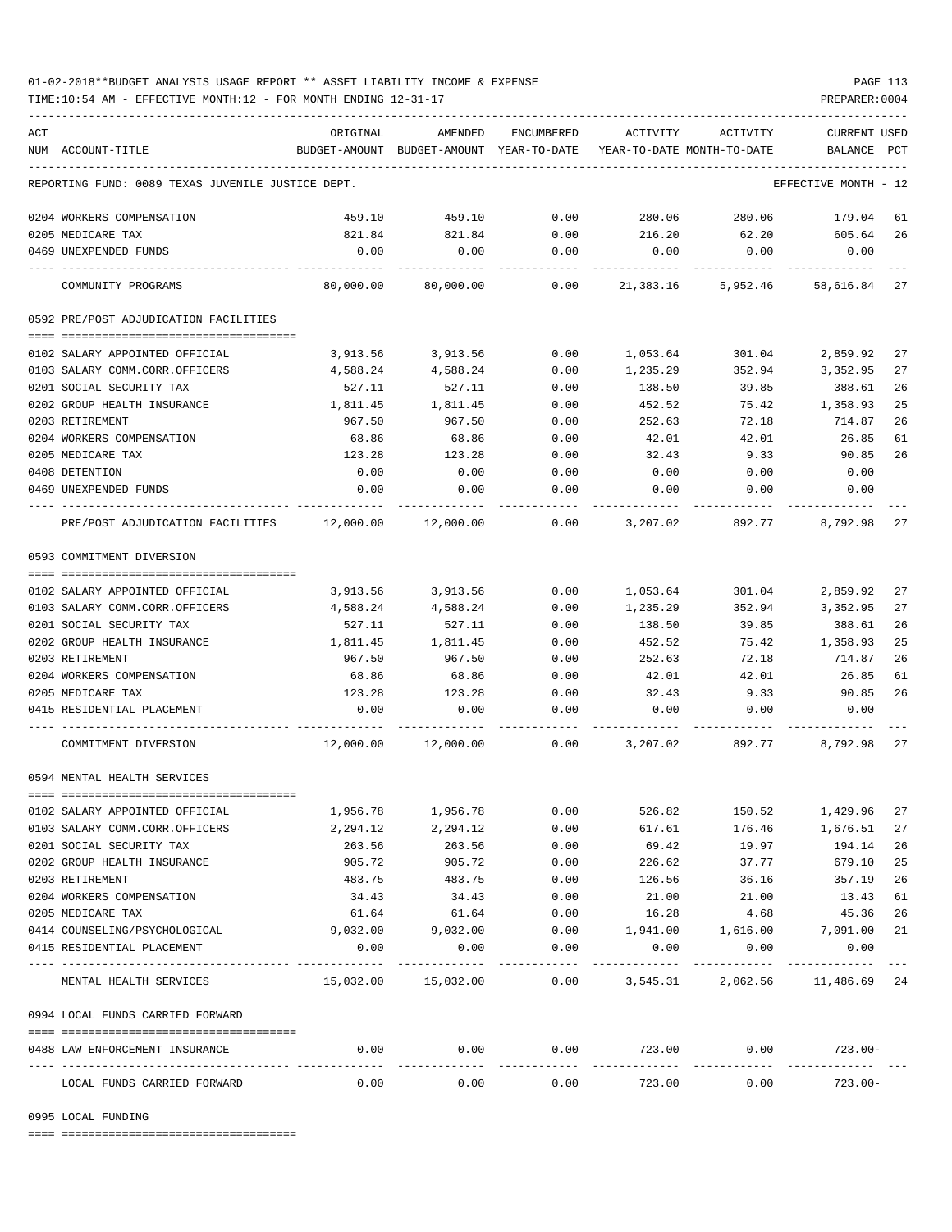01-02-2018**BUDGET ANALYSIS USAGE REPORT ** ASSET LIABILITY INCOME & EXPENSE

TIME:10:54 AM - EFFECTIVE MONTH:12 - FOR MONTH ENDING 12-31-17

PREPARER:0004

REPORTING FUND: 0089 TEXAS JUVENILE JUSTICE DEPT.

EFFECTIVE MONTH - 12

| ACT NUM | ACCOUNT-TITLE | ORIGINAL BUDGET-AMOUNT | AMENDED BUDGET-AMOUNT | ENCUMBERED YEAR-TO-DATE | ACTIVITY YEAR-TO-DATE | ACTIVITY MONTH-TO-DATE | CURRENT BALANCE | USED PCT |
|---|---|---|---|---|---|---|---|---|
| 0204 | WORKERS COMPENSATION | 459.10 | 459.10 | 0.00 | 280.06 | 280.06 | 179.04 | 61 |
| 0205 | MEDICARE TAX | 821.84 | 821.84 | 0.00 | 216.20 | 62.20 | 605.64 | 26 |
| 0469 | UNEXPENDED FUNDS | 0.00 | 0.00 | 0.00 | 0.00 | 0.00 | 0.00 | |
| | COMMUNITY PROGRAMS | 80,000.00 | 80,000.00 | 0.00 | 21,383.16 | 5,952.46 | 58,616.84 | 27 |
| | **0592 PRE/POST ADJUDICATION FACILITIES** | | | | | | | |
| 0102 | SALARY APPOINTED OFFICIAL | 3,913.56 | 3,913.56 | 0.00 | 1,053.64 | 301.04 | 2,859.92 | 27 |
| 0103 | SALARY COMM.CORR.OFFICERS | 4,588.24 | 4,588.24 | 0.00 | 1,235.29 | 352.94 | 3,352.95 | 27 |
| 0201 | SOCIAL SECURITY TAX | 527.11 | 527.11 | 0.00 | 138.50 | 39.85 | 388.61 | 26 |
| 0202 | GROUP HEALTH INSURANCE | 1,811.45 | 1,811.45 | 0.00 | 452.52 | 75.42 | 1,358.93 | 25 |
| 0203 | RETIREMENT | 967.50 | 967.50 | 0.00 | 252.63 | 72.18 | 714.87 | 26 |
| 0204 | WORKERS COMPENSATION | 68.86 | 68.86 | 0.00 | 42.01 | 42.01 | 26.85 | 61 |
| 0205 | MEDICARE TAX | 123.28 | 123.28 | 0.00 | 32.43 | 9.33 | 90.85 | 26 |
| 0408 | DETENTION | 0.00 | 0.00 | 0.00 | 0.00 | 0.00 | 0.00 | |
| 0469 | UNEXPENDED FUNDS | 0.00 | 0.00 | 0.00 | 0.00 | 0.00 | 0.00 | |
| | PRE/POST ADJUDICATION FACILITIES | 12,000.00 | 12,000.00 | 0.00 | 3,207.02 | 892.77 | 8,792.98 | 27 |
| | **0593 COMMITMENT DIVERSION** | | | | | | | |
| 0102 | SALARY APPOINTED OFFICIAL | 3,913.56 | 3,913.56 | 0.00 | 1,053.64 | 301.04 | 2,859.92 | 27 |
| 0103 | SALARY COMM.CORR.OFFICERS | 4,588.24 | 4,588.24 | 0.00 | 1,235.29 | 352.94 | 3,352.95 | 27 |
| 0201 | SOCIAL SECURITY TAX | 527.11 | 527.11 | 0.00 | 138.50 | 39.85 | 388.61 | 26 |
| 0202 | GROUP HEALTH INSURANCE | 1,811.45 | 1,811.45 | 0.00 | 452.52 | 75.42 | 1,358.93 | 25 |
| 0203 | RETIREMENT | 967.50 | 967.50 | 0.00 | 252.63 | 72.18 | 714.87 | 26 |
| 0204 | WORKERS COMPENSATION | 68.86 | 68.86 | 0.00 | 42.01 | 42.01 | 26.85 | 61 |
| 0205 | MEDICARE TAX | 123.28 | 123.28 | 0.00 | 32.43 | 9.33 | 90.85 | 26 |
| 0415 | RESIDENTIAL PLACEMENT | 0.00 | 0.00 | 0.00 | 0.00 | 0.00 | 0.00 | |
| | COMMITMENT DIVERSION | 12,000.00 | 12,000.00 | 0.00 | 3,207.02 | 892.77 | 8,792.98 | 27 |
| | **0594 MENTAL HEALTH SERVICES** | | | | | | | |
| 0102 | SALARY APPOINTED OFFICIAL | 1,956.78 | 1,956.78 | 0.00 | 526.82 | 150.52 | 1,429.96 | 27 |
| 0103 | SALARY COMM.CORR.OFFICERS | 2,294.12 | 2,294.12 | 0.00 | 617.61 | 176.46 | 1,676.51 | 27 |
| 0201 | SOCIAL SECURITY TAX | 263.56 | 263.56 | 0.00 | 69.42 | 19.97 | 194.14 | 26 |
| 0202 | GROUP HEALTH INSURANCE | 905.72 | 905.72 | 0.00 | 226.62 | 37.77 | 679.10 | 25 |
| 0203 | RETIREMENT | 483.75 | 483.75 | 0.00 | 126.56 | 36.16 | 357.19 | 26 |
| 0204 | WORKERS COMPENSATION | 34.43 | 34.43 | 0.00 | 21.00 | 21.00 | 13.43 | 61 |
| 0205 | MEDICARE TAX | 61.64 | 61.64 | 0.00 | 16.28 | 4.68 | 45.36 | 26 |
| 0414 | COUNSELING/PSYCHOLOGICAL | 9,032.00 | 9,032.00 | 0.00 | 1,941.00 | 1,616.00 | 7,091.00 | 21 |
| 0415 | RESIDENTIAL PLACEMENT | 0.00 | 0.00 | 0.00 | 0.00 | 0.00 | 0.00 | |
| | MENTAL HEALTH SERVICES | 15,032.00 | 15,032.00 | 0.00 | 3,545.31 | 2,062.56 | 11,486.69 | 24 |
| | **0994 LOCAL FUNDS CARRIED FORWARD** | | | | | | | |
| 0488 | LAW ENFORCEMENT INSURANCE | 0.00 | 0.00 | 0.00 | 723.00 | 0.00 | 723.00- | |
| | LOCAL FUNDS CARRIED FORWARD | 0.00 | 0.00 | 0.00 | 723.00 | 0.00 | 723.00- | |
| | **0995 LOCAL FUNDING** | | | | | | | |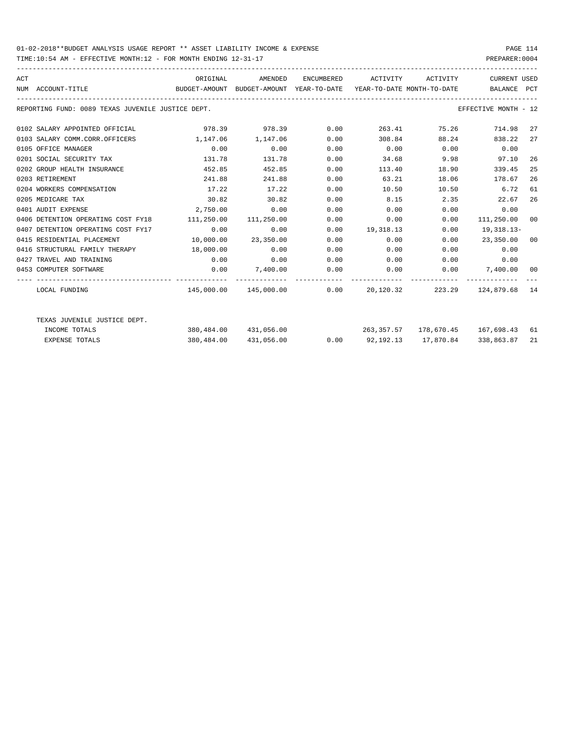01-02-2018**BUDGET ANALYSIS USAGE REPORT ** ASSET LIABILITY INCOME & EXPENSE

TIME:10:54 AM - EFFECTIVE MONTH:12 - FOR MONTH ENDING 12-31-17

PREPARER:0004

REPORTING FUND: 0089 TEXAS JUVENILE JUSTICE DEPT. — EFFECTIVE MONTH - 12

| ACT NUM | ACCOUNT-TITLE | ORIGINAL BUDGET-AMOUNT | AMENDED BUDGET-AMOUNT | ENCUMBERED YEAR-TO-DATE | ACTIVITY YEAR-TO-DATE | ACTIVITY MONTH-TO-DATE | CURRENT BALANCE | USED PCT |
|---|---|---|---|---|---|---|---|---|
| 0102 | SALARY APPOINTED OFFICIAL | 978.39 | 978.39 | 0.00 | 263.41 | 75.26 | 714.98 | 27 |
| 0103 | SALARY COMM.CORR.OFFICERS | 1,147.06 | 1,147.06 | 0.00 | 308.84 | 88.24 | 838.22 | 27 |
| 0105 | OFFICE MANAGER | 0.00 | 0.00 | 0.00 | 0.00 | 0.00 | 0.00 | |
| 0201 | SOCIAL SECURITY TAX | 131.78 | 131.78 | 0.00 | 34.68 | 9.98 | 97.10 | 26 |
| 0202 | GROUP HEALTH INSURANCE | 452.85 | 452.85 | 0.00 | 113.40 | 18.90 | 339.45 | 25 |
| 0203 | RETIREMENT | 241.88 | 241.88 | 0.00 | 63.21 | 18.06 | 178.67 | 26 |
| 0204 | WORKERS COMPENSATION | 17.22 | 17.22 | 0.00 | 10.50 | 10.50 | 6.72 | 61 |
| 0205 | MEDICARE TAX | 30.82 | 30.82 | 0.00 | 8.15 | 2.35 | 22.67 | 26 |
| 0401 | AUDIT EXPENSE | 2,750.00 | 0.00 | 0.00 | 0.00 | 0.00 | 0.00 | |
| 0406 | DETENTION OPERATING COST FY18 | 111,250.00 | 111,250.00 | 0.00 | 0.00 | 0.00 | 111,250.00 | 00 |
| 0407 | DETENTION OPERATING COST FY17 | 0.00 | 0.00 | 0.00 | 19,318.13 | 0.00 | 19,318.13- | |
| 0415 | RESIDENTIAL PLACEMENT | 10,000.00 | 23,350.00 | 0.00 | 0.00 | 0.00 | 23,350.00 | 00 |
| 0416 | STRUCTURAL FAMILY THERAPY | 18,000.00 | 0.00 | 0.00 | 0.00 | 0.00 | 0.00 | |
| 0427 | TRAVEL AND TRAINING | 0.00 | 0.00 | 0.00 | 0.00 | 0.00 | 0.00 | |
| 0453 | COMPUTER SOFTWARE | 0.00 | 7,400.00 | 0.00 | 0.00 | 0.00 | 7,400.00 | 00 |
| | LOCAL FUNDING | 145,000.00 | 145,000.00 | 0.00 | 20,120.32 | 223.29 | 124,879.68 | 14 |
| | TEXAS JUVENILE JUSTICE DEPT. | | | | | | | |
| | INCOME TOTALS | 380,484.00 | 431,056.00 | | 263,357.57 | 178,670.45 | 167,698.43 | 61 |
| | EXPENSE TOTALS | 380,484.00 | 431,056.00 | 0.00 | 92,192.13 | 17,870.84 | 338,863.87 | 21 |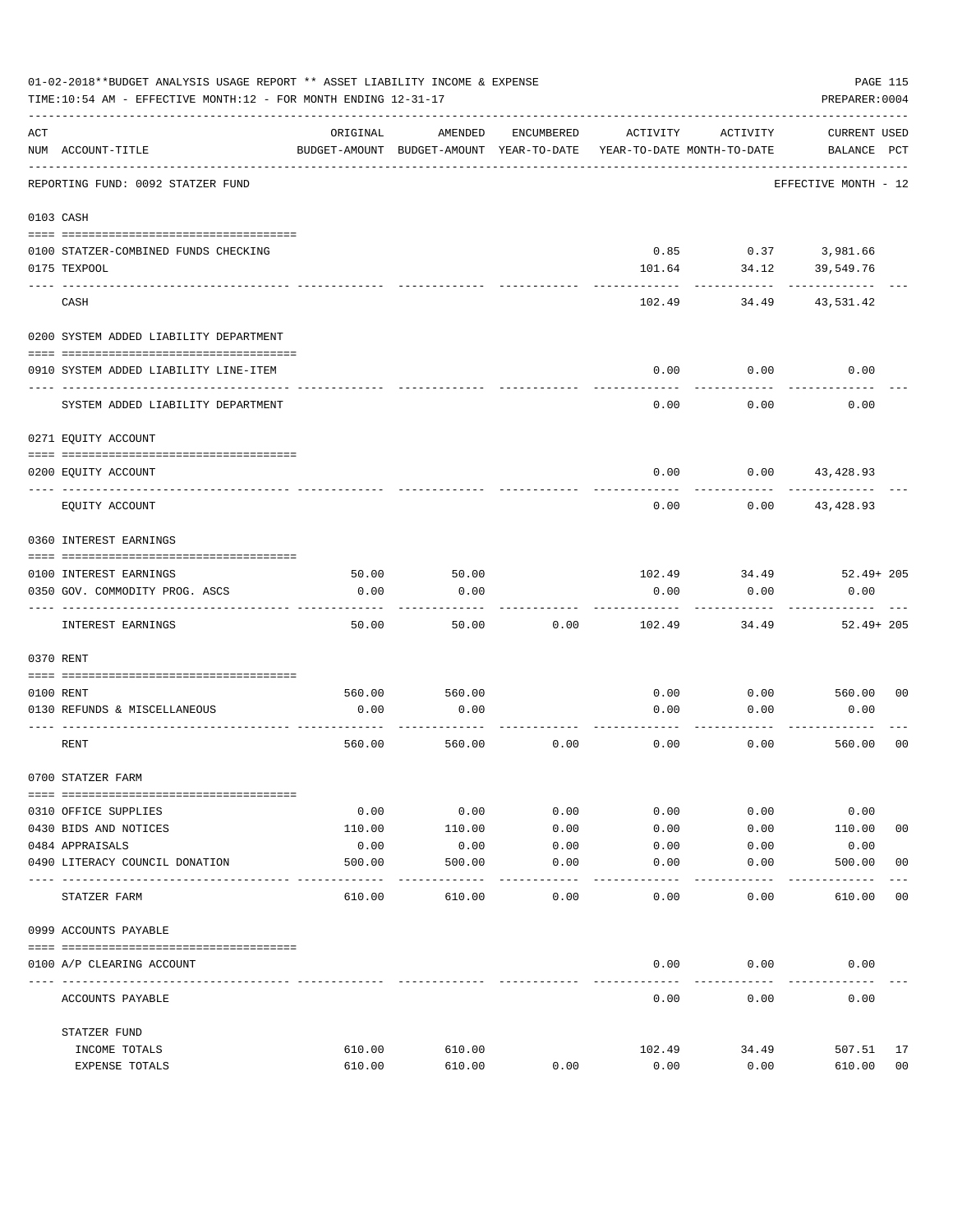01-02-2018**BUDGET ANALYSIS USAGE REPORT ** ASSET LIABILITY INCOME & EXPENSE

TIME:10:54 AM - EFFECTIVE MONTH:12 - FOR MONTH ENDING 12-31-17

PREPARER:0004

| ACT NUM | ACCOUNT-TITLE | ORIGINAL BUDGET-AMOUNT | AMENDED BUDGET-AMOUNT | ENCUMBERED YEAR-TO-DATE | ACTIVITY YEAR-TO-DATE | ACTIVITY MONTH-TO-DATE | CURRENT BALANCE | USED PCT |
|---|---|---|---|---|---|---|---|---|
| | REPORTING FUND: 0092 STATZER FUND | | | | | | EFFECTIVE MONTH - 12 | |
| 0103 | CASH | | | | | | | |
| 0100 | STATZER-COMBINED FUNDS CHECKING | | | | 0.85 | 0.37 | 3,981.66 | |
| 0175 | TEXPOOL | | | | 101.64 | 34.12 | 39,549.76 | |
| | CASH | | | | 102.49 | 34.49 | 43,531.42 | |
| 0200 | SYSTEM ADDED LIABILITY DEPARTMENT | | | | | | | |
| 0910 | SYSTEM ADDED LIABILITY LINE-ITEM | | | | 0.00 | 0.00 | 0.00 | |
| | SYSTEM ADDED LIABILITY DEPARTMENT | | | | 0.00 | 0.00 | 0.00 | |
| 0271 | EQUITY ACCOUNT | | | | | | | |
| 0200 | EQUITY ACCOUNT | | | | 0.00 | 0.00 | 43,428.93 | |
| | EQUITY ACCOUNT | | | | 0.00 | 0.00 | 43,428.93 | |
| 0360 | INTEREST EARNINGS | | | | | | | |
| 0100 | INTEREST EARNINGS | 50.00 | 50.00 | | 102.49 | 34.49 | 52.49+ | 205 |
| 0350 | GOV. COMMODITY PROG. ASCS | 0.00 | 0.00 | | 0.00 | 0.00 | 0.00 | |
| | INTEREST EARNINGS | 50.00 | 50.00 | 0.00 | 102.49 | 34.49 | 52.49+ | 205 |
| 0370 | RENT | | | | | | | |
| 0100 | RENT | 560.00 | 560.00 | | 0.00 | 0.00 | 560.00 | 00 |
| 0130 | REFUNDS & MISCELLANEOUS | 0.00 | 0.00 | | 0.00 | 0.00 | 0.00 | |
| | RENT | 560.00 | 560.00 | 0.00 | 0.00 | 0.00 | 560.00 | 00 |
| 0700 | STATZER FARM | | | | | | | |
| 0310 | OFFICE SUPPLIES | 0.00 | 0.00 | 0.00 | 0.00 | 0.00 | 0.00 | |
| 0430 | BIDS AND NOTICES | 110.00 | 110.00 | 0.00 | 0.00 | 0.00 | 110.00 | 00 |
| 0484 | APPRAISALS | 0.00 | 0.00 | 0.00 | 0.00 | 0.00 | 0.00 | |
| 0490 | LITERACY COUNCIL DONATION | 500.00 | 500.00 | 0.00 | 0.00 | 0.00 | 500.00 | 00 |
| | STATZER FARM | 610.00 | 610.00 | 0.00 | 0.00 | 0.00 | 610.00 | 00 |
| 0999 | ACCOUNTS PAYABLE | | | | | | | |
| 0100 | A/P CLEARING ACCOUNT | | | | 0.00 | 0.00 | 0.00 | |
| | ACCOUNTS PAYABLE | | | | 0.00 | 0.00 | 0.00 | |
| | STATZER FUND | | | | | | | |
| | INCOME TOTALS | 610.00 | 610.00 | | 102.49 | 34.49 | 507.51 | 17 |
| | EXPENSE TOTALS | 610.00 | 610.00 | 0.00 | 0.00 | 0.00 | 610.00 | 00 |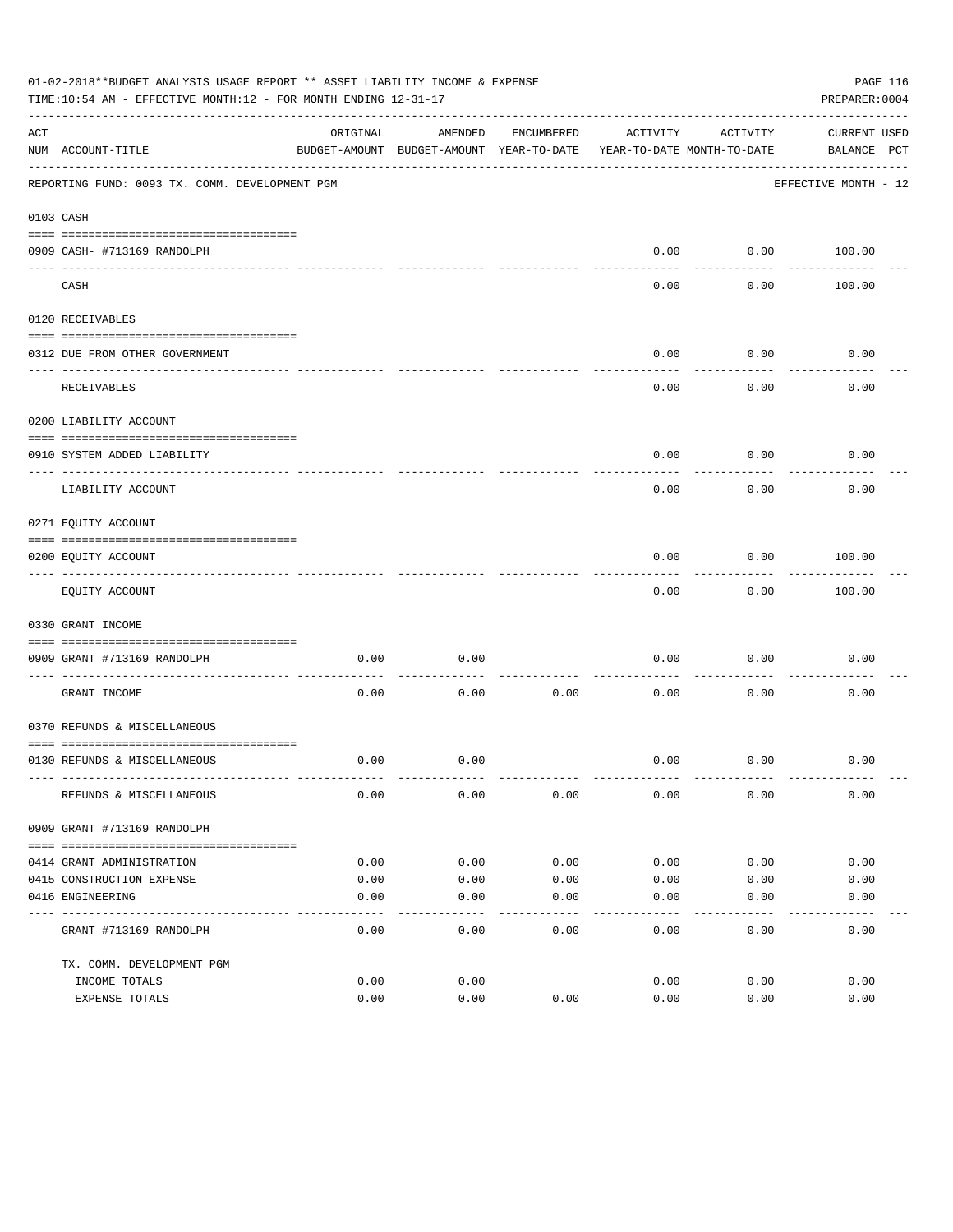01-02-2018**BUDGET ANALYSIS USAGE REPORT ** ASSET LIABILITY INCOME & EXPENSE

TIME:10:54 AM - EFFECTIVE MONTH:12 - FOR MONTH ENDING 12-31-17

PREPARER:0004

| ACT NUM | ACCOUNT-TITLE | ORIGINAL BUDGET-AMOUNT | AMENDED BUDGET-AMOUNT | ENCUMBERED YEAR-TO-DATE | ACTIVITY YEAR-TO-DATE | ACTIVITY MONTH-TO-DATE | CURRENT BALANCE | USED PCT |
|---|---|---|---|---|---|---|---|---|

REPORTING FUND: 0093 TX. COMM. DEVELOPMENT PGM — EFFECTIVE MONTH - 12

| ACT NUM | ACCOUNT-TITLE | ORIGINAL BUDGET-AMOUNT | AMENDED BUDGET-AMOUNT | ENCUMBERED YEAR-TO-DATE | ACTIVITY YEAR-TO-DATE | ACTIVITY MONTH-TO-DATE | CURRENT BALANCE | USED PCT |
|---|---|---|---|---|---|---|---|---|
| 0103 | CASH | | | | | | | |
| 0909 | CASH- #713169 RANDOLPH | | | | 0.00 | 0.00 | 100.00 | |
| | CASH | | | | 0.00 | 0.00 | 100.00 | |
| 0120 | RECEIVABLES | | | | | | | |
| 0312 | DUE FROM OTHER GOVERNMENT | | | | 0.00 | 0.00 | 0.00 | |
| | RECEIVABLES | | | | 0.00 | 0.00 | 0.00 | |
| 0200 | LIABILITY ACCOUNT | | | | | | | |
| 0910 | SYSTEM ADDED LIABILITY | | | | 0.00 | 0.00 | 0.00 | |
| | LIABILITY ACCOUNT | | | | 0.00 | 0.00 | 0.00 | |
| 0271 | EQUITY ACCOUNT | | | | | | | |
| 0200 | EQUITY ACCOUNT | | | | 0.00 | 0.00 | 100.00 | |
| | EQUITY ACCOUNT | | | | 0.00 | 0.00 | 100.00 | |
| 0330 | GRANT INCOME | | | | | | | |
| 0909 | GRANT #713169 RANDOLPH | 0.00 | 0.00 | | 0.00 | 0.00 | 0.00 | |
| | GRANT INCOME | 0.00 | 0.00 | 0.00 | 0.00 | 0.00 | 0.00 | |
| 0370 | REFUNDS & MISCELLANEOUS | | | | | | | |
| 0130 | REFUNDS & MISCELLANEOUS | 0.00 | 0.00 | | 0.00 | 0.00 | 0.00 | |
| | REFUNDS & MISCELLANEOUS | 0.00 | 0.00 | 0.00 | 0.00 | 0.00 | 0.00 | |
| 0909 | GRANT #713169 RANDOLPH | | | | | | | |
| 0414 | GRANT ADMINISTRATION | 0.00 | 0.00 | 0.00 | 0.00 | 0.00 | 0.00 | |
| 0415 | CONSTRUCTION EXPENSE | 0.00 | 0.00 | 0.00 | 0.00 | 0.00 | 0.00 | |
| 0416 | ENGINEERING | 0.00 | 0.00 | 0.00 | 0.00 | 0.00 | 0.00 | |
| | GRANT #713169 RANDOLPH | 0.00 | 0.00 | 0.00 | 0.00 | 0.00 | 0.00 | |
| | TX. COMM. DEVELOPMENT PGM | | | | | | | |
| | INCOME TOTALS | 0.00 | 0.00 | | 0.00 | 0.00 | 0.00 | |
| | EXPENSE TOTALS | 0.00 | 0.00 | 0.00 | 0.00 | 0.00 | 0.00 | |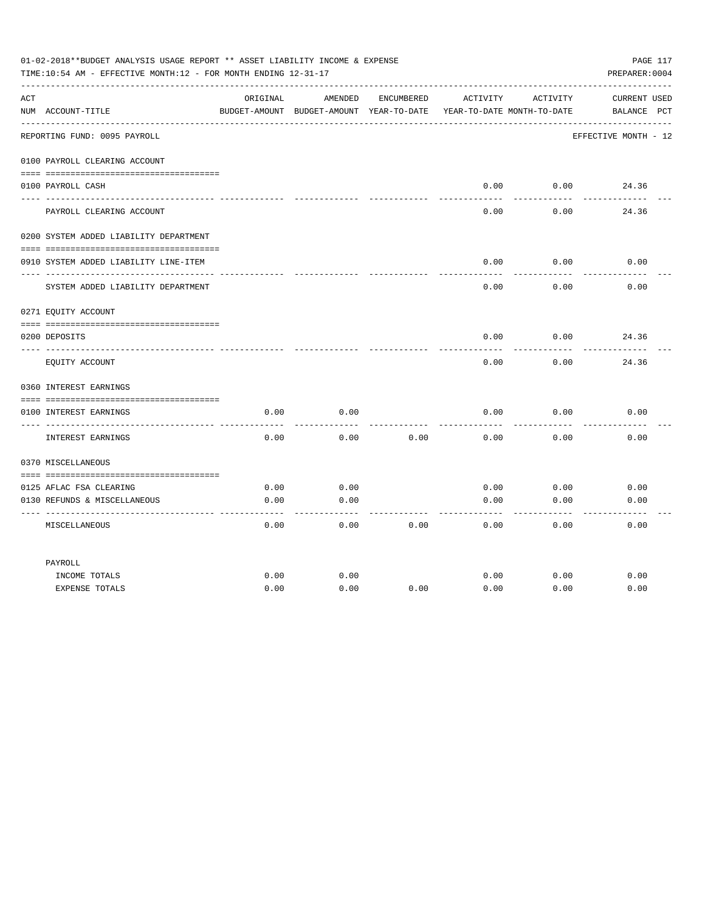01-02-2018**BUDGET ANALYSIS USAGE REPORT ** ASSET LIABILITY INCOME & EXPENSE

TIME:10:54 AM - EFFECTIVE MONTH:12 - FOR MONTH ENDING 12-31-17

PREPARER:0004

| ACT NUM | ACCOUNT-TITLE | ORIGINAL BUDGET-AMOUNT | AMENDED BUDGET-AMOUNT | ENCUMBERED YEAR-TO-DATE | ACTIVITY YEAR-TO-DATE | ACTIVITY MONTH-TO-DATE | CURRENT BALANCE | USED PCT |
|---|---|---|---|---|---|---|---|---|
| | REPORTING FUND: 0095 PAYROLL | | | | | | EFFECTIVE MONTH - 12 | |
| | 0100 PAYROLL CLEARING ACCOUNT | | | | | | | |
| 0100 | PAYROLL CASH | | | | 0.00 | 0.00 | 24.36 | |
| | PAYROLL CLEARING ACCOUNT | | | | 0.00 | 0.00 | 24.36 | |
| | 0200 SYSTEM ADDED LIABILITY DEPARTMENT | | | | | | | |
| 0910 | SYSTEM ADDED LIABILITY LINE-ITEM | | | | 0.00 | 0.00 | 0.00 | |
| | SYSTEM ADDED LIABILITY DEPARTMENT | | | | 0.00 | 0.00 | 0.00 | |
| | 0271 EQUITY ACCOUNT | | | | | | | |
| 0200 | DEPOSITS | | | | 0.00 | 0.00 | 24.36 | |
| | EQUITY ACCOUNT | | | | 0.00 | 0.00 | 24.36 | |
| | 0360 INTEREST EARNINGS | | | | | | | |
| 0100 | INTEREST EARNINGS | 0.00 | 0.00 | | 0.00 | 0.00 | 0.00 | |
| | INTEREST EARNINGS | 0.00 | 0.00 | 0.00 | 0.00 | 0.00 | 0.00 | |
| | 0370 MISCELLANEOUS | | | | | | | |
| 0125 | AFLAC FSA CLEARING | 0.00 | 0.00 | | 0.00 | 0.00 | 0.00 | |
| 0130 | REFUNDS & MISCELLANEOUS | 0.00 | 0.00 | | 0.00 | 0.00 | 0.00 | |
| | MISCELLANEOUS | 0.00 | 0.00 | 0.00 | 0.00 | 0.00 | 0.00 | |
| | PAYROLL | | | | | | | |
| | INCOME TOTALS | 0.00 | 0.00 | | 0.00 | 0.00 | 0.00 | |
| | EXPENSE TOTALS | 0.00 | 0.00 | 0.00 | 0.00 | 0.00 | 0.00 | |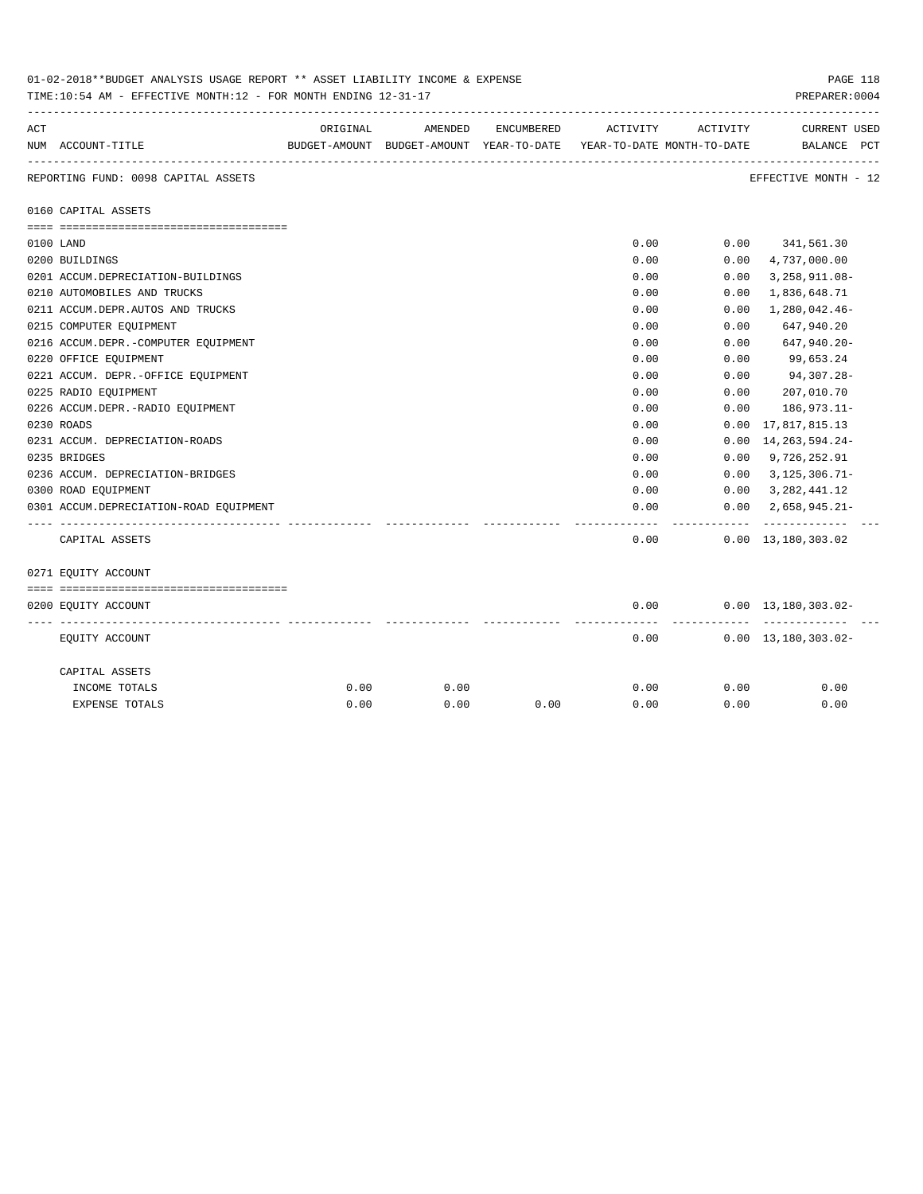01-02-2018**BUDGET ANALYSIS USAGE REPORT ** ASSET LIABILITY INCOME & EXPENSE

TIME:10:54 AM - EFFECTIVE MONTH:12 - FOR MONTH ENDING 12-31-17

PREPARER:0004

REPORTING FUND: 0098 CAPITAL ASSETS — EFFECTIVE MONTH - 12

| ACT NUM | ACCOUNT-TITLE | ORIGINAL BUDGET-AMOUNT | AMENDED BUDGET-AMOUNT | ENCUMBERED YEAR-TO-DATE | ACTIVITY YEAR-TO-DATE | ACTIVITY MONTH-TO-DATE | CURRENT BALANCE | USED PCT |
|---|---|---|---|---|---|---|---|---|
| | **0160 CAPITAL ASSETS** | | | | | | | |
| 0100 | LAND | | | | 0.00 | 0.00 | 341,561.30 | |
| 0200 | BUILDINGS | | | | 0.00 | 0.00 | 4,737,000.00 | |
| 0201 | ACCUM.DEPRECIATION-BUILDINGS | | | | 0.00 | 0.00 | 3,258,911.08- | |
| 0210 | AUTOMOBILES AND TRUCKS | | | | 0.00 | 0.00 | 1,836,648.71 | |
| 0211 | ACCUM.DEPR.AUTOS AND TRUCKS | | | | 0.00 | 0.00 | 1,280,042.46- | |
| 0215 | COMPUTER EQUIPMENT | | | | 0.00 | 0.00 | 647,940.20 | |
| 0216 | ACCUM.DEPR.-COMPUTER EQUIPMENT | | | | 0.00 | 0.00 | 647,940.20- | |
| 0220 | OFFICE EQUIPMENT | | | | 0.00 | 0.00 | 99,653.24 | |
| 0221 | ACCUM. DEPR.-OFFICE EQUIPMENT | | | | 0.00 | 0.00 | 94,307.28- | |
| 0225 | RADIO EQUIPMENT | | | | 0.00 | 0.00 | 207,010.70 | |
| 0226 | ACCUM.DEPR.-RADIO EQUIPMENT | | | | 0.00 | 0.00 | 186,973.11- | |
| 0230 | ROADS | | | | 0.00 | 0.00 | 17,817,815.13 | |
| 0231 | ACCUM. DEPRECIATION-ROADS | | | | 0.00 | 0.00 | 14,263,594.24- | |
| 0235 | BRIDGES | | | | 0.00 | 0.00 | 9,726,252.91 | |
| 0236 | ACCUM. DEPRECIATION-BRIDGES | | | | 0.00 | 0.00 | 3,125,306.71- | |
| 0300 | ROAD EQUIPMENT | | | | 0.00 | 0.00 | 3,282,441.12 | |
| 0301 | ACCUM.DEPRECIATION-ROAD EQUIPMENT | | | | 0.00 | 0.00 | 2,658,945.21- | |
| | CAPITAL ASSETS | | | | 0.00 | 0.00 | 13,180,303.02 | |
| | **0271 EQUITY ACCOUNT** | | | | | | | |
| 0200 | EQUITY ACCOUNT | | | | 0.00 | 0.00 | 13,180,303.02- | |
| | EQUITY ACCOUNT | | | | 0.00 | 0.00 | 13,180,303.02- | |
| | CAPITAL ASSETS | | | | | | | |
| | INCOME TOTALS | 0.00 | 0.00 | | 0.00 | 0.00 | 0.00 | |
| | EXPENSE TOTALS | 0.00 | 0.00 | 0.00 | 0.00 | 0.00 | 0.00 | |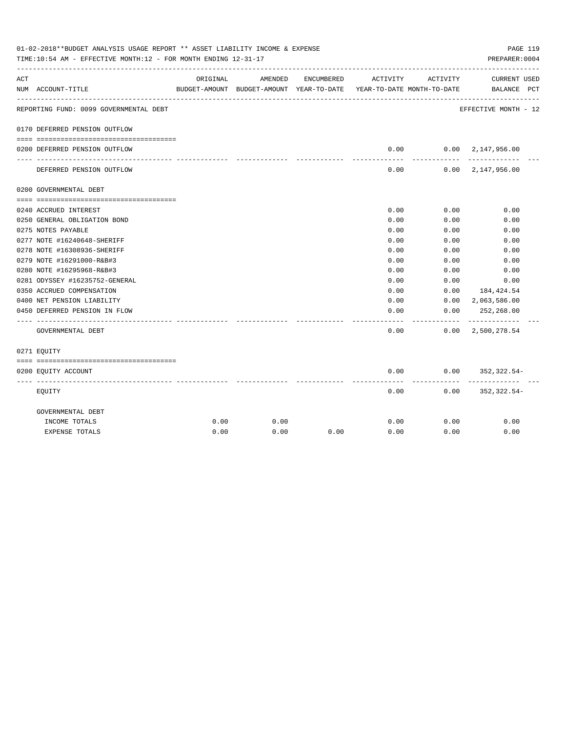01-02-2018**BUDGET ANALYSIS USAGE REPORT ** ASSET LIABILITY INCOME & EXPENSE

TIME:10:54 AM - EFFECTIVE MONTH:12 - FOR MONTH ENDING 12-31-17

PREPARER:0004

| ACT NUM | ACCOUNT-TITLE | ORIGINAL BUDGET-AMOUNT | AMENDED BUDGET-AMOUNT | ENCUMBERED YEAR-TO-DATE | ACTIVITY YEAR-TO-DATE | ACTIVITY MONTH-TO-DATE | CURRENT BALANCE | USED PCT |
|---|---|---|---|---|---|---|---|---|
| | REPORTING FUND: 0099 GOVERNMENTAL DEBT | | | | | | EFFECTIVE MONTH - 12 | |
| 0170 | DEFERRED PENSION OUTFLOW | | | | | | | |
| 0200 | DEFERRED PENSION OUTFLOW | | | | 0.00 | 0.00 | 2,147,956.00 | |
| | DEFERRED PENSION OUTFLOW | | | | 0.00 | 0.00 | 2,147,956.00 | |
| 0200 | GOVERNMENTAL DEBT | | | | | | | |
| 0240 | ACCRUED INTEREST | | | | 0.00 | 0.00 | 0.00 | |
| 0250 | GENERAL OBLIGATION BOND | | | | 0.00 | 0.00 | 0.00 | |
| 0275 | NOTES PAYABLE | | | | 0.00 | 0.00 | 0.00 | |
| 0277 | NOTE #16240648-SHERIFF | | | | 0.00 | 0.00 | 0.00 | |
| 0278 | NOTE #16308936-SHERIFF | | | | 0.00 | 0.00 | 0.00 | |
| 0279 | NOTE #16291000-R&B#3 | | | | 0.00 | 0.00 | 0.00 | |
| 0280 | NOTE #16295968-R&B#3 | | | | 0.00 | 0.00 | 0.00 | |
| 0281 | ODYSSEY #16235752-GENERAL | | | | 0.00 | 0.00 | 0.00 | |
| 0350 | ACCRUED COMPENSATION | | | | 0.00 | 0.00 | 184,424.54 | |
| 0400 | NET PENSION LIABILITY | | | | 0.00 | 0.00 | 2,063,586.00 | |
| 0450 | DEFERRED PENSION IN FLOW | | | | 0.00 | 0.00 | 252,268.00 | |
| | GOVERNMENTAL DEBT | | | | 0.00 | 0.00 | 2,500,278.54 | |
| 0271 | EQUITY | | | | | | | |
| 0200 | EQUITY ACCOUNT | | | | 0.00 | 0.00 | 352,322.54- | |
| | EQUITY | | | | 0.00 | 0.00 | 352,322.54- | |
| | GOVERNMENTAL DEBT | | | | | | | |
| | INCOME TOTALS | 0.00 | 0.00 | | 0.00 | 0.00 | 0.00 | |
| | EXPENSE TOTALS | 0.00 | 0.00 | 0.00 | 0.00 | 0.00 | 0.00 | |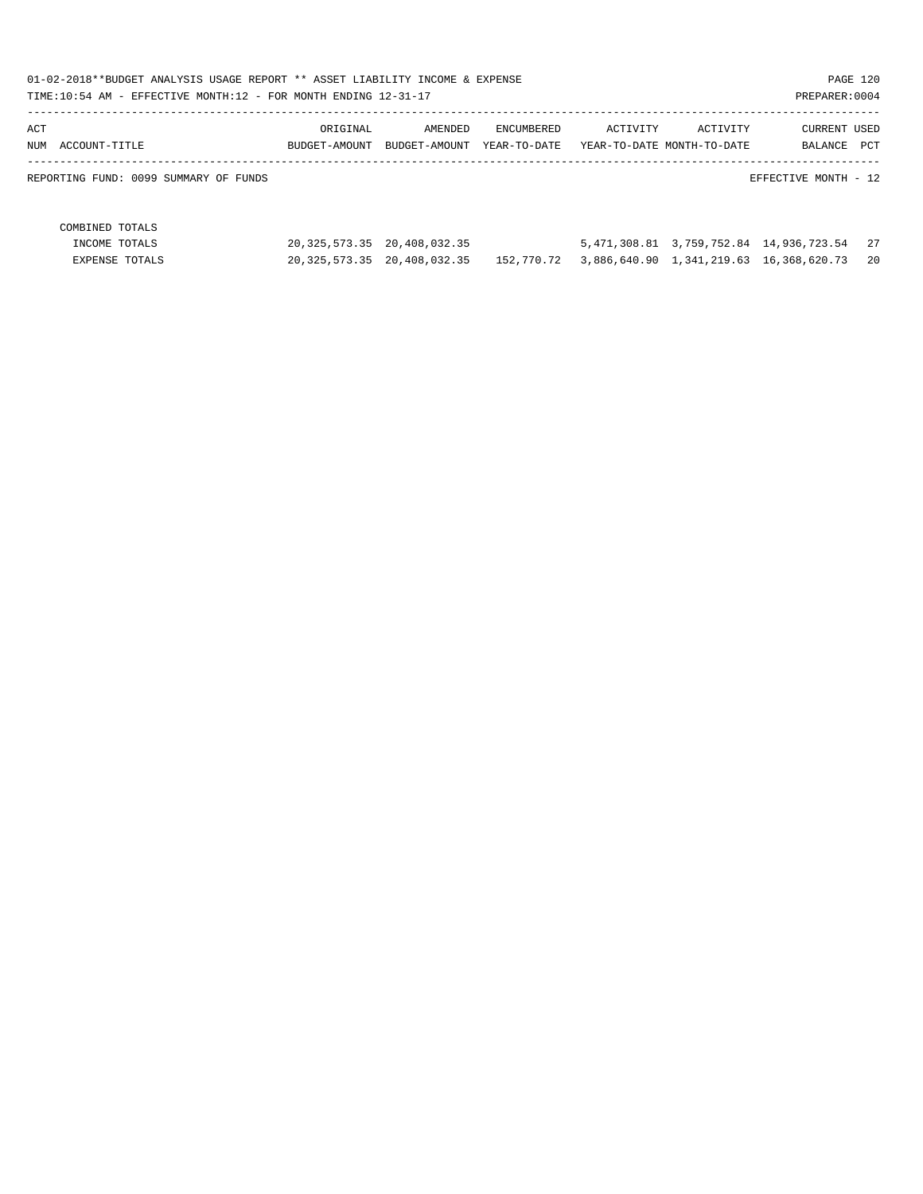01-02-2018**BUDGET ANALYSIS USAGE REPORT ** ASSET LIABILITY INCOME & EXPENSE

TIME:10:54 AM - EFFECTIVE MONTH:12 - FOR MONTH ENDING 12-31-17

PREPARER:0004

| ACT NUM | ACCOUNT-TITLE | ORIGINAL BUDGET-AMOUNT | AMENDED BUDGET-AMOUNT | ENCUMBERED YEAR-TO-DATE | ACTIVITY YEAR-TO-DATE | ACTIVITY MONTH-TO-DATE | CURRENT BALANCE | USED PCT |
|---|---|---|---|---|---|---|---|---|

REPORTING FUND: 0099 SUMMARY OF FUNDS

EFFECTIVE MONTH - 12

| | | | | | | | |
|---|---|---|---|---|---|---|---|
| COMBINED TOTALS | | | | | | | |
| INCOME TOTALS | 20,325,573.35 | 20,408,032.35 | | 5,471,308.81 | 3,759,752.84 | 14,936,723.54 | 27 |
| EXPENSE TOTALS | 20,325,573.35 | 20,408,032.35 | 152,770.72 | 3,886,640.90 | 1,341,219.63 | 16,368,620.73 | 20 |